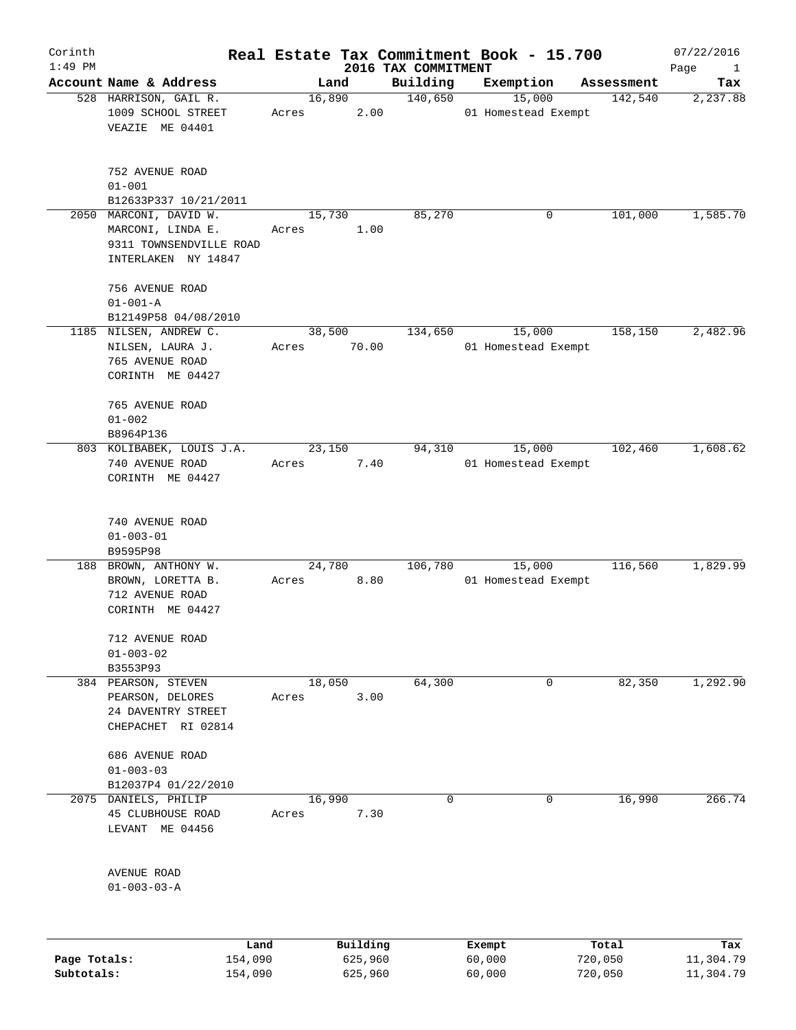# Real Estate Tax Commitment Book - 15.700

Corinth
1:49 PM

2016 TAX COMMITMENT

07/22/2016

| Account Name & Address | Land | Building | Exemption | Assessment | Tax |
|---|---|---|---|---|---|
| 528 HARRISON, GAIL R.<br>1009 SCHOOL STREET<br>VEAZIE ME 04401<br><br>752 AVENUE ROAD<br>01-001<br>B12633P337 10/21/2011 | 16,890<br>Acres 2.00 | 140,650 | 15,000<br>01 Homestead Exempt | 142,540 | 2,237.88 |
| 2050 MARCONI, DAVID W.<br>MARCONI, LINDA E.<br>9311 TOWNSENDVILLE ROAD<br>INTERLAKEN NY 14847<br><br>756 AVENUE ROAD<br>01-001-A<br>B12149P58 04/08/2010 | 15,730<br>Acres 1.00 | 85,270 | 0 | 101,000 | 1,585.70 |
| 1185 NILSEN, ANDREW C.<br>NILSEN, LAURA J.<br>765 AVENUE ROAD<br>CORINTH ME 04427<br><br>765 AVENUE ROAD<br>01-002<br>B8964P136 | 38,500<br>Acres 70.00 | 134,650 | 15,000<br>01 Homestead Exempt | 158,150 | 2,482.96 |
| 803 KOLIBABEK, LOUIS J.A.<br>740 AVENUE ROAD<br>CORINTH ME 04427<br><br>740 AVENUE ROAD<br>01-003-01<br>B9595P98 | 23,150<br>Acres 7.40 | 94,310 | 15,000<br>01 Homestead Exempt | 102,460 | 1,608.62 |
| 188 BROWN, ANTHONY W.<br>BROWN, LORETTA B.<br>712 AVENUE ROAD<br>CORINTH ME 04427<br><br>712 AVENUE ROAD<br>01-003-02<br>B3553P93 | 24,780<br>Acres 8.80 | 106,780 | 15,000<br>01 Homestead Exempt | 116,560 | 1,829.99 |
| 384 PEARSON, STEVEN<br>PEARSON, DELORES<br>24 DAVENTRY STREET<br>CHEPACHET RI 02814<br><br>686 AVENUE ROAD<br>01-003-03<br>B12037P4 01/22/2010 | 18,050<br>Acres 3.00 | 64,300 | 0 | 82,350 | 1,292.90 |
| 2075 DANIELS, PHILIP<br>45 CLUBHOUSE ROAD<br>LEVANT ME 04456<br><br>AVENUE ROAD<br>01-003-03-A | 16,990<br>Acres 7.30 | 0 | 0 | 16,990 | 266.74 |

| | Land | Building | Exempt | Total | Tax |
|---|---|---|---|---|---|
| Page Totals: | 154,090 | 625,960 | 60,000 | 720,050 | 11,304.79 |
| Subtotals: | 154,090 | 625,960 | 60,000 | 720,050 | 11,304.79 |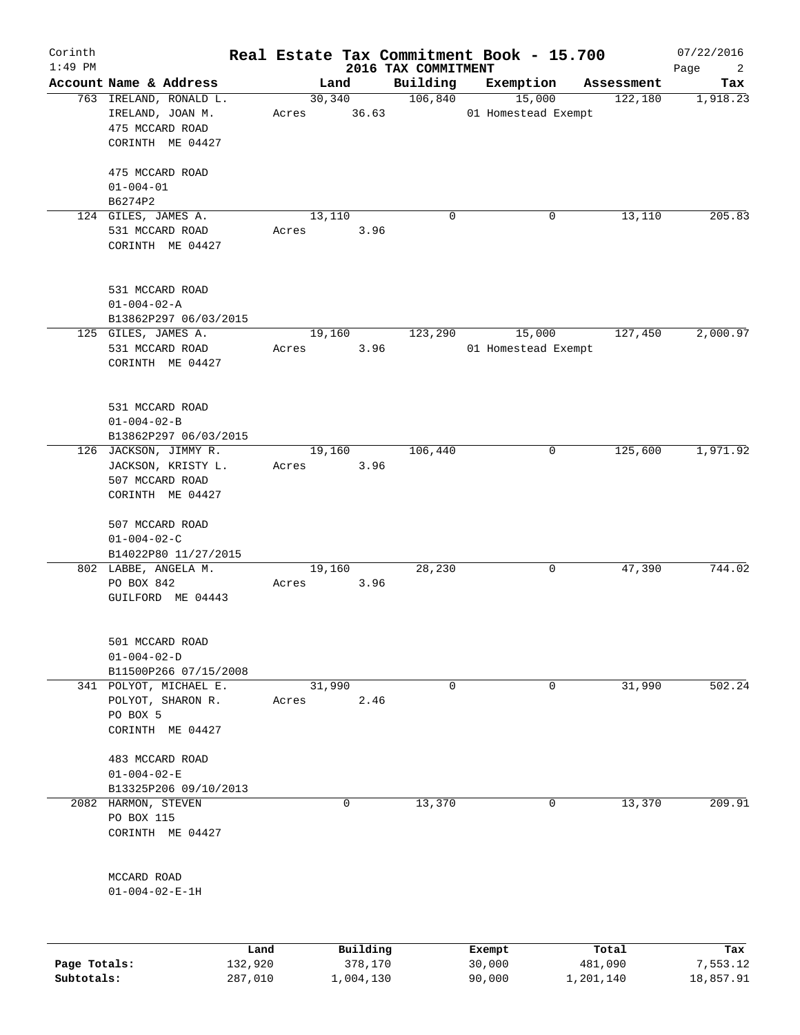Corinth
1:49 PM

# Real Estate Tax Commitment Book - 15.700

## 2016 TAX COMMITMENT

07/22/2016

| Account Name & Address | Land | Building | Exemption | Assessment | Tax |
|---|---|---|---|---|---|
| 763 IRELAND, RONALD L.<br>IRELAND, JOAN M.<br>475 MCCARD ROAD<br>CORINTH ME 04427<br><br>475 MCCARD ROAD<br>01-004-01<br>B6274P2 | 30,340<br>Acres 36.63 | 106,840 | 15,000<br>01 Homestead Exempt | 122,180 | 1,918.23 |
| 124 GILES, JAMES A.<br>531 MCCARD ROAD<br>CORINTH ME 04427<br><br>531 MCCARD ROAD<br>01-004-02-A<br>B13862P297 06/03/2015 | 13,110<br>Acres 3.96 | 0 | 0 | 13,110 | 205.83 |
| 125 GILES, JAMES A.<br>531 MCCARD ROAD<br>CORINTH ME 04427<br><br>531 MCCARD ROAD<br>01-004-02-B<br>B13862P297 06/03/2015 | 19,160<br>Acres 3.96 | 123,290 | 15,000<br>01 Homestead Exempt | 127,450 | 2,000.97 |
| 126 JACKSON, JIMMY R.<br>JACKSON, KRISTY L.<br>507 MCCARD ROAD<br>CORINTH ME 04427<br><br>507 MCCARD ROAD<br>01-004-02-C<br>B14022P80 11/27/2015 | 19,160<br>Acres 3.96 | 106,440 | 0 | 125,600 | 1,971.92 |
| 802 LABBE, ANGELA M.<br>PO BOX 842<br>GUILFORD ME 04443<br><br>501 MCCARD ROAD<br>01-004-02-D<br>B11500P266 07/15/2008 | 19,160<br>Acres 3.96 | 28,230 | 0 | 47,390 | 744.02 |
| 341 POLYOT, MICHAEL E.<br>POLYOT, SHARON R.<br>PO BOX 5<br>CORINTH ME 04427<br><br>483 MCCARD ROAD<br>01-004-02-E<br>B13325P206 09/10/2013 | 31,990<br>Acres 2.46 | 0 | 0 | 31,990 | 502.24 |
| 2082 HARMON, STEVEN<br>PO BOX 115<br>CORINTH ME 04427<br><br>MCCARD ROAD<br>01-004-02-E-1H | 0 | 13,370 | 0 | 13,370 | 209.91 |

| | Land | Building | Exempt | Total | Tax |
|---|---|---|---|---|---|
| **Page Totals:** | 132,920 | 378,170 | 30,000 | 481,090 | 7,553.12 |
| **Subtotals:** | 287,010 | 1,004,130 | 90,000 | 1,201,140 | 18,857.91 |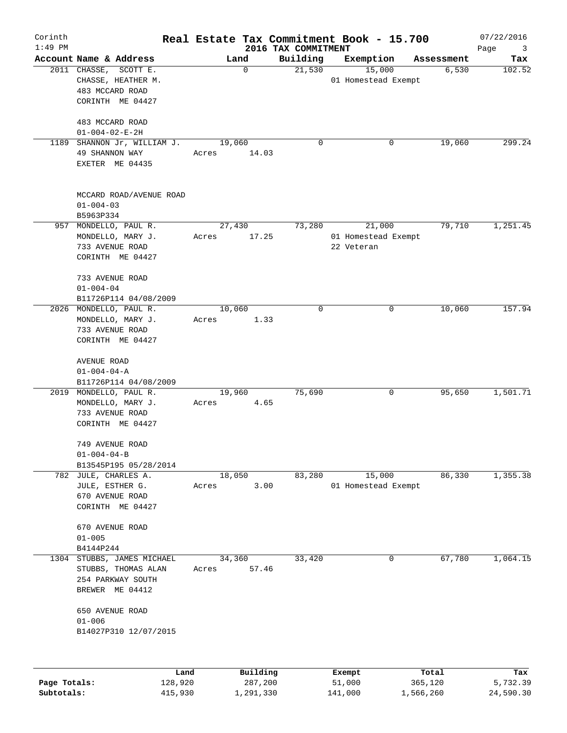# Real Estate Tax Commitment Book - 15.700

Corinth 1:49 PM — 2016 TAX COMMITMENT — 07/22/2016

| Account Name & Address | Land | Building | Exemption | Assessment | Tax |
|---|---|---|---|---|---|
| 2011 CHASSE, SCOTT E.<br>CHASSE, HEATHER M.<br>483 MCCARD ROAD<br>CORINTH ME 04427<br><br>483 MCCARD ROAD<br>01-004-02-E-2H | 0 | 21,530 | 15,000<br>01 Homestead Exempt | 6,530 | 102.52 |
| 1189 SHANNON Jr, WILLIAM J.<br>49 SHANNON WAY<br>EXETER ME 04435<br><br>MCCARD ROAD/AVENUE ROAD<br>01-004-03<br>B5963P334 | 19,060<br>Acres 14.03 | 0 | 0 | 19,060 | 299.24 |
| 957 MONDELLO, PAUL R.<br>MONDELLO, MARY J.<br>733 AVENUE ROAD<br>CORINTH ME 04427<br><br>733 AVENUE ROAD<br>01-004-04<br>B11726P114 04/08/2009 | 27,430<br>Acres 17.25 | 73,280 | 21,000<br>01 Homestead Exempt<br>22 Veteran | 79,710 | 1,251.45 |
| 2026 MONDELLO, PAUL R.<br>MONDELLO, MARY J.<br>733 AVENUE ROAD<br>CORINTH ME 04427<br><br>AVENUE ROAD<br>01-004-04-A<br>B11726P114 04/08/2009 | 10,060<br>Acres 1.33 | 0 | 0 | 10,060 | 157.94 |
| 2019 MONDELLO, PAUL R.<br>MONDELLO, MARY J.<br>733 AVENUE ROAD<br>CORINTH ME 04427<br><br>749 AVENUE ROAD<br>01-004-04-B<br>B13545P195 05/28/2014 | 19,960<br>Acres 4.65 | 75,690 | 0 | 95,650 | 1,501.71 |
| 782 JULE, CHARLES A.<br>JULE, ESTHER G.<br>670 AVENUE ROAD<br>CORINTH ME 04427<br><br>670 AVENUE ROAD<br>01-005<br>B4144P244 | 18,050<br>Acres 3.00 | 83,280 | 15,000<br>01 Homestead Exempt | 86,330 | 1,355.38 |
| 1304 STUBBS, JAMES MICHAEL<br>STUBBS, THOMAS ALAN<br>254 PARKWAY SOUTH<br>BREWER ME 04412<br><br>650 AVENUE ROAD<br>01-006<br>B14027P310 12/07/2015 | 34,360<br>Acres 57.46 | 33,420 | 0 | 67,780 | 1,064.15 |

| | Land | Building | Exempt | Total | Tax |
|---|---|---|---|---|---|
| Page Totals: | 128,920 | 287,200 | 51,000 | 365,120 | 5,732.39 |
| Subtotals: | 415,930 | 1,291,330 | 141,000 | 1,566,260 | 24,590.30 |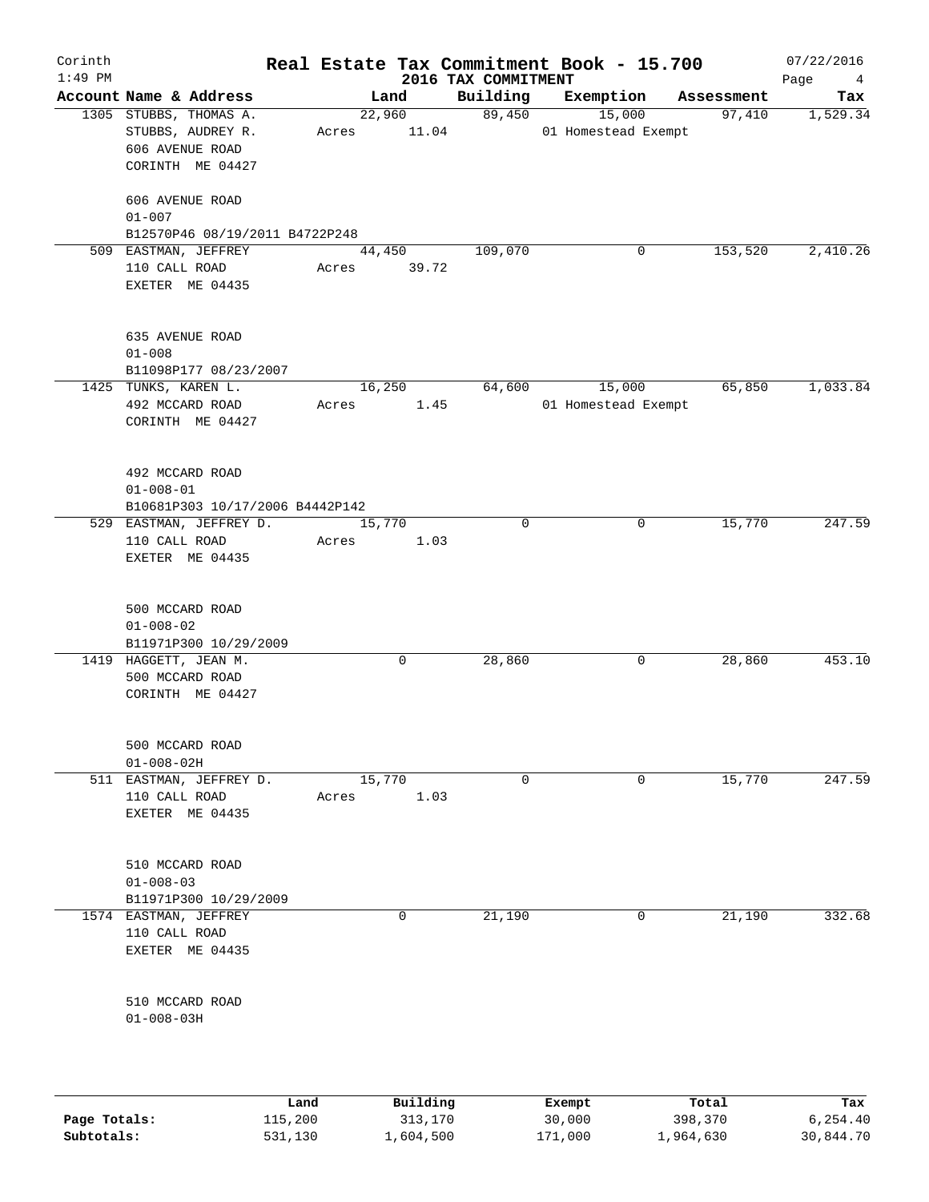# Real Estate Tax Commitment Book - 15.700

Corinth 1:49 PM — 2016 TAX COMMITMENT — 07/22/2016

| Account Name & Address | Land | Building | Exemption | Assessment | Tax |
|---|---|---|---|---|---|
| 1305 STUBBS, THOMAS A.<br>STUBBS, AUDREY R.<br>606 AVENUE ROAD<br>CORINTH ME 04427<br><br>606 AVENUE ROAD<br>01-007<br>B12570P46 08/19/2011 B4722P248 | 22,960<br>Acres 11.04 | 89,450 | 15,000<br>01 Homestead Exempt | 97,410 | 1,529.34 |
| 509 EASTMAN, JEFFREY<br>110 CALL ROAD<br>EXETER ME 04435<br><br>635 AVENUE ROAD<br>01-008<br>B11098P177 08/23/2007 | 44,450<br>Acres 39.72 | 109,070 | 0 | 153,520 | 2,410.26 |
| 1425 TUNKS, KAREN L.<br>492 MCCARD ROAD<br>CORINTH ME 04427<br><br>492 MCCARD ROAD<br>01-008-01<br>B10681P303 10/17/2006 B4442P142 | 16,250<br>Acres 1.45 | 64,600 | 15,000<br>01 Homestead Exempt | 65,850 | 1,033.84 |
| 529 EASTMAN, JEFFREY D.<br>110 CALL ROAD<br>EXETER ME 04435<br><br>500 MCCARD ROAD<br>01-008-02<br>B11971P300 10/29/2009 | 15,770<br>Acres 1.03 | 0 | 0 | 15,770 | 247.59 |
| 1419 HAGGETT, JEAN M.<br>500 MCCARD ROAD<br>CORINTH ME 04427<br><br>500 MCCARD ROAD<br>01-008-02H | 0 | 28,860 | 0 | 28,860 | 453.10 |
| 511 EASTMAN, JEFFREY D.<br>110 CALL ROAD<br>EXETER ME 04435<br><br>510 MCCARD ROAD<br>01-008-03<br>B11971P300 10/29/2009 | 15,770<br>Acres 1.03 | 0 | 0 | 15,770 | 247.59 |
| 1574 EASTMAN, JEFFREY<br>110 CALL ROAD<br>EXETER ME 04435<br><br>510 MCCARD ROAD<br>01-008-03H | 0 | 21,190 | 0 | 21,190 | 332.68 |

| | Land | Building | Exempt | Total | Tax |
|---|---|---|---|---|---|
| Page Totals: | 115,200 | 313,170 | 30,000 | 398,370 | 6,254.40 |
| Subtotals: | 531,130 | 1,604,500 | 171,000 | 1,964,630 | 30,844.70 |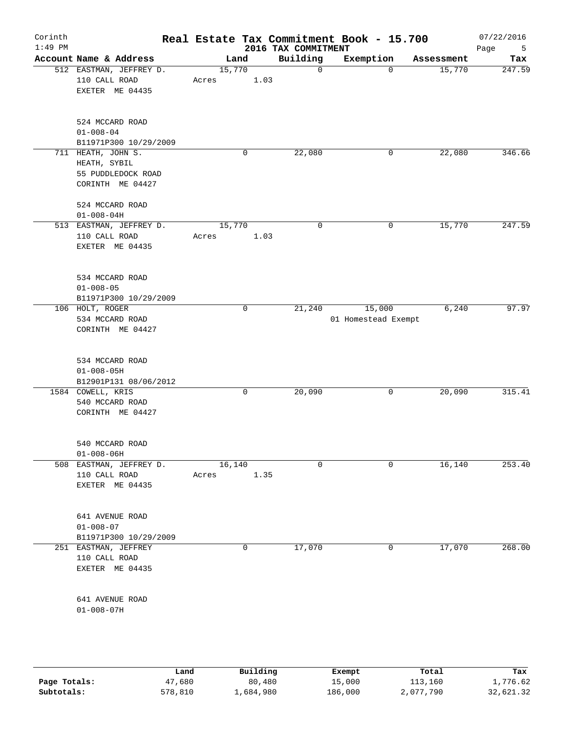# Real Estate Tax Commitment Book - 15.700

Corinth
1:49 PM

2016 TAX COMMITMENT

07/22/2016

| Account Name & Address | Land | Building | Exemption | Assessment | Tax |
|---|---|---|---|---|---|
| 512 EASTMAN, JEFFREY D.<br>110 CALL ROAD<br>EXETER ME 04435<br><br>524 MCCARD ROAD<br>01-008-04<br>B11971P300 10/29/2009 | 15,770<br>Acres 1.03 | 0 | 0 | 15,770 | 247.59 |
| 711 HEATH, JOHN S.<br>HEATH, SYBIL<br>55 PUDDLEDOCK ROAD<br>CORINTH ME 04427<br><br>524 MCCARD ROAD<br>01-008-04H | 0 | 22,080 | 0 | 22,080 | 346.66 |
| 513 EASTMAN, JEFFREY D.<br>110 CALL ROAD<br>EXETER ME 04435<br><br>534 MCCARD ROAD<br>01-008-05<br>B11971P300 10/29/2009 | 15,770<br>Acres 1.03 | 0 | 0 | 15,770 | 247.59 |
| 106 HOLT, ROGER<br>534 MCCARD ROAD<br>CORINTH ME 04427<br><br>534 MCCARD ROAD<br>01-008-05H<br>B12901P131 08/06/2012 | 0 | 21,240 | 15,000<br>01 Homestead Exempt | 6,240 | 97.97 |
| 1584 COWELL, KRIS<br>540 MCCARD ROAD<br>CORINTH ME 04427<br><br>540 MCCARD ROAD<br>01-008-06H | 0 | 20,090 | 0 | 20,090 | 315.41 |
| 508 EASTMAN, JEFFREY D.<br>110 CALL ROAD<br>EXETER ME 04435<br><br>641 AVENUE ROAD<br>01-008-07<br>B11971P300 10/29/2009 | 16,140<br>Acres 1.35 | 0 | 0 | 16,140 | 253.40 |
| 251 EASTMAN, JEFFREY<br>110 CALL ROAD<br>EXETER ME 04435<br><br>641 AVENUE ROAD<br>01-008-07H | 0 | 17,070 | 0 | 17,070 | 268.00 |

| | Land | Building | Exempt | Total | Tax |
|---|---|---|---|---|---|
| Page Totals: | 47,680 | 80,480 | 15,000 | 113,160 | 1,776.62 |
| Subtotals: | 578,810 | 1,684,980 | 186,000 | 2,077,790 | 32,621.32 |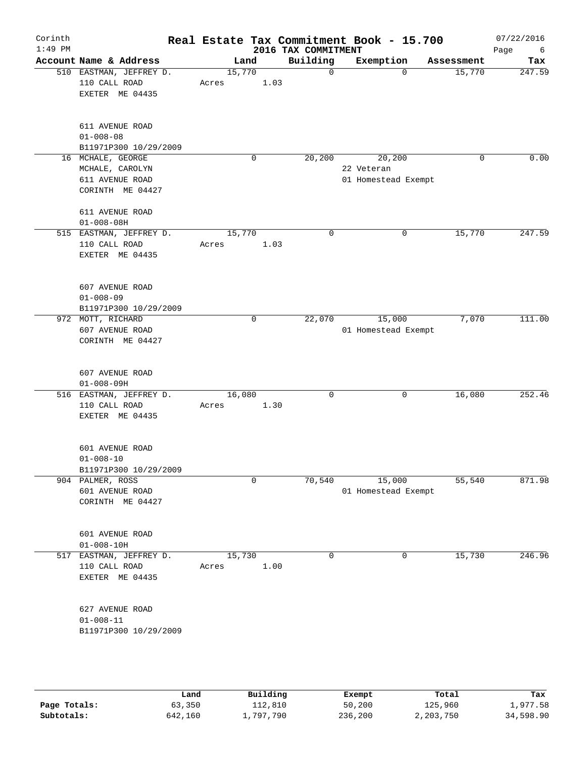Corinth
1:49 PM

# Real Estate Tax Commitment Book - 15.700

## 2016 TAX COMMITMENT

07/22/2016

| Account Name & Address | Land | Building | Exemption | Assessment | Tax |
|---|---|---|---|---|---|
| 510 EASTMAN, JEFFREY D.<br>110 CALL ROAD<br>EXETER ME 04435<br><br>611 AVENUE ROAD<br>01-008-08<br>B11971P300 10/29/2009 | 15,770<br>Acres 1.03 | 0 | 0 | 15,770 | 247.59 |
| 16 MCHALE, GEORGE<br>MCHALE, CAROLYN<br>611 AVENUE ROAD<br>CORINTH ME 04427<br><br>611 AVENUE ROAD<br>01-008-08H | 0 | 20,200 | 20,200<br>22 Veteran<br>01 Homestead Exempt | 0 | 0.00 |
| 515 EASTMAN, JEFFREY D.<br>110 CALL ROAD<br>EXETER ME 04435<br><br>607 AVENUE ROAD<br>01-008-09<br>B11971P300 10/29/2009 | 15,770<br>Acres 1.03 | 0 | 0 | 15,770 | 247.59 |
| 972 MOTT, RICHARD<br>607 AVENUE ROAD<br>CORINTH ME 04427<br><br>607 AVENUE ROAD<br>01-008-09H | 0 | 22,070 | 15,000<br>01 Homestead Exempt | 7,070 | 111.00 |
| 516 EASTMAN, JEFFREY D.<br>110 CALL ROAD<br>EXETER ME 04435<br><br>601 AVENUE ROAD<br>01-008-10<br>B11971P300 10/29/2009 | 16,080<br>Acres 1.30 | 0 | 0 | 16,080 | 252.46 |
| 904 PALMER, ROSS<br>601 AVENUE ROAD<br>CORINTH ME 04427<br><br>601 AVENUE ROAD<br>01-008-10H | 0 | 70,540 | 15,000<br>01 Homestead Exempt | 55,540 | 871.98 |
| 517 EASTMAN, JEFFREY D.<br>110 CALL ROAD<br>EXETER ME 04435<br><br>627 AVENUE ROAD<br>01-008-11<br>B11971P300 10/29/2009 | 15,730<br>Acres 1.00 | 0 | 0 | 15,730 | 246.96 |

| | Land | Building | Exempt | Total | Tax |
|---|---|---|---|---|---|
| Page Totals: | 63,350 | 112,810 | 50,200 | 125,960 | 1,977.58 |
| Subtotals: | 642,160 | 1,797,790 | 236,200 | 2,203,750 | 34,598.90 |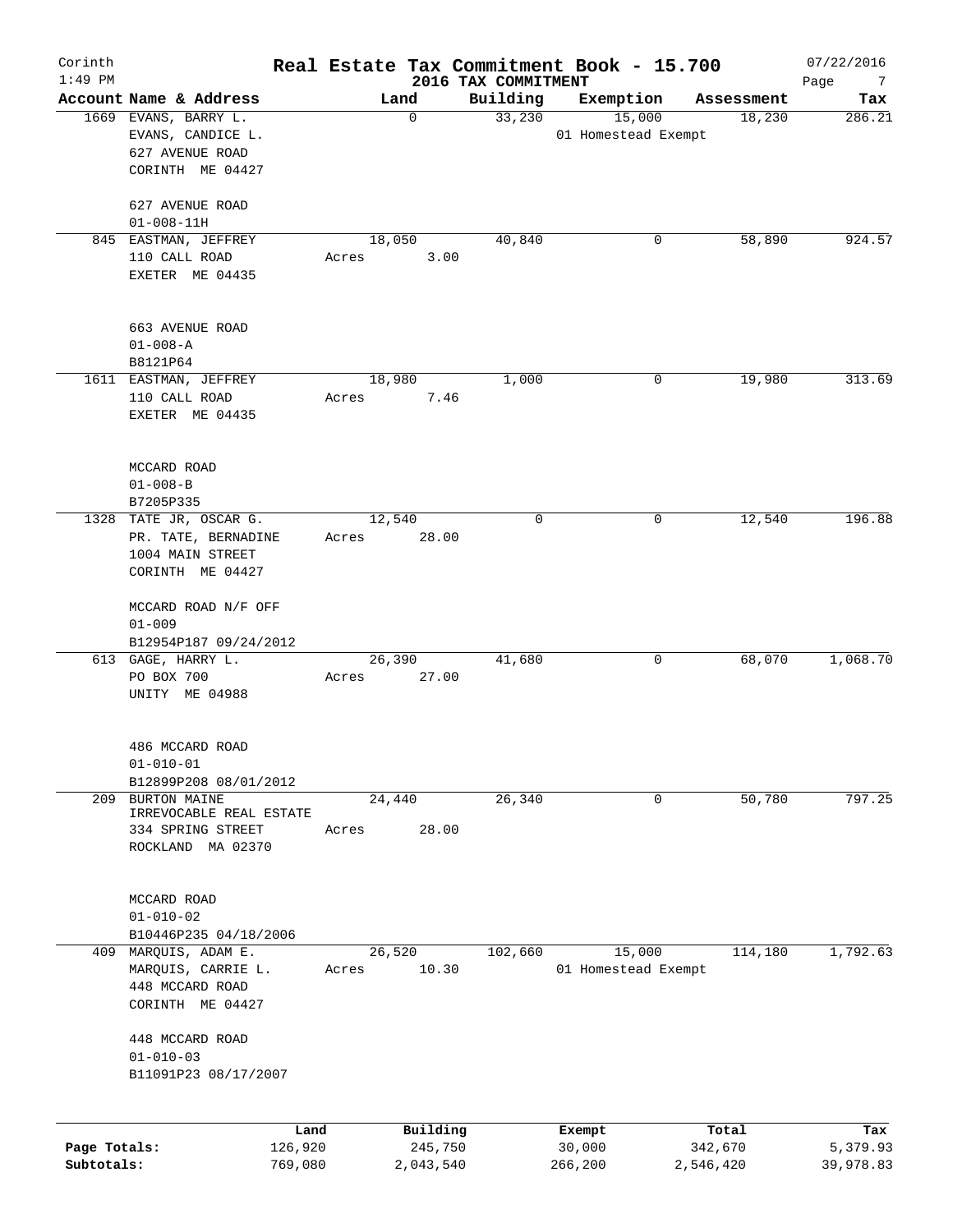Corinth
1:49 PM

# Real Estate Tax Commitment Book - 15.700

## 2016 TAX COMMITMENT

07/22/2016

| Account Name & Address | Land | Building | Exemption | Assessment | Tax |
|---|---|---|---|---|---|
| 1669 EVANS, BARRY L.<br>EVANS, CANDICE L.<br>627 AVENUE ROAD<br>CORINTH ME 04427<br><br>627 AVENUE ROAD<br>01-008-11H | 0 | 33,230 | 15,000<br>01 Homestead Exempt | 18,230 | 286.21 |
| 845 EASTMAN, JEFFREY<br>110 CALL ROAD<br>EXETER ME 04435<br><br>663 AVENUE ROAD<br>01-008-A<br>B8121P64 | 18,050<br>Acres 3.00 | 40,840 | 0 | 58,890 | 924.57 |
| 1611 EASTMAN, JEFFREY<br>110 CALL ROAD<br>EXETER ME 04435<br><br>MCCARD ROAD<br>01-008-B<br>B7205P335 | 18,980<br>Acres 7.46 | 1,000 | 0 | 19,980 | 313.69 |
| 1328 TATE JR, OSCAR G.<br>PR. TATE, BERNADINE<br>1004 MAIN STREET<br>CORINTH ME 04427<br><br>MCCARD ROAD N/F OFF<br>01-009<br>B12954P187 09/24/2012 | 12,540<br>Acres 28.00 | 0 | 0 | 12,540 | 196.88 |
| 613 GAGE, HARRY L.<br>PO BOX 700<br>UNITY ME 04988<br><br>486 MCCARD ROAD<br>01-010-01<br>B12899P208 08/01/2012 | 26,390<br>Acres 27.00 | 41,680 | 0 | 68,070 | 1,068.70 |
| 209 BURTON MAINE<br>IRREVOCABLE REAL ESTATE<br>334 SPRING STREET<br>ROCKLAND MA 02370<br><br>MCCARD ROAD<br>01-010-02<br>B10446P235 04/18/2006 | 24,440<br>Acres 28.00 | 26,340 | 0 | 50,780 | 797.25 |
| 409 MARQUIS, ADAM E.<br>MARQUIS, CARRIE L.<br>448 MCCARD ROAD<br>CORINTH ME 04427<br><br>448 MCCARD ROAD<br>01-010-03<br>B11091P23 08/17/2007 | 26,520<br>Acres 10.30 | 102,660 | 15,000<br>01 Homestead Exempt | 114,180 | 1,792.63 |

| | Land | Building | Exempt | Total | Tax |
|---|---|---|---|---|---|
| Page Totals: | 126,920 | 245,750 | 30,000 | 342,670 | 5,379.93 |
| Subtotals: | 769,080 | 2,043,540 | 266,200 | 2,546,420 | 39,978.83 |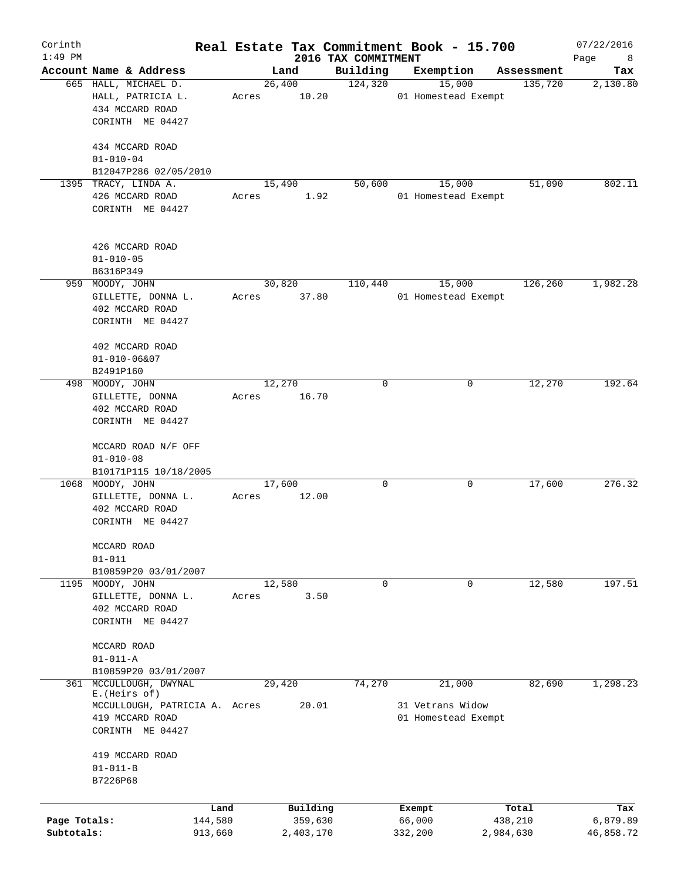# Real Estate Tax Commitment Book - 15.700

Corinth
1:49 PM

## 2016 TAX COMMITMENT

07/22/2016

| Account | Name & Address | Land | Building | Exemption | Assessment | Tax |
|---|---|---|---|---|---|---|
| 665 | HALL, MICHAEL D.<br>HALL, PATRICIA L.<br>434 MCCARD ROAD<br>CORINTH ME 04427<br><br>434 MCCARD ROAD<br>01-010-04<br>B12047P286 02/05/2010 | 26,400<br>Acres 10.20 | 124,320 | 15,000<br>01 Homestead Exempt | 135,720 | 2,130.80 |
| 1395 | TRACY, LINDA A.<br>426 MCCARD ROAD<br>CORINTH ME 04427<br><br>426 MCCARD ROAD<br>01-010-05<br>B6316P349 | 15,490<br>Acres 1.92 | 50,600 | 15,000<br>01 Homestead Exempt | 51,090 | 802.11 |
| 959 | MOODY, JOHN<br>GILLETTE, DONNA L.<br>402 MCCARD ROAD<br>CORINTH ME 04427<br><br>402 MCCARD ROAD<br>01-010-06&07<br>B2491P160 | 30,820<br>Acres 37.80 | 110,440 | 15,000<br>01 Homestead Exempt | 126,260 | 1,982.28 |
| 498 | MOODY, JOHN<br>GILLETTE, DONNA<br>402 MCCARD ROAD<br>CORINTH ME 04427<br><br>MCCARD ROAD N/F OFF<br>01-010-08<br>B10171P115 10/18/2005 | 12,270<br>Acres 16.70 | 0 | 0 | 12,270 | 192.64 |
| 1068 | MOODY, JOHN<br>GILLETTE, DONNA L.<br>402 MCCARD ROAD<br>CORINTH ME 04427<br><br>MCCARD ROAD<br>01-011<br>B10859P20 03/01/2007 | 17,600<br>Acres 12.00 | 0 | 0 | 17,600 | 276.32 |
| 1195 | MOODY, JOHN<br>GILLETTE, DONNA L.<br>402 MCCARD ROAD<br>CORINTH ME 04427<br><br>MCCARD ROAD<br>01-011-A<br>B10859P20 03/01/2007 | 12,580<br>Acres 3.50 | 0 | 0 | 12,580 | 197.51 |
| 361 | MCCULLOUGH, DWYNAL E.(Heirs of)<br>MCCULLOUGH, PATRICIA A.<br>419 MCCARD ROAD<br>CORINTH ME 04427<br><br>419 MCCARD ROAD<br>01-011-B<br>B7226P68 | 29,420<br>Acres 20.01 | 74,270 | 21,000<br>31 Vetrans Widow<br>01 Homestead Exempt | 82,690 | 1,298.23 |

| | Land | Building | Exempt | Total | Tax |
|---|---|---|---|---|---|
| Page Totals: | 144,580 | 359,630 | 66,000 | 438,210 | 6,879.89 |
| Subtotals: | 913,660 | 2,403,170 | 332,200 | 2,984,630 | 46,858.72 |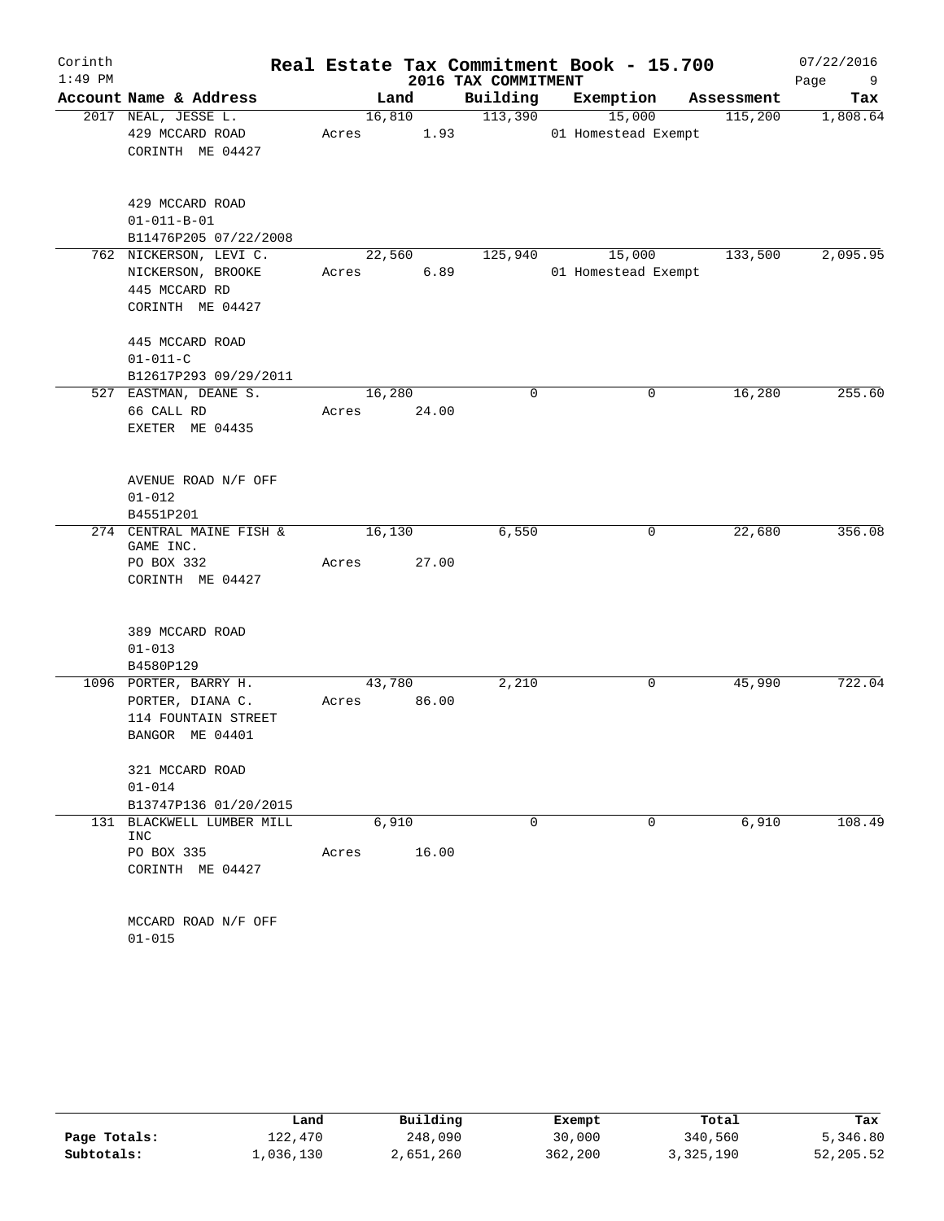Corinth 1:49 PM

# Real Estate Tax Commitment Book - 15.700

2016 TAX COMMITMENT

07/22/2016

| Account Name & Address | Land | Building | Exemption | Assessment | Tax |
|---|---|---|---|---|---|
| 2017 NEAL, JESSE L.<br>429 MCCARD ROAD<br>CORINTH ME 04427<br><br>429 MCCARD ROAD<br>01-011-B-01<br>B11476P205 07/22/2008 | 16,810<br>Acres 1.93 | 113,390 | 15,000<br>01 Homestead Exempt | 115,200 | 1,808.64 |
| 762 NICKERSON, LEVI C.<br>NICKERSON, BROOKE<br>445 MCCARD RD<br>CORINTH ME 04427<br><br>445 MCCARD ROAD<br>01-011-C<br>B12617P293 09/29/2011 | 22,560<br>Acres 6.89 | 125,940 | 15,000<br>01 Homestead Exempt | 133,500 | 2,095.95 |
| 527 EASTMAN, DEANE S.<br>66 CALL RD<br>EXETER ME 04435<br><br>AVENUE ROAD N/F OFF<br>01-012<br>B4551P201 | 16,280<br>Acres 24.00 | 0 | 0 | 16,280 | 255.60 |
| 274 CENTRAL MAINE FISH & GAME INC.<br>PO BOX 332<br>CORINTH ME 04427<br><br>389 MCCARD ROAD<br>01-013<br>B4580P129 | 16,130<br>Acres 27.00 | 6,550 | 0 | 22,680 | 356.08 |
| 1096 PORTER, BARRY H.<br>PORTER, DIANA C.<br>114 FOUNTAIN STREET<br>BANGOR ME 04401<br><br>321 MCCARD ROAD<br>01-014<br>B13747P136 01/20/2015 | 43,780<br>Acres 86.00 | 2,210 | 0 | 45,990 | 722.04 |
| 131 BLACKWELL LUMBER MILL INC<br>PO BOX 335<br>CORINTH ME 04427<br><br>MCCARD ROAD N/F OFF<br>01-015 | 6,910<br>Acres 16.00 | 0 | 0 | 6,910 | 108.49 |

| | Land | Building | Exempt | Total | Tax |
|---|---|---|---|---|---|
| Page Totals: | 122,470 | 248,090 | 30,000 | 340,560 | 5,346.80 |
| Subtotals: | 1,036,130 | 2,651,260 | 362,200 | 3,325,190 | 52,205.52 |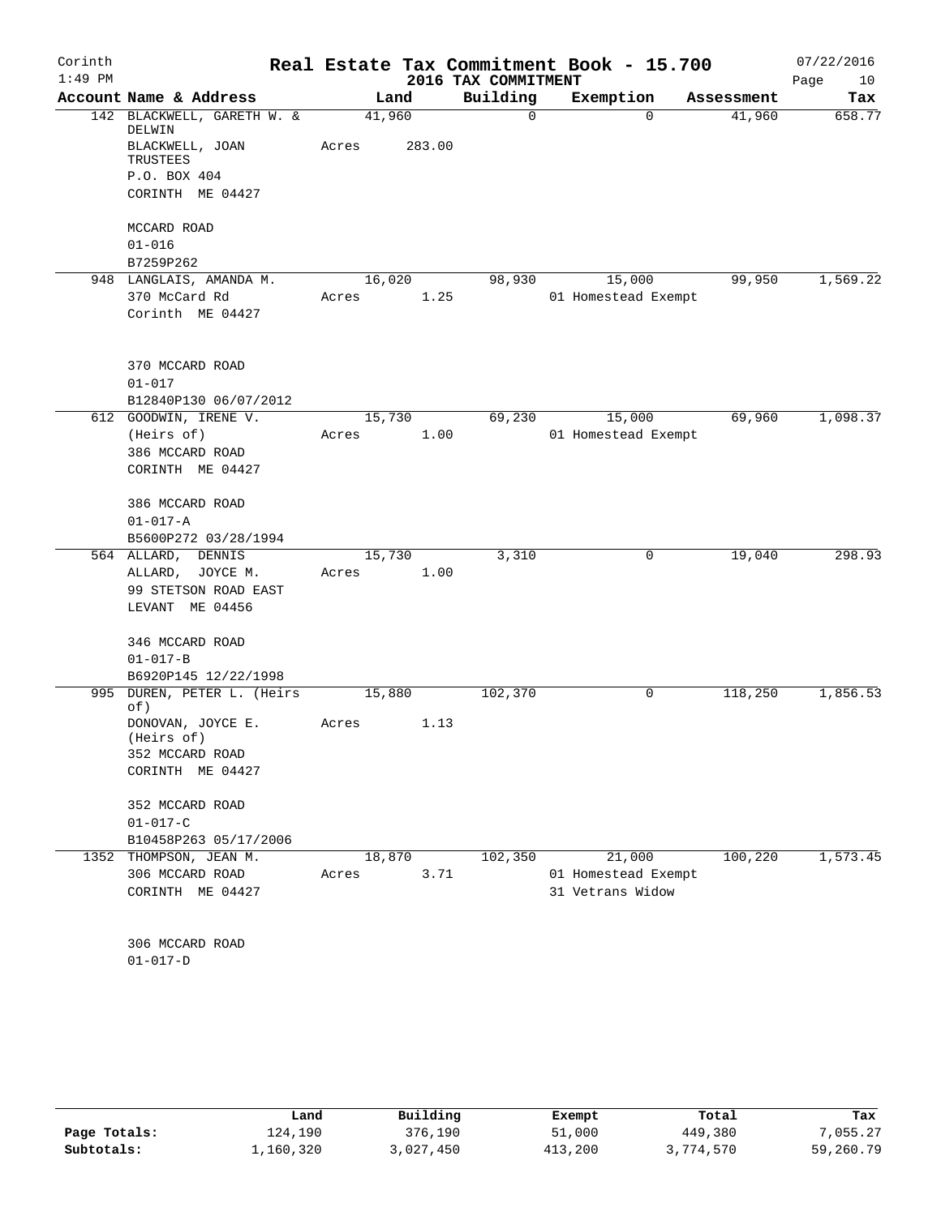Corinth
1:49 PM

# Real Estate Tax Commitment Book - 15.700

## 2016 TAX COMMITMENT

07/22/2016

| Account Name & Address | Land | Building | Exemption | Assessment | Tax |
|---|---|---|---|---|---|
| 142 BLACKWELL, GARETH W. & DELWIN<br>BLACKWELL, JOAN TRUSTEES<br>P.O. BOX 404<br>CORINTH ME 04427<br><br>MCCARD ROAD<br>01-016<br>B7259P262 | 41,960<br>Acres 283.00 | 0 | 0 | 41,960 | 658.77 |
| 948 LANGLAIS, AMANDA M.<br>370 McCard Rd<br>Corinth ME 04427<br><br>370 MCCARD ROAD<br>01-017<br>B12840P130 06/07/2012 | 16,020<br>Acres 1.25 | 98,930 | 15,000<br>01 Homestead Exempt | 99,950 | 1,569.22 |
| 612 GOODWIN, IRENE V.<br>(Heirs of)<br>386 MCCARD ROAD<br>CORINTH ME 04427<br><br>386 MCCARD ROAD<br>01-017-A<br>B5600P272 03/28/1994 | 15,730<br>Acres 1.00 | 69,230 | 15,000<br>01 Homestead Exempt | 69,960 | 1,098.37 |
| 564 ALLARD, DENNIS<br>ALLARD, JOYCE M.<br>99 STETSON ROAD EAST<br>LEVANT ME 04456<br><br>346 MCCARD ROAD<br>01-017-B<br>B6920P145 12/22/1998 | 15,730<br>Acres 1.00 | 3,310 | 0 | 19,040 | 298.93 |
| 995 DUREN, PETER L. (Heirs of)<br>DONOVAN, JOYCE E. (Heirs of)<br>352 MCCARD ROAD<br>CORINTH ME 04427<br><br>352 MCCARD ROAD<br>01-017-C<br>B10458P263 05/17/2006 | 15,880<br>Acres 1.13 | 102,370 | 0 | 118,250 | 1,856.53 |
| 1352 THOMPSON, JEAN M.<br>306 MCCARD ROAD<br>CORINTH ME 04427<br><br>306 MCCARD ROAD<br>01-017-D | 18,870<br>Acres 3.71 | 102,350 | 21,000<br>01 Homestead Exempt<br>31 Vetrans Widow | 100,220 | 1,573.45 |

| | Land | Building | Exempt | Total | Tax |
|---|---|---|---|---|---|
| Page Totals: | 124,190 | 376,190 | 51,000 | 449,380 | 7,055.27 |
| Subtotals: | 1,160,320 | 3,027,450 | 413,200 | 3,774,570 | 59,260.79 |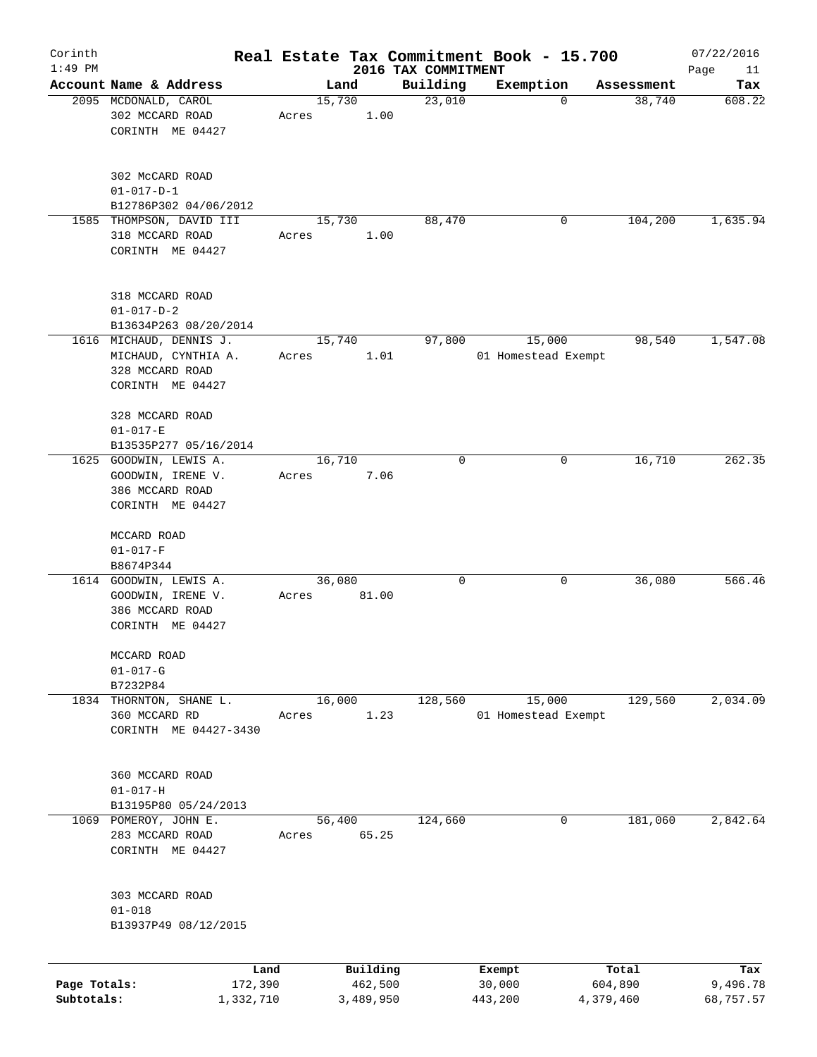# Real Estate Tax Commitment Book - 15.700

Corinth
1:49 PM

2016 TAX COMMITMENT

07/22/2016

| Account Name & Address | Land | Building | Exemption | Assessment | Tax |
|---|---|---|---|---|---|
| 2095 MCDONALD, CAROL<br>302 MCCARD ROAD<br>CORINTH ME 04427<br><br>302 McCARD ROAD<br>01-017-D-1<br>B12786P302 04/06/2012 | 15,730<br>Acres 1.00 | 23,010 | 0 | 38,740 | 608.22 |
| 1585 THOMPSON, DAVID III<br>318 MCCARD ROAD<br>CORINTH ME 04427<br><br>318 MCCARD ROAD<br>01-017-D-2<br>B13634P263 08/20/2014 | 15,730<br>Acres 1.00 | 88,470 | 0 | 104,200 | 1,635.94 |
| 1616 MICHAUD, DENNIS J.<br>MICHAUD, CYNTHIA A.<br>328 MCCARD ROAD<br>CORINTH ME 04427<br><br>328 MCCARD ROAD<br>01-017-E<br>B13535P277 05/16/2014 | 15,740<br>Acres 1.01 | 97,800 | 15,000<br>01 Homestead Exempt | 98,540 | 1,547.08 |
| 1625 GOODWIN, LEWIS A.<br>GOODWIN, IRENE V.<br>386 MCCARD ROAD<br>CORINTH ME 04427<br><br>MCCARD ROAD<br>01-017-F<br>B8674P344 | 16,710<br>Acres 7.06 | 0 | 0 | 16,710 | 262.35 |
| 1614 GOODWIN, LEWIS A.<br>GOODWIN, IRENE V.<br>386 MCCARD ROAD<br>CORINTH ME 04427<br><br>MCCARD ROAD<br>01-017-G<br>B7232P84 | 36,080<br>Acres 81.00 | 0 | 0 | 36,080 | 566.46 |
| 1834 THORNTON, SHANE L.<br>360 MCCARD RD<br>CORINTH ME 04427-3430<br><br>360 MCCARD ROAD<br>01-017-H<br>B13195P80 05/24/2013 | 16,000<br>Acres 1.23 | 128,560 | 15,000<br>01 Homestead Exempt | 129,560 | 2,034.09 |
| 1069 POMEROY, JOHN E.<br>283 MCCARD ROAD<br>CORINTH ME 04427<br><br>303 MCCARD ROAD<br>01-018<br>B13937P49 08/12/2015 | 56,400<br>Acres 65.25 | 124,660 | 0 | 181,060 | 2,842.64 |

| | Land | Building | Exempt | Total | Tax |
|---|---|---|---|---|---|
| Page Totals: | 172,390 | 462,500 | 30,000 | 604,890 | 9,496.78 |
| Subtotals: | 1,332,710 | 3,489,950 | 443,200 | 4,379,460 | 68,757.57 |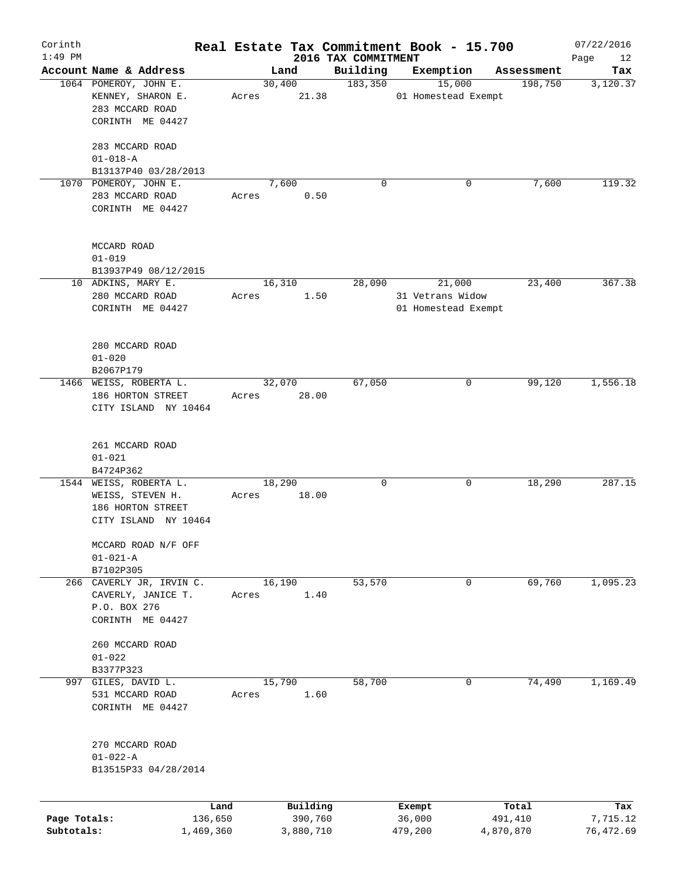Corinth
1:49 PM

# Real Estate Tax Commitment Book - 15.700

## 2016 TAX COMMITMENT

07/22/2016

| Account | Name & Address | Land | Building | Exemption | Assessment | Tax |
|---|---|---|---|---|---|---|
| 1064 | POMEROY, JOHN E.<br>KENNEY, SHARON E.<br>283 MCCARD ROAD<br>CORINTH ME 04427<br><br>283 MCCARD ROAD<br>01-018-A<br>B13137P40 03/28/2013 | 30,400<br>Acres 21.38 | 183,350 | 15,000<br>01 Homestead Exempt | 198,750 | 3,120.37 |
| 1070 | POMEROY, JOHN E.<br>283 MCCARD ROAD<br>CORINTH ME 04427<br><br>MCCARD ROAD<br>01-019<br>B13937P49 08/12/2015 | 7,600<br>Acres 0.50 | 0 | 0 | 7,600 | 119.32 |
| 10 | ADKINS, MARY E.<br>280 MCCARD ROAD<br>CORINTH ME 04427<br><br>280 MCCARD ROAD<br>01-020<br>B2067P179 | 16,310<br>Acres 1.50 | 28,090 | 21,000<br>31 Vetrans Widow<br>01 Homestead Exempt | 23,400 | 367.38 |
| 1466 | WEISS, ROBERTA L.<br>186 HORTON STREET<br>CITY ISLAND NY 10464<br><br>261 MCCARD ROAD<br>01-021<br>B4724P362 | 32,070<br>Acres 28.00 | 67,050 | 0 | 99,120 | 1,556.18 |
| 1544 | WEISS, ROBERTA L.<br>WEISS, STEVEN H.<br>186 HORTON STREET<br>CITY ISLAND NY 10464<br><br>MCCARD ROAD N/F OFF<br>01-021-A<br>B7102P305 | 18,290<br>Acres 18.00 | 0 | 0 | 18,290 | 287.15 |
| 266 | CAVERLY JR, IRVIN C.<br>CAVERLY, JANICE T.<br>P.O. BOX 276<br>CORINTH ME 04427<br><br>260 MCCARD ROAD<br>01-022<br>B3377P323 | 16,190<br>Acres 1.40 | 53,570 | 0 | 69,760 | 1,095.23 |
| 997 | GILES, DAVID L.<br>531 MCCARD ROAD<br>CORINTH ME 04427<br><br>270 MCCARD ROAD<br>01-022-A<br>B13515P33 04/28/2014 | 15,790<br>Acres 1.60 | 58,700 | 0 | 74,490 | 1,169.49 |

| | Land | Building | Exempt | Total | Tax |
|---|---|---|---|---|---|
| Page Totals: | 136,650 | 390,760 | 36,000 | 491,410 | 7,715.12 |
| Subtotals: | 1,469,360 | 3,880,710 | 479,200 | 4,870,870 | 76,472.69 |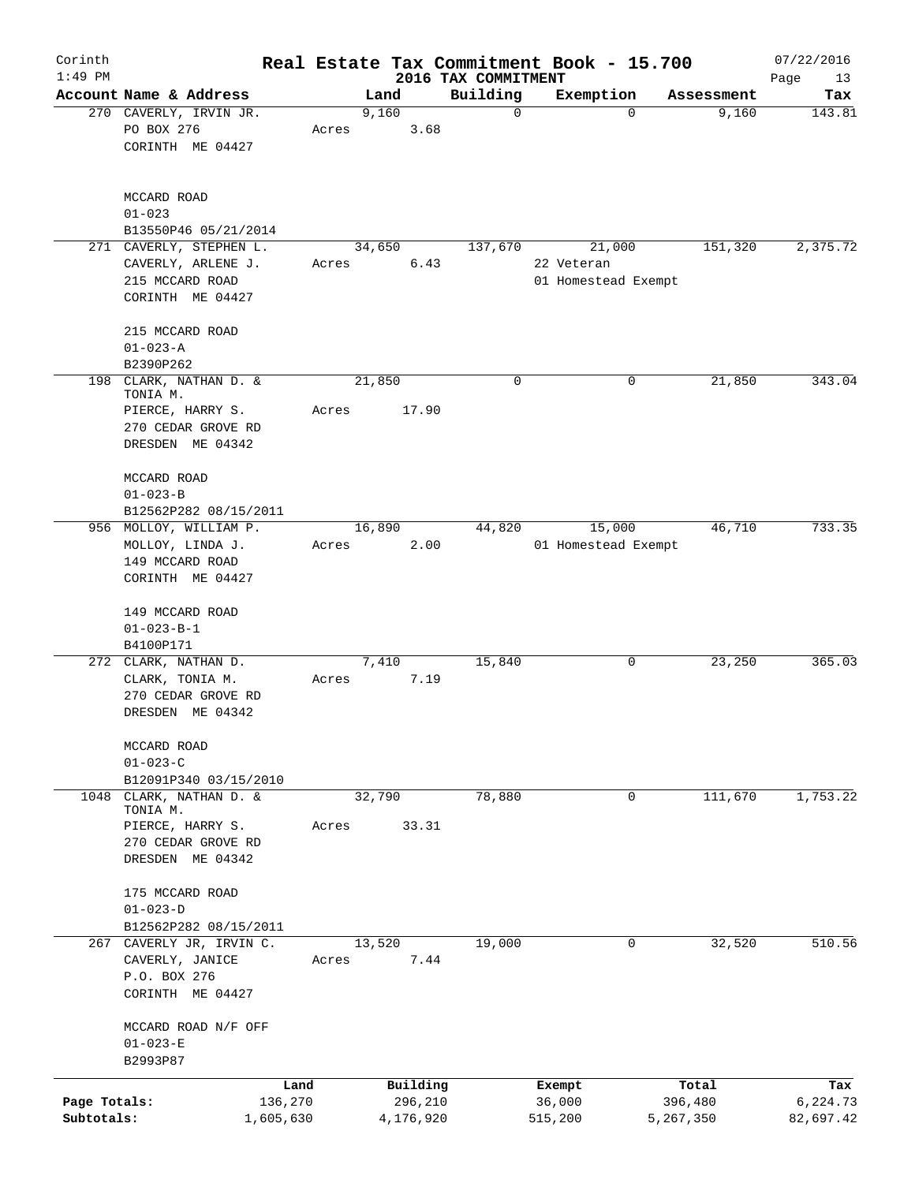# Real Estate Tax Commitment Book - 15.700

Corinth
1:49 PM

2016 TAX COMMITMENT

07/22/2016

| Account Name & Address | Land | Building | Exemption | Assessment | Tax |
|---|---|---|---|---|---|
| 270 CAVERLY, IRVIN JR.<br>PO BOX 276<br>CORINTH ME 04427<br><br>MCCARD ROAD<br>01-023<br>B13550P46 05/21/2014 | 9,160<br>Acres 3.68 | 0 | 0 | 9,160 | 143.81 |
| 271 CAVERLY, STEPHEN L.<br>CAVERLY, ARLENE J.<br>215 MCCARD ROAD<br>CORINTH ME 04427<br><br>215 MCCARD ROAD<br>01-023-A<br>B2390P262 | 34,650<br>Acres 6.43 | 137,670 | 21,000<br>22 Veteran<br>01 Homestead Exempt | 151,320 | 2,375.72 |
| 198 CLARK, NATHAN D. & TONIA M.<br>PIERCE, HARRY S.<br>270 CEDAR GROVE RD<br>DRESDEN ME 04342<br><br>MCCARD ROAD<br>01-023-B<br>B12562P282 08/15/2011 | 21,850<br>Acres 17.90 | 0 | 0 | 21,850 | 343.04 |
| 956 MOLLOY, WILLIAM P.<br>MOLLOY, LINDA J.<br>149 MCCARD ROAD<br>CORINTH ME 04427<br><br>149 MCCARD ROAD<br>01-023-B-1<br>B4100P171 | 16,890<br>Acres 2.00 | 44,820 | 15,000<br>01 Homestead Exempt | 46,710 | 733.35 |
| 272 CLARK, NATHAN D.<br>CLARK, TONIA M.<br>270 CEDAR GROVE RD<br>DRESDEN ME 04342<br><br>MCCARD ROAD<br>01-023-C<br>B12091P340 03/15/2010 | 7,410<br>Acres 7.19 | 15,840 | 0 | 23,250 | 365.03 |
| 1048 CLARK, NATHAN D. & TONIA M.<br>PIERCE, HARRY S.<br>270 CEDAR GROVE RD<br>DRESDEN ME 04342<br><br>175 MCCARD ROAD<br>01-023-D<br>B12562P282 08/15/2011 | 32,790<br>Acres 33.31 | 78,880 | 0 | 111,670 | 1,753.22 |
| 267 CAVERLY JR, IRVIN C.<br>CAVERLY, JANICE<br>P.O. BOX 276<br>CORINTH ME 04427<br><br>MCCARD ROAD N/F OFF<br>01-023-E<br>B2993P87 | 13,520<br>Acres 7.44 | 19,000 | 0 | 32,520 | 510.56 |

| | Land | Building | Exempt | Total | Tax |
|---|---|---|---|---|---|
| Page Totals: | 136,270 | 296,210 | 36,000 | 396,480 | 6,224.73 |
| Subtotals: | 1,605,630 | 4,176,920 | 515,200 | 5,267,350 | 82,697.42 |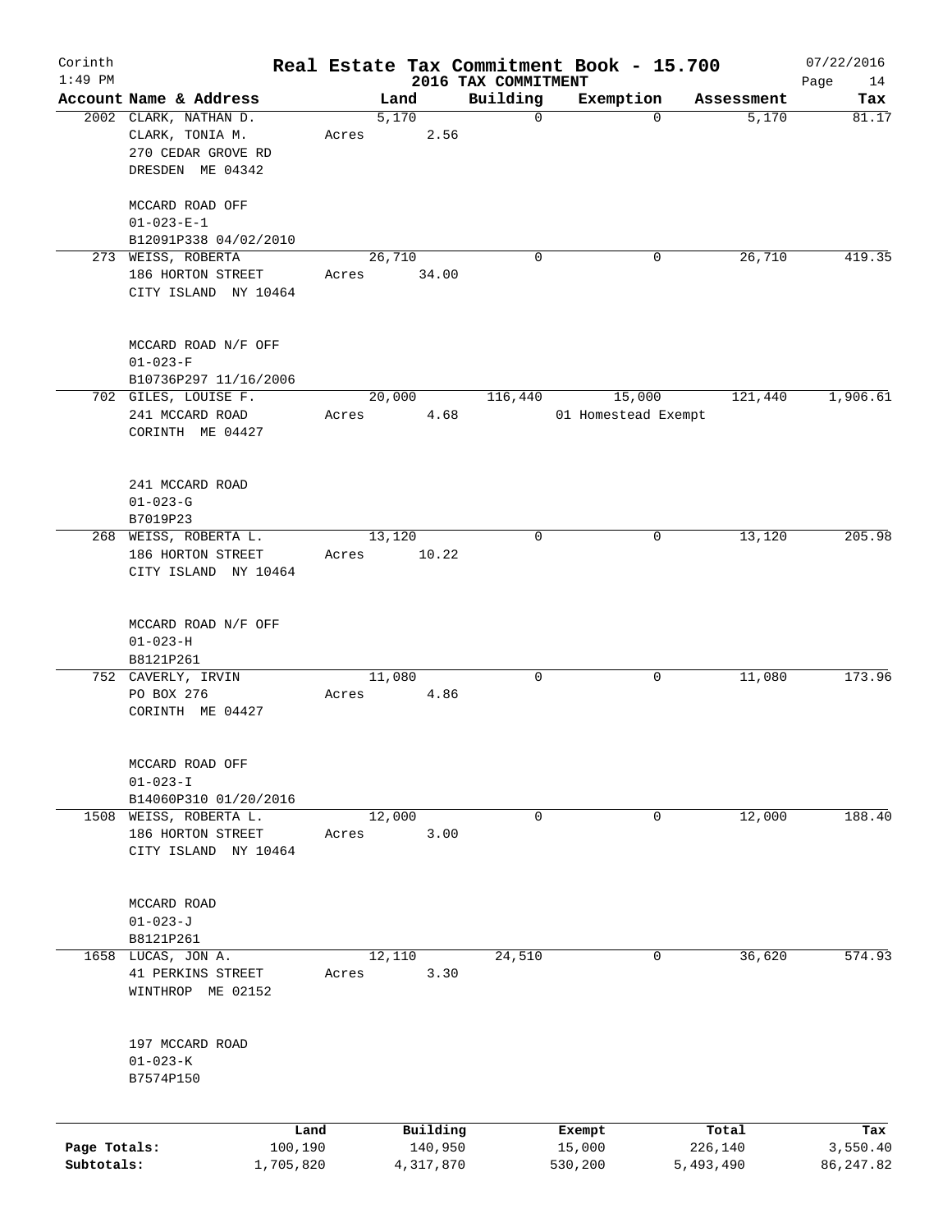Corinth 1:49 PM

# Real Estate Tax Commitment Book - 15.700

2016 TAX COMMITMENT

07/22/2016

| Account Name & Address | Land | Building | Exemption | Assessment | Tax |
|---|---|---|---|---|---|
| 2002 CLARK, NATHAN D.<br>CLARK, TONIA M.<br>270 CEDAR GROVE RD<br>DRESDEN ME 04342<br><br>MCCARD ROAD OFF<br>01-023-E-1<br>B12091P338 04/02/2010 | 5,170<br>Acres 2.56 | 0 | 0 | 5,170 | 81.17 |
| 273 WEISS, ROBERTA<br>186 HORTON STREET<br>CITY ISLAND NY 10464<br><br>MCCARD ROAD N/F OFF<br>01-023-F<br>B10736P297 11/16/2006 | 26,710<br>Acres 34.00 | 0 | 0 | 26,710 | 419.35 |
| 702 GILES, LOUISE F.<br>241 MCCARD ROAD<br>CORINTH ME 04427<br><br>241 MCCARD ROAD<br>01-023-G<br>B7019P23 | 20,000<br>Acres 4.68 | 116,440 | 15,000<br>01 Homestead Exempt | 121,440 | 1,906.61 |
| 268 WEISS, ROBERTA L.<br>186 HORTON STREET<br>CITY ISLAND NY 10464<br><br>MCCARD ROAD N/F OFF<br>01-023-H<br>B8121P261 | 13,120<br>Acres 10.22 | 0 | 0 | 13,120 | 205.98 |
| 752 CAVERLY, IRVIN<br>PO BOX 276<br>CORINTH ME 04427<br><br>MCCARD ROAD OFF<br>01-023-I<br>B14060P310 01/20/2016 | 11,080<br>Acres 4.86 | 0 | 0 | 11,080 | 173.96 |
| 1508 WEISS, ROBERTA L.<br>186 HORTON STREET<br>CITY ISLAND NY 10464<br><br>MCCARD ROAD<br>01-023-J<br>B8121P261 | 12,000<br>Acres 3.00 | 0 | 0 | 12,000 | 188.40 |
| 1658 LUCAS, JON A.<br>41 PERKINS STREET<br>WINTHROP ME 02152<br><br>197 MCCARD ROAD<br>01-023-K<br>B7574P150 | 12,110<br>Acres 3.30 | 24,510 | 0 | 36,620 | 574.93 |

| | Land | Building | Exempt | Total | Tax |
|---|---|---|---|---|---|
| Page Totals: | 100,190 | 140,950 | 15,000 | 226,140 | 3,550.40 |
| Subtotals: | 1,705,820 | 4,317,870 | 530,200 | 5,493,490 | 86,247.82 |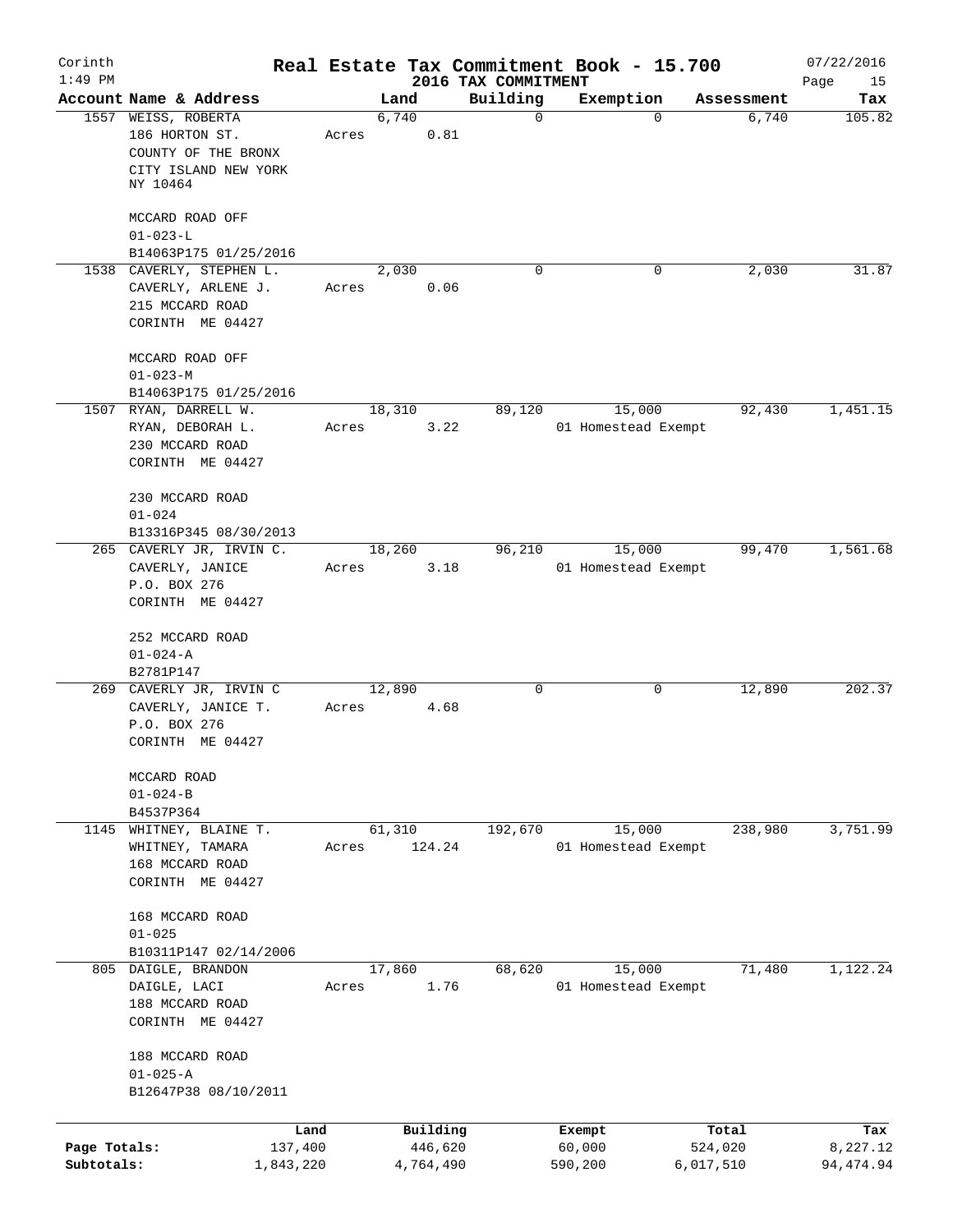Corinth 1:49 PM

# Real Estate Tax Commitment Book - 15.700

2016 TAX COMMITMENT

07/22/2016

| Account | Name & Address | Land | Building | Exemption | Assessment | Tax |
|---|---|---|---|---|---|---|
| 1557 | WEISS, ROBERTA<br>186 HORTON ST.<br>COUNTY OF THE BRONX<br>CITY ISLAND NEW YORK<br>NY 10464<br><br>MCCARD ROAD OFF<br>01-023-L<br>B14063P175 01/25/2016 | 6,740<br>Acres 0.81 | 0 | 0 | 6,740 | 105.82 |
| 1538 | CAVERLY, STEPHEN L.<br>CAVERLY, ARLENE J.<br>215 MCCARD ROAD<br>CORINTH ME 04427<br><br>MCCARD ROAD OFF<br>01-023-M<br>B14063P175 01/25/2016 | 2,030<br>Acres 0.06 | 0 | 0 | 2,030 | 31.87 |
| 1507 | RYAN, DARRELL W.<br>RYAN, DEBORAH L.<br>230 MCCARD ROAD<br>CORINTH ME 04427<br><br>230 MCCARD ROAD<br>01-024<br>B13316P345 08/30/2013 | 18,310<br>Acres 3.22 | 89,120 | 15,000<br>01 Homestead Exempt | 92,430 | 1,451.15 |
| 265 | CAVERLY JR, IRVIN C.<br>CAVERLY, JANICE<br>P.O. BOX 276<br>CORINTH ME 04427<br><br>252 MCCARD ROAD<br>01-024-A<br>B2781P147 | 18,260<br>Acres 3.18 | 96,210 | 15,000<br>01 Homestead Exempt | 99,470 | 1,561.68 |
| 269 | CAVERLY JR, IRVIN C<br>CAVERLY, JANICE T.<br>P.O. BOX 276<br>CORINTH ME 04427<br><br>MCCARD ROAD<br>01-024-B<br>B4537P364 | 12,890<br>Acres 4.68 | 0 | 0 | 12,890 | 202.37 |
| 1145 | WHITNEY, BLAINE T.<br>WHITNEY, TAMARA<br>168 MCCARD ROAD<br>CORINTH ME 04427<br><br>168 MCCARD ROAD<br>01-025<br>B10311P147 02/14/2006 | 61,310<br>Acres 124.24 | 192,670 | 15,000<br>01 Homestead Exempt | 238,980 | 3,751.99 |
| 805 | DAIGLE, BRANDON<br>DAIGLE, LACI<br>188 MCCARD ROAD<br>CORINTH ME 04427<br><br>188 MCCARD ROAD<br>01-025-A<br>B12647P38 08/10/2011 | 17,860<br>Acres 1.76 | 68,620 | 15,000<br>01 Homestead Exempt | 71,480 | 1,122.24 |

| | Land | Building | Exempt | Total | Tax |
|---|---|---|---|---|---|
| Page Totals: | 137,400 | 446,620 | 60,000 | 524,020 | 8,227.12 |
| Subtotals: | 1,843,220 | 4,764,490 | 590,200 | 6,017,510 | 94,474.94 |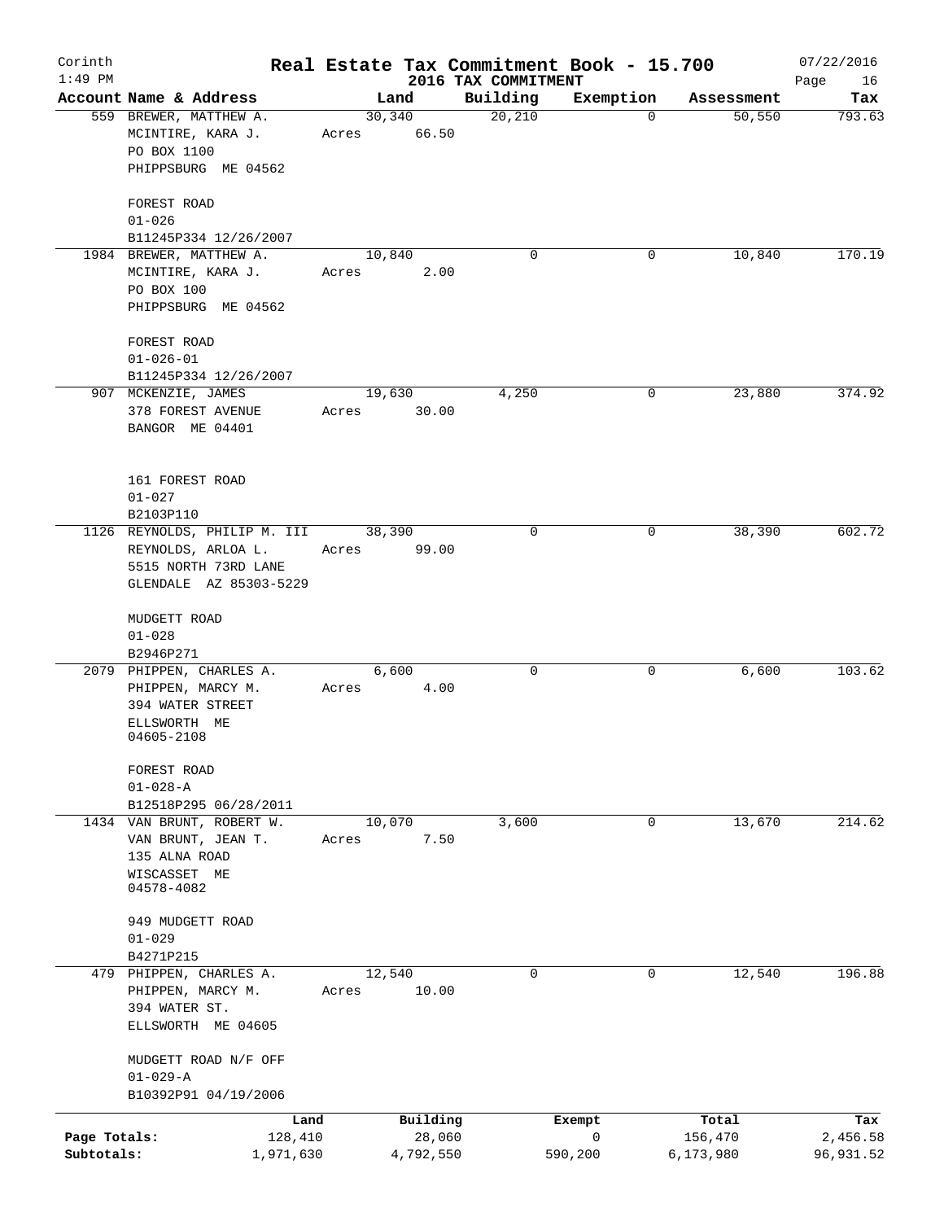Corinth 1:49 PM

# Real Estate Tax Commitment Book - 15.700

2016 TAX COMMITMENT

07/22/2016

| Account Name & Address | Land | Building | Exemption | Assessment | Tax |
|---|---|---|---|---|---|
| 559 BREWER, MATTHEW A.<br>MCINTIRE, KARA J.<br>PO BOX 1100<br>PHIPPSBURG ME 04562<br><br>FOREST ROAD<br>01-026<br>B11245P334 12/26/2007 | 30,340<br>Acres 66.50 | 20,210 | 0 | 50,550 | 793.63 |
| 1984 BREWER, MATTHEW A.<br>MCINTIRE, KARA J.<br>PO BOX 100<br>PHIPPSBURG ME 04562<br><br>FOREST ROAD<br>01-026-01<br>B11245P334 12/26/2007 | 10,840<br>Acres 2.00 | 0 | 0 | 10,840 | 170.19 |
| 907 MCKENZIE, JAMES<br>378 FOREST AVENUE<br>BANGOR ME 04401<br><br>161 FOREST ROAD<br>01-027<br>B2103P110 | 19,630<br>Acres 30.00 | 4,250 | 0 | 23,880 | 374.92 |
| 1126 REYNOLDS, PHILIP M. III<br>REYNOLDS, ARLOA L.<br>5515 NORTH 73RD LANE<br>GLENDALE AZ 85303-5229<br><br>MUDGETT ROAD<br>01-028<br>B2946P271 | 38,390<br>Acres 99.00 | 0 | 0 | 38,390 | 602.72 |
| 2079 PHIPPEN, CHARLES A.<br>PHIPPEN, MARCY M.<br>394 WATER STREET<br>ELLSWORTH ME<br>04605-2108<br><br>FOREST ROAD<br>01-028-A<br>B12518P295 06/28/2011 | 6,600<br>Acres 4.00 | 0 | 0 | 6,600 | 103.62 |
| 1434 VAN BRUNT, ROBERT W.<br>VAN BRUNT, JEAN T.<br>135 ALNA ROAD<br>WISCASSET ME<br>04578-4082<br><br>949 MUDGETT ROAD<br>01-029<br>B4271P215 | 10,070<br>Acres 7.50 | 3,600 | 0 | 13,670 | 214.62 |
| 479 PHIPPEN, CHARLES A.<br>PHIPPEN, MARCY M.<br>394 WATER ST.<br>ELLSWORTH ME 04605<br><br>MUDGETT ROAD N/F OFF<br>01-029-A<br>B10392P91 04/19/2006 | 12,540<br>Acres 10.00 | 0 | 0 | 12,540 | 196.88 |

| | Land | Building | Exempt | Total | Tax |
|---|---|---|---|---|---|
| Page Totals: | 128,410 | 28,060 | 0 | 156,470 | 2,456.58 |
| Subtotals: | 1,971,630 | 4,792,550 | 590,200 | 6,173,980 | 96,931.52 |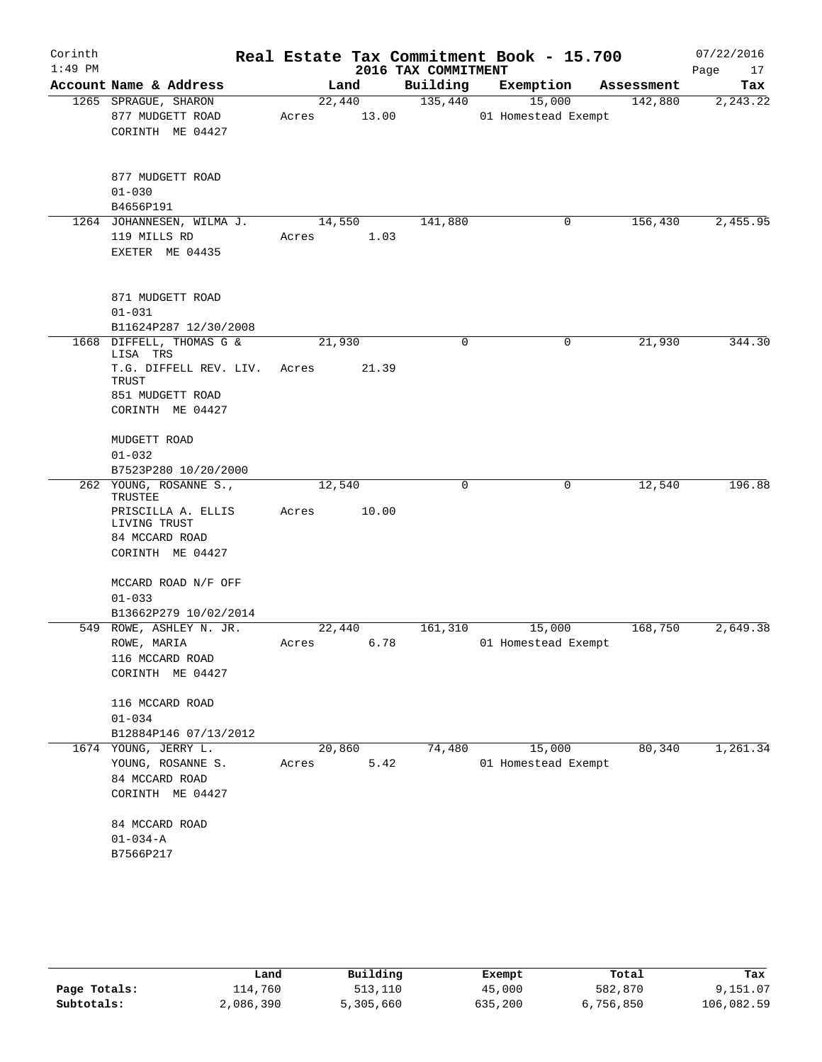Corinth 1:49 PM

# Real Estate Tax Commitment Book - 15.700

2016 TAX COMMITMENT

07/22/2016

| Account Name & Address | Land | Building | Exemption | Assessment | Tax |
|---|---|---|---|---|---|
| 1265 SPRAGUE, SHARON<br>877 MUDGETT ROAD<br>CORINTH ME 04427<br><br>877 MUDGETT ROAD<br>01-030<br>B4656P191 | 22,440<br>Acres 13.00 | 135,440 | 15,000<br>01 Homestead Exempt | 142,880 | 2,243.22 |
| 1264 JOHANNESEN, WILMA J.<br>119 MILLS RD<br>EXETER ME 04435<br><br>871 MUDGETT ROAD<br>01-031<br>B11624P287 12/30/2008 | 14,550<br>Acres 1.03 | 141,880 | 0 | 156,430 | 2,455.95 |
| 1668 DIFFELL, THOMAS G & LISA TRS<br>T.G. DIFFELL REV. LIV. TRUST<br>851 MUDGETT ROAD<br>CORINTH ME 04427<br><br>MUDGETT ROAD<br>01-032<br>B7523P280 10/20/2000 | 21,930<br>Acres 21.39 | 0 | 0 | 21,930 | 344.30 |
| 262 YOUNG, ROSANNE S., TRUSTEE<br>PRISCILLA A. ELLIS LIVING TRUST<br>84 MCCARD ROAD<br>CORINTH ME 04427<br><br>MCCARD ROAD N/F OFF<br>01-033<br>B13662P279 10/02/2014 | 12,540<br>Acres 10.00 | 0 | 0 | 12,540 | 196.88 |
| 549 ROWE, ASHLEY N. JR.<br>ROWE, MARIA<br>116 MCCARD ROAD<br>CORINTH ME 04427<br><br>116 MCCARD ROAD<br>01-034<br>B12884P146 07/13/2012 | 22,440<br>Acres 6.78 | 161,310 | 15,000<br>01 Homestead Exempt | 168,750 | 2,649.38 |
| 1674 YOUNG, JERRY L.<br>YOUNG, ROSANNE S.<br>84 MCCARD ROAD<br>CORINTH ME 04427<br><br>84 MCCARD ROAD<br>01-034-A<br>B7566P217 | 20,860<br>Acres 5.42 | 74,480 | 15,000<br>01 Homestead Exempt | 80,340 | 1,261.34 |

| | Land | Building | Exempt | Total | Tax |
|---|---|---|---|---|---|
| Page Totals: | 114,760 | 513,110 | 45,000 | 582,870 | 9,151.07 |
| Subtotals: | 2,086,390 | 5,305,660 | 635,200 | 6,756,850 | 106,082.59 |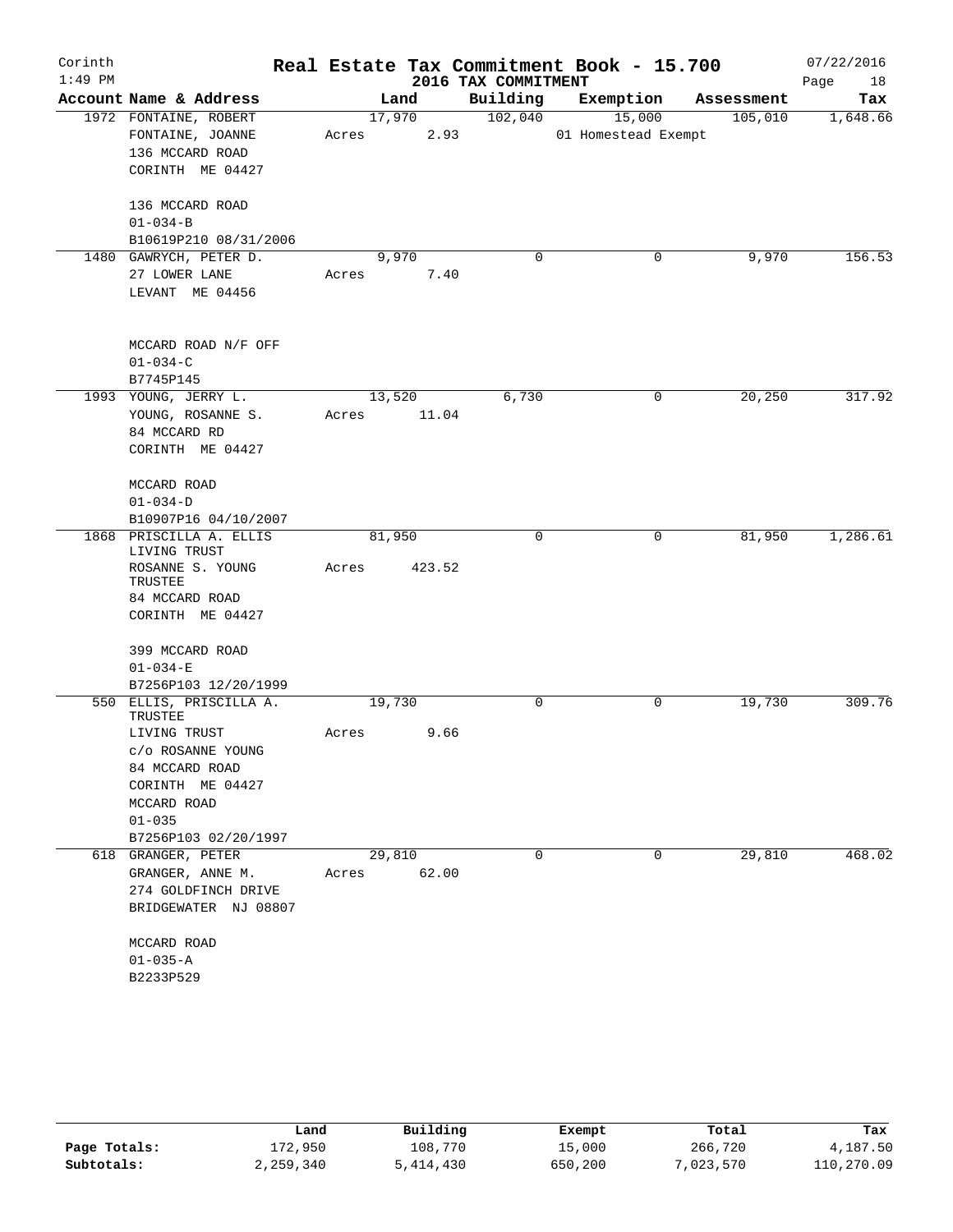Corinth 1:49 PM

# Real Estate Tax Commitment Book - 15.700

## 2016 TAX COMMITMENT

07/22/2016

| Account Name & Address | Land | Building | Exemption | Assessment | Tax |
|---|---|---|---|---|---|
| 1972 FONTAINE, ROBERT<br>FONTAINE, JOANNE<br>136 MCCARD ROAD<br>CORINTH ME 04427<br><br>136 MCCARD ROAD<br>01-034-B<br>B10619P210 08/31/2006 | 17,970<br>Acres 2.93 | 102,040 | 15,000<br>01 Homestead Exempt | 105,010 | 1,648.66 |
| 1480 GAWRYCH, PETER D.<br>27 LOWER LANE<br>LEVANT ME 04456<br><br>MCCARD ROAD N/F OFF<br>01-034-C<br>B7745P145 | 9,970<br>Acres 7.40 | 0 | 0 | 9,970 | 156.53 |
| 1993 YOUNG, JERRY L.<br>YOUNG, ROSANNE S.<br>84 MCCARD RD<br>CORINTH ME 04427<br><br>MCCARD ROAD<br>01-034-D<br>B10907P16 04/10/2007 | 13,520<br>Acres 11.04 | 6,730 | 0 | 20,250 | 317.92 |
| 1868 PRISCILLA A. ELLIS LIVING TRUST<br>ROSANNE S. YOUNG TRUSTEE<br>84 MCCARD ROAD<br>CORINTH ME 04427<br><br>399 MCCARD ROAD<br>01-034-E<br>B7256P103 12/20/1999 | 81,950<br>Acres 423.52 | 0 | 0 | 81,950 | 1,286.61 |
| 550 ELLIS, PRISCILLA A. TRUSTEE<br>LIVING TRUST<br>c/o ROSANNE YOUNG<br>84 MCCARD ROAD<br>CORINTH ME 04427<br>MCCARD ROAD<br>01-035<br>B7256P103 02/20/1997 | 19,730<br>Acres 9.66 | 0 | 0 | 19,730 | 309.76 |
| 618 GRANGER, PETER<br>GRANGER, ANNE M.<br>274 GOLDFINCH DRIVE<br>BRIDGEWATER NJ 08807<br><br>MCCARD ROAD<br>01-035-A<br>B2233P529 | 29,810<br>Acres 62.00 | 0 | 0 | 29,810 | 468.02 |

| | Land | Building | Exempt | Total | Tax |
|---|---|---|---|---|---|
| Page Totals: | 172,950 | 108,770 | 15,000 | 266,720 | 4,187.50 |
| Subtotals: | 2,259,340 | 5,414,430 | 650,200 | 7,023,570 | 110,270.09 |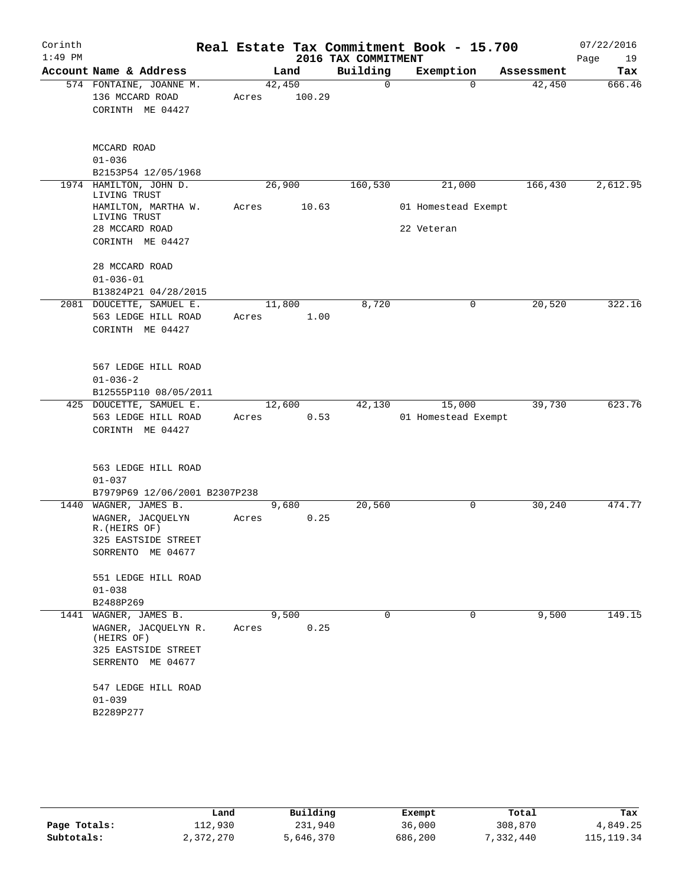Corinth 1:49 PM

# Real Estate Tax Commitment Book - 15.700

## 2016 TAX COMMITMENT

07/22/2016

| Account Name & Address | Land | Building | Exemption | Assessment | Tax |
|---|---|---|---|---|---|
| 574 FONTAINE, JOANNE M.<br>136 MCCARD ROAD<br>CORINTH ME 04427<br><br>MCCARD ROAD<br>01-036<br>B2153P54 12/05/1968 | 42,450<br>Acres 100.29 | 0 | 0 | 42,450 | 666.46 |
| 1974 HAMILTON, JOHN D. LIVING TRUST<br>HAMILTON, MARTHA W. LIVING TRUST<br>28 MCCARD ROAD<br>CORINTH ME 04427<br><br>28 MCCARD ROAD<br>01-036-01<br>B13824P21 04/28/2015 | 26,900<br>Acres 10.63 | 160,530 | 21,000<br>01 Homestead Exempt<br>22 Veteran | 166,430 | 2,612.95 |
| 2081 DOUCETTE, SAMUEL E.<br>563 LEDGE HILL ROAD<br>CORINTH ME 04427<br><br>567 LEDGE HILL ROAD<br>01-036-2<br>B12555P110 08/05/2011 | 11,800<br>Acres 1.00 | 8,720 | 0 | 20,520 | 322.16 |
| 425 DOUCETTE, SAMUEL E.<br>563 LEDGE HILL ROAD<br>CORINTH ME 04427<br><br>563 LEDGE HILL ROAD<br>01-037<br>B7979P69 12/06/2001 B2307P238 | 12,600<br>Acres 0.53 | 42,130 | 15,000<br>01 Homestead Exempt | 39,730 | 623.76 |
| 1440 WAGNER, JAMES B.<br>WAGNER, JACQUELYN R.(HEIRS OF)<br>325 EASTSIDE STREET<br>SORRENTO ME 04677<br><br>551 LEDGE HILL ROAD<br>01-038<br>B2488P269 | 9,680<br>Acres 0.25 | 20,560 | 0 | 30,240 | 474.77 |
| 1441 WAGNER, JAMES B.<br>WAGNER, JACQUELYN R. (HEIRS OF)<br>325 EASTSIDE STREET<br>SERRENTO ME 04677<br><br>547 LEDGE HILL ROAD<br>01-039<br>B2289P277 | 9,500<br>Acres 0.25 | 0 | 0 | 9,500 | 149.15 |

| | Land | Building | Exempt | Total | Tax |
|---|---|---|---|---|---|
| Page Totals: | 112,930 | 231,940 | 36,000 | 308,870 | 4,849.25 |
| Subtotals: | 2,372,270 | 5,646,370 | 686,200 | 7,332,440 | 115,119.34 |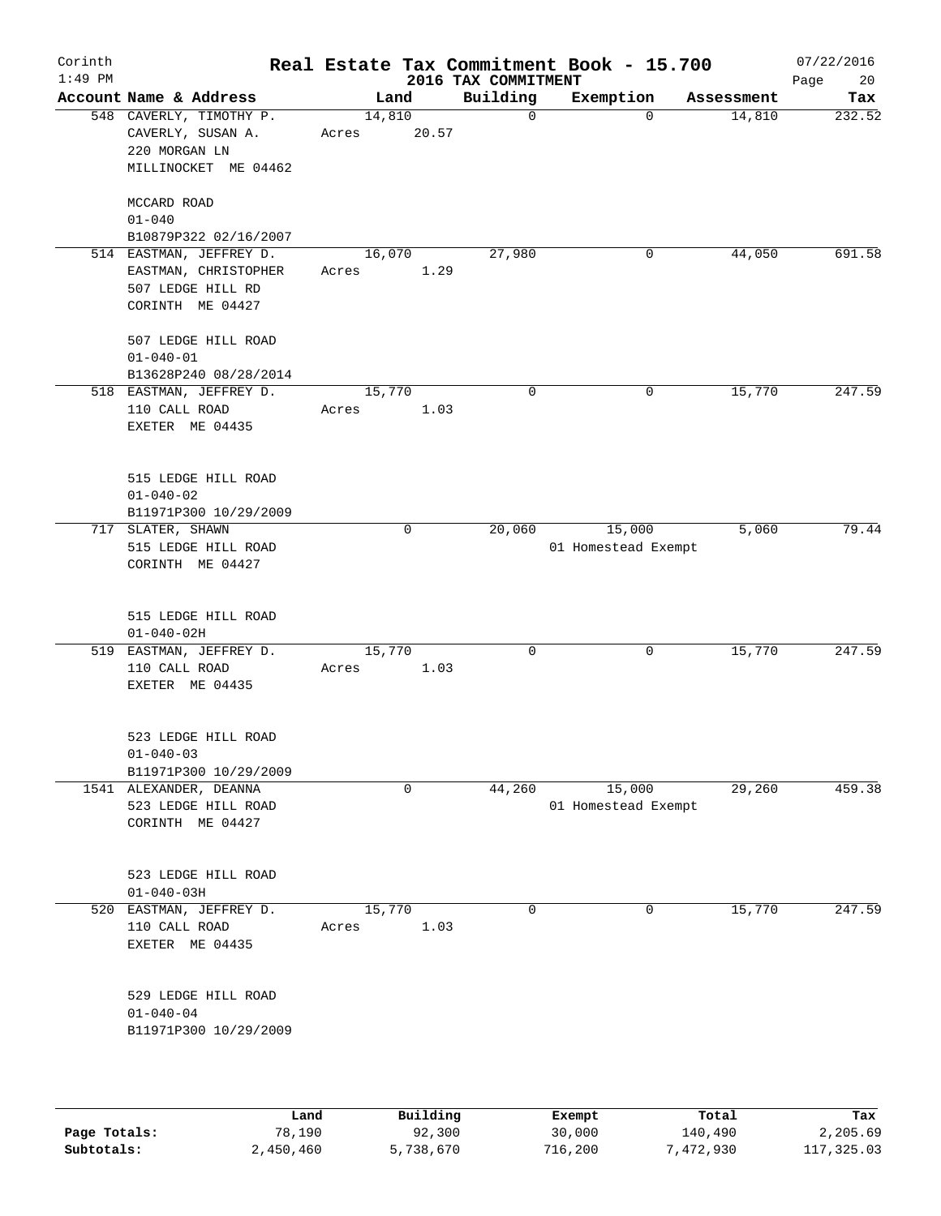# Real Estate Tax Commitment Book - 15.700

Corinth 1:49 PM — 2016 TAX COMMITMENT — 07/22/2016

| Account Name & Address | Land | Building | Exemption | Assessment | Tax |
|---|---|---|---|---|---|
| 548 CAVERLY, TIMOTHY P.<br>CAVERLY, SUSAN A.<br>220 MORGAN LN<br>MILLINOCKET ME 04462<br><br>MCCARD ROAD<br>01-040<br>B10879P322 02/16/2007 | 14,810<br>Acres 20.57 | 0 | 0 | 14,810 | 232.52 |
| 514 EASTMAN, JEFFREY D.<br>EASTMAN, CHRISTOPHER<br>507 LEDGE HILL RD<br>CORINTH ME 04427<br><br>507 LEDGE HILL ROAD<br>01-040-01<br>B13628P240 08/28/2014 | 16,070<br>Acres 1.29 | 27,980 | 0 | 44,050 | 691.58 |
| 518 EASTMAN, JEFFREY D.<br>110 CALL ROAD<br>EXETER ME 04435<br><br>515 LEDGE HILL ROAD<br>01-040-02<br>B11971P300 10/29/2009 | 15,770<br>Acres 1.03 | 0 | 0 | 15,770 | 247.59 |
| 717 SLATER, SHAWN<br>515 LEDGE HILL ROAD<br>CORINTH ME 04427<br><br>515 LEDGE HILL ROAD<br>01-040-02H | 0 | 20,060 | 15,000<br>01 Homestead Exempt | 5,060 | 79.44 |
| 519 EASTMAN, JEFFREY D.<br>110 CALL ROAD<br>EXETER ME 04435<br><br>523 LEDGE HILL ROAD<br>01-040-03<br>B11971P300 10/29/2009 | 15,770<br>Acres 1.03 | 0 | 0 | 15,770 | 247.59 |
| 1541 ALEXANDER, DEANNA<br>523 LEDGE HILL ROAD<br>CORINTH ME 04427<br><br>523 LEDGE HILL ROAD<br>01-040-03H | 0 | 44,260 | 15,000<br>01 Homestead Exempt | 29,260 | 459.38 |
| 520 EASTMAN, JEFFREY D.<br>110 CALL ROAD<br>EXETER ME 04435<br><br>529 LEDGE HILL ROAD<br>01-040-04<br>B11971P300 10/29/2009 | 15,770<br>Acres 1.03 | 0 | 0 | 15,770 | 247.59 |

| | Land | Building | Exempt | Total | Tax |
|---|---|---|---|---|---|
| Page Totals: | 78,190 | 92,300 | 30,000 | 140,490 | 2,205.69 |
| Subtotals: | 2,450,460 | 5,738,670 | 716,200 | 7,472,930 | 117,325.03 |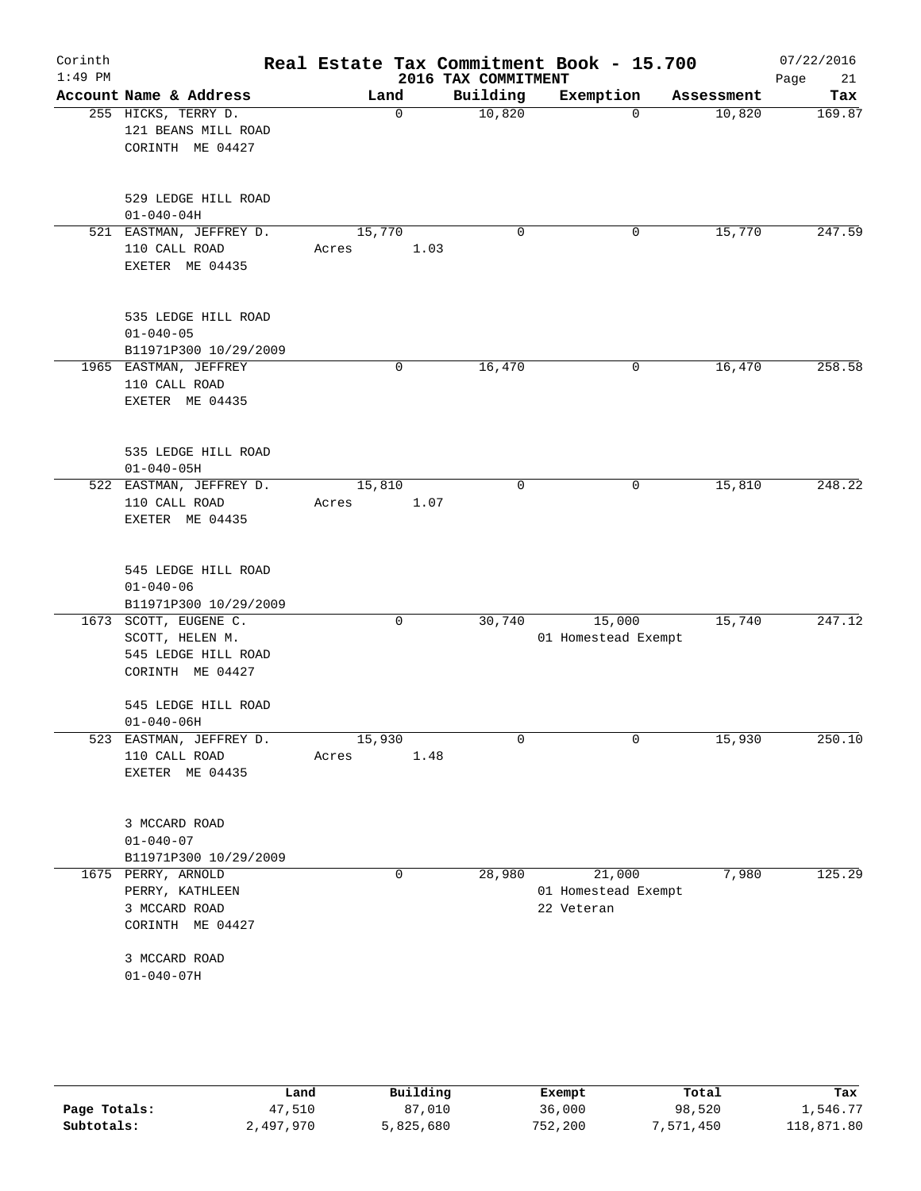# Real Estate Tax Commitment Book - 15.700

Corinth 1:49 PM — 2016 TAX COMMITMENT — 07/22/2016

| Account Name & Address | Land | Building | Exemption | Assessment | Tax |
|---|---|---|---|---|---|
| 255 HICKS, TERRY D.<br>121 BEANS MILL ROAD<br>CORINTH ME 04427<br><br>529 LEDGE HILL ROAD<br>01-040-04H | 0 | 10,820 | 0 | 10,820 | 169.87 |
| 521 EASTMAN, JEFFREY D.<br>110 CALL ROAD<br>EXETER ME 04435<br><br>535 LEDGE HILL ROAD<br>01-040-05<br>B11971P300 10/29/2009 | 15,770<br>Acres 1.03 | 0 | 0 | 15,770 | 247.59 |
| 1965 EASTMAN, JEFFREY<br>110 CALL ROAD<br>EXETER ME 04435<br><br>535 LEDGE HILL ROAD<br>01-040-05H | 0 | 16,470 | 0 | 16,470 | 258.58 |
| 522 EASTMAN, JEFFREY D.<br>110 CALL ROAD<br>EXETER ME 04435<br><br>545 LEDGE HILL ROAD<br>01-040-06<br>B11971P300 10/29/2009 | 15,810<br>Acres 1.07 | 0 | 0 | 15,810 | 248.22 |
| 1673 SCOTT, EUGENE C.<br>SCOTT, HELEN M.<br>545 LEDGE HILL ROAD<br>CORINTH ME 04427<br><br>545 LEDGE HILL ROAD<br>01-040-06H | 0 | 30,740 | 15,000<br>01 Homestead Exempt | 15,740 | 247.12 |
| 523 EASTMAN, JEFFREY D.<br>110 CALL ROAD<br>EXETER ME 04435<br><br>3 MCCARD ROAD<br>01-040-07<br>B11971P300 10/29/2009 | 15,930<br>Acres 1.48 | 0 | 0 | 15,930 | 250.10 |
| 1675 PERRY, ARNOLD<br>PERRY, KATHLEEN<br>3 MCCARD ROAD<br>CORINTH ME 04427<br><br>3 MCCARD ROAD<br>01-040-07H | 0 | 28,980 | 21,000<br>01 Homestead Exempt<br>22 Veteran | 7,980 | 125.29 |

| | Land | Building | Exempt | Total | Tax |
|---|---|---|---|---|---|
| Page Totals: | 47,510 | 87,010 | 36,000 | 98,520 | 1,546.77 |
| Subtotals: | 2,497,970 | 5,825,680 | 752,200 | 7,571,450 | 118,871.80 |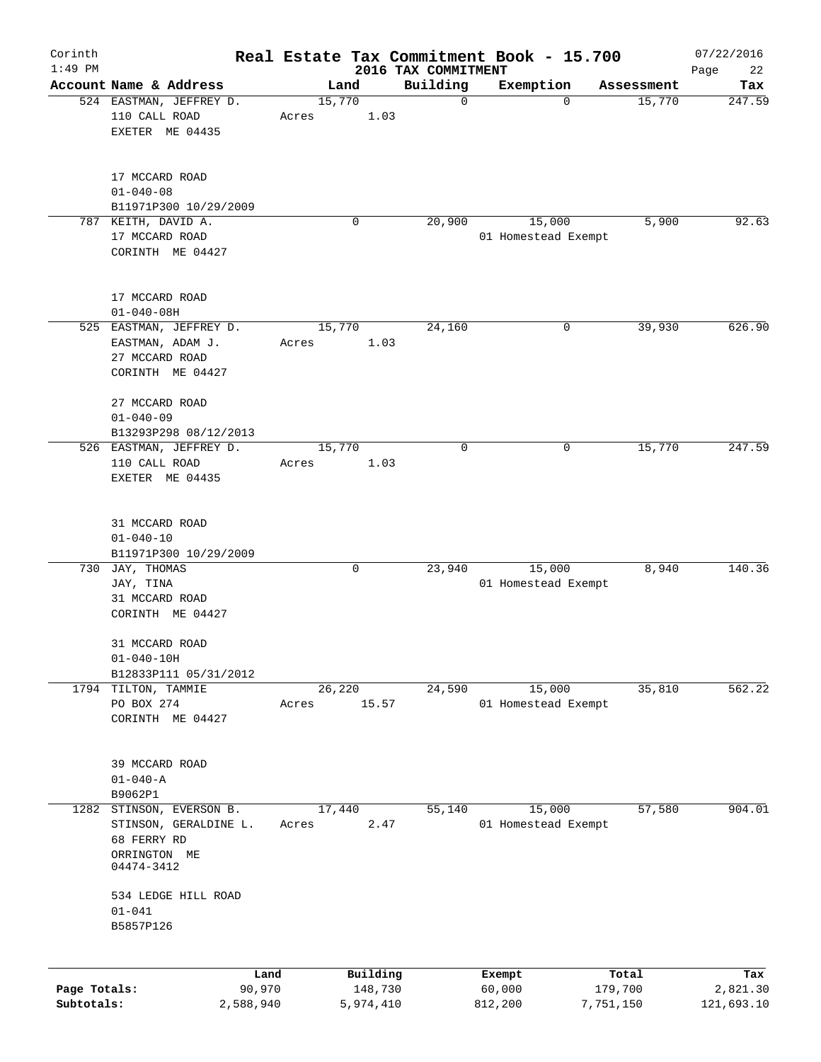# Real Estate Tax Commitment Book - 15.700

Corinth 1:49 PM — 2016 TAX COMMITMENT — 07/22/2016

| Account Name & Address | Land | Building | Exemption | Assessment | Tax |
|---|---|---|---|---|---|
| 524 EASTMAN, JEFFREY D.<br>110 CALL ROAD<br>EXETER ME 04435<br><br>17 MCCARD ROAD<br>01-040-08<br>B11971P300 10/29/2009 | 15,770<br>Acres 1.03 | 0 | 0 | 15,770 | 247.59 |
| 787 KEITH, DAVID A.<br>17 MCCARD ROAD<br>CORINTH ME 04427<br><br>17 MCCARD ROAD<br>01-040-08H | 0 | 20,900 | 15,000<br>01 Homestead Exempt | 5,900 | 92.63 |
| 525 EASTMAN, JEFFREY D.<br>EASTMAN, ADAM J.<br>27 MCCARD ROAD<br>CORINTH ME 04427<br><br>27 MCCARD ROAD<br>01-040-09<br>B13293P298 08/12/2013 | 15,770<br>Acres 1.03 | 24,160 | 0 | 39,930 | 626.90 |
| 526 EASTMAN, JEFFREY D.<br>110 CALL ROAD<br>EXETER ME 04435<br><br>31 MCCARD ROAD<br>01-040-10<br>B11971P300 10/29/2009 | 15,770<br>Acres 1.03 | 0 | 0 | 15,770 | 247.59 |
| 730 JAY, THOMAS<br>JAY, TINA<br>31 MCCARD ROAD<br>CORINTH ME 04427<br><br>31 MCCARD ROAD<br>01-040-10H<br>B12833P111 05/31/2012 | 0 | 23,940 | 15,000<br>01 Homestead Exempt | 8,940 | 140.36 |
| 1794 TILTON, TAMMIE<br>PO BOX 274<br>CORINTH ME 04427<br><br>39 MCCARD ROAD<br>01-040-A<br>B9062P1 | 26,220<br>Acres 15.57 | 24,590 | 15,000<br>01 Homestead Exempt | 35,810 | 562.22 |
| 1282 STINSON, EVERSON B.<br>STINSON, GERALDINE L.<br>68 FERRY RD<br>ORRINGTON ME<br>04474-3412<br><br>534 LEDGE HILL ROAD<br>01-041<br>B5857P126 | 17,440<br>Acres 2.47 | 55,140 | 15,000<br>01 Homestead Exempt | 57,580 | 904.01 |

| | Land | Building | Exempt | Total | Tax |
|---|---|---|---|---|---|
| Page Totals: | 90,970 | 148,730 | 60,000 | 179,700 | 2,821.30 |
| Subtotals: | 2,588,940 | 5,974,410 | 812,200 | 7,751,150 | 121,693.10 |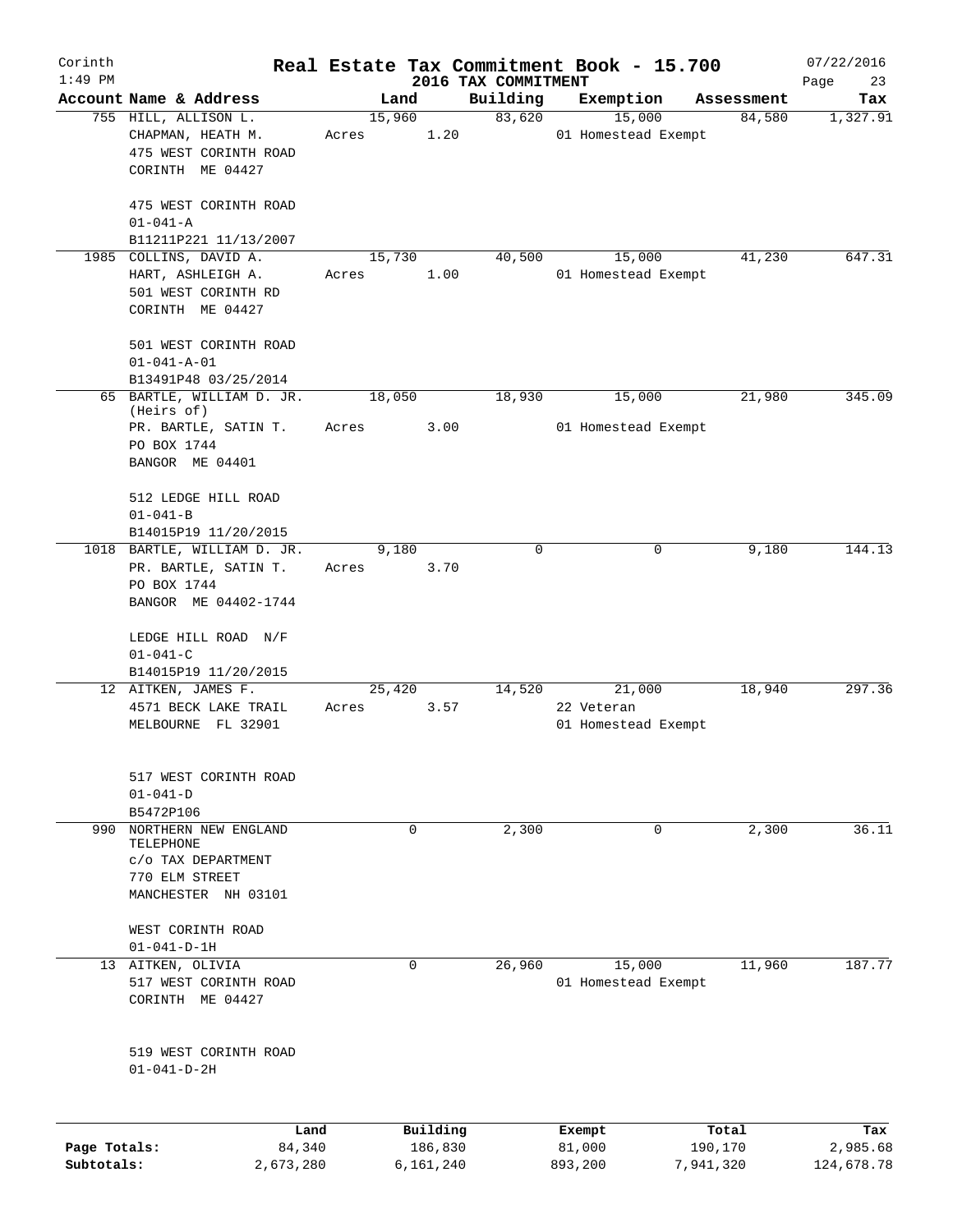# Real Estate Tax Commitment Book - 15.700

Corinth
1:49 PM

## 2016 TAX COMMITMENT

07/22/2016

| Account Name & Address | Land | Building | Exemption | Assessment | Tax |
|---|---|---|---|---|---|
| 755 HILL, ALLISON L.<br>CHAPMAN, HEATH M.<br>475 WEST CORINTH ROAD<br>CORINTH ME 04427<br><br>475 WEST CORINTH ROAD<br>01-041-A<br>B11211P221 11/13/2007 | 15,960<br>Acres 1.20 | 83,620 | 15,000<br>01 Homestead Exempt | 84,580 | 1,327.91 |
| 1985 COLLINS, DAVID A.<br>HART, ASHLEIGH A.<br>501 WEST CORINTH RD<br>CORINTH ME 04427<br><br>501 WEST CORINTH ROAD<br>01-041-A-01<br>B13491P48 03/25/2014 | 15,730<br>Acres 1.00 | 40,500 | 15,000<br>01 Homestead Exempt | 41,230 | 647.31 |
| 65 BARTLE, WILLIAM D. JR. (Heirs of)<br>PR. BARTLE, SATIN T.<br>PO BOX 1744<br>BANGOR ME 04401<br><br>512 LEDGE HILL ROAD<br>01-041-B<br>B14015P19 11/20/2015 | 18,050<br>Acres 3.00 | 18,930 | 15,000<br>01 Homestead Exempt | 21,980 | 345.09 |
| 1018 BARTLE, WILLIAM D. JR.<br>PR. BARTLE, SATIN T.<br>PO BOX 1744<br>BANGOR ME 04402-1744<br><br>LEDGE HILL ROAD N/F<br>01-041-C<br>B14015P19 11/20/2015 | 9,180<br>Acres 3.70 | 0 | 0 | 9,180 | 144.13 |
| 12 AITKEN, JAMES F.<br>4571 BECK LAKE TRAIL<br>MELBOURNE FL 32901<br><br>517 WEST CORINTH ROAD<br>01-041-D<br>B5472P106 | 25,420<br>Acres 3.57 | 14,520 | 21,000<br>22 Veteran<br>01 Homestead Exempt | 18,940 | 297.36 |
| 990 NORTHERN NEW ENGLAND TELEPHONE<br>c/o TAX DEPARTMENT<br>770 ELM STREET<br>MANCHESTER NH 03101<br><br>WEST CORINTH ROAD<br>01-041-D-1H | 0 | 2,300 | 0 | 2,300 | 36.11 |
| 13 AITKEN, OLIVIA<br>517 WEST CORINTH ROAD<br>CORINTH ME 04427<br><br>519 WEST CORINTH ROAD<br>01-041-D-2H | 0 | 26,960 | 15,000<br>01 Homestead Exempt | 11,960 | 187.77 |

| | Land | Building | Exempt | Total | Tax |
|---|---|---|---|---|---|
| Page Totals: | 84,340 | 186,830 | 81,000 | 190,170 | 2,985.68 |
| Subtotals: | 2,673,280 | 6,161,240 | 893,200 | 7,941,320 | 124,678.78 |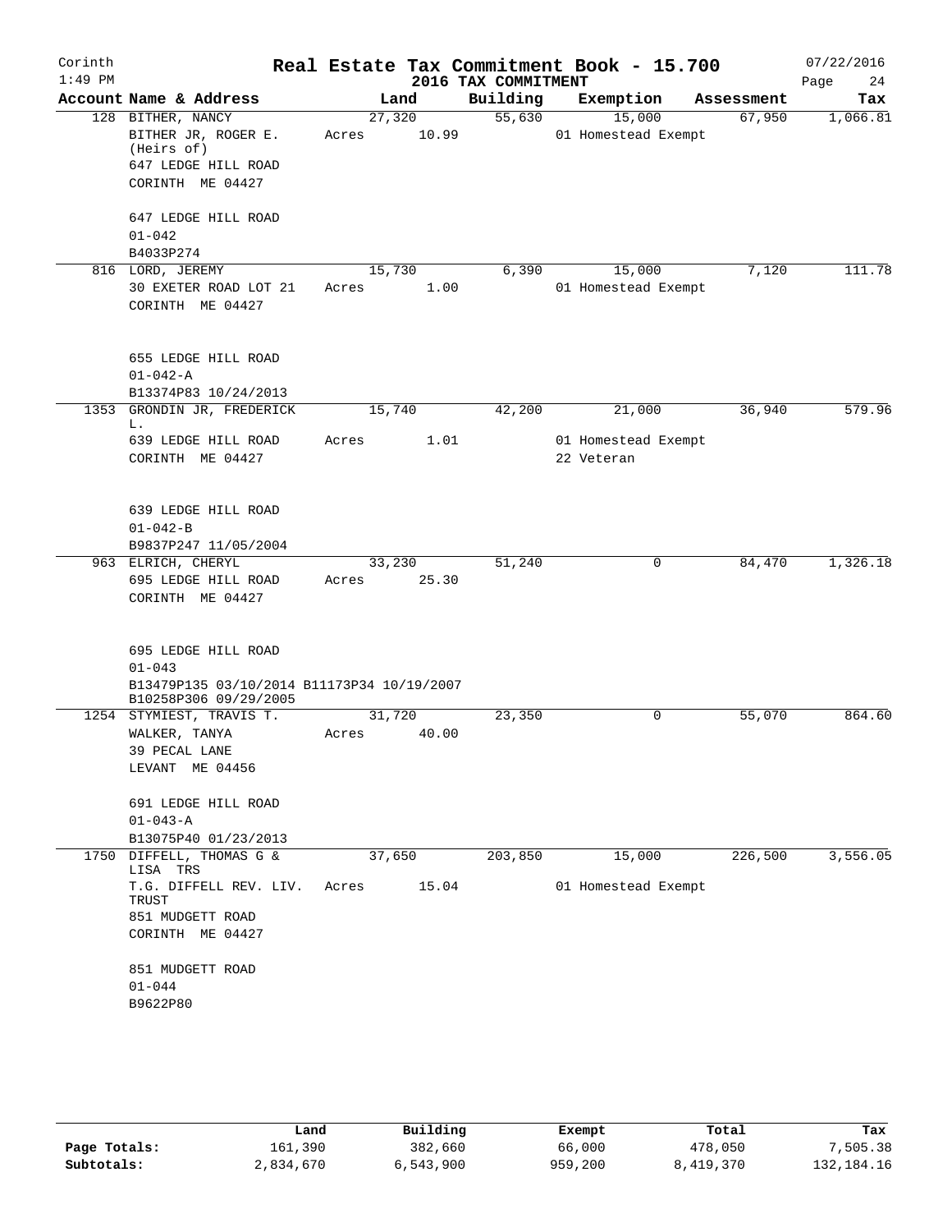Corinth
1:49 PM

# Real Estate Tax Commitment Book - 15.700

2016 TAX COMMITMENT

07/22/2016

| Account Name & Address | Land | Building | Exemption | Assessment | Tax |
|---|---|---|---|---|---|
| 128 BITHER, NANCY<br>BITHER JR, ROGER E. (Heirs of)<br>647 LEDGE HILL ROAD<br>CORINTH ME 04427<br><br>647 LEDGE HILL ROAD<br>01-042<br>B4033P274 | 27,320<br>Acres 10.99 | 55,630 | 15,000<br>01 Homestead Exempt | 67,950 | 1,066.81 |
| 816 LORD, JEREMY<br>30 EXETER ROAD LOT 21<br>CORINTH ME 04427<br><br>655 LEDGE HILL ROAD<br>01-042-A<br>B13374P83 10/24/2013 | 15,730<br>Acres 1.00 | 6,390 | 15,000<br>01 Homestead Exempt | 7,120 | 111.78 |
| 1353 GRONDIN JR, FREDERICK L.<br>639 LEDGE HILL ROAD<br>CORINTH ME 04427<br><br>639 LEDGE HILL ROAD<br>01-042-B<br>B9837P247 11/05/2004 | 15,740<br>Acres 1.01 | 42,200 | 21,000<br>01 Homestead Exempt<br>22 Veteran | 36,940 | 579.96 |
| 963 ELRICH, CHERYL<br>695 LEDGE HILL ROAD<br>CORINTH ME 04427<br><br>695 LEDGE HILL ROAD<br>01-043<br>B13479P135 03/10/2014 B11173P34 10/19/2007<br>B10258P306 09/29/2005 | 33,230<br>Acres 25.30 | 51,240 | 0 | 84,470 | 1,326.18 |
| 1254 STYMIEST, TRAVIS T.<br>WALKER, TANYA<br>39 PECAL LANE<br>LEVANT ME 04456<br><br>691 LEDGE HILL ROAD<br>01-043-A<br>B13075P40 01/23/2013 | 31,720<br>Acres 40.00 | 23,350 | 0 | 55,070 | 864.60 |
| 1750 DIFFELL, THOMAS G & LISA TRS<br>T.G. DIFFELL REV. LIV. TRUST<br>851 MUDGETT ROAD<br>CORINTH ME 04427<br><br>851 MUDGETT ROAD<br>01-044<br>B9622P80 | 37,650<br>Acres 15.04 | 203,850 | 15,000<br>01 Homestead Exempt | 226,500 | 3,556.05 |

| | Land | Building | Exempt | Total | Tax |
|---|---|---|---|---|---|
| Page Totals: | 161,390 | 382,660 | 66,000 | 478,050 | 7,505.38 |
| Subtotals: | 2,834,670 | 6,543,900 | 959,200 | 8,419,370 | 132,184.16 |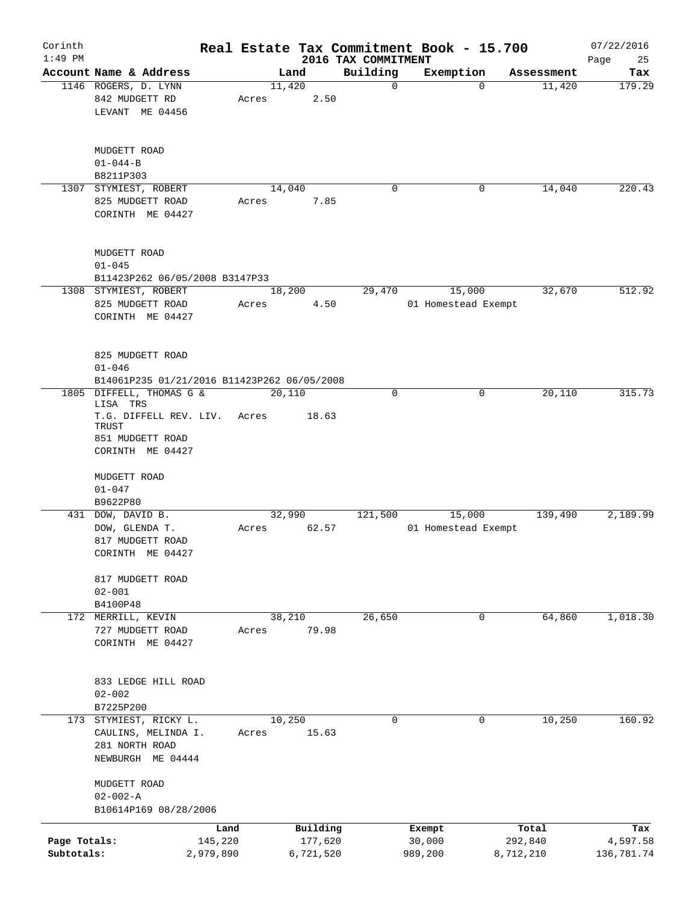# Real Estate Tax Commitment Book - 15.700

Corinth 1:49 PM — 2016 TAX COMMITMENT — 07/22/2016

| Account Name & Address | Land | Building | Exemption | Assessment | Tax |
|---|---|---|---|---|---|
| 1146 ROGERS, D. LYNN<br>842 MUDGETT RD<br>LEVANT ME 04456<br><br>MUDGETT ROAD<br>01-044-B<br>B8211P303 | 11,420<br>Acres 2.50 | 0 | 0 | 11,420 | 179.29 |
| 1307 STYMIEST, ROBERT<br>825 MUDGETT ROAD<br>CORINTH ME 04427<br><br>MUDGETT ROAD<br>01-045<br>B11423P262 06/05/2008 B3147P33 | 14,040<br>Acres 7.85 | 0 | 0 | 14,040 | 220.43 |
| 1308 STYMIEST, ROBERT<br>825 MUDGETT ROAD<br>CORINTH ME 04427<br><br>825 MUDGETT ROAD<br>01-046<br>B14061P235 01/21/2016 B11423P262 06/05/2008 | 18,200<br>Acres 4.50 | 29,470 | 15,000<br>01 Homestead Exempt | 32,670 | 512.92 |
| 1805 DIFFELL, THOMAS G & LISA TRS<br>T.G. DIFFELL REV. LIV. TRUST<br>851 MUDGETT ROAD<br>CORINTH ME 04427<br><br>MUDGETT ROAD<br>01-047<br>B9622P80 | 20,110<br>Acres 18.63 | 0 | 0 | 20,110 | 315.73 |
| 431 DOW, DAVID B.<br>DOW, GLENDA T.<br>817 MUDGETT ROAD<br>CORINTH ME 04427<br><br>817 MUDGETT ROAD<br>02-001<br>B4100P48 | 32,990<br>Acres 62.57 | 121,500 | 15,000<br>01 Homestead Exempt | 139,490 | 2,189.99 |
| 172 MERRILL, KEVIN<br>727 MUDGETT ROAD<br>CORINTH ME 04427<br><br>833 LEDGE HILL ROAD<br>02-002<br>B7225P200 | 38,210<br>Acres 79.98 | 26,650 | 0 | 64,860 | 1,018.30 |
| 173 STYMIEST, RICKY L.<br>CAULINS, MELINDA I.<br>281 NORTH ROAD<br>NEWBURGH ME 04444<br><br>MUDGETT ROAD<br>02-002-A<br>B10614P169 08/28/2006 | 10,250<br>Acres 15.63 | 0 | 0 | 10,250 | 160.92 |

| | Land | Building | Exempt | Total | Tax |
|---|---|---|---|---|---|
| Page Totals: | 145,220 | 177,620 | 30,000 | 292,840 | 4,597.58 |
| Subtotals: | 2,979,890 | 6,721,520 | 989,200 | 8,712,210 | 136,781.74 |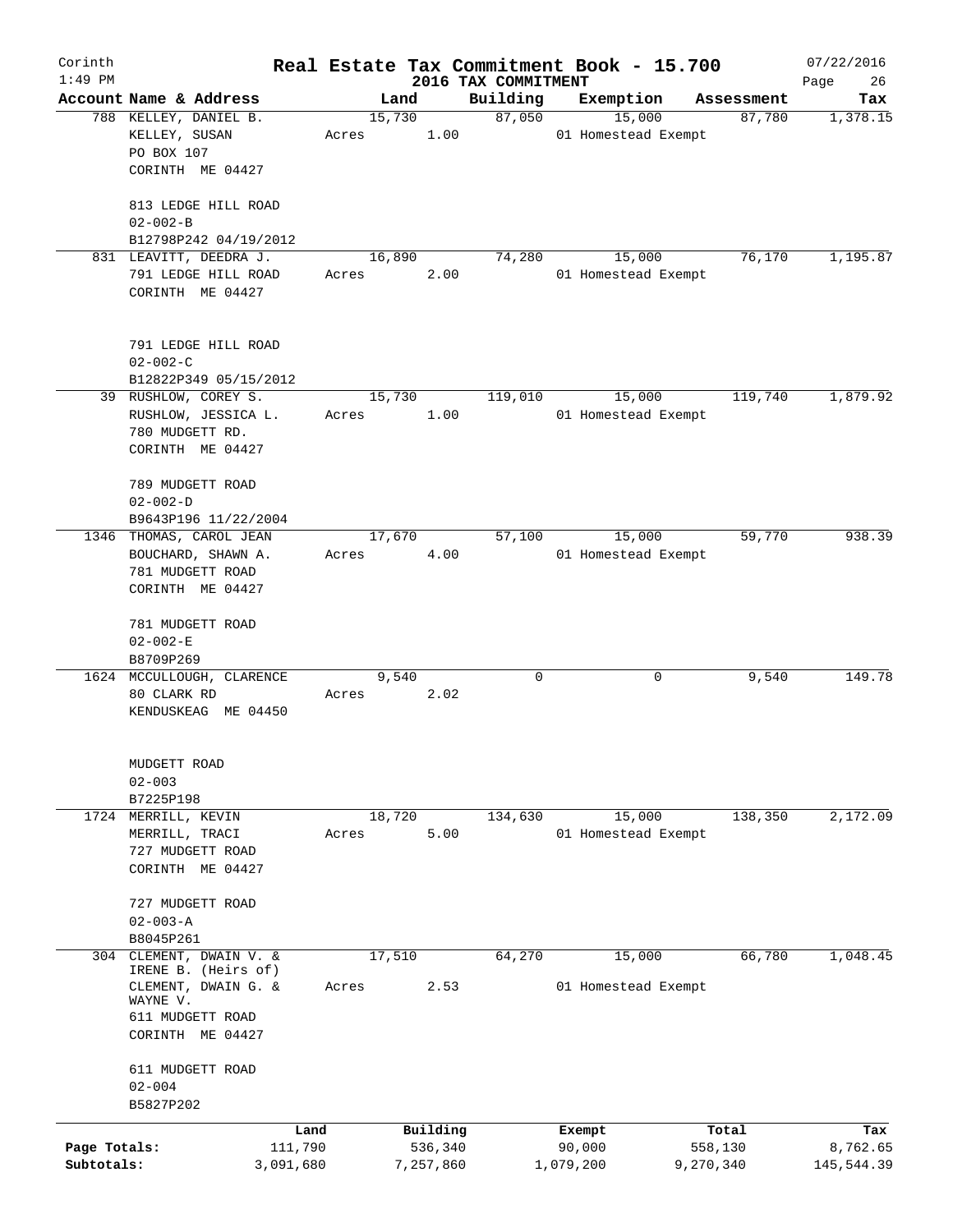# Corinth — Real Estate Tax Commitment Book - 15.700

2016 TAX COMMITMENT

1:49 PM — 07/22/2016

| Account | Name & Address | Land | Building | Exemption | Assessment | Tax |
|---|---|---|---|---|---|---|
| 788 | KELLEY, DANIEL B.<br>KELLEY, SUSAN<br>PO BOX 107<br>CORINTH ME 04427<br><br>813 LEDGE HILL ROAD<br>02-002-B<br>B12798P242 04/19/2012 | 15,730<br>Acres 1.00 | 87,050 | 15,000<br>01 Homestead Exempt | 87,780 | 1,378.15 |
| 831 | LEAVITT, DEEDRA J.<br>791 LEDGE HILL ROAD<br>CORINTH ME 04427<br><br>791 LEDGE HILL ROAD<br>02-002-C<br>B12822P349 05/15/2012 | 16,890<br>Acres 2.00 | 74,280 | 15,000<br>01 Homestead Exempt | 76,170 | 1,195.87 |
| 39 | RUSHLOW, COREY S.<br>RUSHLOW, JESSICA L.<br>780 MUDGETT RD.<br>CORINTH ME 04427<br><br>789 MUDGETT ROAD<br>02-002-D<br>B9643P196 11/22/2004 | 15,730<br>Acres 1.00 | 119,010 | 15,000<br>01 Homestead Exempt | 119,740 | 1,879.92 |
| 1346 | THOMAS, CAROL JEAN<br>BOUCHARD, SHAWN A.<br>781 MUDGETT ROAD<br>CORINTH ME 04427<br><br>781 MUDGETT ROAD<br>02-002-E<br>B8709P269 | 17,670<br>Acres 4.00 | 57,100 | 15,000<br>01 Homestead Exempt | 59,770 | 938.39 |
| 1624 | MCCULLOUGH, CLARENCE<br>80 CLARK RD<br>KENDUSKEAG ME 04450<br><br>MUDGETT ROAD<br>02-003<br>B7225P198 | 9,540<br>Acres 2.02 | 0 | 0 | 9,540 | 149.78 |
| 1724 | MERRILL, KEVIN<br>MERRILL, TRACI<br>727 MUDGETT ROAD<br>CORINTH ME 04427<br><br>727 MUDGETT ROAD<br>02-003-A<br>B8045P261 | 18,720<br>Acres 5.00 | 134,630 | 15,000<br>01 Homestead Exempt | 138,350 | 2,172.09 |
| 304 | CLEMENT, DWAIN V. &<br>IRENE B. (Heirs of)<br>CLEMENT, DWAIN G. &<br>WAYNE V.<br>611 MUDGETT ROAD<br>CORINTH ME 04427<br><br>611 MUDGETT ROAD<br>02-004<br>B5827P202 | 17,510<br>Acres 2.53 | 64,270 | 15,000<br>01 Homestead Exempt | 66,780 | 1,048.45 |

| | Land | Building | Exempt | Total | Tax |
|---|---|---|---|---|---|
| Page Totals: | 111,790 | 536,340 | 90,000 | 558,130 | 8,762.65 |
| Subtotals: | 3,091,680 | 7,257,860 | 1,079,200 | 9,270,340 | 145,544.39 |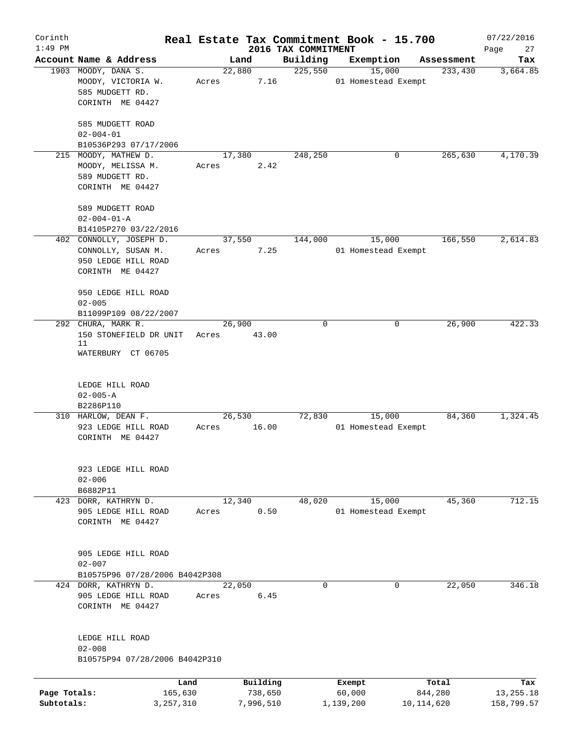# Real Estate Tax Commitment Book - 15.700

Corinth
1:49 PM

2016 TAX COMMITMENT

07/22/2016

| Account Name & Address | Land | Building | Exemption | Assessment | Tax |
|---|---|---|---|---|---|
| 1903 MOODY, DANA S.<br>MOODY, VICTORIA W.<br>585 MUDGETT RD.<br>CORINTH ME 04427<br><br>585 MUDGETT ROAD<br>02-004-01<br>B10536P293 07/17/2006 | 22,880<br>Acres 7.16 | 225,550 | 15,000<br>01 Homestead Exempt | 233,430 | 3,664.85 |
| 215 MOODY, MATHEW D.<br>MOODY, MELISSA M.<br>589 MUDGETT RD.<br>CORINTH ME 04427<br><br>589 MUDGETT ROAD<br>02-004-01-A<br>B14105P270 03/22/2016 | 17,380<br>Acres 2.42 | 248,250 | 0 | 265,630 | 4,170.39 |
| 402 CONNOLLY, JOSEPH D.<br>CONNOLLY, SUSAN M.<br>950 LEDGE HILL ROAD<br>CORINTH ME 04427<br><br>950 LEDGE HILL ROAD<br>02-005<br>B11099P109 08/22/2007 | 37,550<br>Acres 7.25 | 144,000 | 15,000<br>01 Homestead Exempt | 166,550 | 2,614.83 |
| 292 CHURA, MARK R.<br>150 STONEFIELD DR UNIT 11<br>WATERBURY CT 06705<br><br>LEDGE HILL ROAD<br>02-005-A<br>B2286P110 | 26,900<br>Acres 43.00 | 0 | 0 | 26,900 | 422.33 |
| 310 HARLOW, DEAN F.<br>923 LEDGE HILL ROAD<br>CORINTH ME 04427<br><br>923 LEDGE HILL ROAD<br>02-006<br>B6882P11 | 26,530<br>Acres 16.00 | 72,830 | 15,000<br>01 Homestead Exempt | 84,360 | 1,324.45 |
| 423 DORR, KATHRYN D.<br>905 LEDGE HILL ROAD<br>CORINTH ME 04427<br><br>905 LEDGE HILL ROAD<br>02-007<br>B10575P96 07/28/2006 B4042P308 | 12,340<br>Acres 0.50 | 48,020 | 15,000<br>01 Homestead Exempt | 45,360 | 712.15 |
| 424 DORR, KATHRYN D.<br>905 LEDGE HILL ROAD<br>CORINTH ME 04427<br><br>LEDGE HILL ROAD<br>02-008<br>B10575P94 07/28/2006 B4042P310 | 22,050<br>Acres 6.45 | 0 | 0 | 22,050 | 346.18 |

| | Land | Building | Exempt | Total | Tax |
|---|---|---|---|---|---|
| Page Totals: | 165,630 | 738,650 | 60,000 | 844,280 | 13,255.18 |
| Subtotals: | 3,257,310 | 7,996,510 | 1,139,200 | 10,114,620 | 158,799.57 |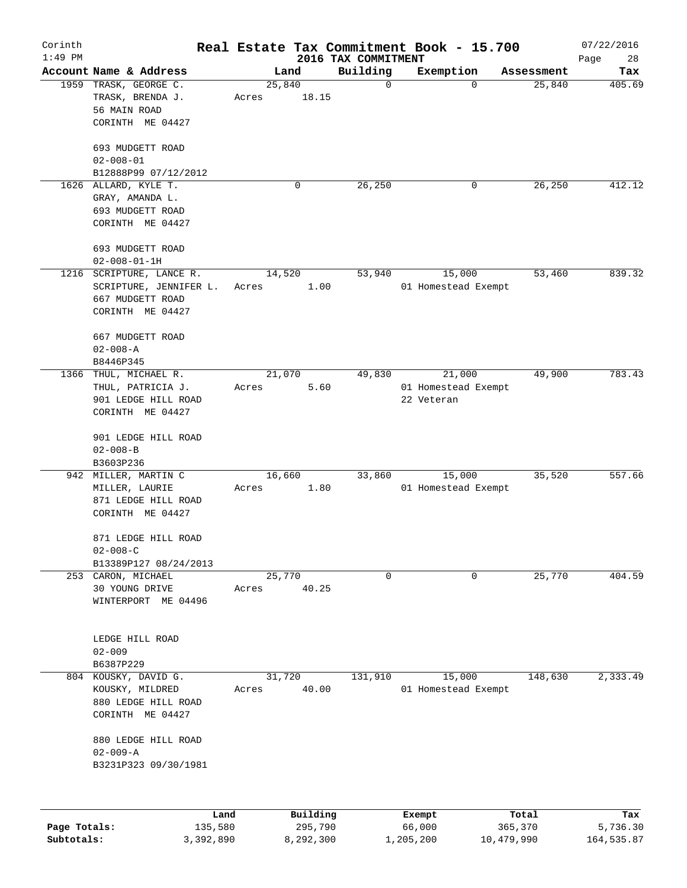# Real Estate Tax Commitment Book - 15.700

Corinth 1:49 PM — 2016 TAX COMMITMENT — 07/22/2016

| Account | Name & Address | Land | Building | Exemption | Assessment | Tax |
|---|---|---|---|---|---|---|
| 1959 | TRASK, GEORGE C.<br>TRASK, BRENDA J.<br>56 MAIN ROAD<br>CORINTH ME 04427<br><br>693 MUDGETT ROAD<br>02-008-01<br>B12888P99 07/12/2012 | 25,840<br>Acres 18.15 | 0 | 0 | 25,840 | 405.69 |
| 1626 | ALLARD, KYLE T.<br>GRAY, AMANDA L.<br>693 MUDGETT ROAD<br>CORINTH ME 04427<br><br>693 MUDGETT ROAD<br>02-008-01-1H | 0 | 26,250 | 0 | 26,250 | 412.12 |
| 1216 | SCRIPTURE, LANCE R.<br>SCRIPTURE, JENNIFER L.<br>667 MUDGETT ROAD<br>CORINTH ME 04427<br><br>667 MUDGETT ROAD<br>02-008-A<br>B8446P345 | 14,520<br>Acres 1.00 | 53,940 | 15,000<br>01 Homestead Exempt | 53,460 | 839.32 |
| 1366 | THUL, MICHAEL R.<br>THUL, PATRICIA J.<br>901 LEDGE HILL ROAD<br>CORINTH ME 04427<br><br>901 LEDGE HILL ROAD<br>02-008-B<br>B3603P236 | 21,070<br>Acres 5.60 | 49,830 | 21,000<br>01 Homestead Exempt<br>22 Veteran | 49,900 | 783.43 |
| 942 | MILLER, MARTIN C<br>MILLER, LAURIE<br>871 LEDGE HILL ROAD<br>CORINTH ME 04427<br><br>871 LEDGE HILL ROAD<br>02-008-C<br>B13389P127 08/24/2013 | 16,660<br>Acres 1.80 | 33,860 | 15,000<br>01 Homestead Exempt | 35,520 | 557.66 |
| 253 | CARON, MICHAEL<br>30 YOUNG DRIVE<br>WINTERPORT ME 04496<br><br>LEDGE HILL ROAD<br>02-009<br>B6387P229 | 25,770<br>Acres 40.25 | 0 | 0 | 25,770 | 404.59 |
| 804 | KOUSKY, DAVID G.<br>KOUSKY, MILDRED<br>880 LEDGE HILL ROAD<br>CORINTH ME 04427<br><br>880 LEDGE HILL ROAD<br>02-009-A<br>B3231P323 09/30/1981 | 31,720<br>Acres 40.00 | 131,910 | 15,000<br>01 Homestead Exempt | 148,630 | 2,333.49 |

| | Land | Building | Exempt | Total | Tax |
|---|---|---|---|---|---|
| Page Totals: | 135,580 | 295,790 | 66,000 | 365,370 | 5,736.30 |
| Subtotals: | 3,392,890 | 8,292,300 | 1,205,200 | 10,479,990 | 164,535.87 |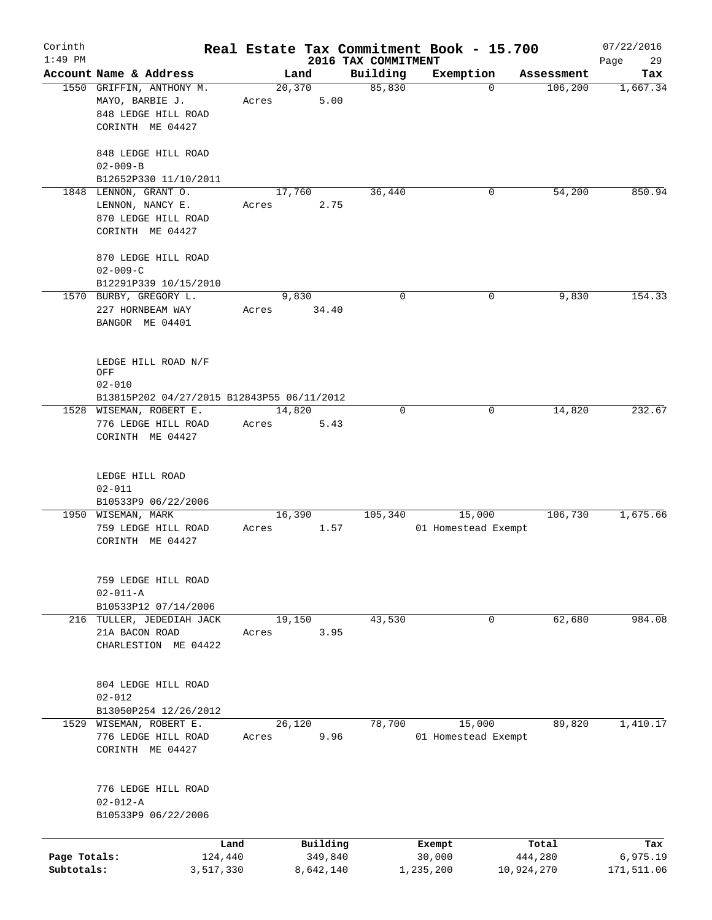Corinth 1:49 PM — Real Estate Tax Commitment Book - 15.700 — 2016 TAX COMMITMENT — 07/22/2016

| Account Name & Address | Land | Building | Exemption | Assessment | Tax |
|---|---|---|---|---|---|
| 1550 GRIFFIN, ANTHONY M.<br>MAYO, BARBIE J.<br>848 LEDGE HILL ROAD<br>CORINTH ME 04427<br><br>848 LEDGE HILL ROAD<br>02-009-B<br>B12652P330 11/10/2011 | 20,370<br>Acres 5.00 | 85,830 | 0 | 106,200 | 1,667.34 |
| 1848 LENNON, GRANT O.<br>LENNON, NANCY E.<br>870 LEDGE HILL ROAD<br>CORINTH ME 04427<br><br>870 LEDGE HILL ROAD<br>02-009-C<br>B12291P339 10/15/2010 | 17,760<br>Acres 2.75 | 36,440 | 0 | 54,200 | 850.94 |
| 1570 BURBY, GREGORY L.<br>227 HORNBEAM WAY<br>BANGOR ME 04401<br><br>LEDGE HILL ROAD N/F<br>OFF<br>02-010<br>B13815P202 04/27/2015 B12843P55 06/11/2012 | 9,830<br>Acres 34.40 | 0 | 0 | 9,830 | 154.33 |
| 1528 WISEMAN, ROBERT E.<br>776 LEDGE HILL ROAD<br>CORINTH ME 04427<br><br>LEDGE HILL ROAD<br>02-011<br>B10533P9 06/22/2006 | 14,820<br>Acres 5.43 | 0 | 0 | 14,820 | 232.67 |
| 1950 WISEMAN, MARK<br>759 LEDGE HILL ROAD<br>CORINTH ME 04427<br><br>759 LEDGE HILL ROAD<br>02-011-A<br>B10533P12 07/14/2006 | 16,390<br>Acres 1.57 | 105,340 | 15,000<br>01 Homestead Exempt | 106,730 | 1,675.66 |
| 216 TULLER, JEDEDIAH JACK<br>21A BACON ROAD<br>CHARLESTION ME 04422<br><br>804 LEDGE HILL ROAD<br>02-012<br>B13050P254 12/26/2012 | 19,150<br>Acres 3.95 | 43,530 | 0 | 62,680 | 984.08 |
| 1529 WISEMAN, ROBERT E.<br>776 LEDGE HILL ROAD<br>CORINTH ME 04427<br><br>776 LEDGE HILL ROAD<br>02-012-A<br>B10533P9 06/22/2006 | 26,120<br>Acres 9.96 | 78,700 | 15,000<br>01 Homestead Exempt | 89,820 | 1,410.17 |

| | Land | Building | Exempt | Total | Tax |
|---|---|---|---|---|---|
| Page Totals: | 124,440 | 349,840 | 30,000 | 444,280 | 6,975.19 |
| Subtotals: | 3,517,330 | 8,642,140 | 1,235,200 | 10,924,270 | 171,511.06 |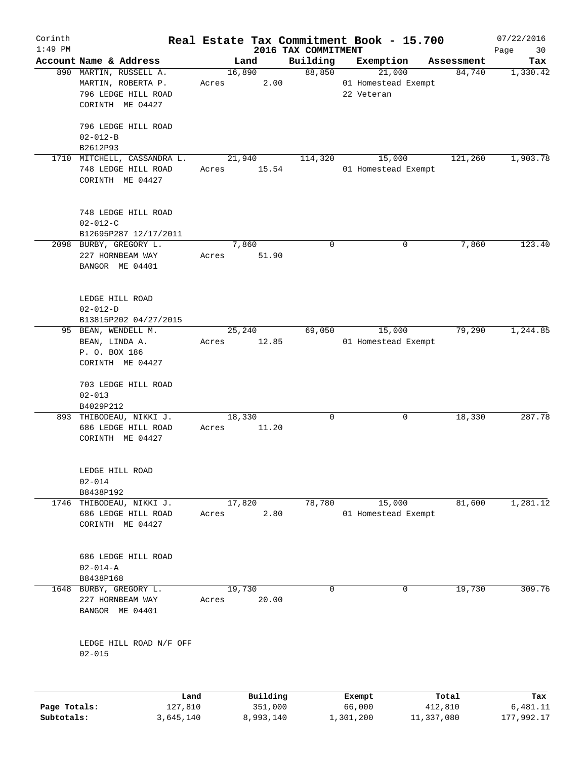Corinth 1:49 PM

# Real Estate Tax Commitment Book - 15.700

2016 TAX COMMITMENT

07/22/2016

| Account Name & Address | Land | Building | Exemption | Assessment | Tax |
|---|---|---|---|---|---|
| 890 MARTIN, RUSSELL A.<br>MARTIN, ROBERTA P.<br>796 LEDGE HILL ROAD<br>CORINTH ME 04427<br><br>796 LEDGE HILL ROAD<br>02-012-B<br>B2612P93 | 16,890<br>Acres 2.00 | 88,850 | 21,000<br>01 Homestead Exempt<br>22 Veteran | 84,740 | 1,330.42 |
| 1710 MITCHELL, CASSANDRA L.<br>748 LEDGE HILL ROAD<br>CORINTH ME 04427<br><br>748 LEDGE HILL ROAD<br>02-012-C<br>B12695P287 12/17/2011 | 21,940<br>Acres 15.54 | 114,320 | 15,000<br>01 Homestead Exempt | 121,260 | 1,903.78 |
| 2098 BURBY, GREGORY L.<br>227 HORNBEAM WAY<br>BANGOR ME 04401<br><br>LEDGE HILL ROAD<br>02-012-D<br>B13815P202 04/27/2015 | 7,860<br>Acres 51.90 | 0 | 0 | 7,860 | 123.40 |
| 95 BEAN, WENDELL M.<br>BEAN, LINDA A.<br>P. O. BOX 186<br>CORINTH ME 04427<br><br>703 LEDGE HILL ROAD<br>02-013<br>B4029P212 | 25,240<br>Acres 12.85 | 69,050 | 15,000<br>01 Homestead Exempt | 79,290 | 1,244.85 |
| 893 THIBODEAU, NIKKI J.<br>686 LEDGE HILL ROAD<br>CORINTH ME 04427<br><br>LEDGE HILL ROAD<br>02-014<br>B8438P192 | 18,330<br>Acres 11.20 | 0 | 0 | 18,330 | 287.78 |
| 1746 THIBODEAU, NIKKI J.<br>686 LEDGE HILL ROAD<br>CORINTH ME 04427<br><br>686 LEDGE HILL ROAD<br>02-014-A<br>B8438P168 | 17,820<br>Acres 2.80 | 78,780 | 15,000<br>01 Homestead Exempt | 81,600 | 1,281.12 |
| 1648 BURBY, GREGORY L.<br>227 HORNBEAM WAY<br>BANGOR ME 04401<br><br>LEDGE HILL ROAD N/F OFF<br>02-015 | 19,730<br>Acres 20.00 | 0 | 0 | 19,730 | 309.76 |

| | Land | Building | Exempt | Total | Tax |
|---|---|---|---|---|---|
| Page Totals: | 127,810 | 351,000 | 66,000 | 412,810 | 6,481.11 |
| Subtotals: | 3,645,140 | 8,993,140 | 1,301,200 | 11,337,080 | 177,992.17 |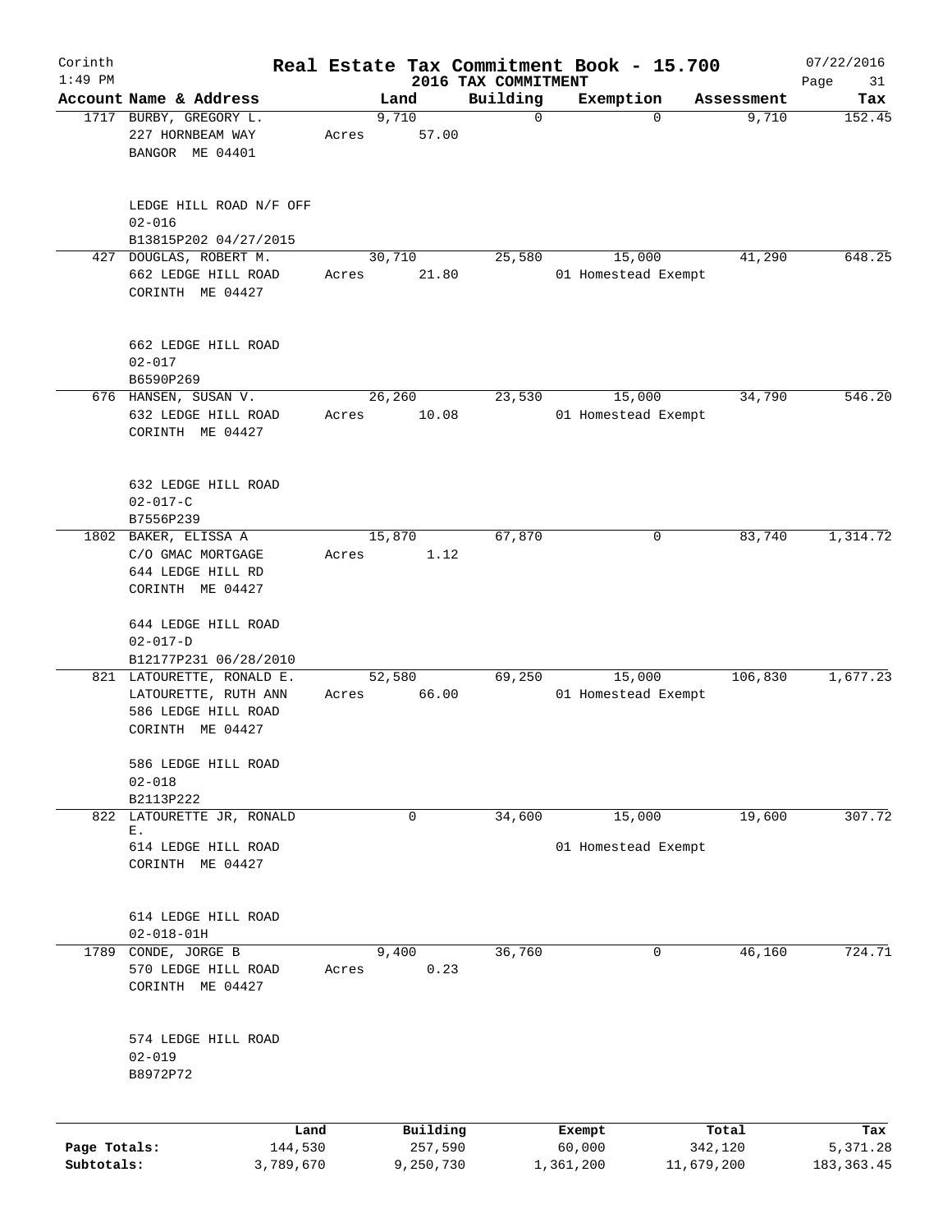# Real Estate Tax Commitment Book - 15.700

## 2016 TAX COMMITMENT

Corinth
1:49 PM

07/22/2016

| Account Name & Address | Land | Building | Exemption | Assessment | Tax |
|---|---|---|---|---|---|
| 1717 BURBY, GREGORY L.<br>227 HORNBEAM WAY<br>BANGOR ME 04401<br><br>LEDGE HILL ROAD N/F OFF<br>02-016<br>B13815P202 04/27/2015 | 9,710<br>Acres 57.00 | 0 | 0 | 9,710 | 152.45 |
| 427 DOUGLAS, ROBERT M.<br>662 LEDGE HILL ROAD<br>CORINTH ME 04427<br><br>662 LEDGE HILL ROAD<br>02-017<br>B6590P269 | 30,710<br>Acres 21.80 | 25,580 | 15,000<br>01 Homestead Exempt | 41,290 | 648.25 |
| 676 HANSEN, SUSAN V.<br>632 LEDGE HILL ROAD<br>CORINTH ME 04427<br><br>632 LEDGE HILL ROAD<br>02-017-C<br>B7556P239 | 26,260<br>Acres 10.08 | 23,530 | 15,000<br>01 Homestead Exempt | 34,790 | 546.20 |
| 1802 BAKER, ELISSA A<br>C/O GMAC MORTGAGE<br>644 LEDGE HILL RD<br>CORINTH ME 04427<br><br>644 LEDGE HILL ROAD<br>02-017-D<br>B12177P231 06/28/2010 | 15,870<br>Acres 1.12 | 67,870 | 0 | 83,740 | 1,314.72 |
| 821 LATOURETTE, RONALD E.<br>LATOURETTE, RUTH ANN<br>586 LEDGE HILL ROAD<br>CORINTH ME 04427<br><br>586 LEDGE HILL ROAD<br>02-018<br>B2113P222 | 52,580<br>Acres 66.00 | 69,250 | 15,000<br>01 Homestead Exempt | 106,830 | 1,677.23 |
| 822 LATOURETTE JR, RONALD E.<br>614 LEDGE HILL ROAD<br>CORINTH ME 04427<br><br>614 LEDGE HILL ROAD<br>02-018-01H | 0 | 34,600 | 15,000<br>01 Homestead Exempt | 19,600 | 307.72 |
| 1789 CONDE, JORGE B<br>570 LEDGE HILL ROAD<br>CORINTH ME 04427<br><br>574 LEDGE HILL ROAD<br>02-019<br>B8972P72 | 9,400<br>Acres 0.23 | 36,760 | 0 | 46,160 | 724.71 |

| | Land | Building | Exempt | Total | Tax |
|---|---|---|---|---|---|
| Page Totals: | 144,530 | 257,590 | 60,000 | 342,120 | 5,371.28 |
| Subtotals: | 3,789,670 | 9,250,730 | 1,361,200 | 11,679,200 | 183,363.45 |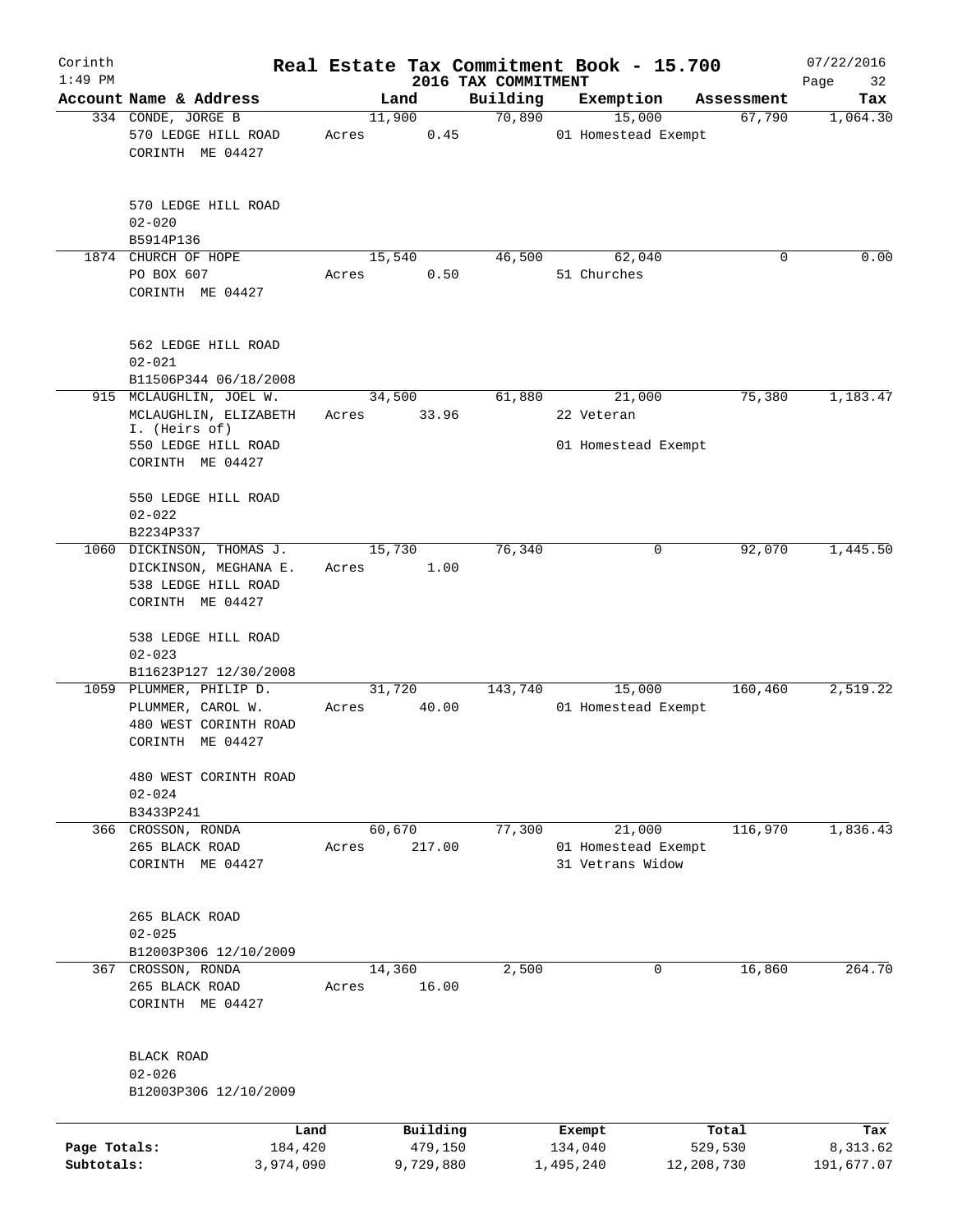Corinth 1:49 PM

# Real Estate Tax Commitment Book - 15.700

## 2016 TAX COMMITMENT

07/22/2016 Page 32

| Account | Name & Address | Land | Building | Exemption | Assessment | Tax |
|---|---|---|---|---|---|---|
| 334 | CONDE, JORGE B<br>570 LEDGE HILL ROAD<br>CORINTH ME 04427<br><br>570 LEDGE HILL ROAD<br>02-020<br>B5914P136 | 11,900<br>Acres 0.45 | 70,890 | 15,000<br>01 Homestead Exempt | 67,790 | 1,064.30 |
| 1874 | CHURCH OF HOPE<br>PO BOX 607<br>CORINTH ME 04427<br><br>562 LEDGE HILL ROAD<br>02-021<br>B11506P344 06/18/2008 | 15,540<br>Acres 0.50 | 46,500 | 62,040<br>51 Churches | 0 | 0.00 |
| 915 | MCLAUGHLIN, JOEL W.<br>MCLAUGHLIN, ELIZABETH I. (Heirs of)<br>550 LEDGE HILL ROAD<br>CORINTH ME 04427<br><br>550 LEDGE HILL ROAD<br>02-022<br>B2234P337 | 34,500<br>Acres 33.96 | 61,880 | 21,000<br>22 Veteran<br>01 Homestead Exempt | 75,380 | 1,183.47 |
| 1060 | DICKINSON, THOMAS J.<br>DICKINSON, MEGHANA E.<br>538 LEDGE HILL ROAD<br>CORINTH ME 04427<br><br>538 LEDGE HILL ROAD<br>02-023<br>B11623P127 12/30/2008 | 15,730<br>Acres 1.00 | 76,340 | 0 | 92,070 | 1,445.50 |
| 1059 | PLUMMER, PHILIP D.<br>PLUMMER, CAROL W.<br>480 WEST CORINTH ROAD<br>CORINTH ME 04427<br><br>480 WEST CORINTH ROAD<br>02-024<br>B3433P241 | 31,720<br>Acres 40.00 | 143,740 | 15,000<br>01 Homestead Exempt | 160,460 | 2,519.22 |
| 366 | CROSSON, RONDA<br>265 BLACK ROAD<br>CORINTH ME 04427<br><br>265 BLACK ROAD<br>02-025<br>B12003P306 12/10/2009 | 60,670<br>Acres 217.00 | 77,300 | 21,000<br>01 Homestead Exempt<br>31 Vetrans Widow | 116,970 | 1,836.43 |
| 367 | CROSSON, RONDA<br>265 BLACK ROAD<br>CORINTH ME 04427<br><br>BLACK ROAD<br>02-026<br>B12003P306 12/10/2009 | 14,360<br>Acres 16.00 | 2,500 | 0 | 16,860 | 264.70 |

| | Land | Building | Exempt | Total | Tax |
|---|---|---|---|---|---|
| Page Totals: | 184,420 | 479,150 | 134,040 | 529,530 | 8,313.62 |
| Subtotals: | 3,974,090 | 9,729,880 | 1,495,240 | 12,208,730 | 191,677.07 |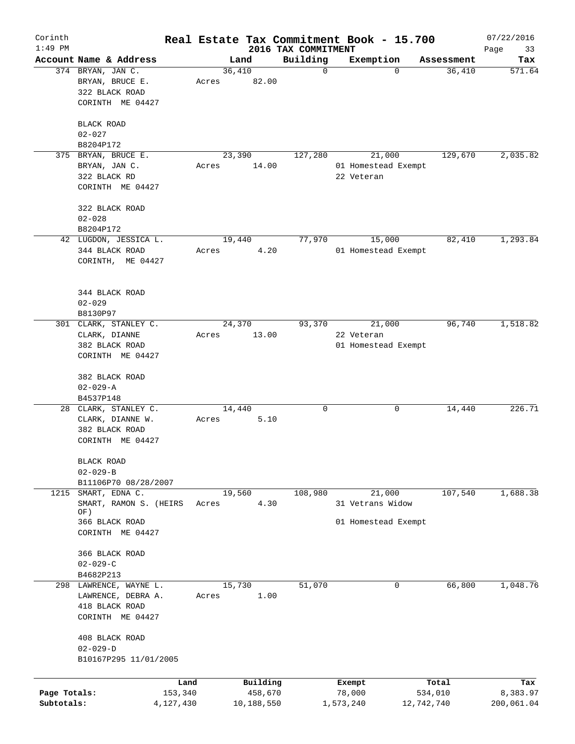# Real Estate Tax Commitment Book - 15.700

Corinth 1:49 PM — 2016 TAX COMMITMENT — 07/22/2016

| Account Name & Address | Land | Building | Exemption | Assessment | Tax |
|---|---|---|---|---|---|
| 374 BRYAN, JAN C.<br>BRYAN, BRUCE E.<br>322 BLACK ROAD<br>CORINTH ME 04427<br><br>BLACK ROAD<br>02-027<br>B8204P172 | 36,410<br>Acres 82.00 | 0 | 0 | 36,410 | 571.64 |
| 375 BRYAN, BRUCE E.<br>BRYAN, JAN C.<br>322 BLACK RD<br>CORINTH ME 04427<br><br>322 BLACK ROAD<br>02-028<br>B8204P172 | 23,390<br>Acres 14.00 | 127,280 | 21,000<br>01 Homestead Exempt<br>22 Veteran | 129,670 | 2,035.82 |
| 42 LUGDON, JESSICA L.<br>344 BLACK ROAD<br>CORINTH, ME 04427<br><br>344 BLACK ROAD<br>02-029<br>B8130P97 | 19,440<br>Acres 4.20 | 77,970 | 15,000<br>01 Homestead Exempt | 82,410 | 1,293.84 |
| 301 CLARK, STANLEY C.<br>CLARK, DIANNE<br>382 BLACK ROAD<br>CORINTH ME 04427<br><br>382 BLACK ROAD<br>02-029-A<br>B4537P148 | 24,370<br>Acres 13.00 | 93,370 | 21,000<br>22 Veteran<br>01 Homestead Exempt | 96,740 | 1,518.82 |
| 28 CLARK, STANLEY C.<br>CLARK, DIANNE W.<br>382 BLACK ROAD<br>CORINTH ME 04427<br><br>BLACK ROAD<br>02-029-B<br>B11106P70 08/28/2007 | 14,440<br>Acres 5.10 | 0 | 0 | 14,440 | 226.71 |
| 1215 SMART, EDNA C.<br>SMART, RAMON S. (HEIRS OF)<br>366 BLACK ROAD<br>CORINTH ME 04427<br><br>366 BLACK ROAD<br>02-029-C<br>B4682P213 | 19,560<br>Acres 4.30 | 108,980 | 21,000<br>31 Vetrans Widow<br>01 Homestead Exempt | 107,540 | 1,688.38 |
| 298 LAWRENCE, WAYNE L.<br>LAWRENCE, DEBRA A.<br>418 BLACK ROAD<br>CORINTH ME 04427<br><br>408 BLACK ROAD<br>02-029-D<br>B10167P295 11/01/2005 | 15,730<br>Acres 1.00 | 51,070 | 0 | 66,800 | 1,048.76 |

| | Land | Building | Exempt | Total | Tax |
|---|---|---|---|---|---|
| Page Totals: | 153,340 | 458,670 | 78,000 | 534,010 | 8,383.97 |
| Subtotals: | 4,127,430 | 10,188,550 | 1,573,240 | 12,742,740 | 200,061.04 |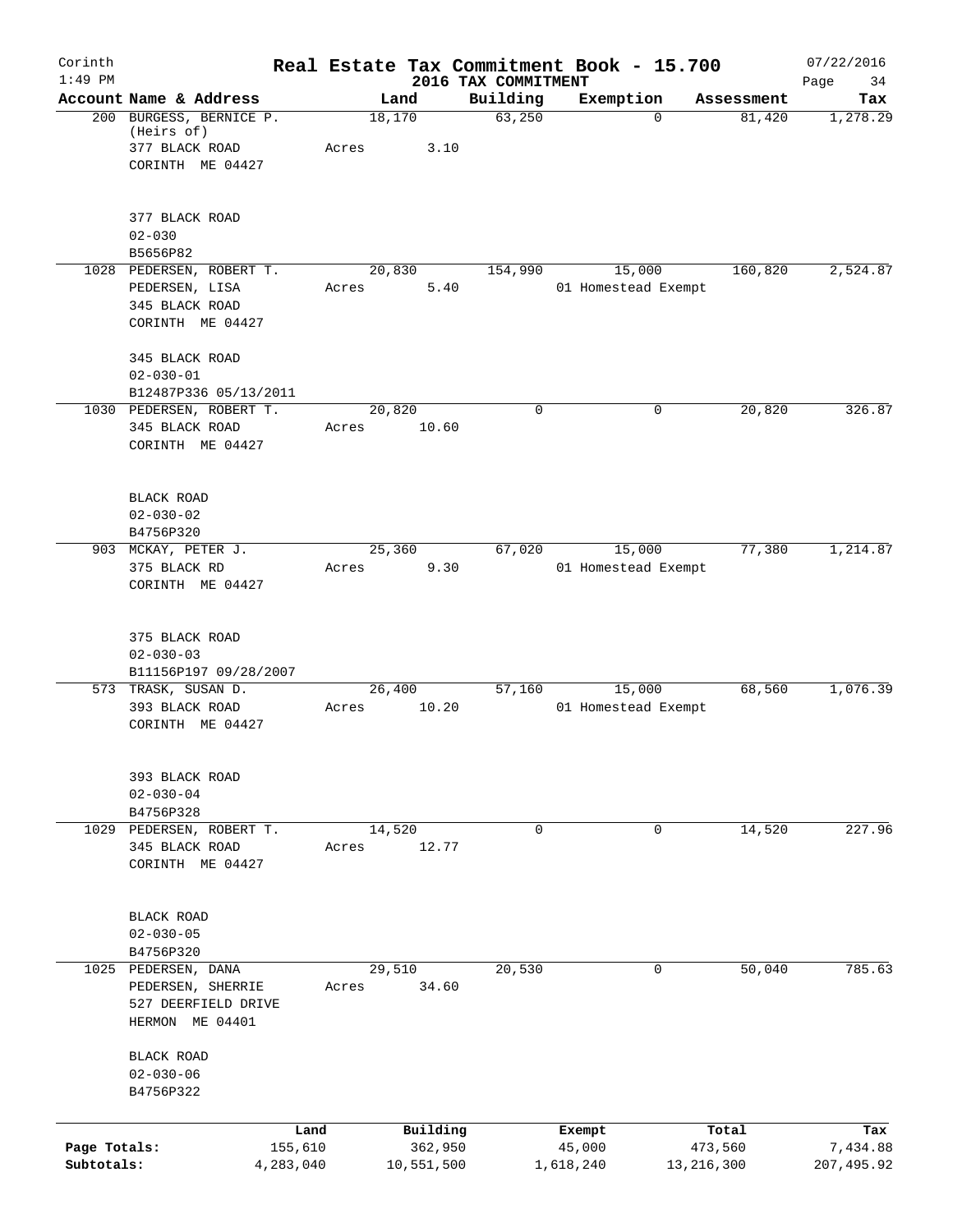Corinth 1:49 PM

# Real Estate Tax Commitment Book - 15.700

## 2016 TAX COMMITMENT

07/22/2016

| Account | Name & Address | Land | Building | Exemption | Assessment | Tax |
|---|---|---|---|---|---|---|
| 200 | BURGESS, BERNICE P. (Heirs of)<br>377 BLACK ROAD<br>CORINTH ME 04427<br><br>377 BLACK ROAD<br>02-030<br>B5656P82 | 18,170<br>Acres 3.10 | 63,250 | 0 | 81,420 | 1,278.29 |
| 1028 | PEDERSEN, ROBERT T.<br>PEDERSEN, LISA<br>345 BLACK ROAD<br>CORINTH ME 04427<br><br>345 BLACK ROAD<br>02-030-01<br>B12487P336 05/13/2011 | 20,830<br>Acres 5.40 | 154,990 | 15,000<br>01 Homestead Exempt | 160,820 | 2,524.87 |
| 1030 | PEDERSEN, ROBERT T.<br>345 BLACK ROAD<br>CORINTH ME 04427<br><br>BLACK ROAD<br>02-030-02<br>B4756P320 | 20,820<br>Acres 10.60 | 0 | 0 | 20,820 | 326.87 |
| 903 | MCKAY, PETER J.<br>375 BLACK RD<br>CORINTH ME 04427<br><br>375 BLACK ROAD<br>02-030-03<br>B11156P197 09/28/2007 | 25,360<br>Acres 9.30 | 67,020 | 15,000<br>01 Homestead Exempt | 77,380 | 1,214.87 |
| 573 | TRASK, SUSAN D.<br>393 BLACK ROAD<br>CORINTH ME 04427<br><br>393 BLACK ROAD<br>02-030-04<br>B4756P328 | 26,400<br>Acres 10.20 | 57,160 | 15,000<br>01 Homestead Exempt | 68,560 | 1,076.39 |
| 1029 | PEDERSEN, ROBERT T.<br>345 BLACK ROAD<br>CORINTH ME 04427<br><br>BLACK ROAD<br>02-030-05<br>B4756P320 | 14,520<br>Acres 12.77 | 0 | 0 | 14,520 | 227.96 |
| 1025 | PEDERSEN, DANA<br>PEDERSEN, SHERRIE<br>527 DEERFIELD DRIVE<br>HERMON ME 04401<br><br>BLACK ROAD<br>02-030-06<br>B4756P322 | 29,510<br>Acres 34.60 | 20,530 | 0 | 50,040 | 785.63 |

| | Land | Building | Exempt | Total | Tax |
|---|---|---|---|---|---|
| Page Totals: | 155,610 | 362,950 | 45,000 | 473,560 | 7,434.88 |
| Subtotals: | 4,283,040 | 10,551,500 | 1,618,240 | 13,216,300 | 207,495.92 |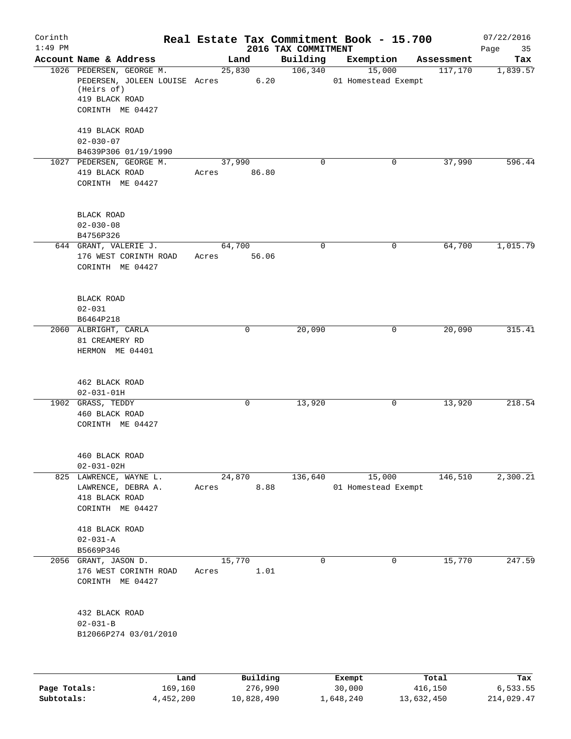Corinth 1:49 PM

# Real Estate Tax Commitment Book - 15.700

## 2016 TAX COMMITMENT

07/22/2016

| Account Name & Address | Land | Building | Exemption | Assessment | Tax |
|---|---|---|---|---|---|
| 1026 PEDERSEN, GEORGE M.<br>PEDERSEN, JOLEEN LOUISE (Heirs of)<br>419 BLACK ROAD<br>CORINTH ME 04427<br><br>419 BLACK ROAD<br>02-030-07<br>B4639P306 01/19/1990 | 25,830<br>Acres 6.20 | 106,340 | 15,000<br>01 Homestead Exempt | 117,170 | 1,839.57 |
| 1027 PEDERSEN, GEORGE M.<br>419 BLACK ROAD<br>CORINTH ME 04427<br><br>BLACK ROAD<br>02-030-08<br>B4756P326 | 37,990<br>Acres 86.80 | 0 | 0 | 37,990 | 596.44 |
| 644 GRANT, VALERIE J.<br>176 WEST CORINTH ROAD<br>CORINTH ME 04427<br><br>BLACK ROAD<br>02-031<br>B6464P218 | 64,700<br>Acres 56.06 | 0 | 0 | 64,700 | 1,015.79 |
| 2060 ALBRIGHT, CARLA<br>81 CREAMERY RD<br>HERMON ME 04401<br><br>462 BLACK ROAD<br>02-031-01H | 0 | 20,090 | 0 | 20,090 | 315.41 |
| 1902 GRASS, TEDDY<br>460 BLACK ROAD<br>CORINTH ME 04427<br><br>460 BLACK ROAD<br>02-031-02H | 0 | 13,920 | 0 | 13,920 | 218.54 |
| 825 LAWRENCE, WAYNE L.<br>LAWRENCE, DEBRA A.<br>418 BLACK ROAD<br>CORINTH ME 04427<br><br>418 BLACK ROAD<br>02-031-A<br>B5669P346 | 24,870<br>Acres 8.88 | 136,640 | 15,000<br>01 Homestead Exempt | 146,510 | 2,300.21 |
| 2056 GRANT, JASON D.<br>176 WEST CORINTH ROAD<br>CORINTH ME 04427<br><br>432 BLACK ROAD<br>02-031-B<br>B12066P274 03/01/2010 | 15,770<br>Acres 1.01 | 0 | 0 | 15,770 | 247.59 |

| | Land | Building | Exempt | Total | Tax |
|---|---|---|---|---|---|
| Page Totals: | 169,160 | 276,990 | 30,000 | 416,150 | 6,533.55 |
| Subtotals: | 4,452,200 | 10,828,490 | 1,648,240 | 13,632,450 | 214,029.47 |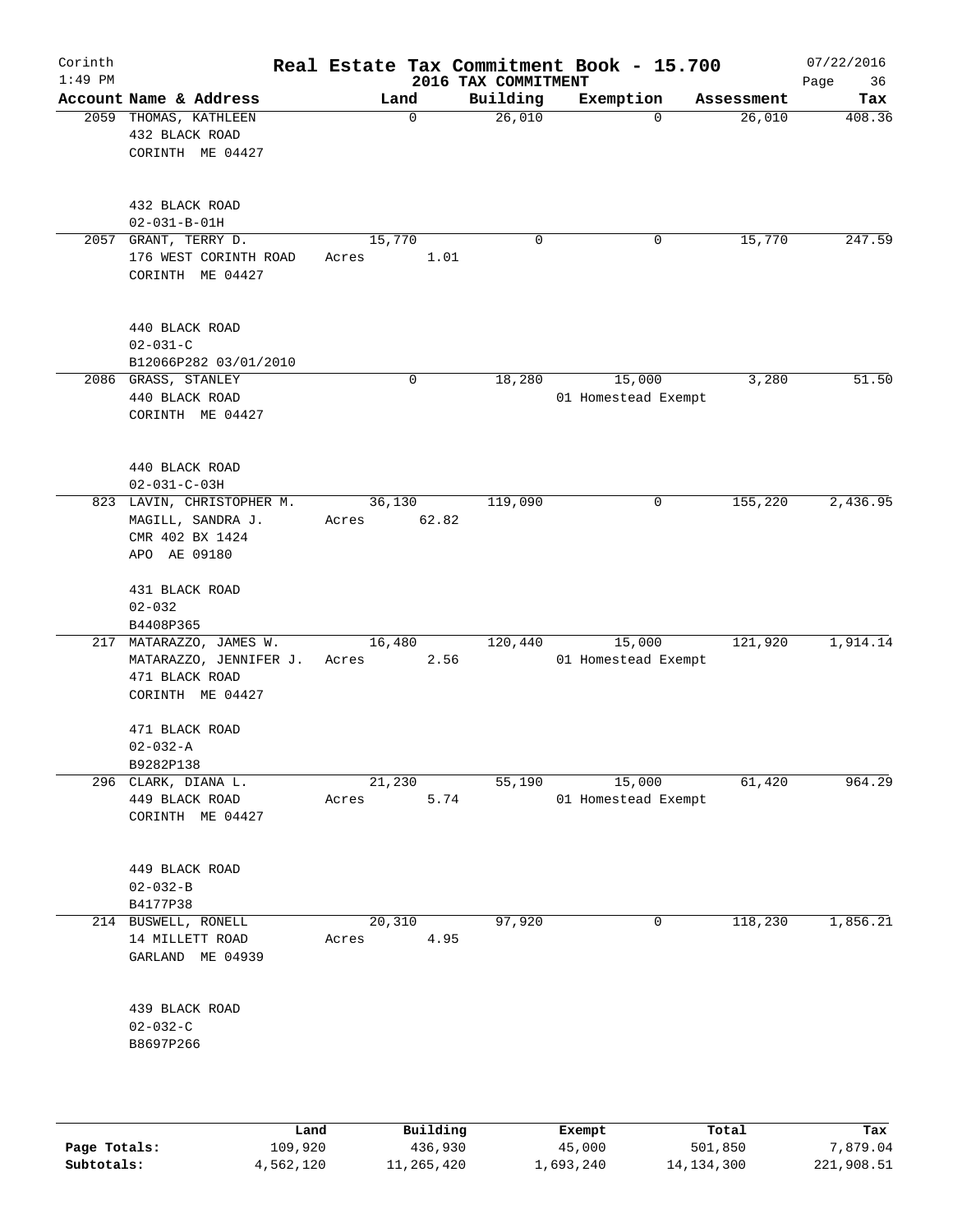# Real Estate Tax Commitment Book - 15.700

Corinth 1:49 PM — 2016 TAX COMMITMENT — 07/22/2016

| Account Name & Address | Land | Building | Exemption | Assessment | Tax |
|---|---|---|---|---|---|
| 2059 THOMAS, KATHLEEN<br>432 BLACK ROAD<br>CORINTH ME 04427<br><br>432 BLACK ROAD<br>02-031-B-01H | 0 | 26,010 | 0 | 26,010 | 408.36 |
| 2057 GRANT, TERRY D.<br>176 WEST CORINTH ROAD<br>CORINTH ME 04427<br><br>440 BLACK ROAD<br>02-031-C<br>B12066P282 03/01/2010 | 15,770<br>Acres 1.01 | 0 | 0 | 15,770 | 247.59 |
| 2086 GRASS, STANLEY<br>440 BLACK ROAD<br>CORINTH ME 04427<br><br>440 BLACK ROAD<br>02-031-C-03H | 0 | 18,280 | 15,000<br>01 Homestead Exempt | 3,280 | 51.50 |
| 823 LAVIN, CHRISTOPHER M.<br>MAGILL, SANDRA J.<br>CMR 402 BX 1424<br>APO AE 09180<br><br>431 BLACK ROAD<br>02-032<br>B4408P365 | 36,130<br>Acres 62.82 | 119,090 | 0 | 155,220 | 2,436.95 |
| 217 MATARAZZO, JAMES W.<br>MATARAZZO, JENNIFER J.<br>471 BLACK ROAD<br>CORINTH ME 04427<br><br>471 BLACK ROAD<br>02-032-A<br>B9282P138 | 16,480<br>Acres 2.56 | 120,440 | 15,000<br>01 Homestead Exempt | 121,920 | 1,914.14 |
| 296 CLARK, DIANA L.<br>449 BLACK ROAD<br>CORINTH ME 04427<br><br>449 BLACK ROAD<br>02-032-B<br>B4177P38 | 21,230<br>Acres 5.74 | 55,190 | 15,000<br>01 Homestead Exempt | 61,420 | 964.29 |
| 214 BUSWELL, RONELL<br>14 MILLETT ROAD<br>GARLAND ME 04939<br><br>439 BLACK ROAD<br>02-032-C<br>B8697P266 | 20,310<br>Acres 4.95 | 97,920 | 0 | 118,230 | 1,856.21 |

| | Land | Building | Exempt | Total | Tax |
|---|---|---|---|---|---|
| Page Totals: | 109,920 | 436,930 | 45,000 | 501,850 | 7,879.04 |
| Subtotals: | 4,562,120 | 11,265,420 | 1,693,240 | 14,134,300 | 221,908.51 |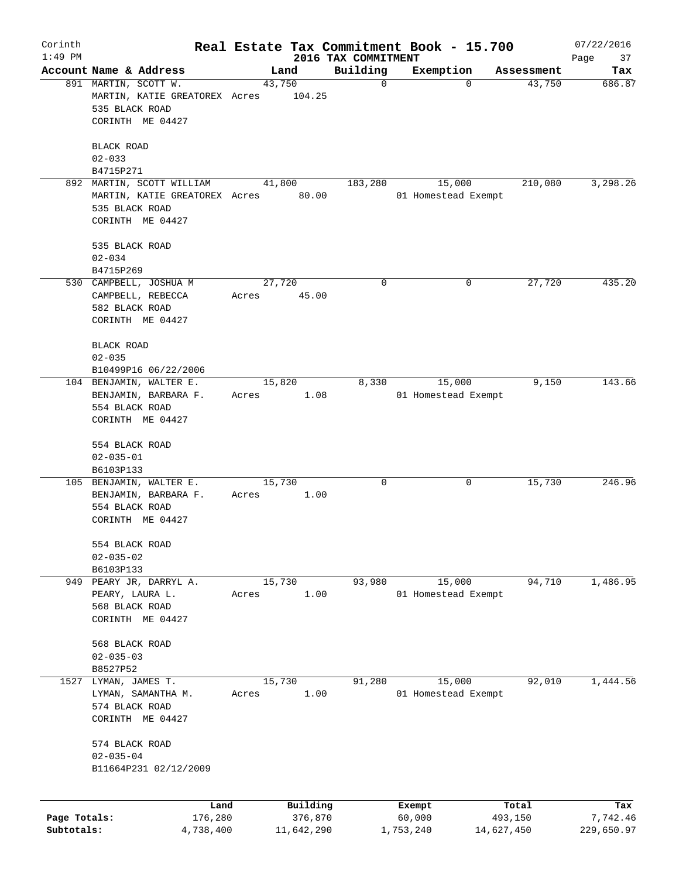Corinth 1:49 PM

# Real Estate Tax Commitment Book - 15.700

## 2016 TAX COMMITMENT

07/22/2016

| Account Name & Address | Land | Building | Exemption | Assessment | Tax |
|---|---|---|---|---|---|
| 891 MARTIN, SCOTT W.<br>MARTIN, KATIE GREATOREX<br>535 BLACK ROAD<br>CORINTH ME 04427<br><br>BLACK ROAD<br>02-033<br>B4715P271 | 43,750<br>Acres 104.25 | 0 | 0 | 43,750 | 686.87 |
| 892 MARTIN, SCOTT WILLIAM<br>MARTIN, KATIE GREATOREX<br>535 BLACK ROAD<br>CORINTH ME 04427<br><br>535 BLACK ROAD<br>02-034<br>B4715P269 | 41,800<br>Acres 80.00 | 183,280 | 15,000<br>01 Homestead Exempt | 210,080 | 3,298.26 |
| 530 CAMPBELL, JOSHUA M<br>CAMPBELL, REBECCA<br>582 BLACK ROAD<br>CORINTH ME 04427<br><br>BLACK ROAD<br>02-035<br>B10499P16 06/22/2006 | 27,720<br>Acres 45.00 | 0 | 0 | 27,720 | 435.20 |
| 104 BENJAMIN, WALTER E.<br>BENJAMIN, BARBARA F.<br>554 BLACK ROAD<br>CORINTH ME 04427<br><br>554 BLACK ROAD<br>02-035-01<br>B6103P133 | 15,820<br>Acres 1.08 | 8,330 | 15,000<br>01 Homestead Exempt | 9,150 | 143.66 |
| 105 BENJAMIN, WALTER E.<br>BENJAMIN, BARBARA F.<br>554 BLACK ROAD<br>CORINTH ME 04427<br><br>554 BLACK ROAD<br>02-035-02<br>B6103P133 | 15,730<br>Acres 1.00 | 0 | 0 | 15,730 | 246.96 |
| 949 PEARY JR, DARRYL A.<br>PEARY, LAURA L.<br>568 BLACK ROAD<br>CORINTH ME 04427<br><br>568 BLACK ROAD<br>02-035-03<br>B8527P52 | 15,730<br>Acres 1.00 | 93,980 | 15,000<br>01 Homestead Exempt | 94,710 | 1,486.95 |
| 1527 LYMAN, JAMES T.<br>LYMAN, SAMANTHA M.<br>574 BLACK ROAD<br>CORINTH ME 04427<br><br>574 BLACK ROAD<br>02-035-04<br>B11664P231 02/12/2009 | 15,730<br>Acres 1.00 | 91,280 | 15,000<br>01 Homestead Exempt | 92,010 | 1,444.56 |

| | Land | Building | Exempt | Total | Tax |
|---|---|---|---|---|---|
| Page Totals: | 176,280 | 376,870 | 60,000 | 493,150 | 7,742.46 |
| Subtotals: | 4,738,400 | 11,642,290 | 1,753,240 | 14,627,450 | 229,650.97 |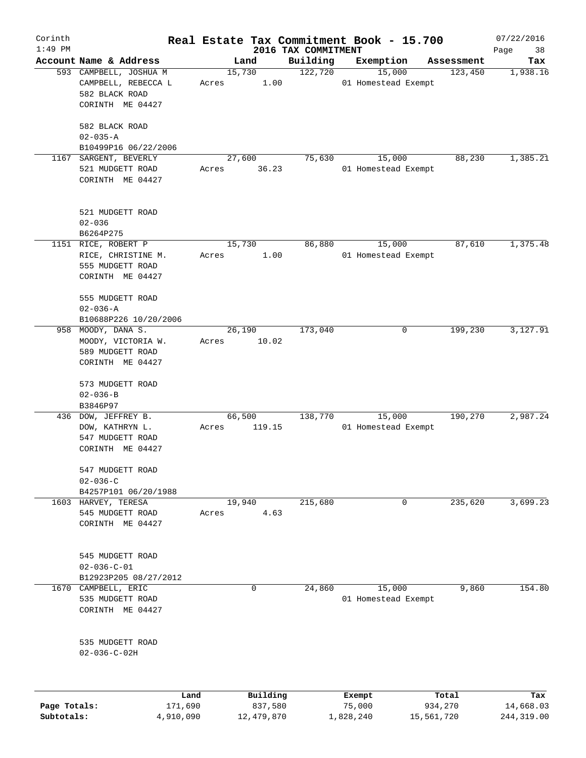Corinth 1:49 PM

# Real Estate Tax Commitment Book - 15.700

## 2016 TAX COMMITMENT

07/22/2016 Page 38

| Account Name & Address | Land | Building | Exemption | Assessment | Tax |
|---|---|---|---|---|---|
| 593 CAMPBELL, JOSHUA M<br>CAMPBELL, REBECCA L<br>582 BLACK ROAD<br>CORINTH ME 04427<br><br>582 BLACK ROAD<br>02-035-A<br>B10499P16 06/22/2006 | 15,730<br>Acres 1.00 | 122,720 | 15,000<br>01 Homestead Exempt | 123,450 | 1,938.16 |
| 1167 SARGENT, BEVERLY<br>521 MUDGETT ROAD<br>CORINTH ME 04427<br><br>521 MUDGETT ROAD<br>02-036<br>B6264P275 | 27,600<br>Acres 36.23 | 75,630 | 15,000<br>01 Homestead Exempt | 88,230 | 1,385.21 |
| 1151 RICE, ROBERT P<br>RICE, CHRISTINE M.<br>555 MUDGETT ROAD<br>CORINTH ME 04427<br><br>555 MUDGETT ROAD<br>02-036-A<br>B10688P226 10/20/2006 | 15,730<br>Acres 1.00 | 86,880 | 15,000<br>01 Homestead Exempt | 87,610 | 1,375.48 |
| 958 MOODY, DANA S.<br>MOODY, VICTORIA W.<br>589 MUDGETT ROAD<br>CORINTH ME 04427<br><br>573 MUDGETT ROAD<br>02-036-B<br>B3846P97 | 26,190<br>Acres 10.02 | 173,040 | 0 | 199,230 | 3,127.91 |
| 436 DOW, JEFFREY B.<br>DOW, KATHRYN L.<br>547 MUDGETT ROAD<br>CORINTH ME 04427<br><br>547 MUDGETT ROAD<br>02-036-C<br>B4257P101 06/20/1988 | 66,500<br>Acres 119.15 | 138,770 | 15,000<br>01 Homestead Exempt | 190,270 | 2,987.24 |
| 1603 HARVEY, TERESA<br>545 MUDGETT ROAD<br>CORINTH ME 04427<br><br>545 MUDGETT ROAD<br>02-036-C-01<br>B12923P205 08/27/2012 | 19,940<br>Acres 4.63 | 215,680 | 0 | 235,620 | 3,699.23 |
| 1670 CAMPBELL, ERIC<br>535 MUDGETT ROAD<br>CORINTH ME 04427<br><br>535 MUDGETT ROAD<br>02-036-C-02H | 0 | 24,860 | 15,000<br>01 Homestead Exempt | 9,860 | 154.80 |

| | Land | Building | Exempt | Total | Tax |
|---|---|---|---|---|---|
| Page Totals: | 171,690 | 837,580 | 75,000 | 934,270 | 14,668.03 |
| Subtotals: | 4,910,090 | 12,479,870 | 1,828,240 | 15,561,720 | 244,319.00 |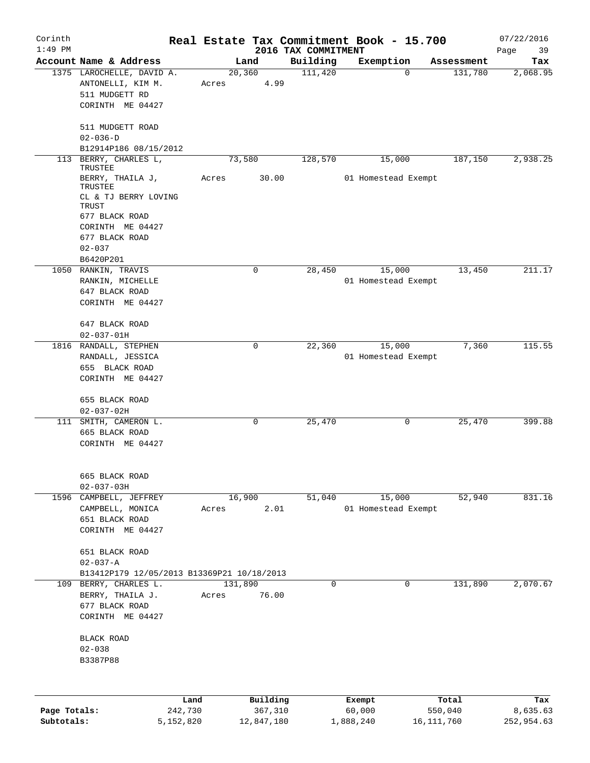Corinth 1:49 PM

# Real Estate Tax Commitment Book - 15.700

## 2016 TAX COMMITMENT

07/22/2016

| Account | Name & Address | Land | Building | Exemption | Assessment | Tax |
|---|---|---|---|---|---|---|
| 1375 | LAROCHELLE, DAVID A.<br>ANTONELLI, KIM M.<br>511 MUDGETT RD<br>CORINTH ME 04427<br><br>511 MUDGETT ROAD<br>02-036-D<br>B12914P186 08/15/2012 | 20,360<br>Acres 4.99 | 111,420 | 0 | 131,780 | 2,068.95 |
| 113 | BERRY, CHARLES L, TRUSTEE<br>BERRY, THAILA J, TRUSTEE<br>CL & TJ BERRY LOVING TRUST<br>677 BLACK ROAD<br>CORINTH ME 04427<br>677 BLACK ROAD<br>02-037<br>B6420P201 | 73,580<br>Acres 30.00 | 128,570 | 15,000<br>01 Homestead Exempt | 187,150 | 2,938.25 |
| 1050 | RANKIN, TRAVIS<br>RANKIN, MICHELLE<br>647 BLACK ROAD<br>CORINTH ME 04427<br><br>647 BLACK ROAD<br>02-037-01H | 0 | 28,450 | 15,000<br>01 Homestead Exempt | 13,450 | 211.17 |
| 1816 | RANDALL, STEPHEN<br>RANDALL, JESSICA<br>655 BLACK ROAD<br>CORINTH ME 04427<br><br>655 BLACK ROAD<br>02-037-02H | 0 | 22,360 | 15,000<br>01 Homestead Exempt | 7,360 | 115.55 |
| 111 | SMITH, CAMERON L.<br>665 BLACK ROAD<br>CORINTH ME 04427<br><br>665 BLACK ROAD<br>02-037-03H | 0 | 25,470 | 0 | 25,470 | 399.88 |
| 1596 | CAMPBELL, JEFFREY<br>CAMPBELL, MONICA<br>651 BLACK ROAD<br>CORINTH ME 04427<br><br>651 BLACK ROAD<br>02-037-A<br>B13412P179 12/05/2013 B13369P21 10/18/2013 | 16,900<br>Acres 2.01 | 51,040 | 15,000<br>01 Homestead Exempt | 52,940 | 831.16 |
| 109 | BERRY, CHARLES L.<br>BERRY, THAILA J.<br>677 BLACK ROAD<br>CORINTH ME 04427<br><br>BLACK ROAD<br>02-038<br>B3387P88 | 131,890<br>Acres 76.00 | 0 | 0 | 131,890 | 2,070.67 |

| | Land | Building | Exempt | Total | Tax |
|---|---|---|---|---|---|
| Page Totals: | 242,730 | 367,310 | 60,000 | 550,040 | 8,635.63 |
| Subtotals: | 5,152,820 | 12,847,180 | 1,888,240 | 16,111,760 | 252,954.63 |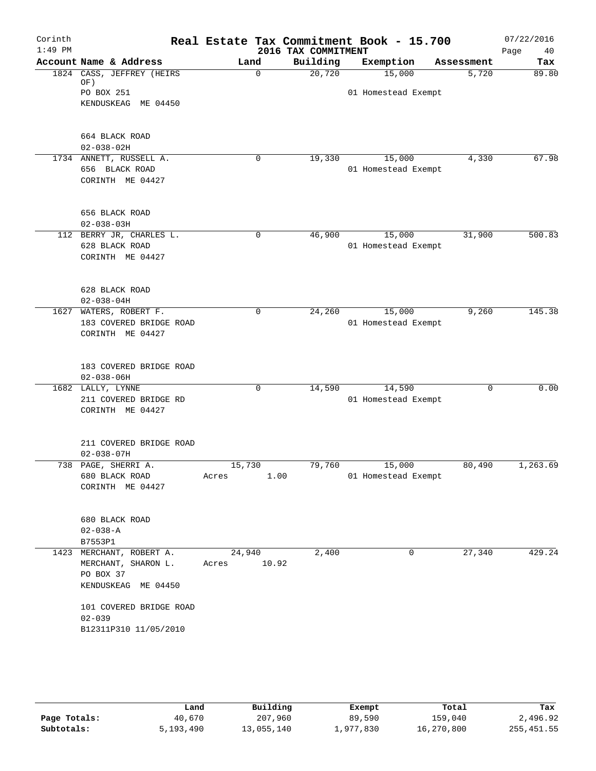Corinth
1:49 PM

# Real Estate Tax Commitment Book - 15.700

2016 TAX COMMITMENT

07/22/2016

| Account Name & Address | Land | Building | Exemption | Assessment | Tax |
|---|---|---|---|---|---|
| 1824 CASS, JEFFREY (HEIRS OF) | 0 | 20,720 | 15,000 | 5,720 | 89.80 |
| PO BOX 251 | | | 01 Homestead Exempt | | |
| KENDUSKEAG ME 04450 | | | | | |
| 664 BLACK ROAD | | | | | |
| 02-038-02H | | | | | |
| 1734 ANNETT, RUSSELL A. | 0 | 19,330 | 15,000 | 4,330 | 67.98 |
| 656 BLACK ROAD | | | 01 Homestead Exempt | | |
| CORINTH ME 04427 | | | | | |
| 656 BLACK ROAD | | | | | |
| 02-038-03H | | | | | |
| 112 BERRY JR, CHARLES L. | 0 | 46,900 | 15,000 | 31,900 | 500.83 |
| 628 BLACK ROAD | | | 01 Homestead Exempt | | |
| CORINTH ME 04427 | | | | | |
| 628 BLACK ROAD | | | | | |
| 02-038-04H | | | | | |
| 1627 WATERS, ROBERT F. | 0 | 24,260 | 15,000 | 9,260 | 145.38 |
| 183 COVERED BRIDGE ROAD | | | 01 Homestead Exempt | | |
| CORINTH ME 04427 | | | | | |
| 183 COVERED BRIDGE ROAD | | | | | |
| 02-038-06H | | | | | |
| 1682 LALLY, LYNNE | 0 | 14,590 | 14,590 | 0 | 0.00 |
| 211 COVERED BRIDGE RD | | | 01 Homestead Exempt | | |
| CORINTH ME 04427 | | | | | |
| 211 COVERED BRIDGE ROAD | | | | | |
| 02-038-07H | | | | | |
| 738 PAGE, SHERRI A. | 15,730 | 79,760 | 15,000 | 80,490 | 1,263.69 |
| 680 BLACK ROAD | Acres 1.00 | | 01 Homestead Exempt | | |
| CORINTH ME 04427 | | | | | |
| 680 BLACK ROAD | | | | | |
| 02-038-A | | | | | |
| B7553P1 | | | | | |
| 1423 MERCHANT, ROBERT A. | 24,940 | 2,400 | 0 | 27,340 | 429.24 |
| MERCHANT, SHARON L. | Acres 10.92 | | | | |
| PO BOX 37 | | | | | |
| KENDUSKEAG ME 04450 | | | | | |
| 101 COVERED BRIDGE ROAD | | | | | |
| 02-039 | | | | | |
| B12311P310 11/05/2010 | | | | | |

| | Land | Building | Exempt | Total | Tax |
|---|---|---|---|---|---|
| Page Totals: | 40,670 | 207,960 | 89,590 | 159,040 | 2,496.92 |
| Subtotals: | 5,193,490 | 13,055,140 | 1,977,830 | 16,270,800 | 255,451.55 |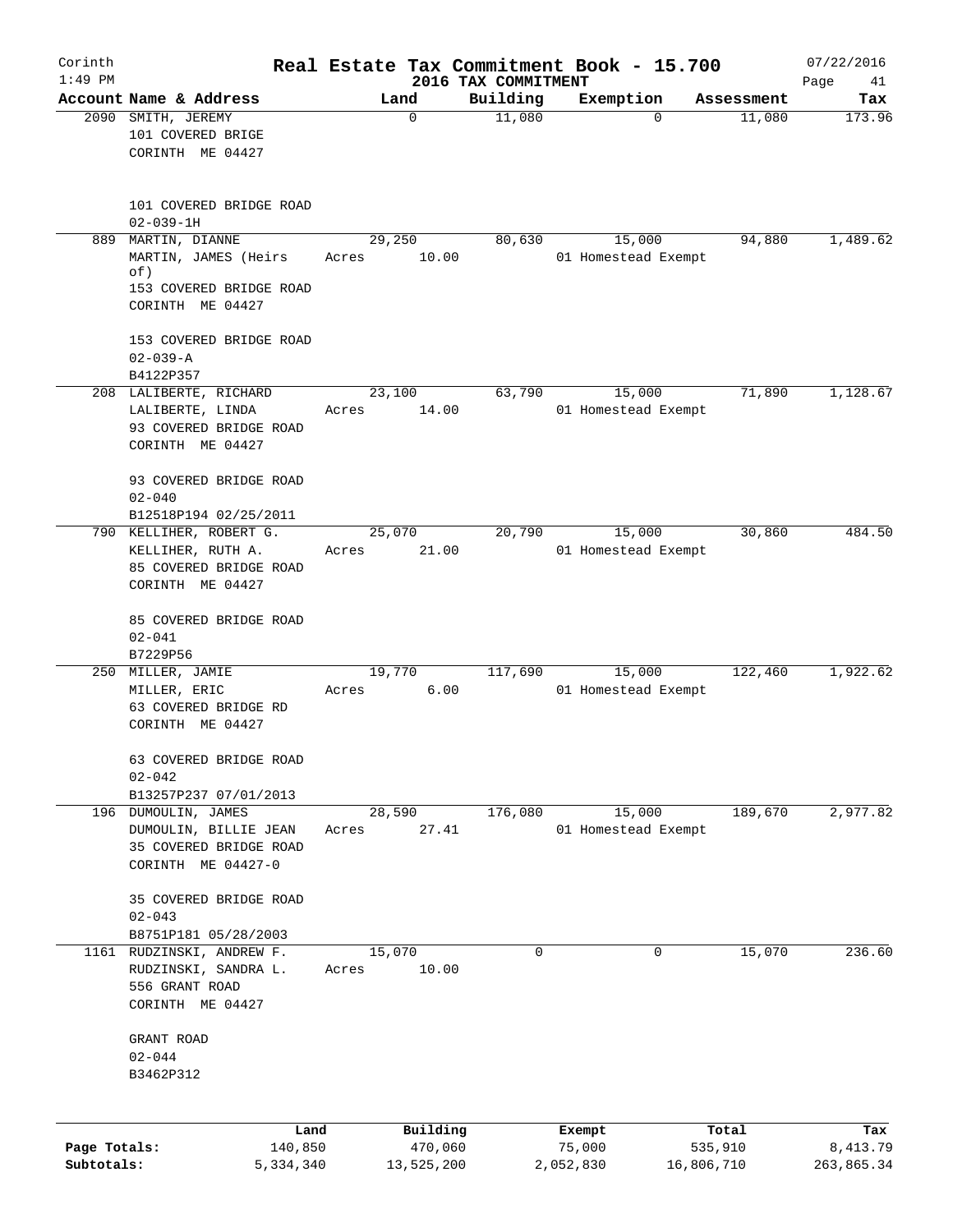# Real Estate Tax Commitment Book - 15.700

Corinth 1:49 PM — 2016 TAX COMMITMENT — 07/22/2016

| Account | Name & Address | Land | Building | Exemption | Assessment | Tax |
|---|---|---|---|---|---|---|
| 2090 | SMITH, JEREMY<br>101 COVERED BRIGE<br>CORINTH ME 04427<br><br>101 COVERED BRIDGE ROAD<br>02-039-1H | 0 | 11,080 | 0 | 11,080 | 173.96 |
| 889 | MARTIN, DIANNE<br>MARTIN, JAMES (Heirs of)<br>153 COVERED BRIDGE ROAD<br>CORINTH ME 04427<br><br>153 COVERED BRIDGE ROAD<br>02-039-A<br>B4122P357 | 29,250<br>Acres 10.00 | 80,630 | 15,000<br>01 Homestead Exempt | 94,880 | 1,489.62 |
| 208 | LALIBERTE, RICHARD<br>LALIBERTE, LINDA<br>93 COVERED BRIDGE ROAD<br>CORINTH ME 04427<br><br>93 COVERED BRIDGE ROAD<br>02-040<br>B12518P194 02/25/2011 | 23,100<br>Acres 14.00 | 63,790 | 15,000<br>01 Homestead Exempt | 71,890 | 1,128.67 |
| 790 | KELLIHER, ROBERT G.<br>KELLIHER, RUTH A.<br>85 COVERED BRIDGE ROAD<br>CORINTH ME 04427<br><br>85 COVERED BRIDGE ROAD<br>02-041<br>B7229P56 | 25,070<br>Acres 21.00 | 20,790 | 15,000<br>01 Homestead Exempt | 30,860 | 484.50 |
| 250 | MILLER, JAMIE<br>MILLER, ERIC<br>63 COVERED BRIDGE RD<br>CORINTH ME 04427<br><br>63 COVERED BRIDGE ROAD<br>02-042<br>B13257P237 07/01/2013 | 19,770<br>Acres 6.00 | 117,690 | 15,000<br>01 Homestead Exempt | 122,460 | 1,922.62 |
| 196 | DUMOULIN, JAMES<br>DUMOULIN, BILLIE JEAN<br>35 COVERED BRIDGE ROAD<br>CORINTH ME 04427-0<br><br>35 COVERED BRIDGE ROAD<br>02-043<br>B8751P181 05/28/2003 | 28,590<br>Acres 27.41 | 176,080 | 15,000<br>01 Homestead Exempt | 189,670 | 2,977.82 |
| 1161 | RUDZINSKI, ANDREW F.<br>RUDZINSKI, SANDRA L.<br>556 GRANT ROAD<br>CORINTH ME 04427<br><br>GRANT ROAD<br>02-044<br>B3462P312 | 15,070<br>Acres 10.00 | 0 | 0 | 15,070 | 236.60 |

| | Land | Building | Exempt | Total | Tax |
|---|---|---|---|---|---|
| Page Totals: | 140,850 | 470,060 | 75,000 | 535,910 | 8,413.79 |
| Subtotals: | 5,334,340 | 13,525,200 | 2,052,830 | 16,806,710 | 263,865.34 |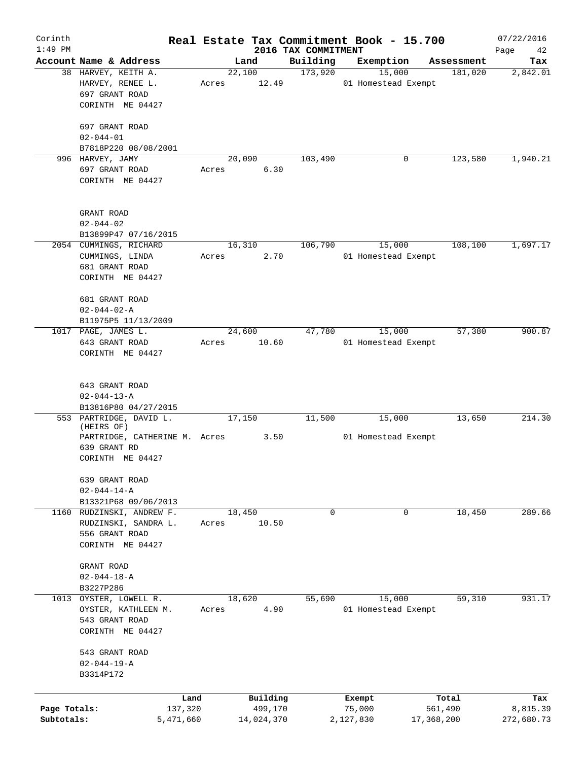Corinth 1:49 PM

# Real Estate Tax Commitment Book - 15.700

## 2016 TAX COMMITMENT

07/22/2016

| Account Name & Address | Land | Building | Exemption | Assessment | Tax |
|---|---|---|---|---|---|
| 38 HARVEY, KEITH A.<br>HARVEY, RENEE L.<br>697 GRANT ROAD<br>CORINTH ME 04427<br><br>697 GRANT ROAD<br>02-044-01<br>B7818P220 08/08/2001 | 22,100<br>Acres 12.49 | 173,920 | 15,000<br>01 Homestead Exempt | 181,020 | 2,842.01 |
| 996 HARVEY, JAMY<br>697 GRANT ROAD<br>CORINTH ME 04427<br><br>GRANT ROAD<br>02-044-02<br>B13899P47 07/16/2015 | 20,090<br>Acres 6.30 | 103,490 | 0 | 123,580 | 1,940.21 |
| 2054 CUMMINGS, RICHARD<br>CUMMINGS, LINDA<br>681 GRANT ROAD<br>CORINTH ME 04427<br><br>681 GRANT ROAD<br>02-044-02-A<br>B11975P5 11/13/2009 | 16,310<br>Acres 2.70 | 106,790 | 15,000<br>01 Homestead Exempt | 108,100 | 1,697.17 |
| 1017 PAGE, JAMES L.<br>643 GRANT ROAD<br>CORINTH ME 04427<br><br>643 GRANT ROAD<br>02-044-13-A<br>B13816P80 04/27/2015 | 24,600<br>Acres 10.60 | 47,780 | 15,000<br>01 Homestead Exempt | 57,380 | 900.87 |
| 553 PARTRIDGE, DAVID L. (HEIRS OF)<br>PARTRIDGE, CATHERINE M.<br>639 GRANT RD<br>CORINTH ME 04427<br><br>639 GRANT ROAD<br>02-044-14-A<br>B13321P68 09/06/2013 | 17,150<br>Acres 3.50 | 11,500 | 15,000<br>01 Homestead Exempt | 13,650 | 214.30 |
| 1160 RUDZINSKI, ANDREW F.<br>RUDZINSKI, SANDRA L.<br>556 GRANT ROAD<br>CORINTH ME 04427<br><br>GRANT ROAD<br>02-044-18-A<br>B3227P286 | 18,450<br>Acres 10.50 | 0 | 0 | 18,450 | 289.66 |
| 1013 OYSTER, LOWELL R.<br>OYSTER, KATHLEEN M.<br>543 GRANT ROAD<br>CORINTH ME 04427<br><br>543 GRANT ROAD<br>02-044-19-A<br>B3314P172 | 18,620<br>Acres 4.90 | 55,690 | 15,000<br>01 Homestead Exempt | 59,310 | 931.17 |

| | Land | Building | Exempt | Total | Tax |
|---|---|---|---|---|---|
| Page Totals: | 137,320 | 499,170 | 75,000 | 561,490 | 8,815.39 |
| Subtotals: | 5,471,660 | 14,024,370 | 2,127,830 | 17,368,200 | 272,680.73 |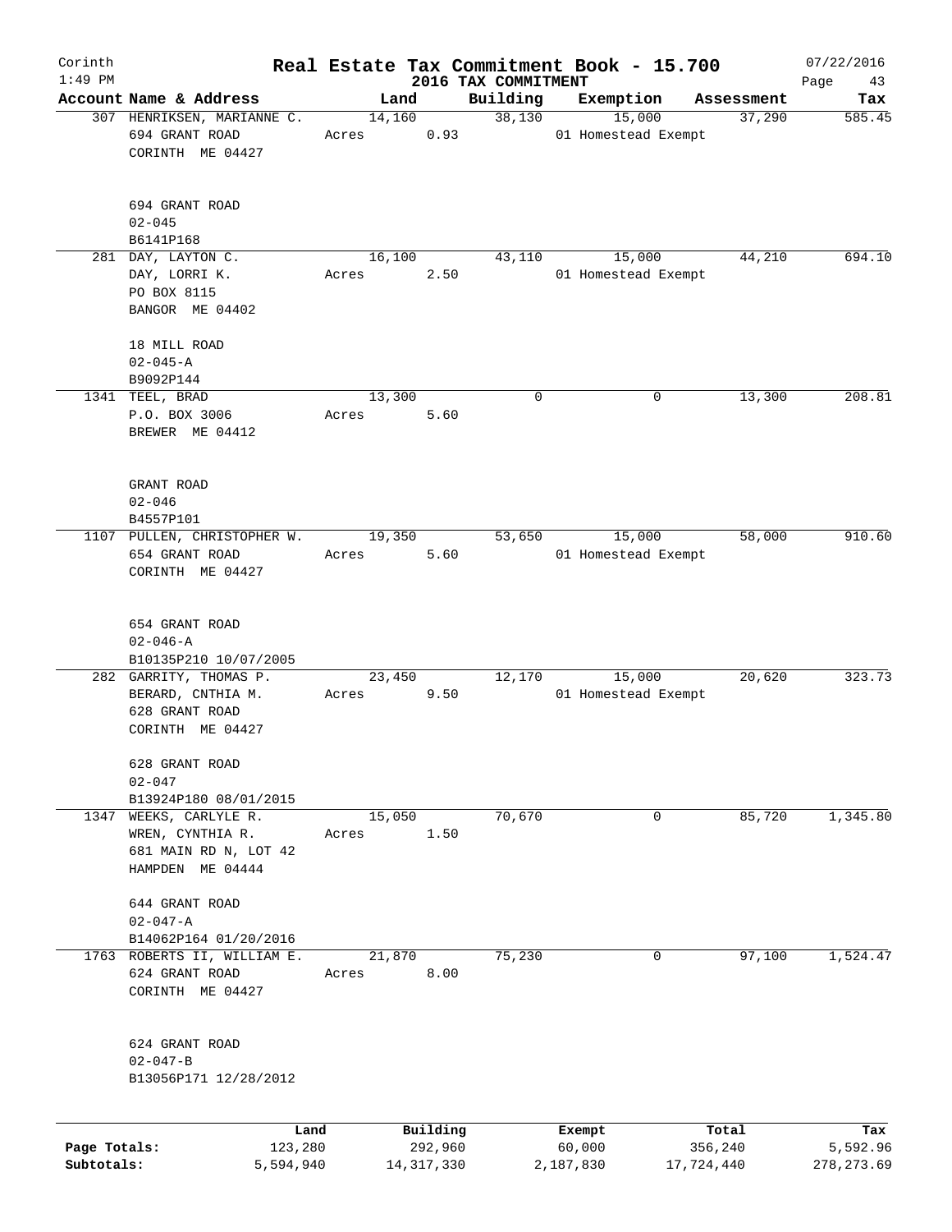# Real Estate Tax Commitment Book - 15.700

Corinth 1:49 PM — 2016 TAX COMMITMENT — 07/22/2016

| Account | Name & Address | Land | Building | Exemption | Assessment | Tax |
|---|---|---|---|---|---|---|
| 307 | HENRIKSEN, MARIANNE C.<br>694 GRANT ROAD<br>CORINTH ME 04427<br><br>694 GRANT ROAD<br>02-045<br>B6141P168 | 14,160<br>Acres 0.93 | 38,130 | 15,000<br>01 Homestead Exempt | 37,290 | 585.45 |
| 281 | DAY, LAYTON C.<br>DAY, LORRI K.<br>PO BOX 8115<br>BANGOR ME 04402<br><br>18 MILL ROAD<br>02-045-A<br>B9092P144 | 16,100<br>Acres 2.50 | 43,110 | 15,000<br>01 Homestead Exempt | 44,210 | 694.10 |
| 1341 | TEEL, BRAD<br>P.O. BOX 3006<br>BREWER ME 04412<br><br>GRANT ROAD<br>02-046<br>B4557P101 | 13,300<br>Acres 5.60 | 0 | 0 | 13,300 | 208.81 |
| 1107 | PULLEN, CHRISTOPHER W.<br>654 GRANT ROAD<br>CORINTH ME 04427<br><br>654 GRANT ROAD<br>02-046-A<br>B10135P210 10/07/2005 | 19,350<br>Acres 5.60 | 53,650 | 15,000<br>01 Homestead Exempt | 58,000 | 910.60 |
| 282 | GARRITY, THOMAS P.<br>BERARD, CNTHIA M.<br>628 GRANT ROAD<br>CORINTH ME 04427<br><br>628 GRANT ROAD<br>02-047<br>B13924P180 08/01/2015 | 23,450<br>Acres 9.50 | 12,170 | 15,000<br>01 Homestead Exempt | 20,620 | 323.73 |
| 1347 | WEEKS, CARLYLE R.<br>WREN, CYNTHIA R.<br>681 MAIN RD N, LOT 42<br>HAMPDEN ME 04444<br><br>644 GRANT ROAD<br>02-047-A<br>B14062P164 01/20/2016 | 15,050<br>Acres 1.50 | 70,670 | 0 | 85,720 | 1,345.80 |
| 1763 | ROBERTS II, WILLIAM E.<br>624 GRANT ROAD<br>CORINTH ME 04427<br><br>624 GRANT ROAD<br>02-047-B<br>B13056P171 12/28/2012 | 21,870<br>Acres 8.00 | 75,230 | 0 | 97,100 | 1,524.47 |

| | Land | Building | Exempt | Total | Tax |
|---|---|---|---|---|---|
| Page Totals: | 123,280 | 292,960 | 60,000 | 356,240 | 5,592.96 |
| Subtotals: | 5,594,940 | 14,317,330 | 2,187,830 | 17,724,440 | 278,273.69 |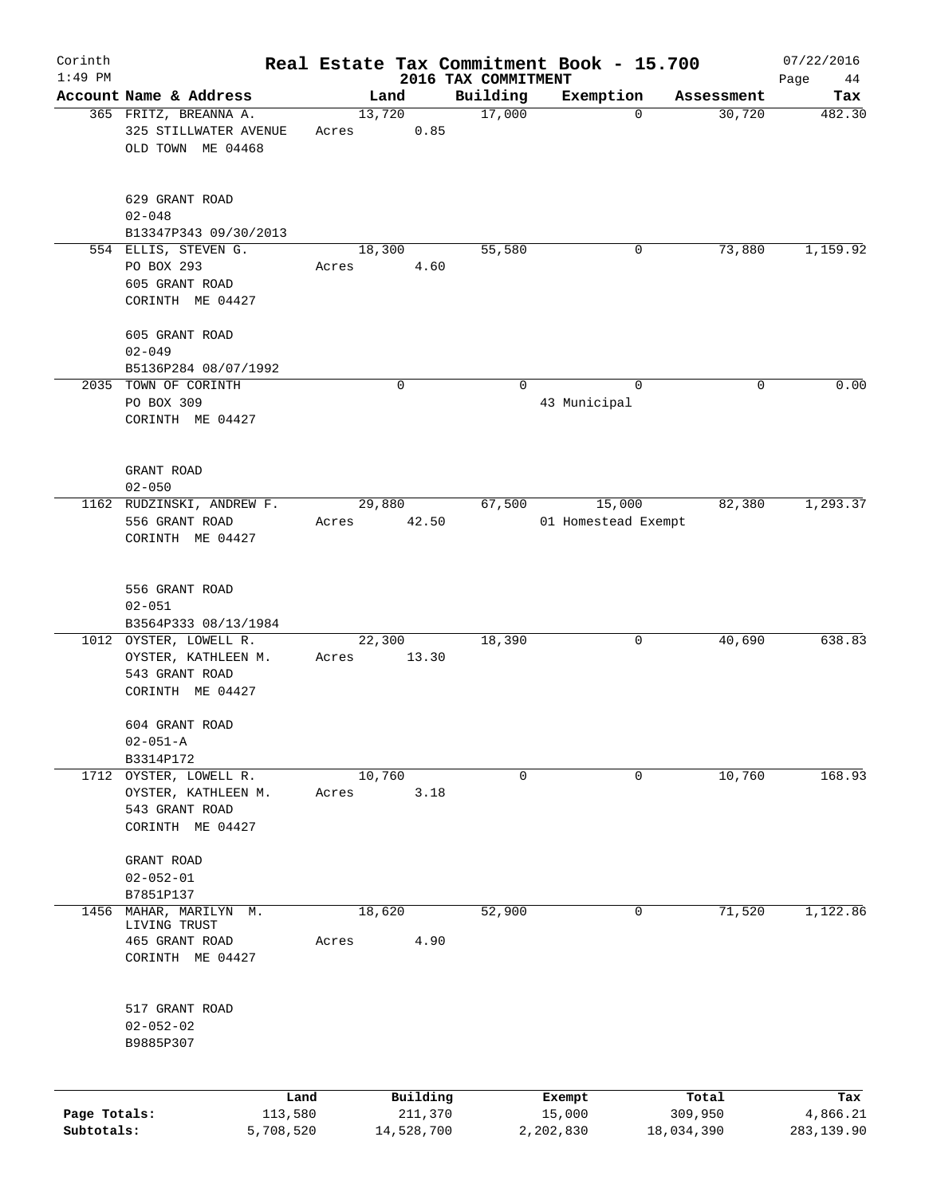Corinth 1:49 PM

# Real Estate Tax Commitment Book - 15.700

## 2016 TAX COMMITMENT

07/22/2016 Page 44

| Account Name & Address | Land | Building | Exemption | Assessment | Tax |
|---|---|---|---|---|---|
| 365 FRITZ, BREANNA A.<br>325 STILLWATER AVENUE<br>OLD TOWN ME 04468<br><br>629 GRANT ROAD<br>02-048<br>B13347P343 09/30/2013 | 13,720<br>Acres 0.85 | 17,000 | 0 | 30,720 | 482.30 |
| 554 ELLIS, STEVEN G.<br>PO BOX 293<br>605 GRANT ROAD<br>CORINTH ME 04427<br><br>605 GRANT ROAD<br>02-049<br>B5136P284 08/07/1992 | 18,300<br>Acres 4.60 | 55,580 | 0 | 73,880 | 1,159.92 |
| 2035 TOWN OF CORINTH<br>PO BOX 309<br>CORINTH ME 04427<br><br>GRANT ROAD<br>02-050 | 0 | 0 | 0<br>43 Municipal | 0 | 0.00 |
| 1162 RUDZINSKI, ANDREW F.<br>556 GRANT ROAD<br>CORINTH ME 04427<br><br>556 GRANT ROAD<br>02-051<br>B3564P333 08/13/1984 | 29,880<br>Acres 42.50 | 67,500 | 15,000<br>01 Homestead Exempt | 82,380 | 1,293.37 |
| 1012 OYSTER, LOWELL R.<br>OYSTER, KATHLEEN M.<br>543 GRANT ROAD<br>CORINTH ME 04427<br><br>604 GRANT ROAD<br>02-051-A<br>B3314P172 | 22,300<br>Acres 13.30 | 18,390 | 0 | 40,690 | 638.83 |
| 1712 OYSTER, LOWELL R.<br>OYSTER, KATHLEEN M.<br>543 GRANT ROAD<br>CORINTH ME 04427<br><br>GRANT ROAD<br>02-052-01<br>B7851P137 | 10,760<br>Acres 3.18 | 0 | 0 | 10,760 | 168.93 |
| 1456 MAHAR, MARILYN M.<br>LIVING TRUST<br>465 GRANT ROAD<br>CORINTH ME 04427<br><br>517 GRANT ROAD<br>02-052-02<br>B9885P307 | 18,620<br>Acres 4.90 | 52,900 | 0 | 71,520 | 1,122.86 |

| | Land | Building | Exempt | Total | Tax |
|---|---|---|---|---|---|
| Page Totals: | 113,580 | 211,370 | 15,000 | 309,950 | 4,866.21 |
| Subtotals: | 5,708,520 | 14,528,700 | 2,202,830 | 18,034,390 | 283,139.90 |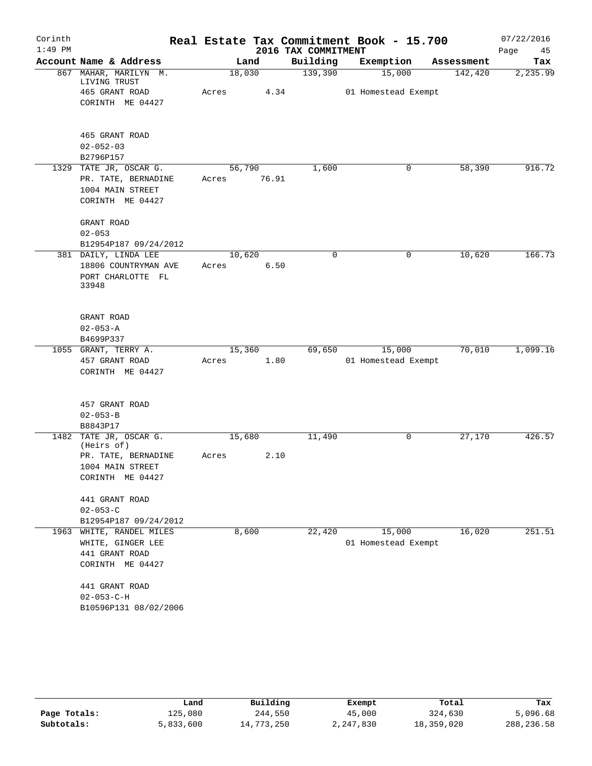Corinth 1:49 PM

# Real Estate Tax Commitment Book - 15.700

## 2016 TAX COMMITMENT

07/22/2016

| Account Name & Address | Land | Building | Exemption | Assessment | Tax |
|---|---|---|---|---|---|
| 867 MAHAR, MARILYN M. LIVING TRUST<br>465 GRANT ROAD<br>CORINTH ME 04427<br><br>465 GRANT ROAD<br>02-052-03<br>B2796P157 | 18,030<br>Acres 4.34 | 139,390 | 15,000<br>01 Homestead Exempt | 142,420 | 2,235.99 |
| 1329 TATE JR, OSCAR G.<br>PR. TATE, BERNADINE<br>1004 MAIN STREET<br>CORINTH ME 04427<br><br>GRANT ROAD<br>02-053<br>B12954P187 09/24/2012 | 56,790<br>Acres 76.91 | 1,600 | 0 | 58,390 | 916.72 |
| 381 DAILY, LINDA LEE<br>18806 COUNTRYMAN AVE<br>PORT CHARLOTTE FL 33948<br><br>GRANT ROAD<br>02-053-A<br>B4699P337 | 10,620<br>Acres 6.50 | 0 | 0 | 10,620 | 166.73 |
| 1055 GRANT, TERRY A.<br>457 GRANT ROAD<br>CORINTH ME 04427<br><br>457 GRANT ROAD<br>02-053-B<br>B8843P17 | 15,360<br>Acres 1.80 | 69,650 | 15,000<br>01 Homestead Exempt | 70,010 | 1,099.16 |
| 1482 TATE JR, OSCAR G. (Heirs of)<br>PR. TATE, BERNADINE<br>1004 MAIN STREET<br>CORINTH ME 04427<br><br>441 GRANT ROAD<br>02-053-C<br>B12954P187 09/24/2012 | 15,680<br>Acres 2.10 | 11,490 | 0 | 27,170 | 426.57 |
| 1963 WHITE, RANDEL MILES<br>WHITE, GINGER LEE<br>441 GRANT ROAD<br>CORINTH ME 04427<br><br>441 GRANT ROAD<br>02-053-C-H<br>B10596P131 08/02/2006 | 8,600 | 22,420 | 15,000<br>01 Homestead Exempt | 16,020 | 251.51 |

| | Land | Building | Exempt | Total | Tax |
|---|---|---|---|---|---|
| Page Totals: | 125,080 | 244,550 | 45,000 | 324,630 | 5,096.68 |
| Subtotals: | 5,833,600 | 14,773,250 | 2,247,830 | 18,359,020 | 288,236.58 |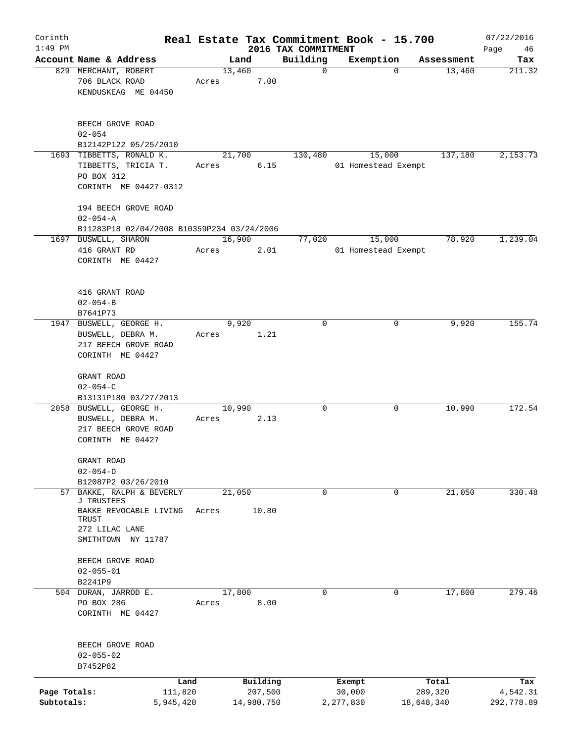# Real Estate Tax Commitment Book - 15.700

Corinth 1:49 PM — 2016 TAX COMMITMENT — 07/22/2016

| Account Name & Address | Land | Building | Exemption | Assessment | Tax |
|---|---|---|---|---|---|
| 829 MERCHANT, ROBERT<br>706 BLACK ROAD<br>KENDUSKEAG ME 04450<br><br>BEECH GROVE ROAD<br>02-054<br>B12142P122 05/25/2010 | 13,460<br>Acres 7.00 | 0 | 0 | 13,460 | 211.32 |
| 1693 TIBBETTS, RONALD K.<br>TIBBETTS, TRICIA T.<br>PO BOX 312<br>CORINTH ME 04427-0312<br><br>194 BEECH GROVE ROAD<br>02-054-A<br>B11283P18 02/04/2008 B10359P234 03/24/2006 | 21,700<br>Acres 6.15 | 130,480 | 15,000<br>01 Homestead Exempt | 137,180 | 2,153.73 |
| 1697 BUSWELL, SHARON<br>416 GRANT RD<br>CORINTH ME 04427<br><br>416 GRANT ROAD<br>02-054-B<br>B7641P73 | 16,900<br>Acres 2.01 | 77,020 | 15,000<br>01 Homestead Exempt | 78,920 | 1,239.04 |
| 1947 BUSWELL, GEORGE H.<br>BUSWELL, DEBRA M.<br>217 BEECH GROVE ROAD<br>CORINTH ME 04427<br><br>GRANT ROAD<br>02-054-C<br>B13131P180 03/27/2013 | 9,920<br>Acres 1.21 | 0 | 0 | 9,920 | 155.74 |
| 2058 BUSWELL, GEORGE H.<br>BUSWELL, DEBRA M.<br>217 BEECH GROVE ROAD<br>CORINTH ME 04427<br><br>GRANT ROAD<br>02-054-D<br>B12087P2 03/26/2010 | 10,990<br>Acres 2.13 | 0 | 0 | 10,990 | 172.54 |
| 57 BAKKE, RALPH & BEVERLY J TRUSTEES<br>BAKKE REVOCABLE LIVING TRUST<br>272 LILAC LANE<br>SMITHTOWN NY 11787<br><br>BEECH GROVE ROAD<br>02-055-01<br>B2241P9 | 21,050<br>Acres 10.80 | 0 | 0 | 21,050 | 330.48 |
| 504 DURAN, JARROD E.<br>PO BOX 286<br>CORINTH ME 04427<br><br>BEECH GROVE ROAD<br>02-055-02<br>B7452P82 | 17,800<br>Acres 8.00 | 0 | 0 | 17,800 | 279.46 |

| | Land | Building | Exempt | Total | Tax |
|---|---|---|---|---|---|
| Page Totals: | 111,820 | 207,500 | 30,000 | 289,320 | 4,542.31 |
| Subtotals: | 5,945,420 | 14,980,750 | 2,277,830 | 18,648,340 | 292,778.89 |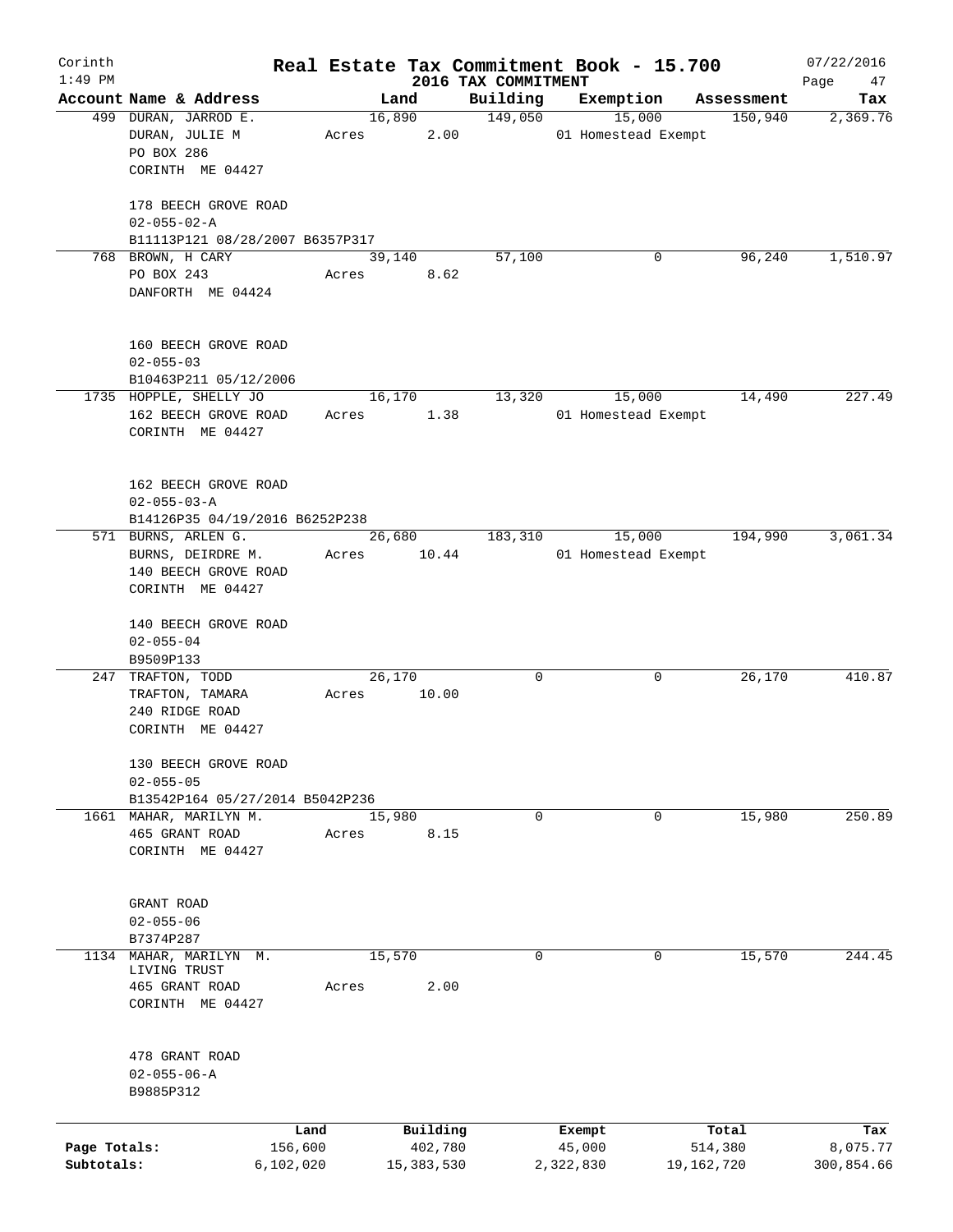# Real Estate Tax Commitment Book - 15.700

Corinth 1:49 PM — 2016 TAX COMMITMENT — 07/22/2016

| Account Name & Address | Land | Building | Exemption | Assessment | Tax |
|---|---|---|---|---|---|
| 499 DURAN, JARROD E.<br>DURAN, JULIE M<br>PO BOX 286<br>CORINTH ME 04427<br><br>178 BEECH GROVE ROAD<br>02-055-02-A<br>B11113P121 08/28/2007 B6357P317 | 16,890<br>Acres 2.00 | 149,050 | 15,000<br>01 Homestead Exempt | 150,940 | 2,369.76 |
| 768 BROWN, H CARY<br>PO BOX 243<br>DANFORTH ME 04424<br><br>160 BEECH GROVE ROAD<br>02-055-03<br>B10463P211 05/12/2006 | 39,140<br>Acres 8.62 | 57,100 | 0 | 96,240 | 1,510.97 |
| 1735 HOPPLE, SHELLY JO<br>162 BEECH GROVE ROAD<br>CORINTH ME 04427<br><br>162 BEECH GROVE ROAD<br>02-055-03-A<br>B14126P35 04/19/2016 B6252P238 | 16,170<br>Acres 1.38 | 13,320 | 15,000<br>01 Homestead Exempt | 14,490 | 227.49 |
| 571 BURNS, ARLEN G.<br>BURNS, DEIRDRE M.<br>140 BEECH GROVE ROAD<br>CORINTH ME 04427<br><br>140 BEECH GROVE ROAD<br>02-055-04<br>B9509P133 | 26,680<br>Acres 10.44 | 183,310 | 15,000<br>01 Homestead Exempt | 194,990 | 3,061.34 |
| 247 TRAFTON, TODD<br>TRAFTON, TAMARA<br>240 RIDGE ROAD<br>CORINTH ME 04427<br><br>130 BEECH GROVE ROAD<br>02-055-05<br>B13542P164 05/27/2014 B5042P236 | 26,170<br>Acres 10.00 | 0 | 0 | 26,170 | 410.87 |
| 1661 MAHAR, MARILYN M.<br>465 GRANT ROAD<br>CORINTH ME 04427<br><br>GRANT ROAD<br>02-055-06<br>B7374P287 | 15,980<br>Acres 8.15 | 0 | 0 | 15,980 | 250.89 |
| 1134 MAHAR, MARILYN M.<br>LIVING TRUST<br>465 GRANT ROAD<br>CORINTH ME 04427<br><br>478 GRANT ROAD<br>02-055-06-A<br>B9885P312 | 15,570<br>Acres 2.00 | 0 | 0 | 15,570 | 244.45 |

| | Land | Building | Exempt | Total | Tax |
|---|---|---|---|---|---|
| Page Totals: | 156,600 | 402,780 | 45,000 | 514,380 | 8,075.77 |
| Subtotals: | 6,102,020 | 15,383,530 | 2,322,830 | 19,162,720 | 300,854.66 |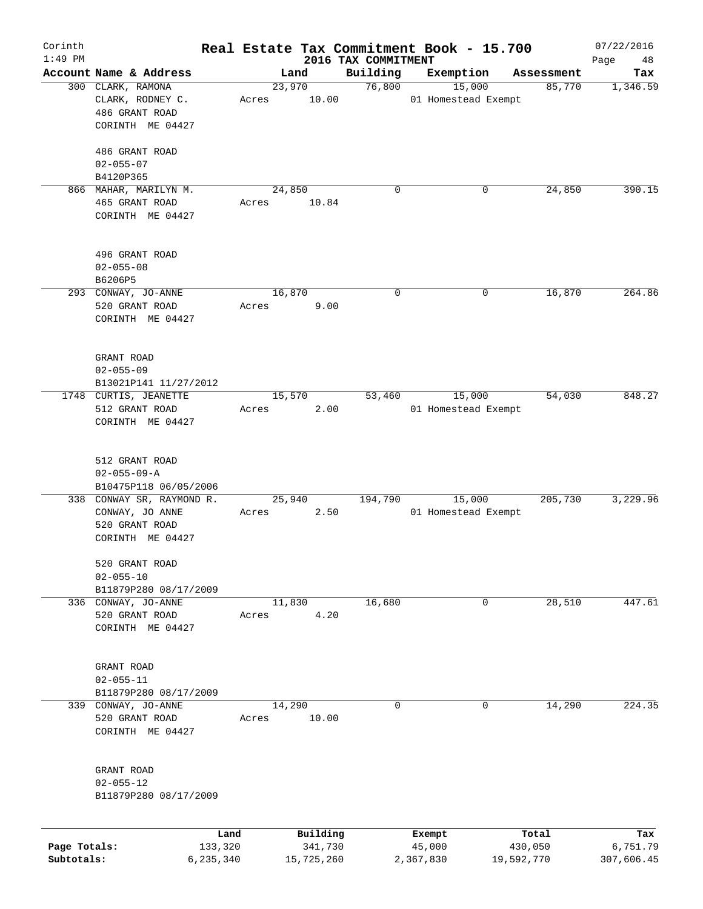Corinth
1:49 PM

# Real Estate Tax Commitment Book - 15.700

## 2016 TAX COMMITMENT

07/22/2016

| Account Name & Address | Land | Building | Exemption | Assessment | Tax |
|---|---|---|---|---|---|
| 300 CLARK, RAMONA<br>CLARK, RODNEY C.<br>486 GRANT ROAD<br>CORINTH ME 04427<br><br>486 GRANT ROAD<br>02-055-07<br>B4120P365 | 23,970<br>Acres 10.00 | 76,800 | 15,000<br>01 Homestead Exempt | 85,770 | 1,346.59 |
| 866 MAHAR, MARILYN M.<br>465 GRANT ROAD<br>CORINTH ME 04427<br><br>496 GRANT ROAD<br>02-055-08<br>B6206P5 | 24,850<br>Acres 10.84 | 0 | 0 | 24,850 | 390.15 |
| 293 CONWAY, JO-ANNE<br>520 GRANT ROAD<br>CORINTH ME 04427<br><br>GRANT ROAD<br>02-055-09<br>B13021P141 11/27/2012 | 16,870<br>Acres 9.00 | 0 | 0 | 16,870 | 264.86 |
| 1748 CURTIS, JEANETTE<br>512 GRANT ROAD<br>CORINTH ME 04427<br><br>512 GRANT ROAD<br>02-055-09-A<br>B10475P118 06/05/2006 | 15,570<br>Acres 2.00 | 53,460 | 15,000<br>01 Homestead Exempt | 54,030 | 848.27 |
| 338 CONWAY SR, RAYMOND R.<br>CONWAY, JO ANNE<br>520 GRANT ROAD<br>CORINTH ME 04427<br><br>520 GRANT ROAD<br>02-055-10<br>B11879P280 08/17/2009 | 25,940<br>Acres 2.50 | 194,790 | 15,000<br>01 Homestead Exempt | 205,730 | 3,229.96 |
| 336 CONWAY, JO-ANNE<br>520 GRANT ROAD<br>CORINTH ME 04427<br><br>GRANT ROAD<br>02-055-11<br>B11879P280 08/17/2009 | 11,830<br>Acres 4.20 | 16,680 | 0 | 28,510 | 447.61 |
| 339 CONWAY, JO-ANNE<br>520 GRANT ROAD<br>CORINTH ME 04427<br><br>GRANT ROAD<br>02-055-12<br>B11879P280 08/17/2009 | 14,290<br>Acres 10.00 | 0 | 0 | 14,290 | 224.35 |

| | Land | Building | Exempt | Total | Tax |
|---|---|---|---|---|---|
| Page Totals: | 133,320 | 341,730 | 45,000 | 430,050 | 6,751.79 |
| Subtotals: | 6,235,340 | 15,725,260 | 2,367,830 | 19,592,770 | 307,606.45 |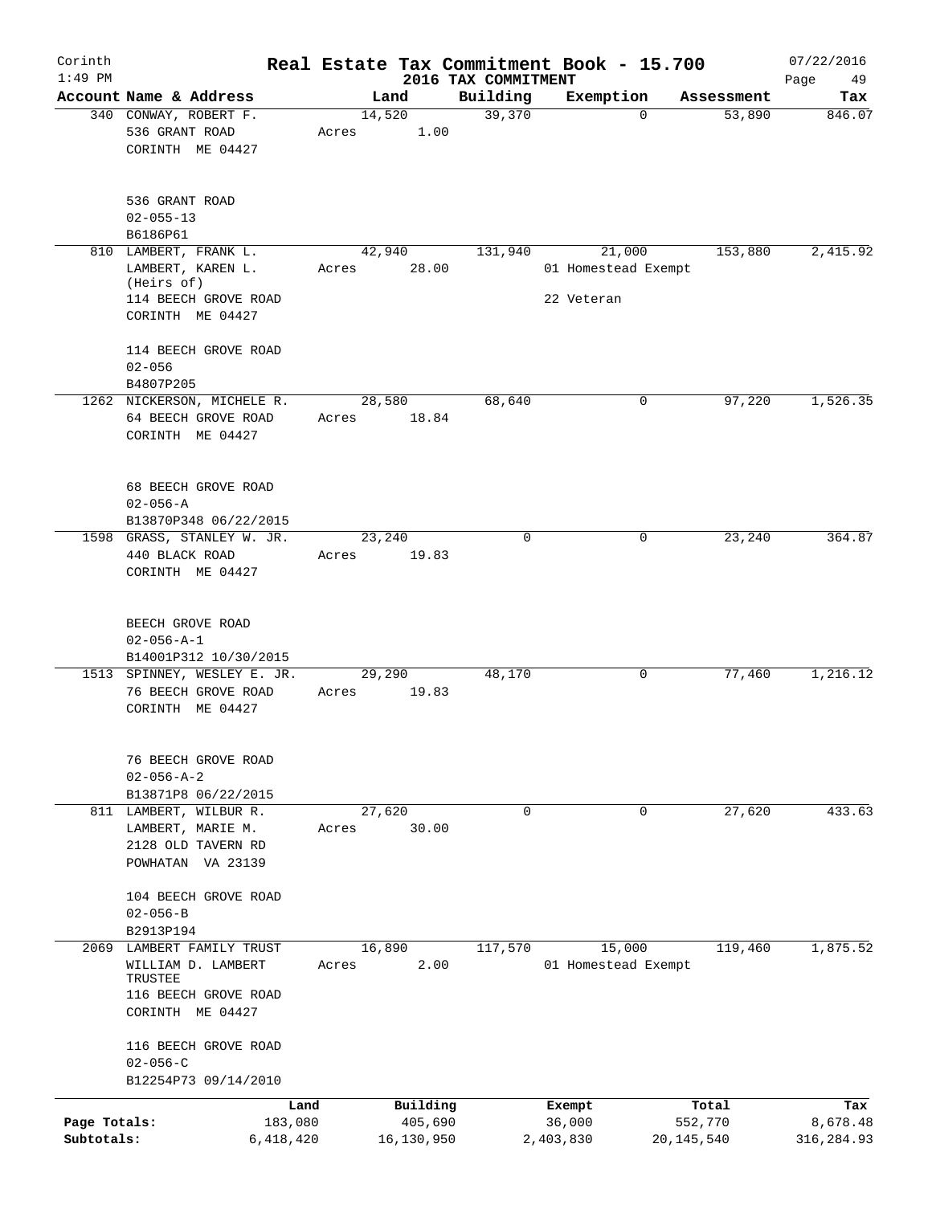Corinth
1:49 PM

# Real Estate Tax Commitment Book - 15.700

## 2016 TAX COMMITMENT

07/22/2016

| Account | Name & Address | Land | Building | Exemption | Assessment | Tax |
|---|---|---|---|---|---|---|
| 340 | CONWAY, ROBERT F.<br>536 GRANT ROAD<br>CORINTH ME 04427<br><br>536 GRANT ROAD<br>02-055-13<br>B6186P61 | 14,520<br>Acres 1.00 | 39,370 | 0 | 53,890 | 846.07 |
| 810 | LAMBERT, FRANK L.<br>LAMBERT, KAREN L.<br>(Heirs of)<br>114 BEECH GROVE ROAD<br>CORINTH ME 04427<br><br>114 BEECH GROVE ROAD<br>02-056<br>B4807P205 | 42,940<br>Acres 28.00 | 131,940 | 21,000<br>01 Homestead Exempt<br>22 Veteran | 153,880 | 2,415.92 |
| 1262 | NICKERSON, MICHELE R.<br>64 BEECH GROVE ROAD<br>CORINTH ME 04427<br><br>68 BEECH GROVE ROAD<br>02-056-A<br>B13870P348 06/22/2015 | 28,580<br>Acres 18.84 | 68,640 | 0 | 97,220 | 1,526.35 |
| 1598 | GRASS, STANLEY W. JR.<br>440 BLACK ROAD<br>CORINTH ME 04427<br><br>BEECH GROVE ROAD<br>02-056-A-1<br>B14001P312 10/30/2015 | 23,240<br>Acres 19.83 | 0 | 0 | 23,240 | 364.87 |
| 1513 | SPINNEY, WESLEY E. JR.<br>76 BEECH GROVE ROAD<br>CORINTH ME 04427<br><br>76 BEECH GROVE ROAD<br>02-056-A-2<br>B13871P8 06/22/2015 | 29,290<br>Acres 19.83 | 48,170 | 0 | 77,460 | 1,216.12 |
| 811 | LAMBERT, WILBUR R.<br>LAMBERT, MARIE M.<br>2128 OLD TAVERN RD<br>POWHATAN VA 23139<br><br>104 BEECH GROVE ROAD<br>02-056-B<br>B2913P194 | 27,620<br>Acres 30.00 | 0 | 0 | 27,620 | 433.63 |
| 2069 | LAMBERT FAMILY TRUST<br>WILLIAM D. LAMBERT TRUSTEE<br>116 BEECH GROVE ROAD<br>CORINTH ME 04427<br><br>116 BEECH GROVE ROAD<br>02-056-C<br>B12254P73 09/14/2010 | 16,890<br>Acres 2.00 | 117,570 | 15,000<br>01 Homestead Exempt | 119,460 | 1,875.52 |

| | Land | Building | Exempt | Total | Tax |
|---|---|---|---|---|---|
| Page Totals: | 183,080 | 405,690 | 36,000 | 552,770 | 8,678.48 |
| Subtotals: | 6,418,420 | 16,130,950 | 2,403,830 | 20,145,540 | 316,284.93 |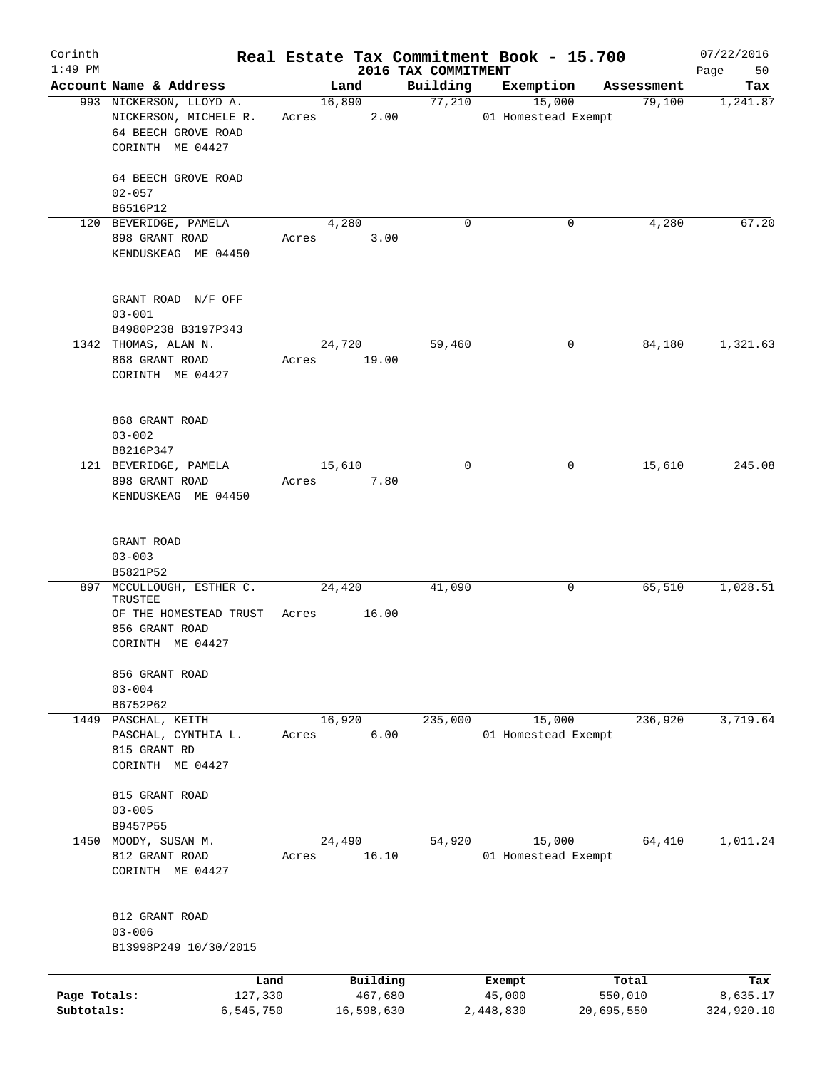# Real Estate Tax Commitment Book - 15.700

Corinth
1:49 PM

2016 TAX COMMITMENT

07/22/2016

| Account Name & Address | Land | Building | Exemption | Assessment | Tax |
|---|---|---|---|---|---|
| 993 NICKERSON, LLOYD A.<br>NICKERSON, MICHELE R.<br>64 BEECH GROVE ROAD<br>CORINTH ME 04427<br><br>64 BEECH GROVE ROAD<br>02-057<br>B6516P12 | 16,890<br>Acres 2.00 | 77,210 | 15,000<br>01 Homestead Exempt | 79,100 | 1,241.87 |
| 120 BEVERIDGE, PAMELA<br>898 GRANT ROAD<br>KENDUSKEAG ME 04450<br><br>GRANT ROAD N/F OFF<br>03-001<br>B4980P238 B3197P343 | 4,280<br>Acres 3.00 | 0 | 0 | 4,280 | 67.20 |
| 1342 THOMAS, ALAN N.<br>868 GRANT ROAD<br>CORINTH ME 04427<br><br>868 GRANT ROAD<br>03-002<br>B8216P347 | 24,720<br>Acres 19.00 | 59,460 | 0 | 84,180 | 1,321.63 |
| 121 BEVERIDGE, PAMELA<br>898 GRANT ROAD<br>KENDUSKEAG ME 04450<br><br>GRANT ROAD<br>03-003<br>B5821P52 | 15,610<br>Acres 7.80 | 0 | 0 | 15,610 | 245.08 |
| 897 MCCULLOUGH, ESTHER C. TRUSTEE<br>OF THE HOMESTEAD TRUST<br>856 GRANT ROAD<br>CORINTH ME 04427<br><br>856 GRANT ROAD<br>03-004<br>B6752P62 | 24,420<br>Acres 16.00 | 41,090 | 0 | 65,510 | 1,028.51 |
| 1449 PASCHAL, KEITH<br>PASCHAL, CYNTHIA L.<br>815 GRANT RD<br>CORINTH ME 04427<br><br>815 GRANT ROAD<br>03-005<br>B9457P55 | 16,920<br>Acres 6.00 | 235,000 | 15,000<br>01 Homestead Exempt | 236,920 | 3,719.64 |
| 1450 MOODY, SUSAN M.<br>812 GRANT ROAD<br>CORINTH ME 04427<br><br>812 GRANT ROAD<br>03-006<br>B13998P249 10/30/2015 | 24,490<br>Acres 16.10 | 54,920 | 15,000<br>01 Homestead Exempt | 64,410 | 1,011.24 |

| | Land | Building | Exempt | Total | Tax |
|---|---|---|---|---|---|
| Page Totals: | 127,330 | 467,680 | 45,000 | 550,010 | 8,635.17 |
| Subtotals: | 6,545,750 | 16,598,630 | 2,448,830 | 20,695,550 | 324,920.10 |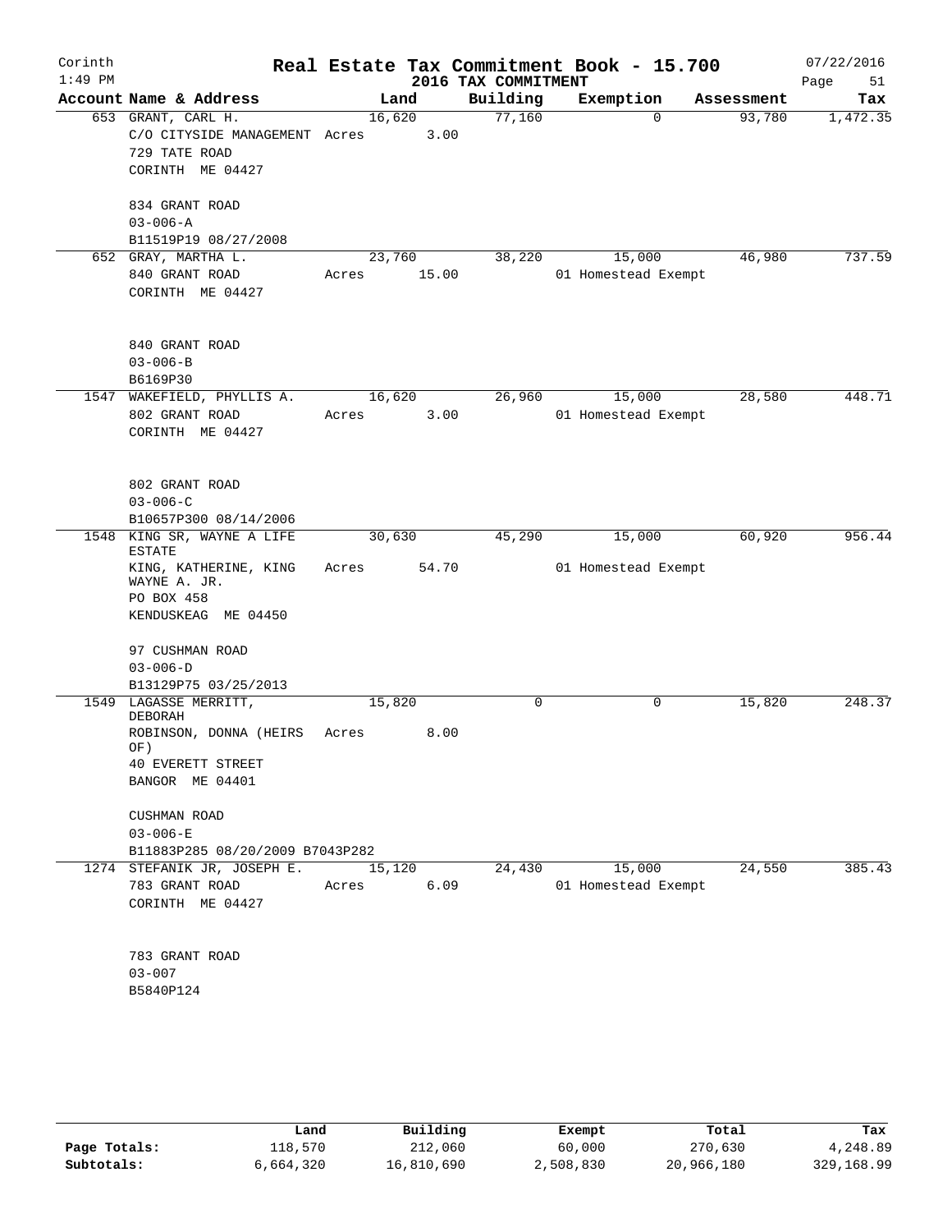# Real Estate Tax Commitment Book - 15.700

Corinth
1:49 PM

2016 TAX COMMITMENT

07/22/2016

| Account Name & Address | Land | Building | Exemption | Assessment | Tax |
|---|---|---|---|---|---|
| 653 GRANT, CARL H.<br>C/O CITYSIDE MANAGEMENT<br>729 TATE ROAD<br>CORINTH ME 04427<br><br>834 GRANT ROAD<br>03-006-A<br>B11519P19 08/27/2008 | 16,620<br>Acres 3.00 | 77,160 | 0 | 93,780 | 1,472.35 |
| 652 GRAY, MARTHA L.<br>840 GRANT ROAD<br>CORINTH ME 04427<br><br>840 GRANT ROAD<br>03-006-B<br>B6169P30 | 23,760<br>Acres 15.00 | 38,220 | 15,000<br>01 Homestead Exempt | 46,980 | 737.59 |
| 1547 WAKEFIELD, PHYLLIS A.<br>802 GRANT ROAD<br>CORINTH ME 04427<br><br>802 GRANT ROAD<br>03-006-C<br>B10657P300 08/14/2006 | 16,620<br>Acres 3.00 | 26,960 | 15,000<br>01 Homestead Exempt | 28,580 | 448.71 |
| 1548 KING SR, WAYNE A LIFE ESTATE<br>KING, KATHERINE, KING WAYNE A. JR.<br>PO BOX 458<br>KENDUSKEAG ME 04450<br><br>97 CUSHMAN ROAD<br>03-006-D<br>B13129P75 03/25/2013 | 30,630<br>Acres 54.70 | 45,290 | 15,000<br>01 Homestead Exempt | 60,920 | 956.44 |
| 1549 LAGASSE MERRITT, DEBORAH<br>ROBINSON, DONNA (HEIRS OF)<br>40 EVERETT STREET<br>BANGOR ME 04401<br><br>CUSHMAN ROAD<br>03-006-E<br>B11883P285 08/20/2009 B7043P282 | 15,820<br>Acres 8.00 | 0 | 0 | 15,820 | 248.37 |
| 1274 STEFANIK JR, JOSEPH E.<br>783 GRANT ROAD<br>CORINTH ME 04427<br><br>783 GRANT ROAD<br>03-007<br>B5840P124 | 15,120<br>Acres 6.09 | 24,430 | 15,000<br>01 Homestead Exempt | 24,550 | 385.43 |

| | Land | Building | Exempt | Total | Tax |
|---|---|---|---|---|---|
| Page Totals: | 118,570 | 212,060 | 60,000 | 270,630 | 4,248.89 |
| Subtotals: | 6,664,320 | 16,810,690 | 2,508,830 | 20,966,180 | 329,168.99 |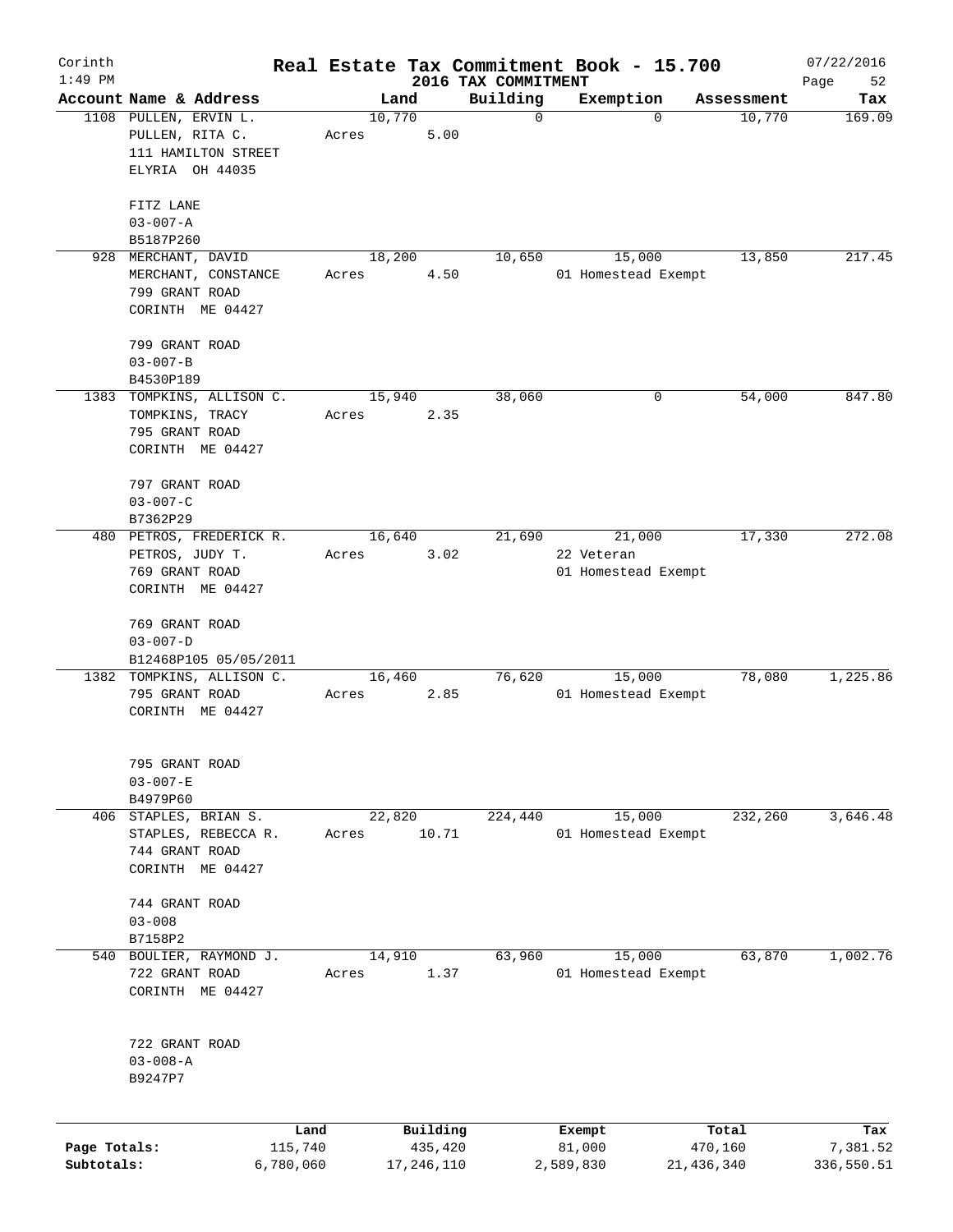# Real Estate Tax Commitment Book - 15.700

Corinth
1:49 PM

2016 TAX COMMITMENT

07/22/2016

| Account Name & Address | Land | Building | Exemption | Assessment | Tax |
|---|---|---|---|---|---|
| 1108 PULLEN, ERVIN L.<br>PULLEN, RITA C.<br>111 HAMILTON STREET<br>ELYRIA OH 44035<br><br>FITZ LANE<br>03-007-A<br>B5187P260 | 10,770<br>Acres 5.00 | 0 | 0 | 10,770 | 169.09 |
| 928 MERCHANT, DAVID<br>MERCHANT, CONSTANCE<br>799 GRANT ROAD<br>CORINTH ME 04427<br><br>799 GRANT ROAD<br>03-007-B<br>B4530P189 | 18,200<br>Acres 4.50 | 10,650 | 15,000<br>01 Homestead Exempt | 13,850 | 217.45 |
| 1383 TOMPKINS, ALLISON C.<br>TOMPKINS, TRACY<br>795 GRANT ROAD<br>CORINTH ME 04427<br><br>797 GRANT ROAD<br>03-007-C<br>B7362P29 | 15,940<br>Acres 2.35 | 38,060 | 0 | 54,000 | 847.80 |
| 480 PETROS, FREDERICK R.<br>PETROS, JUDY T.<br>769 GRANT ROAD<br>CORINTH ME 04427<br><br>769 GRANT ROAD<br>03-007-D<br>B12468P105 05/05/2011 | 16,640<br>Acres 3.02 | 21,690 | 21,000<br>22 Veteran<br>01 Homestead Exempt | 17,330 | 272.08 |
| 1382 TOMPKINS, ALLISON C.<br>795 GRANT ROAD<br>CORINTH ME 04427<br><br>795 GRANT ROAD<br>03-007-E<br>B4979P60 | 16,460<br>Acres 2.85 | 76,620 | 15,000<br>01 Homestead Exempt | 78,080 | 1,225.86 |
| 406 STAPLES, BRIAN S.<br>STAPLES, REBECCA R.<br>744 GRANT ROAD<br>CORINTH ME 04427<br><br>744 GRANT ROAD<br>03-008<br>B7158P2 | 22,820<br>Acres 10.71 | 224,440 | 15,000<br>01 Homestead Exempt | 232,260 | 3,646.48 |
| 540 BOULIER, RAYMOND J.<br>722 GRANT ROAD<br>CORINTH ME 04427<br><br>722 GRANT ROAD<br>03-008-A<br>B9247P7 | 14,910<br>Acres 1.37 | 63,960 | 15,000<br>01 Homestead Exempt | 63,870 | 1,002.76 |

| | Land | Building | Exempt | Total | Tax |
|---|---|---|---|---|---|
| Page Totals: | 115,740 | 435,420 | 81,000 | 470,160 | 7,381.52 |
| Subtotals: | 6,780,060 | 17,246,110 | 2,589,830 | 21,436,340 | 336,550.51 |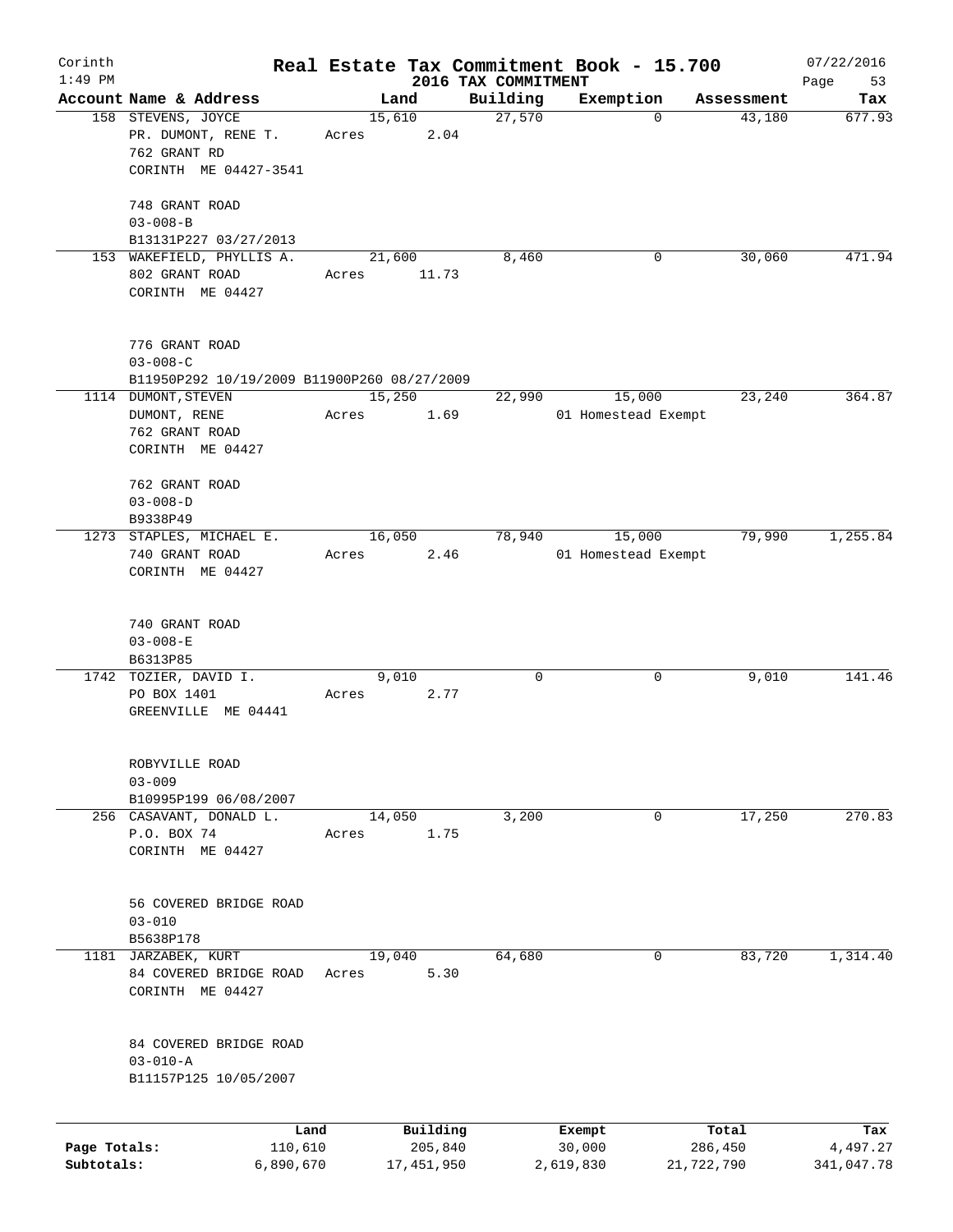# Real Estate Tax Commitment Book - 15.700

Corinth 1:49 PM — 2016 TAX COMMITMENT — 07/22/2016

| Account Name & Address | Land | Building | Exemption | Assessment | Tax |
|---|---|---|---|---|---|
| 158 STEVENS, JOYCE<br>PR. DUMONT, RENE T.<br>762 GRANT RD<br>CORINTH ME 04427-3541<br><br>748 GRANT ROAD<br>03-008-B<br>B13131P227 03/27/2013 | 15,610<br>Acres 2.04 | 27,570 | 0 | 43,180 | 677.93 |
| 153 WAKEFIELD, PHYLLIS A.<br>802 GRANT ROAD<br>CORINTH ME 04427<br><br>776 GRANT ROAD<br>03-008-C<br>B11950P292 10/19/2009 B11900P260 08/27/2009 | 21,600<br>Acres 11.73 | 8,460 | 0 | 30,060 | 471.94 |
| 1114 DUMONT, STEVEN<br>DUMONT, RENE<br>762 GRANT ROAD<br>CORINTH ME 04427<br><br>762 GRANT ROAD<br>03-008-D<br>B9338P49 | 15,250<br>Acres 1.69 | 22,990 | 15,000<br>01 Homestead Exempt | 23,240 | 364.87 |
| 1273 STAPLES, MICHAEL E.<br>740 GRANT ROAD<br>CORINTH ME 04427<br><br>740 GRANT ROAD<br>03-008-E<br>B6313P85 | 16,050<br>Acres 2.46 | 78,940 | 15,000<br>01 Homestead Exempt | 79,990 | 1,255.84 |
| 1742 TOZIER, DAVID I.<br>PO BOX 1401<br>GREENVILLE ME 04441<br><br>ROBYVILLE ROAD<br>03-009<br>B10995P199 06/08/2007 | 9,010<br>Acres 2.77 | 0 | 0 | 9,010 | 141.46 |
| 256 CASAVANT, DONALD L.<br>P.O. BOX 74<br>CORINTH ME 04427<br><br>56 COVERED BRIDGE ROAD<br>03-010<br>B5638P178 | 14,050<br>Acres 1.75 | 3,200 | 0 | 17,250 | 270.83 |
| 1181 JARZABEK, KURT<br>84 COVERED BRIDGE ROAD<br>CORINTH ME 04427<br><br>84 COVERED BRIDGE ROAD<br>03-010-A<br>B11157P125 10/05/2007 | 19,040<br>Acres 5.30 | 64,680 | 0 | 83,720 | 1,314.40 |

| | Land | Building | Exempt | Total | Tax |
|---|---|---|---|---|---|
| Page Totals: | 110,610 | 205,840 | 30,000 | 286,450 | 4,497.27 |
| Subtotals: | 6,890,670 | 17,451,950 | 2,619,830 | 21,722,790 | 341,047.78 |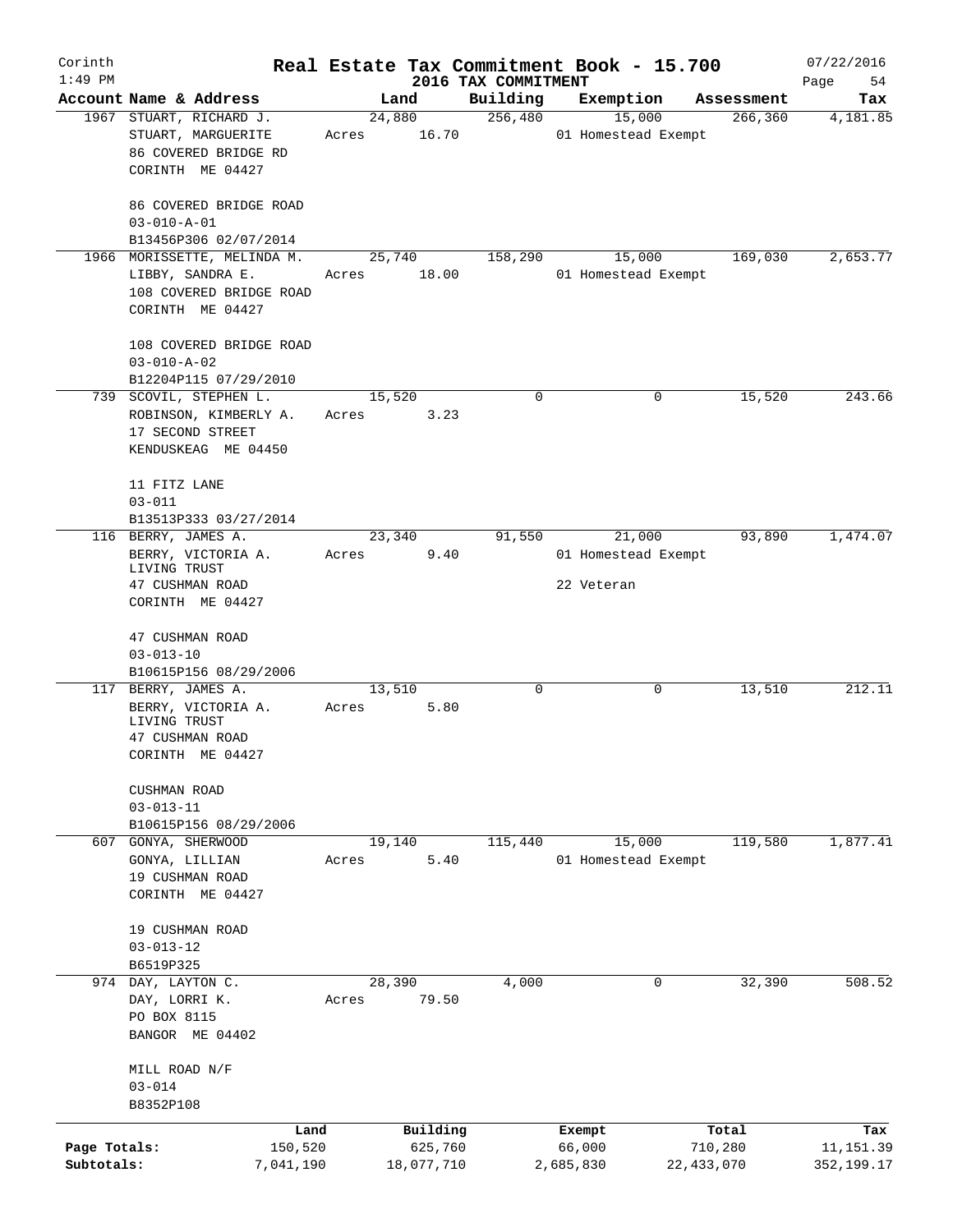Corinth 1:49 PM

# Real Estate Tax Commitment Book - 15.700

2016 TAX COMMITMENT

07/22/2016 Page 54

| Account | Name & Address | Land | Building | Exemption | Assessment | Tax |
|---|---|---|---|---|---|---|
| 1967 | STUART, RICHARD J.<br>STUART, MARGUERITE<br>86 COVERED BRIDGE RD<br>CORINTH ME 04427<br><br>86 COVERED BRIDGE ROAD<br>03-010-A-01<br>B13456P306 02/07/2014 | 24,880<br>Acres 16.70 | 256,480 | 15,000<br>01 Homestead Exempt | 266,360 | 4,181.85 |
| 1966 | MORISSETTE, MELINDA M.<br>LIBBY, SANDRA E.<br>108 COVERED BRIDGE ROAD<br>CORINTH ME 04427<br><br>108 COVERED BRIDGE ROAD<br>03-010-A-02<br>B12204P115 07/29/2010 | 25,740<br>Acres 18.00 | 158,290 | 15,000<br>01 Homestead Exempt | 169,030 | 2,653.77 |
| 739 | SCOVIL, STEPHEN L.<br>ROBINSON, KIMBERLY A.<br>17 SECOND STREET<br>KENDUSKEAG ME 04450<br><br>11 FITZ LANE<br>03-011<br>B13513P333 03/27/2014 | 15,520<br>Acres 3.23 | 0 | 0 | 15,520 | 243.66 |
| 116 | BERRY, JAMES A.<br>BERRY, VICTORIA A.<br>LIVING TRUST<br>47 CUSHMAN ROAD<br>CORINTH ME 04427<br><br>47 CUSHMAN ROAD<br>03-013-10<br>B10615P156 08/29/2006 | 23,340<br>Acres 9.40 | 91,550 | 21,000<br>01 Homestead Exempt<br>22 Veteran | 93,890 | 1,474.07 |
| 117 | BERRY, JAMES A.<br>BERRY, VICTORIA A.<br>LIVING TRUST<br>47 CUSHMAN ROAD<br>CORINTH ME 04427<br><br>CUSHMAN ROAD<br>03-013-11<br>B10615P156 08/29/2006 | 13,510<br>Acres 5.80 | 0 | 0 | 13,510 | 212.11 |
| 607 | GONYA, SHERWOOD<br>GONYA, LILLIAN<br>19 CUSHMAN ROAD<br>CORINTH ME 04427<br><br>19 CUSHMAN ROAD<br>03-013-12<br>B6519P325 | 19,140<br>Acres 5.40 | 115,440 | 15,000<br>01 Homestead Exempt | 119,580 | 1,877.41 |
| 974 | DAY, LAYTON C.<br>DAY, LORRI K.<br>PO BOX 8115<br>BANGOR ME 04402<br><br>MILL ROAD N/F<br>03-014<br>B8352P108 | 28,390<br>Acres 79.50 | 4,000 | 0 | 32,390 | 508.52 |

| | Land | Building | Exempt | Total | Tax |
|---|---|---|---|---|---|
| Page Totals: | 150,520 | 625,760 | 66,000 | 710,280 | 11,151.39 |
| Subtotals: | 7,041,190 | 18,077,710 | 2,685,830 | 22,433,070 | 352,199.17 |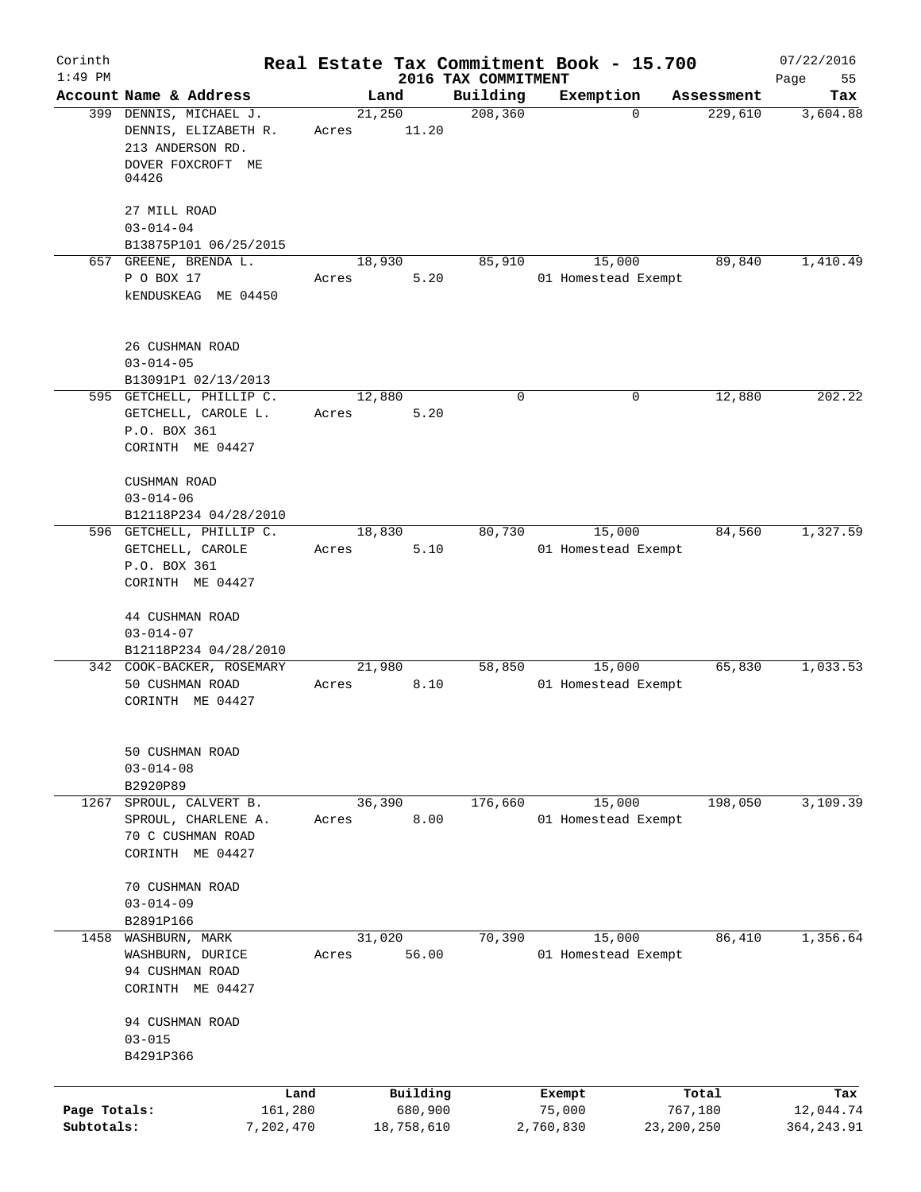Corinth 1:49 PM

# Real Estate Tax Commitment Book - 15.700

## 2016 TAX COMMITMENT

07/22/2016

| Account | Name & Address | Land | Building | Exemption | Assessment | Tax |
|---|---|---|---|---|---|---|
| 399 | DENNIS, MICHAEL J.<br>DENNIS, ELIZABETH R.<br>213 ANDERSON RD.<br>DOVER FOXCROFT ME 04426<br><br>27 MILL ROAD<br>03-014-04<br>B13875P101 06/25/2015 | 21,250<br>Acres 11.20 | 208,360 | 0 | 229,610 | 3,604.88 |
| 657 | GREENE, BRENDA L.<br>P O BOX 17<br>kENDUSKEAG ME 04450<br><br>26 CUSHMAN ROAD<br>03-014-05<br>B13091P1 02/13/2013 | 18,930<br>Acres 5.20 | 85,910 | 15,000<br>01 Homestead Exempt | 89,840 | 1,410.49 |
| 595 | GETCHELL, PHILLIP C.<br>GETCHELL, CAROLE L.<br>P.O. BOX 361<br>CORINTH ME 04427<br><br>CUSHMAN ROAD<br>03-014-06<br>B12118P234 04/28/2010 | 12,880<br>Acres 5.20 | 0 | 0 | 12,880 | 202.22 |
| 596 | GETCHELL, PHILLIP C.<br>GETCHELL, CAROLE<br>P.O. BOX 361<br>CORINTH ME 04427<br><br>44 CUSHMAN ROAD<br>03-014-07<br>B12118P234 04/28/2010 | 18,830<br>Acres 5.10 | 80,730 | 15,000<br>01 Homestead Exempt | 84,560 | 1,327.59 |
| 342 | COOK-BACKER, ROSEMARY<br>50 CUSHMAN ROAD<br>CORINTH ME 04427<br><br>50 CUSHMAN ROAD<br>03-014-08<br>B2920P89 | 21,980<br>Acres 8.10 | 58,850 | 15,000<br>01 Homestead Exempt | 65,830 | 1,033.53 |
| 1267 | SPROUL, CALVERT B.<br>SPROUL, CHARLENE A.<br>70 C CUSHMAN ROAD<br>CORINTH ME 04427<br><br>70 CUSHMAN ROAD<br>03-014-09<br>B2891P166 | 36,390<br>Acres 8.00 | 176,660 | 15,000<br>01 Homestead Exempt | 198,050 | 3,109.39 |
| 1458 | WASHBURN, MARK<br>WASHBURN, DURICE<br>94 CUSHMAN ROAD<br>CORINTH ME 04427<br><br>94 CUSHMAN ROAD<br>03-015<br>B4291P366 | 31,020<br>Acres 56.00 | 70,390 | 15,000<br>01 Homestead Exempt | 86,410 | 1,356.64 |

| | Land | Building | Exempt | Total | Tax |
|---|---|---|---|---|---|
| Page Totals: | 161,280 | 680,900 | 75,000 | 767,180 | 12,044.74 |
| Subtotals: | 7,202,470 | 18,758,610 | 2,760,830 | 23,200,250 | 364,243.91 |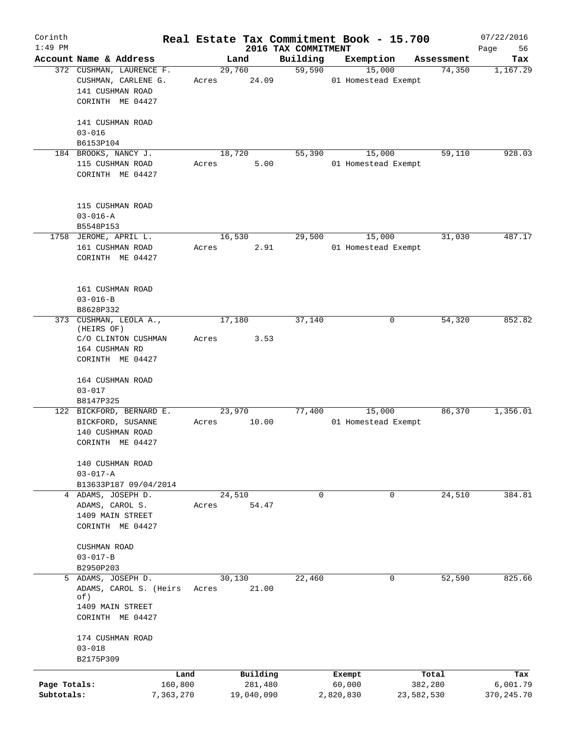Corinth 1:49 PM

# Real Estate Tax Commitment Book - 15.700

## 2016 TAX COMMITMENT

07/22/2016

| Account | Name & Address | Land | Building | Exemption | Assessment | Tax |
|---|---|---|---|---|---|---|
| 372 | CUSHMAN, LAURENCE F.<br>CUSHMAN, CARLENE G.<br>141 CUSHMAN ROAD<br>CORINTH ME 04427<br><br>141 CUSHMAN ROAD<br>03-016<br>B6153P104 | 29,760<br>Acres 24.09 | 59,590 | 15,000<br>01 Homestead Exempt | 74,350 | 1,167.29 |
| 184 | BROOKS, NANCY J.<br>115 CUSHMAN ROAD<br>CORINTH ME 04427<br><br>115 CUSHMAN ROAD<br>03-016-A<br>B5548P153 | 18,720<br>Acres 5.00 | 55,390 | 15,000<br>01 Homestead Exempt | 59,110 | 928.03 |
| 1758 | JEROME, APRIL L.<br>161 CUSHMAN ROAD<br>CORINTH ME 04427<br><br>161 CUSHMAN ROAD<br>03-016-B<br>B8628P332 | 16,530<br>Acres 2.91 | 29,500 | 15,000<br>01 Homestead Exempt | 31,030 | 487.17 |
| 373 | CUSHMAN, LEOLA A., (HEIRS OF)<br>C/O CLINTON CUSHMAN<br>164 CUSHMAN RD<br>CORINTH ME 04427<br><br>164 CUSHMAN ROAD<br>03-017<br>B8147P325 | 17,180<br>Acres 3.53 | 37,140 | 0 | 54,320 | 852.82 |
| 122 | BICKFORD, BERNARD E.<br>BICKFORD, SUSANNE<br>140 CUSHMAN ROAD<br>CORINTH ME 04427<br><br>140 CUSHMAN ROAD<br>03-017-A<br>B13633P187 09/04/2014 | 23,970<br>Acres 10.00 | 77,400 | 15,000<br>01 Homestead Exempt | 86,370 | 1,356.01 |
| 4 | ADAMS, JOSEPH D.<br>ADAMS, CAROL S.<br>1409 MAIN STREET<br>CORINTH ME 04427<br><br>CUSHMAN ROAD<br>03-017-B<br>B2950P203 | 24,510<br>Acres 54.47 | 0 | 0 | 24,510 | 384.81 |
| 5 | ADAMS, JOSEPH D.<br>ADAMS, CAROL S. (Heirs of)<br>1409 MAIN STREET<br>CORINTH ME 04427<br><br>174 CUSHMAN ROAD<br>03-018<br>B2175P309 | 30,130<br>Acres 21.00 | 22,460 | 0 | 52,590 | 825.66 |

| | Land | Building | Exempt | Total | Tax |
|---|---|---|---|---|---|
| Page Totals: | 160,800 | 281,480 | 60,000 | 382,280 | 6,001.79 |
| Subtotals: | 7,363,270 | 19,040,090 | 2,820,830 | 23,582,530 | 370,245.70 |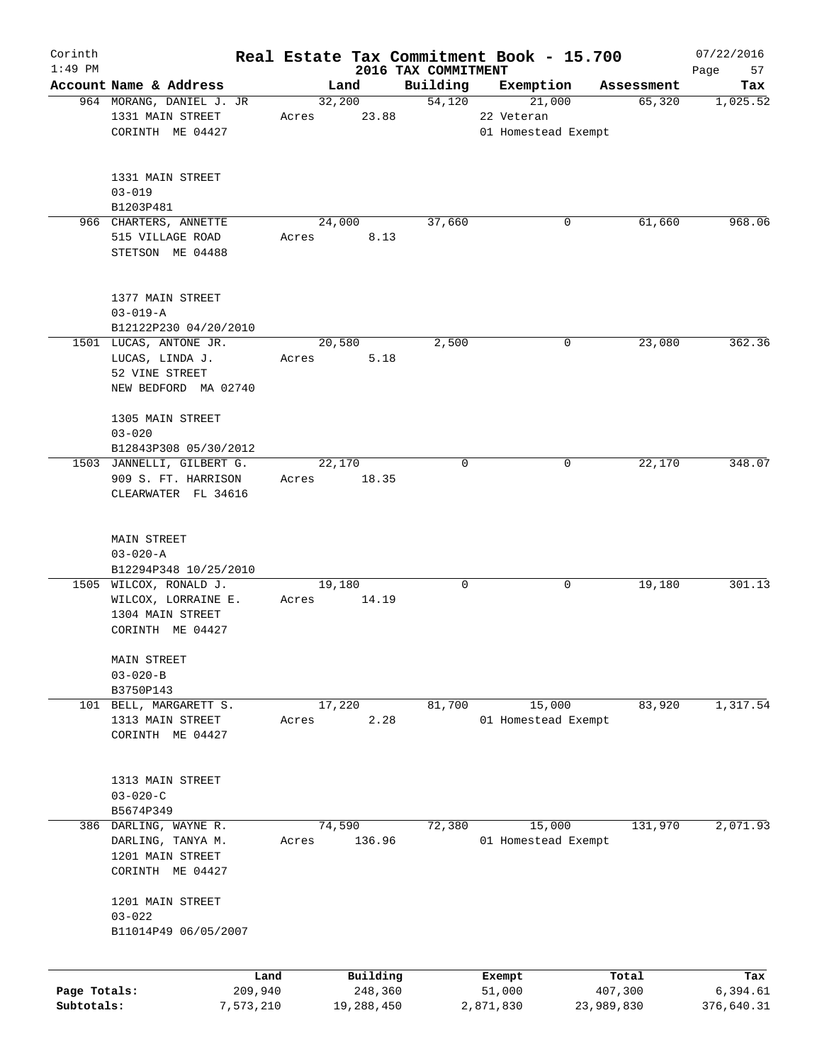# Real Estate Tax Commitment Book - 15.700

Corinth 1:49 PM — 2016 TAX COMMITMENT — 07/22/2016

| Account Name & Address | Land | Building | Exemption | Assessment | Tax |
|---|---|---|---|---|---|
| 964 MORANG, DANIEL J. JR<br>1331 MAIN STREET<br>CORINTH ME 04427<br><br>1331 MAIN STREET<br>03-019<br>B1203P481 | 32,200<br>Acres 23.88 | 54,120 | 21,000<br>22 Veteran<br>01 Homestead Exempt | 65,320 | 1,025.52 |
| 966 CHARTERS, ANNETTE<br>515 VILLAGE ROAD<br>STETSON ME 04488<br><br>1377 MAIN STREET<br>03-019-A<br>B12122P230 04/20/2010 | 24,000<br>Acres 8.13 | 37,660 | 0 | 61,660 | 968.06 |
| 1501 LUCAS, ANTONE JR.<br>LUCAS, LINDA J.<br>52 VINE STREET<br>NEW BEDFORD MA 02740<br><br>1305 MAIN STREET<br>03-020<br>B12843P308 05/30/2012 | 20,580<br>Acres 5.18 | 2,500 | 0 | 23,080 | 362.36 |
| 1503 JANNELLI, GILBERT G.<br>909 S. FT. HARRISON<br>CLEARWATER FL 34616<br><br>MAIN STREET<br>03-020-A<br>B12294P348 10/25/2010 | 22,170<br>Acres 18.35 | 0 | 0 | 22,170 | 348.07 |
| 1505 WILCOX, RONALD J.<br>WILCOX, LORRAINE E.<br>1304 MAIN STREET<br>CORINTH ME 04427<br><br>MAIN STREET<br>03-020-B<br>B3750P143 | 19,180<br>Acres 14.19 | 0 | 0 | 19,180 | 301.13 |
| 101 BELL, MARGARETT S.<br>1313 MAIN STREET<br>CORINTH ME 04427<br><br>1313 MAIN STREET<br>03-020-C<br>B5674P349 | 17,220<br>Acres 2.28 | 81,700 | 15,000<br>01 Homestead Exempt | 83,920 | 1,317.54 |
| 386 DARLING, WAYNE R.<br>DARLING, TANYA M.<br>1201 MAIN STREET<br>CORINTH ME 04427<br><br>1201 MAIN STREET<br>03-022<br>B11014P49 06/05/2007 | 74,590<br>Acres 136.96 | 72,380 | 15,000<br>01 Homestead Exempt | 131,970 | 2,071.93 |

| | Land | Building | Exempt | Total | Tax |
|---|---|---|---|---|---|
| Page Totals: | 209,940 | 248,360 | 51,000 | 407,300 | 6,394.61 |
| Subtotals: | 7,573,210 | 19,288,450 | 2,871,830 | 23,989,830 | 376,640.31 |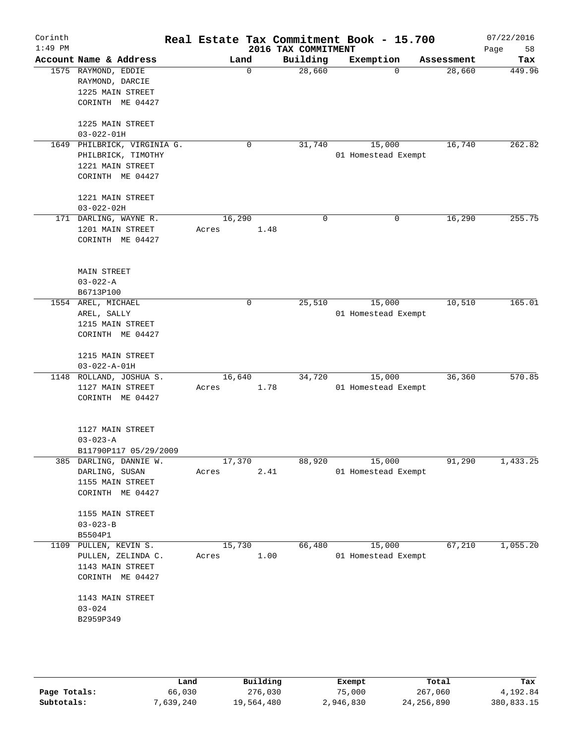# Real Estate Tax Commitment Book - 15.700

Corinth 1:49 PM — 2016 TAX COMMITMENT — 07/22/2016

| Account Name & Address | Land | Building | Exemption | Assessment | Tax |
|---|---|---|---|---|---|
| 1575 RAYMOND, EDDIE<br>RAYMOND, DARCIE<br>1225 MAIN STREET<br>CORINTH ME 04427<br><br>1225 MAIN STREET<br>03-022-01H | 0 | 28,660 | 0 | 28,660 | 449.96 |
| 1649 PHILBRICK, VIRGINIA G.<br>PHILBRICK, TIMOTHY<br>1221 MAIN STREET<br>CORINTH ME 04427<br><br>1221 MAIN STREET<br>03-022-02H | 0 | 31,740 | 15,000<br>01 Homestead Exempt | 16,740 | 262.82 |
| 171 DARLING, WAYNE R.<br>1201 MAIN STREET<br>CORINTH ME 04427<br><br>MAIN STREET<br>03-022-A<br>B6713P100 | 16,290<br>Acres 1.48 | 0 | 0 | 16,290 | 255.75 |
| 1554 AREL, MICHAEL<br>AREL, SALLY<br>1215 MAIN STREET<br>CORINTH ME 04427<br><br>1215 MAIN STREET<br>03-022-A-01H | 0 | 25,510 | 15,000<br>01 Homestead Exempt | 10,510 | 165.01 |
| 1148 ROLLAND, JOSHUA S.<br>1127 MAIN STREET<br>CORINTH ME 04427<br><br>1127 MAIN STREET<br>03-023-A<br>B11790P117 05/29/2009 | 16,640<br>Acres 1.78 | 34,720 | 15,000<br>01 Homestead Exempt | 36,360 | 570.85 |
| 385 DARLING, DANNIE W.<br>DARLING, SUSAN<br>1155 MAIN STREET<br>CORINTH ME 04427<br><br>1155 MAIN STREET<br>03-023-B<br>B5504P1 | 17,370<br>Acres 2.41 | 88,920 | 15,000<br>01 Homestead Exempt | 91,290 | 1,433.25 |
| 1109 PULLEN, KEVIN S.<br>PULLEN, ZELINDA C.<br>1143 MAIN STREET<br>CORINTH ME 04427<br><br>1143 MAIN STREET<br>03-024<br>B2959P349 | 15,730<br>Acres 1.00 | 66,480 | 15,000<br>01 Homestead Exempt | 67,210 | 1,055.20 |

| | Land | Building | Exempt | Total | Tax |
|---|---|---|---|---|---|
| Page Totals: | 66,030 | 276,030 | 75,000 | 267,060 | 4,192.84 |
| Subtotals: | 7,639,240 | 19,564,480 | 2,946,830 | 24,256,890 | 380,833.15 |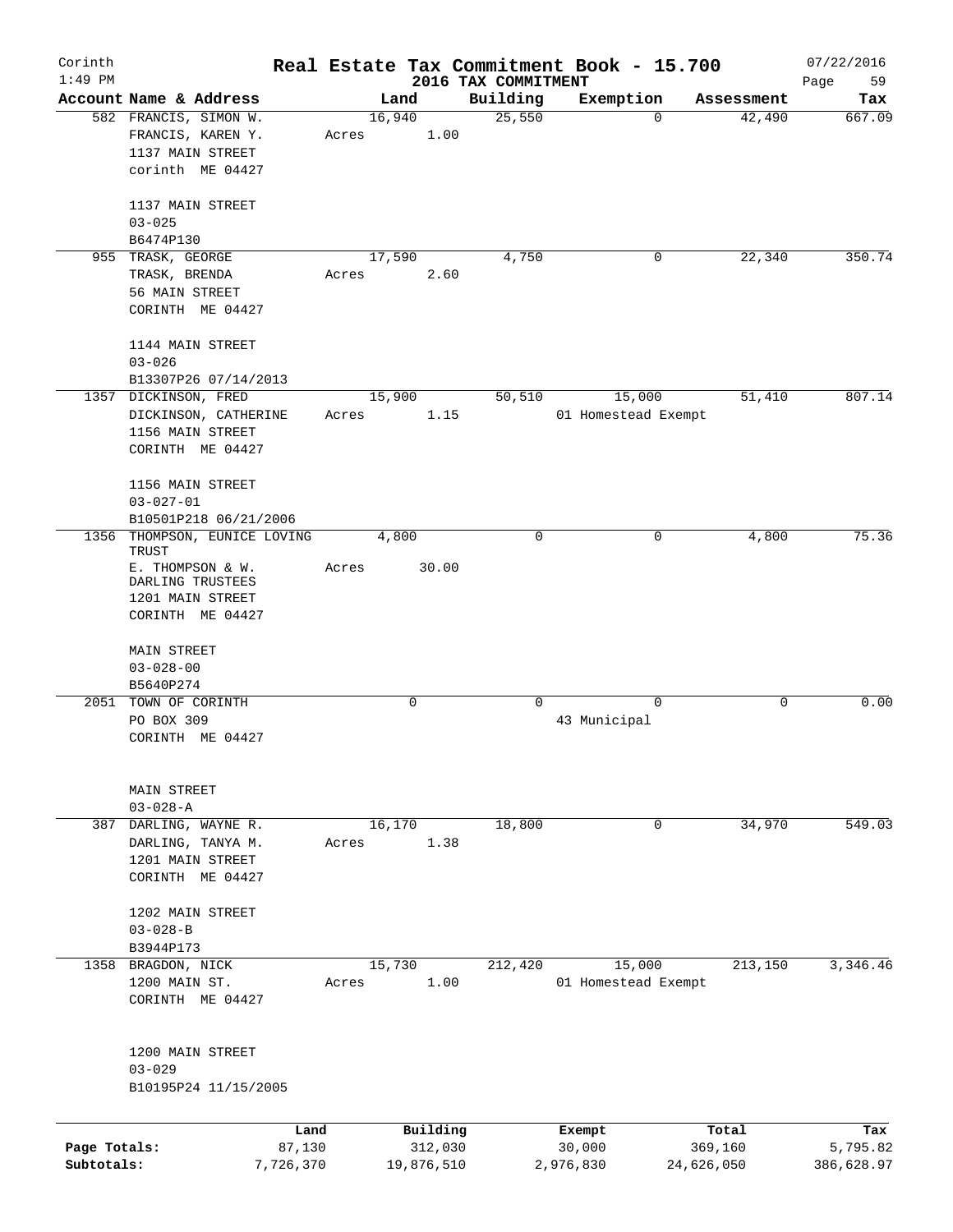Corinth
1:49 PM

# Real Estate Tax Commitment Book - 15.700

## 2016 TAX COMMITMENT

07/22/2016

| Account Name & Address | Land | Building | Exemption | Assessment | Tax |
|---|---|---|---|---|---|
| 582 FRANCIS, SIMON W.<br>FRANCIS, KAREN Y.<br>1137 MAIN STREET<br>corinth ME 04427<br><br>1137 MAIN STREET<br>03-025<br>B6474P130 | 16,940<br>Acres 1.00 | 25,550 | 0 | 42,490 | 667.09 |
| 955 TRASK, GEORGE<br>TRASK, BRENDA<br>56 MAIN STREET<br>CORINTH ME 04427<br><br>1144 MAIN STREET<br>03-026<br>B13307P26 07/14/2013 | 17,590<br>Acres 2.60 | 4,750 | 0 | 22,340 | 350.74 |
| 1357 DICKINSON, FRED<br>DICKINSON, CATHERINE<br>1156 MAIN STREET<br>CORINTH ME 04427<br><br>1156 MAIN STREET<br>03-027-01<br>B10501P218 06/21/2006 | 15,900<br>Acres 1.15 | 50,510 | 15,000<br>01 Homestead Exempt | 51,410 | 807.14 |
| 1356 THOMPSON, EUNICE LOVING TRUST<br>E. THOMPSON & W. DARLING TRUSTEES<br>1201 MAIN STREET<br>CORINTH ME 04427<br><br>MAIN STREET<br>03-028-00<br>B5640P274 | 4,800<br>Acres 30.00 | 0 | 0 | 4,800 | 75.36 |
| 2051 TOWN OF CORINTH<br>PO BOX 309<br>CORINTH ME 04427<br><br>MAIN STREET<br>03-028-A | 0 | 0 | 0<br>43 Municipal | 0 | 0.00 |
| 387 DARLING, WAYNE R.<br>DARLING, TANYA M.<br>1201 MAIN STREET<br>CORINTH ME 04427<br><br>1202 MAIN STREET<br>03-028-B<br>B3944P173 | 16,170<br>Acres 1.38 | 18,800 | 0 | 34,970 | 549.03 |
| 1358 BRAGDON, NICK<br>1200 MAIN ST.<br>CORINTH ME 04427<br><br>1200 MAIN STREET<br>03-029<br>B10195P24 11/15/2005 | 15,730<br>Acres 1.00 | 212,420 | 15,000<br>01 Homestead Exempt | 213,150 | 3,346.46 |

| | Land | Building | Exempt | Total | Tax |
|---|---|---|---|---|---|
| Page Totals: | 87,130 | 312,030 | 30,000 | 369,160 | 5,795.82 |
| Subtotals: | 7,726,370 | 19,876,510 | 2,976,830 | 24,626,050 | 386,628.97 |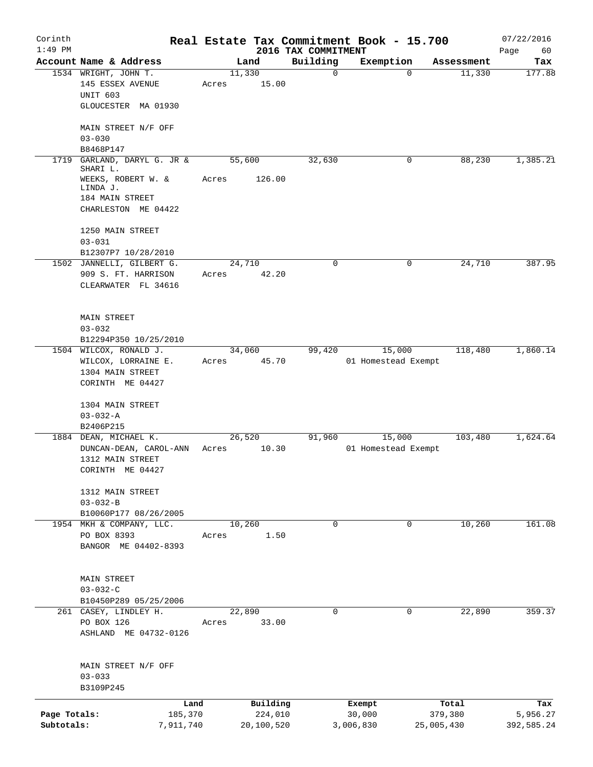Corinth
1:49 PM

# Real Estate Tax Commitment Book - 15.700

## 2016 TAX COMMITMENT

07/22/2016

| Account | Name & Address | Land | Building | Exemption | Assessment | Tax |
|---|---|---|---|---|---|---|
| 1534 | WRIGHT, JOHN T.<br>145 ESSEX AVENUE<br>UNIT 603<br>GLOUCESTER MA 01930<br><br>MAIN STREET N/F OFF<br>03-030<br>B8468P147 | 11,330<br>Acres 15.00 | 0 | 0 | 11,330 | 177.88 |
| 1719 | GARLAND, DARYL G. JR & SHARI L.<br>WEEKS, ROBERT W. & LINDA J.<br>184 MAIN STREET<br>CHARLESTON ME 04422<br><br>1250 MAIN STREET<br>03-031<br>B12307P7 10/28/2010 | 55,600<br>Acres 126.00 | 32,630 | 0 | 88,230 | 1,385.21 |
| 1502 | JANNELLI, GILBERT G.<br>909 S. FT. HARRISON<br>CLEARWATER FL 34616<br><br>MAIN STREET<br>03-032<br>B12294P350 10/25/2010 | 24,710<br>Acres 42.20 | 0 | 0 | 24,710 | 387.95 |
| 1504 | WILCOX, RONALD J.<br>WILCOX, LORRAINE E.<br>1304 MAIN STREET<br>CORINTH ME 04427<br><br>1304 MAIN STREET<br>03-032-A<br>B2406P215 | 34,060<br>Acres 45.70 | 99,420 | 15,000<br>01 Homestead Exempt | 118,480 | 1,860.14 |
| 1884 | DEAN, MICHAEL K.<br>DUNCAN-DEAN, CAROL-ANN<br>1312 MAIN STREET<br>CORINTH ME 04427<br><br>1312 MAIN STREET<br>03-032-B<br>B10060P177 08/26/2005 | 26,520<br>Acres 10.30 | 91,960 | 15,000<br>01 Homestead Exempt | 103,480 | 1,624.64 |
| 1954 | MKH & COMPANY, LLC.<br>PO BOX 8393<br>BANGOR ME 04402-8393<br><br>MAIN STREET<br>03-032-C<br>B10450P289 05/25/2006 | 10,260<br>Acres 1.50 | 0 | 0 | 10,260 | 161.08 |
| 261 | CASEY, LINDLEY H.<br>PO BOX 126<br>ASHLAND ME 04732-0126<br><br>MAIN STREET N/F OFF<br>03-033<br>B3109P245 | 22,890<br>Acres 33.00 | 0 | 0 | 22,890 | 359.37 |

| | Land | Building | Exempt | Total | Tax |
|---|---|---|---|---|---|
| Page Totals: | 185,370 | 224,010 | 30,000 | 379,380 | 5,956.27 |
| Subtotals: | 7,911,740 | 20,100,520 | 3,006,830 | 25,005,430 | 392,585.24 |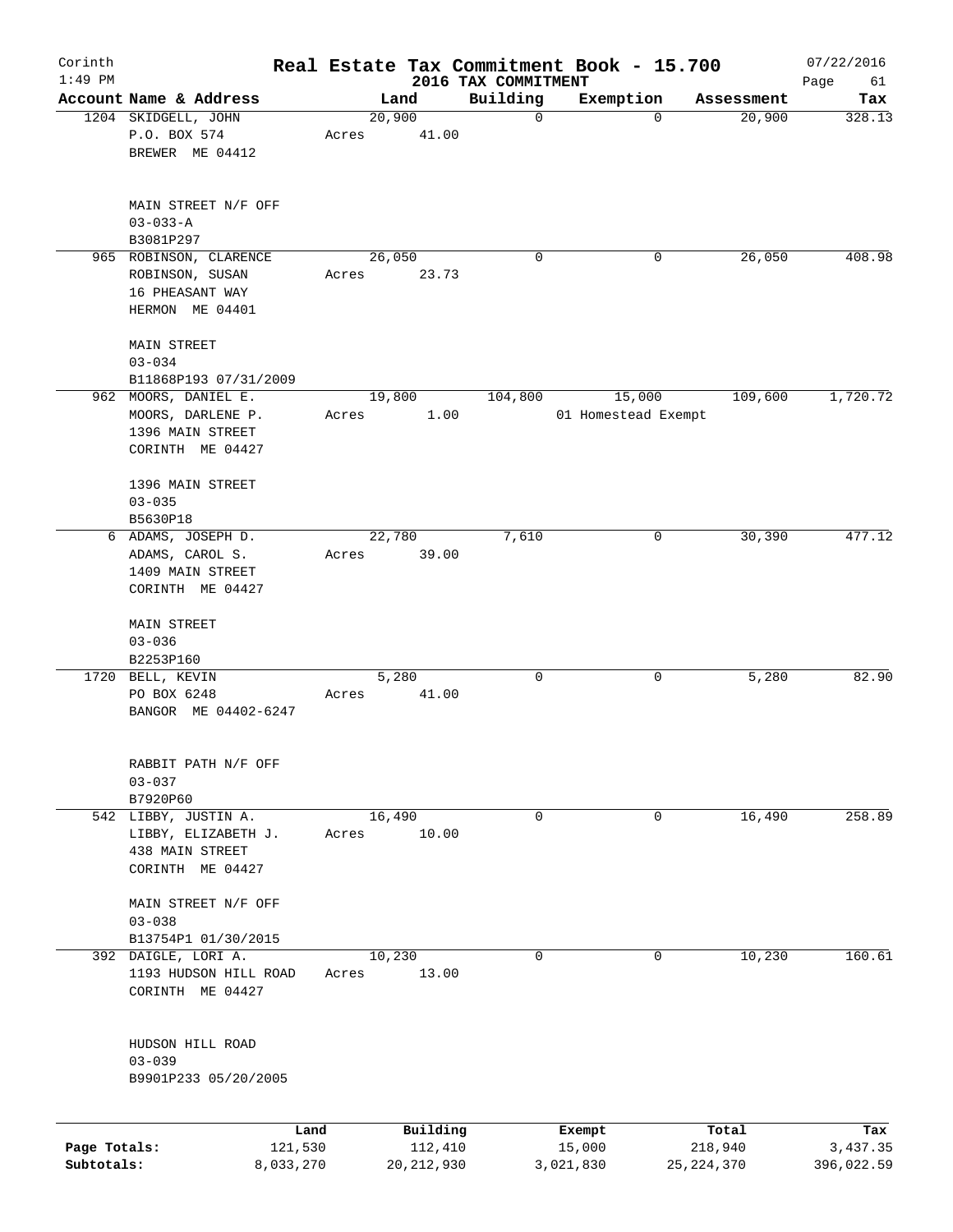# Corinth — Real Estate Tax Commitment Book - 15.700

1:49 PM — 2016 TAX COMMITMENT — 07/22/2016

| Account Name & Address | Land | Building | Exemption | Assessment | Tax |
|---|---|---|---|---|---|
| 1204 SKIDGELL, JOHN<br>P.O. BOX 574<br>BREWER ME 04412<br><br>MAIN STREET N/F OFF<br>03-033-A<br>B3081P297 | 20,900<br>Acres 41.00 | 0 | 0 | 20,900 | 328.13 |
| 965 ROBINSON, CLARENCE<br>ROBINSON, SUSAN<br>16 PHEASANT WAY<br>HERMON ME 04401<br><br>MAIN STREET<br>03-034<br>B11868P193 07/31/2009 | 26,050<br>Acres 23.73 | 0 | 0 | 26,050 | 408.98 |
| 962 MOORS, DANIEL E.<br>MOORS, DARLENE P.<br>1396 MAIN STREET<br>CORINTH ME 04427<br><br>1396 MAIN STREET<br>03-035<br>B5630P18 | 19,800<br>Acres 1.00 | 104,800 | 15,000<br>01 Homestead Exempt | 109,600 | 1,720.72 |
| 6 ADAMS, JOSEPH D.<br>ADAMS, CAROL S.<br>1409 MAIN STREET<br>CORINTH ME 04427<br><br>MAIN STREET<br>03-036<br>B2253P160 | 22,780<br>Acres 39.00 | 7,610 | 0 | 30,390 | 477.12 |
| 1720 BELL, KEVIN<br>PO BOX 6248<br>BANGOR ME 04402-6247<br><br>RABBIT PATH N/F OFF<br>03-037<br>B7920P60 | 5,280<br>Acres 41.00 | 0 | 0 | 5,280 | 82.90 |
| 542 LIBBY, JUSTIN A.<br>LIBBY, ELIZABETH J.<br>438 MAIN STREET<br>CORINTH ME 04427<br><br>MAIN STREET N/F OFF<br>03-038<br>B13754P1 01/30/2015 | 16,490<br>Acres 10.00 | 0 | 0 | 16,490 | 258.89 |
| 392 DAIGLE, LORI A.<br>1193 HUDSON HILL ROAD<br>CORINTH ME 04427<br><br>HUDSON HILL ROAD<br>03-039<br>B9901P233 05/20/2005 | 10,230<br>Acres 13.00 | 0 | 0 | 10,230 | 160.61 |

| | Land | Building | Exempt | Total | Tax |
|---|---|---|---|---|---|
| Page Totals: | 121,530 | 112,410 | 15,000 | 218,940 | 3,437.35 |
| Subtotals: | 8,033,270 | 20,212,930 | 3,021,830 | 25,224,370 | 396,022.59 |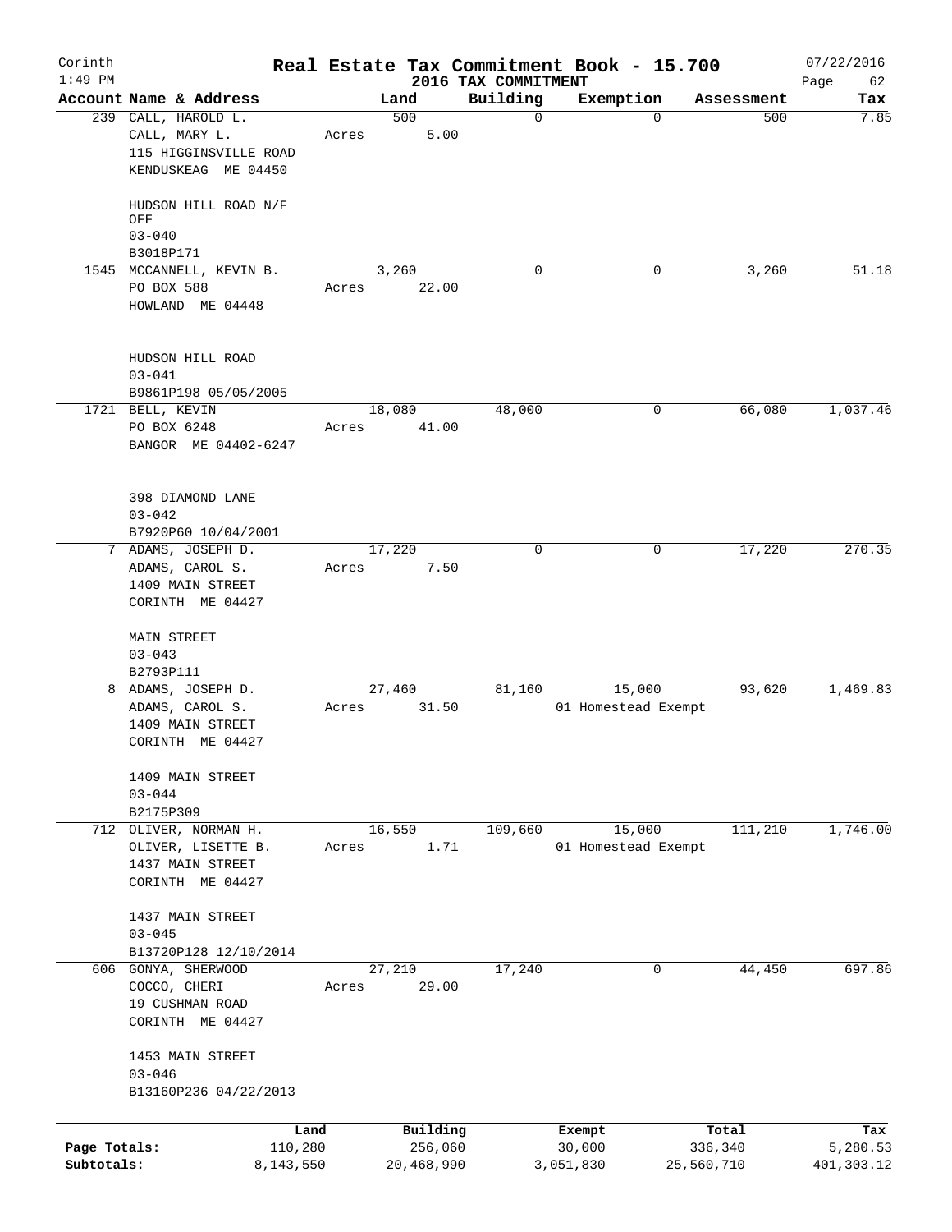# Real Estate Tax Commitment Book - 15.700

Corinth
1:49 PM

2016 TAX COMMITMENT

07/22/2016

| Account | Name & Address | Land | Building | Exemption | Assessment | Tax |
|---|---|---|---|---|---|---|
| 239 | CALL, HAROLD L.<br>CALL, MARY L.<br>115 HIGGINSVILLE ROAD<br>KENDUSKEAG ME 04450<br><br>HUDSON HILL ROAD N/F OFF<br>03-040<br>B3018P171 | 500<br>Acres 5.00 | 0 | 0 | 500 | 7.85 |
| 1545 | MCCANNELL, KEVIN B.<br>PO BOX 588<br>HOWLAND ME 04448<br><br>HUDSON HILL ROAD<br>03-041<br>B9861P198 05/05/2005 | 3,260<br>Acres 22.00 | 0 | 0 | 3,260 | 51.18 |
| 1721 | BELL, KEVIN<br>PO BOX 6248<br>BANGOR ME 04402-6247<br><br>398 DIAMOND LANE<br>03-042<br>B7920P60 10/04/2001 | 18,080<br>Acres 41.00 | 48,000 | 0 | 66,080 | 1,037.46 |
| 7 | ADAMS, JOSEPH D.<br>ADAMS, CAROL S.<br>1409 MAIN STREET<br>CORINTH ME 04427<br><br>MAIN STREET<br>03-043<br>B2793P111 | 17,220<br>Acres 7.50 | 0 | 0 | 17,220 | 270.35 |
| 8 | ADAMS, JOSEPH D.<br>ADAMS, CAROL S.<br>1409 MAIN STREET<br>CORINTH ME 04427<br><br>1409 MAIN STREET<br>03-044<br>B2175P309 | 27,460<br>Acres 31.50 | 81,160 | 15,000<br>01 Homestead Exempt | 93,620 | 1,469.83 |
| 712 | OLIVER, NORMAN H.<br>OLIVER, LISETTE B.<br>1437 MAIN STREET<br>CORINTH ME 04427<br><br>1437 MAIN STREET<br>03-045<br>B13720P128 12/10/2014 | 16,550<br>Acres 1.71 | 109,660 | 15,000<br>01 Homestead Exempt | 111,210 | 1,746.00 |
| 606 | GONYA, SHERWOOD<br>COCCO, CHERI<br>19 CUSHMAN ROAD<br>CORINTH ME 04427<br><br>1453 MAIN STREET<br>03-046<br>B13160P236 04/22/2013 | 27,210<br>Acres 29.00 | 17,240 | 0 | 44,450 | 697.86 |

| | Land | Building | Exempt | Total | Tax |
|---|---|---|---|---|---|
| Page Totals: | 110,280 | 256,060 | 30,000 | 336,340 | 5,280.53 |
| Subtotals: | 8,143,550 | 20,468,990 | 3,051,830 | 25,560,710 | 401,303.12 |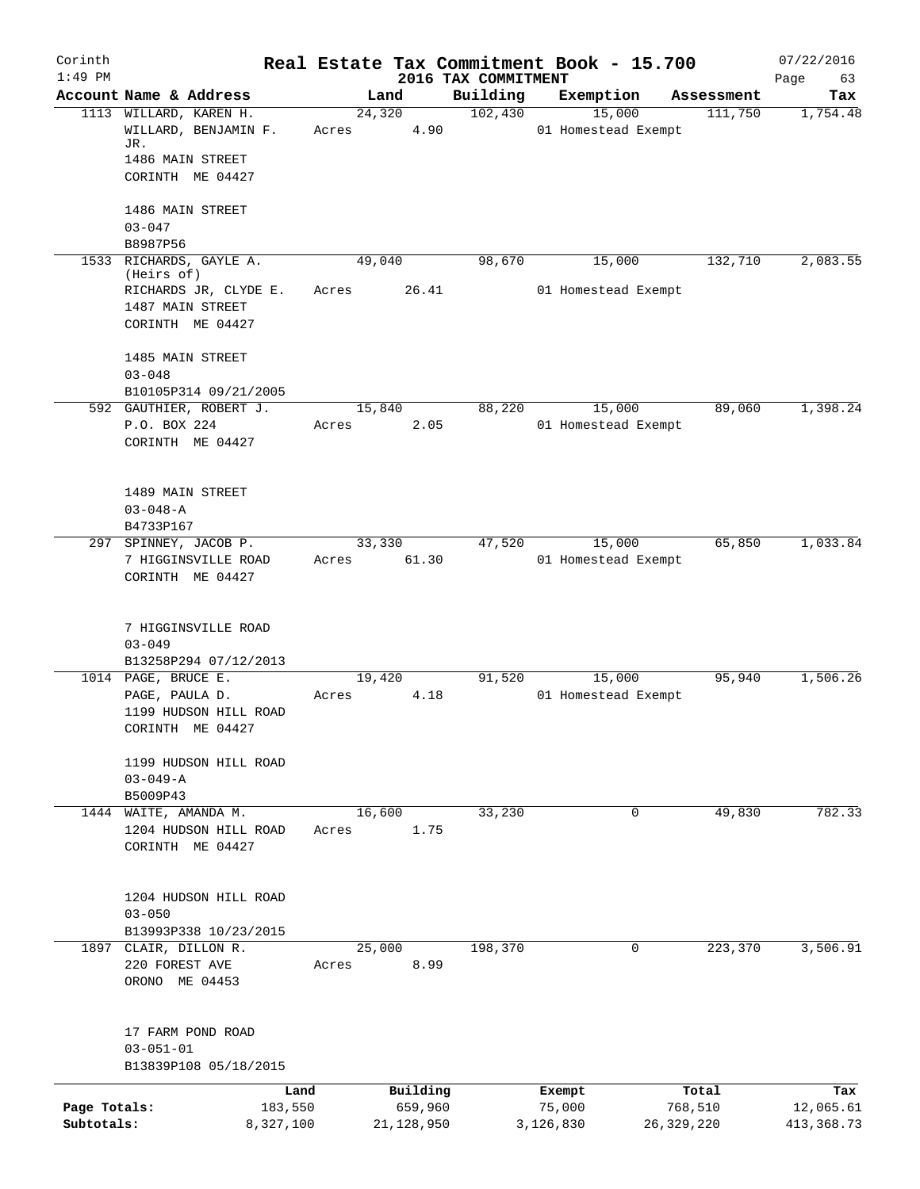# Real Estate Tax Commitment Book - 15.700

Corinth 1:49 PM — 2016 TAX COMMITMENT — 07/22/2016

| Account Name & Address | Land | Building | Exemption | Assessment | Tax |
|---|---|---|---|---|---|
| 1113 WILLARD, KAREN H.<br>WILLARD, BENJAMIN F. JR.<br>1486 MAIN STREET<br>CORINTH ME 04427<br><br>1486 MAIN STREET<br>03-047<br>B8987P56 | 24,320<br>Acres 4.90 | 102,430 | 15,000<br>01 Homestead Exempt | 111,750 | 1,754.48 |
| 1533 RICHARDS, GAYLE A. (Heirs of)<br>RICHARDS JR, CLYDE E.<br>1487 MAIN STREET<br>CORINTH ME 04427<br><br>1485 MAIN STREET<br>03-048<br>B10105P314 09/21/2005 | 49,040<br>Acres 26.41 | 98,670 | 15,000<br>01 Homestead Exempt | 132,710 | 2,083.55 |
| 592 GAUTHIER, ROBERT J.<br>P.O. BOX 224<br>CORINTH ME 04427<br><br>1489 MAIN STREET<br>03-048-A<br>B4733P167 | 15,840<br>Acres 2.05 | 88,220 | 15,000<br>01 Homestead Exempt | 89,060 | 1,398.24 |
| 297 SPINNEY, JACOB P.<br>7 HIGGINSVILLE ROAD<br>CORINTH ME 04427<br><br>7 HIGGINSVILLE ROAD<br>03-049<br>B13258P294 07/12/2013 | 33,330<br>Acres 61.30 | 47,520 | 15,000<br>01 Homestead Exempt | 65,850 | 1,033.84 |
| 1014 PAGE, BRUCE E.<br>PAGE, PAULA D.<br>1199 HUDSON HILL ROAD<br>CORINTH ME 04427<br><br>1199 HUDSON HILL ROAD<br>03-049-A<br>B5009P43 | 19,420<br>Acres 4.18 | 91,520 | 15,000<br>01 Homestead Exempt | 95,940 | 1,506.26 |
| 1444 WAITE, AMANDA M.<br>1204 HUDSON HILL ROAD<br>CORINTH ME 04427<br><br>1204 HUDSON HILL ROAD<br>03-050<br>B13993P338 10/23/2015 | 16,600<br>Acres 1.75 | 33,230 | 0 | 49,830 | 782.33 |
| 1897 CLAIR, DILLON R.<br>220 FOREST AVE<br>ORONO ME 04453<br><br>17 FARM POND ROAD<br>03-051-01<br>B13839P108 05/18/2015 | 25,000<br>Acres 8.99 | 198,370 | 0 | 223,370 | 3,506.91 |

| | Land | Building | Exempt | Total | Tax |
|---|---|---|---|---|---|
| Page Totals: | 183,550 | 659,960 | 75,000 | 768,510 | 12,065.61 |
| Subtotals: | 8,327,100 | 21,128,950 | 3,126,830 | 26,329,220 | 413,368.73 |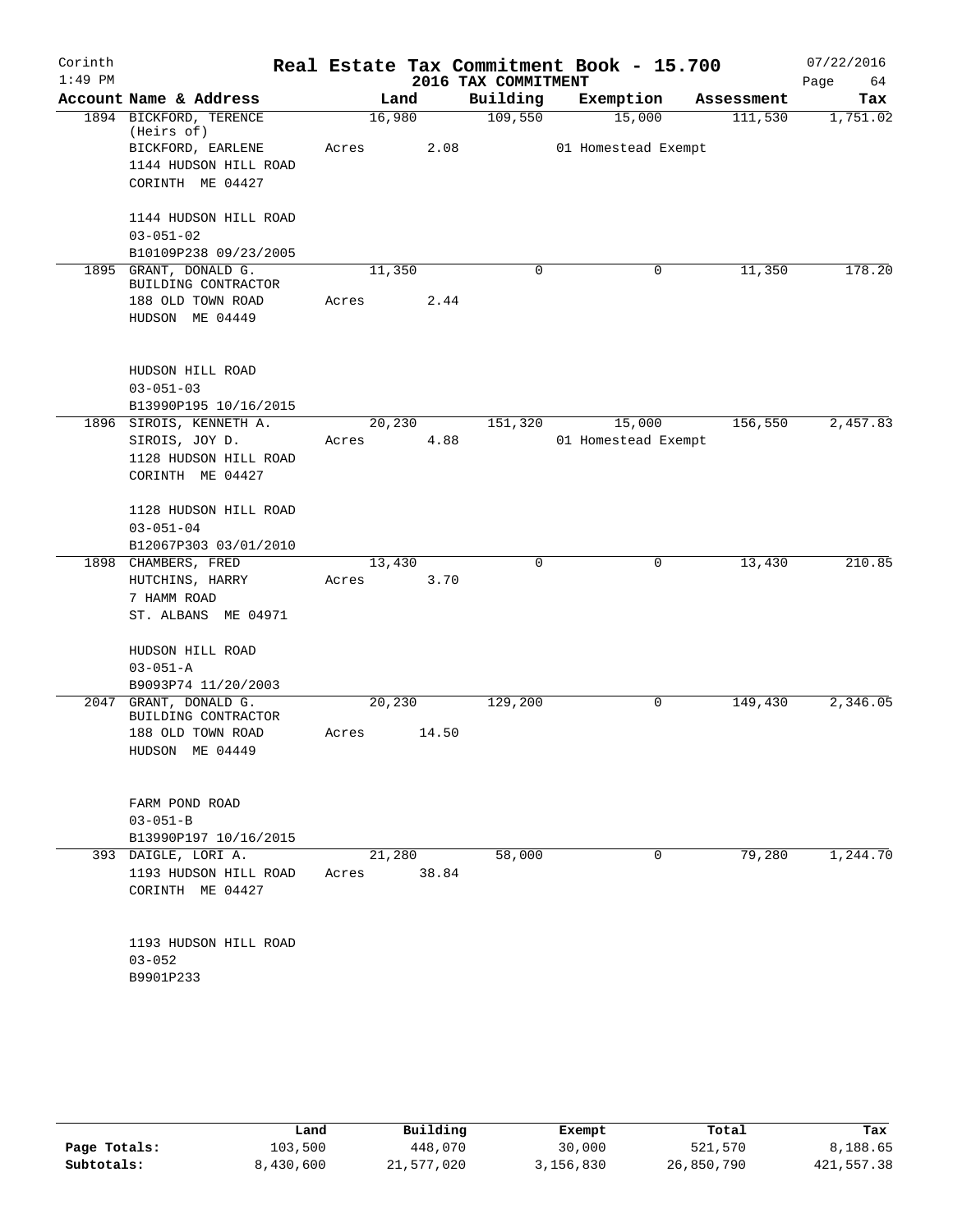# Real Estate Tax Commitment Book - 15.700

Corinth
1:49 PM

2016 TAX COMMITMENT

07/22/2016

| Account Name & Address | Land | Building | Exemption | Assessment | Tax |
|---|---|---|---|---|---|
| 1894 BICKFORD, TERENCE (Heirs of)<br>BICKFORD, EARLENE<br>1144 HUDSON HILL ROAD<br>CORINTH ME 04427<br><br>1144 HUDSON HILL ROAD<br>03-051-02<br>B10109P238 09/23/2005 | 16,980<br>Acres 2.08 | 109,550 | 15,000<br>01 Homestead Exempt | 111,530 | 1,751.02 |
| 1895 GRANT, DONALD G.<br>BUILDING CONTRACTOR<br>188 OLD TOWN ROAD<br>HUDSON ME 04449<br><br>HUDSON HILL ROAD<br>03-051-03<br>B13990P195 10/16/2015 | 11,350<br>Acres 2.44 | 0 | 0 | 11,350 | 178.20 |
| 1896 SIROIS, KENNETH A.<br>SIROIS, JOY D.<br>1128 HUDSON HILL ROAD<br>CORINTH ME 04427<br><br>1128 HUDSON HILL ROAD<br>03-051-04<br>B12067P303 03/01/2010 | 20,230<br>Acres 4.88 | 151,320 | 15,000<br>01 Homestead Exempt | 156,550 | 2,457.83 |
| 1898 CHAMBERS, FRED<br>HUTCHINS, HARRY<br>7 HAMM ROAD<br>ST. ALBANS ME 04971<br><br>HUDSON HILL ROAD<br>03-051-A<br>B9093P74 11/20/2003 | 13,430<br>Acres 3.70 | 0 | 0 | 13,430 | 210.85 |
| 2047 GRANT, DONALD G.<br>BUILDING CONTRACTOR<br>188 OLD TOWN ROAD<br>HUDSON ME 04449<br><br>FARM POND ROAD<br>03-051-B<br>B13990P197 10/16/2015 | 20,230<br>Acres 14.50 | 129,200 | 0 | 149,430 | 2,346.05 |
| 393 DAIGLE, LORI A.<br>1193 HUDSON HILL ROAD<br>CORINTH ME 04427<br><br>1193 HUDSON HILL ROAD<br>03-052<br>B9901P233 | 21,280<br>Acres 38.84 | 58,000 | 0 | 79,280 | 1,244.70 |

| | Land | Building | Exempt | Total | Tax |
|---|---|---|---|---|---|
| Page Totals: | 103,500 | 448,070 | 30,000 | 521,570 | 8,188.65 |
| Subtotals: | 8,430,600 | 21,577,020 | 3,156,830 | 26,850,790 | 421,557.38 |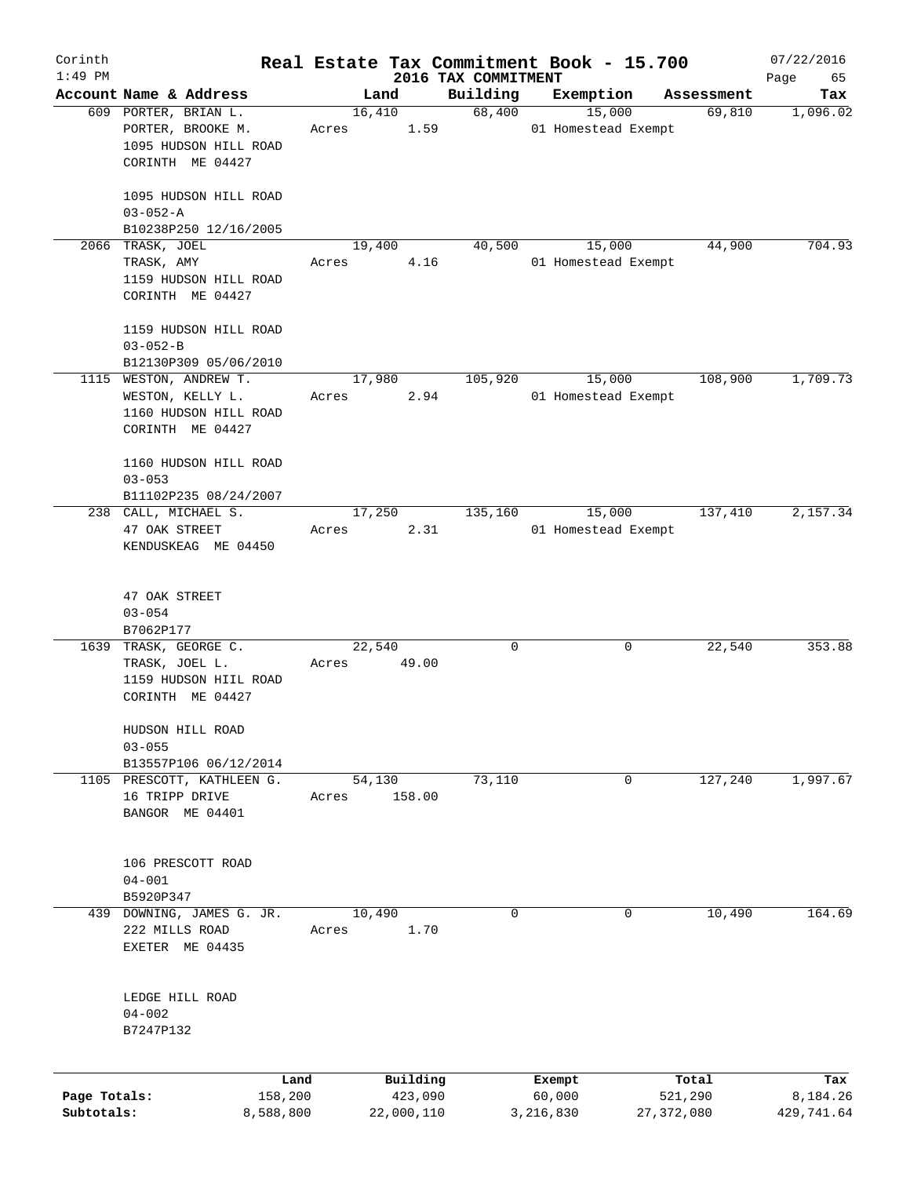Corinth 1:49 PM

# Real Estate Tax Commitment Book - 15.700

## 2016 TAX COMMITMENT

07/22/2016

| Account | Name & Address | Land | Building | Exemption | Assessment | Tax |
|---|---|---|---|---|---|---|
| 609 | PORTER, BRIAN L.<br>PORTER, BROOKE M.<br>1095 HUDSON HILL ROAD<br>CORINTH ME 04427<br><br>1095 HUDSON HILL ROAD<br>03-052-A<br>B10238P250 12/16/2005 | 16,410<br>Acres 1.59 | 68,400 | 15,000<br>01 Homestead Exempt | 69,810 | 1,096.02 |
| 2066 | TRASK, JOEL<br>TRASK, AMY<br>1159 HUDSON HILL ROAD<br>CORINTH ME 04427<br><br>1159 HUDSON HILL ROAD<br>03-052-B<br>B12130P309 05/06/2010 | 19,400<br>Acres 4.16 | 40,500 | 15,000<br>01 Homestead Exempt | 44,900 | 704.93 |
| 1115 | WESTON, ANDREW T.<br>WESTON, KELLY L.<br>1160 HUDSON HILL ROAD<br>CORINTH ME 04427<br><br>1160 HUDSON HILL ROAD<br>03-053<br>B11102P235 08/24/2007 | 17,980<br>Acres 2.94 | 105,920 | 15,000<br>01 Homestead Exempt | 108,900 | 1,709.73 |
| 238 | CALL, MICHAEL S.<br>47 OAK STREET<br>KENDUSKEAG ME 04450<br><br>47 OAK STREET<br>03-054<br>B7062P177 | 17,250<br>Acres 2.31 | 135,160 | 15,000<br>01 Homestead Exempt | 137,410 | 2,157.34 |
| 1639 | TRASK, GEORGE C.<br>TRASK, JOEL L.<br>1159 HUDSON HIIL ROAD<br>CORINTH ME 04427<br><br>HUDSON HILL ROAD<br>03-055<br>B13557P106 06/12/2014 | 22,540<br>Acres 49.00 | 0 | 0 | 22,540 | 353.88 |
| 1105 | PRESCOTT, KATHLEEN G.<br>16 TRIPP DRIVE<br>BANGOR ME 04401<br><br>106 PRESCOTT ROAD<br>04-001<br>B5920P347 | 54,130<br>Acres 158.00 | 73,110 | 0 | 127,240 | 1,997.67 |
| 439 | DOWNING, JAMES G. JR.<br>222 MILLS ROAD<br>EXETER ME 04435<br><br>LEDGE HILL ROAD<br>04-002<br>B7247P132 | 10,490<br>Acres 1.70 | 0 | 0 | 10,490 | 164.69 |

| | Land | Building | Exempt | Total | Tax |
|---|---|---|---|---|---|
| Page Totals: | 158,200 | 423,090 | 60,000 | 521,290 | 8,184.26 |
| Subtotals: | 8,588,800 | 22,000,110 | 3,216,830 | 27,372,080 | 429,741.64 |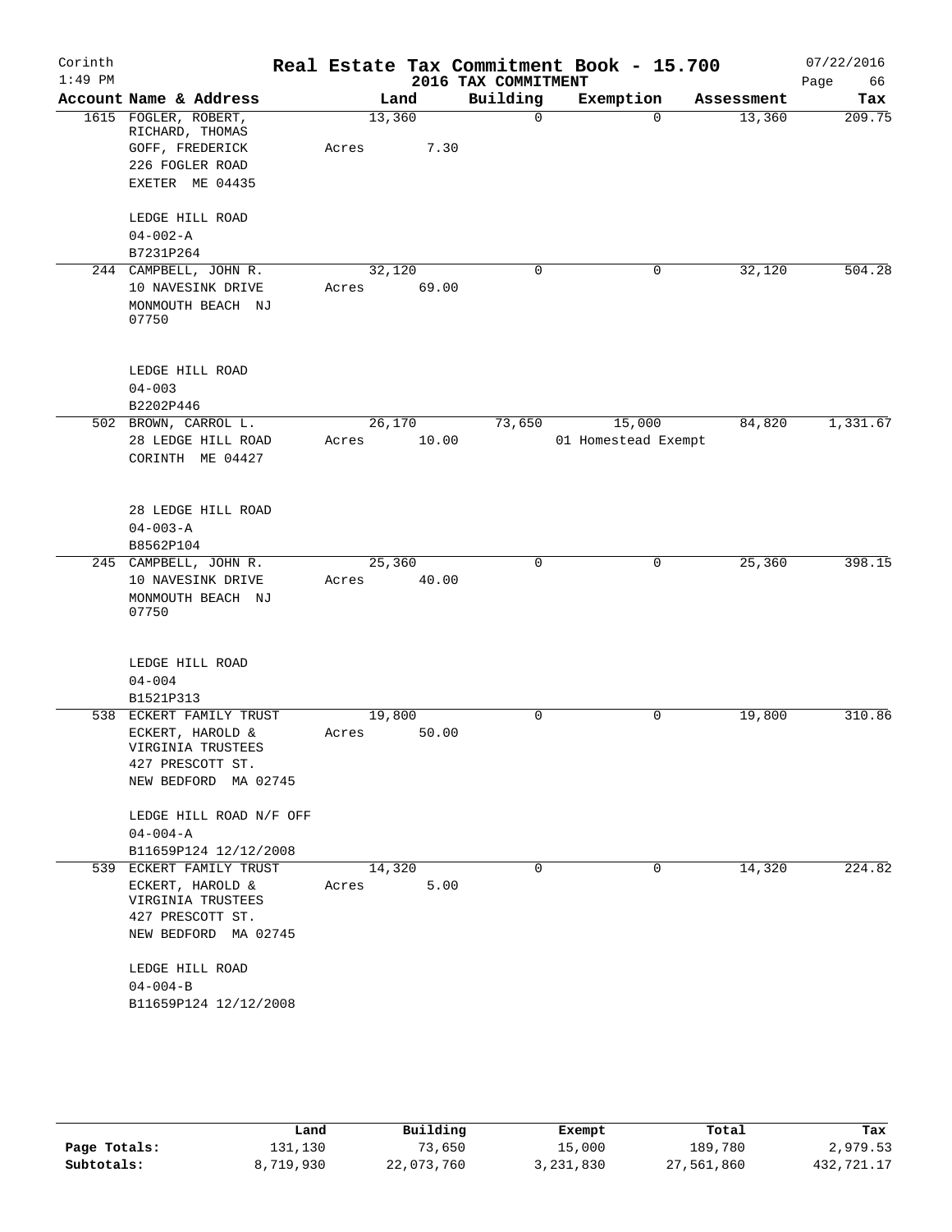Corinth 1:49 PM

# Real Estate Tax Commitment Book - 15.700

## 2016 TAX COMMITMENT

07/22/2016

| Account Name & Address | Land | Building | Exemption | Assessment | Tax |
|---|---|---|---|---|---|
| 1615 FOGLER, ROBERT, RICHARD, THOMAS<br>GOFF, FREDERICK<br>226 FOGLER ROAD<br>EXETER ME 04435<br><br>LEDGE HILL ROAD<br>04-002-A<br>B7231P264 | 13,360<br>Acres 7.30 | 0 | 0 | 13,360 | 209.75 |
| 244 CAMPBELL, JOHN R.<br>10 NAVESINK DRIVE<br>MONMOUTH BEACH NJ 07750<br><br>LEDGE HILL ROAD<br>04-003<br>B2202P446 | 32,120<br>Acres 69.00 | 0 | 0 | 32,120 | 504.28 |
| 502 BROWN, CARROL L.<br>28 LEDGE HILL ROAD<br>CORINTH ME 04427<br><br>28 LEDGE HILL ROAD<br>04-003-A<br>B8562P104 | 26,170<br>Acres 10.00 | 73,650 | 15,000<br>01 Homestead Exempt | 84,820 | 1,331.67 |
| 245 CAMPBELL, JOHN R.<br>10 NAVESINK DRIVE<br>MONMOUTH BEACH NJ 07750<br><br>LEDGE HILL ROAD<br>04-004<br>B1521P313 | 25,360<br>Acres 40.00 | 0 | 0 | 25,360 | 398.15 |
| 538 ECKERT FAMILY TRUST<br>ECKERT, HAROLD &<br>VIRGINIA TRUSTEES<br>427 PRESCOTT ST.<br>NEW BEDFORD MA 02745<br><br>LEDGE HILL ROAD N/F OFF<br>04-004-A<br>B11659P124 12/12/2008 | 19,800<br>Acres 50.00 | 0 | 0 | 19,800 | 310.86 |
| 539 ECKERT FAMILY TRUST<br>ECKERT, HAROLD &<br>VIRGINIA TRUSTEES<br>427 PRESCOTT ST.<br>NEW BEDFORD MA 02745<br><br>LEDGE HILL ROAD<br>04-004-B<br>B11659P124 12/12/2008 | 14,320<br>Acres 5.00 | 0 | 0 | 14,320 | 224.82 |

| | Land | Building | Exempt | Total | Tax |
|---|---|---|---|---|---|
| Page Totals: | 131,130 | 73,650 | 15,000 | 189,780 | 2,979.53 |
| Subtotals: | 8,719,930 | 22,073,760 | 3,231,830 | 27,561,860 | 432,721.17 |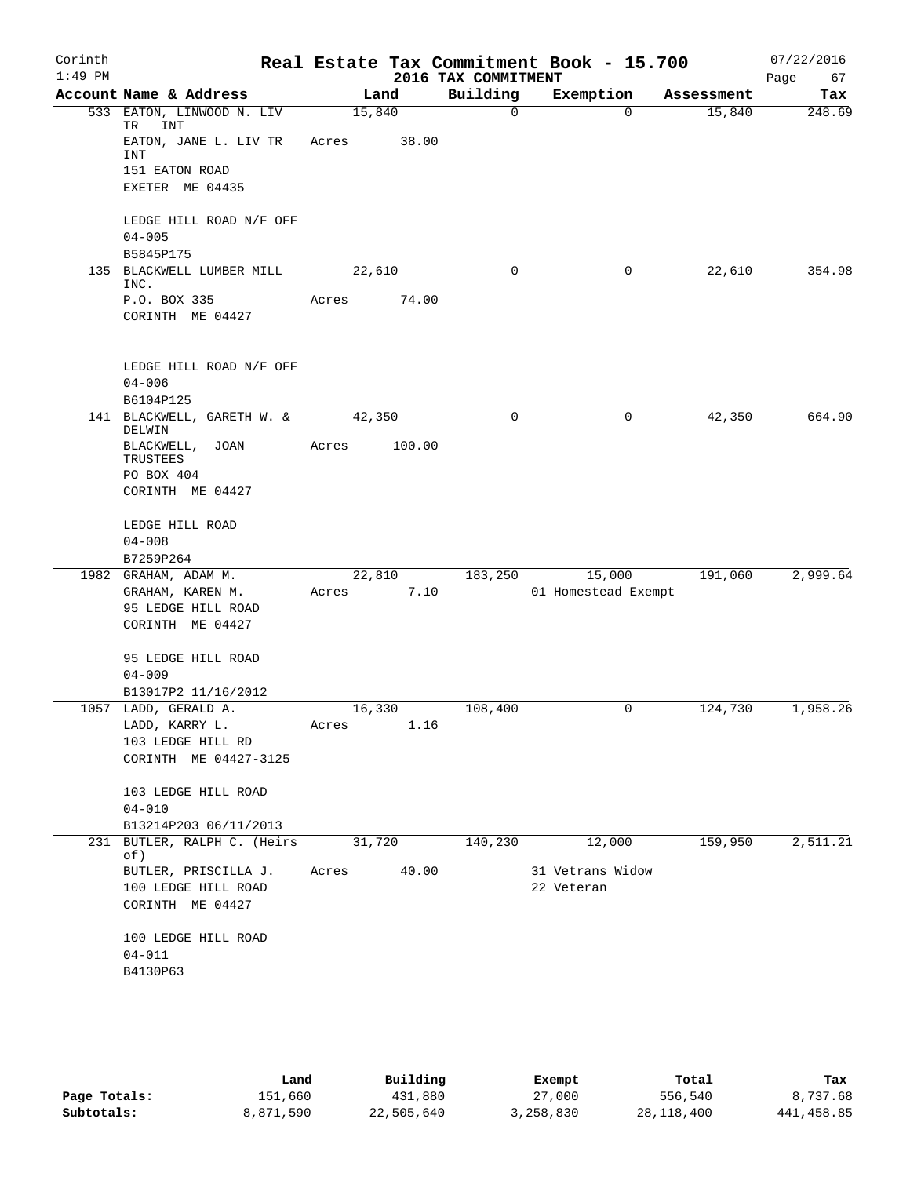Corinth
1:49 PM

# Real Estate Tax Commitment Book - 15.700

## 2016 TAX COMMITMENT

07/22/2016

| Account Name & Address | Land | Building | Exemption | Assessment | Tax |
|---|---|---|---|---|---|
| 533 EATON, LINWOOD N. LIV TR INT<br>EATON, JANE L. LIV TR INT<br>151 EATON ROAD<br>EXETER ME 04435<br><br>LEDGE HILL ROAD N/F OFF<br>04-005<br>B5845P175 | 15,840<br>Acres 38.00 | 0 | 0 | 15,840 | 248.69 |
| 135 BLACKWELL LUMBER MILL INC.<br>P.O. BOX 335<br>CORINTH ME 04427<br><br>LEDGE HILL ROAD N/F OFF<br>04-006<br>B6104P125 | 22,610<br>Acres 74.00 | 0 | 0 | 22,610 | 354.98 |
| 141 BLACKWELL, GARETH W. & DELWIN<br>BLACKWELL, JOAN TRUSTEES<br>PO BOX 404<br>CORINTH ME 04427<br><br>LEDGE HILL ROAD<br>04-008<br>B7259P264 | 42,350<br>Acres 100.00 | 0 | 0 | 42,350 | 664.90 |
| 1982 GRAHAM, ADAM M.<br>GRAHAM, KAREN M.<br>95 LEDGE HILL ROAD<br>CORINTH ME 04427<br><br>95 LEDGE HILL ROAD<br>04-009<br>B13017P2 11/16/2012 | 22,810<br>Acres 7.10 | 183,250 | 15,000<br>01 Homestead Exempt | 191,060 | 2,999.64 |
| 1057 LADD, GERALD A.<br>LADD, KARRY L.<br>103 LEDGE HILL RD<br>CORINTH ME 04427-3125<br><br>103 LEDGE HILL ROAD<br>04-010<br>B13214P203 06/11/2013 | 16,330<br>Acres 1.16 | 108,400 | 0 | 124,730 | 1,958.26 |
| 231 BUTLER, RALPH C. (Heirs of)<br>BUTLER, PRISCILLA J.<br>100 LEDGE HILL ROAD<br>CORINTH ME 04427<br><br>100 LEDGE HILL ROAD<br>04-011<br>B4130P63 | 31,720<br>Acres 40.00 | 140,230 | 12,000<br>31 Vetrans Widow<br>22 Veteran | 159,950 | 2,511.21 |

| | Land | Building | Exempt | Total | Tax |
|---|---|---|---|---|---|
| Page Totals: | 151,660 | 431,880 | 27,000 | 556,540 | 8,737.68 |
| Subtotals: | 8,871,590 | 22,505,640 | 3,258,830 | 28,118,400 | 441,458.85 |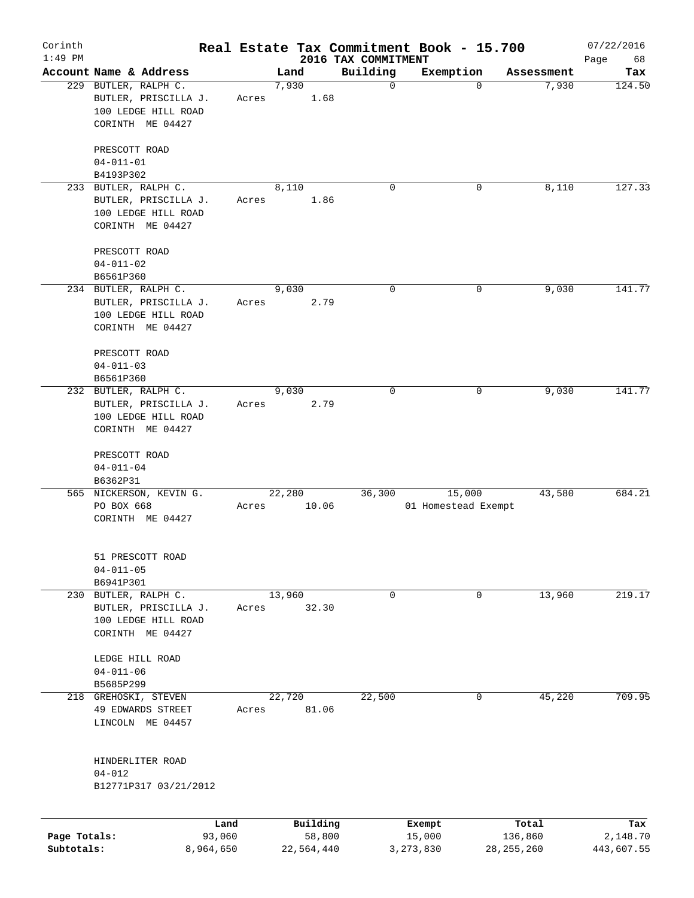# Corinth — Real Estate Tax Commitment Book - 15.700

1:49 PM — 2016 TAX COMMITMENT — 07/22/2016

| Account Name & Address | Land | Building | Exemption | Assessment | Tax |
|---|---|---|---|---|---|
| 229 BUTLER, RALPH C.<br>BUTLER, PRISCILLA J.<br>100 LEDGE HILL ROAD<br>CORINTH ME 04427<br><br>PRESCOTT ROAD<br>04-011-01<br>B4193P302 | 7,930<br>Acres 1.68 | 0 | 0 | 7,930 | 124.50 |
| 233 BUTLER, RALPH C.<br>BUTLER, PRISCILLA J.<br>100 LEDGE HILL ROAD<br>CORINTH ME 04427<br><br>PRESCOTT ROAD<br>04-011-02<br>B6561P360 | 8,110<br>Acres 1.86 | 0 | 0 | 8,110 | 127.33 |
| 234 BUTLER, RALPH C.<br>BUTLER, PRISCILLA J.<br>100 LEDGE HILL ROAD<br>CORINTH ME 04427<br><br>PRESCOTT ROAD<br>04-011-03<br>B6561P360 | 9,030<br>Acres 2.79 | 0 | 0 | 9,030 | 141.77 |
| 232 BUTLER, RALPH C.<br>BUTLER, PRISCILLA J.<br>100 LEDGE HILL ROAD<br>CORINTH ME 04427<br><br>PRESCOTT ROAD<br>04-011-04<br>B6362P31 | 9,030<br>Acres 2.79 | 0 | 0 | 9,030 | 141.77 |
| 565 NICKERSON, KEVIN G.<br>PO BOX 668<br>CORINTH ME 04427<br><br>51 PRESCOTT ROAD<br>04-011-05<br>B6941P301 | 22,280<br>Acres 10.06 | 36,300 | 15,000<br>01 Homestead Exempt | 43,580 | 684.21 |
| 230 BUTLER, RALPH C.<br>BUTLER, PRISCILLA J.<br>100 LEDGE HILL ROAD<br>CORINTH ME 04427<br><br>LEDGE HILL ROAD<br>04-011-06<br>B5685P299 | 13,960<br>Acres 32.30 | 0 | 0 | 13,960 | 219.17 |
| 218 GREHOSKI, STEVEN<br>49 EDWARDS STREET<br>LINCOLN ME 04457<br><br>HINDERLITER ROAD<br>04-012<br>B12771P317 03/21/2012 | 22,720<br>Acres 81.06 | 22,500 | 0 | 45,220 | 709.95 |

| | Land | Building | Exempt | Total | Tax |
|---|---|---|---|---|---|
| Page Totals: | 93,060 | 58,800 | 15,000 | 136,860 | 2,148.70 |
| Subtotals: | 8,964,650 | 22,564,440 | 3,273,830 | 28,255,260 | 443,607.55 |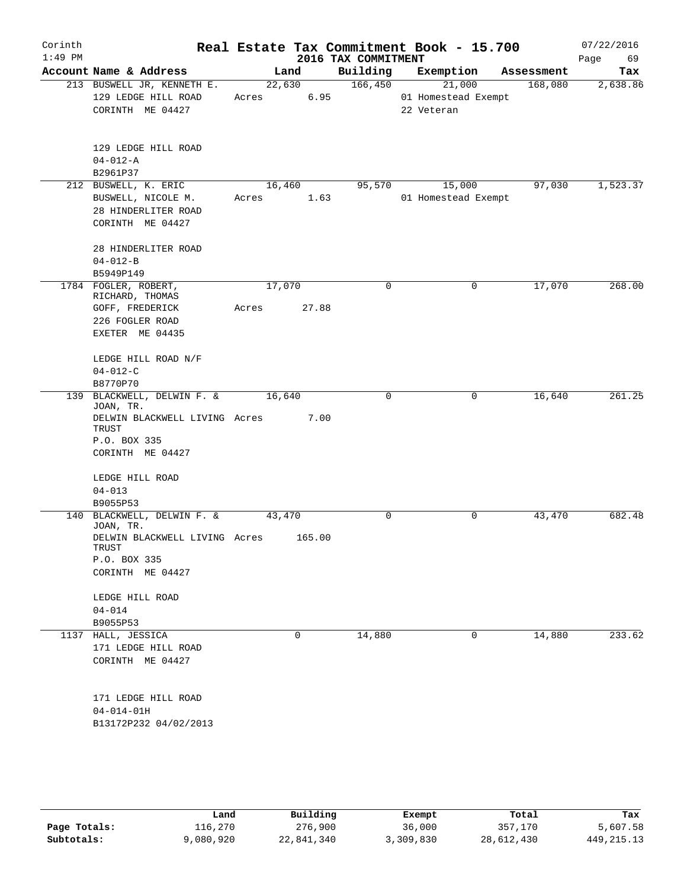# Real Estate Tax Commitment Book - 15.700

Corinth
1:49 PM

2016 TAX COMMITMENT

07/22/2016
Page 69

| Account Name & Address | Land | Building | Exemption | Assessment | Tax |
|---|---|---|---|---|---|
| 213 BUSWELL JR, KENNETH E.<br>129 LEDGE HILL ROAD<br>CORINTH ME 04427<br><br>129 LEDGE HILL ROAD<br>04-012-A<br>B2961P37 | 22,630<br>Acres 6.95 | 166,450 | 21,000<br>01 Homestead Exempt<br>22 Veteran | 168,080 | 2,638.86 |
| 212 BUSWELL, K. ERIC<br>BUSWELL, NICOLE M.<br>28 HINDERLITER ROAD<br>CORINTH ME 04427<br><br>28 HINDERLITER ROAD<br>04-012-B<br>B5949P149 | 16,460<br>Acres 1.63 | 95,570 | 15,000<br>01 Homestead Exempt | 97,030 | 1,523.37 |
| 1784 FOGLER, ROBERT, RICHARD, THOMAS<br>GOFF, FREDERICK<br>226 FOGLER ROAD<br>EXETER ME 04435<br><br>LEDGE HILL ROAD N/F<br>04-012-C<br>B8770P70 | 17,070<br>Acres 27.88 | 0 | 0 | 17,070 | 268.00 |
| 139 BLACKWELL, DELWIN F. & JOAN, TR.<br>DELWIN BLACKWELL LIVING TRUST<br>P.O. BOX 335<br>CORINTH ME 04427<br><br>LEDGE HILL ROAD<br>04-013<br>B9055P53 | 16,640<br>Acres 7.00 | 0 | 0 | 16,640 | 261.25 |
| 140 BLACKWELL, DELWIN F. & JOAN, TR.<br>DELWIN BLACKWELL LIVING TRUST<br>P.O. BOX 335<br>CORINTH ME 04427<br><br>LEDGE HILL ROAD<br>04-014<br>B9055P53 | 43,470<br>Acres 165.00 | 0 | 0 | 43,470 | 682.48 |
| 1137 HALL, JESSICA<br>171 LEDGE HILL ROAD<br>CORINTH ME 04427<br><br>171 LEDGE HILL ROAD<br>04-014-01H<br>B13172P232 04/02/2013 | 0 | 14,880 | 0 | 14,880 | 233.62 |

| | Land | Building | Exempt | Total | Tax |
|---|---|---|---|---|---|
| Page Totals: | 116,270 | 276,900 | 36,000 | 357,170 | 5,607.58 |
| Subtotals: | 9,080,920 | 22,841,340 | 3,309,830 | 28,612,430 | 449,215.13 |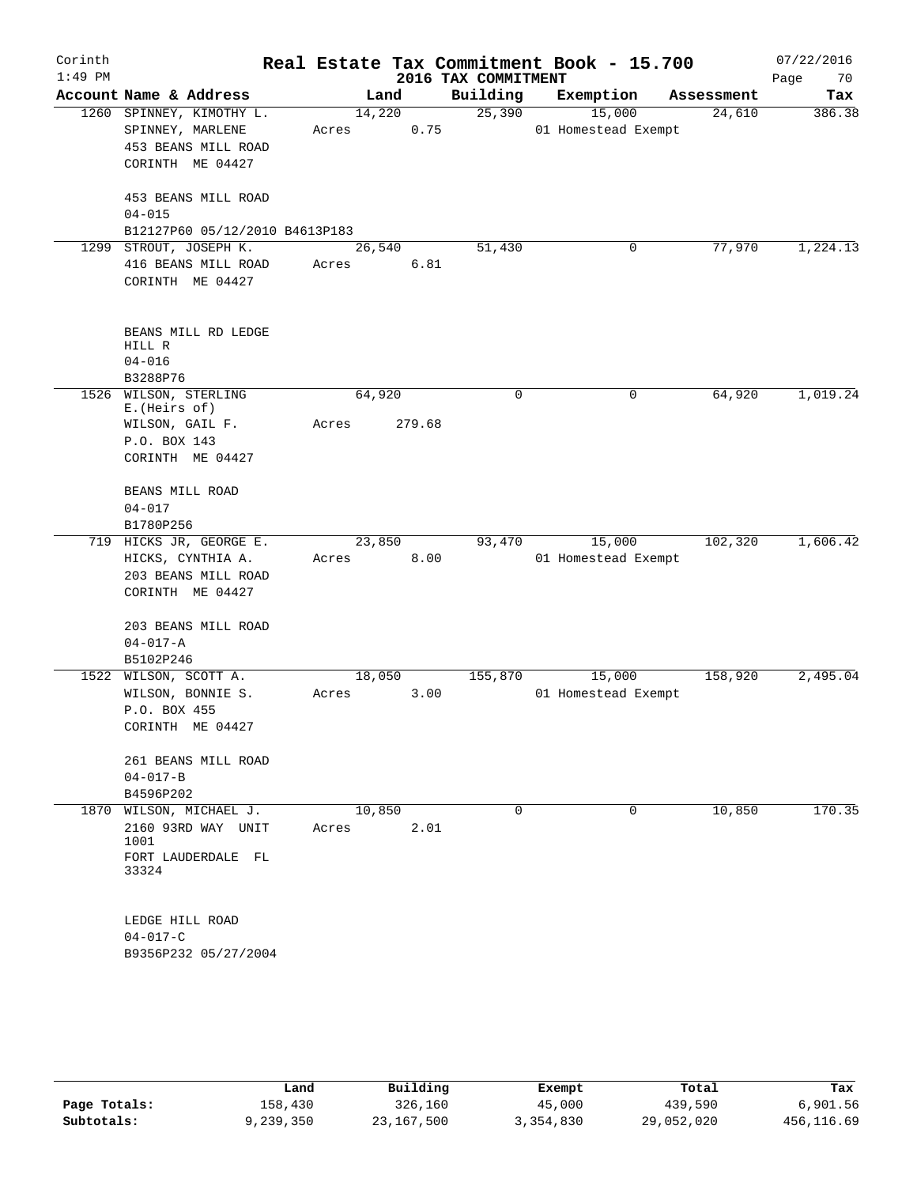Corinth
1:49 PM

# Real Estate Tax Commitment Book - 15.700
## 2016 TAX COMMITMENT

07/22/2016

| Account Name & Address | Land | Building | Exemption | Assessment | Tax |
|---|---|---|---|---|---|
| 1260 SPINNEY, KIMOTHY L.<br>SPINNEY, MARLENE<br>453 BEANS MILL ROAD<br>CORINTH ME 04427<br><br>453 BEANS MILL ROAD<br>04-015<br>B12127P60 05/12/2010 B4613P183 | 14,220<br>Acres 0.75 | 25,390 | 15,000<br>01 Homestead Exempt | 24,610 | 386.38 |
| 1299 STROUT, JOSEPH K.<br>416 BEANS MILL ROAD<br>CORINTH ME 04427<br><br>BEANS MILL RD LEDGE HILL R<br>04-016<br>B3288P76 | 26,540<br>Acres 6.81 | 51,430 | 0 | 77,970 | 1,224.13 |
| 1526 WILSON, STERLING E.(Heirs of)<br>WILSON, GAIL F.<br>P.O. BOX 143<br>CORINTH ME 04427<br><br>BEANS MILL ROAD<br>04-017<br>B1780P256 | 64,920<br>Acres 279.68 | 0 | 0 | 64,920 | 1,019.24 |
| 719 HICKS JR, GEORGE E.<br>HICKS, CYNTHIA A.<br>203 BEANS MILL ROAD<br>CORINTH ME 04427<br><br>203 BEANS MILL ROAD<br>04-017-A<br>B5102P246 | 23,850<br>Acres 8.00 | 93,470 | 15,000<br>01 Homestead Exempt | 102,320 | 1,606.42 |
| 1522 WILSON, SCOTT A.<br>WILSON, BONNIE S.<br>P.O. BOX 455<br>CORINTH ME 04427<br><br>261 BEANS MILL ROAD<br>04-017-B<br>B4596P202 | 18,050<br>Acres 3.00 | 155,870 | 15,000<br>01 Homestead Exempt | 158,920 | 2,495.04 |
| 1870 WILSON, MICHAEL J.<br>2160 93RD WAY UNIT 1001<br>FORT LAUDERDALE FL 33324<br><br>LEDGE HILL ROAD<br>04-017-C<br>B9356P232 05/27/2004 | 10,850<br>Acres 2.01 | 0 | 0 | 10,850 | 170.35 |

| | Land | Building | Exempt | Total | Tax |
|---|---|---|---|---|---|
| Page Totals: | 158,430 | 326,160 | 45,000 | 439,590 | 6,901.56 |
| Subtotals: | 9,239,350 | 23,167,500 | 3,354,830 | 29,052,020 | 456,116.69 |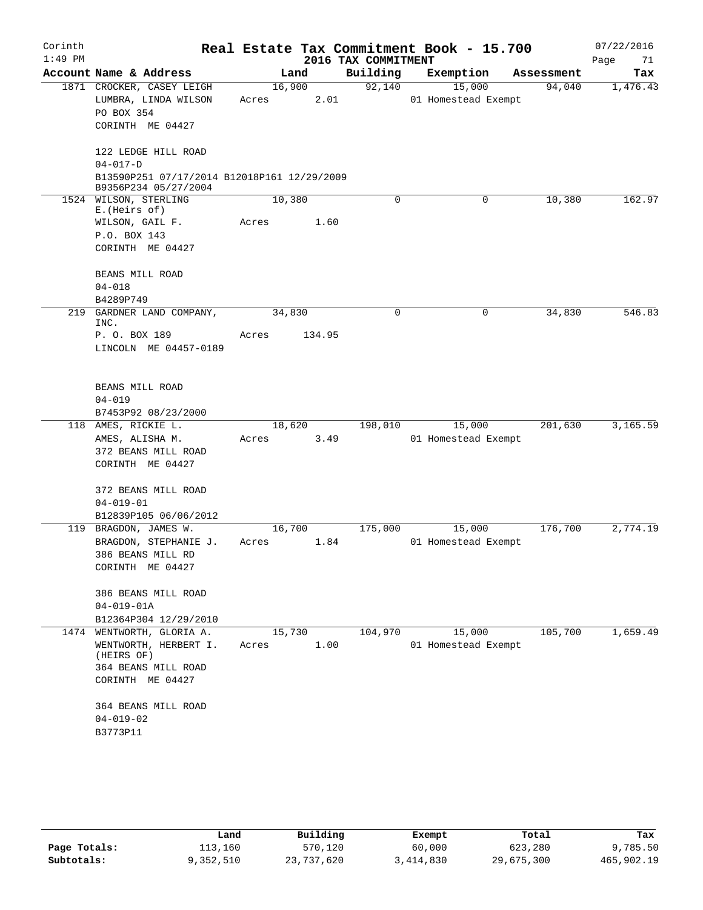Corinth
1:49 PM

# Real Estate Tax Commitment Book - 15.700

## 2016 TAX COMMITMENT

07/22/2016

| Account Name & Address | Land | Building | Exemption | Assessment | Tax |
|---|---|---|---|---|---|
| 1871 CROCKER, CASEY LEIGH<br>LUMBRA, LINDA WILSON<br>PO BOX 354<br>CORINTH ME 04427<br><br>122 LEDGE HILL ROAD<br>04-017-D<br>B13590P251 07/17/2014 B12018P161 12/29/2009<br>B9356P234 05/27/2004 | 16,900<br>Acres 2.01 | 92,140 | 15,000<br>01 Homestead Exempt | 94,040 | 1,476.43 |
| 1524 WILSON, STERLING E.(Heirs of)<br>WILSON, GAIL F.<br>P.O. BOX 143<br>CORINTH ME 04427<br><br>BEANS MILL ROAD<br>04-018<br>B4289P749 | 10,380<br>Acres 1.60 | 0 | 0 | 10,380 | 162.97 |
| 219 GARDNER LAND COMPANY, INC.<br>P. O. BOX 189<br>LINCOLN ME 04457-0189<br><br>BEANS MILL ROAD<br>04-019<br>B7453P92 08/23/2000 | 34,830<br>Acres 134.95 | 0 | 0 | 34,830 | 546.83 |
| 118 AMES, RICKIE L.<br>AMES, ALISHA M.<br>372 BEANS MILL ROAD<br>CORINTH ME 04427<br><br>372 BEANS MILL ROAD<br>04-019-01<br>B12839P105 06/06/2012 | 18,620<br>Acres 3.49 | 198,010 | 15,000<br>01 Homestead Exempt | 201,630 | 3,165.59 |
| 119 BRAGDON, JAMES W.<br>BRAGDON, STEPHANIE J.<br>386 BEANS MILL RD<br>CORINTH ME 04427<br><br>386 BEANS MILL ROAD<br>04-019-01A<br>B12364P304 12/29/2010 | 16,700<br>Acres 1.84 | 175,000 | 15,000<br>01 Homestead Exempt | 176,700 | 2,774.19 |
| 1474 WENTWORTH, GLORIA A.<br>WENTWORTH, HERBERT I. (HEIRS OF)<br>364 BEANS MILL ROAD<br>CORINTH ME 04427<br><br>364 BEANS MILL ROAD<br>04-019-02<br>B3773P11 | 15,730<br>Acres 1.00 | 104,970 | 15,000<br>01 Homestead Exempt | 105,700 | 1,659.49 |

| | Land | Building | Exempt | Total | Tax |
|---|---|---|---|---|---|
| Page Totals: | 113,160 | 570,120 | 60,000 | 623,280 | 9,785.50 |
| Subtotals: | 9,352,510 | 23,737,620 | 3,414,830 | 29,675,300 | 465,902.19 |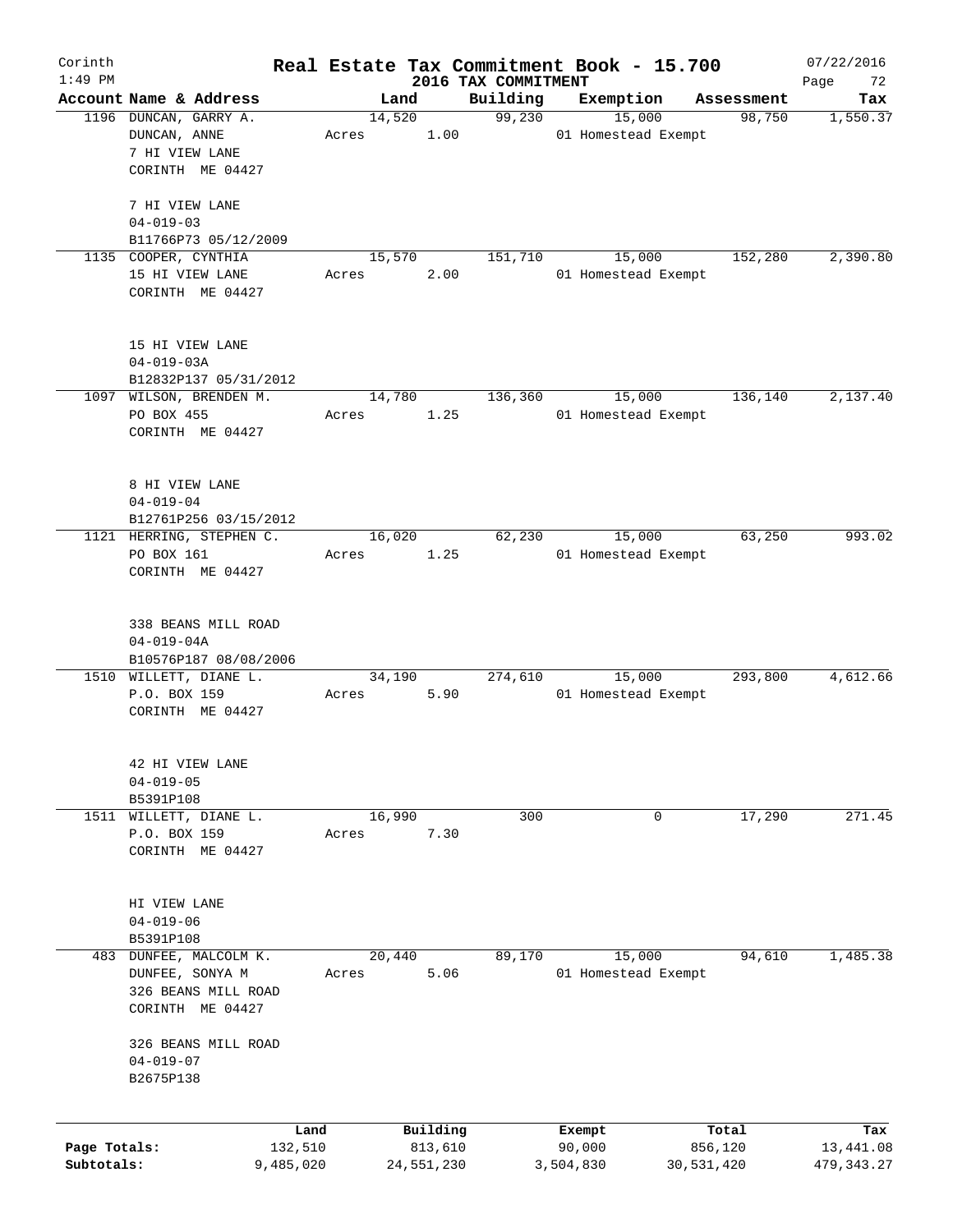# Real Estate Tax Commitment Book - 15.700

Corinth 1:49 PM — 2016 TAX COMMITMENT — 07/22/2016

| Account Name & Address | Land | Building | Exemption | Assessment | Tax |
|---|---|---|---|---|---|
| 1196 DUNCAN, GARRY A.<br>DUNCAN, ANNE<br>7 HI VIEW LANE<br>CORINTH ME 04427<br><br>7 HI VIEW LANE<br>04-019-03<br>B11766P73 05/12/2009 | 14,520<br>Acres 1.00 | 99,230 | 15,000<br>01 Homestead Exempt | 98,750 | 1,550.37 |
| 1135 COOPER, CYNTHIA<br>15 HI VIEW LANE<br>CORINTH ME 04427<br><br>15 HI VIEW LANE<br>04-019-03A<br>B12832P137 05/31/2012 | 15,570<br>Acres 2.00 | 151,710 | 15,000<br>01 Homestead Exempt | 152,280 | 2,390.80 |
| 1097 WILSON, BRENDEN M.<br>PO BOX 455<br>CORINTH ME 04427<br><br>8 HI VIEW LANE<br>04-019-04<br>B12761P256 03/15/2012 | 14,780<br>Acres 1.25 | 136,360 | 15,000<br>01 Homestead Exempt | 136,140 | 2,137.40 |
| 1121 HERRING, STEPHEN C.<br>PO BOX 161<br>CORINTH ME 04427<br><br>338 BEANS MILL ROAD<br>04-019-04A<br>B10576P187 08/08/2006 | 16,020<br>Acres 1.25 | 62,230 | 15,000<br>01 Homestead Exempt | 63,250 | 993.02 |
| 1510 WILLETT, DIANE L.<br>P.O. BOX 159<br>CORINTH ME 04427<br><br>42 HI VIEW LANE<br>04-019-05<br>B5391P108 | 34,190<br>Acres 5.90 | 274,610 | 15,000<br>01 Homestead Exempt | 293,800 | 4,612.66 |
| 1511 WILLETT, DIANE L.<br>P.O. BOX 159<br>CORINTH ME 04427<br><br>HI VIEW LANE<br>04-019-06<br>B5391P108 | 16,990<br>Acres 7.30 | 300 | 0 | 17,290 | 271.45 |
| 483 DUNFEE, MALCOLM K.<br>DUNFEE, SONYA M<br>326 BEANS MILL ROAD<br>CORINTH ME 04427<br><br>326 BEANS MILL ROAD<br>04-019-07<br>B2675P138 | 20,440<br>Acres 5.06 | 89,170 | 15,000<br>01 Homestead Exempt | 94,610 | 1,485.38 |

| | Land | Building | Exempt | Total | Tax |
|---|---|---|---|---|---|
| Page Totals: | 132,510 | 813,610 | 90,000 | 856,120 | 13,441.08 |
| Subtotals: | 9,485,020 | 24,551,230 | 3,504,830 | 30,531,420 | 479,343.27 |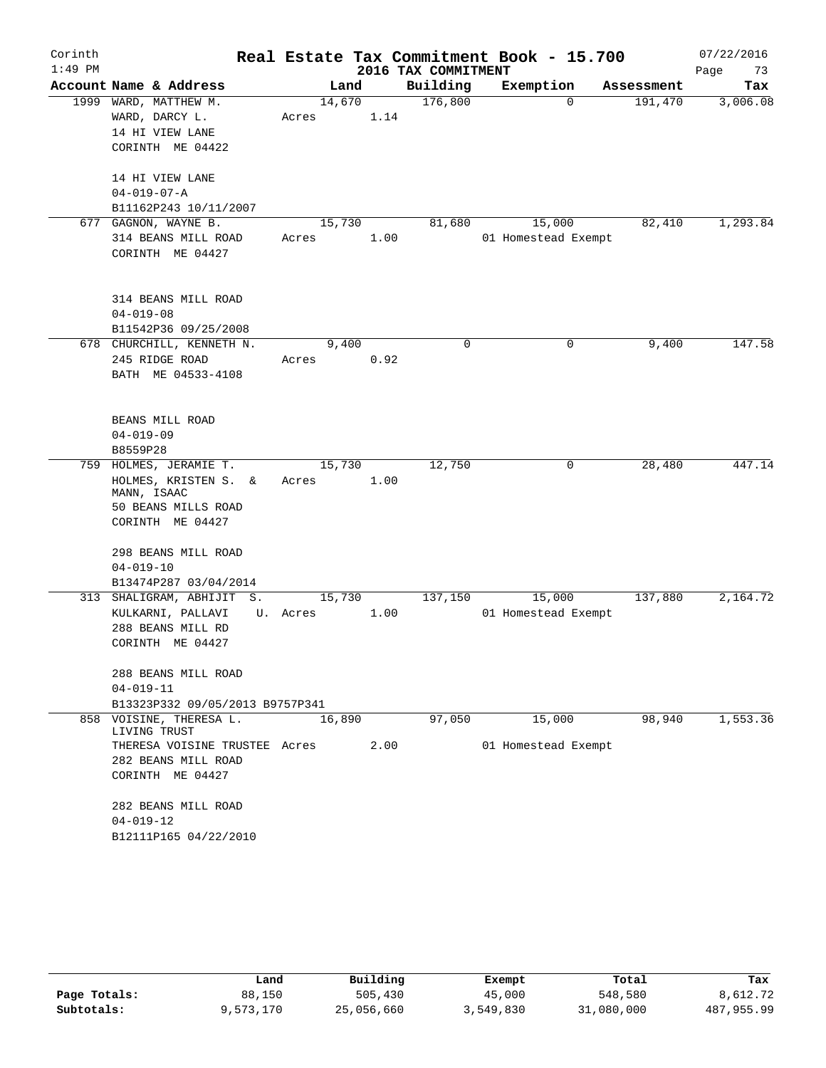# Real Estate Tax Commitment Book - 15.700

Corinth 1:49 PM — 2016 TAX COMMITMENT — 07/22/2016

| Account Name & Address | Land | Building | Exemption | Assessment | Tax |
|---|---|---|---|---|---|
| 1999 WARD, MATTHEW M.<br>WARD, DARCY L.<br>14 HI VIEW LANE<br>CORINTH ME 04422<br><br>14 HI VIEW LANE<br>04-019-07-A<br>B11162P243 10/11/2007 | 14,670<br>Acres 1.14 | 176,800 | 0 | 191,470 | 3,006.08 |
| 677 GAGNON, WAYNE B.<br>314 BEANS MILL ROAD<br>CORINTH ME 04427<br><br>314 BEANS MILL ROAD<br>04-019-08<br>B11542P36 09/25/2008 | 15,730<br>Acres 1.00 | 81,680 | 15,000<br>01 Homestead Exempt | 82,410 | 1,293.84 |
| 678 CHURCHILL, KENNETH N.<br>245 RIDGE ROAD<br>BATH ME 04533-4108<br><br>BEANS MILL ROAD<br>04-019-09<br>B8559P28 | 9,400<br>Acres 0.92 | 0 | 0 | 9,400 | 147.58 |
| 759 HOLMES, JERAMIE T.<br>HOLMES, KRISTEN S. &<br>MANN, ISAAC<br>50 BEANS MILLS ROAD<br>CORINTH ME 04427<br><br>298 BEANS MILL ROAD<br>04-019-10<br>B13474P287 03/04/2014 | 15,730<br>Acres 1.00 | 12,750 | 0 | 28,480 | 447.14 |
| 313 SHALIGRAM, ABHIJIT S.<br>KULKARNI, PALLAVI U.<br>288 BEANS MILL RD<br>CORINTH ME 04427<br><br>288 BEANS MILL ROAD<br>04-019-11<br>B13323P332 09/05/2013 B9757P341 | 15,730<br>Acres 1.00 | 137,150 | 15,000<br>01 Homestead Exempt | 137,880 | 2,164.72 |
| 858 VOISINE, THERESA L.<br>LIVING TRUST<br>THERESA VOISINE TRUSTEE<br>282 BEANS MILL ROAD<br>CORINTH ME 04427<br><br>282 BEANS MILL ROAD<br>04-019-12<br>B12111P165 04/22/2010 | 16,890<br>Acres 2.00 | 97,050 | 15,000<br>01 Homestead Exempt | 98,940 | 1,553.36 |

| | Land | Building | Exempt | Total | Tax |
|---|---|---|---|---|---|
| Page Totals: | 88,150 | 505,430 | 45,000 | 548,580 | 8,612.72 |
| Subtotals: | 9,573,170 | 25,056,660 | 3,549,830 | 31,080,000 | 487,955.99 |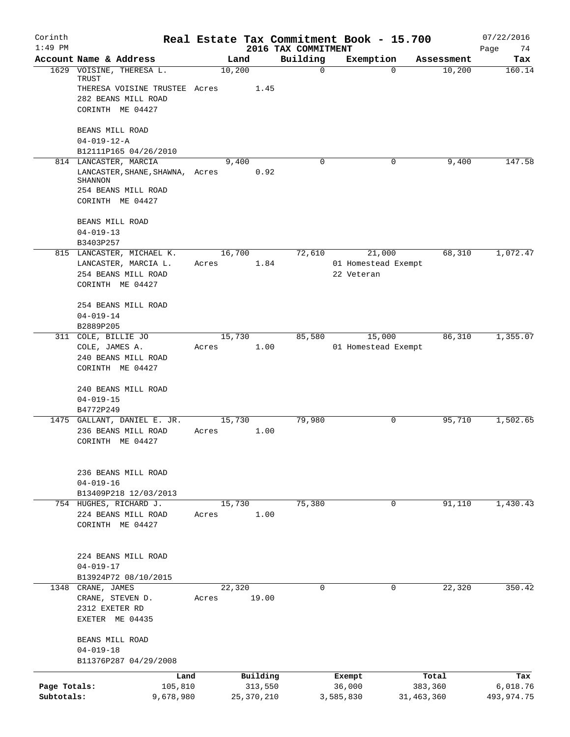Corinth 1:49 PM

# Real Estate Tax Commitment Book - 15.700

## 2016 TAX COMMITMENT

07/22/2016

| Account Name & Address | Land | Building | Exemption | Assessment | Tax |
|---|---|---|---|---|---|
| 1629 VOISINE, THERESA L. TRUST<br>THERESA VOISINE TRUSTEE<br>282 BEANS MILL ROAD<br>CORINTH ME 04427<br><br>BEANS MILL ROAD<br>04-019-12-A<br>B12111P165 04/26/2010 | 10,200<br>Acres 1.45 | 0 | 0 | 10,200 | 160.14 |
| 814 LANCASTER, MARCIA<br>LANCASTER, SHANE, SHAWNA, SHANNON<br>254 BEANS MILL ROAD<br>CORINTH ME 04427<br><br>BEANS MILL ROAD<br>04-019-13<br>B3403P257 | 9,400<br>Acres 0.92 | 0 | 0 | 9,400 | 147.58 |
| 815 LANCASTER, MICHAEL K.<br>LANCASTER, MARCIA L.<br>254 BEANS MILL ROAD<br>CORINTH ME 04427<br><br>254 BEANS MILL ROAD<br>04-019-14<br>B2889P205 | 16,700<br>Acres 1.84 | 72,610 | 21,000<br>01 Homestead Exempt<br>22 Veteran | 68,310 | 1,072.47 |
| 311 COLE, BILLIE JO<br>COLE, JAMES A.<br>240 BEANS MILL ROAD<br>CORINTH ME 04427<br><br>240 BEANS MILL ROAD<br>04-019-15<br>B4772P249 | 15,730<br>Acres 1.00 | 85,580 | 15,000<br>01 Homestead Exempt | 86,310 | 1,355.07 |
| 1475 GALLANT, DANIEL E. JR.<br>236 BEANS MILL ROAD<br>CORINTH ME 04427<br><br>236 BEANS MILL ROAD<br>04-019-16<br>B13409P218 12/03/2013 | 15,730<br>Acres 1.00 | 79,980 | 0 | 95,710 | 1,502.65 |
| 754 HUGHES, RICHARD J.<br>224 BEANS MILL ROAD<br>CORINTH ME 04427<br><br>224 BEANS MILL ROAD<br>04-019-17<br>B13924P72 08/10/2015 | 15,730<br>Acres 1.00 | 75,380 | 0 | 91,110 | 1,430.43 |
| 1348 CRANE, JAMES<br>CRANE, STEVEN D.<br>2312 EXETER RD<br>EXETER ME 04435<br><br>BEANS MILL ROAD<br>04-019-18<br>B11376P287 04/29/2008 | 22,320<br>Acres 19.00 | 0 | 0 | 22,320 | 350.42 |

| | Land | Building | Exempt | Total | Tax |
|---|---|---|---|---|---|
| Page Totals: | 105,810 | 313,550 | 36,000 | 383,360 | 6,018.76 |
| Subtotals: | 9,678,980 | 25,370,210 | 3,585,830 | 31,463,360 | 493,974.75 |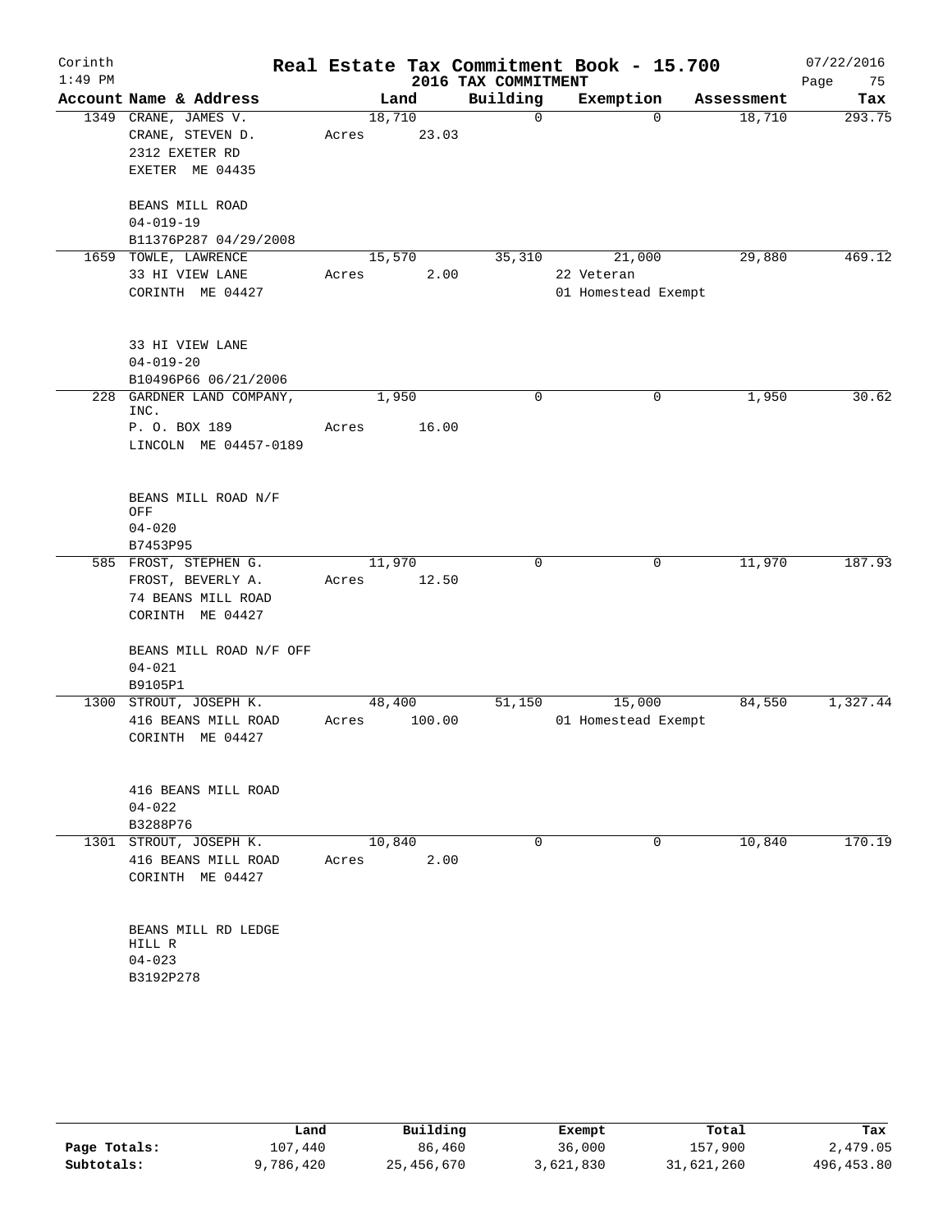# Real Estate Tax Commitment Book - 15.700

## 2016 TAX COMMITMENT

Corinth 1:49 PM — 07/22/2016

| Account Name & Address | Land | Building | Exemption | Assessment | Tax |
|---|---|---|---|---|---|
| 1349 CRANE, JAMES V.<br>CRANE, STEVEN D.<br>2312 EXETER RD<br>EXETER ME 04435<br><br>BEANS MILL ROAD<br>04-019-19<br>B11376P287 04/29/2008 | 18,710<br>Acres 23.03 | 0 | 0 | 18,710 | 293.75 |
| 1659 TOWLE, LAWRENCE<br>33 HI VIEW LANE<br>CORINTH ME 04427<br><br>33 HI VIEW LANE<br>04-019-20<br>B10496P66 06/21/2006 | 15,570<br>Acres 2.00 | 35,310 | 21,000<br>22 Veteran<br>01 Homestead Exempt | 29,880 | 469.12 |
| 228 GARDNER LAND COMPANY, INC.<br>P. O. BOX 189<br>LINCOLN ME 04457-0189<br><br>BEANS MILL ROAD N/F OFF<br>04-020<br>B7453P95 | 1,950<br>Acres 16.00 | 0 | 0 | 1,950 | 30.62 |
| 585 FROST, STEPHEN G.<br>FROST, BEVERLY A.<br>74 BEANS MILL ROAD<br>CORINTH ME 04427<br><br>BEANS MILL ROAD N/F OFF<br>04-021<br>B9105P1 | 11,970<br>Acres 12.50 | 0 | 0 | 11,970 | 187.93 |
| 1300 STROUT, JOSEPH K.<br>416 BEANS MILL ROAD<br>CORINTH ME 04427<br><br>416 BEANS MILL ROAD<br>04-022<br>B3288P76 | 48,400<br>Acres 100.00 | 51,150 | 15,000<br>01 Homestead Exempt | 84,550 | 1,327.44 |
| 1301 STROUT, JOSEPH K.<br>416 BEANS MILL ROAD<br>CORINTH ME 04427<br><br>BEANS MILL RD LEDGE HILL R<br>04-023<br>B3192P278 | 10,840<br>Acres 2.00 | 0 | 0 | 10,840 | 170.19 |

| | Land | Building | Exempt | Total | Tax |
|---|---|---|---|---|---|
| Page Totals: | 107,440 | 86,460 | 36,000 | 157,900 | 2,479.05 |
| Subtotals: | 9,786,420 | 25,456,670 | 3,621,830 | 31,621,260 | 496,453.80 |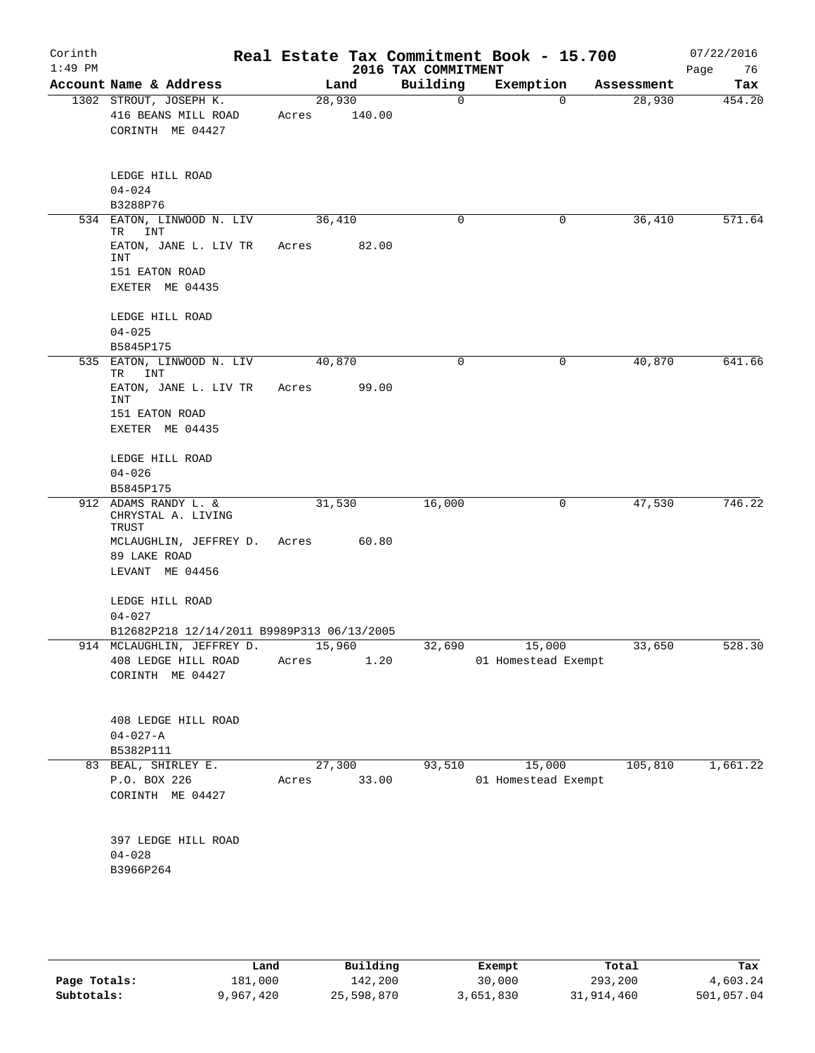# Real Estate Tax Commitment Book - 15.700

Corinth
1:49 PM

2016 TAX COMMITMENT

07/22/2016

| Account Name & Address | Land | Building | Exemption | Assessment | Tax |
|---|---|---|---|---|---|
| 1302 STROUT, JOSEPH K.<br>416 BEANS MILL ROAD<br>CORINTH ME 04427<br><br>LEDGE HILL ROAD<br>04-024<br>B3288P76 | 28,930<br>Acres 140.00 | 0 | 0 | 28,930 | 454.20 |
| 534 EATON, LINWOOD N. LIV TR INT<br>EATON, JANE L. LIV TR INT<br>151 EATON ROAD<br>EXETER ME 04435<br><br>LEDGE HILL ROAD<br>04-025<br>B5845P175 | 36,410<br>Acres 82.00 | 0 | 0 | 36,410 | 571.64 |
| 535 EATON, LINWOOD N. LIV TR INT<br>EATON, JANE L. LIV TR INT<br>151 EATON ROAD<br>EXETER ME 04435<br><br>LEDGE HILL ROAD<br>04-026<br>B5845P175 | 40,870<br>Acres 99.00 | 0 | 0 | 40,870 | 641.66 |
| 912 ADAMS RANDY L. & CHRYSTAL A. LIVING TRUST<br>MCLAUGHLIN, JEFFREY D.<br>89 LAKE ROAD<br>LEVANT ME 04456<br><br>LEDGE HILL ROAD<br>04-027<br>B12682P218 12/14/2011 B9989P313 06/13/2005 | 31,530<br>Acres 60.80 | 16,000 | 0 | 47,530 | 746.22 |
| 914 MCLAUGHLIN, JEFFREY D.<br>408 LEDGE HILL ROAD<br>CORINTH ME 04427<br><br>408 LEDGE HILL ROAD<br>04-027-A<br>B5382P111 | 15,960<br>Acres 1.20 | 32,690 | 15,000<br>01 Homestead Exempt | 33,650 | 528.30 |
| 83 BEAL, SHIRLEY E.<br>P.O. BOX 226<br>CORINTH ME 04427<br><br>397 LEDGE HILL ROAD<br>04-028<br>B3966P264 | 27,300<br>Acres 33.00 | 93,510 | 15,000<br>01 Homestead Exempt | 105,810 | 1,661.22 |

| | Land | Building | Exempt | Total | Tax |
|---|---|---|---|---|---|
| Page Totals: | 181,000 | 142,200 | 30,000 | 293,200 | 4,603.24 |
| Subtotals: | 9,967,420 | 25,598,870 | 3,651,830 | 31,914,460 | 501,057.04 |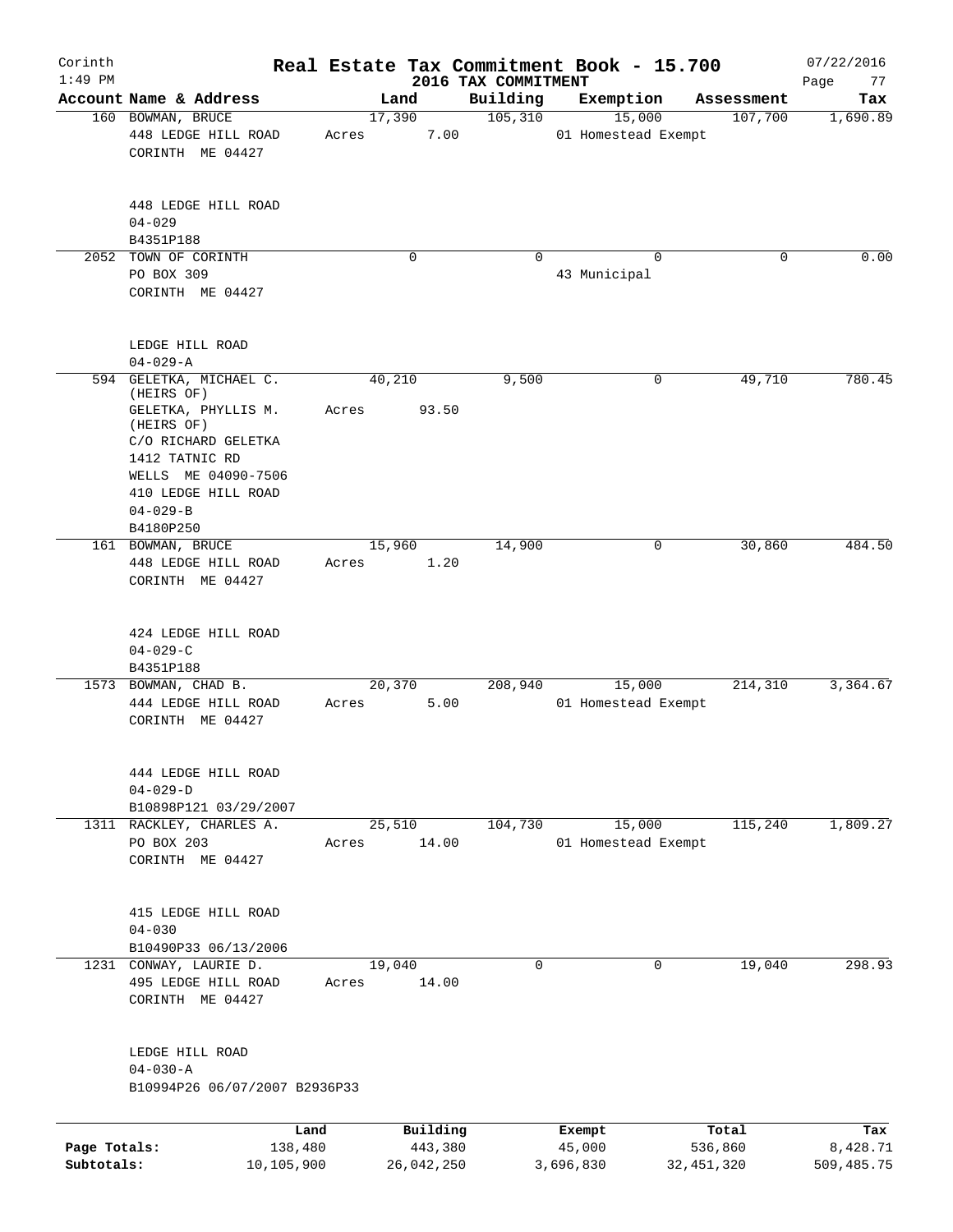# Real Estate Tax Commitment Book - 15.700

Corinth 1:49 PM — 2016 TAX COMMITMENT — 07/22/2016

| Account Name & Address | Land | Building | Exemption | Assessment | Tax |
|---|---|---|---|---|---|
| 160 BOWMAN, BRUCE<br>448 LEDGE HILL ROAD<br>CORINTH ME 04427<br><br>448 LEDGE HILL ROAD<br>04-029<br>B4351P188 | 17,390<br>Acres 7.00 | 105,310 | 15,000<br>01 Homestead Exempt | 107,700 | 1,690.89 |
| 2052 TOWN OF CORINTH<br>PO BOX 309<br>CORINTH ME 04427<br><br>LEDGE HILL ROAD<br>04-029-A | 0 | 0 | 0<br>43 Municipal | 0 | 0.00 |
| 594 GELETKA, MICHAEL C. (HEIRS OF)<br>GELETKA, PHYLLIS M. (HEIRS OF)<br>C/O RICHARD GELETKA<br>1412 TATNIC RD<br>WELLS ME 04090-7506<br>410 LEDGE HILL ROAD<br>04-029-B<br>B4180P250 | 40,210<br>Acres 93.50 | 9,500 | 0 | 49,710 | 780.45 |
| 161 BOWMAN, BRUCE<br>448 LEDGE HILL ROAD<br>CORINTH ME 04427<br><br>424 LEDGE HILL ROAD<br>04-029-C<br>B4351P188 | 15,960<br>Acres 1.20 | 14,900 | 0 | 30,860 | 484.50 |
| 1573 BOWMAN, CHAD B.<br>444 LEDGE HILL ROAD<br>CORINTH ME 04427<br><br>444 LEDGE HILL ROAD<br>04-029-D<br>B10898P121 03/29/2007 | 20,370<br>Acres 5.00 | 208,940 | 15,000<br>01 Homestead Exempt | 214,310 | 3,364.67 |
| 1311 RACKLEY, CHARLES A.<br>PO BOX 203<br>CORINTH ME 04427<br><br>415 LEDGE HILL ROAD<br>04-030<br>B10490P33 06/13/2006 | 25,510<br>Acres 14.00 | 104,730 | 15,000<br>01 Homestead Exempt | 115,240 | 1,809.27 |
| 1231 CONWAY, LAURIE D.<br>495 LEDGE HILL ROAD<br>CORINTH ME 04427<br><br>LEDGE HILL ROAD<br>04-030-A<br>B10994P26 06/07/2007 B2936P33 | 19,040<br>Acres 14.00 | 0 | 0 | 19,040 | 298.93 |

| | Land | Building | Exempt | Total | Tax |
|---|---|---|---|---|---|
| Page Totals: | 138,480 | 443,380 | 45,000 | 536,860 | 8,428.71 |
| Subtotals: | 10,105,900 | 26,042,250 | 3,696,830 | 32,451,320 | 509,485.75 |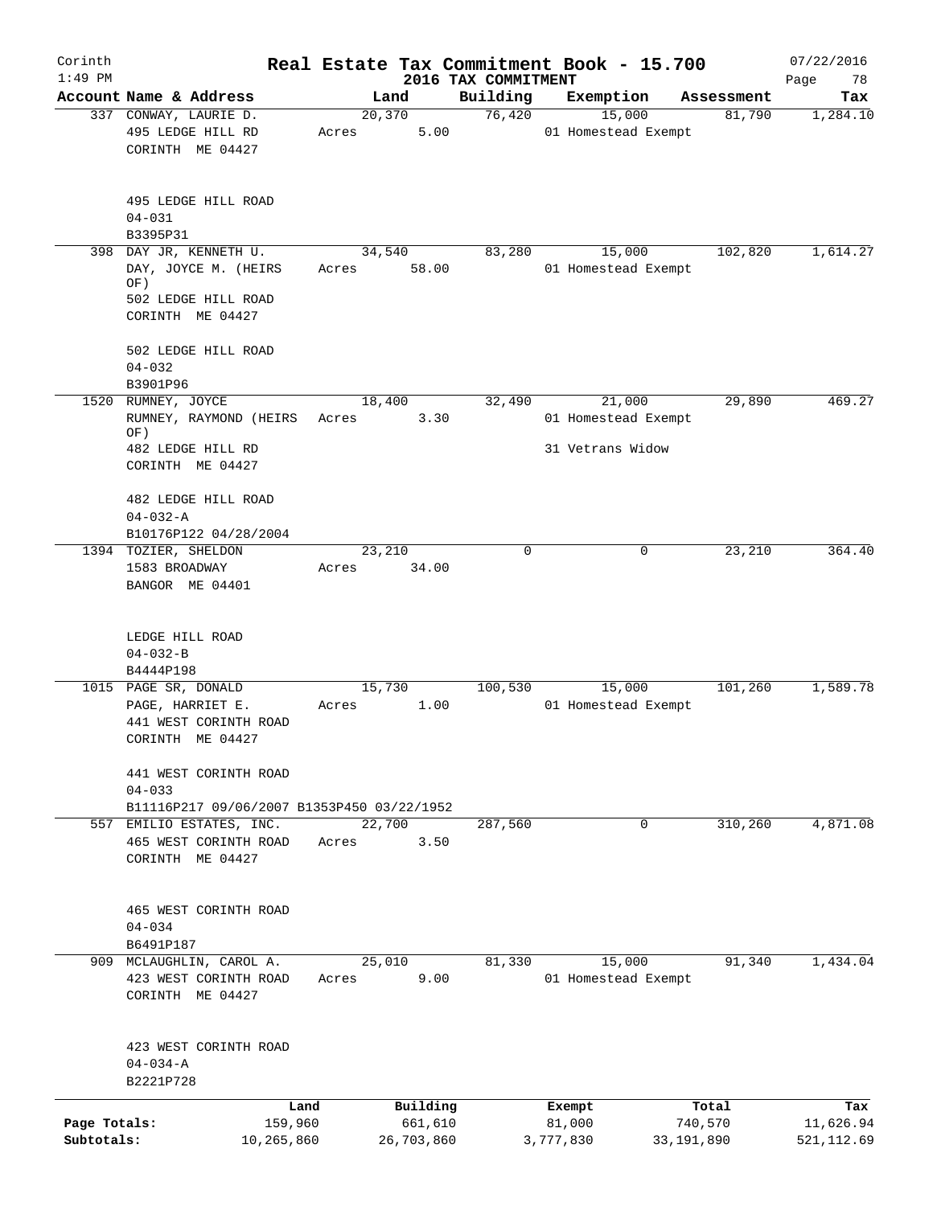Corinth 1:49 PM

# Real Estate Tax Commitment Book - 15.700

2016 TAX COMMITMENT

07/22/2016 Page 78

| Account Name & Address | Land | Building | Exemption | Assessment | Tax |
|---|---|---|---|---|---|
| 337 CONWAY, LAURIE D.<br>495 LEDGE HILL RD<br>CORINTH ME 04427<br><br>495 LEDGE HILL ROAD<br>04-031<br>B3395P31 | 20,370<br>Acres 5.00 | 76,420 | 15,000<br>01 Homestead Exempt | 81,790 | 1,284.10 |
| 398 DAY JR, KENNETH U.<br>DAY, JOYCE M. (HEIRS OF)<br>502 LEDGE HILL ROAD<br>CORINTH ME 04427<br><br>502 LEDGE HILL ROAD<br>04-032<br>B3901P96 | 34,540<br>Acres 58.00 | 83,280 | 15,000<br>01 Homestead Exempt | 102,820 | 1,614.27 |
| 1520 RUMNEY, JOYCE<br>RUMNEY, RAYMOND (HEIRS OF)<br>482 LEDGE HILL RD<br>CORINTH ME 04427<br><br>482 LEDGE HILL ROAD<br>04-032-A<br>B10176P122 04/28/2004 | 18,400<br>Acres 3.30 | 32,490 | 21,000<br>01 Homestead Exempt<br>31 Vetrans Widow | 29,890 | 469.27 |
| 1394 TOZIER, SHELDON<br>1583 BROADWAY<br>BANGOR ME 04401<br><br>LEDGE HILL ROAD<br>04-032-B<br>B4444P198 | 23,210<br>Acres 34.00 | 0 | 0 | 23,210 | 364.40 |
| 1015 PAGE SR, DONALD<br>PAGE, HARRIET E.<br>441 WEST CORINTH ROAD<br>CORINTH ME 04427<br><br>441 WEST CORINTH ROAD<br>04-033<br>B11116P217 09/06/2007 B1353P450 03/22/1952 | 15,730<br>Acres 1.00 | 100,530 | 15,000<br>01 Homestead Exempt | 101,260 | 1,589.78 |
| 557 EMILIO ESTATES, INC.<br>465 WEST CORINTH ROAD<br>CORINTH ME 04427<br><br>465 WEST CORINTH ROAD<br>04-034<br>B6491P187 | 22,700<br>Acres 3.50 | 287,560 | 0 | 310,260 | 4,871.08 |
| 909 MCLAUGHLIN, CAROL A.<br>423 WEST CORINTH ROAD<br>CORINTH ME 04427<br><br>423 WEST CORINTH ROAD<br>04-034-A<br>B2221P728 | 25,010<br>Acres 9.00 | 81,330 | 15,000<br>01 Homestead Exempt | 91,340 | 1,434.04 |

| | Land | Building | Exempt | Total | Tax |
|---|---|---|---|---|---|
| Page Totals: | 159,960 | 661,610 | 81,000 | 740,570 | 11,626.94 |
| Subtotals: | 10,265,860 | 26,703,860 | 3,777,830 | 33,191,890 | 521,112.69 |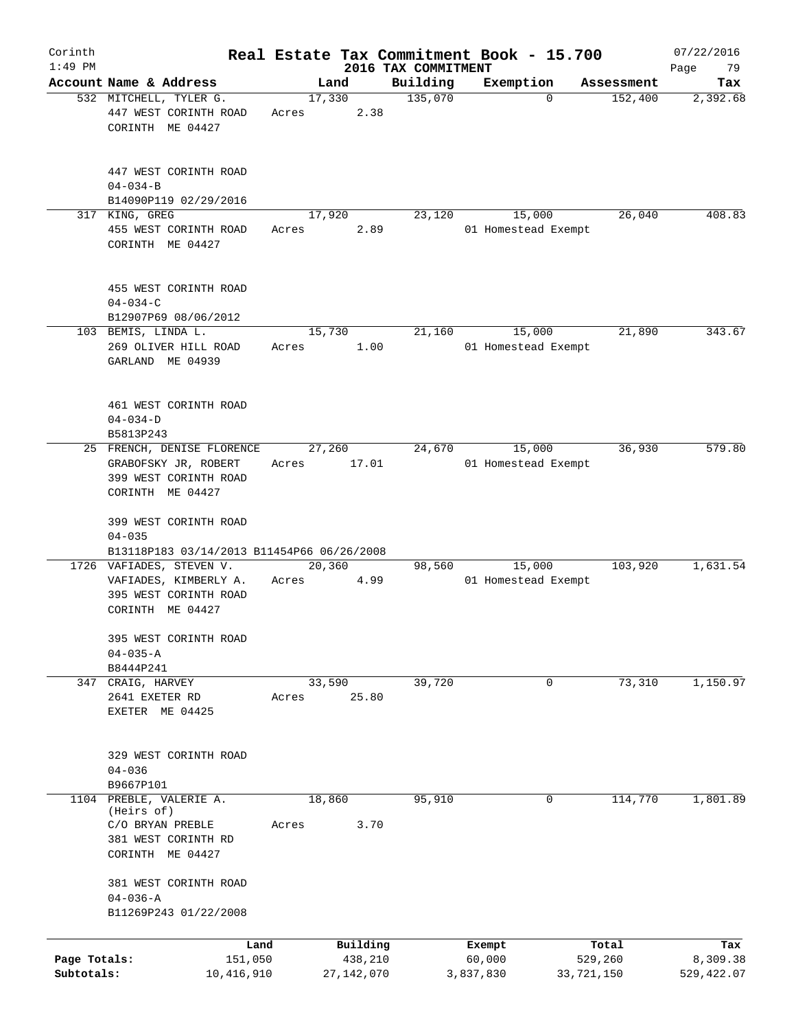# Real Estate Tax Commitment Book - 15.700

Corinth 1:49 PM — 2016 TAX COMMITMENT — 07/22/2016

| Account Name & Address | Land | Building | Exemption | Assessment | Tax |
|---|---|---|---|---|---|
| 532 MITCHELL, TYLER G.<br>447 WEST CORINTH ROAD<br>CORINTH ME 04427<br><br>447 WEST CORINTH ROAD<br>04-034-B<br>B14090P119 02/29/2016 | 17,330<br>Acres 2.38 | 135,070 | 0 | 152,400 | 2,392.68 |
| 317 KING, GREG<br>455 WEST CORINTH ROAD<br>CORINTH ME 04427<br><br>455 WEST CORINTH ROAD<br>04-034-C<br>B12907P69 08/06/2012 | 17,920<br>Acres 2.89 | 23,120 | 15,000<br>01 Homestead Exempt | 26,040 | 408.83 |
| 103 BEMIS, LINDA L.<br>269 OLIVER HILL ROAD<br>GARLAND ME 04939<br><br>461 WEST CORINTH ROAD<br>04-034-D<br>B5813P243 | 15,730<br>Acres 1.00 | 21,160 | 15,000<br>01 Homestead Exempt | 21,890 | 343.67 |
| 25 FRENCH, DENISE FLORENCE<br>GRABOFSKY JR, ROBERT<br>399 WEST CORINTH ROAD<br>CORINTH ME 04427<br><br>399 WEST CORINTH ROAD<br>04-035<br>B13118P183 03/14/2013 B11454P66 06/26/2008 | 27,260<br>Acres 17.01 | 24,670 | 15,000<br>01 Homestead Exempt | 36,930 | 579.80 |
| 1726 VAFIADES, STEVEN V.<br>VAFIADES, KIMBERLY A.<br>395 WEST CORINTH ROAD<br>CORINTH ME 04427<br><br>395 WEST CORINTH ROAD<br>04-035-A<br>B8444P241 | 20,360<br>Acres 4.99 | 98,560 | 15,000<br>01 Homestead Exempt | 103,920 | 1,631.54 |
| 347 CRAIG, HARVEY<br>2641 EXETER RD<br>EXETER ME 04425<br><br>329 WEST CORINTH ROAD<br>04-036<br>B9667P101 | 33,590<br>Acres 25.80 | 39,720 | 0 | 73,310 | 1,150.97 |
| 1104 PREBLE, VALERIE A.<br>(Heirs of)<br>C/O BRYAN PREBLE<br>381 WEST CORINTH RD<br>CORINTH ME 04427<br><br>381 WEST CORINTH ROAD<br>04-036-A<br>B11269P243 01/22/2008 | 18,860<br>Acres 3.70 | 95,910 | 0 | 114,770 | 1,801.89 |

| | Land | Building | Exempt | Total | Tax |
|---|---|---|---|---|---|
| Page Totals: | 151,050 | 438,210 | 60,000 | 529,260 | 8,309.38 |
| Subtotals: | 10,416,910 | 27,142,070 | 3,837,830 | 33,721,150 | 529,422.07 |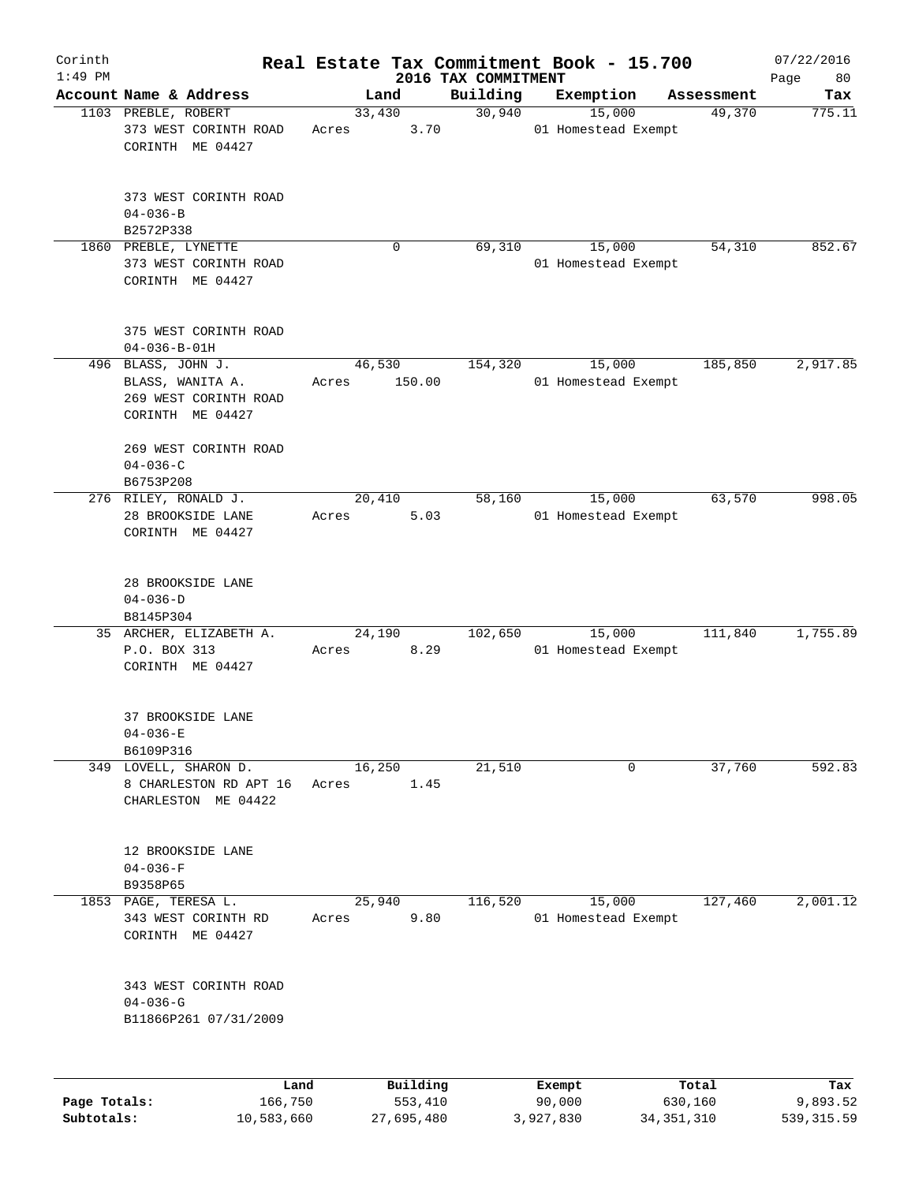# Real Estate Tax Commitment Book - 15.700

Corinth
1:49 PM

## 2016 TAX COMMITMENT

07/22/2016

| Account Name & Address | Land | Building | Exemption | Assessment | Tax |
|---|---|---|---|---|---|
| 1103 PREBLE, ROBERT<br>373 WEST CORINTH ROAD<br>CORINTH ME 04427<br><br>373 WEST CORINTH ROAD<br>04-036-B<br>B2572P338 | 33,430<br>Acres 3.70 | 30,940 | 15,000<br>01 Homestead Exempt | 49,370 | 775.11 |
| 1860 PREBLE, LYNETTE<br>373 WEST CORINTH ROAD<br>CORINTH ME 04427<br><br>375 WEST CORINTH ROAD<br>04-036-B-01H | 0 | 69,310 | 15,000<br>01 Homestead Exempt | 54,310 | 852.67 |
| 496 BLASS, JOHN J.<br>BLASS, WANITA A.<br>269 WEST CORINTH ROAD<br>CORINTH ME 04427<br><br>269 WEST CORINTH ROAD<br>04-036-C<br>B6753P208 | 46,530<br>Acres 150.00 | 154,320 | 15,000<br>01 Homestead Exempt | 185,850 | 2,917.85 |
| 276 RILEY, RONALD J.<br>28 BROOKSIDE LANE<br>CORINTH ME 04427<br><br>28 BROOKSIDE LANE<br>04-036-D<br>B8145P304 | 20,410<br>Acres 5.03 | 58,160 | 15,000<br>01 Homestead Exempt | 63,570 | 998.05 |
| 35 ARCHER, ELIZABETH A.<br>P.O. BOX 313<br>CORINTH ME 04427<br><br>37 BROOKSIDE LANE<br>04-036-E<br>B6109P316 | 24,190<br>Acres 8.29 | 102,650 | 15,000<br>01 Homestead Exempt | 111,840 | 1,755.89 |
| 349 LOVELL, SHARON D.<br>8 CHARLESTON RD APT 16<br>CHARLESTON ME 04422<br><br>12 BROOKSIDE LANE<br>04-036-F<br>B9358P65 | 16,250<br>Acres 1.45 | 21,510 | 0 | 37,760 | 592.83 |
| 1853 PAGE, TERESA L.<br>343 WEST CORINTH RD<br>CORINTH ME 04427<br><br>343 WEST CORINTH ROAD<br>04-036-G<br>B11866P261 07/31/2009 | 25,940<br>Acres 9.80 | 116,520 | 15,000<br>01 Homestead Exempt | 127,460 | 2,001.12 |

| | Land | Building | Exempt | Total | Tax |
|---|---|---|---|---|---|
| Page Totals: | 166,750 | 553,410 | 90,000 | 630,160 | 9,893.52 |
| Subtotals: | 10,583,660 | 27,695,480 | 3,927,830 | 34,351,310 | 539,315.59 |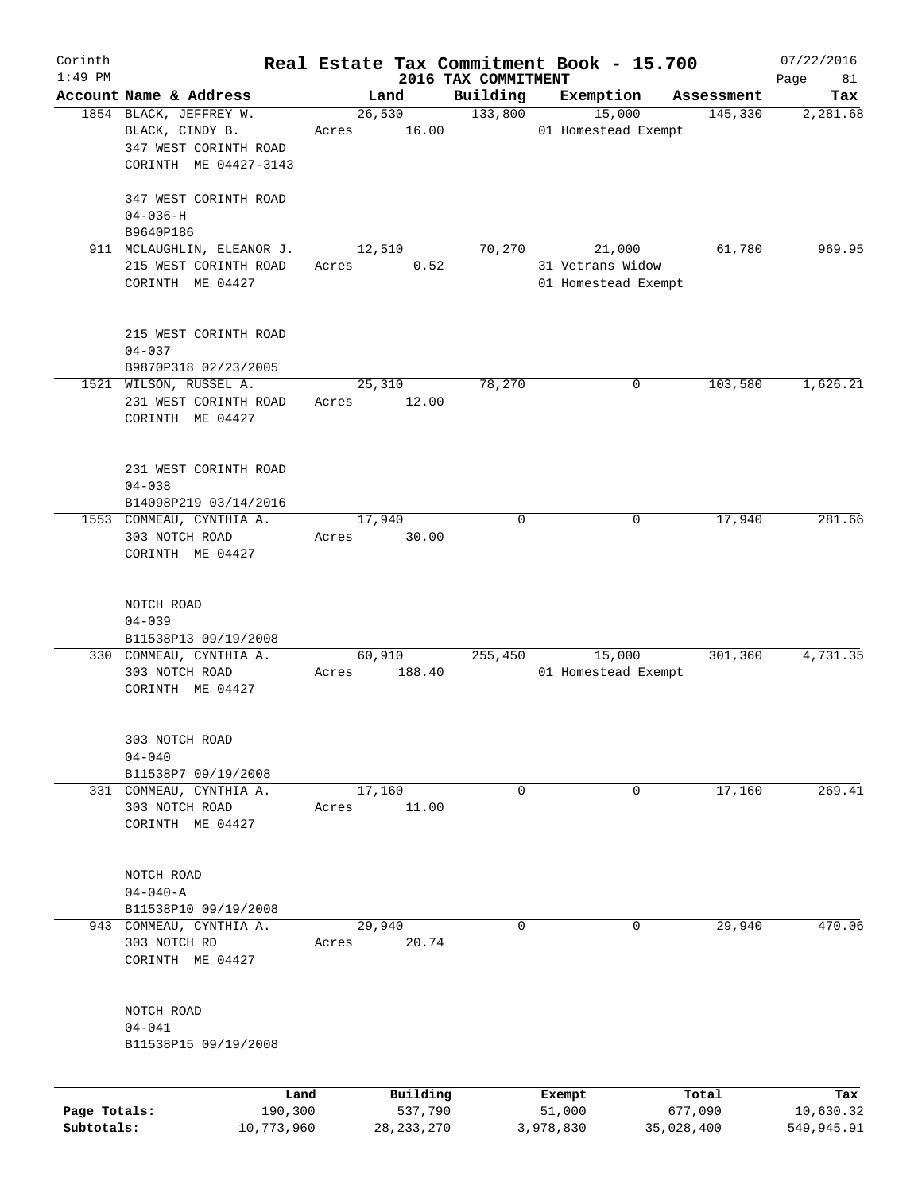Corinth 1:49 PM

# Real Estate Tax Commitment Book - 15.700

## 2016 TAX COMMITMENT

07/22/2016 Page 81

| Account | Name & Address | Land | Building | Exemption | Assessment | Tax |
|---|---|---|---|---|---|---|
| 1854 | BLACK, JEFFREY W.<br>BLACK, CINDY B.<br>347 WEST CORINTH ROAD<br>CORINTH ME 04427-3143<br><br>347 WEST CORINTH ROAD<br>04-036-H<br>B9640P186 | 26,530<br>Acres 16.00 | 133,800 | 15,000<br>01 Homestead Exempt | 145,330 | 2,281.68 |
| 911 | MCLAUGHLIN, ELEANOR J.<br>215 WEST CORINTH ROAD<br>CORINTH ME 04427<br><br>215 WEST CORINTH ROAD<br>04-037<br>B9870P318 02/23/2005 | 12,510<br>Acres 0.52 | 70,270 | 21,000<br>31 Vetrans Widow<br>01 Homestead Exempt | 61,780 | 969.95 |
| 1521 | WILSON, RUSSEL A.<br>231 WEST CORINTH ROAD<br>CORINTH ME 04427<br><br>231 WEST CORINTH ROAD<br>04-038<br>B14098P219 03/14/2016 | 25,310<br>Acres 12.00 | 78,270 | 0 | 103,580 | 1,626.21 |
| 1553 | COMMEAU, CYNTHIA A.<br>303 NOTCH ROAD<br>CORINTH ME 04427<br><br>NOTCH ROAD<br>04-039<br>B11538P13 09/19/2008 | 17,940<br>Acres 30.00 | 0 | 0 | 17,940 | 281.66 |
| 330 | COMMEAU, CYNTHIA A.<br>303 NOTCH ROAD<br>CORINTH ME 04427<br><br>303 NOTCH ROAD<br>04-040<br>B11538P7 09/19/2008 | 60,910<br>Acres 188.40 | 255,450 | 15,000<br>01 Homestead Exempt | 301,360 | 4,731.35 |
| 331 | COMMEAU, CYNTHIA A.<br>303 NOTCH ROAD<br>CORINTH ME 04427<br><br>NOTCH ROAD<br>04-040-A<br>B11538P10 09/19/2008 | 17,160<br>Acres 11.00 | 0 | 0 | 17,160 | 269.41 |
| 943 | COMMEAU, CYNTHIA A.<br>303 NOTCH RD<br>CORINTH ME 04427<br><br>NOTCH ROAD<br>04-041<br>B11538P15 09/19/2008 | 29,940<br>Acres 20.74 | 0 | 0 | 29,940 | 470.06 |

| | Land | Building | Exempt | Total | Tax |
|---|---|---|---|---|---|
| Page Totals: | 190,300 | 537,790 | 51,000 | 677,090 | 10,630.32 |
| Subtotals: | 10,773,960 | 28,233,270 | 3,978,830 | 35,028,400 | 549,945.91 |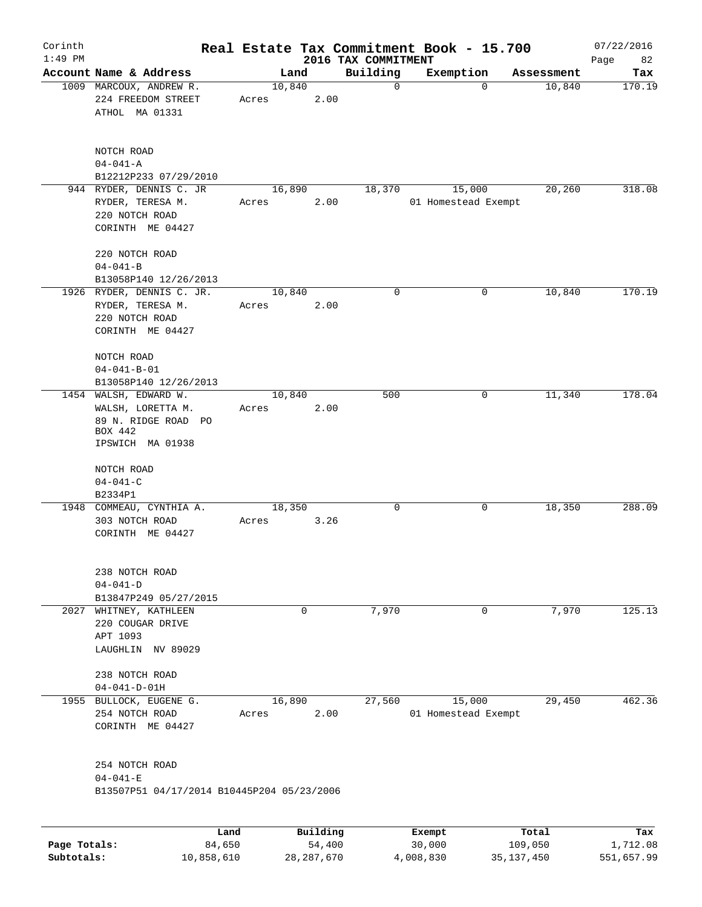# Real Estate Tax Commitment Book - 15.700

Corinth
1:49 PM

2016 TAX COMMITMENT

07/22/2016

| Account Name & Address | Land | Building | Exemption | Assessment | Tax |
|---|---|---|---|---|---|
| 1009 MARCOUX, ANDREW R.<br>224 FREEDOM STREET<br>ATHOL MA 01331<br><br>NOTCH ROAD<br>04-041-A<br>B12212P233 07/29/2010 | 10,840<br>Acres 2.00 | 0 | 0 | 10,840 | 170.19 |
| 944 RYDER, DENNIS C. JR<br>RYDER, TERESA M.<br>220 NOTCH ROAD<br>CORINTH ME 04427<br><br>220 NOTCH ROAD<br>04-041-B<br>B13058P140 12/26/2013 | 16,890<br>Acres 2.00 | 18,370 | 15,000<br>01 Homestead Exempt | 20,260 | 318.08 |
| 1926 RYDER, DENNIS C. JR.<br>RYDER, TERESA M.<br>220 NOTCH ROAD<br>CORINTH ME 04427<br><br>NOTCH ROAD<br>04-041-B-01<br>B13058P140 12/26/2013 | 10,840<br>Acres 2.00 | 0 | 0 | 10,840 | 170.19 |
| 1454 WALSH, EDWARD W.<br>WALSH, LORETTA M.<br>89 N. RIDGE ROAD PO BOX 442<br>IPSWICH MA 01938<br><br>NOTCH ROAD<br>04-041-C<br>B2334P1 | 10,840<br>Acres 2.00 | 500 | 0 | 11,340 | 178.04 |
| 1948 COMMEAU, CYNTHIA A.<br>303 NOTCH ROAD<br>CORINTH ME 04427<br><br>238 NOTCH ROAD<br>04-041-D<br>B13847P249 05/27/2015 | 18,350<br>Acres 3.26 | 0 | 0 | 18,350 | 288.09 |
| 2027 WHITNEY, KATHLEEN<br>220 COUGAR DRIVE<br>APT 1093<br>LAUGHLIN NV 89029<br><br>238 NOTCH ROAD<br>04-041-D-01H | 0 | 7,970 | 0 | 7,970 | 125.13 |
| 1955 BULLOCK, EUGENE G.<br>254 NOTCH ROAD<br>CORINTH ME 04427<br><br>254 NOTCH ROAD<br>04-041-E<br>B13507P51 04/17/2014 B10445P204 05/23/2006 | 16,890<br>Acres 2.00 | 27,560 | 15,000<br>01 Homestead Exempt | 29,450 | 462.36 |

| | Land | Building | Exempt | Total | Tax |
|---|---|---|---|---|---|
| Page Totals: | 84,650 | 54,400 | 30,000 | 109,050 | 1,712.08 |
| Subtotals: | 10,858,610 | 28,287,670 | 4,008,830 | 35,137,450 | 551,657.99 |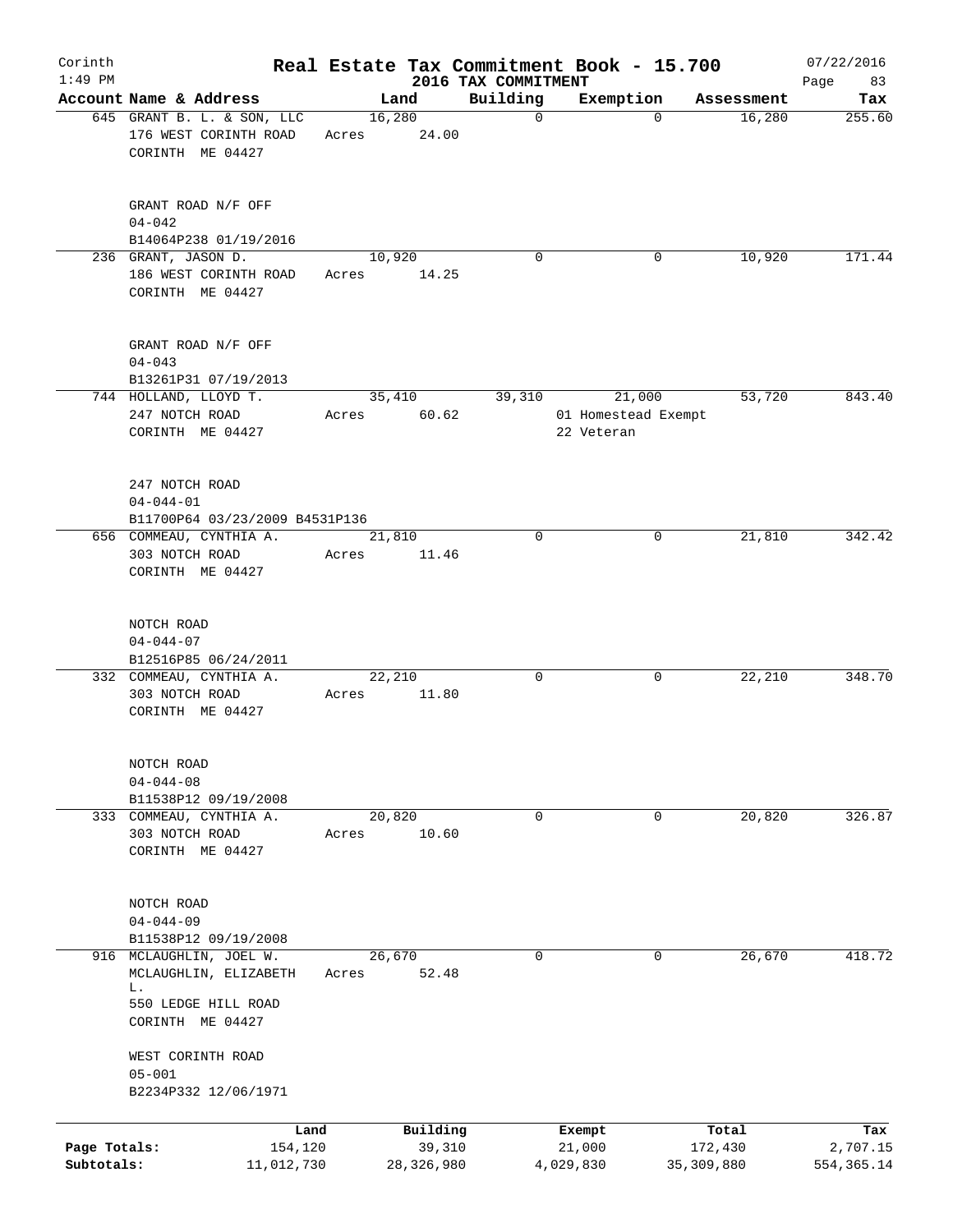Corinth
1:49 PM

# Real Estate Tax Commitment Book - 15.700
## 2016 TAX COMMITMENT

07/22/2016

| Account | Name & Address | Land | Building | Exemption | Assessment | Tax |
|---|---|---|---|---|---|---|
| 645 | GRANT B. L. & SON, LLC<br>176 WEST CORINTH ROAD<br>CORINTH ME 04427<br><br>GRANT ROAD N/F OFF<br>04-042<br>B14064P238 01/19/2016 | 16,280<br>Acres 24.00 | 0 | 0 | 16,280 | 255.60 |
| 236 | GRANT, JASON D.<br>186 WEST CORINTH ROAD<br>CORINTH ME 04427<br><br>GRANT ROAD N/F OFF<br>04-043<br>B13261P31 07/19/2013 | 10,920<br>Acres 14.25 | 0 | 0 | 10,920 | 171.44 |
| 744 | HOLLAND, LLOYD T.<br>247 NOTCH ROAD<br>CORINTH ME 04427<br><br>247 NOTCH ROAD<br>04-044-01<br>B11700P64 03/23/2009 B4531P136 | 35,410<br>Acres 60.62 | 39,310 | 21,000<br>01 Homestead Exempt<br>22 Veteran | 53,720 | 843.40 |
| 656 | COMMEAU, CYNTHIA A.<br>303 NOTCH ROAD<br>CORINTH ME 04427<br><br>NOTCH ROAD<br>04-044-07<br>B12516P85 06/24/2011 | 21,810<br>Acres 11.46 | 0 | 0 | 21,810 | 342.42 |
| 332 | COMMEAU, CYNTHIA A.<br>303 NOTCH ROAD<br>CORINTH ME 04427<br><br>NOTCH ROAD<br>04-044-08<br>B11538P12 09/19/2008 | 22,210<br>Acres 11.80 | 0 | 0 | 22,210 | 348.70 |
| 333 | COMMEAU, CYNTHIA A.<br>303 NOTCH ROAD<br>CORINTH ME 04427<br><br>NOTCH ROAD<br>04-044-09<br>B11538P12 09/19/2008 | 20,820<br>Acres 10.60 | 0 | 0 | 20,820 | 326.87 |
| 916 | MCLAUGHLIN, JOEL W.<br>MCLAUGHLIN, ELIZABETH L.<br>550 LEDGE HILL ROAD<br>CORINTH ME 04427<br><br>WEST CORINTH ROAD<br>05-001<br>B2234P332 12/06/1971 | 26,670<br>Acres 52.48 | 0 | 0 | 26,670 | 418.72 |

| | Land | Building | Exempt | Total | Tax |
|---|---|---|---|---|---|
| Page Totals: | 154,120 | 39,310 | 21,000 | 172,430 | 2,707.15 |
| Subtotals: | 11,012,730 | 28,326,980 | 4,029,830 | 35,309,880 | 554,365.14 |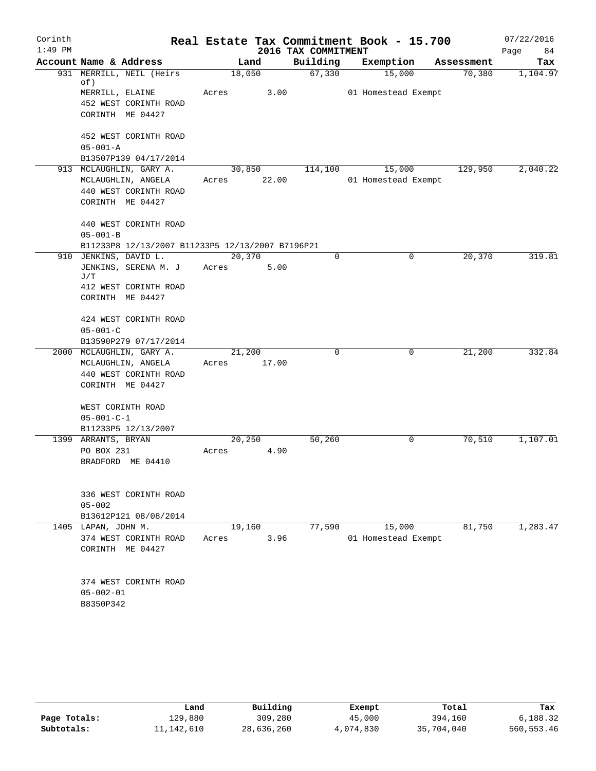# Real Estate Tax Commitment Book - 15.700

Corinth
1:49 PM

2016 TAX COMMITMENT

07/22/2016

| Account Name & Address | Land | Building | Exemption | Assessment | Tax |
|---|---|---|---|---|---|
| 931 MERRILL, NEIL (Heirs of)<br>MERRILL, ELAINE<br>452 WEST CORINTH ROAD<br>CORINTH ME 04427<br><br>452 WEST CORINTH ROAD<br>05-001-A<br>B13507P139 04/17/2014 | 18,050<br>Acres 3.00 | 67,330 | 15,000<br>01 Homestead Exempt | 70,380 | 1,104.97 |
| 913 MCLAUGHLIN, GARY A.<br>MCLAUGHLIN, ANGELA<br>440 WEST CORINTH ROAD<br>CORINTH ME 04427<br><br>440 WEST CORINTH ROAD<br>05-001-B<br>B11233P8 12/13/2007 B11233P5 12/13/2007 B7196P21 | 30,850<br>Acres 22.00 | 114,100 | 15,000<br>01 Homestead Exempt | 129,950 | 2,040.22 |
| 910 JENKINS, DAVID L.<br>JENKINS, SERENA M. J J/T<br>412 WEST CORINTH ROAD<br>CORINTH ME 04427<br><br>424 WEST CORINTH ROAD<br>05-001-C<br>B13590P279 07/17/2014 | 20,370<br>Acres 5.00 | 0 | 0 | 20,370 | 319.81 |
| 2000 MCLAUGHLIN, GARY A.<br>MCLAUGHLIN, ANGELA<br>440 WEST CORINTH ROAD<br>CORINTH ME 04427<br><br>WEST CORINTH ROAD<br>05-001-C-1<br>B11233P5 12/13/2007 | 21,200<br>Acres 17.00 | 0 | 0 | 21,200 | 332.84 |
| 1399 ARRANTS, BRYAN<br>PO BOX 231<br>BRADFORD ME 04410<br><br>336 WEST CORINTH ROAD<br>05-002<br>B13612P121 08/08/2014 | 20,250<br>Acres 4.90 | 50,260 | 0 | 70,510 | 1,107.01 |
| 1405 LAPAN, JOHN M.<br>374 WEST CORINTH ROAD<br>CORINTH ME 04427<br><br>374 WEST CORINTH ROAD<br>05-002-01<br>B8350P342 | 19,160<br>Acres 3.96 | 77,590 | 15,000<br>01 Homestead Exempt | 81,750 | 1,283.47 |

| | Land | Building | Exempt | Total | Tax |
|---|---|---|---|---|---|
| Page Totals: | 129,880 | 309,280 | 45,000 | 394,160 | 6,188.32 |
| Subtotals: | 11,142,610 | 28,636,260 | 4,074,830 | 35,704,040 | 560,553.46 |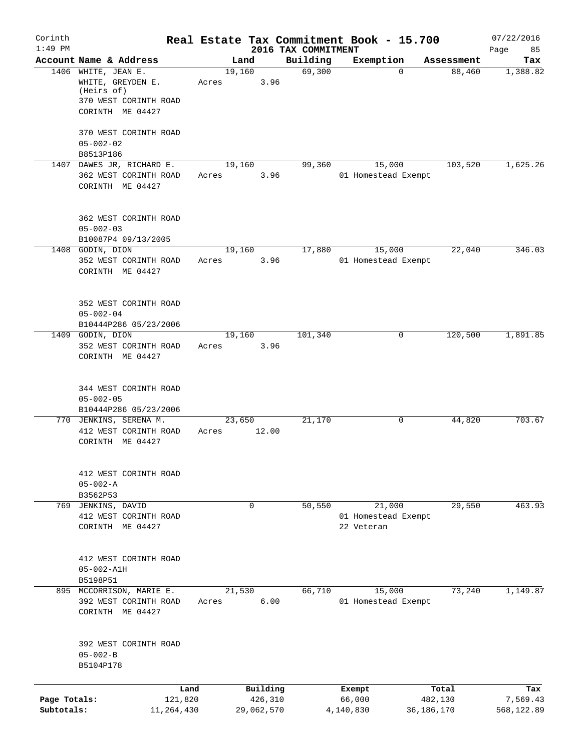Corinth 1:49 PM

# Real Estate Tax Commitment Book - 15.700

## 2016 TAX COMMITMENT

07/22/2016

| Account | Name & Address | Land | Building | Exemption | Assessment | Tax |
|---|---|---|---|---|---|---|
| 1406 | WHITE, JEAN E.<br>WHITE, GREYDEN E.<br>(Heirs of)<br>370 WEST CORINTH ROAD<br>CORINTH ME 04427<br><br>370 WEST CORINTH ROAD<br>05-002-02<br>B8513P186 | 19,160<br>Acres 3.96 | 69,300 | 0 | 88,460 | 1,388.82 |
| 1407 | DAWES JR, RICHARD E.<br>362 WEST CORINTH ROAD<br>CORINTH ME 04427<br><br>362 WEST CORINTH ROAD<br>05-002-03<br>B10087P4 09/13/2005 | 19,160<br>Acres 3.96 | 99,360 | 15,000<br>01 Homestead Exempt | 103,520 | 1,625.26 |
| 1408 | GODIN, DION<br>352 WEST CORINTH ROAD<br>CORINTH ME 04427<br><br>352 WEST CORINTH ROAD<br>05-002-04<br>B10444P286 05/23/2006 | 19,160<br>Acres 3.96 | 17,880 | 15,000<br>01 Homestead Exempt | 22,040 | 346.03 |
| 1409 | GODIN, DION<br>352 WEST CORINTH ROAD<br>CORINTH ME 04427<br><br>344 WEST CORINTH ROAD<br>05-002-05<br>B10444P286 05/23/2006 | 19,160<br>Acres 3.96 | 101,340 | 0 | 120,500 | 1,891.85 |
| 770 | JENKINS, SERENA M.<br>412 WEST CORINTH ROAD<br>CORINTH ME 04427<br><br>412 WEST CORINTH ROAD<br>05-002-A<br>B3562P53 | 23,650<br>Acres 12.00 | 21,170 | 0 | 44,820 | 703.67 |
| 769 | JENKINS, DAVID<br>412 WEST CORINTH ROAD<br>CORINTH ME 04427<br><br>412 WEST CORINTH ROAD<br>05-002-A1H<br>B5198P51 | 0 | 50,550 | 21,000<br>01 Homestead Exempt<br>22 Veteran | 29,550 | 463.93 |
| 895 | MCCORRISON, MARIE E.<br>392 WEST CORINTH ROAD<br>CORINTH ME 04427<br><br>392 WEST CORINTH ROAD<br>05-002-B<br>B5104P178 | 21,530<br>Acres 6.00 | 66,710 | 15,000<br>01 Homestead Exempt | 73,240 | 1,149.87 |

| | Land | Building | Exempt | Total | Tax |
|---|---|---|---|---|---|
| Page Totals: | 121,820 | 426,310 | 66,000 | 482,130 | 7,569.43 |
| Subtotals: | 11,264,430 | 29,062,570 | 4,140,830 | 36,186,170 | 568,122.89 |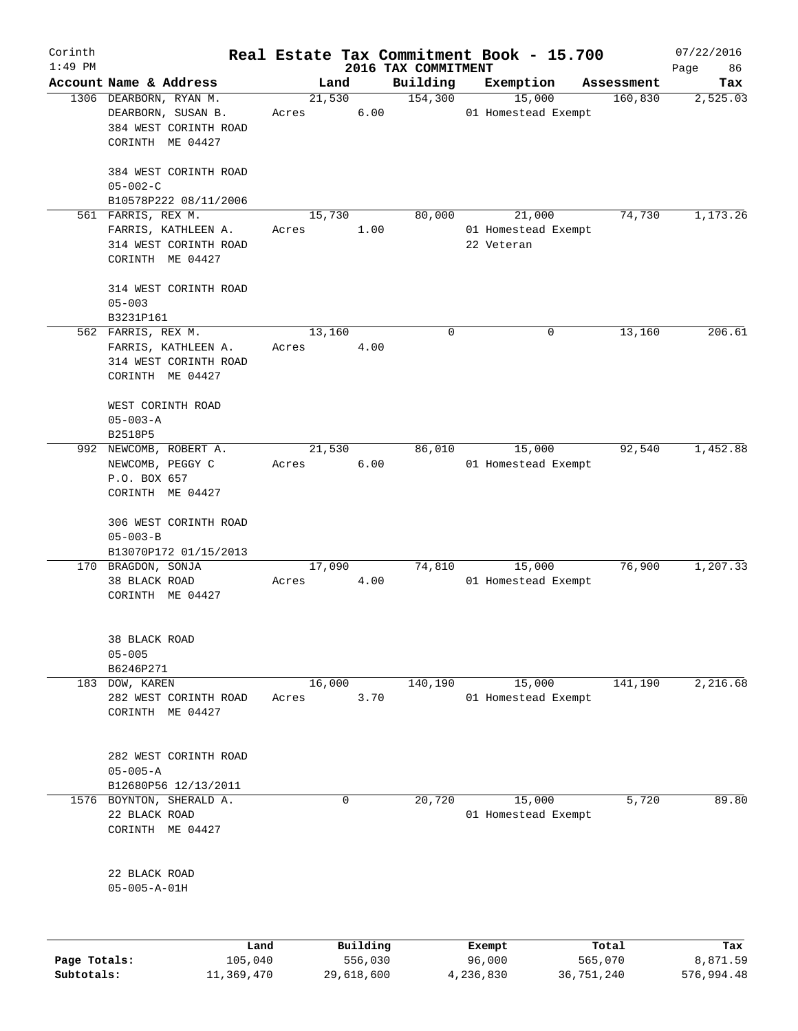Corinth 1:49 PM

# Real Estate Tax Commitment Book - 15.700

## 2016 TAX COMMITMENT

07/22/2016 Page 86

| Account Name & Address | Land | Building | Exemption | Assessment | Tax |
|---|---|---|---|---|---|
| 1306 DEARBORN, RYAN M.<br>DEARBORN, SUSAN B.<br>384 WEST CORINTH ROAD<br>CORINTH ME 04427<br><br>384 WEST CORINTH ROAD<br>05-002-C<br>B10578P222 08/11/2006 | 21,530<br>Acres 6.00 | 154,300 | 15,000<br>01 Homestead Exempt | 160,830 | 2,525.03 |
| 561 FARRIS, REX M.<br>FARRIS, KATHLEEN A.<br>314 WEST CORINTH ROAD<br>CORINTH ME 04427<br><br>314 WEST CORINTH ROAD<br>05-003<br>B3231P161 | 15,730<br>Acres 1.00 | 80,000 | 21,000<br>01 Homestead Exempt<br>22 Veteran | 74,730 | 1,173.26 |
| 562 FARRIS, REX M.<br>FARRIS, KATHLEEN A.<br>314 WEST CORINTH ROAD<br>CORINTH ME 04427<br><br>WEST CORINTH ROAD<br>05-003-A<br>B2518P5 | 13,160<br>Acres 4.00 | 0 | 0 | 13,160 | 206.61 |
| 992 NEWCOMB, ROBERT A.<br>NEWCOMB, PEGGY C<br>P.O. BOX 657<br>CORINTH ME 04427<br><br>306 WEST CORINTH ROAD<br>05-003-B<br>B13070P172 01/15/2013 | 21,530<br>Acres 6.00 | 86,010 | 15,000<br>01 Homestead Exempt | 92,540 | 1,452.88 |
| 170 BRAGDON, SONJA<br>38 BLACK ROAD<br>CORINTH ME 04427<br><br>38 BLACK ROAD<br>05-005<br>B6246P271 | 17,090<br>Acres 4.00 | 74,810 | 15,000<br>01 Homestead Exempt | 76,900 | 1,207.33 |
| 183 DOW, KAREN<br>282 WEST CORINTH ROAD<br>CORINTH ME 04427<br><br>282 WEST CORINTH ROAD<br>05-005-A<br>B12680P56 12/13/2011 | 16,000<br>Acres 3.70 | 140,190 | 15,000<br>01 Homestead Exempt | 141,190 | 2,216.68 |
| 1576 BOYNTON, SHERALD A.<br>22 BLACK ROAD<br>CORINTH ME 04427<br><br>22 BLACK ROAD<br>05-005-A-01H | 0 | 20,720 | 15,000<br>01 Homestead Exempt | 5,720 | 89.80 |

| | Land | Building | Exempt | Total | Tax |
|---|---|---|---|---|---|
| Page Totals: | 105,040 | 556,030 | 96,000 | 565,070 | 8,871.59 |
| Subtotals: | 11,369,470 | 29,618,600 | 4,236,830 | 36,751,240 | 576,994.48 |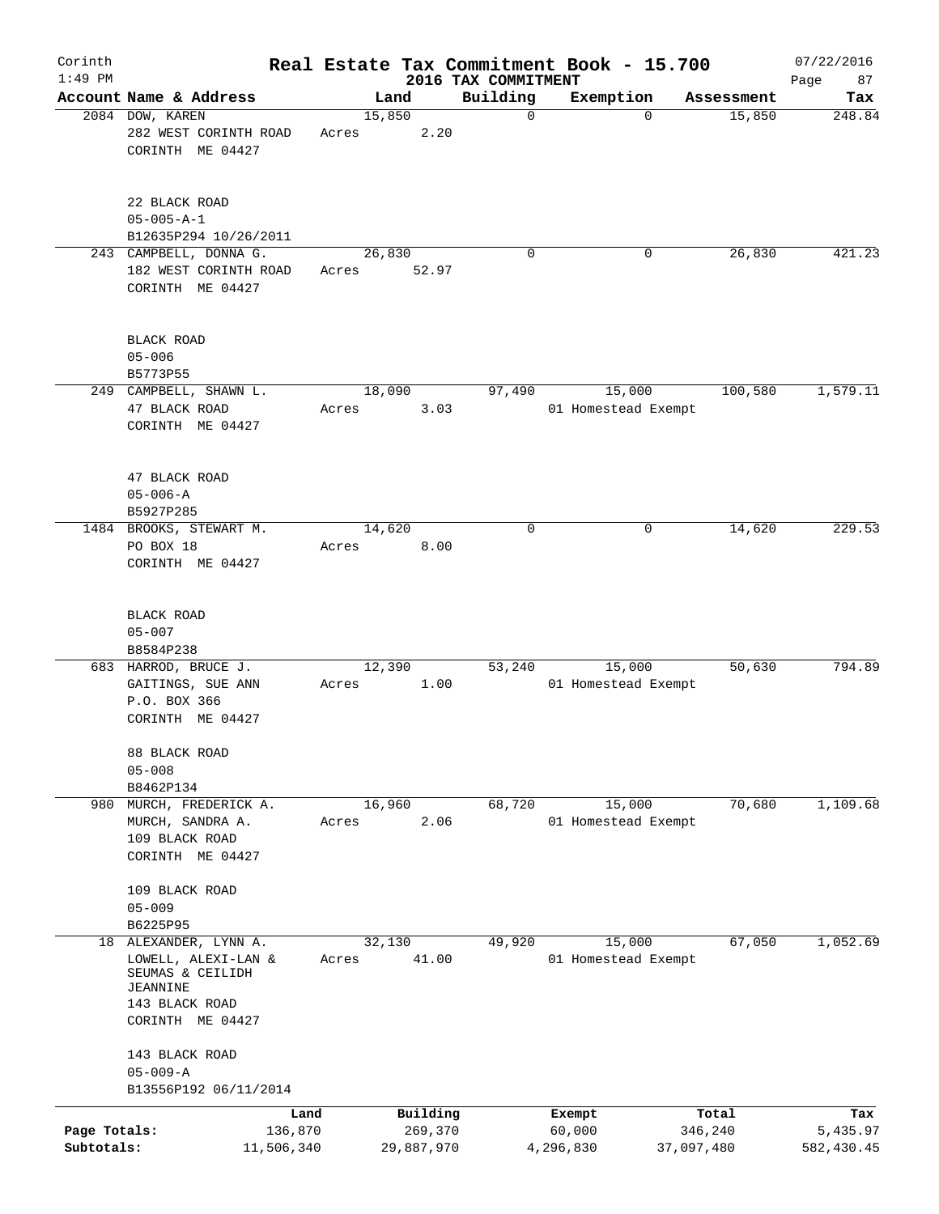# Real Estate Tax Commitment Book - 15.700

Corinth
1:49 PM

2016 TAX COMMITMENT

07/22/2016
Page 87

| Account Name & Address | Land | Building | Exemption | Assessment | Tax |
|---|---|---|---|---|---|
| 2084 DOW, KAREN<br>282 WEST CORINTH ROAD<br>CORINTH ME 04427<br><br>22 BLACK ROAD<br>05-005-A-1<br>B12635P294 10/26/2011 | 15,850<br>Acres 2.20 | 0 | 0 | 15,850 | 248.84 |
| 243 CAMPBELL, DONNA G.<br>182 WEST CORINTH ROAD<br>CORINTH ME 04427<br><br>BLACK ROAD<br>05-006<br>B5773P55 | 26,830<br>Acres 52.97 | 0 | 0 | 26,830 | 421.23 |
| 249 CAMPBELL, SHAWN L.<br>47 BLACK ROAD<br>CORINTH ME 04427<br><br>47 BLACK ROAD<br>05-006-A<br>B5927P285 | 18,090<br>Acres 3.03 | 97,490 | 15,000<br>01 Homestead Exempt | 100,580 | 1,579.11 |
| 1484 BROOKS, STEWART M.<br>PO BOX 18<br>CORINTH ME 04427<br><br>BLACK ROAD<br>05-007<br>B8584P238 | 14,620<br>Acres 8.00 | 0 | 0 | 14,620 | 229.53 |
| 683 HARROD, BRUCE J.<br>GAITINGS, SUE ANN<br>P.O. BOX 366<br>CORINTH ME 04427<br><br>88 BLACK ROAD<br>05-008<br>B8462P134 | 12,390<br>Acres 1.00 | 53,240 | 15,000<br>01 Homestead Exempt | 50,630 | 794.89 |
| 980 MURCH, FREDERICK A.<br>MURCH, SANDRA A.<br>109 BLACK ROAD<br>CORINTH ME 04427<br><br>109 BLACK ROAD<br>05-009<br>B6225P95 | 16,960<br>Acres 2.06 | 68,720 | 15,000<br>01 Homestead Exempt | 70,680 | 1,109.68 |
| 18 ALEXANDER, LYNN A.<br>LOWELL, ALEXI-LAN &<br>SEUMAS & CEILIDH<br>JEANNINE<br>143 BLACK ROAD<br>CORINTH ME 04427<br><br>143 BLACK ROAD<br>05-009-A<br>B13556P192 06/11/2014 | 32,130<br>Acres 41.00 | 49,920 | 15,000<br>01 Homestead Exempt | 67,050 | 1,052.69 |

| | Land | Building | Exempt | Total | Tax |
|---|---|---|---|---|---|
| Page Totals: | 136,870 | 269,370 | 60,000 | 346,240 | 5,435.97 |
| Subtotals: | 11,506,340 | 29,887,970 | 4,296,830 | 37,097,480 | 582,430.45 |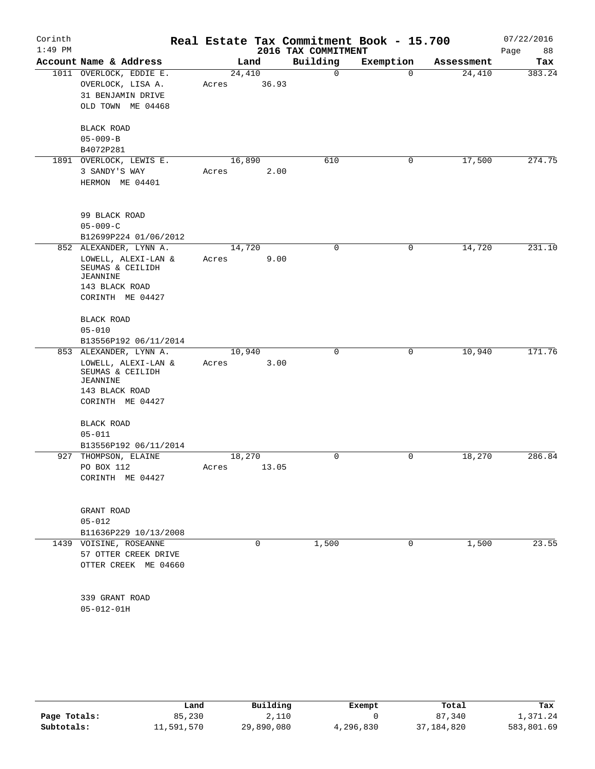Corinth
1:49 PM

# Real Estate Tax Commitment Book - 15.700

2016 TAX COMMITMENT

07/22/2016
Page 88

| Account | Name & Address | Land | Building | Exemption | Assessment | Tax |
|---|---|---|---|---|---|---|
| 1011 | OVERLOCK, EDDIE E.<br>OVERLOCK, LISA A.<br>31 BENJAMIN DRIVE<br>OLD TOWN ME 04468<br><br>BLACK ROAD<br>05-009-B<br>B4072P281 | 24,410<br>Acres 36.93 | 0 | 0 | 24,410 | 383.24 |
| 1891 | OVERLOCK, LEWIS E.<br>3 SANDY'S WAY<br>HERMON ME 04401<br><br>99 BLACK ROAD<br>05-009-C<br>B12699P224 01/06/2012 | 16,890<br>Acres 2.00 | 610 | 0 | 17,500 | 274.75 |
| 852 | ALEXANDER, LYNN A.<br>LOWELL, ALEXI-LAN &<br>SEUMAS & CEILIDH<br>JEANNINE<br>143 BLACK ROAD<br>CORINTH ME 04427<br><br>BLACK ROAD<br>05-010<br>B13556P192 06/11/2014 | 14,720<br>Acres 9.00 | 0 | 0 | 14,720 | 231.10 |
| 853 | ALEXANDER, LYNN A.<br>LOWELL, ALEXI-LAN &<br>SEUMAS & CEILIDH<br>JEANNINE<br>143 BLACK ROAD<br>CORINTH ME 04427<br><br>BLACK ROAD<br>05-011<br>B13556P192 06/11/2014 | 10,940<br>Acres 3.00 | 0 | 0 | 10,940 | 171.76 |
| 927 | THOMPSON, ELAINE<br>PO BOX 112<br>CORINTH ME 04427<br><br>GRANT ROAD<br>05-012<br>B11636P229 10/13/2008 | 18,270<br>Acres 13.05 | 0 | 0 | 18,270 | 286.84 |
| 1439 | VOISINE, ROSEANNE<br>57 OTTER CREEK DRIVE<br>OTTER CREEK ME 04660<br><br>339 GRANT ROAD<br>05-012-01H | 0 | 1,500 | 0 | 1,500 | 23.55 |

| | Land | Building | Exempt | Total | Tax |
|---|---|---|---|---|---|
| Page Totals: | 85,230 | 2,110 | 0 | 87,340 | 1,371.24 |
| Subtotals: | 11,591,570 | 29,890,080 | 4,296,830 | 37,184,820 | 583,801.69 |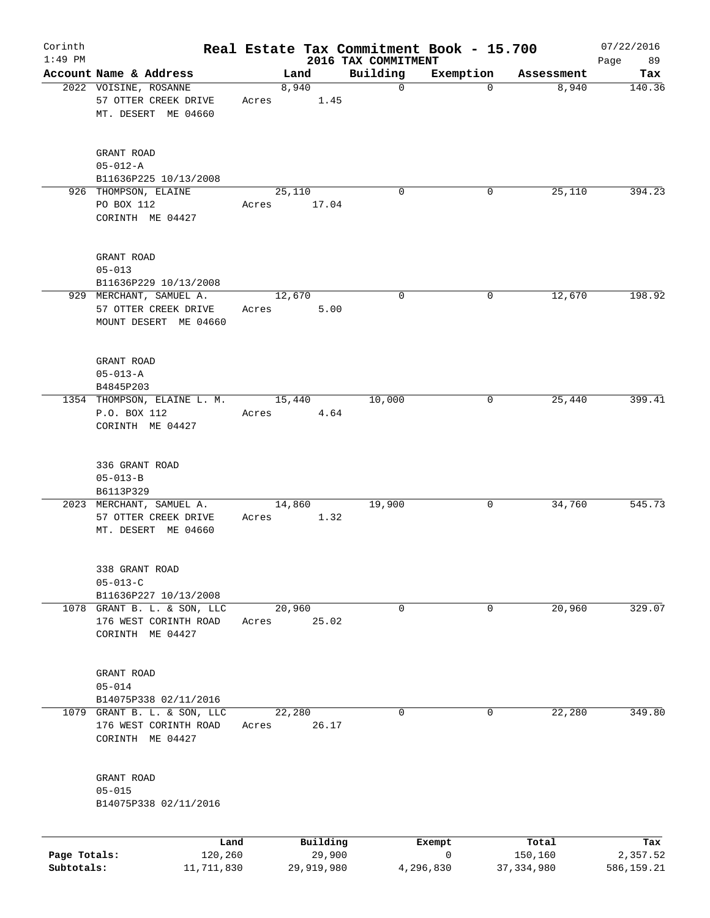Corinth 1:49 PM

# Real Estate Tax Commitment Book - 15.700

## 2016 TAX COMMITMENT

07/22/2016 Page 89

| Account Name & Address | Land | Building | Exemption | Assessment | Tax |
|---|---|---|---|---|---|
| 2022 VOISINE, ROSANNE<br>57 OTTER CREEK DRIVE<br>MT. DESERT ME 04660<br><br>GRANT ROAD<br>05-012-A<br>B11636P225 10/13/2008 | 8,940<br>Acres 1.45 | 0 | 0 | 8,940 | 140.36 |
| 926 THOMPSON, ELAINE<br>PO BOX 112<br>CORINTH ME 04427<br><br>GRANT ROAD<br>05-013<br>B11636P229 10/13/2008 | 25,110<br>Acres 17.04 | 0 | 0 | 25,110 | 394.23 |
| 929 MERCHANT, SAMUEL A.<br>57 OTTER CREEK DRIVE<br>MOUNT DESERT ME 04660<br><br>GRANT ROAD<br>05-013-A<br>B4845P203 | 12,670<br>Acres 5.00 | 0 | 0 | 12,670 | 198.92 |
| 1354 THOMPSON, ELAINE L. M.<br>P.O. BOX 112<br>CORINTH ME 04427<br><br>336 GRANT ROAD<br>05-013-B<br>B6113P329 | 15,440<br>Acres 4.64 | 10,000 | 0 | 25,440 | 399.41 |
| 2023 MERCHANT, SAMUEL A.<br>57 OTTER CREEK DRIVE<br>MT. DESERT ME 04660<br><br>338 GRANT ROAD<br>05-013-C<br>B11636P227 10/13/2008 | 14,860<br>Acres 1.32 | 19,900 | 0 | 34,760 | 545.73 |
| 1078 GRANT B. L. & SON, LLC<br>176 WEST CORINTH ROAD<br>CORINTH ME 04427<br><br>GRANT ROAD<br>05-014<br>B14075P338 02/11/2016 | 20,960<br>Acres 25.02 | 0 | 0 | 20,960 | 329.07 |
| 1079 GRANT B. L. & SON, LLC<br>176 WEST CORINTH ROAD<br>CORINTH ME 04427<br><br>GRANT ROAD<br>05-015<br>B14075P338 02/11/2016 | 22,280<br>Acres 26.17 | 0 | 0 | 22,280 | 349.80 |

| | Land | Building | Exempt | Total | Tax |
|---|---|---|---|---|---|
| Page Totals: | 120,260 | 29,900 | 0 | 150,160 | 2,357.52 |
| Subtotals: | 11,711,830 | 29,919,980 | 4,296,830 | 37,334,980 | 586,159.21 |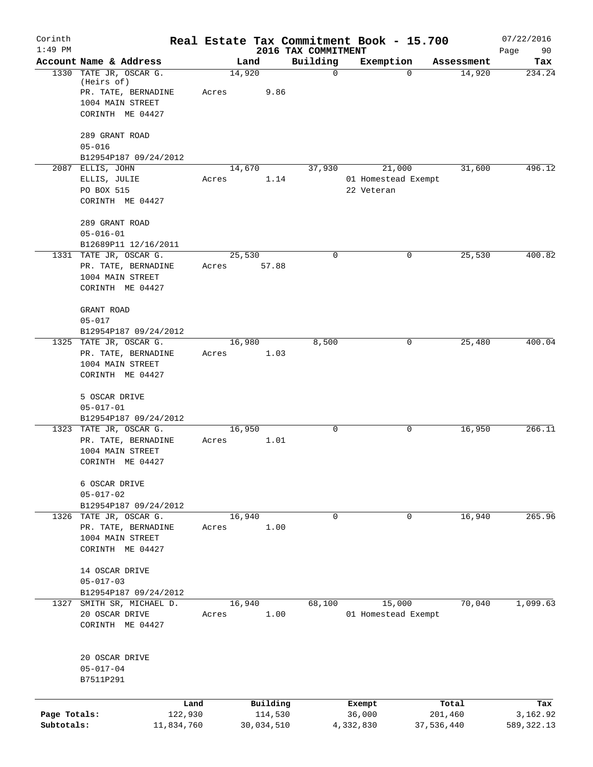# Real Estate Tax Commitment Book - 15.700

Corinth 1:49 PM — 2016 TAX COMMITMENT — 07/22/2016

| Account Name & Address | Land | Building | Exemption | Assessment | Tax |
|---|---|---|---|---|---|
| 1330 TATE JR, OSCAR G. (Heirs of) PR. TATE, BERNADINE 1004 MAIN STREET CORINTH ME 04427<br>289 GRANT ROAD<br>05-016<br>B12954P187 09/24/2012 | 14,920<br>Acres 9.86 | 0 | 0 | 14,920 | 234.24 |
| 2087 ELLIS, JOHN ELLIS, JULIE PO BOX 515 CORINTH ME 04427<br>289 GRANT ROAD<br>05-016-01<br>B12689P11 12/16/2011 | 14,670<br>Acres 1.14 | 37,930 | 21,000<br>01 Homestead Exempt<br>22 Veteran | 31,600 | 496.12 |
| 1331 TATE JR, OSCAR G. PR. TATE, BERNADINE 1004 MAIN STREET CORINTH ME 04427<br>GRANT ROAD<br>05-017<br>B12954P187 09/24/2012 | 25,530<br>Acres 57.88 | 0 | 0 | 25,530 | 400.82 |
| 1325 TATE JR, OSCAR G. PR. TATE, BERNADINE 1004 MAIN STREET CORINTH ME 04427<br>5 OSCAR DRIVE<br>05-017-01<br>B12954P187 09/24/2012 | 16,980<br>Acres 1.03 | 8,500 | 0 | 25,480 | 400.04 |
| 1323 TATE JR, OSCAR G. PR. TATE, BERNADINE 1004 MAIN STREET CORINTH ME 04427<br>6 OSCAR DRIVE<br>05-017-02<br>B12954P187 09/24/2012 | 16,950<br>Acres 1.01 | 0 | 0 | 16,950 | 266.11 |
| 1326 TATE JR, OSCAR G. PR. TATE, BERNADINE 1004 MAIN STREET CORINTH ME 04427<br>14 OSCAR DRIVE<br>05-017-03<br>B12954P187 09/24/2012 | 16,940<br>Acres 1.00 | 0 | 0 | 16,940 | 265.96 |
| 1327 SMITH SR, MICHAEL D. 20 OSCAR DRIVE CORINTH ME 04427<br>20 OSCAR DRIVE<br>05-017-04<br>B7511P291 | 16,940<br>Acres 1.00 | 68,100 | 15,000<br>01 Homestead Exempt | 70,040 | 1,099.63 |

| | Land | Building | Exempt | Total | Tax |
|---|---|---|---|---|---|
| Page Totals: | 122,930 | 114,530 | 36,000 | 201,460 | 3,162.92 |
| Subtotals: | 11,834,760 | 30,034,510 | 4,332,830 | 37,536,440 | 589,322.13 |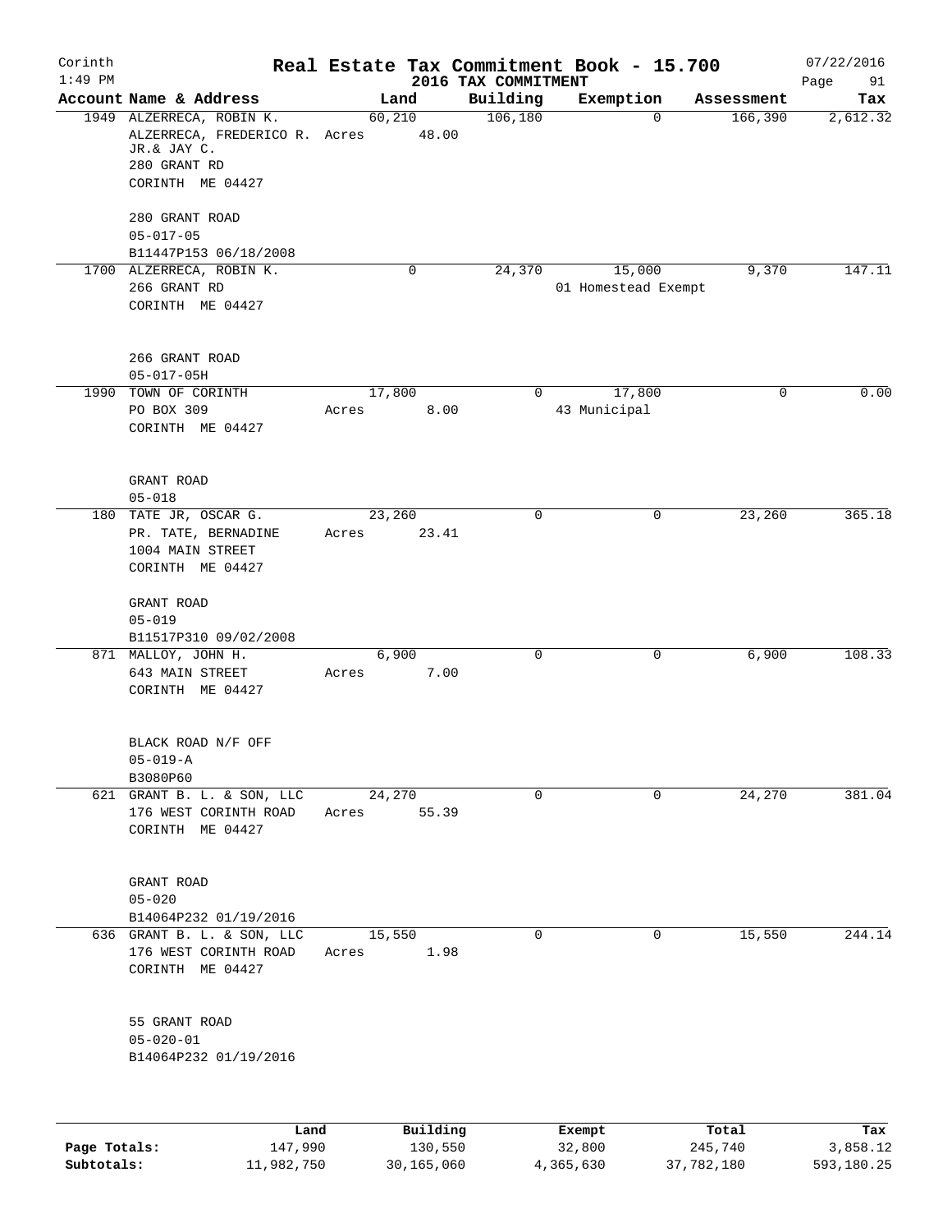Corinth 1:49 PM

# Real Estate Tax Commitment Book - 15.700

## 2016 TAX COMMITMENT

07/22/2016

| Account | Name & Address | Land | Building | Exemption | Assessment | Tax |
|---|---|---|---|---|---|---|
| 1949 | ALZERRECA, ROBIN K.<br>ALZERRECA, FREDERICO R. JR.& JAY C.<br>280 GRANT RD<br>CORINTH ME 04427<br><br>280 GRANT ROAD<br>05-017-05<br>B11447P153 06/18/2008 | 60,210<br>Acres 48.00 | 106,180 | 0 | 166,390 | 2,612.32 |
| 1700 | ALZERRECA, ROBIN K.<br>266 GRANT RD<br>CORINTH ME 04427<br><br>266 GRANT ROAD<br>05-017-05H | 0 | 24,370 | 15,000<br>01 Homestead Exempt | 9,370 | 147.11 |
| 1990 | TOWN OF CORINTH<br>PO BOX 309<br>CORINTH ME 04427<br><br>GRANT ROAD<br>05-018 | 17,800<br>Acres 8.00 | 0 | 17,800<br>43 Municipal | 0 | 0.00 |
| 180 | TATE JR, OSCAR G.<br>PR. TATE, BERNADINE<br>1004 MAIN STREET<br>CORINTH ME 04427<br><br>GRANT ROAD<br>05-019<br>B11517P310 09/02/2008 | 23,260<br>Acres 23.41 | 0 | 0 | 23,260 | 365.18 |
| 871 | MALLOY, JOHN H.<br>643 MAIN STREET<br>CORINTH ME 04427<br><br>BLACK ROAD N/F OFF<br>05-019-A<br>B3080P60 | 6,900<br>Acres 7.00 | 0 | 0 | 6,900 | 108.33 |
| 621 | GRANT B. L. & SON, LLC<br>176 WEST CORINTH ROAD<br>CORINTH ME 04427<br><br>GRANT ROAD<br>05-020<br>B14064P232 01/19/2016 | 24,270<br>Acres 55.39 | 0 | 0 | 24,270 | 381.04 |
| 636 | GRANT B. L. & SON, LLC<br>176 WEST CORINTH ROAD<br>CORINTH ME 04427<br><br>55 GRANT ROAD<br>05-020-01<br>B14064P232 01/19/2016 | 15,550<br>Acres 1.98 | 0 | 0 | 15,550 | 244.14 |

| | Land | Building | Exempt | Total | Tax |
|---|---|---|---|---|---|
| Page Totals: | 147,990 | 130,550 | 32,800 | 245,740 | 3,858.12 |
| Subtotals: | 11,982,750 | 30,165,060 | 4,365,630 | 37,782,180 | 593,180.25 |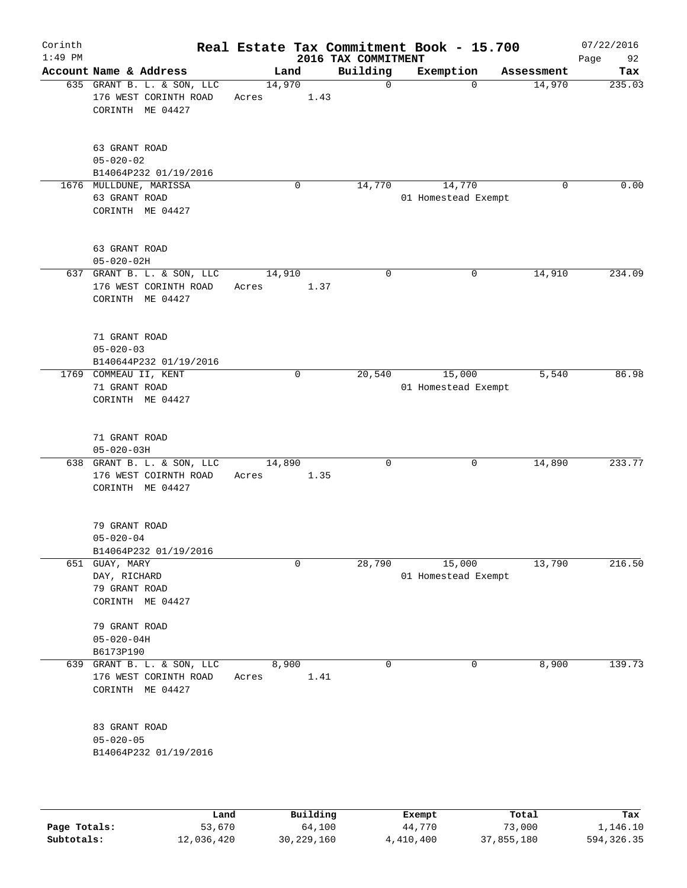Corinth 1:49 PM

# Real Estate Tax Commitment Book - 15.700

## 2016 TAX COMMITMENT

07/22/2016

| Account Name & Address | Land | Building | Exemption | Assessment | Tax |
|---|---|---|---|---|---|
| 635 GRANT B. L. & SON, LLC<br>176 WEST CORINTH ROAD<br>CORINTH ME 04427<br><br>63 GRANT ROAD<br>05-020-02<br>B14064P232 01/19/2016 | 14,970<br>Acres 1.43 | 0 | 0 | 14,970 | 235.03 |
| 1676 MULLDUNE, MARISSA<br>63 GRANT ROAD<br>CORINTH ME 04427<br><br>63 GRANT ROAD<br>05-020-02H | 0 | 14,770 | 14,770<br>01 Homestead Exempt | 0 | 0.00 |
| 637 GRANT B. L. & SON, LLC<br>176 WEST CORINTH ROAD<br>CORINTH ME 04427<br><br>71 GRANT ROAD<br>05-020-03<br>B140644P232 01/19/2016 | 14,910<br>Acres 1.37 | 0 | 0 | 14,910 | 234.09 |
| 1769 COMMEAU II, KENT<br>71 GRANT ROAD<br>CORINTH ME 04427<br><br>71 GRANT ROAD<br>05-020-03H | 0 | 20,540 | 15,000<br>01 Homestead Exempt | 5,540 | 86.98 |
| 638 GRANT B. L. & SON, LLC<br>176 WEST COIRNTH ROAD<br>CORINTH ME 04427<br><br>79 GRANT ROAD<br>05-020-04<br>B14064P232 01/19/2016 | 14,890<br>Acres 1.35 | 0 | 0 | 14,890 | 233.77 |
| 651 GUAY, MARY<br>DAY, RICHARD<br>79 GRANT ROAD<br>CORINTH ME 04427<br><br>79 GRANT ROAD<br>05-020-04H<br>B6173P190 | 0 | 28,790 | 15,000<br>01 Homestead Exempt | 13,790 | 216.50 |
| 639 GRANT B. L. & SON, LLC<br>176 WEST CORINTH ROAD<br>CORINTH ME 04427<br><br>83 GRANT ROAD<br>05-020-05<br>B14064P232 01/19/2016 | 8,900<br>Acres 1.41 | 0 | 0 | 8,900 | 139.73 |

| | Land | Building | Exempt | Total | Tax |
|---|---|---|---|---|---|
| Page Totals: | 53,670 | 64,100 | 44,770 | 73,000 | 1,146.10 |
| Subtotals: | 12,036,420 | 30,229,160 | 4,410,400 | 37,855,180 | 594,326.35 |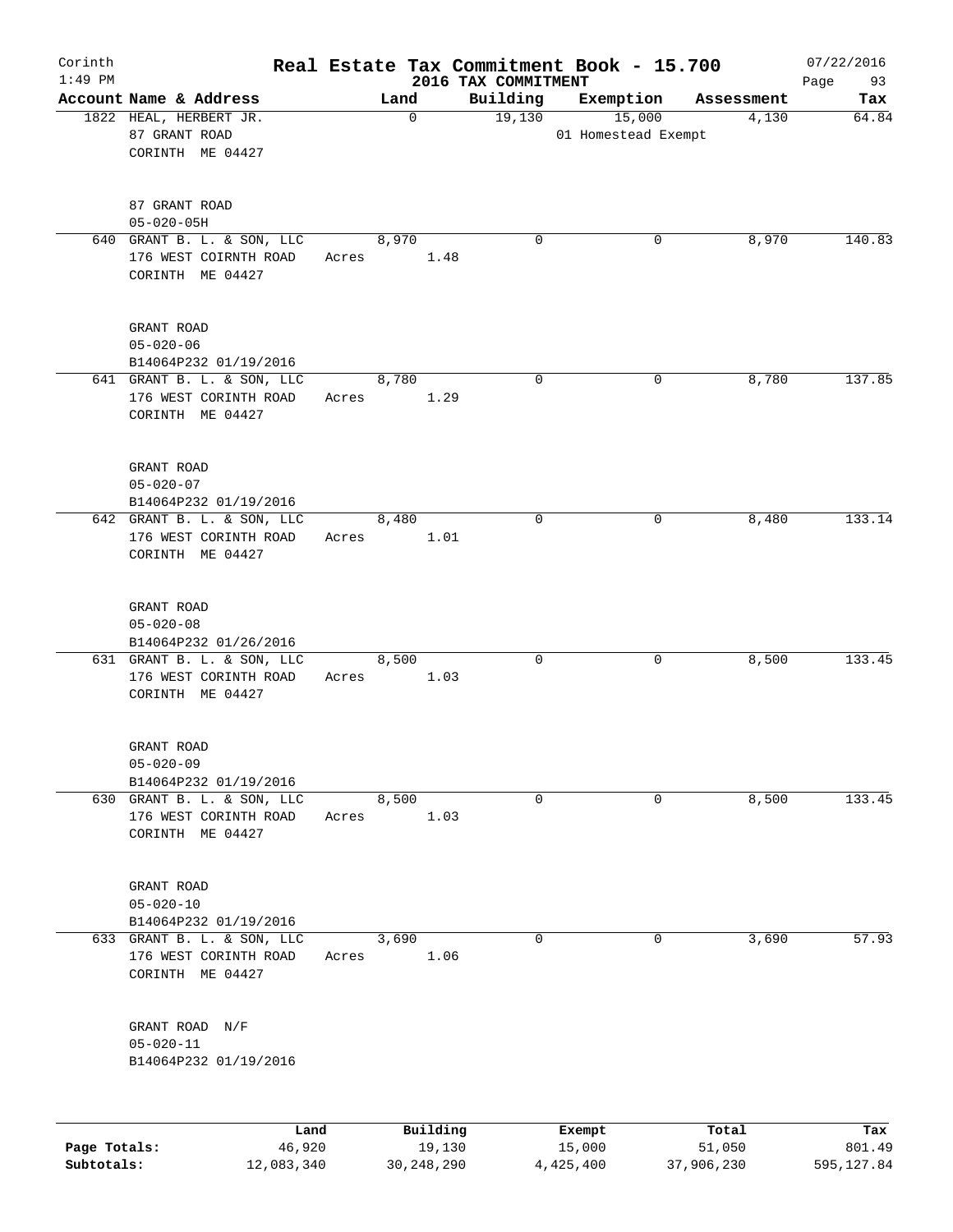# Real Estate Tax Commitment Book - 15.700

Corinth
1:49 PM

2016 TAX COMMITMENT

07/22/2016
Page 93

| Account Name & Address | Land | Building | Exemption | Assessment | Tax |
|---|---|---|---|---|---|
| 1822 HEAL, HERBERT JR.<br>87 GRANT ROAD<br>CORINTH ME 04427<br><br>87 GRANT ROAD<br>05-020-05H | 0 | 19,130 | 15,000<br>01 Homestead Exempt | 4,130 | 64.84 |
| 640 GRANT B. L. & SON, LLC<br>176 WEST COIRNTH ROAD<br>CORINTH ME 04427<br><br>GRANT ROAD<br>05-020-06<br>B14064P232 01/19/2016 | 8,970<br>Acres 1.48 | 0 | 0 | 8,970 | 140.83 |
| 641 GRANT B. L. & SON, LLC<br>176 WEST CORINTH ROAD<br>CORINTH ME 04427<br><br>GRANT ROAD<br>05-020-07<br>B14064P232 01/19/2016 | 8,780<br>Acres 1.29 | 0 | 0 | 8,780 | 137.85 |
| 642 GRANT B. L. & SON, LLC<br>176 WEST CORINTH ROAD<br>CORINTH ME 04427<br><br>GRANT ROAD<br>05-020-08<br>B14064P232 01/26/2016 | 8,480<br>Acres 1.01 | 0 | 0 | 8,480 | 133.14 |
| 631 GRANT B. L. & SON, LLC<br>176 WEST CORINTH ROAD<br>CORINTH ME 04427<br><br>GRANT ROAD<br>05-020-09<br>B14064P232 01/19/2016 | 8,500<br>Acres 1.03 | 0 | 0 | 8,500 | 133.45 |
| 630 GRANT B. L. & SON, LLC<br>176 WEST CORINTH ROAD<br>CORINTH ME 04427<br><br>GRANT ROAD<br>05-020-10<br>B14064P232 01/19/2016 | 8,500<br>Acres 1.03 | 0 | 0 | 8,500 | 133.45 |
| 633 GRANT B. L. & SON, LLC<br>176 WEST CORINTH ROAD<br>CORINTH ME 04427<br><br>GRANT ROAD N/F<br>05-020-11<br>B14064P232 01/19/2016 | 3,690<br>Acres 1.06 | 0 | 0 | 3,690 | 57.93 |

| | Land | Building | Exempt | Total | Tax |
|---|---|---|---|---|---|
| Page Totals: | 46,920 | 19,130 | 15,000 | 51,050 | 801.49 |
| Subtotals: | 12,083,340 | 30,248,290 | 4,425,400 | 37,906,230 | 595,127.84 |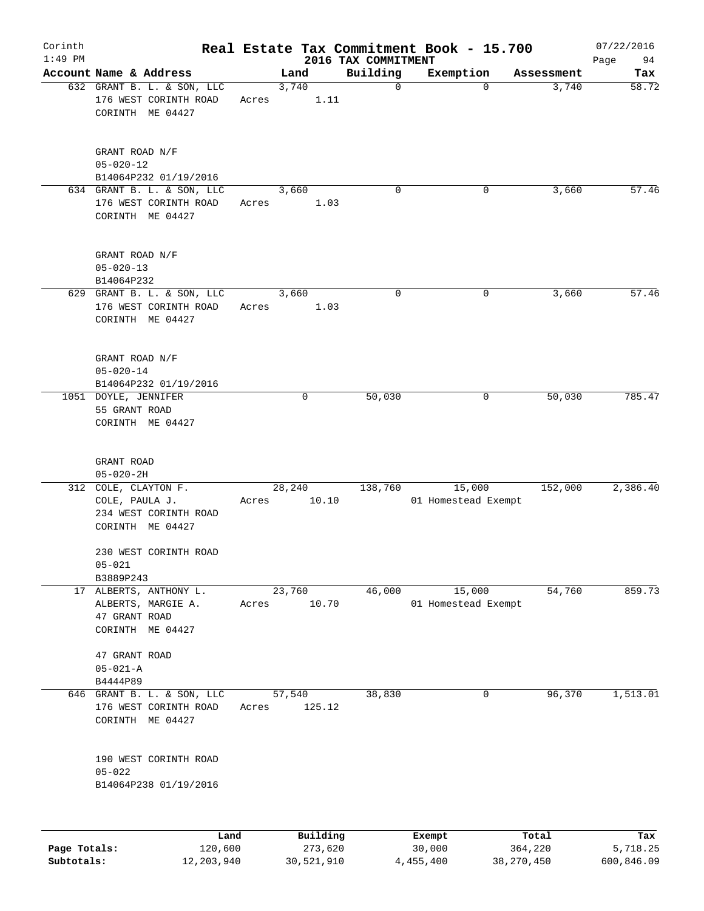# Real Estate Tax Commitment Book - 15.700

Corinth
1:49 PM

2016 TAX COMMITMENT

07/22/2016

| Account Name & Address | Land | Building | Exemption | Assessment | Tax |
|---|---|---|---|---|---|
| 632 GRANT B. L. & SON, LLC<br>176 WEST CORINTH ROAD<br>CORINTH ME 04427<br><br>GRANT ROAD N/F<br>05-020-12<br>B14064P232 01/19/2016 | 3,740<br>Acres 1.11 | 0 | 0 | 3,740 | 58.72 |
| 634 GRANT B. L. & SON, LLC<br>176 WEST CORINTH ROAD<br>CORINTH ME 04427<br><br>GRANT ROAD N/F<br>05-020-13<br>B14064P232 | 3,660<br>Acres 1.03 | 0 | 0 | 3,660 | 57.46 |
| 629 GRANT B. L. & SON, LLC<br>176 WEST CORINTH ROAD<br>CORINTH ME 04427<br><br>GRANT ROAD N/F<br>05-020-14<br>B14064P232 01/19/2016 | 3,660<br>Acres 1.03 | 0 | 0 | 3,660 | 57.46 |
| 1051 DOYLE, JENNIFER<br>55 GRANT ROAD<br>CORINTH ME 04427<br><br>GRANT ROAD<br>05-020-2H | 0 | 50,030 | 0 | 50,030 | 785.47 |
| 312 COLE, CLAYTON F.<br>COLE, PAULA J.<br>234 WEST CORINTH ROAD<br>CORINTH ME 04427<br><br>230 WEST CORINTH ROAD<br>05-021<br>B3889P243 | 28,240<br>Acres 10.10 | 138,760 | 15,000<br>01 Homestead Exempt | 152,000 | 2,386.40 |
| 17 ALBERTS, ANTHONY L.<br>ALBERTS, MARGIE A.<br>47 GRANT ROAD<br>CORINTH ME 04427<br><br>47 GRANT ROAD<br>05-021-A<br>B4444P89 | 23,760<br>Acres 10.70 | 46,000 | 15,000<br>01 Homestead Exempt | 54,760 | 859.73 |
| 646 GRANT B. L. & SON, LLC<br>176 WEST CORINTH ROAD<br>CORINTH ME 04427<br><br>190 WEST CORINTH ROAD<br>05-022<br>B14064P238 01/19/2016 | 57,540<br>Acres 125.12 | 38,830 | 0 | 96,370 | 1,513.01 |

| | Land | Building | Exempt | Total | Tax |
|---|---|---|---|---|---|
| Page Totals: | 120,600 | 273,620 | 30,000 | 364,220 | 5,718.25 |
| Subtotals: | 12,203,940 | 30,521,910 | 4,455,400 | 38,270,450 | 600,846.09 |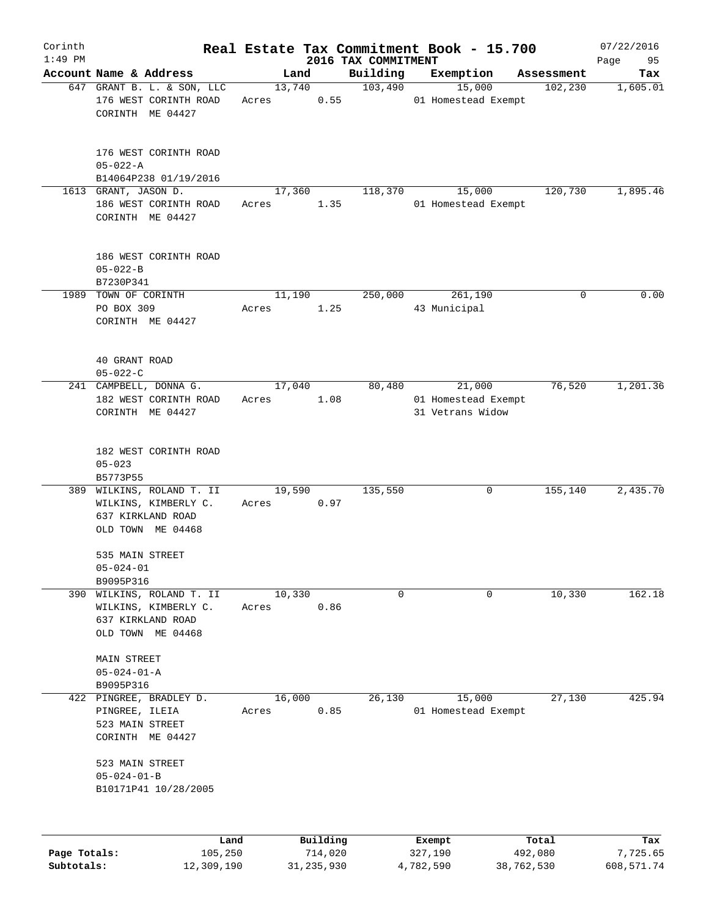# Real Estate Tax Commitment Book - 15.700

Corinth
1:49 PM

2016 TAX COMMITMENT

07/22/2016

| Account | Name & Address | Land | Building | Exemption | Assessment | Tax |
|---|---|---|---|---|---|---|
| 647 | GRANT B. L. & SON, LLC<br>176 WEST CORINTH ROAD<br>CORINTH ME 04427<br><br>176 WEST CORINTH ROAD<br>05-022-A<br>B14064P238 01/19/2016 | 13,740<br>Acres 0.55 | 103,490 | 15,000<br>01 Homestead Exempt | 102,230 | 1,605.01 |
| 1613 | GRANT, JASON D.<br>186 WEST CORINTH ROAD<br>CORINTH ME 04427<br><br>186 WEST CORINTH ROAD<br>05-022-B<br>B7230P341 | 17,360<br>Acres 1.35 | 118,370 | 15,000<br>01 Homestead Exempt | 120,730 | 1,895.46 |
| 1989 | TOWN OF CORINTH<br>PO BOX 309<br>CORINTH ME 04427<br><br>40 GRANT ROAD<br>05-022-C | 11,190<br>Acres 1.25 | 250,000 | 261,190<br>43 Municipal | 0 | 0.00 |
| 241 | CAMPBELL, DONNA G.<br>182 WEST CORINTH ROAD<br>CORINTH ME 04427<br><br>182 WEST CORINTH ROAD<br>05-023<br>B5773P55 | 17,040<br>Acres 1.08 | 80,480 | 21,000<br>01 Homestead Exempt<br>31 Vetrans Widow | 76,520 | 1,201.36 |
| 389 | WILKINS, ROLAND T. II<br>WILKINS, KIMBERLY C.<br>637 KIRKLAND ROAD<br>OLD TOWN ME 04468<br><br>535 MAIN STREET<br>05-024-01<br>B9095P316 | 19,590<br>Acres 0.97 | 135,550 | 0 | 155,140 | 2,435.70 |
| 390 | WILKINS, ROLAND T. II<br>WILKINS, KIMBERLY C.<br>637 KIRKLAND ROAD<br>OLD TOWN ME 04468<br><br>MAIN STREET<br>05-024-01-A<br>B9095P316 | 10,330<br>Acres 0.86 | 0 | 0 | 10,330 | 162.18 |
| 422 | PINGREE, BRADLEY D.<br>PINGREE, ILEIA<br>523 MAIN STREET<br>CORINTH ME 04427<br><br>523 MAIN STREET<br>05-024-01-B<br>B10171P41 10/28/2005 | 16,000<br>Acres 0.85 | 26,130 | 15,000<br>01 Homestead Exempt | 27,130 | 425.94 |

| | Land | Building | Exempt | Total | Tax |
|---|---|---|---|---|---|
| Page Totals: | 105,250 | 714,020 | 327,190 | 492,080 | 7,725.65 |
| Subtotals: | 12,309,190 | 31,235,930 | 4,782,590 | 38,762,530 | 608,571.74 |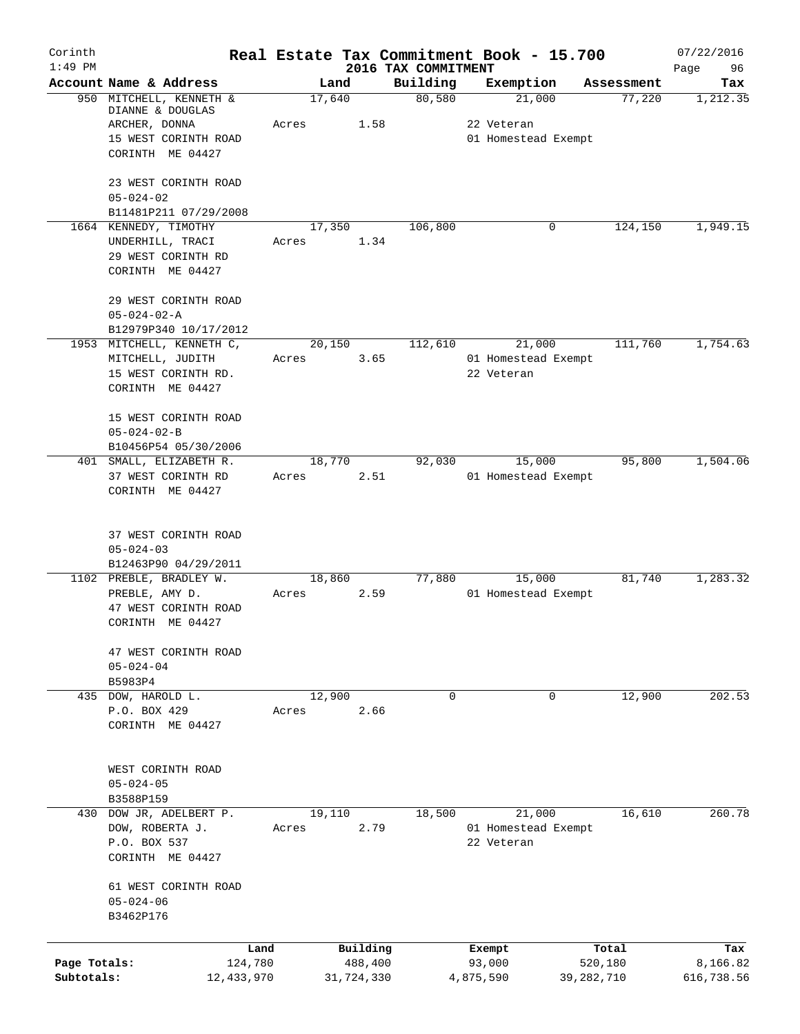# Real Estate Tax Commitment Book - 15.700

Corinth
1:49 PM

2016 TAX COMMITMENT

07/22/2016

| Account | Name & Address | Land | Building | Exemption | Assessment | Tax |
|---|---|---|---|---|---|---|
| 950 | MITCHELL, KENNETH & DIANNE & DOUGLAS<br>ARCHER, DONNA<br>15 WEST CORINTH ROAD<br>CORINTH ME 04427<br><br>23 WEST CORINTH ROAD<br>05-024-02<br>B11481P211 07/29/2008 | 17,640<br>Acres 1.58 | 80,580 | 21,000<br>22 Veteran<br>01 Homestead Exempt | 77,220 | 1,212.35 |
| 1664 | KENNEDY, TIMOTHY<br>UNDERHILL, TRACI<br>29 WEST CORINTH RD<br>CORINTH ME 04427<br><br>29 WEST CORINTH ROAD<br>05-024-02-A<br>B12979P340 10/17/2012 | 17,350<br>Acres 1.34 | 106,800 | 0 | 124,150 | 1,949.15 |
| 1953 | MITCHELL, KENNETH C,<br>MITCHELL, JUDITH<br>15 WEST CORINTH RD.<br>CORINTH ME 04427<br><br>15 WEST CORINTH ROAD<br>05-024-02-B<br>B10456P54 05/30/2006 | 20,150<br>Acres 3.65 | 112,610 | 21,000<br>01 Homestead Exempt<br>22 Veteran | 111,760 | 1,754.63 |
| 401 | SMALL, ELIZABETH R.<br>37 WEST CORINTH RD<br>CORINTH ME 04427<br><br>37 WEST CORINTH ROAD<br>05-024-03<br>B12463P90 04/29/2011 | 18,770<br>Acres 2.51 | 92,030 | 15,000<br>01 Homestead Exempt | 95,800 | 1,504.06 |
| 1102 | PREBLE, BRADLEY W.<br>PREBLE, AMY D.<br>47 WEST CORINTH ROAD<br>CORINTH ME 04427<br><br>47 WEST CORINTH ROAD<br>05-024-04<br>B5983P4 | 18,860<br>Acres 2.59 | 77,880 | 15,000<br>01 Homestead Exempt | 81,740 | 1,283.32 |
| 435 | DOW, HAROLD L.<br>P.O. BOX 429<br>CORINTH ME 04427<br><br>WEST CORINTH ROAD<br>05-024-05<br>B3588P159 | 12,900<br>Acres 2.66 | 0 | 0 | 12,900 | 202.53 |
| 430 | DOW JR, ADELBERT P.<br>DOW, ROBERTA J.<br>P.O. BOX 537<br>CORINTH ME 04427<br><br>61 WEST CORINTH ROAD<br>05-024-06<br>B3462P176 | 19,110<br>Acres 2.79 | 18,500 | 21,000<br>01 Homestead Exempt<br>22 Veteran | 16,610 | 260.78 |

| | Land | Building | Exempt | Total | Tax |
|---|---|---|---|---|---|
| Page Totals: | 124,780 | 488,400 | 93,000 | 520,180 | 8,166.82 |
| Subtotals: | 12,433,970 | 31,724,330 | 4,875,590 | 39,282,710 | 616,738.56 |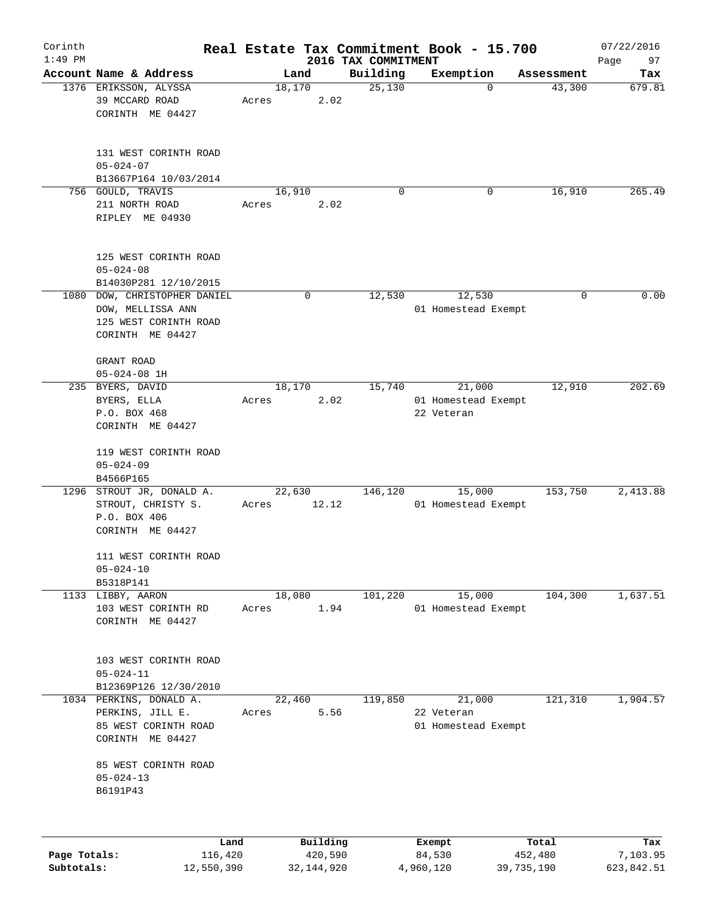Corinth 1:49 PM

# Real Estate Tax Commitment Book - 15.700

## 2016 TAX COMMITMENT

07/22/2016 Page 97

| Account Name & Address | Land | Building | Exemption | Assessment | Tax |
|---|---|---|---|---|---|
| 1376 ERIKSSON, ALYSSA<br>39 MCCARD ROAD<br>CORINTH ME 04427<br><br>131 WEST CORINTH ROAD<br>05-024-07<br>B13667P164 10/03/2014 | 18,170<br>Acres 2.02 | 25,130 | 0 | 43,300 | 679.81 |
| 756 GOULD, TRAVIS<br>211 NORTH ROAD<br>RIPLEY ME 04930<br><br>125 WEST CORINTH ROAD<br>05-024-08<br>B14030P281 12/10/2015 | 16,910<br>Acres 2.02 | 0 | 0 | 16,910 | 265.49 |
| 1080 DOW, CHRISTOPHER DANIEL<br>DOW, MELLISSA ANN<br>125 WEST CORINTH ROAD<br>CORINTH ME 04427<br><br>GRANT ROAD<br>05-024-08 1H | 0 | 12,530 | 12,530<br>01 Homestead Exempt | 0 | 0.00 |
| 235 BYERS, DAVID<br>BYERS, ELLA<br>P.O. BOX 468<br>CORINTH ME 04427<br><br>119 WEST CORINTH ROAD<br>05-024-09<br>B4566P165 | 18,170<br>Acres 2.02 | 15,740 | 21,000<br>01 Homestead Exempt<br>22 Veteran | 12,910 | 202.69 |
| 1296 STROUT JR, DONALD A.<br>STROUT, CHRISTY S.<br>P.O. BOX 406<br>CORINTH ME 04427<br><br>111 WEST CORINTH ROAD<br>05-024-10<br>B5318P141 | 22,630<br>Acres 12.12 | 146,120 | 15,000<br>01 Homestead Exempt | 153,750 | 2,413.88 |
| 1133 LIBBY, AARON<br>103 WEST CORINTH RD<br>CORINTH ME 04427<br><br>103 WEST CORINTH ROAD<br>05-024-11<br>B12369P126 12/30/2010 | 18,080<br>Acres 1.94 | 101,220 | 15,000<br>01 Homestead Exempt | 104,300 | 1,637.51 |
| 1034 PERKINS, DONALD A.<br>PERKINS, JILL E.<br>85 WEST CORINTH ROAD<br>CORINTH ME 04427<br><br>85 WEST CORINTH ROAD<br>05-024-13<br>B6191P43 | 22,460<br>Acres 5.56 | 119,850 | 21,000<br>22 Veteran<br>01 Homestead Exempt | 121,310 | 1,904.57 |

| | Land | Building | Exempt | Total | Tax |
|---|---|---|---|---|---|
| Page Totals: | 116,420 | 420,590 | 84,530 | 452,480 | 7,103.95 |
| Subtotals: | 12,550,390 | 32,144,920 | 4,960,120 | 39,735,190 | 623,842.51 |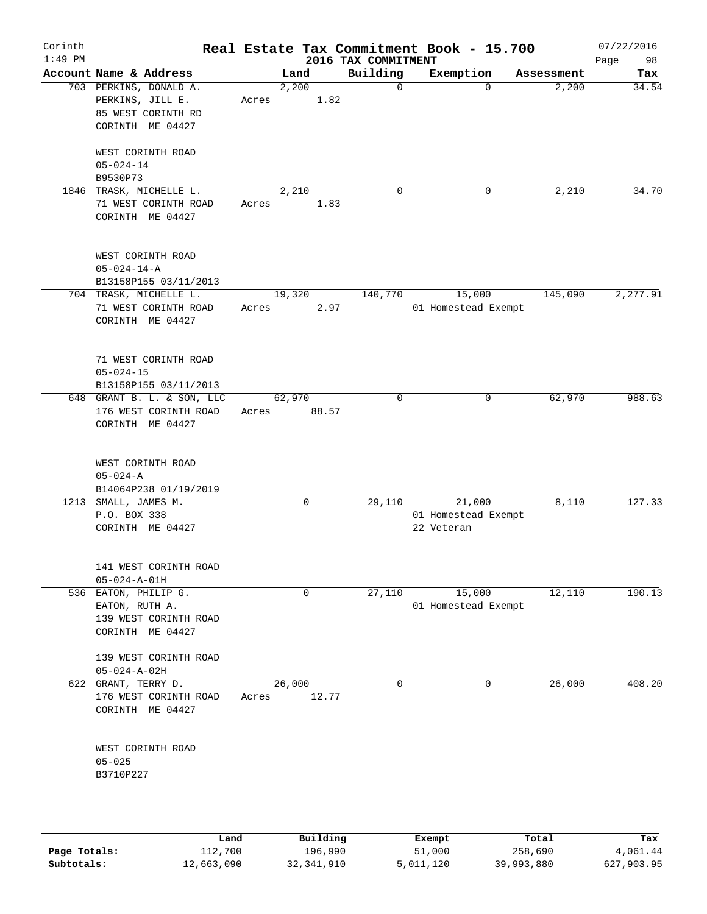# Real Estate Tax Commitment Book - 15.700

Corinth
1:49 PM

2016 TAX COMMITMENT

07/22/2016

| Account Name & Address | Land | Building | Exemption | Assessment | Tax |
|---|---|---|---|---|---|
| 703 PERKINS, DONALD A.<br>PERKINS, JILL E.<br>85 WEST CORINTH RD<br>CORINTH ME 04427<br><br>WEST CORINTH ROAD<br>05-024-14<br>B9530P73 | 2,200<br>Acres 1.82 | 0 | 0 | 2,200 | 34.54 |
| 1846 TRASK, MICHELLE L.<br>71 WEST CORINTH ROAD<br>CORINTH ME 04427<br><br>WEST CORINTH ROAD<br>05-024-14-A<br>B13158P155 03/11/2013 | 2,210<br>Acres 1.83 | 0 | 0 | 2,210 | 34.70 |
| 704 TRASK, MICHELLE L.<br>71 WEST CORINTH ROAD<br>CORINTH ME 04427<br><br>71 WEST CORINTH ROAD<br>05-024-15<br>B13158P155 03/11/2013 | 19,320<br>Acres 2.97 | 140,770 | 15,000<br>01 Homestead Exempt | 145,090 | 2,277.91 |
| 648 GRANT B. L. & SON, LLC<br>176 WEST CORINTH ROAD<br>CORINTH ME 04427<br><br>WEST CORINTH ROAD<br>05-024-A<br>B14064P238 01/19/2019 | 62,970<br>Acres 88.57 | 0 | 0 | 62,970 | 988.63 |
| 1213 SMALL, JAMES M.<br>P.O. BOX 338<br>CORINTH ME 04427<br><br>141 WEST CORINTH ROAD<br>05-024-A-01H | 0 | 29,110 | 21,000<br>01 Homestead Exempt<br>22 Veteran | 8,110 | 127.33 |
| 536 EATON, PHILIP G.<br>EATON, RUTH A.<br>139 WEST CORINTH ROAD<br>CORINTH ME 04427<br><br>139 WEST CORINTH ROAD<br>05-024-A-02H | 0 | 27,110 | 15,000<br>01 Homestead Exempt | 12,110 | 190.13 |
| 622 GRANT, TERRY D.<br>176 WEST CORINTH ROAD<br>CORINTH ME 04427<br><br>WEST CORINTH ROAD<br>05-025<br>B3710P227 | 26,000<br>Acres 12.77 | 0 | 0 | 26,000 | 408.20 |

| | Land | Building | Exempt | Total | Tax |
|---|---|---|---|---|---|
| Page Totals: | 112,700 | 196,990 | 51,000 | 258,690 | 4,061.44 |
| Subtotals: | 12,663,090 | 32,341,910 | 5,011,120 | 39,993,880 | 627,903.95 |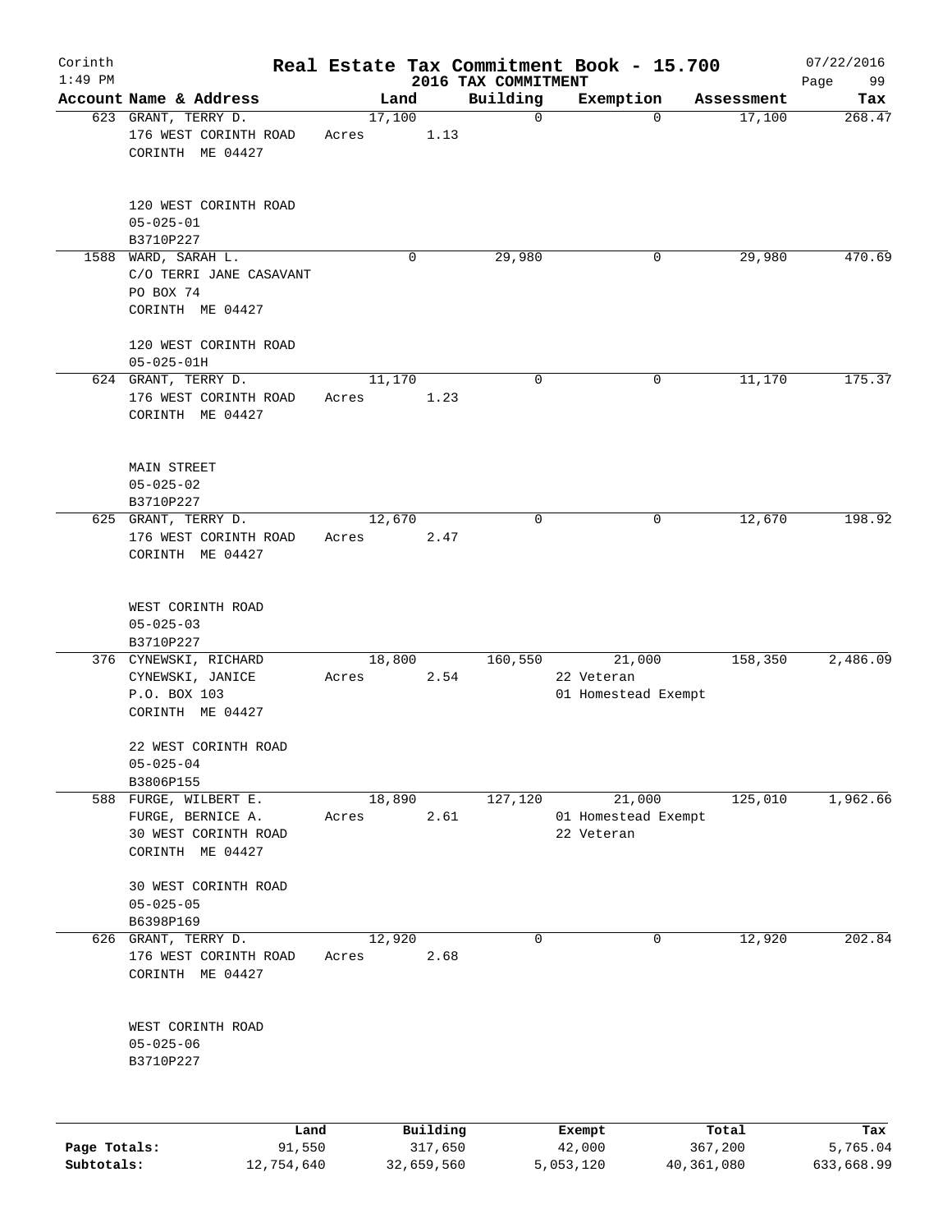# Real Estate Tax Commitment Book - 15.700

Corinth
1:49 PM

2016 TAX COMMITMENT

07/22/2016

| Account Name & Address | Land | Building | Exemption | Assessment | Tax |
|---|---|---|---|---|---|
| 623 GRANT, TERRY D.<br>176 WEST CORINTH ROAD<br>CORINTH ME 04427<br><br>120 WEST CORINTH ROAD<br>05-025-01<br>B3710P227 | 17,100<br>Acres 1.13 | 0 | 0 | 17,100 | 268.47 |
| 1588 WARD, SARAH L.<br>C/O TERRI JANE CASAVANT<br>PO BOX 74<br>CORINTH ME 04427<br><br>120 WEST CORINTH ROAD<br>05-025-01H | 0 | 29,980 | 0 | 29,980 | 470.69 |
| 624 GRANT, TERRY D.<br>176 WEST CORINTH ROAD<br>CORINTH ME 04427<br><br>MAIN STREET<br>05-025-02<br>B3710P227 | 11,170<br>Acres 1.23 | 0 | 0 | 11,170 | 175.37 |
| 625 GRANT, TERRY D.<br>176 WEST CORINTH ROAD<br>CORINTH ME 04427<br><br>WEST CORINTH ROAD<br>05-025-03<br>B3710P227 | 12,670<br>Acres 2.47 | 0 | 0 | 12,670 | 198.92 |
| 376 CYNEWSKI, RICHARD<br>CYNEWSKI, JANICE<br>P.O. BOX 103<br>CORINTH ME 04427<br><br>22 WEST CORINTH ROAD<br>05-025-04<br>B3806P155 | 18,800<br>Acres 2.54 | 160,550 | 21,000<br>22 Veteran<br>01 Homestead Exempt | 158,350 | 2,486.09 |
| 588 FURGE, WILBERT E.<br>FURGE, BERNICE A.<br>30 WEST CORINTH ROAD<br>CORINTH ME 04427<br><br>30 WEST CORINTH ROAD<br>05-025-05<br>B6398P169 | 18,890<br>Acres 2.61 | 127,120 | 21,000<br>01 Homestead Exempt<br>22 Veteran | 125,010 | 1,962.66 |
| 626 GRANT, TERRY D.<br>176 WEST CORINTH ROAD<br>CORINTH ME 04427<br><br>WEST CORINTH ROAD<br>05-025-06<br>B3710P227 | 12,920<br>Acres 2.68 | 0 | 0 | 12,920 | 202.84 |

| | Land | Building | Exempt | Total | Tax |
|---|---|---|---|---|---|
| Page Totals: | 91,550 | 317,650 | 42,000 | 367,200 | 5,765.04 |
| Subtotals: | 12,754,640 | 32,659,560 | 5,053,120 | 40,361,080 | 633,668.99 |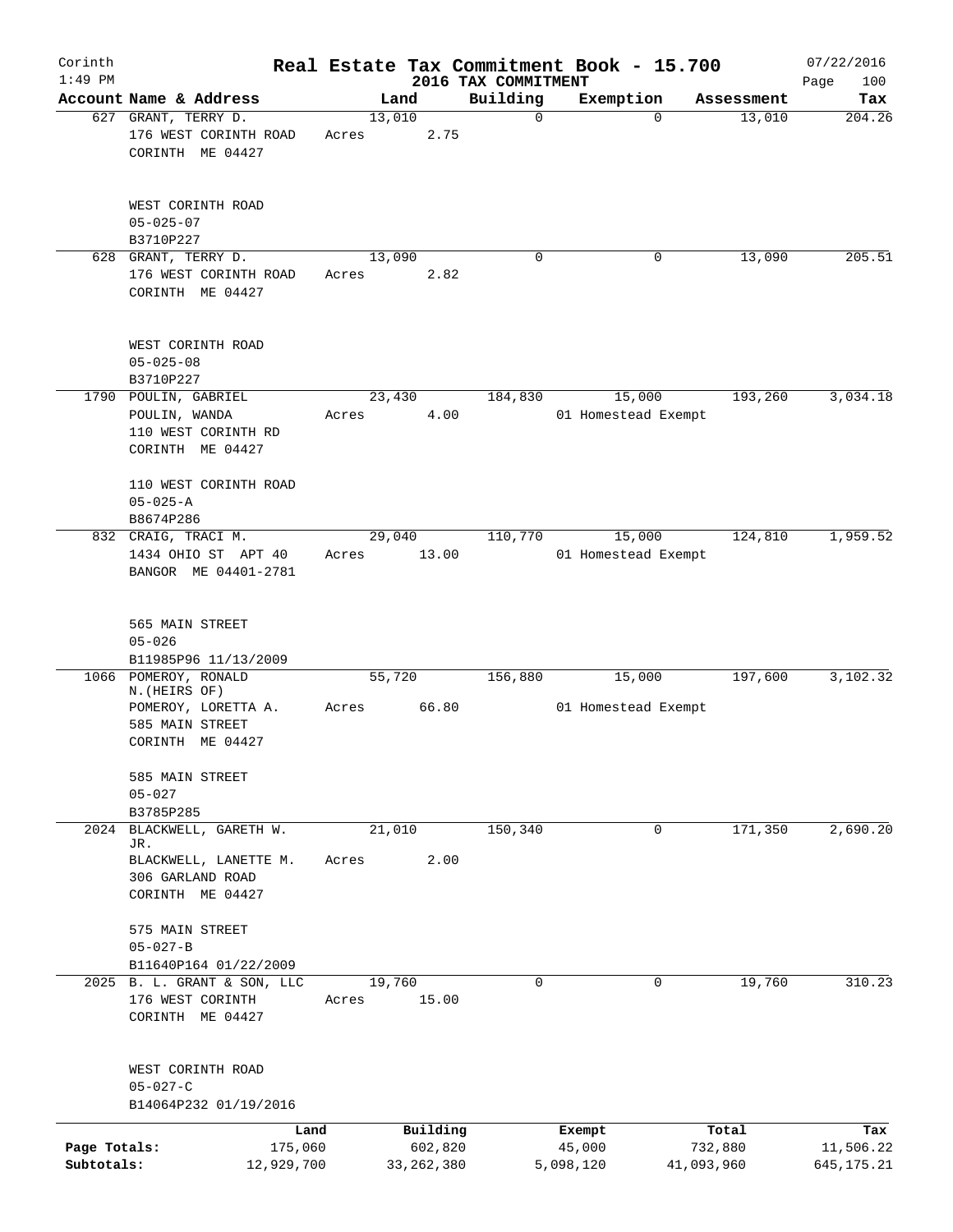# Real Estate Tax Commitment Book - 15.700

Corinth 1:49 PM — 2016 TAX COMMITMENT — 07/22/2016 Page 100

| Account | Name & Address | Land | Building | Exemption | Assessment | Tax |
|---|---|---|---|---|---|---|
| 627 | GRANT, TERRY D.<br>176 WEST CORINTH ROAD<br>CORINTH ME 04427<br><br>WEST CORINTH ROAD<br>05-025-07<br>B3710P227 | 13,010<br>Acres 2.75 | 0 | 0 | 13,010 | 204.26 |
| 628 | GRANT, TERRY D.<br>176 WEST CORINTH ROAD<br>CORINTH ME 04427<br><br>WEST CORINTH ROAD<br>05-025-08<br>B3710P227 | 13,090<br>Acres 2.82 | 0 | 0 | 13,090 | 205.51 |
| 1790 | POULIN, GABRIEL<br>POULIN, WANDA<br>110 WEST CORINTH RD<br>CORINTH ME 04427<br><br>110 WEST CORINTH ROAD<br>05-025-A<br>B8674P286 | 23,430<br>Acres 4.00 | 184,830 | 15,000<br>01 Homestead Exempt | 193,260 | 3,034.18 |
| 832 | CRAIG, TRACI M.<br>1434 OHIO ST APT 40<br>BANGOR ME 04401-2781<br><br>565 MAIN STREET<br>05-026<br>B11985P96 11/13/2009 | 29,040<br>Acres 13.00 | 110,770 | 15,000<br>01 Homestead Exempt | 124,810 | 1,959.52 |
| 1066 | POMEROY, RONALD N.(HEIRS OF)<br>POMEROY, LORETTA A.<br>585 MAIN STREET<br>CORINTH ME 04427<br><br>585 MAIN STREET<br>05-027<br>B3785P285 | 55,720<br>Acres 66.80 | 156,880 | 15,000<br>01 Homestead Exempt | 197,600 | 3,102.32 |
| 2024 | BLACKWELL, GARETH W. JR.<br>BLACKWELL, LANETTE M.<br>306 GARLAND ROAD<br>CORINTH ME 04427<br><br>575 MAIN STREET<br>05-027-B<br>B11640P164 01/22/2009 | 21,010<br>Acres 2.00 | 150,340 | 0 | 171,350 | 2,690.20 |
| 2025 | B. L. GRANT & SON, LLC<br>176 WEST CORINTH<br>CORINTH ME 04427<br><br>WEST CORINTH ROAD<br>05-027-C<br>B14064P232 01/19/2016 | 19,760<br>Acres 15.00 | 0 | 0 | 19,760 | 310.23 |

| | Land | Building | Exempt | Total | Tax |
|---|---|---|---|---|---|
| Page Totals: | 175,060 | 602,820 | 45,000 | 732,880 | 11,506.22 |
| Subtotals: | 12,929,700 | 33,262,380 | 5,098,120 | 41,093,960 | 645,175.21 |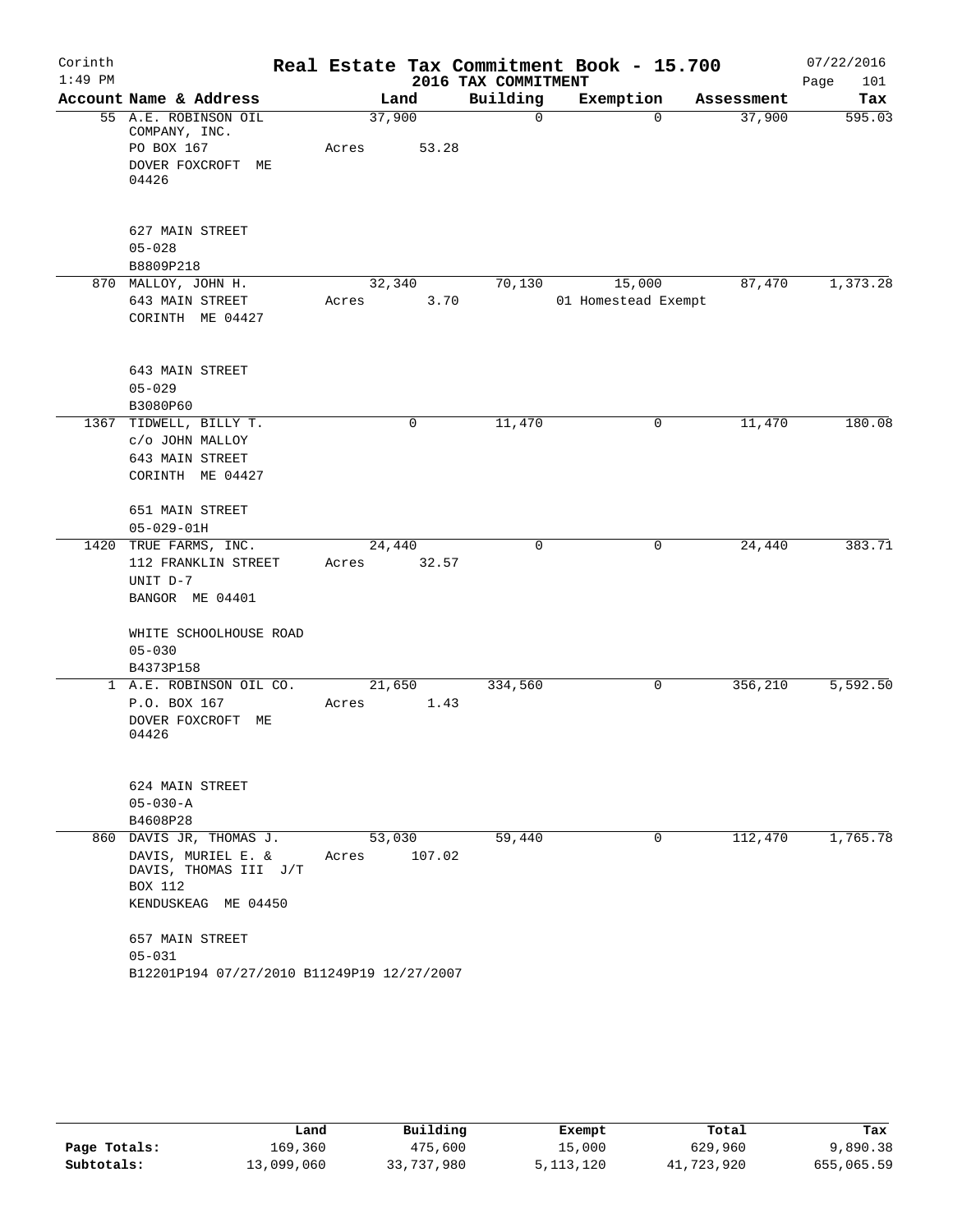# Real Estate Tax Commitment Book - 15.700

Corinth
1:49 PM

2016 TAX COMMITMENT

07/22/2016
Page 101

| Account Name & Address | Land | Building | Exemption | Assessment | Tax |
|---|---|---|---|---|---|
| 55 A.E. ROBINSON OIL COMPANY, INC.<br>PO BOX 167<br>DOVER FOXCROFT ME 04426<br><br>627 MAIN STREET<br>05-028<br>B8809P218 | 37,900<br>Acres 53.28 | 0 | 0 | 37,900 | 595.03 |
| 870 MALLOY, JOHN H.<br>643 MAIN STREET<br>CORINTH ME 04427<br><br>643 MAIN STREET<br>05-029<br>B3080P60 | 32,340<br>Acres 3.70 | 70,130 | 15,000<br>01 Homestead Exempt | 87,470 | 1,373.28 |
| 1367 TIDWELL, BILLY T.<br>c/o JOHN MALLOY<br>643 MAIN STREET<br>CORINTH ME 04427<br><br>651 MAIN STREET<br>05-029-01H | 0 | 11,470 | 0 | 11,470 | 180.08 |
| 1420 TRUE FARMS, INC.<br>112 FRANKLIN STREET<br>UNIT D-7<br>BANGOR ME 04401<br><br>WHITE SCHOOLHOUSE ROAD<br>05-030<br>B4373P158 | 24,440<br>Acres 32.57 | 0 | 0 | 24,440 | 383.71 |
| 1 A.E. ROBINSON OIL CO.<br>P.O. BOX 167<br>DOVER FOXCROFT ME 04426<br><br>624 MAIN STREET<br>05-030-A<br>B4608P28 | 21,650<br>Acres 1.43 | 334,560 | 0 | 356,210 | 5,592.50 |
| 860 DAVIS JR, THOMAS J.<br>DAVIS, MURIEL E. &<br>DAVIS, THOMAS III J/T<br>BOX 112<br>KENDUSKEAG ME 04450<br><br>657 MAIN STREET<br>05-031<br>B12201P194 07/27/2010 B11249P19 12/27/2007 | 53,030<br>Acres 107.02 | 59,440 | 0 | 112,470 | 1,765.78 |

| | Land | Building | Exempt | Total | Tax |
|---|---|---|---|---|---|
| Page Totals: | 169,360 | 475,600 | 15,000 | 629,960 | 9,890.38 |
| Subtotals: | 13,099,060 | 33,737,980 | 5,113,120 | 41,723,920 | 655,065.59 |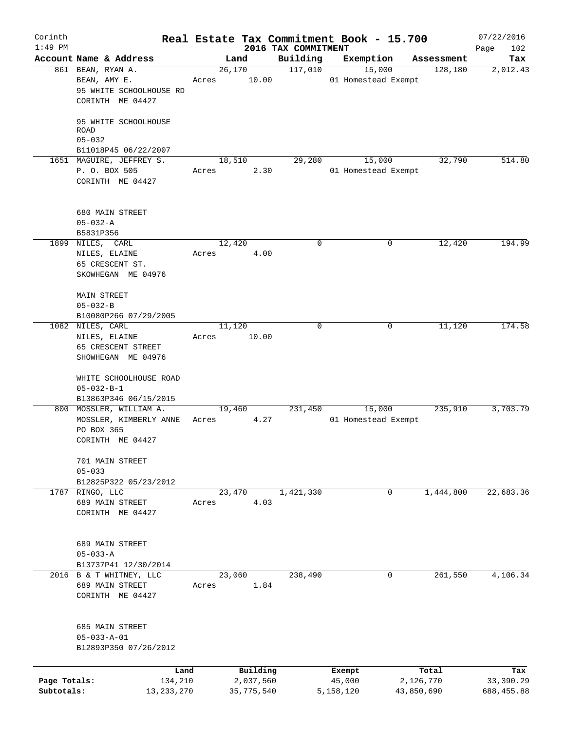# Real Estate Tax Commitment Book - 15.700

Corinth 1:49 PM — 2016 TAX COMMITMENT — 07/22/2016

| Account Name & Address | Land | Building | Exemption | Assessment | Tax |
|---|---|---|---|---|---|
| 861 BEAN, RYAN A.<br>BEAN, AMY E.<br>95 WHITE SCHOOLHOUSE RD<br>CORINTH ME 04427<br><br>95 WHITE SCHOOLHOUSE ROAD<br>05-032<br>B11018P45 06/22/2007 | 26,170<br>Acres 10.00 | 117,010 | 15,000<br>01 Homestead Exempt | 128,180 | 2,012.43 |
| 1651 MAGUIRE, JEFFREY S.<br>P. O. BOX 505<br>CORINTH ME 04427<br><br>680 MAIN STREET<br>05-032-A<br>B5831P356 | 18,510<br>Acres 2.30 | 29,280 | 15,000<br>01 Homestead Exempt | 32,790 | 514.80 |
| 1899 NILES, CARL<br>NILES, ELAINE<br>65 CRESCENT ST.<br>SKOWHEGAN ME 04976<br><br>MAIN STREET<br>05-032-B<br>B10080P266 07/29/2005 | 12,420<br>Acres 4.00 | 0 | 0 | 12,420 | 194.99 |
| 1082 NILES, CARL<br>NILES, ELAINE<br>65 CRESCENT STREET<br>SHOWHEGAN ME 04976<br><br>WHITE SCHOOLHOUSE ROAD<br>05-032-B-1<br>B13863P346 06/15/2015 | 11,120<br>Acres 10.00 | 0 | 0 | 11,120 | 174.58 |
| 800 MOSSLER, WILLIAM A.<br>MOSSLER, KIMBERLY ANNE<br>PO BOX 365<br>CORINTH ME 04427<br><br>701 MAIN STREET<br>05-033<br>B12825P322 05/23/2012 | 19,460<br>Acres 4.27 | 231,450 | 15,000<br>01 Homestead Exempt | 235,910 | 3,703.79 |
| 1787 RINGO, LLC<br>689 MAIN STREET<br>CORINTH ME 04427<br><br>689 MAIN STREET<br>05-033-A<br>B13737P41 12/30/2014 | 23,470<br>Acres 4.03 | 1,421,330 | 0 | 1,444,800 | 22,683.36 |
| 2016 B & T WHITNEY, LLC<br>689 MAIN STREET<br>CORINTH ME 04427<br><br>685 MAIN STREET<br>05-033-A-01<br>B12893P350 07/26/2012 | 23,060<br>Acres 1.84 | 238,490 | 0 | 261,550 | 4,106.34 |

| | Land | Building | Exempt | Total | Tax |
|---|---|---|---|---|---|
| Page Totals: | 134,210 | 2,037,560 | 45,000 | 2,126,770 | 33,390.29 |
| Subtotals: | 13,233,270 | 35,775,540 | 5,158,120 | 43,850,690 | 688,455.88 |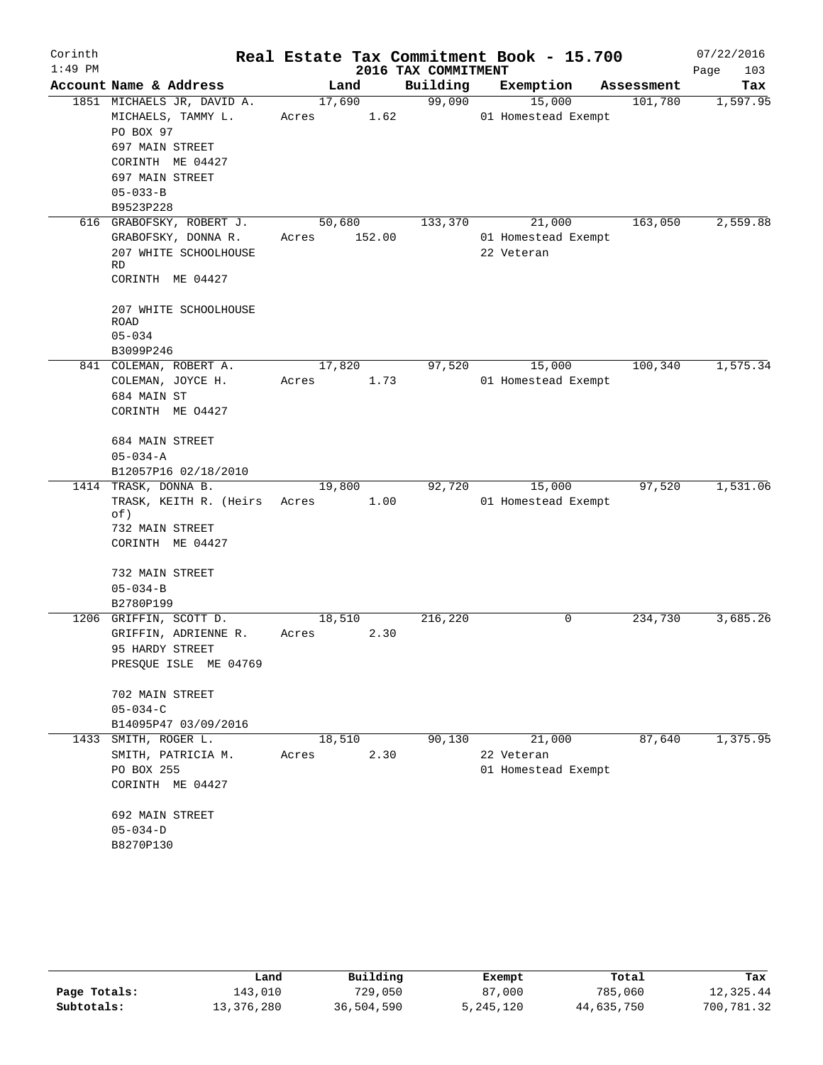# Real Estate Tax Commitment Book - 15.700

Corinth
1:49 PM

## 2016 TAX COMMITMENT

07/22/2016
Page 103

| Account Name & Address | Land | Building | Exemption | Assessment | Tax |
|---|---|---|---|---|---|
| 1851 MICHAELS JR, DAVID A.<br>MICHAELS, TAMMY L.<br>PO BOX 97<br>697 MAIN STREET<br>CORINTH ME 04427<br>697 MAIN STREET<br>05-033-B<br>B9523P228 | 17,690<br>Acres 1.62 | 99,090 | 15,000<br>01 Homestead Exempt | 101,780 | 1,597.95 |
| 616 GRABOFSKY, ROBERT J.<br>GRABOFSKY, DONNA R.<br>207 WHITE SCHOOLHOUSE RD<br>CORINTH ME 04427<br><br>207 WHITE SCHOOLHOUSE ROAD<br>05-034<br>B3099P246 | 50,680<br>Acres 152.00 | 133,370 | 21,000<br>01 Homestead Exempt<br>22 Veteran | 163,050 | 2,559.88 |
| 841 COLEMAN, ROBERT A.<br>COLEMAN, JOYCE H.<br>684 MAIN ST<br>CORINTH ME 04427<br><br>684 MAIN STREET<br>05-034-A<br>B12057P16 02/18/2010 | 17,820<br>Acres 1.73 | 97,520 | 15,000<br>01 Homestead Exempt | 100,340 | 1,575.34 |
| 1414 TRASK, DONNA B.<br>TRASK, KEITH R. (Heirs of)<br>732 MAIN STREET<br>CORINTH ME 04427<br><br>732 MAIN STREET<br>05-034-B<br>B2780P199 | 19,800<br>Acres 1.00 | 92,720 | 15,000<br>01 Homestead Exempt | 97,520 | 1,531.06 |
| 1206 GRIFFIN, SCOTT D.<br>GRIFFIN, ADRIENNE R.<br>95 HARDY STREET<br>PRESQUE ISLE ME 04769<br><br>702 MAIN STREET<br>05-034-C<br>B14095P47 03/09/2016 | 18,510<br>Acres 2.30 | 216,220 | 0 | 234,730 | 3,685.26 |
| 1433 SMITH, ROGER L.<br>SMITH, PATRICIA M.<br>PO BOX 255<br>CORINTH ME 04427<br><br>692 MAIN STREET<br>05-034-D<br>B8270P130 | 18,510<br>Acres 2.30 | 90,130 | 21,000<br>22 Veteran<br>01 Homestead Exempt | 87,640 | 1,375.95 |

| | Land | Building | Exempt | Total | Tax |
|---|---|---|---|---|---|
| Page Totals: | 143,010 | 729,050 | 87,000 | 785,060 | 12,325.44 |
| Subtotals: | 13,376,280 | 36,504,590 | 5,245,120 | 44,635,750 | 700,781.32 |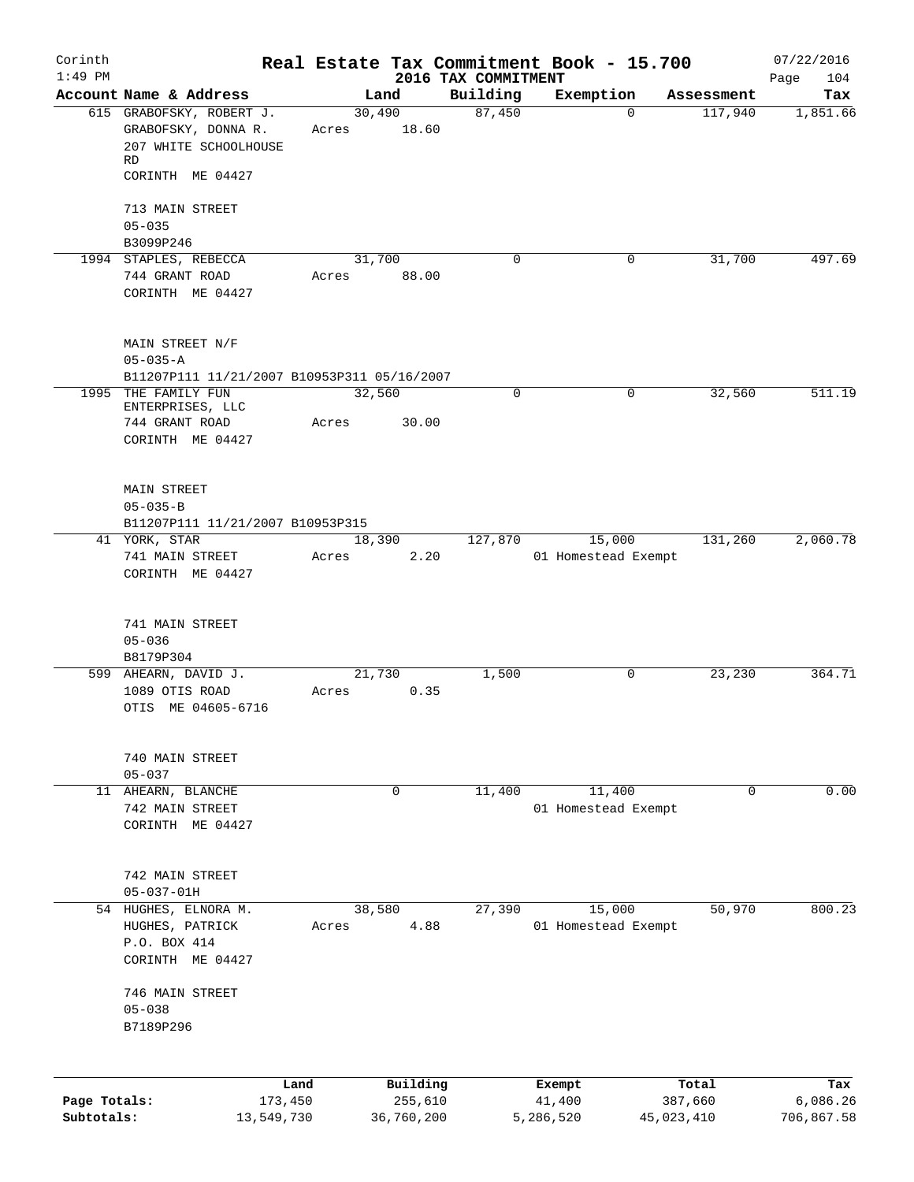Corinth 1:49 PM

# Real Estate Tax Commitment Book - 15.700

2016 TAX COMMITMENT

07/22/2016 Page 104

| Account Name & Address | Land | Building | Exemption | Assessment | Tax |
|---|---|---|---|---|---|
| 615 GRABOFSKY, ROBERT J.<br>GRABOFSKY, DONNA R.<br>207 WHITE SCHOOLHOUSE RD<br>CORINTH ME 04427<br><br>713 MAIN STREET<br>05-035<br>B3099P246 | 30,490<br>Acres 18.60 | 87,450 | 0 | 117,940 | 1,851.66 |
| 1994 STAPLES, REBECCA<br>744 GRANT ROAD<br>CORINTH ME 04427<br><br>MAIN STREET N/F<br>05-035-A<br>B11207P111 11/21/2007 B10953P311 05/16/2007 | 31,700<br>Acres 88.00 | 0 | 0 | 31,700 | 497.69 |
| 1995 THE FAMILY FUN ENTERPRISES, LLC<br>744 GRANT ROAD<br>CORINTH ME 04427<br><br>MAIN STREET<br>05-035-B<br>B11207P111 11/21/2007 B10953P315 | 32,560<br>Acres 30.00 | 0 | 0 | 32,560 | 511.19 |
| 41 YORK, STAR<br>741 MAIN STREET<br>CORINTH ME 04427<br><br>741 MAIN STREET<br>05-036<br>B8179P304 | 18,390<br>Acres 2.20 | 127,870 | 15,000<br>01 Homestead Exempt | 131,260 | 2,060.78 |
| 599 AHEARN, DAVID J.<br>1089 OTIS ROAD<br>OTIS ME 04605-6716<br><br>740 MAIN STREET<br>05-037 | 21,730<br>Acres 0.35 | 1,500 | 0 | 23,230 | 364.71 |
| 11 AHEARN, BLANCHE<br>742 MAIN STREET<br>CORINTH ME 04427<br><br>742 MAIN STREET<br>05-037-01H | 0 | 11,400 | 11,400<br>01 Homestead Exempt | 0 | 0.00 |
| 54 HUGHES, ELNORA M.<br>HUGHES, PATRICK<br>P.O. BOX 414<br>CORINTH ME 04427<br><br>746 MAIN STREET<br>05-038<br>B7189P296 | 38,580<br>Acres 4.88 | 27,390 | 15,000<br>01 Homestead Exempt | 50,970 | 800.23 |

| | Land | Building | Exempt | Total | Tax |
|---|---|---|---|---|---|
| Page Totals: | 173,450 | 255,610 | 41,400 | 387,660 | 6,086.26 |
| Subtotals: | 13,549,730 | 36,760,200 | 5,286,520 | 45,023,410 | 706,867.58 |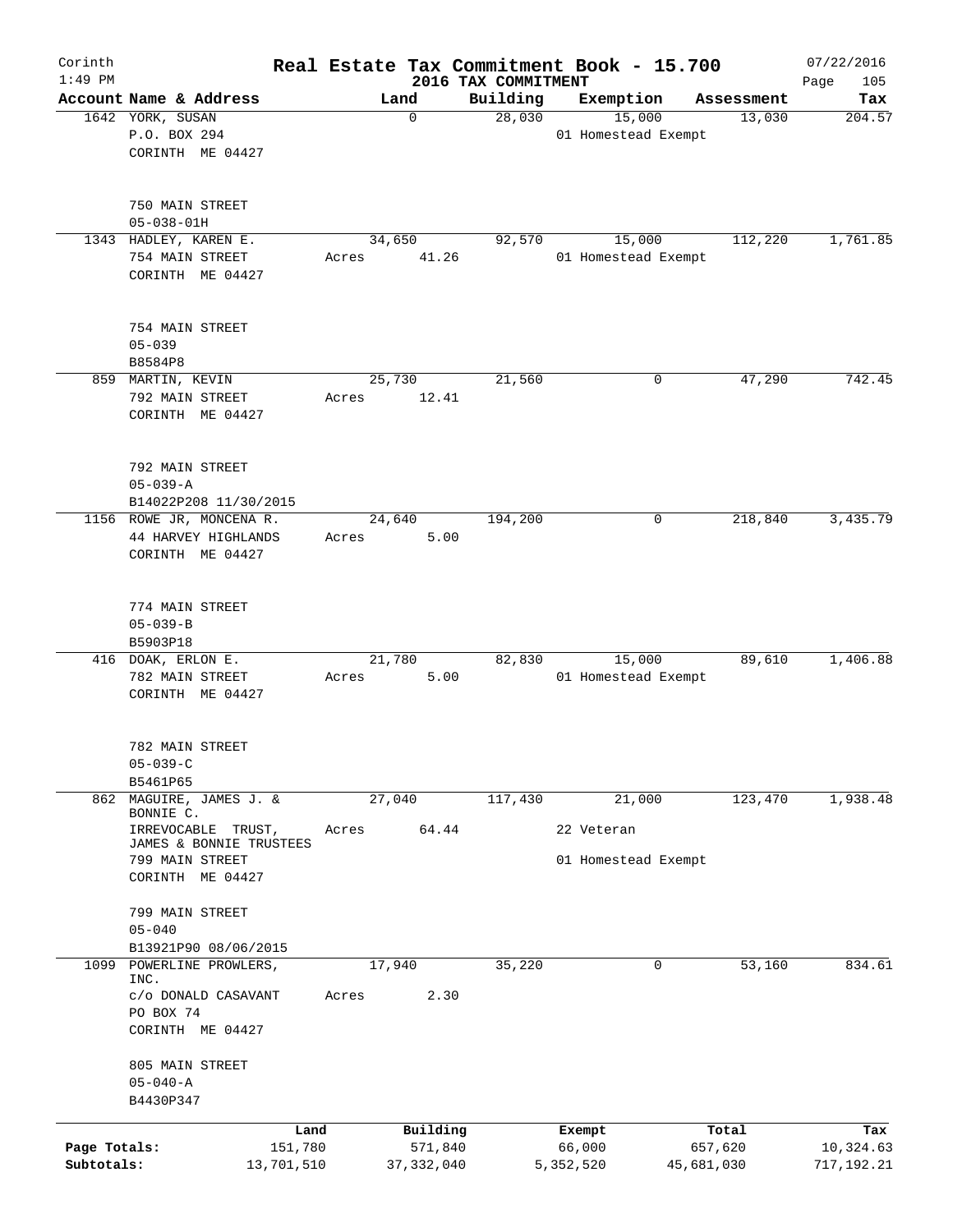Corinth 1:49 PM

# Real Estate Tax Commitment Book - 15.700

## 2016 TAX COMMITMENT

07/22/2016

| Account Name & Address | Land | Building | Exemption | Assessment | Tax |
|---|---|---|---|---|---|
| 1642 YORK, SUSAN<br>P.O. BOX 294<br>CORINTH ME 04427<br><br>750 MAIN STREET<br>05-038-01H | 0 | 28,030 | 15,000<br>01 Homestead Exempt | 13,030 | 204.57 |
| 1343 HADLEY, KAREN E.<br>754 MAIN STREET<br>CORINTH ME 04427<br><br>754 MAIN STREET<br>05-039<br>B8584P8 | 34,650<br>Acres 41.26 | 92,570 | 15,000<br>01 Homestead Exempt | 112,220 | 1,761.85 |
| 859 MARTIN, KEVIN<br>792 MAIN STREET<br>CORINTH ME 04427<br><br>792 MAIN STREET<br>05-039-A<br>B14022P208 11/30/2015 | 25,730<br>Acres 12.41 | 21,560 | 0 | 47,290 | 742.45 |
| 1156 ROWE JR, MONCENA R.<br>44 HARVEY HIGHLANDS<br>CORINTH ME 04427<br><br>774 MAIN STREET<br>05-039-B<br>B5903P18 | 24,640<br>Acres 5.00 | 194,200 | 0 | 218,840 | 3,435.79 |
| 416 DOAK, ERLON E.<br>782 MAIN STREET<br>CORINTH ME 04427<br><br>782 MAIN STREET<br>05-039-C<br>B5461P65 | 21,780<br>Acres 5.00 | 82,830 | 15,000<br>01 Homestead Exempt | 89,610 | 1,406.88 |
| 862 MAGUIRE, JAMES J. & BONNIE C.<br>IRREVOCABLE TRUST, JAMES & BONNIE TRUSTEES<br>799 MAIN STREET<br>CORINTH ME 04427<br><br>799 MAIN STREET<br>05-040<br>B13921P90 08/06/2015 | 27,040<br>Acres 64.44 | 117,430 | 21,000<br>22 Veteran<br>01 Homestead Exempt | 123,470 | 1,938.48 |
| 1099 POWERLINE PROWLERS, INC.<br>c/o DONALD CASAVANT<br>PO BOX 74<br>CORINTH ME 04427<br><br>805 MAIN STREET<br>05-040-A<br>B4430P347 | 17,940<br>Acres 2.30 | 35,220 | 0 | 53,160 | 834.61 |

| | Land | Building | Exempt | Total | Tax |
|---|---|---|---|---|---|
| Page Totals: | 151,780 | 571,840 | 66,000 | 657,620 | 10,324.63 |
| Subtotals: | 13,701,510 | 37,332,040 | 5,352,520 | 45,681,030 | 717,192.21 |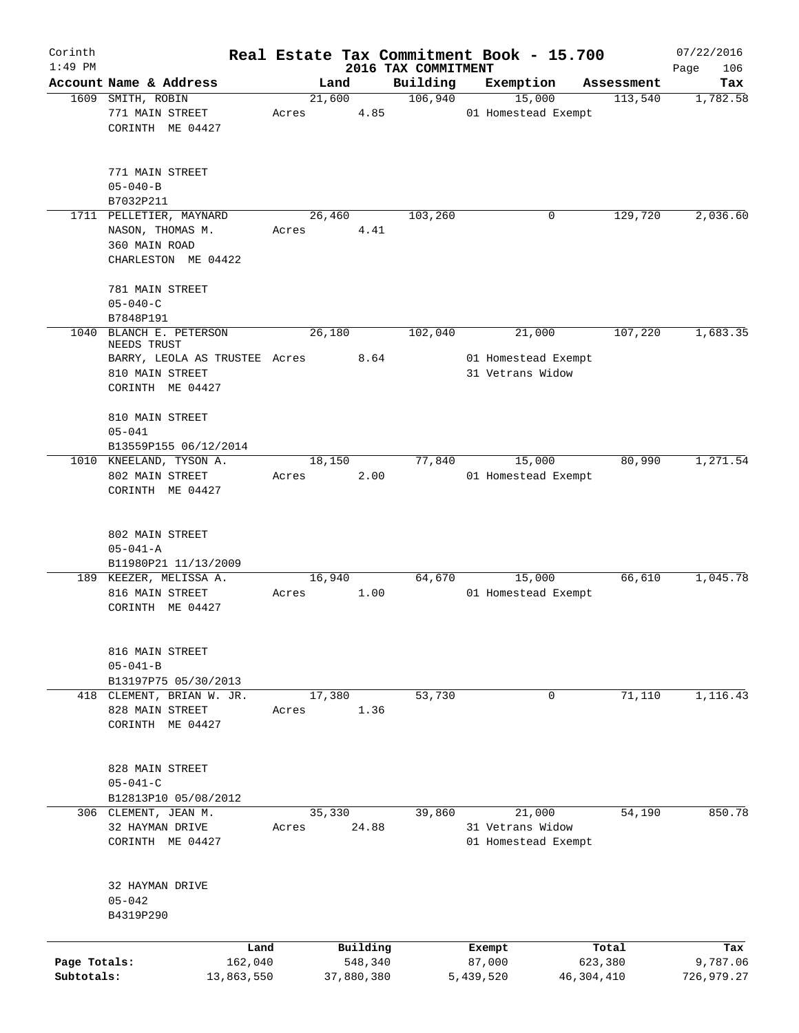Corinth 1:49 PM

# Real Estate Tax Commitment Book - 15.700

## 2016 TAX COMMITMENT

07/22/2016

| Account Name & Address | Land | Building | Exemption | Assessment | Tax |
|---|---|---|---|---|---|
| 1609 SMITH, ROBIN<br>771 MAIN STREET<br>CORINTH ME 04427<br><br>771 MAIN STREET<br>05-040-B<br>B7032P211 | 21,600<br>Acres 4.85 | 106,940 | 15,000<br>01 Homestead Exempt | 113,540 | 1,782.58 |
| 1711 PELLETIER, MAYNARD<br>NASON, THOMAS M.<br>360 MAIN ROAD<br>CHARLESTON ME 04422<br><br>781 MAIN STREET<br>05-040-C<br>B7848P191 | 26,460<br>Acres 4.41 | 103,260 | 0 | 129,720 | 2,036.60 |
| 1040 BLANCH E. PETERSON NEEDS TRUST<br>BARRY, LEOLA AS TRUSTEE<br>810 MAIN STREET<br>CORINTH ME 04427<br><br>810 MAIN STREET<br>05-041<br>B13559P155 06/12/2014 | 26,180<br>Acres 8.64 | 102,040 | 21,000<br>01 Homestead Exempt<br>31 Vetrans Widow | 107,220 | 1,683.35 |
| 1010 KNEELAND, TYSON A.<br>802 MAIN STREET<br>CORINTH ME 04427<br><br>802 MAIN STREET<br>05-041-A<br>B11980P21 11/13/2009 | 18,150<br>Acres 2.00 | 77,840 | 15,000<br>01 Homestead Exempt | 80,990 | 1,271.54 |
| 189 KEEZER, MELISSA A.<br>816 MAIN STREET<br>CORINTH ME 04427<br><br>816 MAIN STREET<br>05-041-B<br>B13197P75 05/30/2013 | 16,940<br>Acres 1.00 | 64,670 | 15,000<br>01 Homestead Exempt | 66,610 | 1,045.78 |
| 418 CLEMENT, BRIAN W. JR.<br>828 MAIN STREET<br>CORINTH ME 04427<br><br>828 MAIN STREET<br>05-041-C<br>B12813P10 05/08/2012 | 17,380<br>Acres 1.36 | 53,730 | 0 | 71,110 | 1,116.43 |
| 306 CLEMENT, JEAN M.<br>32 HAYMAN DRIVE<br>CORINTH ME 04427<br><br>32 HAYMAN DRIVE<br>05-042<br>B4319P290 | 35,330<br>Acres 24.88 | 39,860 | 21,000<br>31 Vetrans Widow<br>01 Homestead Exempt | 54,190 | 850.78 |

| | Land | Building | Exempt | Total | Tax |
|---|---|---|---|---|---|
| Page Totals: | 162,040 | 548,340 | 87,000 | 623,380 | 9,787.06 |
| Subtotals: | 13,863,550 | 37,880,380 | 5,439,520 | 46,304,410 | 726,979.27 |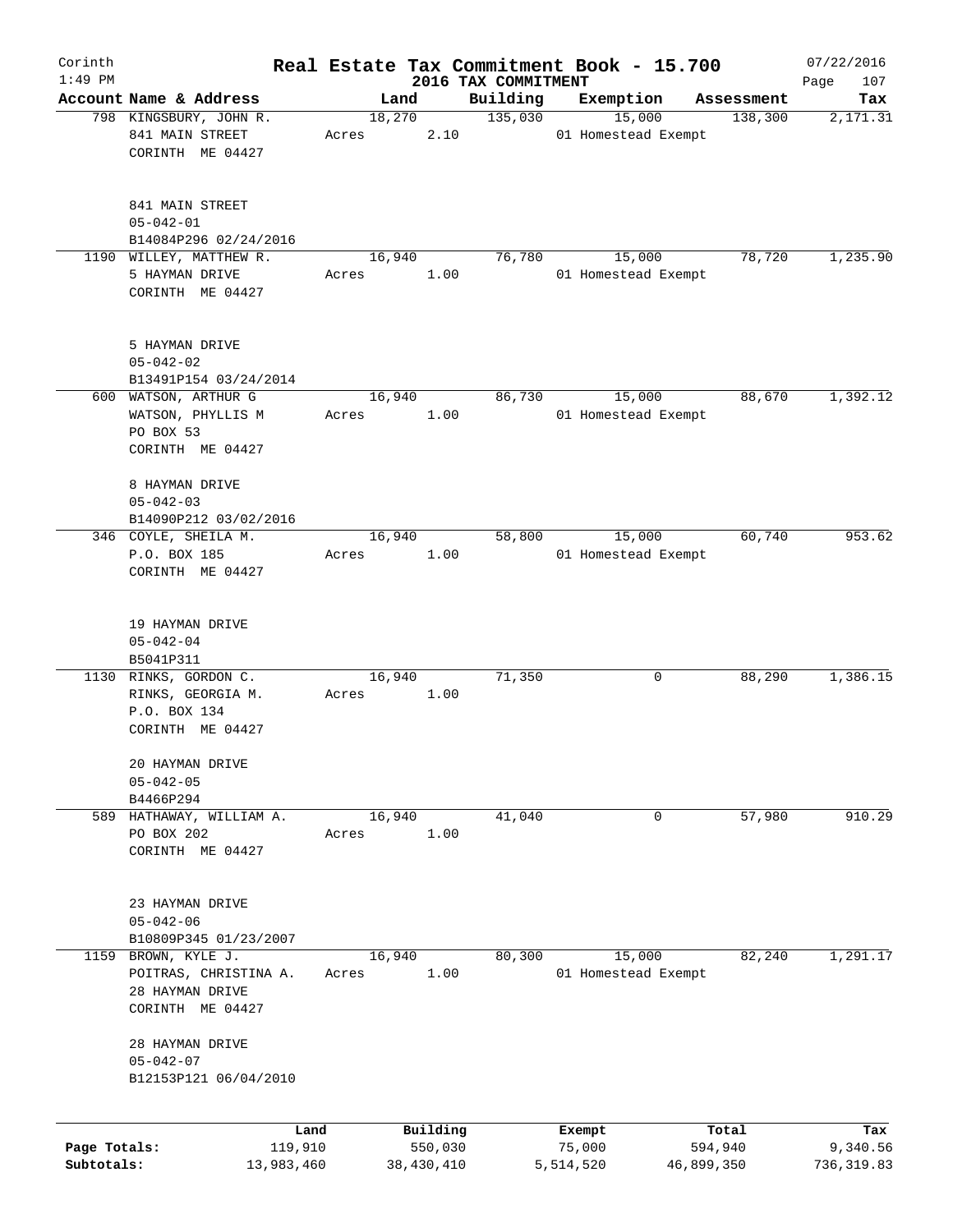Corinth 1:49 PM

# Real Estate Tax Commitment Book - 15.700

2016 TAX COMMITMENT

07/22/2016 Page 107

| Account Name & Address | Land | Building | Exemption | Assessment | Tax |
|---|---|---|---|---|---|
| 798 KINGSBURY, JOHN R.<br>841 MAIN STREET<br>CORINTH ME 04427<br><br>841 MAIN STREET<br>05-042-01<br>B14084P296 02/24/2016 | 18,270<br>Acres 2.10 | 135,030 | 15,000<br>01 Homestead Exempt | 138,300 | 2,171.31 |
| 1190 WILLEY, MATTHEW R.<br>5 HAYMAN DRIVE<br>CORINTH ME 04427<br><br>5 HAYMAN DRIVE<br>05-042-02<br>B13491P154 03/24/2014 | 16,940<br>Acres 1.00 | 76,780 | 15,000<br>01 Homestead Exempt | 78,720 | 1,235.90 |
| 600 WATSON, ARTHUR G<br>WATSON, PHYLLIS M<br>PO BOX 53<br>CORINTH ME 04427<br><br>8 HAYMAN DRIVE<br>05-042-03<br>B14090P212 03/02/2016 | 16,940<br>Acres 1.00 | 86,730 | 15,000<br>01 Homestead Exempt | 88,670 | 1,392.12 |
| 346 COYLE, SHEILA M.<br>P.O. BOX 185<br>CORINTH ME 04427<br><br>19 HAYMAN DRIVE<br>05-042-04<br>B5041P311 | 16,940<br>Acres 1.00 | 58,800 | 15,000<br>01 Homestead Exempt | 60,740 | 953.62 |
| 1130 RINKS, GORDON C.<br>RINKS, GEORGIA M.<br>P.O. BOX 134<br>CORINTH ME 04427<br><br>20 HAYMAN DRIVE<br>05-042-05<br>B4466P294 | 16,940<br>Acres 1.00 | 71,350 | 0 | 88,290 | 1,386.15 |
| 589 HATHAWAY, WILLIAM A.<br>PO BOX 202<br>CORINTH ME 04427<br><br>23 HAYMAN DRIVE<br>05-042-06<br>B10809P345 01/23/2007 | 16,940<br>Acres 1.00 | 41,040 | 0 | 57,980 | 910.29 |
| 1159 BROWN, KYLE J.<br>POITRAS, CHRISTINA A.<br>28 HAYMAN DRIVE<br>CORINTH ME 04427<br><br>28 HAYMAN DRIVE<br>05-042-07<br>B12153P121 06/04/2010 | 16,940<br>Acres 1.00 | 80,300 | 15,000<br>01 Homestead Exempt | 82,240 | 1,291.17 |

| | Land | Building | Exempt | Total | Tax |
|---|---|---|---|---|---|
| Page Totals: | 119,910 | 550,030 | 75,000 | 594,940 | 9,340.56 |
| Subtotals: | 13,983,460 | 38,430,410 | 5,514,520 | 46,899,350 | 736,319.83 |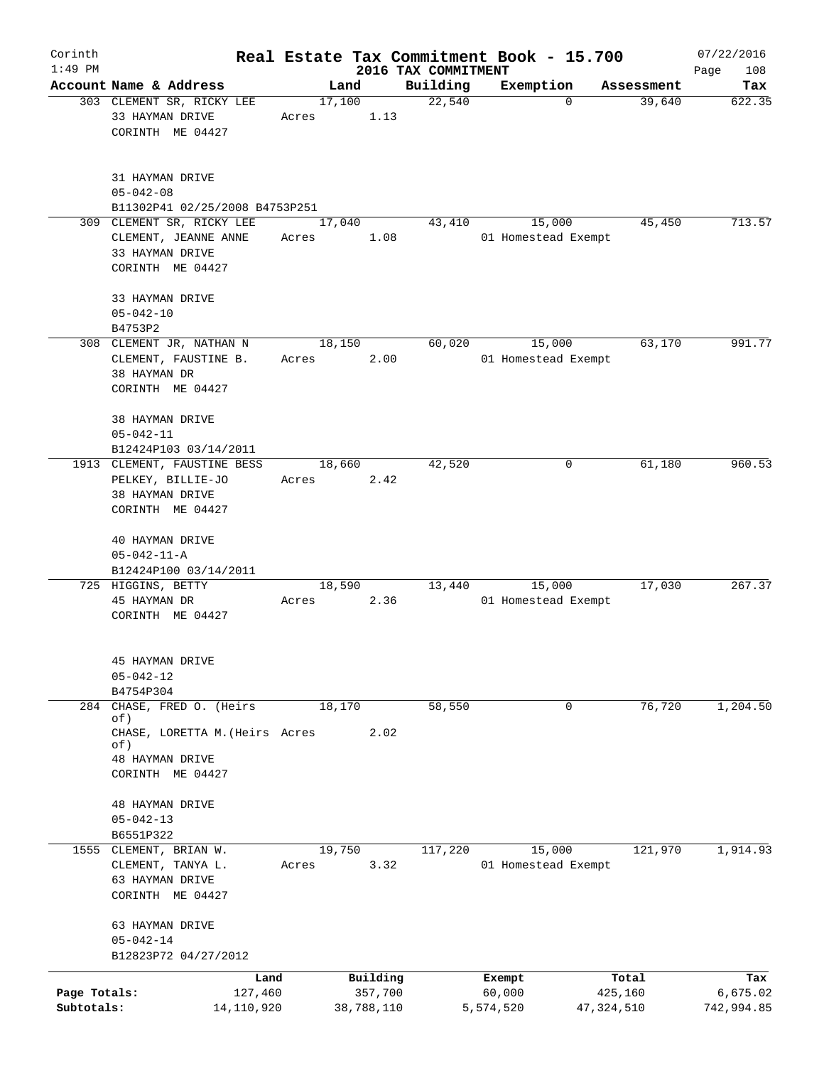# Real Estate Tax Commitment Book - 15.700

Corinth 1:49 PM — 2016 TAX COMMITMENT — 07/22/2016

| Account Name & Address | Land | Building | Exemption | Assessment | Tax |
|---|---|---|---|---|---|
| 303 CLEMENT SR, RICKY LEE<br>33 HAYMAN DRIVE<br>CORINTH ME 04427<br><br>31 HAYMAN DRIVE<br>05-042-08<br>B11302P41 02/25/2008 B4753P251 | 17,100<br>Acres 1.13 | 22,540 | 0 | 39,640 | 622.35 |
| 309 CLEMENT SR, RICKY LEE<br>CLEMENT, JEANNE ANNE<br>33 HAYMAN DRIVE<br>CORINTH ME 04427<br><br>33 HAYMAN DRIVE<br>05-042-10<br>B4753P2 | 17,040<br>Acres 1.08 | 43,410 | 15,000<br>01 Homestead Exempt | 45,450 | 713.57 |
| 308 CLEMENT JR, NATHAN N<br>CLEMENT, FAUSTINE B.<br>38 HAYMAN DR<br>CORINTH ME 04427<br><br>38 HAYMAN DRIVE<br>05-042-11<br>B12424P103 03/14/2011 | 18,150<br>Acres 2.00 | 60,020 | 15,000<br>01 Homestead Exempt | 63,170 | 991.77 |
| 1913 CLEMENT, FAUSTINE BESS<br>PELKEY, BILLIE-JO<br>38 HAYMAN DRIVE<br>CORINTH ME 04427<br><br>40 HAYMAN DRIVE<br>05-042-11-A<br>B12424P100 03/14/2011 | 18,660<br>Acres 2.42 | 42,520 | 0 | 61,180 | 960.53 |
| 725 HIGGINS, BETTY<br>45 HAYMAN DR<br>CORINTH ME 04427<br><br>45 HAYMAN DRIVE<br>05-042-12<br>B4754P304 | 18,590<br>Acres 2.36 | 13,440 | 15,000<br>01 Homestead Exempt | 17,030 | 267.37 |
| 284 CHASE, FRED O. (Heirs of)<br>CHASE, LORETTA M.(Heirs of)<br>48 HAYMAN DRIVE<br>CORINTH ME 04427<br><br>48 HAYMAN DRIVE<br>05-042-13<br>B6551P322 | 18,170<br>Acres 2.02 | 58,550 | 0 | 76,720 | 1,204.50 |
| 1555 CLEMENT, BRIAN W.<br>CLEMENT, TANYA L.<br>63 HAYMAN DRIVE<br>CORINTH ME 04427<br><br>63 HAYMAN DRIVE<br>05-042-14<br>B12823P72 04/27/2012 | 19,750<br>Acres 3.32 | 117,220 | 15,000<br>01 Homestead Exempt | 121,970 | 1,914.93 |

| | Land | Building | Exempt | Total | Tax |
|---|---|---|---|---|---|
| Page Totals: | 127,460 | 357,700 | 60,000 | 425,160 | 6,675.02 |
| Subtotals: | 14,110,920 | 38,788,110 | 5,574,520 | 47,324,510 | 742,994.85 |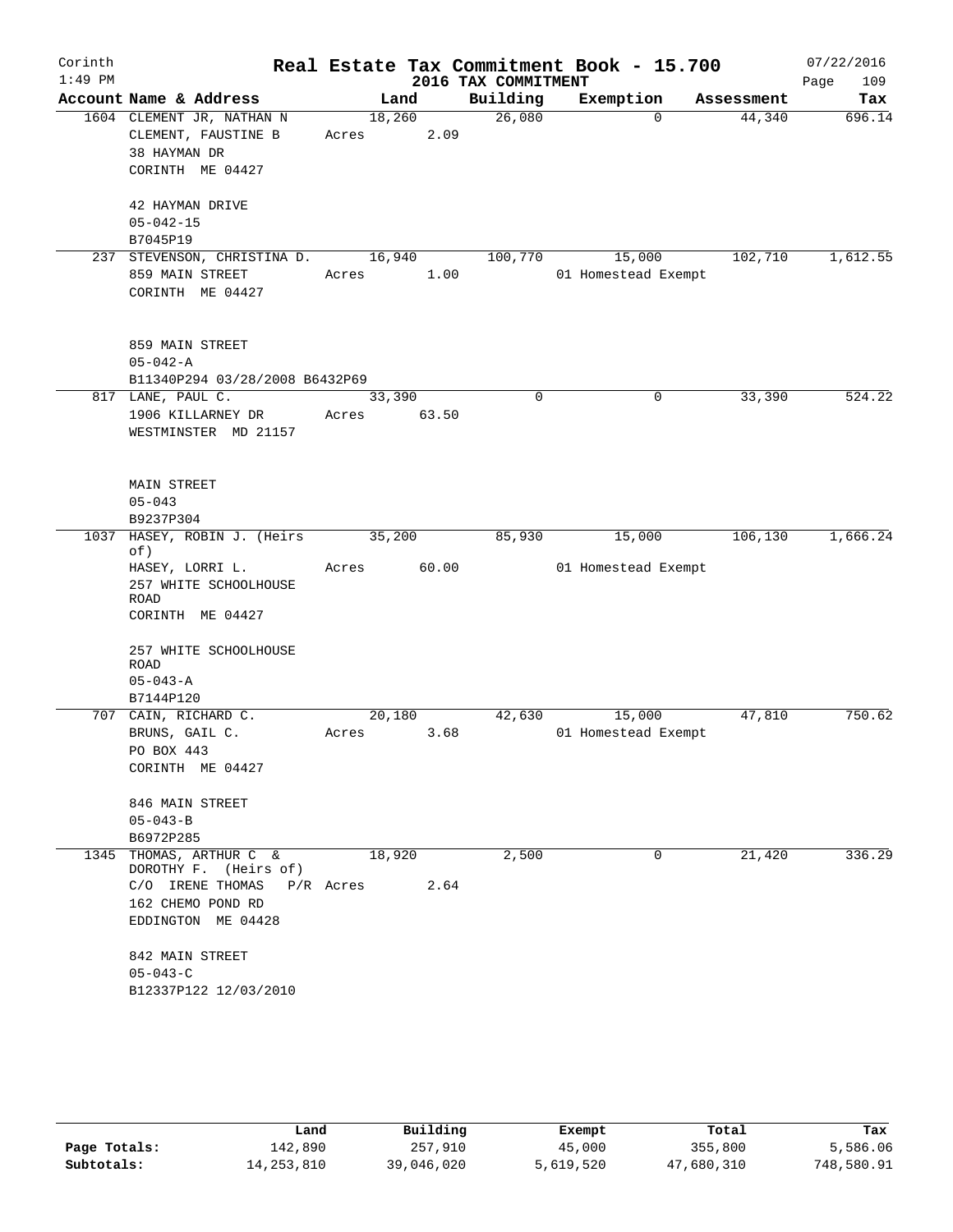Corinth
1:49 PM

# Real Estate Tax Commitment Book - 15.700

## 2016 TAX COMMITMENT

07/22/2016

| Account | Name & Address | Land | Building | Exemption | Assessment | Tax |
|---|---|---|---|---|---|---|
| 1604 | CLEMENT JR, NATHAN N<br>CLEMENT, FAUSTINE B<br>38 HAYMAN DR<br>CORINTH ME 04427<br><br>42 HAYMAN DRIVE<br>05-042-15<br>B7045P19 | 18,260<br>Acres 2.09 | 26,080 | 0 | 44,340 | 696.14 |
| 237 | STEVENSON, CHRISTINA D.<br>859 MAIN STREET<br>CORINTH ME 04427<br><br>859 MAIN STREET<br>05-042-A<br>B11340P294 03/28/2008 B6432P69 | 16,940<br>Acres 1.00 | 100,770 | 15,000<br>01 Homestead Exempt | 102,710 | 1,612.55 |
| 817 | LANE, PAUL C.<br>1906 KILLARNEY DR<br>WESTMINSTER MD 21157<br><br>MAIN STREET<br>05-043<br>B9237P304 | 33,390<br>Acres 63.50 | 0 | 0 | 33,390 | 524.22 |
| 1037 | HASEY, ROBIN J. (Heirs of)<br>HASEY, LORRI L.<br>257 WHITE SCHOOLHOUSE ROAD<br>CORINTH ME 04427<br><br>257 WHITE SCHOOLHOUSE ROAD<br>05-043-A<br>B7144P120 | 35,200<br>Acres 60.00 | 85,930 | 15,000<br>01 Homestead Exempt | 106,130 | 1,666.24 |
| 707 | CAIN, RICHARD C.<br>BRUNS, GAIL C.<br>PO BOX 443<br>CORINTH ME 04427<br><br>846 MAIN STREET<br>05-043-B<br>B6972P285 | 20,180<br>Acres 3.68 | 42,630 | 15,000<br>01 Homestead Exempt | 47,810 | 750.62 |
| 1345 | THOMAS, ARTHUR C &<br>DOROTHY F. (Heirs of)<br>C/O IRENE THOMAS P/R<br>162 CHEMO POND RD<br>EDDINGTON ME 04428<br><br>842 MAIN STREET<br>05-043-C<br>B12337P122 12/03/2010 | 18,920<br>Acres 2.64 | 2,500 | 0 | 21,420 | 336.29 |

| | Land | Building | Exempt | Total | Tax |
|---|---|---|---|---|---|
| Page Totals: | 142,890 | 257,910 | 45,000 | 355,800 | 5,586.06 |
| Subtotals: | 14,253,810 | 39,046,020 | 5,619,520 | 47,680,310 | 748,580.91 |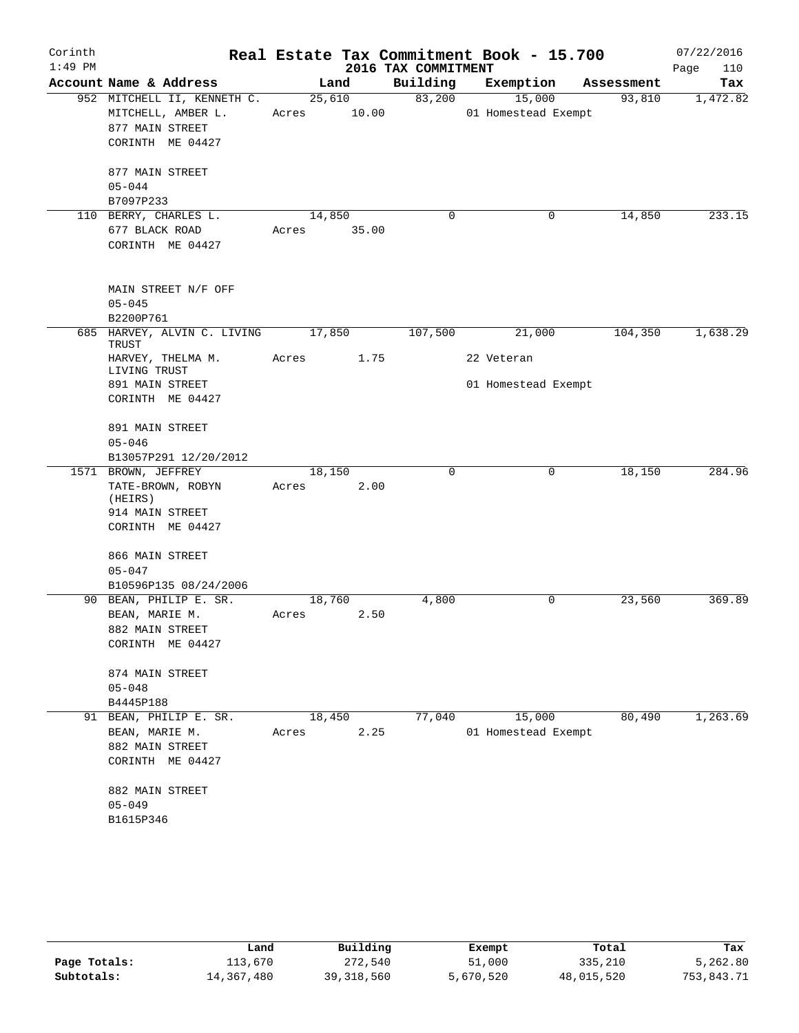# Real Estate Tax Commitment Book - 15.700

Corinth
1:49 PM

## 2016 TAX COMMITMENT

07/22/2016

| Account Name & Address | Land | Building | Exemption | Assessment | Tax |
|---|---|---|---|---|---|
| 952 MITCHELL II, KENNETH C.<br>MITCHELL, AMBER L.<br>877 MAIN STREET<br>CORINTH ME 04427<br><br>877 MAIN STREET<br>05-044<br>B7097P233 | 25,610<br>Acres 10.00 | 83,200 | 15,000<br>01 Homestead Exempt | 93,810 | 1,472.82 |
| 110 BERRY, CHARLES L.<br>677 BLACK ROAD<br>CORINTH ME 04427<br><br>MAIN STREET N/F OFF<br>05-045<br>B2200P761 | 14,850<br>Acres 35.00 | 0 | 0 | 14,850 | 233.15 |
| 685 HARVEY, ALVIN C. LIVING TRUST<br>HARVEY, THELMA M. LIVING TRUST<br>891 MAIN STREET<br>CORINTH ME 04427<br><br>891 MAIN STREET<br>05-046<br>B13057P291 12/20/2012 | 17,850<br>Acres 1.75 | 107,500 | 21,000<br>22 Veteran<br>01 Homestead Exempt | 104,350 | 1,638.29 |
| 1571 BROWN, JEFFREY<br>TATE-BROWN, ROBYN (HEIRS)<br>914 MAIN STREET<br>CORINTH ME 04427<br><br>866 MAIN STREET<br>05-047<br>B10596P135 08/24/2006 | 18,150<br>Acres 2.00 | 0 | 0 | 18,150 | 284.96 |
| 90 BEAN, PHILIP E. SR.<br>BEAN, MARIE M.<br>882 MAIN STREET<br>CORINTH ME 04427<br><br>874 MAIN STREET<br>05-048<br>B4445P188 | 18,760<br>Acres 2.50 | 4,800 | 0 | 23,560 | 369.89 |
| 91 BEAN, PHILIP E. SR.<br>BEAN, MARIE M.<br>882 MAIN STREET<br>CORINTH ME 04427<br><br>882 MAIN STREET<br>05-049<br>B1615P346 | 18,450<br>Acres 2.25 | 77,040 | 15,000<br>01 Homestead Exempt | 80,490 | 1,263.69 |

| | Land | Building | Exempt | Total | Tax |
|---|---|---|---|---|---|
| Page Totals: | 113,670 | 272,540 | 51,000 | 335,210 | 5,262.80 |
| Subtotals: | 14,367,480 | 39,318,560 | 5,670,520 | 48,015,520 | 753,843.71 |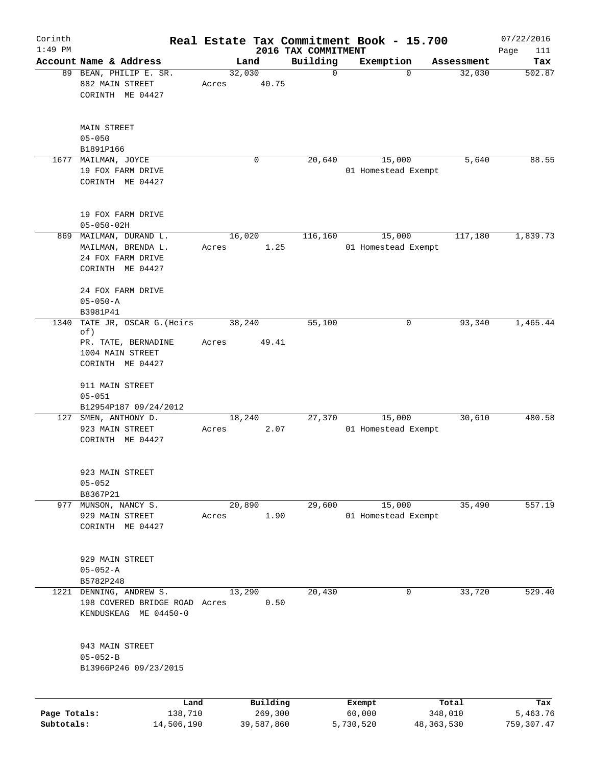# Real Estate Tax Commitment Book - 15.700

Corinth 1:49 PM — 2016 TAX COMMITMENT — 07/22/2016

| Account | Name & Address | Land | Building | Exemption | Assessment | Tax |
|---|---|---|---|---|---|---|
| 89 | BEAN, PHILIP E. SR.<br>882 MAIN STREET<br>CORINTH ME 04427<br><br>MAIN STREET<br>05-050<br>B1891P166 | 32,030<br>Acres 40.75 | 0 | 0 | 32,030 | 502.87 |
| 1677 | MAILMAN, JOYCE<br>19 FOX FARM DRIVE<br>CORINTH ME 04427<br><br>19 FOX FARM DRIVE<br>05-050-02H | 0 | 20,640 | 15,000<br>01 Homestead Exempt | 5,640 | 88.55 |
| 869 | MAILMAN, DURAND L.<br>MAILMAN, BRENDA L.<br>24 FOX FARM DRIVE<br>CORINTH ME 04427<br><br>24 FOX FARM DRIVE<br>05-050-A<br>B3981P41 | 16,020<br>Acres 1.25 | 116,160 | 15,000<br>01 Homestead Exempt | 117,180 | 1,839.73 |
| 1340 | TATE JR, OSCAR G.(Heirs of)<br>PR. TATE, BERNADINE<br>1004 MAIN STREET<br>CORINTH ME 04427<br><br>911 MAIN STREET<br>05-051<br>B12954P187 09/24/2012 | 38,240<br>Acres 49.41 | 55,100 | 0 | 93,340 | 1,465.44 |
| 127 | SMEN, ANTHONY D.<br>923 MAIN STREET<br>CORINTH ME 04427<br><br>923 MAIN STREET<br>05-052<br>B8367P21 | 18,240<br>Acres 2.07 | 27,370 | 15,000<br>01 Homestead Exempt | 30,610 | 480.58 |
| 977 | MUNSON, NANCY S.<br>929 MAIN STREET<br>CORINTH ME 04427<br><br>929 MAIN STREET<br>05-052-A<br>B5782P248 | 20,890<br>Acres 1.90 | 29,600 | 15,000<br>01 Homestead Exempt | 35,490 | 557.19 |
| 1221 | DENNING, ANDREW S.<br>198 COVERED BRIDGE ROAD<br>KENDUSKEAG ME 04450-0<br><br>943 MAIN STREET<br>05-052-B<br>B13966P246 09/23/2015 | 13,290<br>Acres 0.50 | 20,430 | 0 | 33,720 | 529.40 |

| | Land | Building | Exempt | Total | Tax |
|---|---|---|---|---|---|
| Page Totals: | 138,710 | 269,300 | 60,000 | 348,010 | 5,463.76 |
| Subtotals: | 14,506,190 | 39,587,860 | 5,730,520 | 48,363,530 | 759,307.47 |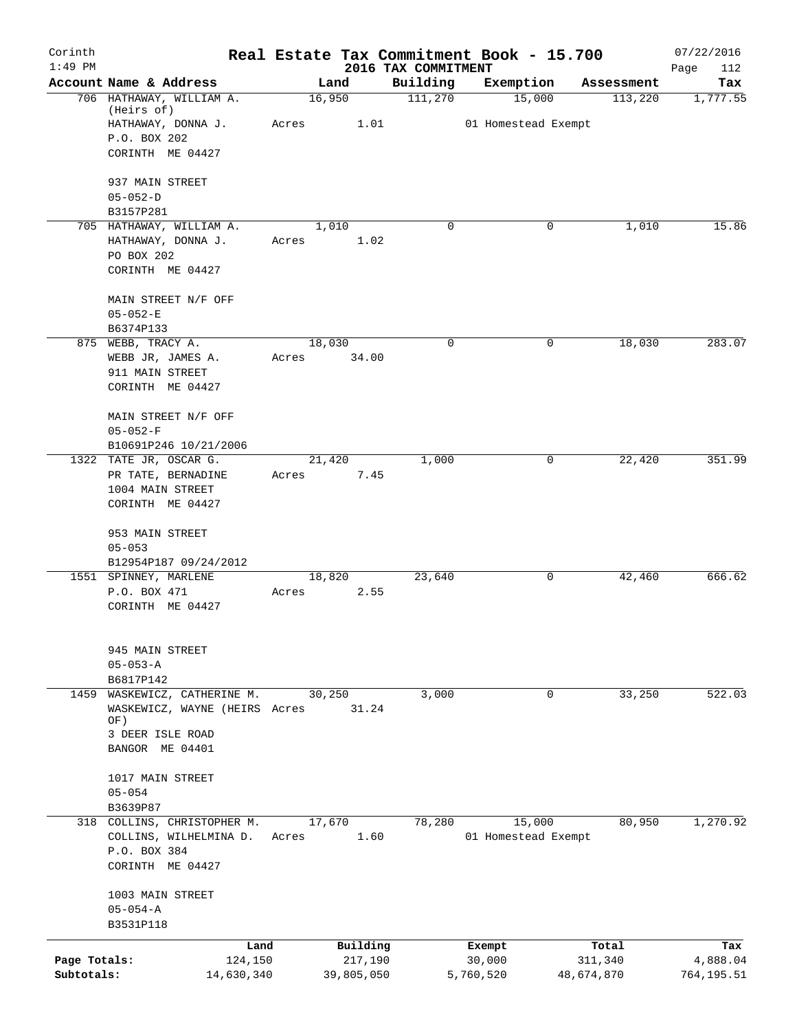# Real Estate Tax Commitment Book - 15.700

Corinth 1:49 PM — 2016 TAX COMMITMENT — 07/22/2016

| Account Name & Address | Land | Building | Exemption | Assessment | Tax |
|---|---|---|---|---|---|
| 706 HATHAWAY, WILLIAM A. (Heirs of)<br>HATHAWAY, DONNA J.<br>P.O. BOX 202<br>CORINTH ME 04427<br><br>937 MAIN STREET<br>05-052-D<br>B3157P281 | 16,950<br>Acres 1.01 | 111,270 | 15,000<br>01 Homestead Exempt | 113,220 | 1,777.55 |
| 705 HATHAWAY, WILLIAM A.<br>HATHAWAY, DONNA J.<br>PO BOX 202<br>CORINTH ME 04427<br><br>MAIN STREET N/F OFF<br>05-052-E<br>B6374P133 | 1,010<br>Acres 1.02 | 0 | 0 | 1,010 | 15.86 |
| 875 WEBB, TRACY A.<br>WEBB JR, JAMES A.<br>911 MAIN STREET<br>CORINTH ME 04427<br><br>MAIN STREET N/F OFF<br>05-052-F<br>B10691P246 10/21/2006 | 18,030<br>Acres 34.00 | 0 | 0 | 18,030 | 283.07 |
| 1322 TATE JR, OSCAR G.<br>PR TATE, BERNADINE<br>1004 MAIN STREET<br>CORINTH ME 04427<br><br>953 MAIN STREET<br>05-053<br>B12954P187 09/24/2012 | 21,420<br>Acres 7.45 | 1,000 | 0 | 22,420 | 351.99 |
| 1551 SPINNEY, MARLENE<br>P.O. BOX 471<br>CORINTH ME 04427<br><br>945 MAIN STREET<br>05-053-A<br>B6817P142 | 18,820<br>Acres 2.55 | 23,640 | 0 | 42,460 | 666.62 |
| 1459 WASKEWICZ, CATHERINE M.<br>WASKEWICZ, WAYNE (HEIRS OF)<br>3 DEER ISLE ROAD<br>BANGOR ME 04401<br><br>1017 MAIN STREET<br>05-054<br>B3639P87 | 30,250<br>Acres 31.24 | 3,000 | 0 | 33,250 | 522.03 |
| 318 COLLINS, CHRISTOPHER M.<br>COLLINS, WILHELMINA D.<br>P.O. BOX 384<br>CORINTH ME 04427<br><br>1003 MAIN STREET<br>05-054-A<br>B3531P118 | 17,670<br>Acres 1.60 | 78,280 | 15,000<br>01 Homestead Exempt | 80,950 | 1,270.92 |

| | Land | Building | Exempt | Total | Tax |
|---|---|---|---|---|---|
| Page Totals: | 124,150 | 217,190 | 30,000 | 311,340 | 4,888.04 |
| Subtotals: | 14,630,340 | 39,805,050 | 5,760,520 | 48,674,870 | 764,195.51 |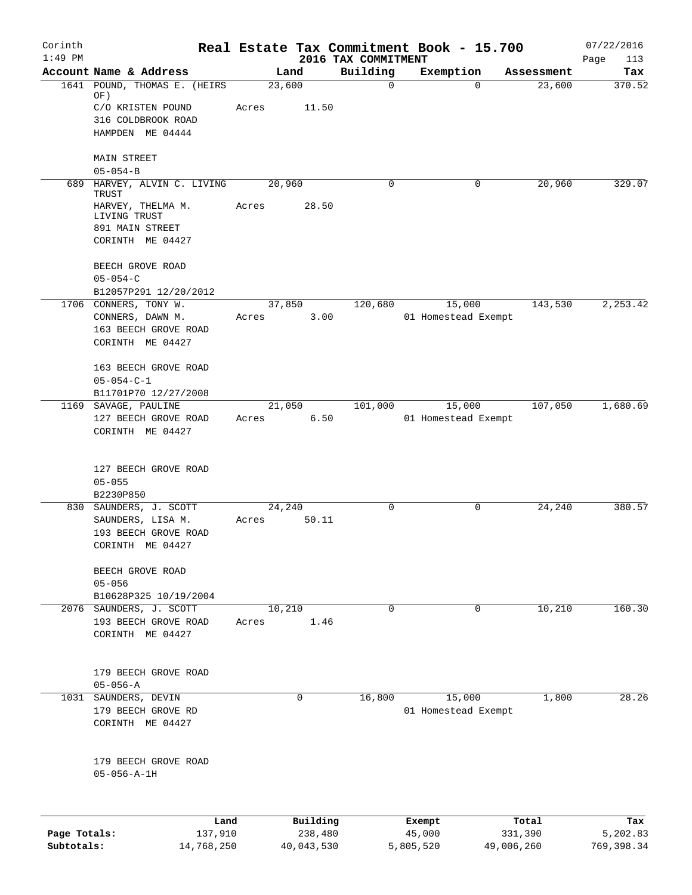# Real Estate Tax Commitment Book - 15.700

Corinth 1:49 PM — 2016 TAX COMMITMENT — 07/22/2016

| Account Name & Address | Land | Building | Exemption | Assessment | Tax |
|---|---|---|---|---|---|
| 1641 POUND, THOMAS E. (HEIRS OF)<br>C/O KRISTEN POUND<br>316 COLDBROOK ROAD<br>HAMPDEN ME 04444<br><br>MAIN STREET<br>05-054-B | 23,600<br>Acres 11.50 | 0 | 0 | 23,600 | 370.52 |
| 689 HARVEY, ALVIN C. LIVING TRUST<br>HARVEY, THELMA M. LIVING TRUST<br>891 MAIN STREET<br>CORINTH ME 04427<br><br>BEECH GROVE ROAD<br>05-054-C<br>B12057P291 12/20/2012 | 20,960<br>Acres 28.50 | 0 | 0 | 20,960 | 329.07 |
| 1706 CONNERS, TONY W.<br>CONNERS, DAWN M.<br>163 BEECH GROVE ROAD<br>CORINTH ME 04427<br><br>163 BEECH GROVE ROAD<br>05-054-C-1<br>B11701P70 12/27/2008 | 37,850<br>Acres 3.00 | 120,680 | 15,000<br>01 Homestead Exempt | 143,530 | 2,253.42 |
| 1169 SAVAGE, PAULINE<br>127 BEECH GROVE ROAD<br>CORINTH ME 04427<br><br>127 BEECH GROVE ROAD<br>05-055<br>B2230P850 | 21,050<br>Acres 6.50 | 101,000 | 15,000<br>01 Homestead Exempt | 107,050 | 1,680.69 |
| 830 SAUNDERS, J. SCOTT<br>SAUNDERS, LISA M.<br>193 BEECH GROVE ROAD<br>CORINTH ME 04427<br><br>BEECH GROVE ROAD<br>05-056<br>B10628P325 10/19/2004 | 24,240<br>Acres 50.11 | 0 | 0 | 24,240 | 380.57 |
| 2076 SAUNDERS, J. SCOTT<br>193 BEECH GROVE ROAD<br>CORINTH ME 04427<br><br>179 BEECH GROVE ROAD<br>05-056-A | 10,210<br>Acres 1.46 | 0 | 0 | 10,210 | 160.30 |
| 1031 SAUNDERS, DEVIN<br>179 BEECH GROVE RD<br>CORINTH ME 04427<br><br>179 BEECH GROVE ROAD<br>05-056-A-1H | 0 | 16,800 | 15,000<br>01 Homestead Exempt | 1,800 | 28.26 |

| | Land | Building | Exempt | Total | Tax |
|---|---|---|---|---|---|
| Page Totals: | 137,910 | 238,480 | 45,000 | 331,390 | 5,202.83 |
| Subtotals: | 14,768,250 | 40,043,530 | 5,805,520 | 49,006,260 | 769,398.34 |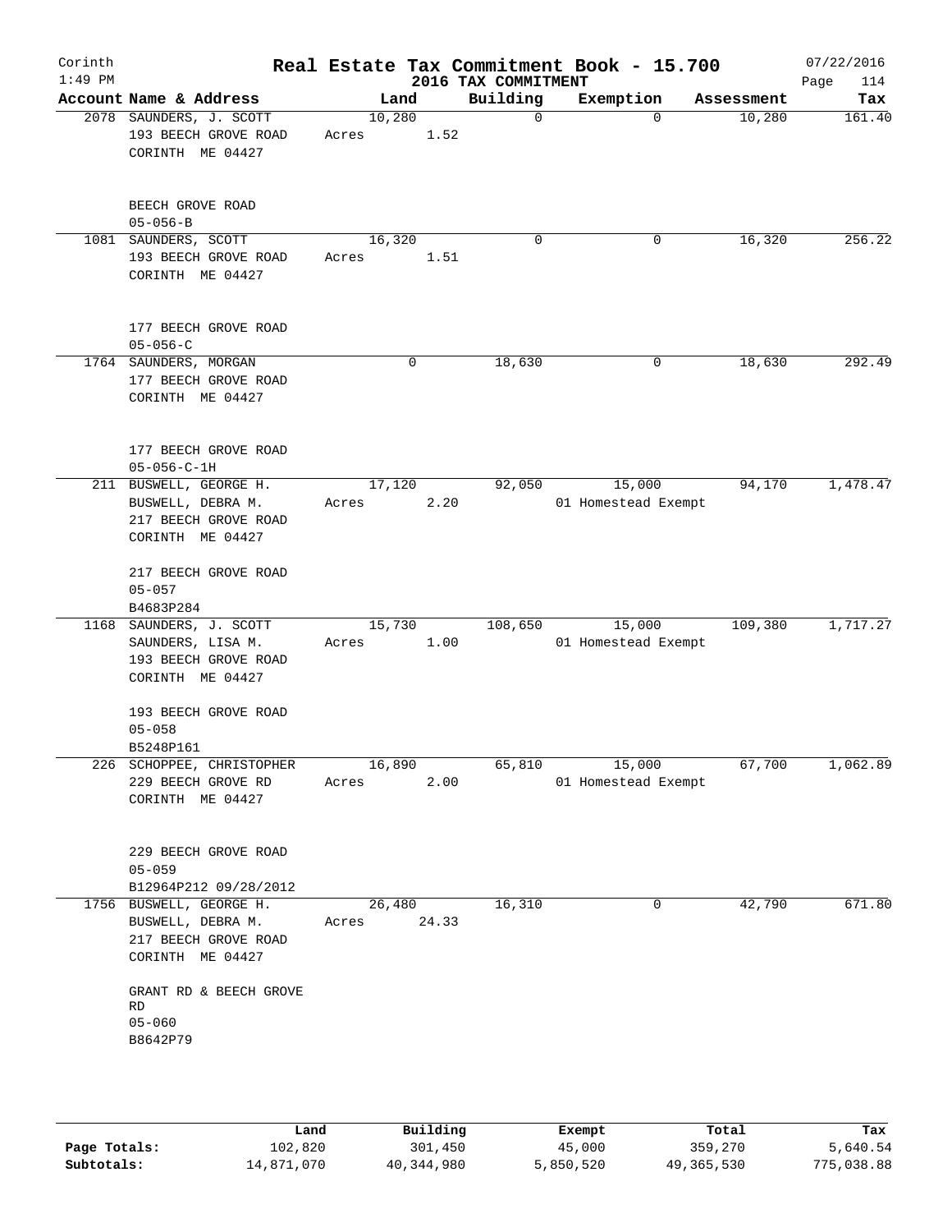# Real Estate Tax Commitment Book - 15.700

Corinth
1:49 PM

2016 TAX COMMITMENT

07/22/2016
Page 114

| Account Name & Address | Land | Building | Exemption | Assessment | Tax |
|---|---|---|---|---|---|
| 2078 SAUNDERS, J. SCOTT<br>193 BEECH GROVE ROAD<br>CORINTH ME 04427<br><br>BEECH GROVE ROAD<br>05-056-B | 10,280<br>Acres 1.52 | 0 | 0 | 10,280 | 161.40 |
| 1081 SAUNDERS, SCOTT<br>193 BEECH GROVE ROAD<br>CORINTH ME 04427<br><br>177 BEECH GROVE ROAD<br>05-056-C | 16,320<br>Acres 1.51 | 0 | 0 | 16,320 | 256.22 |
| 1764 SAUNDERS, MORGAN<br>177 BEECH GROVE ROAD<br>CORINTH ME 04427<br><br>177 BEECH GROVE ROAD<br>05-056-C-1H | 0 | 18,630 | 0 | 18,630 | 292.49 |
| 211 BUSWELL, GEORGE H.<br>BUSWELL, DEBRA M.<br>217 BEECH GROVE ROAD<br>CORINTH ME 04427<br><br>217 BEECH GROVE ROAD<br>05-057<br>B4683P284 | 17,120<br>Acres 2.20 | 92,050 | 15,000<br>01 Homestead Exempt | 94,170 | 1,478.47 |
| 1168 SAUNDERS, J. SCOTT<br>SAUNDERS, LISA M.<br>193 BEECH GROVE ROAD<br>CORINTH ME 04427<br><br>193 BEECH GROVE ROAD<br>05-058<br>B5248P161 | 15,730<br>Acres 1.00 | 108,650 | 15,000<br>01 Homestead Exempt | 109,380 | 1,717.27 |
| 226 SCHOPPEE, CHRISTOPHER<br>229 BEECH GROVE RD<br>CORINTH ME 04427<br><br>229 BEECH GROVE ROAD<br>05-059<br>B12964P212 09/28/2012 | 16,890<br>Acres 2.00 | 65,810 | 15,000<br>01 Homestead Exempt | 67,700 | 1,062.89 |
| 1756 BUSWELL, GEORGE H.<br>BUSWELL, DEBRA M.<br>217 BEECH GROVE ROAD<br>CORINTH ME 04427<br><br>GRANT RD & BEECH GROVE RD<br>05-060<br>B8642P79 | 26,480<br>Acres 24.33 | 16,310 | 0 | 42,790 | 671.80 |

| | Land | Building | Exempt | Total | Tax |
|---|---|---|---|---|---|
| Page Totals: | 102,820 | 301,450 | 45,000 | 359,270 | 5,640.54 |
| Subtotals: | 14,871,070 | 40,344,980 | 5,850,520 | 49,365,530 | 775,038.88 |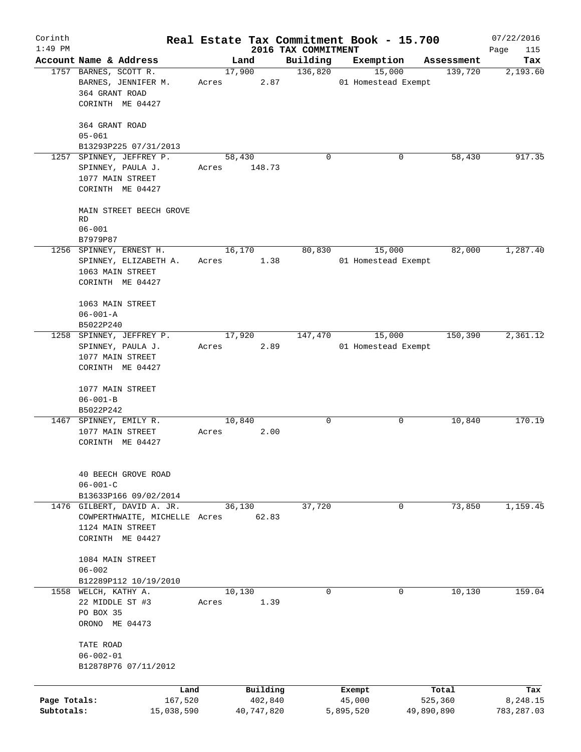Corinth 1:49 PM

# Real Estate Tax Commitment Book - 15.700

2016 TAX COMMITMENT

07/22/2016

| Account | Name & Address | Land | Building | Exemption | Assessment | Tax |
|---|---|---|---|---|---|---|
| 1757 | BARNES, SCOTT R.<br>BARNES, JENNIFER M.<br>364 GRANT ROAD<br>CORINTH ME 04427<br><br>364 GRANT ROAD<br>05-061<br>B13293P225 07/31/2013 | 17,900<br>Acres 2.87 | 136,820 | 15,000<br>01 Homestead Exempt | 139,720 | 2,193.60 |
| 1257 | SPINNEY, JEFFREY P.<br>SPINNEY, PAULA J.<br>1077 MAIN STREET<br>CORINTH ME 04427<br><br>MAIN STREET BEECH GROVE RD<br>06-001<br>B7979P87 | 58,430<br>Acres 148.73 | 0 | 0 | 58,430 | 917.35 |
| 1256 | SPINNEY, ERNEST H.<br>SPINNEY, ELIZABETH A.<br>1063 MAIN STREET<br>CORINTH ME 04427<br><br>1063 MAIN STREET<br>06-001-A<br>B5022P240 | 16,170<br>Acres 1.38 | 80,830 | 15,000<br>01 Homestead Exempt | 82,000 | 1,287.40 |
| 1258 | SPINNEY, JEFFREY P.<br>SPINNEY, PAULA J.<br>1077 MAIN STREET<br>CORINTH ME 04427<br><br>1077 MAIN STREET<br>06-001-B<br>B5022P242 | 17,920<br>Acres 2.89 | 147,470 | 15,000<br>01 Homestead Exempt | 150,390 | 2,361.12 |
| 1467 | SPINNEY, EMILY R.<br>1077 MAIN STREET<br>CORINTH ME 04427<br><br>40 BEECH GROVE ROAD<br>06-001-C<br>B13633P166 09/02/2014 | 10,840<br>Acres 2.00 | 0 | 0 | 10,840 | 170.19 |
| 1476 | GILBERT, DAVID A. JR.<br>COWPERTHWAITE, MICHELLE<br>1124 MAIN STREET<br>CORINTH ME 04427<br><br>1084 MAIN STREET<br>06-002<br>B12289P112 10/19/2010 | 36,130<br>Acres 62.83 | 37,720 | 0 | 73,850 | 1,159.45 |
| 1558 | WELCH, KATHY A.<br>22 MIDDLE ST #3<br>PO BOX 35<br>ORONO ME 04473<br><br>TATE ROAD<br>06-002-01<br>B12878P76 07/11/2012 | 10,130<br>Acres 1.39 | 0 | 0 | 10,130 | 159.04 |

| | Land | Building | Exempt | Total | Tax |
|---|---|---|---|---|---|
| Page Totals: | 167,520 | 402,840 | 45,000 | 525,360 | 8,248.15 |
| Subtotals: | 15,038,590 | 40,747,820 | 5,895,520 | 49,890,890 | 783,287.03 |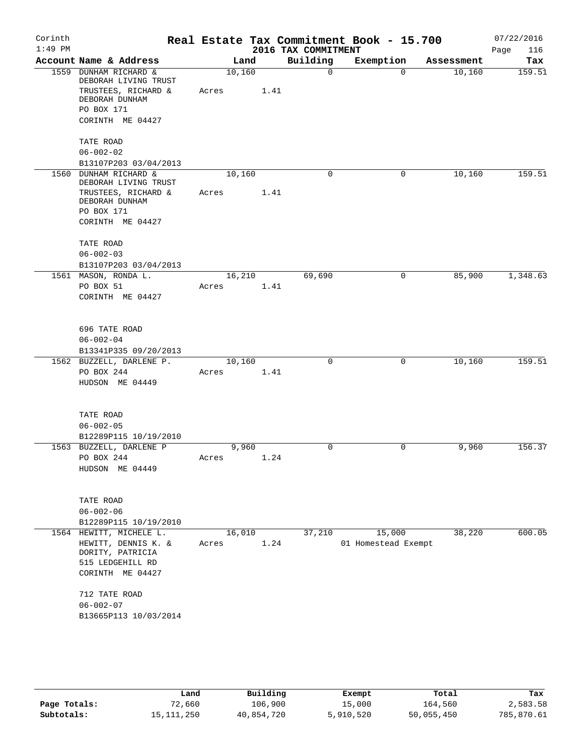# Real Estate Tax Commitment Book - 15.700

Corinth
1:49 PM

2016 TAX COMMITMENT

07/22/2016
Page 116

| Account Name & Address | Land | Building | Exemption | Assessment | Tax |
|---|---|---|---|---|---|
| 1559 DUNHAM RICHARD & DEBORAH LIVING TRUST<br>TRUSTEES, RICHARD & DEBORAH DUNHAM<br>PO BOX 171<br>CORINTH ME 04427<br><br>TATE ROAD<br>06-002-02<br>B13107P203 03/04/2013 | 10,160<br>Acres 1.41 | 0 | 0 | 10,160 | 159.51 |
| 1560 DUNHAM RICHARD & DEBORAH LIVING TRUST<br>TRUSTEES, RICHARD & DEBORAH DUNHAM<br>PO BOX 171<br>CORINTH ME 04427<br><br>TATE ROAD<br>06-002-03<br>B13107P203 03/04/2013 | 10,160<br>Acres 1.41 | 0 | 0 | 10,160 | 159.51 |
| 1561 MASON, RONDA L.<br>PO BOX 51<br>CORINTH ME 04427<br><br>696 TATE ROAD<br>06-002-04<br>B13341P335 09/20/2013 | 16,210<br>Acres 1.41 | 69,690 | 0 | 85,900 | 1,348.63 |
| 1562 BUZZELL, DARLENE P.<br>PO BOX 244<br>HUDSON ME 04449<br><br>TATE ROAD<br>06-002-05<br>B12289P115 10/19/2010 | 10,160<br>Acres 1.41 | 0 | 0 | 10,160 | 159.51 |
| 1563 BUZZELL, DARLENE P<br>PO BOX 244<br>HUDSON ME 04449<br><br>TATE ROAD<br>06-002-06<br>B12289P115 10/19/2010 | 9,960<br>Acres 1.24 | 0 | 0 | 9,960 | 156.37 |
| 1564 HEWITT, MICHELE L.<br>HEWITT, DENNIS K. &<br>DORITY, PATRICIA<br>515 LEDGEHILL RD<br>CORINTH ME 04427<br><br>712 TATE ROAD<br>06-002-07<br>B13665P113 10/03/2014 | 16,010<br>Acres 1.24 | 37,210 | 15,000<br>01 Homestead Exempt | 38,220 | 600.05 |

| | Land | Building | Exempt | Total | Tax |
|---|---|---|---|---|---|
| Page Totals: | 72,660 | 106,900 | 15,000 | 164,560 | 2,583.58 |
| Subtotals: | 15,111,250 | 40,854,720 | 5,910,520 | 50,055,450 | 785,870.61 |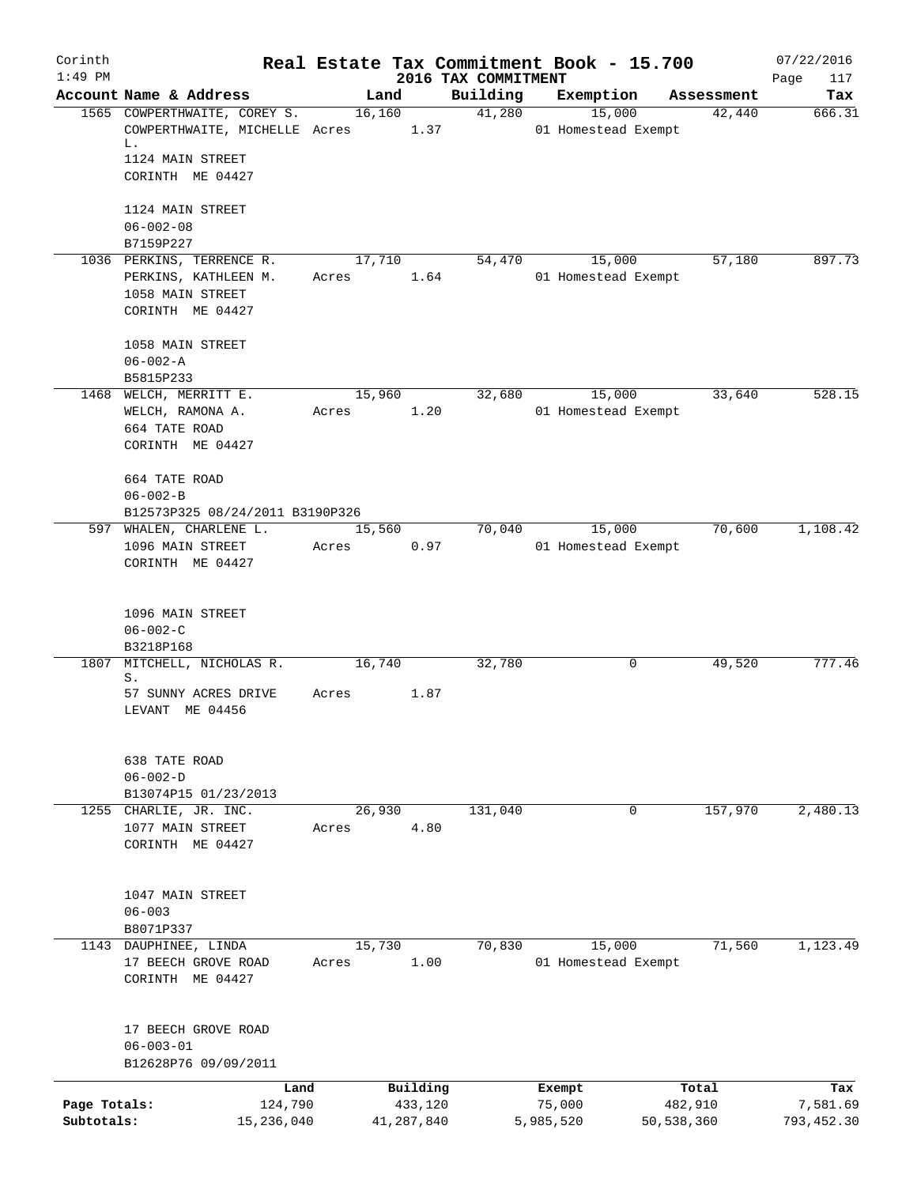Corinth
1:49 PM

# Real Estate Tax Commitment Book - 15.700
## 2016 TAX COMMITMENT

07/22/2016
Page 117

| Account Name & Address | Land | Building | Exemption | Assessment | Tax |
|---|---|---|---|---|---|
| 1565 COWPERTHWAITE, COREY S.<br>COWPERTHWAITE, MICHELLE L.<br>1124 MAIN STREET<br>CORINTH ME 04427<br><br>1124 MAIN STREET<br>06-002-08<br>B7159P227 | 16,160<br>Acres 1.37 | 41,280 | 15,000<br>01 Homestead Exempt | 42,440 | 666.31 |
| 1036 PERKINS, TERRENCE R.<br>PERKINS, KATHLEEN M.<br>1058 MAIN STREET<br>CORINTH ME 04427<br><br>1058 MAIN STREET<br>06-002-A<br>B5815P233 | 17,710<br>Acres 1.64 | 54,470 | 15,000<br>01 Homestead Exempt | 57,180 | 897.73 |
| 1468 WELCH, MERRITT E.<br>WELCH, RAMONA A.<br>664 TATE ROAD<br>CORINTH ME 04427<br><br>664 TATE ROAD<br>06-002-B<br>B12573P325 08/24/2011 B3190P326 | 15,960<br>Acres 1.20 | 32,680 | 15,000<br>01 Homestead Exempt | 33,640 | 528.15 |
| 597 WHALEN, CHARLENE L.<br>1096 MAIN STREET<br>CORINTH ME 04427<br><br>1096 MAIN STREET<br>06-002-C<br>B3218P168 | 15,560<br>Acres 0.97 | 70,040 | 15,000<br>01 Homestead Exempt | 70,600 | 1,108.42 |
| 1807 MITCHELL, NICHOLAS R. S.<br>57 SUNNY ACRES DRIVE<br>LEVANT ME 04456<br><br>638 TATE ROAD<br>06-002-D<br>B13074P15 01/23/2013 | 16,740<br>Acres 1.87 | 32,780 | 0 | 49,520 | 777.46 |
| 1255 CHARLIE, JR. INC.<br>1077 MAIN STREET<br>CORINTH ME 04427<br><br>1047 MAIN STREET<br>06-003<br>B8071P337 | 26,930<br>Acres 4.80 | 131,040 | 0 | 157,970 | 2,480.13 |
| 1143 DAUPHINEE, LINDA<br>17 BEECH GROVE ROAD<br>CORINTH ME 04427<br><br>17 BEECH GROVE ROAD<br>06-003-01<br>B12628P76 09/09/2011 | 15,730<br>Acres 1.00 | 70,830 | 15,000<br>01 Homestead Exempt | 71,560 | 1,123.49 |

| | Land | Building | Exempt | Total | Tax |
|---|---|---|---|---|---|
| Page Totals: | 124,790 | 433,120 | 75,000 | 482,910 | 7,581.69 |
| Subtotals: | 15,236,040 | 41,287,840 | 5,985,520 | 50,538,360 | 793,452.30 |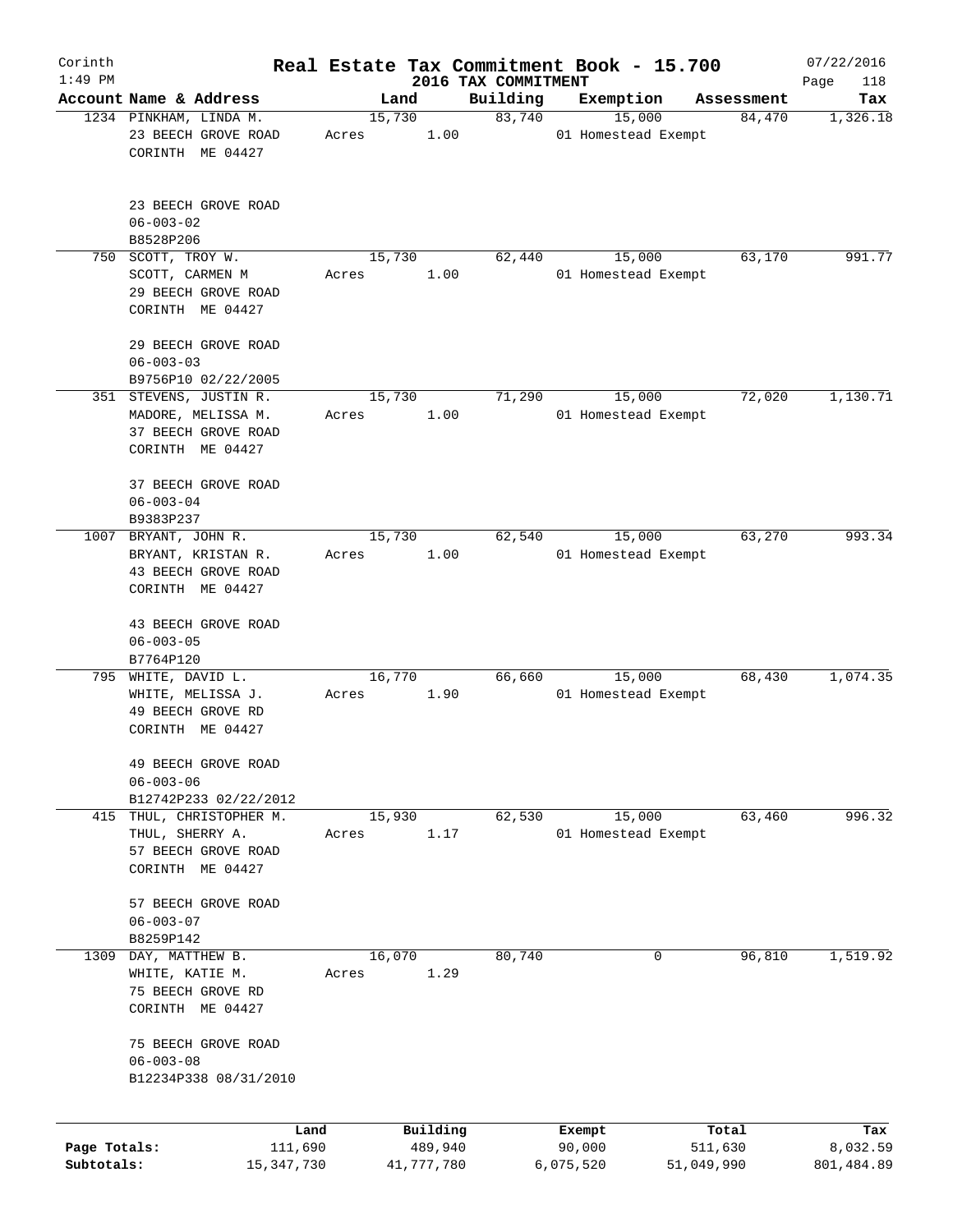# Corinth — Real Estate Tax Commitment Book - 15.700

1:49 PM — 2016 TAX COMMITMENT — 07/22/2016

| Account Name & Address | Land | Building | Exemption | Assessment | Tax |
|---|---|---|---|---|---|
| 1234 PINKHAM, LINDA M.<br>23 BEECH GROVE ROAD<br>CORINTH ME 04427<br><br>23 BEECH GROVE ROAD<br>06-003-02<br>B8528P206 | 15,730<br>Acres 1.00 | 83,740 | 15,000<br>01 Homestead Exempt | 84,470 | 1,326.18 |
| 750 SCOTT, TROY W.<br>SCOTT, CARMEN M<br>29 BEECH GROVE ROAD<br>CORINTH ME 04427<br><br>29 BEECH GROVE ROAD<br>06-003-03<br>B9756P10 02/22/2005 | 15,730<br>Acres 1.00 | 62,440 | 15,000<br>01 Homestead Exempt | 63,170 | 991.77 |
| 351 STEVENS, JUSTIN R.<br>MADORE, MELISSA M.<br>37 BEECH GROVE ROAD<br>CORINTH ME 04427<br><br>37 BEECH GROVE ROAD<br>06-003-04<br>B9383P237 | 15,730<br>Acres 1.00 | 71,290 | 15,000<br>01 Homestead Exempt | 72,020 | 1,130.71 |
| 1007 BRYANT, JOHN R.<br>BRYANT, KRISTAN R.<br>43 BEECH GROVE ROAD<br>CORINTH ME 04427<br><br>43 BEECH GROVE ROAD<br>06-003-05<br>B7764P120 | 15,730<br>Acres 1.00 | 62,540 | 15,000<br>01 Homestead Exempt | 63,270 | 993.34 |
| 795 WHITE, DAVID L.<br>WHITE, MELISSA J.<br>49 BEECH GROVE RD<br>CORINTH ME 04427<br><br>49 BEECH GROVE ROAD<br>06-003-06<br>B12742P233 02/22/2012 | 16,770<br>Acres 1.90 | 66,660 | 15,000<br>01 Homestead Exempt | 68,430 | 1,074.35 |
| 415 THUL, CHRISTOPHER M.<br>THUL, SHERRY A.<br>57 BEECH GROVE ROAD<br>CORINTH ME 04427<br><br>57 BEECH GROVE ROAD<br>06-003-07<br>B8259P142 | 15,930<br>Acres 1.17 | 62,530 | 15,000<br>01 Homestead Exempt | 63,460 | 996.32 |
| 1309 DAY, MATTHEW B.<br>WHITE, KATIE M.<br>75 BEECH GROVE RD<br>CORINTH ME 04427<br><br>75 BEECH GROVE ROAD<br>06-003-08<br>B12234P338 08/31/2010 | 16,070<br>Acres 1.29 | 80,740 | 0 | 96,810 | 1,519.92 |

| | Land | Building | Exempt | Total | Tax |
|---|---|---|---|---|---|
| Page Totals: | 111,690 | 489,940 | 90,000 | 511,630 | 8,032.59 |
| Subtotals: | 15,347,730 | 41,777,780 | 6,075,520 | 51,049,990 | 801,484.89 |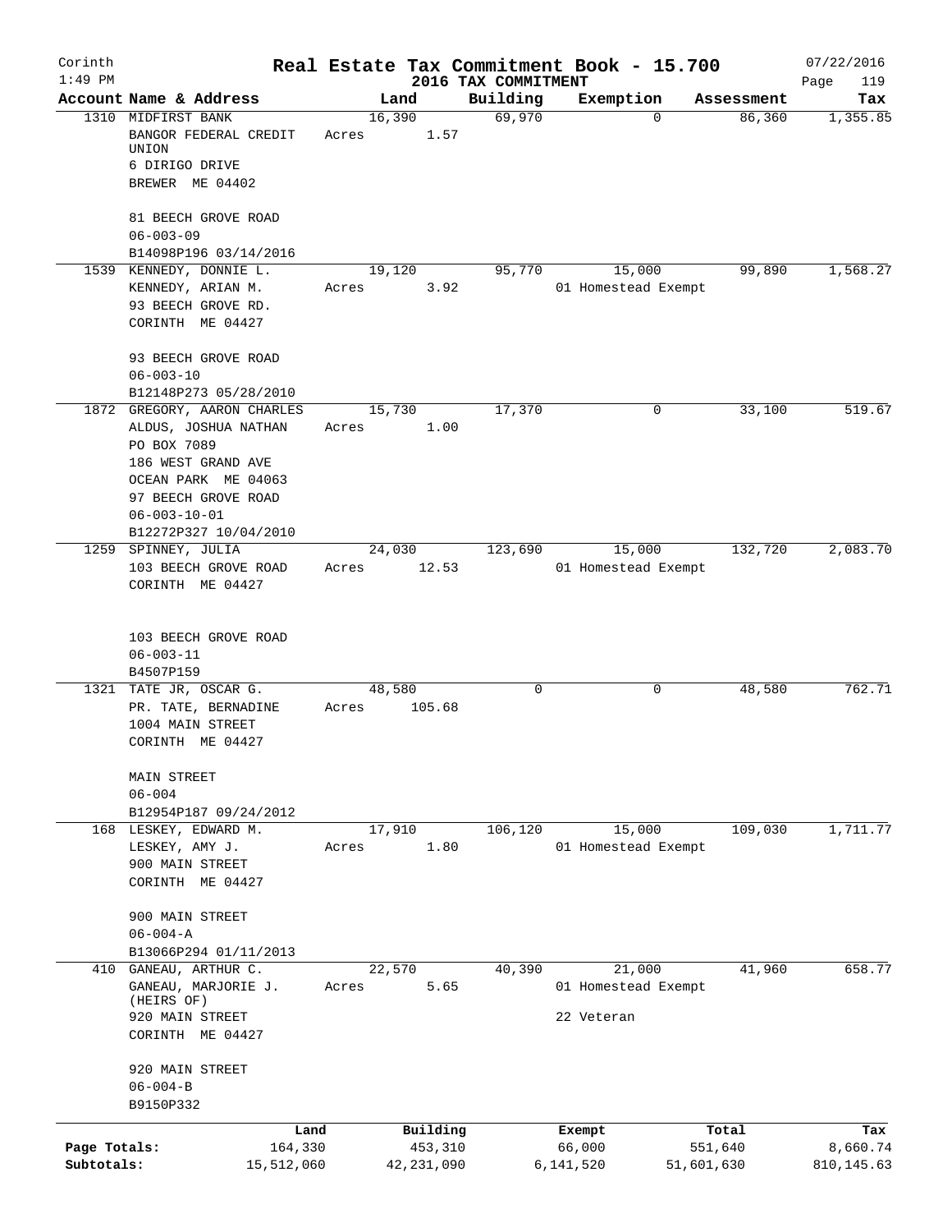Corinth 1:49 PM

# Real Estate Tax Commitment Book - 15.700

## 2016 TAX COMMITMENT

07/22/2016 Page 119

| Account | Name & Address | Land | Building | Exemption | Assessment | Tax |
|---|---|---|---|---|---|---|
| 1310 | MIDFIRST BANK<br>BANGOR FEDERAL CREDIT UNION<br>6 DIRIGO DRIVE<br>BREWER ME 04402<br><br>81 BEECH GROVE ROAD<br>06-003-09<br>B14098P196 03/14/2016 | 16,390<br>Acres 1.57 | 69,970 | 0 | 86,360 | 1,355.85 |
| 1539 | KENNEDY, DONNIE L.<br>KENNEDY, ARIAN M.<br>93 BEECH GROVE RD.<br>CORINTH ME 04427<br><br>93 BEECH GROVE ROAD<br>06-003-10<br>B12148P273 05/28/2010 | 19,120<br>Acres 3.92 | 95,770 | 15,000<br>01 Homestead Exempt | 99,890 | 1,568.27 |
| 1872 | GREGORY, AARON CHARLES<br>ALDUS, JOSHUA NATHAN<br>PO BOX 7089<br>186 WEST GRAND AVE<br>OCEAN PARK ME 04063<br>97 BEECH GROVE ROAD<br>06-003-10-01<br>B12272P327 10/04/2010 | 15,730<br>Acres 1.00 | 17,370 | 0 | 33,100 | 519.67 |
| 1259 | SPINNEY, JULIA<br>103 BEECH GROVE ROAD<br>CORINTH ME 04427<br><br>103 BEECH GROVE ROAD<br>06-003-11<br>B4507P159 | 24,030<br>Acres 12.53 | 123,690 | 15,000<br>01 Homestead Exempt | 132,720 | 2,083.70 |
| 1321 | TATE JR, OSCAR G.<br>PR. TATE, BERNADINE<br>1004 MAIN STREET<br>CORINTH ME 04427<br><br>MAIN STREET<br>06-004<br>B12954P187 09/24/2012 | 48,580<br>Acres 105.68 | 0 | 0 | 48,580 | 762.71 |
| 168 | LESKEY, EDWARD M.<br>LESKEY, AMY J.<br>900 MAIN STREET<br>CORINTH ME 04427<br><br>900 MAIN STREET<br>06-004-A<br>B13066P294 01/11/2013 | 17,910<br>Acres 1.80 | 106,120 | 15,000<br>01 Homestead Exempt | 109,030 | 1,711.77 |
| 410 | GANEAU, ARTHUR C.<br>GANEAU, MARJORIE J. (HEIRS OF)<br>920 MAIN STREET<br>CORINTH ME 04427<br><br>920 MAIN STREET<br>06-004-B<br>B9150P332 | 22,570<br>Acres 5.65 | 40,390 | 21,000<br>01 Homestead Exempt<br>22 Veteran | 41,960 | 658.77 |

| | Land | Building | Exempt | Total | Tax |
|---|---|---|---|---|---|
| Page Totals: | 164,330 | 453,310 | 66,000 | 551,640 | 8,660.74 |
| Subtotals: | 15,512,060 | 42,231,090 | 6,141,520 | 51,601,630 | 810,145.63 |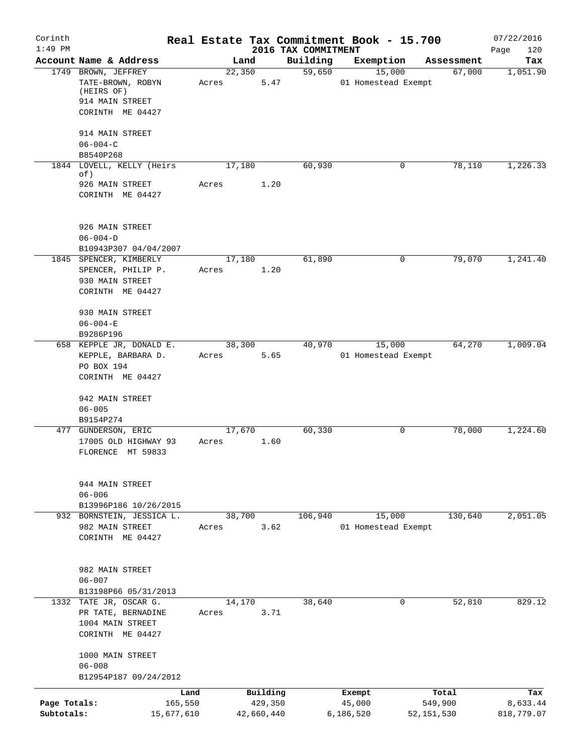Corinth
1:49 PM

# Real Estate Tax Commitment Book - 15.700

2016 TAX COMMITMENT

07/22/2016
Page 120

| Account Name & Address | Land | Building | Exemption | Assessment | Tax |
|---|---|---|---|---|---|
| 1749 BROWN, JEFFREY<br>TATE-BROWN, ROBYN (HEIRS OF)<br>914 MAIN STREET<br>CORINTH ME 04427<br><br>914 MAIN STREET<br>06-004-C<br>B8540P268 | 22,350<br>Acres 5.47 | 59,650 | 15,000<br>01 Homestead Exempt | 67,000 | 1,051.90 |
| 1844 LOVELL, KELLY (Heirs of)<br>926 MAIN STREET<br>CORINTH ME 04427<br><br>926 MAIN STREET<br>06-004-D<br>B10943P307 04/04/2007 | 17,180<br>Acres 1.20 | 60,930 | 0 | 78,110 | 1,226.33 |
| 1845 SPENCER, KIMBERLY<br>SPENCER, PHILIP P.<br>930 MAIN STREET<br>CORINTH ME 04427<br><br>930 MAIN STREET<br>06-004-E<br>B9286P196 | 17,180<br>Acres 1.20 | 61,890 | 0 | 79,070 | 1,241.40 |
| 658 KEPPLE JR, DONALD E.<br>KEPPLE, BARBARA D.<br>PO BOX 194<br>CORINTH ME 04427<br><br>942 MAIN STREET<br>06-005<br>B9154P274 | 38,300<br>Acres 5.65 | 40,970 | 15,000<br>01 Homestead Exempt | 64,270 | 1,009.04 |
| 477 GUNDERSON, ERIC<br>17005 OLD HIGHWAY 93<br>FLORENCE MT 59833<br><br>944 MAIN STREET<br>06-006<br>B13996P186 10/26/2015 | 17,670<br>Acres 1.60 | 60,330 | 0 | 78,000 | 1,224.60 |
| 932 BORNSTEIN, JESSICA L.<br>982 MAIN STREET<br>CORINTH ME 04427<br><br>982 MAIN STREET<br>06-007<br>B13198P66 05/31/2013 | 38,700<br>Acres 3.62 | 106,940 | 15,000<br>01 Homestead Exempt | 130,640 | 2,051.05 |
| 1332 TATE JR, OSCAR G.<br>PR TATE, BERNADINE<br>1004 MAIN STREET<br>CORINTH ME 04427<br><br>1000 MAIN STREET<br>06-008<br>B12954P187 09/24/2012 | 14,170<br>Acres 3.71 | 38,640 | 0 | 52,810 | 829.12 |

| | Land | Building | Exempt | Total | Tax |
|---|---|---|---|---|---|
| Page Totals: | 165,550 | 429,350 | 45,000 | 549,900 | 8,633.44 |
| Subtotals: | 15,677,610 | 42,660,440 | 6,186,520 | 52,151,530 | 818,779.07 |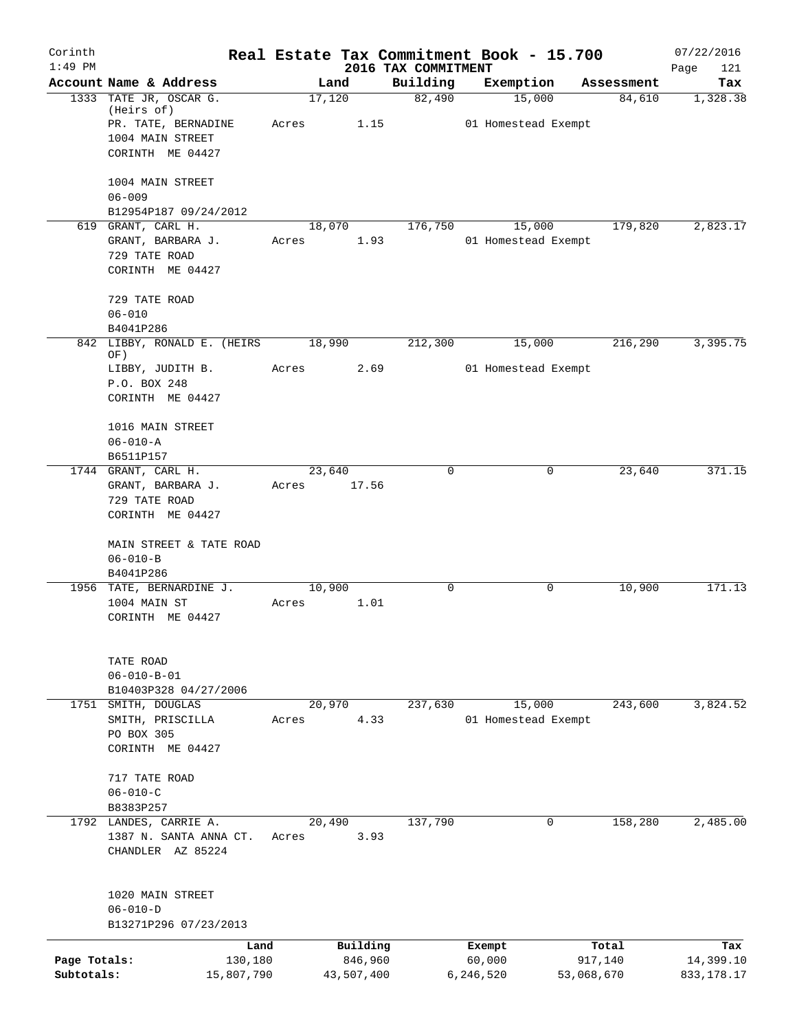Corinth
1:49 PM

# Real Estate Tax Commitment Book - 15.700

## 2016 TAX COMMITMENT

07/22/2016

| Account Name & Address | Land | Building | Exemption | Assessment | Tax |
|---|---|---|---|---|---|
| 1333 TATE JR, OSCAR G. (Heirs of)<br>PR. TATE, BERNADINE<br>1004 MAIN STREET<br>CORINTH ME 04427<br><br>1004 MAIN STREET<br>06-009<br>B12954P187 09/24/2012 | 17,120<br>Acres 1.15 | 82,490 | 15,000<br>01 Homestead Exempt | 84,610 | 1,328.38 |
| 619 GRANT, CARL H.<br>GRANT, BARBARA J.<br>729 TATE ROAD<br>CORINTH ME 04427<br><br>729 TATE ROAD<br>06-010<br>B4041P286 | 18,070<br>Acres 1.93 | 176,750 | 15,000<br>01 Homestead Exempt | 179,820 | 2,823.17 |
| 842 LIBBY, RONALD E. (HEIRS OF)<br>LIBBY, JUDITH B.<br>P.O. BOX 248<br>CORINTH ME 04427<br><br>1016 MAIN STREET<br>06-010-A<br>B6511P157 | 18,990<br>Acres 2.69 | 212,300 | 15,000<br>01 Homestead Exempt | 216,290 | 3,395.75 |
| 1744 GRANT, CARL H.<br>GRANT, BARBARA J.<br>729 TATE ROAD<br>CORINTH ME 04427<br><br>MAIN STREET & TATE ROAD<br>06-010-B<br>B4041P286 | 23,640<br>Acres 17.56 | 0 | 0 | 23,640 | 371.15 |
| 1956 TATE, BERNARDINE J.<br>1004 MAIN ST<br>CORINTH ME 04427<br><br>TATE ROAD<br>06-010-B-01<br>B10403P328 04/27/2006 | 10,900<br>Acres 1.01 | 0 | 0 | 10,900 | 171.13 |
| 1751 SMITH, DOUGLAS<br>SMITH, PRISCILLA<br>PO BOX 305<br>CORINTH ME 04427<br><br>717 TATE ROAD<br>06-010-C<br>B8383P257 | 20,970<br>Acres 4.33 | 237,630 | 15,000<br>01 Homestead Exempt | 243,600 | 3,824.52 |
| 1792 LANDES, CARRIE A.<br>1387 N. SANTA ANNA CT.<br>CHANDLER AZ 85224<br><br>1020 MAIN STREET<br>06-010-D<br>B13271P296 07/23/2013 | 20,490<br>Acres 3.93 | 137,790 | 0 | 158,280 | 2,485.00 |

| | Land | Building | Exempt | Total | Tax |
|---|---|---|---|---|---|
| Page Totals: | 130,180 | 846,960 | 60,000 | 917,140 | 14,399.10 |
| Subtotals: | 15,807,790 | 43,507,400 | 6,246,520 | 53,068,670 | 833,178.17 |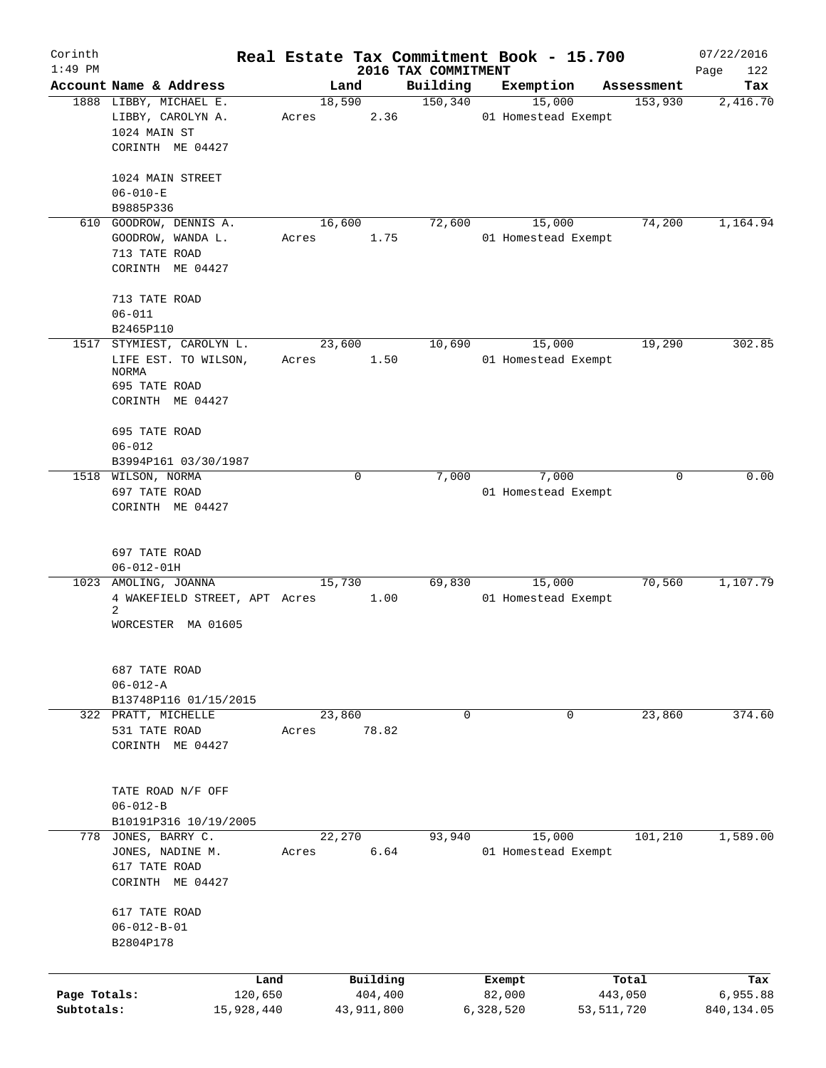# Real Estate Tax Commitment Book - 15.700

Corinth
1:49 PM

2016 TAX COMMITMENT

07/22/2016
Page 122

| Account Name & Address | Land | Building | Exemption | Assessment | Tax |
|---|---|---|---|---|---|
| 1888 LIBBY, MICHAEL E.<br>LIBBY, CAROLYN A.<br>1024 MAIN ST<br>CORINTH ME 04427<br><br>1024 MAIN STREET<br>06-010-E<br>B9885P336 | 18,590<br>Acres 2.36 | 150,340 | 15,000<br>01 Homestead Exempt | 153,930 | 2,416.70 |
| 610 GOODROW, DENNIS A.<br>GOODROW, WANDA L.<br>713 TATE ROAD<br>CORINTH ME 04427<br><br>713 TATE ROAD<br>06-011<br>B2465P110 | 16,600<br>Acres 1.75 | 72,600 | 15,000<br>01 Homestead Exempt | 74,200 | 1,164.94 |
| 1517 STYMIEST, CAROLYN L.<br>LIFE EST. TO WILSON, NORMA<br>695 TATE ROAD<br>CORINTH ME 04427<br><br>695 TATE ROAD<br>06-012<br>B3994P161 03/30/1987 | 23,600<br>Acres 1.50 | 10,690 | 15,000<br>01 Homestead Exempt | 19,290 | 302.85 |
| 1518 WILSON, NORMA<br>697 TATE ROAD<br>CORINTH ME 04427<br><br>697 TATE ROAD<br>06-012-01H | 0 | 7,000 | 7,000<br>01 Homestead Exempt | 0 | 0.00 |
| 1023 AMOLING, JOANNA<br>4 WAKEFIELD STREET, APT 2<br>WORCESTER MA 01605<br><br>687 TATE ROAD<br>06-012-A<br>B13748P116 01/15/2015 | 15,730<br>Acres 1.00 | 69,830 | 15,000<br>01 Homestead Exempt | 70,560 | 1,107.79 |
| 322 PRATT, MICHELLE<br>531 TATE ROAD<br>CORINTH ME 04427<br><br>TATE ROAD N/F OFF<br>06-012-B<br>B10191P316 10/19/2005 | 23,860<br>Acres 78.82 | 0 | 0 | 23,860 | 374.60 |
| 778 JONES, BARRY C.<br>JONES, NADINE M.<br>617 TATE ROAD<br>CORINTH ME 04427<br><br>617 TATE ROAD<br>06-012-B-01<br>B2804P178 | 22,270<br>Acres 6.64 | 93,940 | 15,000<br>01 Homestead Exempt | 101,210 | 1,589.00 |

| | Land | Building | Exempt | Total | Tax |
|---|---|---|---|---|---|
| Page Totals: | 120,650 | 404,400 | 82,000 | 443,050 | 6,955.88 |
| Subtotals: | 15,928,440 | 43,911,800 | 6,328,520 | 53,511,720 | 840,134.05 |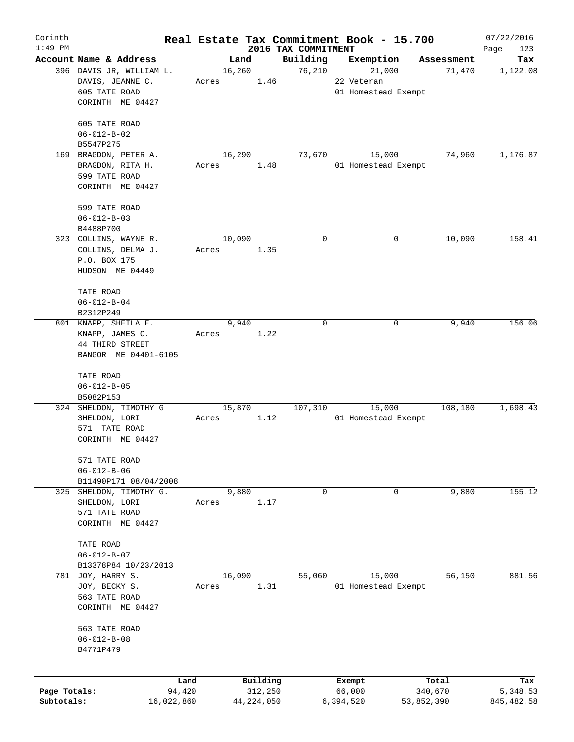# Real Estate Tax Commitment Book - 15.700

Corinth
1:49 PM

2016 TAX COMMITMENT

07/22/2016

| Account Name & Address | Land | Building | Exemption | Assessment | Tax |
|---|---|---|---|---|---|
| 396 DAVIS JR, WILLIAM L.<br>DAVIS, JEANNE C.<br>605 TATE ROAD<br>CORINTH ME 04427<br><br>605 TATE ROAD<br>06-012-B-02<br>B5547P275 | 16,260<br>Acres 1.46 | 76,210 | 21,000<br>22 Veteran<br>01 Homestead Exempt | 71,470 | 1,122.08 |
| 169 BRAGDON, PETER A.<br>BRAGDON, RITA H.<br>599 TATE ROAD<br>CORINTH ME 04427<br><br>599 TATE ROAD<br>06-012-B-03<br>B4488P700 | 16,290<br>Acres 1.48 | 73,670 | 15,000<br>01 Homestead Exempt | 74,960 | 1,176.87 |
| 323 COLLINS, WAYNE R.<br>COLLINS, DELMA J.<br>P.O. BOX 175<br>HUDSON ME 04449<br><br>TATE ROAD<br>06-012-B-04<br>B2312P249 | 10,090<br>Acres 1.35 | 0 | 0 | 10,090 | 158.41 |
| 801 KNAPP, SHEILA E.<br>KNAPP, JAMES C.<br>44 THIRD STREET<br>BANGOR ME 04401-6105<br><br>TATE ROAD<br>06-012-B-05<br>B5082P153 | 9,940<br>Acres 1.22 | 0 | 0 | 9,940 | 156.06 |
| 324 SHELDON, TIMOTHY G<br>SHELDON, LORI<br>571 TATE ROAD<br>CORINTH ME 04427<br><br>571 TATE ROAD<br>06-012-B-06<br>B11490P171 08/04/2008 | 15,870<br>Acres 1.12 | 107,310 | 15,000<br>01 Homestead Exempt | 108,180 | 1,698.43 |
| 325 SHELDON, TIMOTHY G.<br>SHELDON, LORI<br>571 TATE ROAD<br>CORINTH ME 04427<br><br>TATE ROAD<br>06-012-B-07<br>B13378P84 10/23/2013 | 9,880<br>Acres 1.17 | 0 | 0 | 9,880 | 155.12 |
| 781 JOY, HARRY S.<br>JOY, BECKY S.<br>563 TATE ROAD<br>CORINTH ME 04427<br><br>563 TATE ROAD<br>06-012-B-08<br>B4771P479 | 16,090<br>Acres 1.31 | 55,060 | 15,000<br>01 Homestead Exempt | 56,150 | 881.56 |

| | Land | Building | Exempt | Total | Tax |
|---|---|---|---|---|---|
| Page Totals: | 94,420 | 312,250 | 66,000 | 340,670 | 5,348.53 |
| Subtotals: | 16,022,860 | 44,224,050 | 6,394,520 | 53,852,390 | 845,482.58 |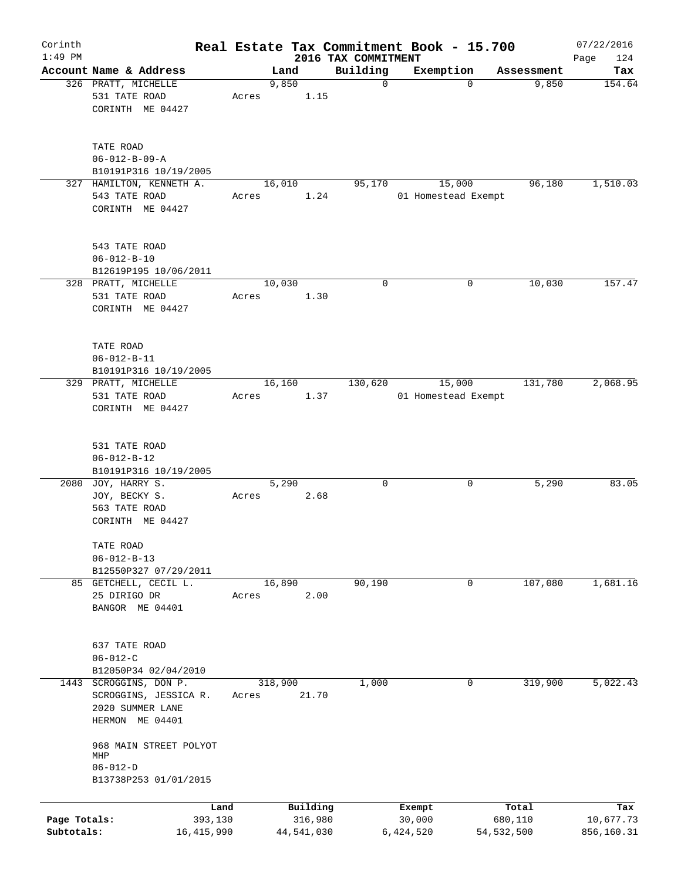Corinth
1:49 PM

# Real Estate Tax Commitment Book - 15.700

## 2016 TAX COMMITMENT

07/22/2016

| Account | Name & Address | Land | Building | Exemption | Assessment | Tax |
|---|---|---|---|---|---|---|
| 326 | PRATT, MICHELLE<br>531 TATE ROAD<br>CORINTH ME 04427<br><br>TATE ROAD<br>06-012-B-09-A<br>B10191P316 10/19/2005 | 9,850<br>Acres 1.15 | 0 | 0 | 9,850 | 154.64 |
| 327 | HAMILTON, KENNETH A.<br>543 TATE ROAD<br>CORINTH ME 04427<br><br>543 TATE ROAD<br>06-012-B-10<br>B12619P195 10/06/2011 | 16,010<br>Acres 1.24 | 95,170 | 15,000<br>01 Homestead Exempt | 96,180 | 1,510.03 |
| 328 | PRATT, MICHELLE<br>531 TATE ROAD<br>CORINTH ME 04427<br><br>TATE ROAD<br>06-012-B-11<br>B10191P316 10/19/2005 | 10,030<br>Acres 1.30 | 0 | 0 | 10,030 | 157.47 |
| 329 | PRATT, MICHELLE<br>531 TATE ROAD<br>CORINTH ME 04427<br><br>531 TATE ROAD<br>06-012-B-12<br>B10191P316 10/19/2005 | 16,160<br>Acres 1.37 | 130,620 | 15,000<br>01 Homestead Exempt | 131,780 | 2,068.95 |
| 2080 | JOY, HARRY S.<br>JOY, BECKY S.<br>563 TATE ROAD<br>CORINTH ME 04427<br><br>TATE ROAD<br>06-012-B-13<br>B12550P327 07/29/2011 | 5,290<br>Acres 2.68 | 0 | 0 | 5,290 | 83.05 |
| 85 | GETCHELL, CECIL L.<br>25 DIRIGO DR<br>BANGOR ME 04401<br><br>637 TATE ROAD<br>06-012-C<br>B12050P34 02/04/2010 | 16,890<br>Acres 2.00 | 90,190 | 0 | 107,080 | 1,681.16 |
| 1443 | SCROGGINS, DON P.<br>SCROGGINS, JESSICA R.<br>2020 SUMMER LANE<br>HERMON ME 04401<br><br>968 MAIN STREET POLYOT MHP<br>06-012-D<br>B13738P253 01/01/2015 | 318,900<br>Acres 21.70 | 1,000 | 0 | 319,900 | 5,022.43 |

| | Land | Building | Exempt | Total | Tax |
|---|---|---|---|---|---|
| Page Totals: | 393,130 | 316,980 | 30,000 | 680,110 | 10,677.73 |
| Subtotals: | 16,415,990 | 44,541,030 | 6,424,520 | 54,532,500 | 856,160.31 |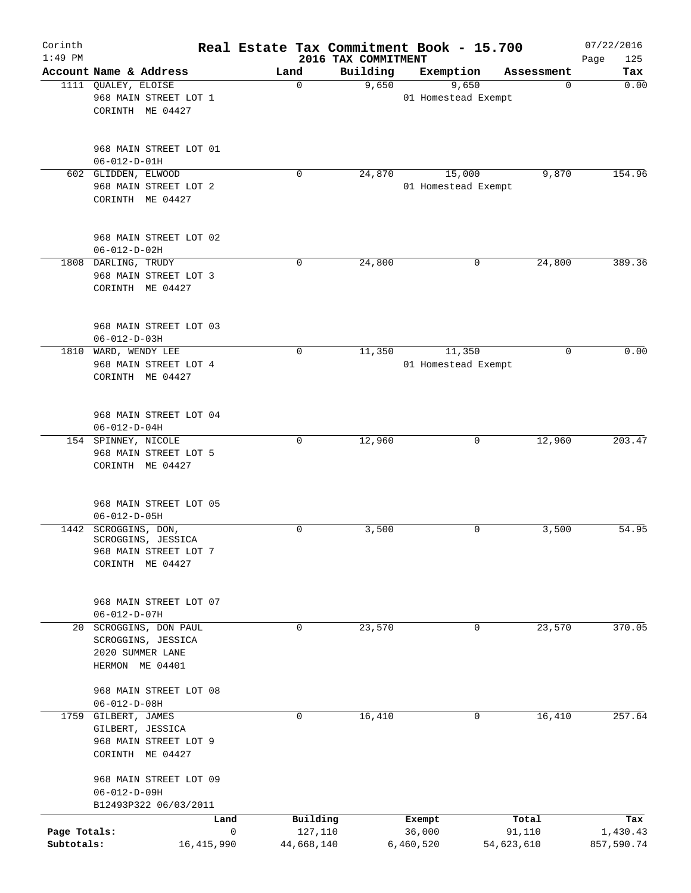# Real Estate Tax Commitment Book - 15.700

Corinth
1:49 PM

2016 TAX COMMITMENT

07/22/2016
Page 125

| Account Name & Address | Land | Building | Exemption | Assessment | Tax |
|---|---|---|---|---|---|
| 1111 QUALEY, ELOISE<br>968 MAIN STREET LOT 1<br>CORINTH ME 04427<br><br>968 MAIN STREET LOT 01<br>06-012-D-01H | 0 | 9,650 | 9,650<br>01 Homestead Exempt | 0 | 0.00 |
| 602 GLIDDEN, ELWOOD<br>968 MAIN STREET LOT 2<br>CORINTH ME 04427<br><br>968 MAIN STREET LOT 02<br>06-012-D-02H | 0 | 24,870 | 15,000<br>01 Homestead Exempt | 9,870 | 154.96 |
| 1808 DARLING, TRUDY<br>968 MAIN STREET LOT 3<br>CORINTH ME 04427<br><br>968 MAIN STREET LOT 03<br>06-012-D-03H | 0 | 24,800 | 0 | 24,800 | 389.36 |
| 1810 WARD, WENDY LEE<br>968 MAIN STREET LOT 4<br>CORINTH ME 04427<br><br>968 MAIN STREET LOT 04<br>06-012-D-04H | 0 | 11,350 | 11,350<br>01 Homestead Exempt | 0 | 0.00 |
| 154 SPINNEY, NICOLE<br>968 MAIN STREET LOT 5<br>CORINTH ME 04427<br><br>968 MAIN STREET LOT 05<br>06-012-D-05H | 0 | 12,960 | 0 | 12,960 | 203.47 |
| 1442 SCROGGINS, DON,<br>SCROGGINS, JESSICA<br>968 MAIN STREET LOT 7<br>CORINTH ME 04427<br><br>968 MAIN STREET LOT 07<br>06-012-D-07H | 0 | 3,500 | 0 | 3,500 | 54.95 |
| 20 SCROGGINS, DON PAUL<br>SCROGGINS, JESSICA<br>2020 SUMMER LANE<br>HERMON ME 04401<br><br>968 MAIN STREET LOT 08<br>06-012-D-08H | 0 | 23,570 | 0 | 23,570 | 370.05 |
| 1759 GILBERT, JAMES<br>GILBERT, JESSICA<br>968 MAIN STREET LOT 9<br>CORINTH ME 04427<br><br>968 MAIN STREET LOT 09<br>06-012-D-09H<br>B12493P322 06/03/2011 | 0 | 16,410 | 0 | 16,410 | 257.64 |

| | Land | Building | Exempt | Total | Tax |
|---|---|---|---|---|---|
| Page Totals: | 0 | 127,110 | 36,000 | 91,110 | 1,430.43 |
| Subtotals: | 16,415,990 | 44,668,140 | 6,460,520 | 54,623,610 | 857,590.74 |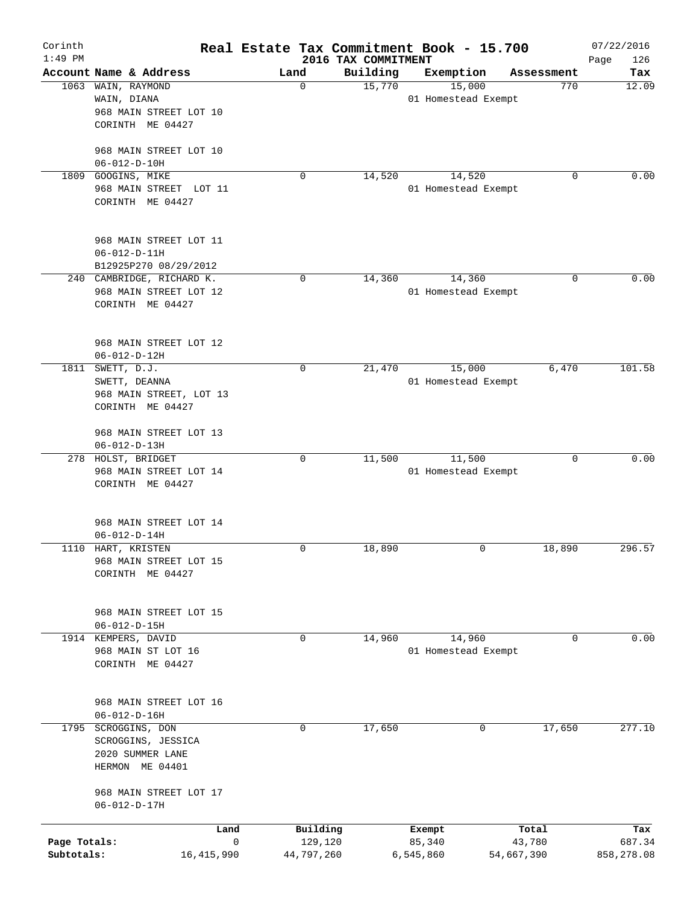# Real Estate Tax Commitment Book - 15.700

Corinth 1:49 PM — 2016 TAX COMMITMENT — 07/22/2016

| Account Name & Address | Land | Building | Exemption | Assessment | Tax |
|---|---|---|---|---|---|
| 1063 WAIN, RAYMOND<br>WAIN, DIANA<br>968 MAIN STREET LOT 10<br>CORINTH ME 04427<br><br>968 MAIN STREET LOT 10<br>06-012-D-10H | 0 | 15,770 | 15,000<br>01 Homestead Exempt | 770 | 12.09 |
| 1809 GOOGINS, MIKE<br>968 MAIN STREET LOT 11<br>CORINTH ME 04427<br><br>968 MAIN STREET LOT 11<br>06-012-D-11H<br>B12925P270 08/29/2012 | 0 | 14,520 | 14,520<br>01 Homestead Exempt | 0 | 0.00 |
| 240 CAMBRIDGE, RICHARD K.<br>968 MAIN STREET LOT 12<br>CORINTH ME 04427<br><br>968 MAIN STREET LOT 12<br>06-012-D-12H | 0 | 14,360 | 14,360<br>01 Homestead Exempt | 0 | 0.00 |
| 1811 SWETT, D.J.<br>SWETT, DEANNA<br>968 MAIN STREET, LOT 13<br>CORINTH ME 04427<br><br>968 MAIN STREET LOT 13<br>06-012-D-13H | 0 | 21,470 | 15,000<br>01 Homestead Exempt | 6,470 | 101.58 |
| 278 HOLST, BRIDGET<br>968 MAIN STREET LOT 14<br>CORINTH ME 04427<br><br>968 MAIN STREET LOT 14<br>06-012-D-14H | 0 | 11,500 | 11,500<br>01 Homestead Exempt | 0 | 0.00 |
| 1110 HART, KRISTEN<br>968 MAIN STREET LOT 15<br>CORINTH ME 04427<br><br>968 MAIN STREET LOT 15<br>06-012-D-15H | 0 | 18,890 | 0 | 18,890 | 296.57 |
| 1914 KEMPERS, DAVID<br>968 MAIN ST LOT 16<br>CORINTH ME 04427<br><br>968 MAIN STREET LOT 16<br>06-012-D-16H | 0 | 14,960 | 14,960<br>01 Homestead Exempt | 0 | 0.00 |
| 1795 SCROGGINS, DON<br>SCROGGINS, JESSICA<br>2020 SUMMER LANE<br>HERMON ME 04401<br><br>968 MAIN STREET LOT 17<br>06-012-D-17H | 0 | 17,650 | 0 | 17,650 | 277.10 |

| | Land | Building | Exempt | Total | Tax |
|---|---|---|---|---|---|
| Page Totals: | 0 | 129,120 | 85,340 | 43,780 | 687.34 |
| Subtotals: | 16,415,990 | 44,797,260 | 6,545,860 | 54,667,390 | 858,278.08 |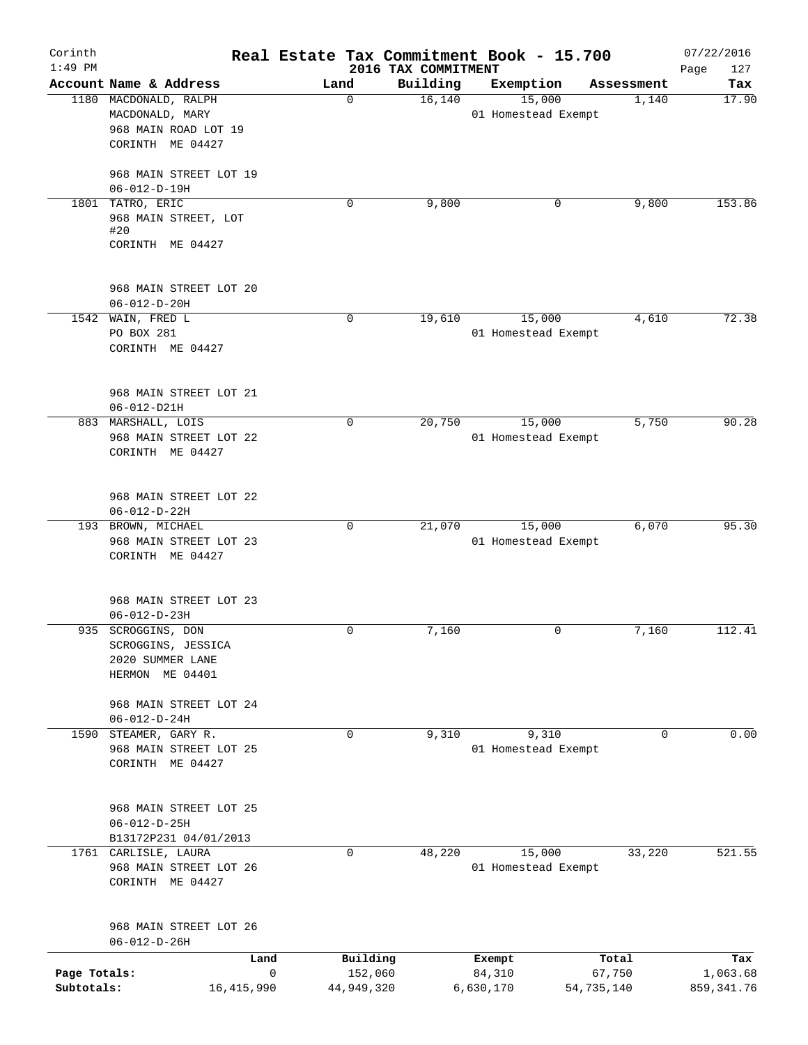Corinth 1:49 PM

# Real Estate Tax Commitment Book - 15.700

## 2016 TAX COMMITMENT

07/22/2016

| Account Name & Address | Land | Building | Exemption | Assessment | Tax |
|---|---|---|---|---|---|
| 1180 MACDONALD, RALPH<br>MACDONALD, MARY<br>968 MAIN ROAD LOT 19<br>CORINTH ME 04427<br><br>968 MAIN STREET LOT 19<br>06-012-D-19H | 0 | 16,140 | 15,000<br>01 Homestead Exempt | 1,140 | 17.90 |
| 1801 TATRO, ERIC<br>968 MAIN STREET, LOT #20<br>CORINTH ME 04427<br><br>968 MAIN STREET LOT 20<br>06-012-D-20H | 0 | 9,800 | 0 | 9,800 | 153.86 |
| 1542 WAIN, FRED L<br>PO BOX 281<br>CORINTH ME 04427<br><br>968 MAIN STREET LOT 21<br>06-012-D21H | 0 | 19,610 | 15,000<br>01 Homestead Exempt | 4,610 | 72.38 |
| 883 MARSHALL, LOIS<br>968 MAIN STREET LOT 22<br>CORINTH ME 04427<br><br>968 MAIN STREET LOT 22<br>06-012-D-22H | 0 | 20,750 | 15,000<br>01 Homestead Exempt | 5,750 | 90.28 |
| 193 BROWN, MICHAEL<br>968 MAIN STREET LOT 23<br>CORINTH ME 04427<br><br>968 MAIN STREET LOT 23<br>06-012-D-23H | 0 | 21,070 | 15,000<br>01 Homestead Exempt | 6,070 | 95.30 |
| 935 SCROGGINS, DON<br>SCROGGINS, JESSICA<br>2020 SUMMER LANE<br>HERMON ME 04401<br><br>968 MAIN STREET LOT 24<br>06-012-D-24H | 0 | 7,160 | 0 | 7,160 | 112.41 |
| 1590 STEAMER, GARY R.<br>968 MAIN STREET LOT 25<br>CORINTH ME 04427<br><br>968 MAIN STREET LOT 25<br>06-012-D-25H<br>B13172P231 04/01/2013 | 0 | 9,310 | 9,310<br>01 Homestead Exempt | 0 | 0.00 |
| 1761 CARLISLE, LAURA<br>968 MAIN STREET LOT 26<br>CORINTH ME 04427<br><br>968 MAIN STREET LOT 26<br>06-012-D-26H | 0 | 48,220 | 15,000<br>01 Homestead Exempt | 33,220 | 521.55 |

| | Land | Building | Exempt | Total | Tax |
|---|---|---|---|---|---|
| Page Totals: | 0 | 152,060 | 84,310 | 67,750 | 1,063.68 |
| Subtotals: | 16,415,990 | 44,949,320 | 6,630,170 | 54,735,140 | 859,341.76 |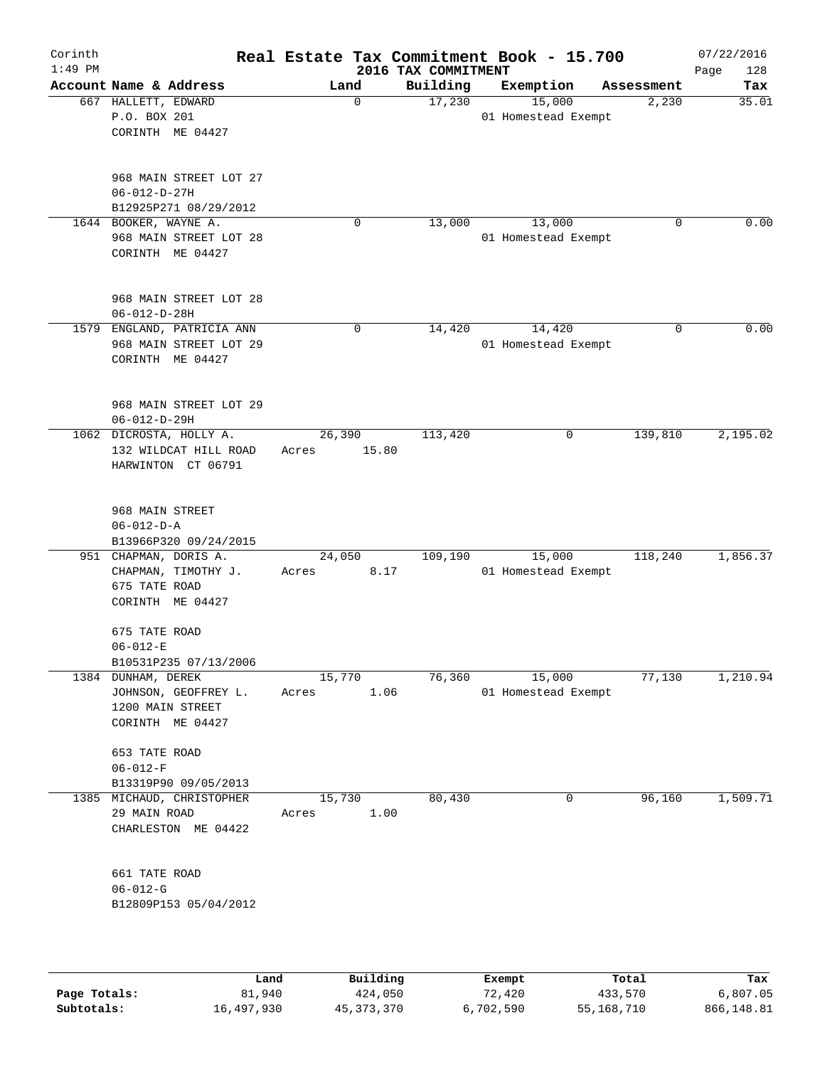Corinth
1:49 PM

# Real Estate Tax Commitment Book - 15.700

## 2016 TAX COMMITMENT

07/22/2016

| Account Name & Address | Land | Building | Exemption | Assessment | Tax |
|---|---|---|---|---|---|
| 667 HALLETT, EDWARD<br>P.O. BOX 201<br>CORINTH ME 04427<br><br>968 MAIN STREET LOT 27<br>06-012-D-27H<br>B12925P271 08/29/2012 | 0 | 17,230 | 15,000<br>01 Homestead Exempt | 2,230 | 35.01 |
| 1644 BOOKER, WAYNE A.<br>968 MAIN STREET LOT 28<br>CORINTH ME 04427<br><br>968 MAIN STREET LOT 28<br>06-012-D-28H | 0 | 13,000 | 13,000<br>01 Homestead Exempt | 0 | 0.00 |
| 1579 ENGLAND, PATRICIA ANN<br>968 MAIN STREET LOT 29<br>CORINTH ME 04427<br><br>968 MAIN STREET LOT 29<br>06-012-D-29H | 0 | 14,420 | 14,420<br>01 Homestead Exempt | 0 | 0.00 |
| 1062 DICROSTA, HOLLY A.<br>132 WILDCAT HILL ROAD<br>HARWINTON CT 06791<br><br>968 MAIN STREET<br>06-012-D-A<br>B13966P320 09/24/2015 | 26,390<br>Acres 15.80 | 113,420 | 0 | 139,810 | 2,195.02 |
| 951 CHAPMAN, DORIS A.<br>CHAPMAN, TIMOTHY J.<br>675 TATE ROAD<br>CORINTH ME 04427<br><br>675 TATE ROAD<br>06-012-E<br>B10531P235 07/13/2006 | 24,050<br>Acres 8.17 | 109,190 | 15,000<br>01 Homestead Exempt | 118,240 | 1,856.37 |
| 1384 DUNHAM, DEREK<br>JOHNSON, GEOFFREY L.<br>1200 MAIN STREET<br>CORINTH ME 04427<br><br>653 TATE ROAD<br>06-012-F<br>B13319P90 09/05/2013 | 15,770<br>Acres 1.06 | 76,360 | 15,000<br>01 Homestead Exempt | 77,130 | 1,210.94 |
| 1385 MICHAUD, CHRISTOPHER<br>29 MAIN ROAD<br>CHARLESTON ME 04422<br><br>661 TATE ROAD<br>06-012-G<br>B12809P153 05/04/2012 | 15,730<br>Acres 1.00 | 80,430 | 0 | 96,160 | 1,509.71 |

| | Land | Building | Exempt | Total | Tax |
|---|---|---|---|---|---|
| Page Totals: | 81,940 | 424,050 | 72,420 | 433,570 | 6,807.05 |
| Subtotals: | 16,497,930 | 45,373,370 | 6,702,590 | 55,168,710 | 866,148.81 |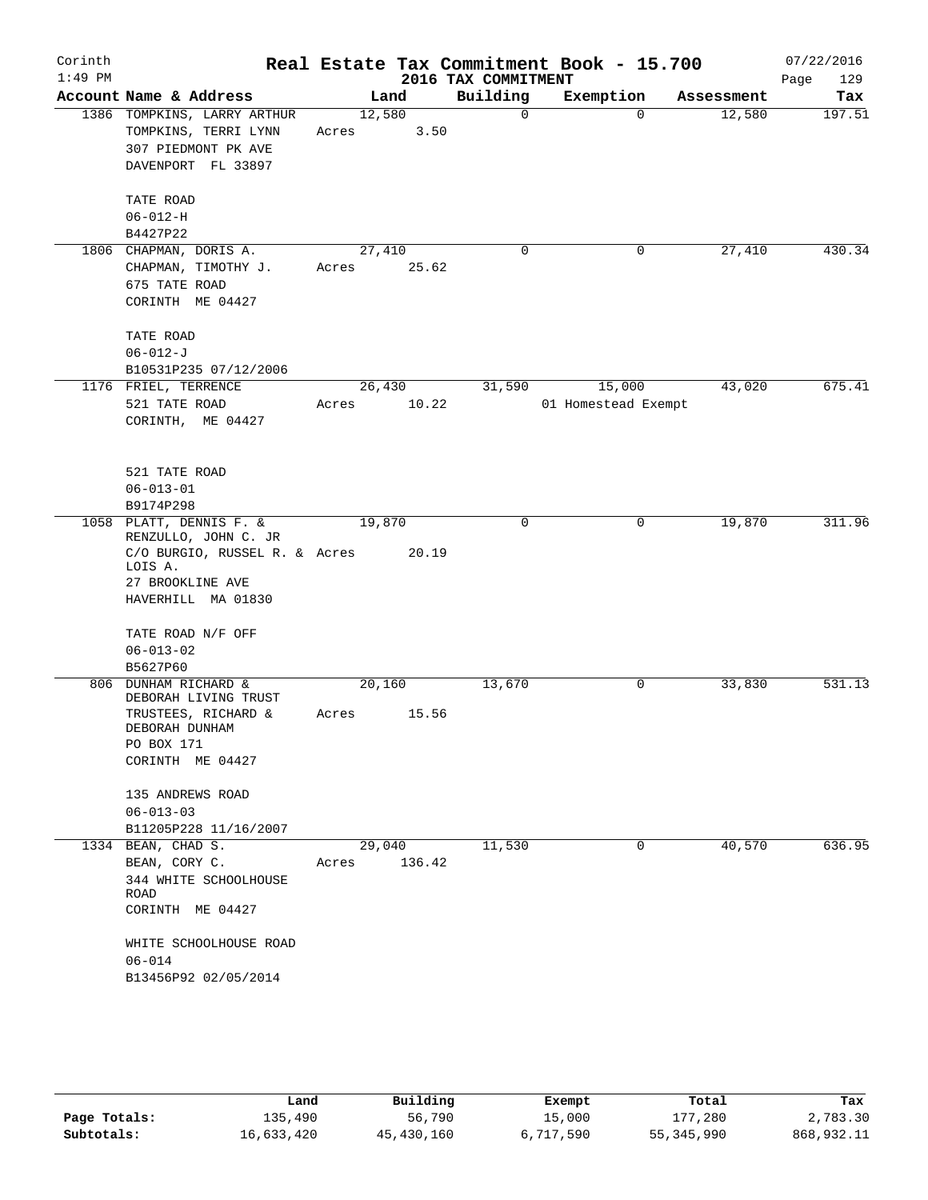Corinth 1:49 PM

# Real Estate Tax Commitment Book - 15.700

## 2016 TAX COMMITMENT

07/22/2016 Page 129

| Account Name & Address | Land | Building | Exemption | Assessment | Tax |
|---|---|---|---|---|---|
| 1386 TOMPKINS, LARRY ARTHUR<br>TOMPKINS, TERRI LYNN<br>307 PIEDMONT PK AVE<br>DAVENPORT FL 33897<br><br>TATE ROAD<br>06-012-H<br>B4427P22 | 12,580<br>Acres 3.50 | 0 | 0 | 12,580 | 197.51 |
| 1806 CHAPMAN, DORIS A.<br>CHAPMAN, TIMOTHY J.<br>675 TATE ROAD<br>CORINTH ME 04427<br><br>TATE ROAD<br>06-012-J<br>B10531P235 07/12/2006 | 27,410<br>Acres 25.62 | 0 | 0 | 27,410 | 430.34 |
| 1176 FRIEL, TERRENCE<br>521 TATE ROAD<br>CORINTH, ME 04427<br><br>521 TATE ROAD<br>06-013-01<br>B9174P298 | 26,430<br>Acres 10.22 | 31,590 | 15,000<br>01 Homestead Exempt | 43,020 | 675.41 |
| 1058 PLATT, DENNIS F. &<br>RENZULLO, JOHN C. JR<br>C/O BURGIO, RUSSEL R. & LOIS A.<br>27 BROOKLINE AVE<br>HAVERHILL MA 01830<br><br>TATE ROAD N/F OFF<br>06-013-02<br>B5627P60 | 19,870<br>Acres 20.19 | 0 | 0 | 19,870 | 311.96 |
| 806 DUNHAM RICHARD &<br>DEBORAH LIVING TRUST<br>TRUSTEES, RICHARD &<br>DEBORAH DUNHAM<br>PO BOX 171<br>CORINTH ME 04427<br><br>135 ANDREWS ROAD<br>06-013-03<br>B11205P228 11/16/2007 | 20,160<br>Acres 15.56 | 13,670 | 0 | 33,830 | 531.13 |
| 1334 BEAN, CHAD S.<br>BEAN, CORY C.<br>344 WHITE SCHOOLHOUSE ROAD<br>CORINTH ME 04427<br><br>WHITE SCHOOLHOUSE ROAD<br>06-014<br>B13456P92 02/05/2014 | 29,040<br>Acres 136.42 | 11,530 | 0 | 40,570 | 636.95 |

| | Land | Building | Exempt | Total | Tax |
|---|---|---|---|---|---|
| Page Totals: | 135,490 | 56,790 | 15,000 | 177,280 | 2,783.30 |
| Subtotals: | 16,633,420 | 45,430,160 | 6,717,590 | 55,345,990 | 868,932.11 |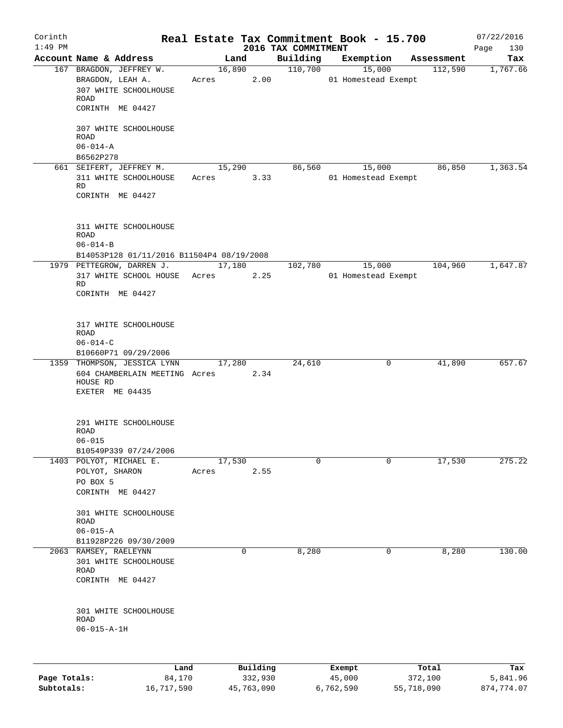# Real Estate Tax Commitment Book - 15.700

## 2016 TAX COMMITMENT

Corinth
1:49 PM
07/22/2016

| Account | Name & Address | Land | Building | Exemption | Assessment | Tax |
|---|---|---|---|---|---|---|
| 167 | BRAGDON, JEFFREY W.<br>BRAGDON, LEAH A.<br>307 WHITE SCHOOLHOUSE ROAD<br>CORINTH ME 04427<br><br>307 WHITE SCHOOLHOUSE ROAD<br>06-014-A<br>B6562P278 | 16,890<br>Acres 2.00 | 110,700 | 15,000<br>01 Homestead Exempt | 112,590 | 1,767.66 |
| 661 | SEIFERT, JEFFREY M.<br>311 WHITE SCHOOLHOUSE RD<br>CORINTH ME 04427<br><br>311 WHITE SCHOOLHOUSE ROAD<br>06-014-B<br>B14053P128 01/11/2016 B11504P4 08/19/2008 | 15,290<br>Acres 3.33 | 86,560 | 15,000<br>01 Homestead Exempt | 86,850 | 1,363.54 |
| 1979 | PETTEGROW, DARREN J.<br>317 WHITE SCHOOL HOUSE RD<br>CORINTH ME 04427<br><br>317 WHITE SCHOOLHOUSE ROAD<br>06-014-C<br>B10660P71 09/29/2006 | 17,180<br>Acres 2.25 | 102,780 | 15,000<br>01 Homestead Exempt | 104,960 | 1,647.87 |
| 1359 | THOMPSON, JESSICA LYNN<br>604 CHAMBERLAIN MEETING HOUSE RD<br>EXETER ME 04435<br><br>291 WHITE SCHOOLHOUSE ROAD<br>06-015<br>B10549P339 07/24/2006 | 17,280<br>Acres 2.34 | 24,610 | 0 | 41,890 | 657.67 |
| 1403 | POLYOT, MICHAEL E.<br>POLYOT, SHARON<br>PO BOX 5<br>CORINTH ME 04427<br><br>301 WHITE SCHOOLHOUSE ROAD<br>06-015-A<br>B11928P226 09/30/2009 | 17,530<br>Acres 2.55 | 0 | 0 | 17,530 | 275.22 |
| 2063 | RAMSEY, RAELEYNN<br>301 WHITE SCHOOLHOUSE ROAD<br>CORINTH ME 04427<br><br>301 WHITE SCHOOLHOUSE ROAD<br>06-015-A-1H | 0 | 8,280 | 0 | 8,280 | 130.00 |

| | Land | Building | Exempt | Total | Tax |
|---|---|---|---|---|---|
| Page Totals: | 84,170 | 332,930 | 45,000 | 372,100 | 5,841.96 |
| Subtotals: | 16,717,590 | 45,763,090 | 6,762,590 | 55,718,090 | 874,774.07 |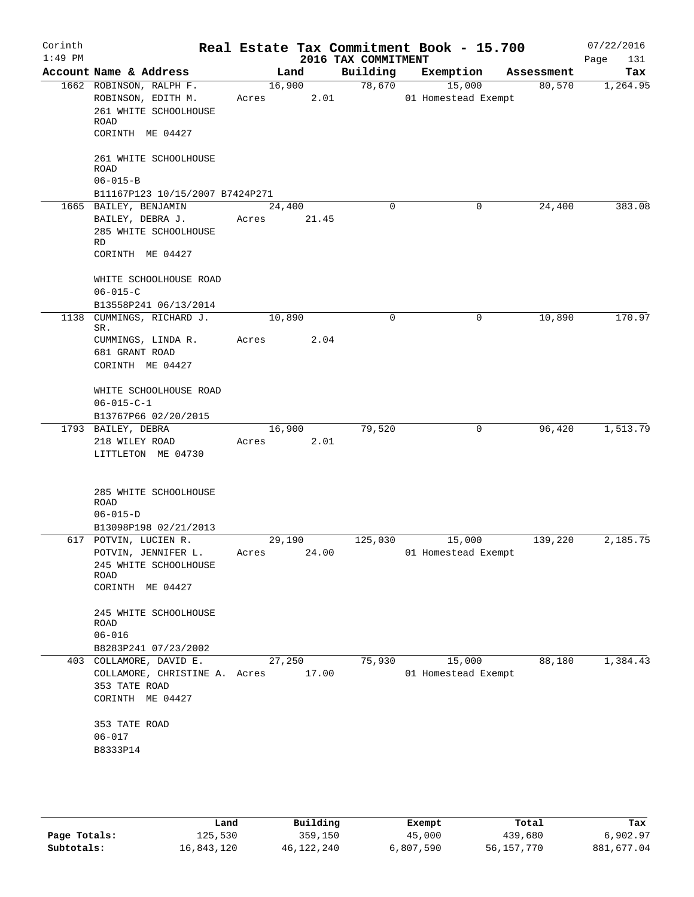Corinth 1:49 PM

# Real Estate Tax Commitment Book - 15.700

## 2016 TAX COMMITMENT

07/22/2016

| Account Name & Address | Land | Building | Exemption | Assessment | Tax |
|---|---|---|---|---|---|
| 1662 ROBINSON, RALPH F.<br>ROBINSON, EDITH M.<br>261 WHITE SCHOOLHOUSE ROAD<br>CORINTH ME 04427<br><br>261 WHITE SCHOOLHOUSE ROAD<br>06-015-B<br>B11167P123 10/15/2007 B7424P271 | 16,900<br>Acres 2.01 | 78,670 | 15,000<br>01 Homestead Exempt | 80,570 | 1,264.95 |
| 1665 BAILEY, BENJAMIN<br>BAILEY, DEBRA J.<br>285 WHITE SCHOOLHOUSE RD<br>CORINTH ME 04427<br><br>WHITE SCHOOLHOUSE ROAD<br>06-015-C<br>B13558P241 06/13/2014 | 24,400<br>Acres 21.45 | 0 | 0 | 24,400 | 383.08 |
| 1138 CUMMINGS, RICHARD J. SR.<br>CUMMINGS, LINDA R.<br>681 GRANT ROAD<br>CORINTH ME 04427<br><br>WHITE SCHOOLHOUSE ROAD<br>06-015-C-1<br>B13767P66 02/20/2015 | 10,890<br>Acres 2.04 | 0 | 0 | 10,890 | 170.97 |
| 1793 BAILEY, DEBRA<br>218 WILEY ROAD<br>LITTLETON ME 04730<br><br>285 WHITE SCHOOLHOUSE ROAD<br>06-015-D<br>B13098P198 02/21/2013 | 16,900<br>Acres 2.01 | 79,520 | 0 | 96,420 | 1,513.79 |
| 617 POTVIN, LUCIEN R.<br>POTVIN, JENNIFER L.<br>245 WHITE SCHOOLHOUSE ROAD<br>CORINTH ME 04427<br><br>245 WHITE SCHOOLHOUSE ROAD<br>06-016<br>B8283P241 07/23/2002 | 29,190<br>Acres 24.00 | 125,030 | 15,000<br>01 Homestead Exempt | 139,220 | 2,185.75 |
| 403 COLLAMORE, DAVID E.<br>COLLAMORE, CHRISTINE A.<br>353 TATE ROAD<br>CORINTH ME 04427<br><br>353 TATE ROAD<br>06-017<br>B8333P14 | 27,250<br>Acres 17.00 | 75,930 | 15,000<br>01 Homestead Exempt | 88,180 | 1,384.43 |

| | Land | Building | Exempt | Total | Tax |
|---|---|---|---|---|---|
| Page Totals: | 125,530 | 359,150 | 45,000 | 439,680 | 6,902.97 |
| Subtotals: | 16,843,120 | 46,122,240 | 6,807,590 | 56,157,770 | 881,677.04 |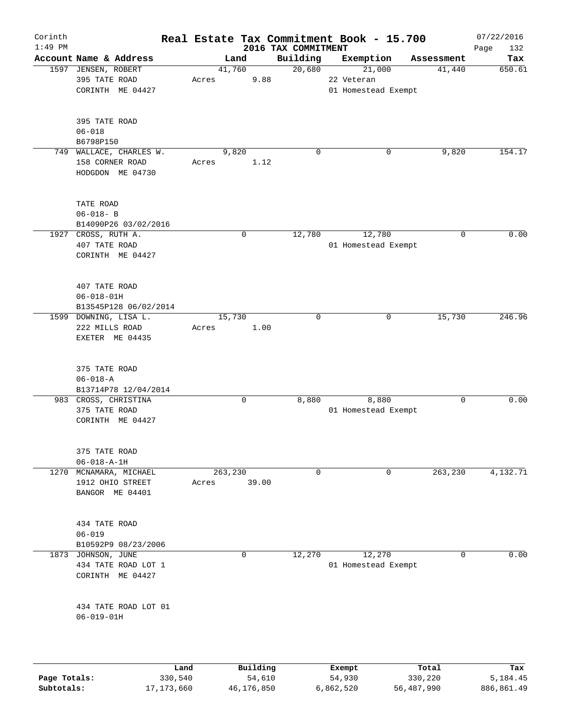# Real Estate Tax Commitment Book - 15.700

Corinth
1:49 PM

2016 TAX COMMITMENT

07/22/2016
Page 132

| Account Name & Address | Land | Building | Exemption | Assessment | Tax |
|---|---|---|---|---|---|
| 1597 JENSEN, ROBERT<br>395 TATE ROAD<br>CORINTH ME 04427<br><br>395 TATE ROAD<br>06-018<br>B6798P150 | 41,760<br>Acres 9.88 | 20,680 | 21,000<br>22 Veteran<br>01 Homestead Exempt | 41,440 | 650.61 |
| 749 WALLACE, CHARLES W.<br>158 CORNER ROAD<br>HODGDON ME 04730<br><br>TATE ROAD<br>06-018- B<br>B14090P26 03/02/2016 | 9,820<br>Acres 1.12 | 0 | 0 | 9,820 | 154.17 |
| 1927 CROSS, RUTH A.<br>407 TATE ROAD<br>CORINTH ME 04427<br><br>407 TATE ROAD<br>06-018-01H<br>B13545P128 06/02/2014 | 0 | 12,780 | 12,780<br>01 Homestead Exempt | 0 | 0.00 |
| 1599 DOWNING, LISA L.<br>222 MILLS ROAD<br>EXETER ME 04435<br><br>375 TATE ROAD<br>06-018-A<br>B13714P78 12/04/2014 | 15,730<br>Acres 1.00 | 0 | 0 | 15,730 | 246.96 |
| 983 CROSS, CHRISTINA<br>375 TATE ROAD<br>CORINTH ME 04427<br><br>375 TATE ROAD<br>06-018-A-1H | 0 | 8,880 | 8,880<br>01 Homestead Exempt | 0 | 0.00 |
| 1270 MCNAMARA, MICHAEL<br>1912 OHIO STREET<br>BANGOR ME 04401<br><br>434 TATE ROAD<br>06-019<br>B10592P9 08/23/2006 | 263,230<br>Acres 39.00 | 0 | 0 | 263,230 | 4,132.71 |
| 1873 JOHNSON, JUNE<br>434 TATE ROAD LOT 1<br>CORINTH ME 04427<br><br>434 TATE ROAD LOT 01<br>06-019-01H | 0 | 12,270 | 12,270<br>01 Homestead Exempt | 0 | 0.00 |

| | Land | Building | Exempt | Total | Tax |
|---|---|---|---|---|---|
| Page Totals: | 330,540 | 54,610 | 54,930 | 330,220 | 5,184.45 |
| Subtotals: | 17,173,660 | 46,176,850 | 6,862,520 | 56,487,990 | 886,861.49 |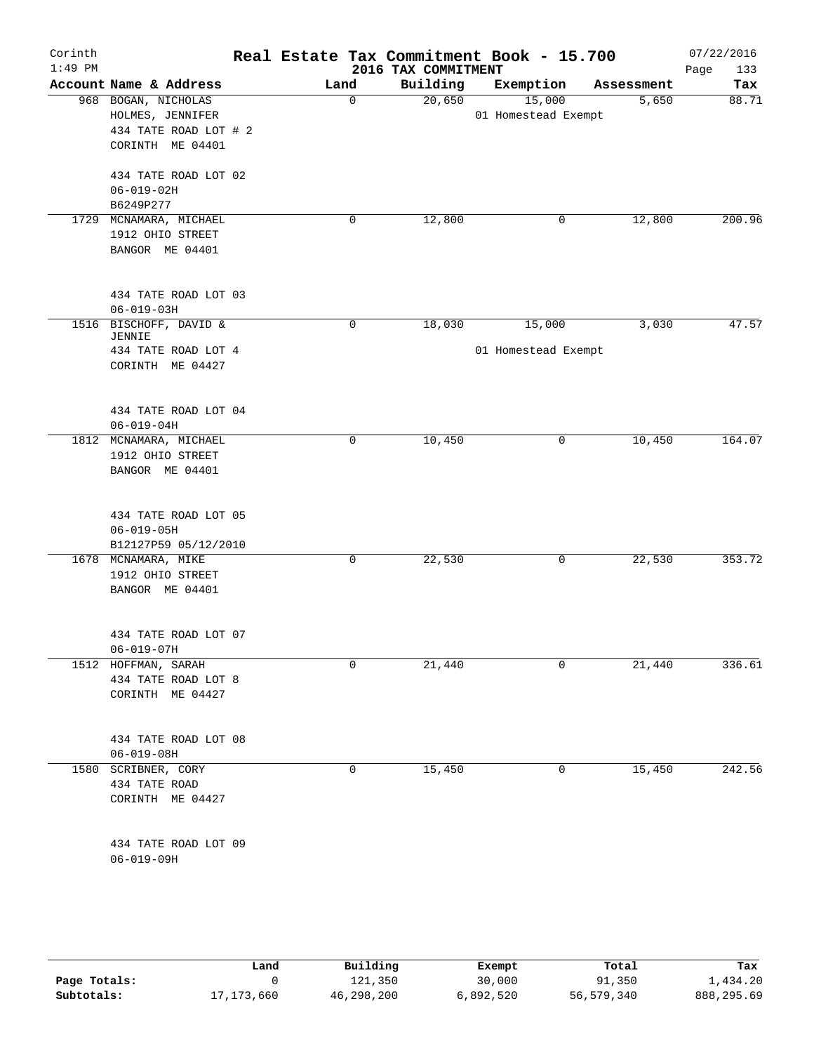# Real Estate Tax Commitment Book - 15.700

Corinth
1:49 PM

2016 TAX COMMITMENT

07/22/2016

| Account Name & Address | Land | Building | Exemption | Assessment | Tax |
|---|---|---|---|---|---|
| 968 BOGAN, NICHOLAS<br>HOLMES, JENNIFER<br>434 TATE ROAD LOT # 2<br>CORINTH ME 04401<br><br>434 TATE ROAD LOT 02<br>06-019-02H<br>B6249P277 | 0 | 20,650 | 15,000<br>01 Homestead Exempt | 5,650 | 88.71 |
| 1729 MCNAMARA, MICHAEL<br>1912 OHIO STREET<br>BANGOR ME 04401<br><br>434 TATE ROAD LOT 03<br>06-019-03H | 0 | 12,800 | 0 | 12,800 | 200.96 |
| 1516 BISCHOFF, DAVID & JENNIE<br>434 TATE ROAD LOT 4<br>CORINTH ME 04427<br><br>434 TATE ROAD LOT 04<br>06-019-04H | 0 | 18,030 | 15,000<br>01 Homestead Exempt | 3,030 | 47.57 |
| 1812 MCNAMARA, MICHAEL<br>1912 OHIO STREET<br>BANGOR ME 04401<br><br>434 TATE ROAD LOT 05<br>06-019-05H<br>B12127P59 05/12/2010 | 0 | 10,450 | 0 | 10,450 | 164.07 |
| 1678 MCNAMARA, MIKE<br>1912 OHIO STREET<br>BANGOR ME 04401<br><br>434 TATE ROAD LOT 07<br>06-019-07H | 0 | 22,530 | 0 | 22,530 | 353.72 |
| 1512 HOFFMAN, SARAH<br>434 TATE ROAD LOT 8<br>CORINTH ME 04427<br><br>434 TATE ROAD LOT 08<br>06-019-08H | 0 | 21,440 | 0 | 21,440 | 336.61 |
| 1580 SCRIBNER, CORY<br>434 TATE ROAD<br>CORINTH ME 04427<br><br>434 TATE ROAD LOT 09<br>06-019-09H | 0 | 15,450 | 0 | 15,450 | 242.56 |

| | Land | Building | Exempt | Total | Tax |
|---|---|---|---|---|---|
| Page Totals: | 0 | 121,350 | 30,000 | 91,350 | 1,434.20 |
| Subtotals: | 17,173,660 | 46,298,200 | 6,892,520 | 56,579,340 | 888,295.69 |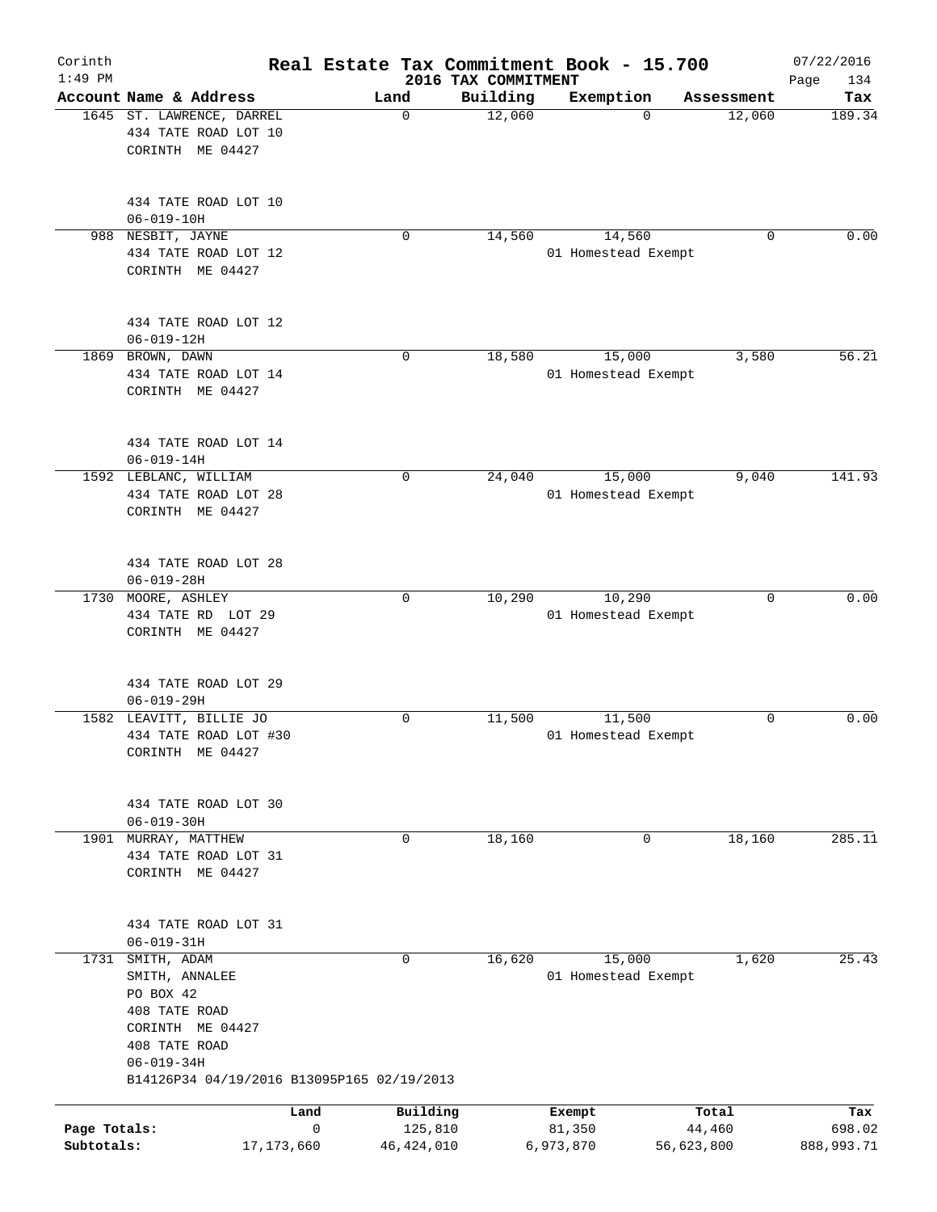# Real Estate Tax Commitment Book - 15.700

Corinth
1:49 PM

## 2016 TAX COMMITMENT

07/22/2016
Page 134

| Account Name & Address | Land | Building | Exemption | Assessment | Tax |
|---|---|---|---|---|---|
| 1645 ST. LAWRENCE, DARREL<br>434 TATE ROAD LOT 10<br>CORINTH ME 04427<br><br>434 TATE ROAD LOT 10<br>06-019-10H | 0 | 12,060 | 0 | 12,060 | 189.34 |
| 988 NESBIT, JAYNE<br>434 TATE ROAD LOT 12<br>CORINTH ME 04427<br><br>434 TATE ROAD LOT 12<br>06-019-12H | 0 | 14,560 | 14,560<br>01 Homestead Exempt | 0 | 0.00 |
| 1869 BROWN, DAWN<br>434 TATE ROAD LOT 14<br>CORINTH ME 04427<br><br>434 TATE ROAD LOT 14<br>06-019-14H | 0 | 18,580 | 15,000<br>01 Homestead Exempt | 3,580 | 56.21 |
| 1592 LEBLANC, WILLIAM<br>434 TATE ROAD LOT 28<br>CORINTH ME 04427<br><br>434 TATE ROAD LOT 28<br>06-019-28H | 0 | 24,040 | 15,000<br>01 Homestead Exempt | 9,040 | 141.93 |
| 1730 MOORE, ASHLEY<br>434 TATE RD LOT 29<br>CORINTH ME 04427<br><br>434 TATE ROAD LOT 29<br>06-019-29H | 0 | 10,290 | 10,290<br>01 Homestead Exempt | 0 | 0.00 |
| 1582 LEAVITT, BILLIE JO<br>434 TATE ROAD LOT #30<br>CORINTH ME 04427<br><br>434 TATE ROAD LOT 30<br>06-019-30H | 0 | 11,500 | 11,500<br>01 Homestead Exempt | 0 | 0.00 |
| 1901 MURRAY, MATTHEW<br>434 TATE ROAD LOT 31<br>CORINTH ME 04427<br><br>434 TATE ROAD LOT 31<br>06-019-31H | 0 | 18,160 | 0 | 18,160 | 285.11 |
| 1731 SMITH, ADAM<br>SMITH, ANNALEE<br>PO BOX 42<br>408 TATE ROAD<br>CORINTH ME 04427<br>408 TATE ROAD<br>06-019-34H<br>B14126P34 04/19/2016 B13095P165 02/19/2013 | 0 | 16,620 | 15,000<br>01 Homestead Exempt | 1,620 | 25.43 |

| | Land | Building | Exempt | Total | Tax |
|---|---|---|---|---|---|
| Page Totals: | 0 | 125,810 | 81,350 | 44,460 | 698.02 |
| Subtotals: | 17,173,660 | 46,424,010 | 6,973,870 | 56,623,800 | 888,993.71 |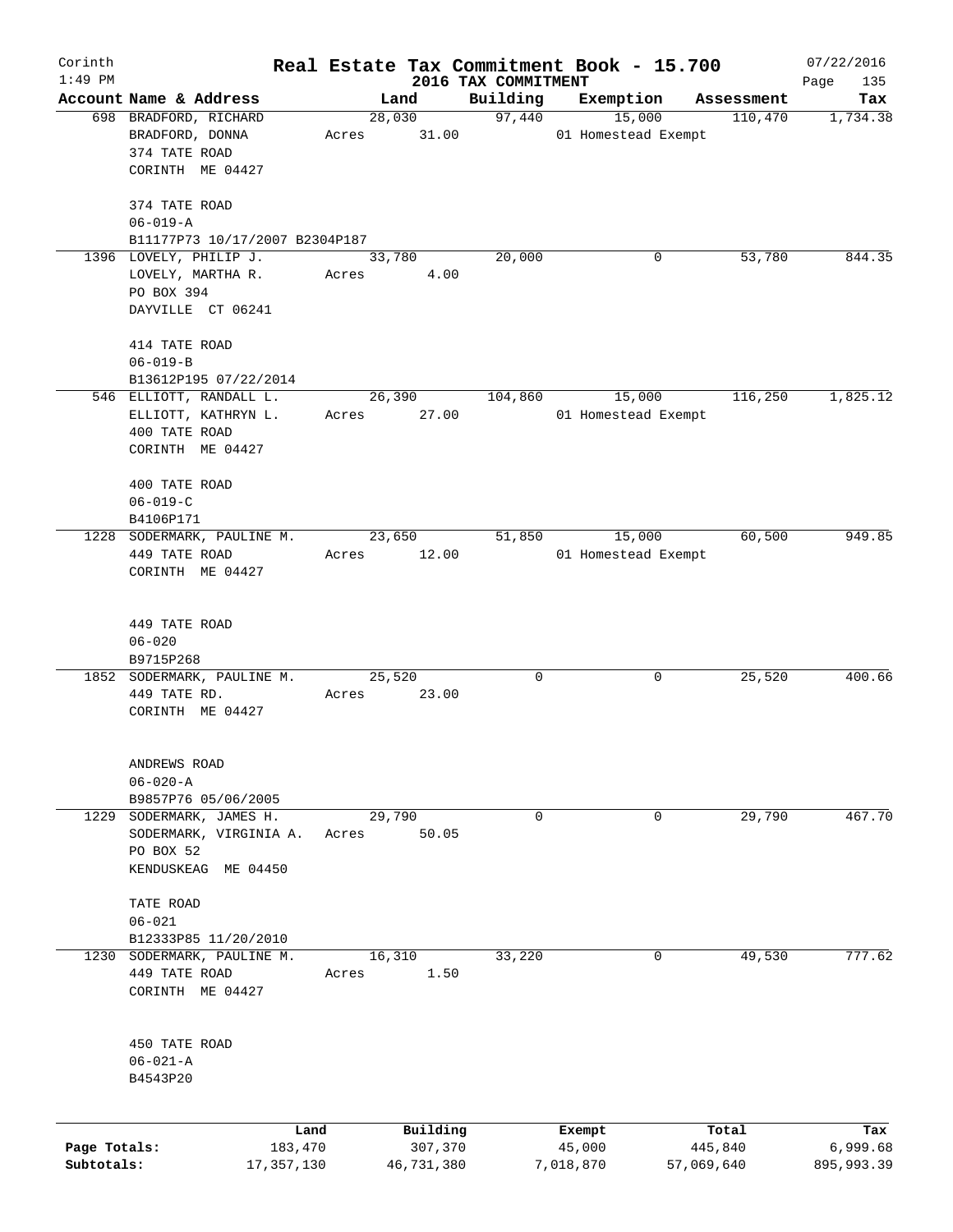Corinth 1:49 PM

# Real Estate Tax Commitment Book - 15.700
## 2016 TAX COMMITMENT

07/22/2016 Page 135

| Account Name & Address | Land | Building | Exemption | Assessment | Tax |
|---|---|---|---|---|---|
| 698 BRADFORD, RICHARD<br>BRADFORD, DONNA<br>374 TATE ROAD<br>CORINTH ME 04427<br><br>374 TATE ROAD<br>06-019-A<br>B11177P73 10/17/2007 B2304P187 | 28,030<br>Acres 31.00 | 97,440 | 15,000<br>01 Homestead Exempt | 110,470 | 1,734.38 |
| 1396 LOVELY, PHILIP J.<br>LOVELY, MARTHA R.<br>PO BOX 394<br>DAYVILLE CT 06241<br><br>414 TATE ROAD<br>06-019-B<br>B13612P195 07/22/2014 | 33,780<br>Acres 4.00 | 20,000 | 0 | 53,780 | 844.35 |
| 546 ELLIOTT, RANDALL L.<br>ELLIOTT, KATHRYN L.<br>400 TATE ROAD<br>CORINTH ME 04427<br><br>400 TATE ROAD<br>06-019-C<br>B4106P171 | 26,390<br>Acres 27.00 | 104,860 | 15,000<br>01 Homestead Exempt | 116,250 | 1,825.12 |
| 1228 SODERMARK, PAULINE M.<br>449 TATE ROAD<br>CORINTH ME 04427<br><br>449 TATE ROAD<br>06-020<br>B9715P268 | 23,650<br>Acres 12.00 | 51,850 | 15,000<br>01 Homestead Exempt | 60,500 | 949.85 |
| 1852 SODERMARK, PAULINE M.<br>449 TATE RD.<br>CORINTH ME 04427<br><br>ANDREWS ROAD<br>06-020-A<br>B9857P76 05/06/2005 | 25,520<br>Acres 23.00 | 0 | 0 | 25,520 | 400.66 |
| 1229 SODERMARK, JAMES H.<br>SODERMARK, VIRGINIA A.<br>PO BOX 52<br>KENDUSKEAG ME 04450<br><br>TATE ROAD<br>06-021<br>B12333P85 11/20/2010 | 29,790<br>Acres 50.05 | 0 | 0 | 29,790 | 467.70 |
| 1230 SODERMARK, PAULINE M.<br>449 TATE ROAD<br>CORINTH ME 04427<br><br>450 TATE ROAD<br>06-021-A<br>B4543P20 | 16,310<br>Acres 1.50 | 33,220 | 0 | 49,530 | 777.62 |

| | Land | Building | Exempt | Total | Tax |
|---|---|---|---|---|---|
| Page Totals: | 183,470 | 307,370 | 45,000 | 445,840 | 6,999.68 |
| Subtotals: | 17,357,130 | 46,731,380 | 7,018,870 | 57,069,640 | 895,993.39 |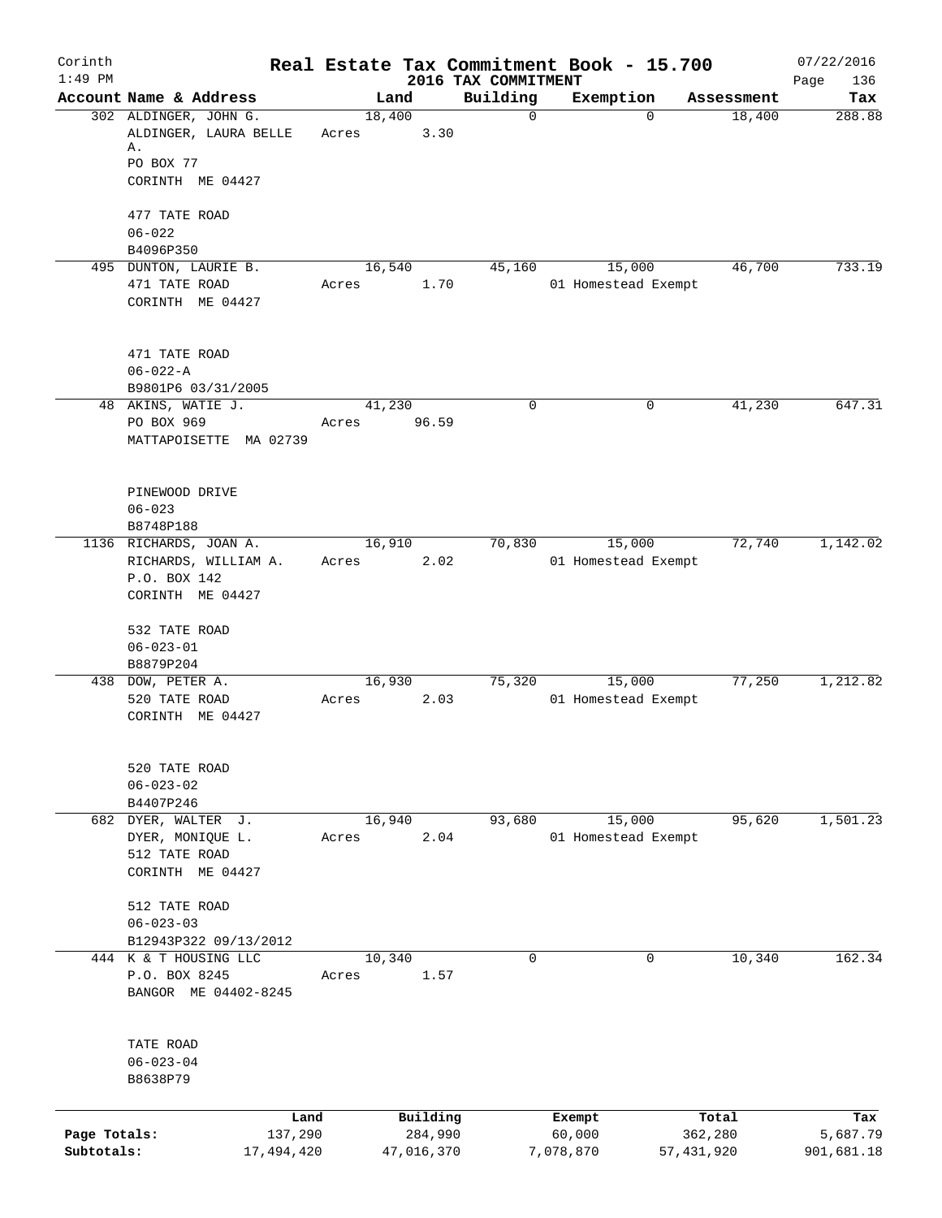# Real Estate Tax Commitment Book - 15.700

Corinth
1:49 PM

2016 TAX COMMITMENT

07/22/2016
Page 136

| Account Name & Address | Land | Building | Exemption | Assessment | Tax |
|---|---|---|---|---|---|
| 302 ALDINGER, JOHN G.<br>ALDINGER, LAURA BELLE A.<br>PO BOX 77<br>CORINTH ME 04427<br><br>477 TATE ROAD<br>06-022<br>B4096P350 | 18,400<br>Acres 3.30 | 0 | 0 | 18,400 | 288.88 |
| 495 DUNTON, LAURIE B.<br>471 TATE ROAD<br>CORINTH ME 04427<br><br>471 TATE ROAD<br>06-022-A<br>B9801P6 03/31/2005 | 16,540<br>Acres 1.70 | 45,160 | 15,000<br>01 Homestead Exempt | 46,700 | 733.19 |
| 48 AKINS, WATIE J.<br>PO BOX 969<br>MATTAPOISETTE MA 02739<br><br>PINEWOOD DRIVE<br>06-023<br>B8748P188 | 41,230<br>Acres 96.59 | 0 | 0 | 41,230 | 647.31 |
| 1136 RICHARDS, JOAN A.<br>RICHARDS, WILLIAM A.<br>P.O. BOX 142<br>CORINTH ME 04427<br><br>532 TATE ROAD<br>06-023-01<br>B8879P204 | 16,910<br>Acres 2.02 | 70,830 | 15,000<br>01 Homestead Exempt | 72,740 | 1,142.02 |
| 438 DOW, PETER A.<br>520 TATE ROAD<br>CORINTH ME 04427<br><br>520 TATE ROAD<br>06-023-02<br>B4407P246 | 16,930<br>Acres 2.03 | 75,320 | 15,000<br>01 Homestead Exempt | 77,250 | 1,212.82 |
| 682 DYER, WALTER J.<br>DYER, MONIQUE L.<br>512 TATE ROAD<br>CORINTH ME 04427<br><br>512 TATE ROAD<br>06-023-03<br>B12943P322 09/13/2012 | 16,940<br>Acres 2.04 | 93,680 | 15,000<br>01 Homestead Exempt | 95,620 | 1,501.23 |
| 444 K & T HOUSING LLC<br>P.O. BOX 8245<br>BANGOR ME 04402-8245<br><br>TATE ROAD<br>06-023-04<br>B8638P79 | 10,340<br>Acres 1.57 | 0 | 0 | 10,340 | 162.34 |

| | Land | Building | Exempt | Total | Tax |
|---|---|---|---|---|---|
| Page Totals: | 137,290 | 284,990 | 60,000 | 362,280 | 5,687.79 |
| Subtotals: | 17,494,420 | 47,016,370 | 7,078,870 | 57,431,920 | 901,681.18 |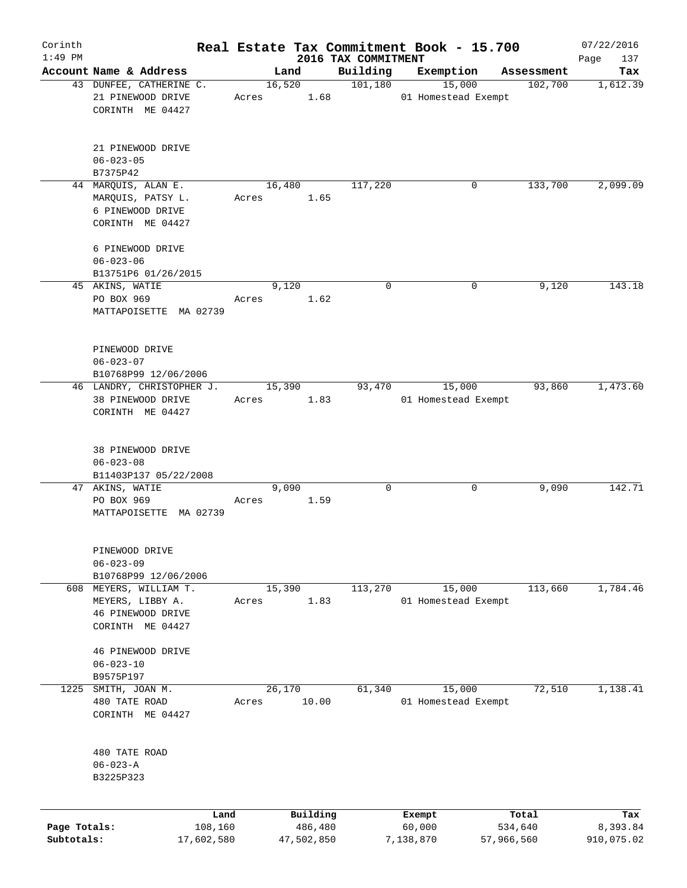# Corinth — Real Estate Tax Commitment Book - 15.700

2016 TAX COMMITMENT

1:49 PM — 07/22/2016

| Account | Name & Address | Land | Building | Exemption | Assessment | Tax |
|---|---|---|---|---|---|---|
| 43 | DUNFEE, CATHERINE C.<br>21 PINEWOOD DRIVE<br>CORINTH ME 04427<br><br>21 PINEWOOD DRIVE<br>06-023-05<br>B7375P42 | 16,520<br>Acres 1.68 | 101,180 | 15,000<br>01 Homestead Exempt | 102,700 | 1,612.39 |
| 44 | MARQUIS, ALAN E.<br>MARQUIS, PATSY L.<br>6 PINEWOOD DRIVE<br>CORINTH ME 04427<br><br>6 PINEWOOD DRIVE<br>06-023-06<br>B13751P6 01/26/2015 | 16,480<br>Acres 1.65 | 117,220 | 0 | 133,700 | 2,099.09 |
| 45 | AKINS, WATIE<br>PO BOX 969<br>MATTAPOISETTE MA 02739<br><br>PINEWOOD DRIVE<br>06-023-07<br>B10768P99 12/06/2006 | 9,120<br>Acres 1.62 | 0 | 0 | 9,120 | 143.18 |
| 46 | LANDRY, CHRISTOPHER J.<br>38 PINEWOOD DRIVE<br>CORINTH ME 04427<br><br>38 PINEWOOD DRIVE<br>06-023-08<br>B11403P137 05/22/2008 | 15,390<br>Acres 1.83 | 93,470 | 15,000<br>01 Homestead Exempt | 93,860 | 1,473.60 |
| 47 | AKINS, WATIE<br>PO BOX 969<br>MATTAPOISETTE MA 02739<br><br>PINEWOOD DRIVE<br>06-023-09<br>B10768P99 12/06/2006 | 9,090<br>Acres 1.59 | 0 | 0 | 9,090 | 142.71 |
| 608 | MEYERS, WILLIAM T.<br>MEYERS, LIBBY A.<br>46 PINEWOOD DRIVE<br>CORINTH ME 04427<br><br>46 PINEWOOD DRIVE<br>06-023-10<br>B9575P197 | 15,390<br>Acres 1.83 | 113,270 | 15,000<br>01 Homestead Exempt | 113,660 | 1,784.46 |
| 1225 | SMITH, JOAN M.<br>480 TATE ROAD<br>CORINTH ME 04427<br><br>480 TATE ROAD<br>06-023-A<br>B3225P323 | 26,170<br>Acres 10.00 | 61,340 | 15,000<br>01 Homestead Exempt | 72,510 | 1,138.41 |

| | Land | Building | Exempt | Total | Tax |
|---|---|---|---|---|---|
| Page Totals: | 108,160 | 486,480 | 60,000 | 534,640 | 8,393.84 |
| Subtotals: | 17,602,580 | 47,502,850 | 7,138,870 | 57,966,560 | 910,075.02 |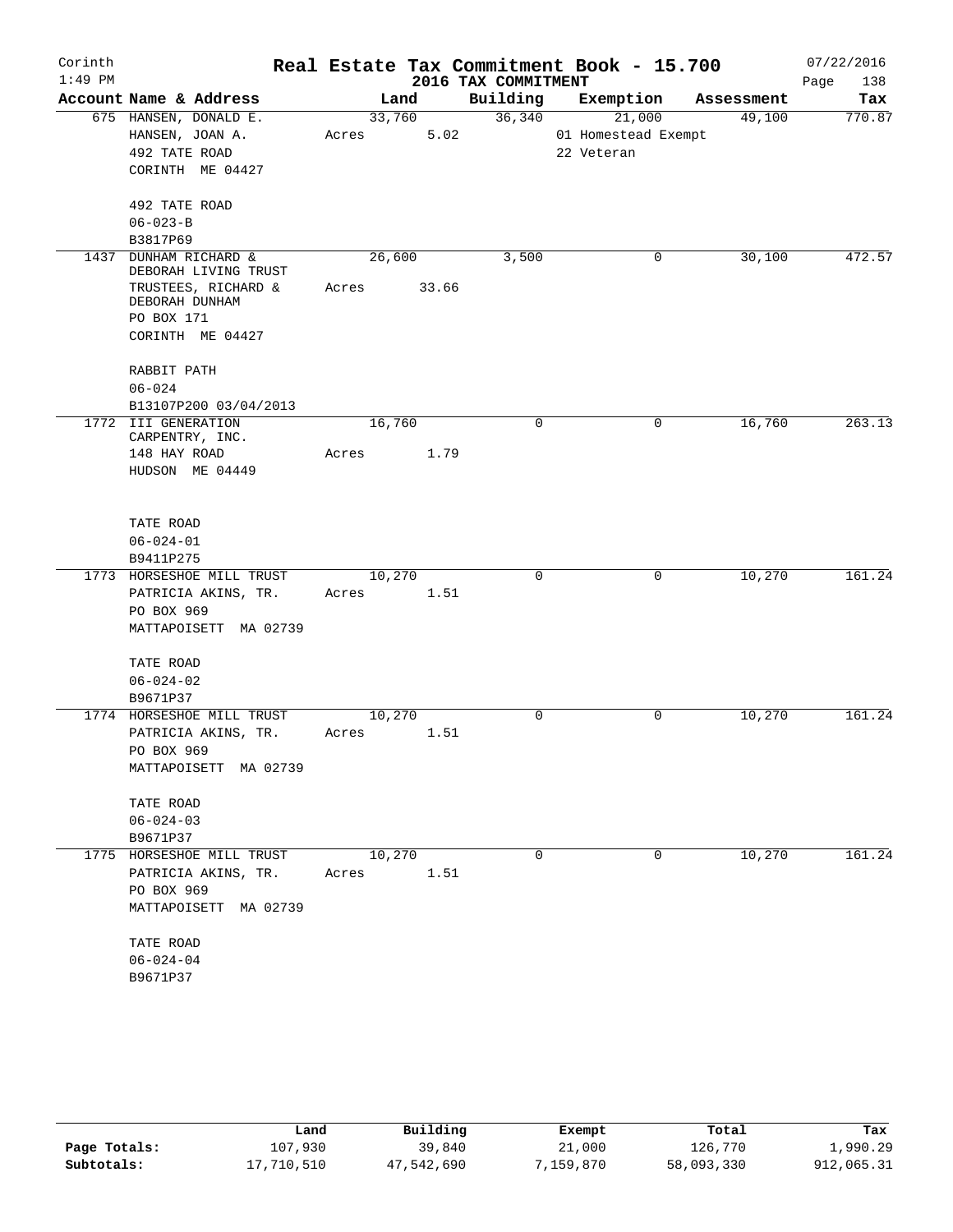Corinth 1:49 PM

# Real Estate Tax Commitment Book - 15.700

## 2016 TAX COMMITMENT

07/22/2016 Page 138

| Account Name & Address | Land | Building | Exemption | Assessment | Tax |
|---|---|---|---|---|---|
| 675 HANSEN, DONALD E.<br>HANSEN, JOAN A.<br>492 TATE ROAD<br>CORINTH ME 04427<br><br>492 TATE ROAD<br>06-023-B<br>B3817P69 | 33,760<br>Acres 5.02 | 36,340 | 21,000<br>01 Homestead Exempt<br>22 Veteran | 49,100 | 770.87 |
| 1437 DUNHAM RICHARD &<br>DEBORAH LIVING TRUST<br>TRUSTEES, RICHARD &<br>DEBORAH DUNHAM<br>PO BOX 171<br>CORINTH ME 04427<br><br>RABBIT PATH<br>06-024<br>B13107P200 03/04/2013 | 26,600<br>Acres 33.66 | 3,500 | 0 | 30,100 | 472.57 |
| 1772 III GENERATION<br>CARPENTRY, INC.<br>148 HAY ROAD<br>HUDSON ME 04449<br><br>TATE ROAD<br>06-024-01<br>B9411P275 | 16,760<br>Acres 1.79 | 0 | 0 | 16,760 | 263.13 |
| 1773 HORSESHOE MILL TRUST<br>PATRICIA AKINS, TR.<br>PO BOX 969<br>MATTAPOISETT MA 02739<br><br>TATE ROAD<br>06-024-02<br>B9671P37 | 10,270<br>Acres 1.51 | 0 | 0 | 10,270 | 161.24 |
| 1774 HORSESHOE MILL TRUST<br>PATRICIA AKINS, TR.<br>PO BOX 969<br>MATTAPOISETT MA 02739<br><br>TATE ROAD<br>06-024-03<br>B9671P37 | 10,270<br>Acres 1.51 | 0 | 0 | 10,270 | 161.24 |
| 1775 HORSESHOE MILL TRUST<br>PATRICIA AKINS, TR.<br>PO BOX 969<br>MATTAPOISETT MA 02739<br><br>TATE ROAD<br>06-024-04<br>B9671P37 | 10,270<br>Acres 1.51 | 0 | 0 | 10,270 | 161.24 |

| | Land | Building | Exempt | Total | Tax |
|---|---|---|---|---|---|
| Page Totals: | 107,930 | 39,840 | 21,000 | 126,770 | 1,990.29 |
| Subtotals: | 17,710,510 | 47,542,690 | 7,159,870 | 58,093,330 | 912,065.31 |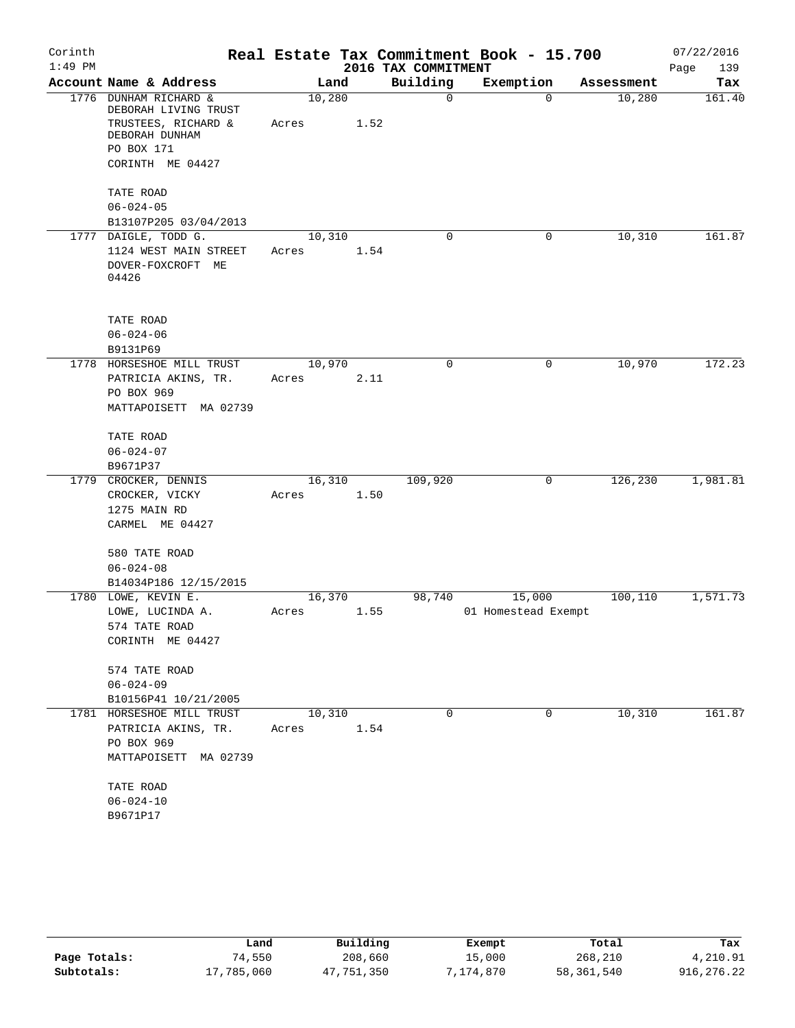# Real Estate Tax Commitment Book - 15.700

Corinth
1:49 PM

2016 TAX COMMITMENT

07/22/2016
Page 139

| Account Name & Address | Land | Building | Exemption | Assessment | Tax |
|---|---|---|---|---|---|
| 1776 DUNHAM RICHARD & DEBORAH LIVING TRUST TRUSTEES, RICHARD & DEBORAH DUNHAM PO BOX 171 CORINTH ME 04427 | 10,280 Acres 1.52 | 0 | 0 | 10,280 | 161.40 |
| TATE ROAD 06-024-05 B13107P205 03/04/2013 | | | | | |
| 1777 DAIGLE, TODD G. 1124 WEST MAIN STREET DOVER-FOXCROFT ME 04426 | 10,310 Acres 1.54 | 0 | 0 | 10,310 | 161.87 |
| TATE ROAD 06-024-06 B9131P69 | | | | | |
| 1778 HORSESHOE MILL TRUST PATRICIA AKINS, TR. PO BOX 969 MATTAPOISETT MA 02739 | 10,970 Acres 2.11 | 0 | 0 | 10,970 | 172.23 |
| TATE ROAD 06-024-07 B9671P37 | | | | | |
| 1779 CROCKER, DENNIS CROCKER, VICKY 1275 MAIN RD CARMEL ME 04427 | 16,310 Acres 1.50 | 109,920 | 0 | 126,230 | 1,981.81 |
| 580 TATE ROAD 06-024-08 B14034P186 12/15/2015 | | | | | |
| 1780 LOWE, KEVIN E. LOWE, LUCINDA A. 574 TATE ROAD CORINTH ME 04427 | 16,370 Acres 1.55 | 98,740 | 15,000 01 Homestead Exempt | 100,110 | 1,571.73 |
| 574 TATE ROAD 06-024-09 B10156P41 10/21/2005 | | | | | |
| 1781 HORSESHOE MILL TRUST PATRICIA AKINS, TR. PO BOX 969 MATTAPOISETT MA 02739 | 10,310 Acres 1.54 | 0 | 0 | 10,310 | 161.87 |
| TATE ROAD 06-024-10 B9671P17 | | | | | |

| | Land | Building | Exempt | Total | Tax |
|---|---|---|---|---|---|
| Page Totals: | 74,550 | 208,660 | 15,000 | 268,210 | 4,210.91 |
| Subtotals: | 17,785,060 | 47,751,350 | 7,174,870 | 58,361,540 | 916,276.22 |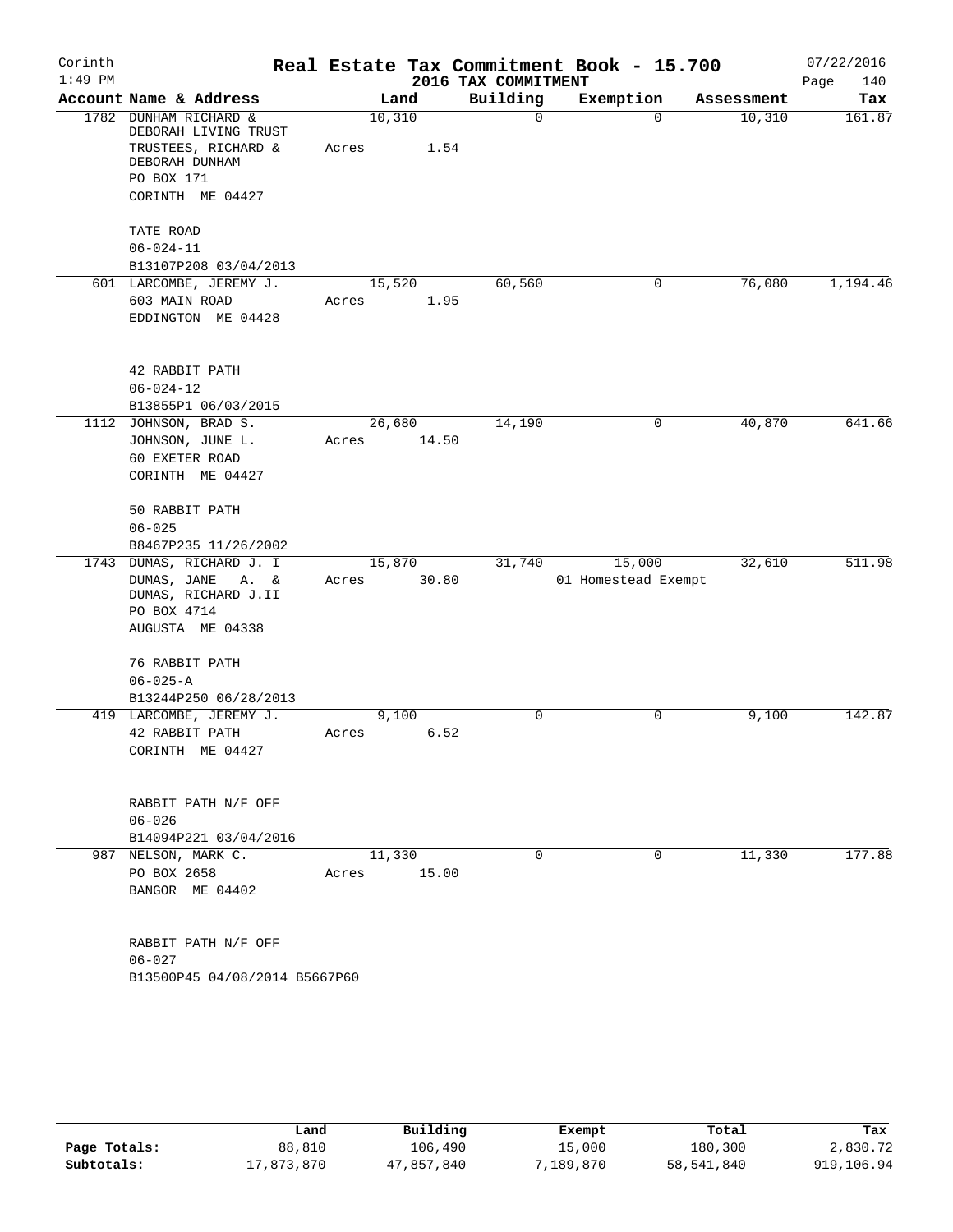# Corinth — Real Estate Tax Commitment Book - 15.700

1:49 PM — 2016 TAX COMMITMENT — 07/22/2016

| Account Name & Address | Land | Building | Exemption | Assessment | Tax |
|---|---|---|---|---|---|
| 1782 DUNHAM RICHARD & DEBORAH LIVING TRUST TRUSTEES, RICHARD & DEBORAH DUNHAM PO BOX 171 CORINTH ME 04427 TATE ROAD 06-024-11 B13107P208 03/04/2013 | 10,310 Acres 1.54 | 0 | 0 | 10,310 | 161.87 |
| 601 LARCOMBE, JEREMY J. 603 MAIN ROAD EDDINGTON ME 04428 42 RABBIT PATH 06-024-12 B13855P1 06/03/2015 | 15,520 Acres 1.95 | 60,560 | 0 | 76,080 | 1,194.46 |
| 1112 JOHNSON, BRAD S. JOHNSON, JUNE L. 60 EXETER ROAD CORINTH ME 04427 50 RABBIT PATH 06-025 B8467P235 11/26/2002 | 26,680 Acres 14.50 | 14,190 | 0 | 40,870 | 641.66 |
| 1743 DUMAS, RICHARD J. I DUMAS, JANE A. & DUMAS, RICHARD J.II PO BOX 4714 AUGUSTA ME 04338 76 RABBIT PATH 06-025-A B13244P250 06/28/2013 | 15,870 Acres 30.80 | 31,740 | 15,000 01 Homestead Exempt | 32,610 | 511.98 |
| 419 LARCOMBE, JEREMY J. 42 RABBIT PATH CORINTH ME 04427 RABBIT PATH N/F OFF 06-026 B14094P221 03/04/2016 | 9,100 Acres 6.52 | 0 | 0 | 9,100 | 142.87 |
| 987 NELSON, MARK C. PO BOX 2658 BANGOR ME 04402 RABBIT PATH N/F OFF 06-027 B13500P45 04/08/2014 B5667P60 | 11,330 Acres 15.00 | 0 | 0 | 11,330 | 177.88 |

| | Land | Building | Exempt | Total | Tax |
|---|---|---|---|---|---|
| Page Totals: | 88,810 | 106,490 | 15,000 | 180,300 | 2,830.72 |
| Subtotals: | 17,873,870 | 47,857,840 | 7,189,870 | 58,541,840 | 919,106.94 |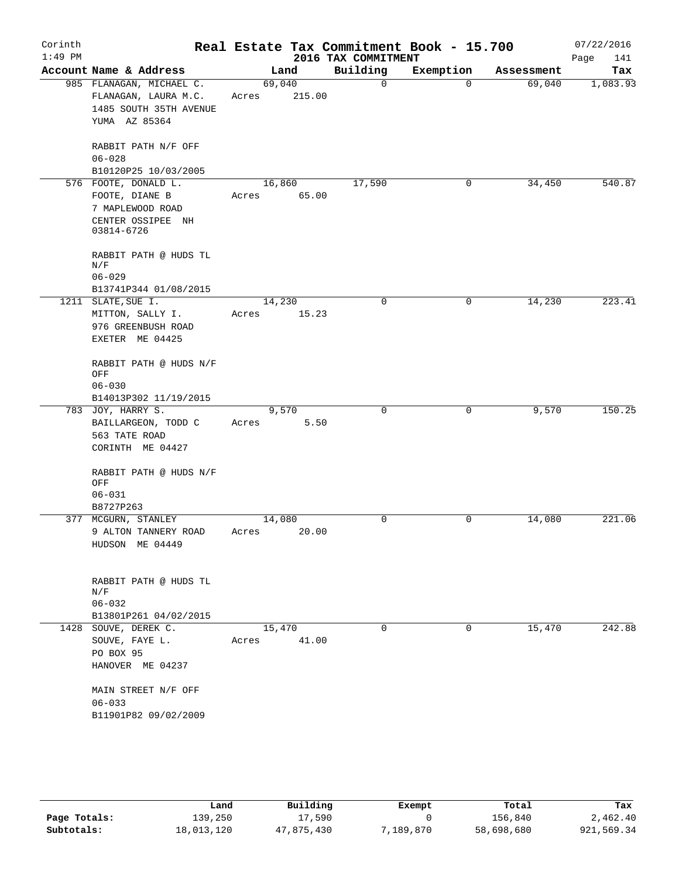Corinth
1:49 PM

# Real Estate Tax Commitment Book - 15.700
## 2016 TAX COMMITMENT

07/22/2016

| Account Name & Address | Land | Building | Exemption | Assessment | Tax |
|---|---|---|---|---|---|
| 985 FLANAGAN, MICHAEL C.<br>FLANAGAN, LAURA M.C.<br>1485 SOUTH 35TH AVENUE<br>YUMA AZ 85364<br><br>RABBIT PATH N/F OFF<br>06-028<br>B10120P25 10/03/2005 | 69,040<br>Acres 215.00 | 0 | 0 | 69,040 | 1,083.93 |
| 576 FOOTE, DONALD L.<br>FOOTE, DIANE B<br>7 MAPLEWOOD ROAD<br>CENTER OSSIPEE NH 03814-6726<br><br>RABBIT PATH @ HUDS TL N/F<br>06-029<br>B13741P344 01/08/2015 | 16,860<br>Acres 65.00 | 17,590 | 0 | 34,450 | 540.87 |
| 1211 SLATE, SUE I.<br>MITTON, SALLY I.<br>976 GREENBUSH ROAD<br>EXETER ME 04425<br><br>RABBIT PATH @ HUDS N/F OFF<br>06-030<br>B14013P302 11/19/2015 | 14,230<br>Acres 15.23 | 0 | 0 | 14,230 | 223.41 |
| 783 JOY, HARRY S.<br>BAILLARGEON, TODD C<br>563 TATE ROAD<br>CORINTH ME 04427<br><br>RABBIT PATH @ HUDS N/F OFF<br>06-031<br>B8727P263 | 9,570<br>Acres 5.50 | 0 | 0 | 9,570 | 150.25 |
| 377 MCGURN, STANLEY<br>9 ALTON TANNERY ROAD<br>HUDSON ME 04449<br><br>RABBIT PATH @ HUDS TL N/F<br>06-032<br>B13801P261 04/02/2015 | 14,080<br>Acres 20.00 | 0 | 0 | 14,080 | 221.06 |
| 1428 SOUVE, DEREK C.<br>SOUVE, FAYE L.<br>PO BOX 95<br>HANOVER ME 04237<br><br>MAIN STREET N/F OFF<br>06-033<br>B11901P82 09/02/2009 | 15,470<br>Acres 41.00 | 0 | 0 | 15,470 | 242.88 |

| | Land | Building | Exempt | Total | Tax |
|---|---|---|---|---|---|
| Page Totals: | 139,250 | 17,590 | 0 | 156,840 | 2,462.40 |
| Subtotals: | 18,013,120 | 47,875,430 | 7,189,870 | 58,698,680 | 921,569.34 |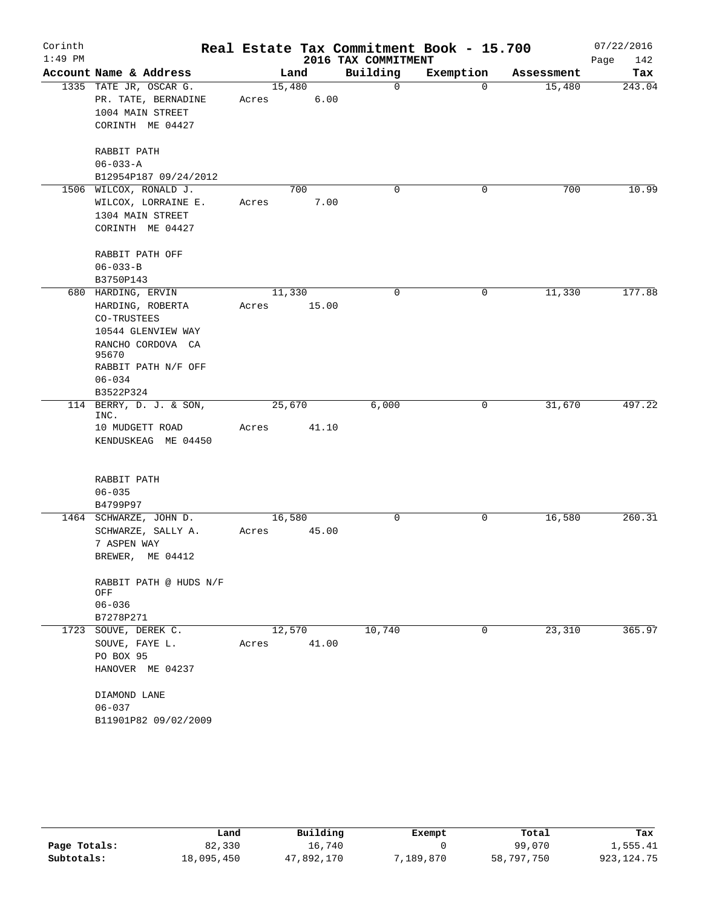Corinth 1:49 PM

# Real Estate Tax Commitment Book - 15.700

## 2016 TAX COMMITMENT

07/22/2016 Page 142

| Account Name & Address | Land | Building | Exemption | Assessment | Tax |
|---|---|---|---|---|---|
| 1335 TATE JR, OSCAR G.<br>PR. TATE, BERNADINE<br>1004 MAIN STREET<br>CORINTH ME 04427<br><br>RABBIT PATH<br>06-033-A<br>B12954P187 09/24/2012 | 15,480<br>Acres 6.00 | 0 | 0 | 15,480 | 243.04 |
| 1506 WILCOX, RONALD J.<br>WILCOX, LORRAINE E.<br>1304 MAIN STREET<br>CORINTH ME 04427<br><br>RABBIT PATH OFF<br>06-033-B<br>B3750P143 | 700<br>Acres 7.00 | 0 | 0 | 700 | 10.99 |
| 680 HARDING, ERVIN<br>HARDING, ROBERTA<br>CO-TRUSTEES<br>10544 GLENVIEW WAY<br>RANCHO CORDOVA CA 95670<br>RABBIT PATH N/F OFF<br>06-034<br>B3522P324 | 11,330<br>Acres 15.00 | 0 | 0 | 11,330 | 177.88 |
| 114 BERRY, D. J. & SON, INC.<br>10 MUDGETT ROAD<br>KENDUSKEAG ME 04450<br><br>RABBIT PATH<br>06-035<br>B4799P97 | 25,670<br>Acres 41.10 | 6,000 | 0 | 31,670 | 497.22 |
| 1464 SCHWARZE, JOHN D.<br>SCHWARZE, SALLY A.<br>7 ASPEN WAY<br>BREWER, ME 04412<br><br>RABBIT PATH @ HUDS N/F OFF<br>06-036<br>B7278P271 | 16,580<br>Acres 45.00 | 0 | 0 | 16,580 | 260.31 |
| 1723 SOUVE, DEREK C.<br>SOUVE, FAYE L.<br>PO BOX 95<br>HANOVER ME 04237<br><br>DIAMOND LANE<br>06-037<br>B11901P82 09/02/2009 | 12,570<br>Acres 41.00 | 10,740 | 0 | 23,310 | 365.97 |

| | Land | Building | Exempt | Total | Tax |
|---|---|---|---|---|---|
| Page Totals: | 82,330 | 16,740 | 0 | 99,070 | 1,555.41 |
| Subtotals: | 18,095,450 | 47,892,170 | 7,189,870 | 58,797,750 | 923,124.75 |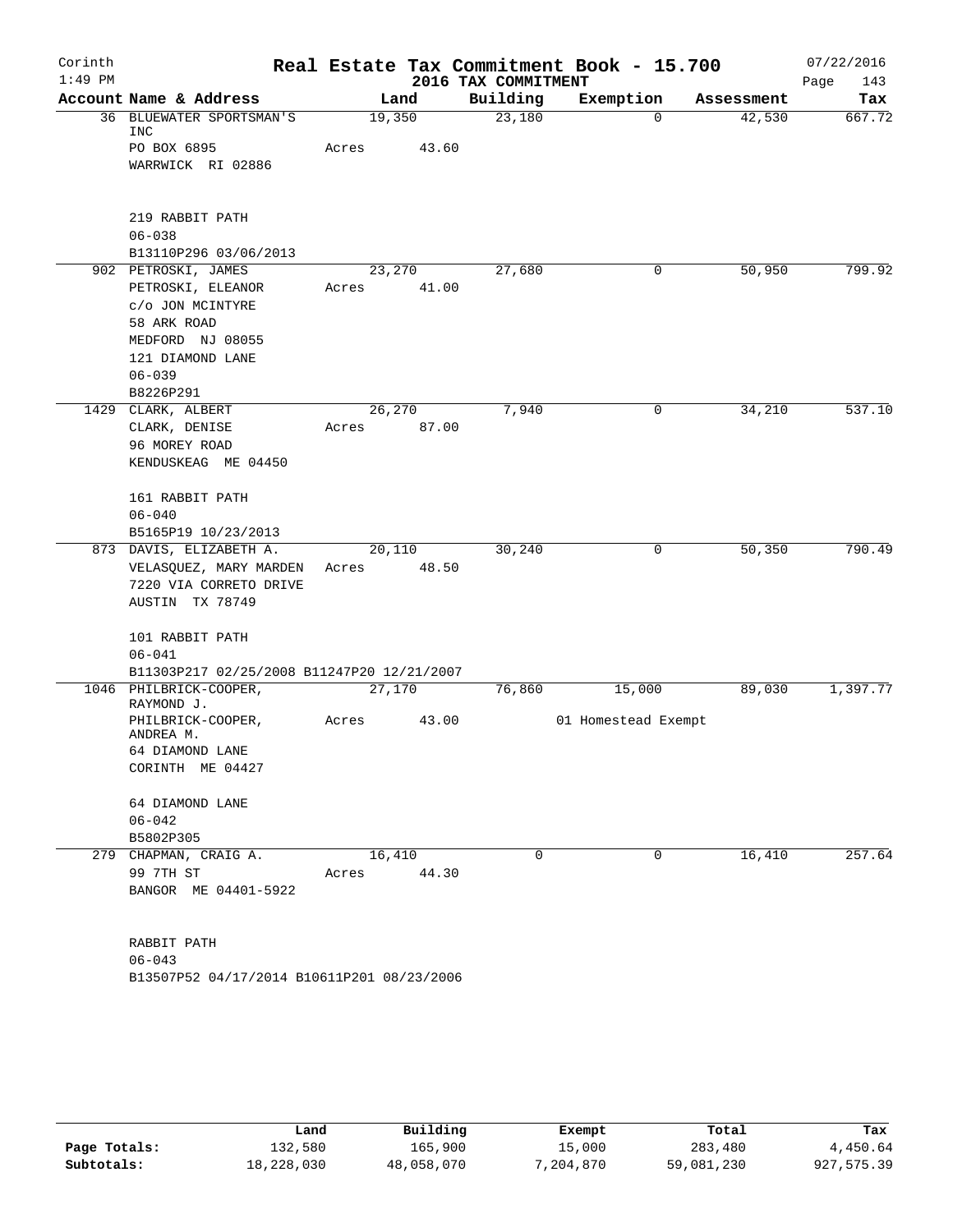Corinth
1:49 PM

# Real Estate Tax Commitment Book - 15.700

2016 TAX COMMITMENT

07/22/2016

| Account Name & Address | Land | Building | Exemption | Assessment | Tax |
|---|---|---|---|---|---|
| 36 BLUEWATER SPORTSMAN'S INC<br>PO BOX 6895<br>WARRWICK RI 02886<br><br>219 RABBIT PATH<br>06-038<br>B13110P296 03/06/2013 | 19,350<br>Acres 43.60 | 23,180 | 0 | 42,530 | 667.72 |
| 902 PETROSKI, JAMES<br>PETROSKI, ELEANOR<br>c/o JON MCINTYRE<br>58 ARK ROAD<br>MEDFORD NJ 08055<br>121 DIAMOND LANE<br>06-039<br>B8226P291 | 23,270<br>Acres 41.00 | 27,680 | 0 | 50,950 | 799.92 |
| 1429 CLARK, ALBERT<br>CLARK, DENISE<br>96 MOREY ROAD<br>KENDUSKEAG ME 04450<br><br>161 RABBIT PATH<br>06-040<br>B5165P19 10/23/2013 | 26,270<br>Acres 87.00 | 7,940 | 0 | 34,210 | 537.10 |
| 873 DAVIS, ELIZABETH A.<br>VELASQUEZ, MARY MARDEN<br>7220 VIA CORRETO DRIVE<br>AUSTIN TX 78749<br><br>101 RABBIT PATH<br>06-041<br>B11303P217 02/25/2008 B11247P20 12/21/2007 | 20,110<br>Acres 48.50 | 30,240 | 0 | 50,350 | 790.49 |
| 1046 PHILBRICK-COOPER, RAYMOND J.<br>PHILBRICK-COOPER, ANDREA M.<br>64 DIAMOND LANE<br>CORINTH ME 04427<br><br>64 DIAMOND LANE<br>06-042<br>B5802P305 | 27,170<br>Acres 43.00 | 76,860 | 15,000<br>01 Homestead Exempt | 89,030 | 1,397.77 |
| 279 CHAPMAN, CRAIG A.<br>99 7TH ST<br>BANGOR ME 04401-5922<br><br>RABBIT PATH<br>06-043<br>B13507P52 04/17/2014 B10611P201 08/23/2006 | 16,410<br>Acres 44.30 | 0 | 0 | 16,410 | 257.64 |

| | Land | Building | Exempt | Total | Tax |
|---|---|---|---|---|---|
| Page Totals: | 132,580 | 165,900 | 15,000 | 283,480 | 4,450.64 |
| Subtotals: | 18,228,030 | 48,058,070 | 7,204,870 | 59,081,230 | 927,575.39 |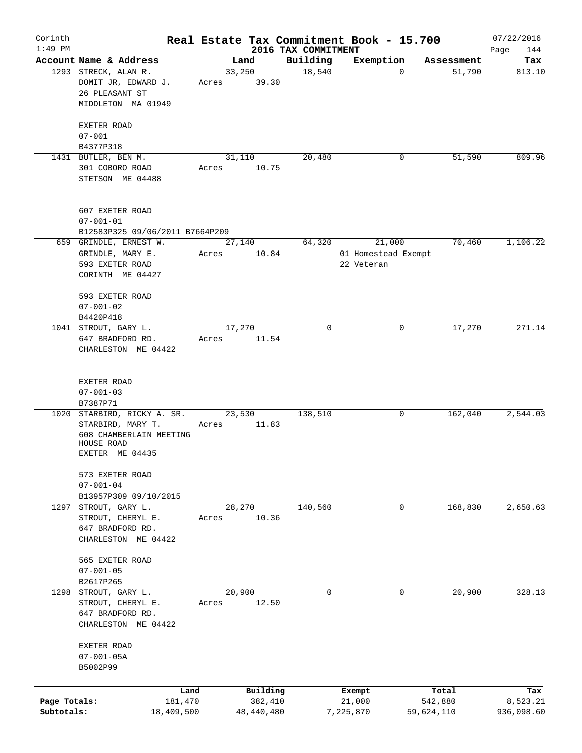Corinth
1:49 PM

# Real Estate Tax Commitment Book - 15.700

## 2016 TAX COMMITMENT

07/22/2016

| Account | Name & Address | Land | Building | Exemption | Assessment | Tax |
|---|---|---|---|---|---|---|
| 1293 | STRECK, ALAN R.<br>DOMIT JR, EDWARD J.<br>26 PLEASANT ST<br>MIDDLETON MA 01949<br><br>EXETER ROAD<br>07-001<br>B4377P318 | 33,250<br>Acres 39.30 | 18,540 | 0 | 51,790 | 813.10 |
| 1431 | BUTLER, BEN M.<br>301 COBORO ROAD<br>STETSON ME 04488<br><br>607 EXETER ROAD<br>07-001-01<br>B12583P325 09/06/2011 B7664P209 | 31,110<br>Acres 10.75 | 20,480 | 0 | 51,590 | 809.96 |
| 659 | GRINDLE, ERNEST W.<br>GRINDLE, MARY E.<br>593 EXETER ROAD<br>CORINTH ME 04427<br><br>593 EXETER ROAD<br>07-001-02<br>B4420P418 | 27,140<br>Acres 10.84 | 64,320 | 21,000<br>01 Homestead Exempt<br>22 Veteran | 70,460 | 1,106.22 |
| 1041 | STROUT, GARY L.<br>647 BRADFORD RD.<br>CHARLESTON ME 04422<br><br>EXETER ROAD<br>07-001-03<br>B7387P71 | 17,270<br>Acres 11.54 | 0 | 0 | 17,270 | 271.14 |
| 1020 | STARBIRD, RICKY A. SR.<br>STARBIRD, MARY T.<br>608 CHAMBERLAIN MEETING HOUSE ROAD<br>EXETER ME 04435<br><br>573 EXETER ROAD<br>07-001-04<br>B13957P309 09/10/2015 | 23,530<br>Acres 11.83 | 138,510 | 0 | 162,040 | 2,544.03 |
| 1297 | STROUT, GARY L.<br>STROUT, CHERYL E.<br>647 BRADFORD RD.<br>CHARLESTON ME 04422<br><br>565 EXETER ROAD<br>07-001-05<br>B2617P265 | 28,270<br>Acres 10.36 | 140,560 | 0 | 168,830 | 2,650.63 |
| 1298 | STROUT, GARY L.<br>STROUT, CHERYL E.<br>647 BRADFORD RD.<br>CHARLESTON ME 04422<br><br>EXETER ROAD<br>07-001-05A<br>B5002P99 | 20,900<br>Acres 12.50 | 0 | 0 | 20,900 | 328.13 |

| | Land | Building | Exempt | Total | Tax |
|---|---|---|---|---|---|
| Page Totals: | 181,470 | 382,410 | 21,000 | 542,880 | 8,523.21 |
| Subtotals: | 18,409,500 | 48,440,480 | 7,225,870 | 59,624,110 | 936,098.60 |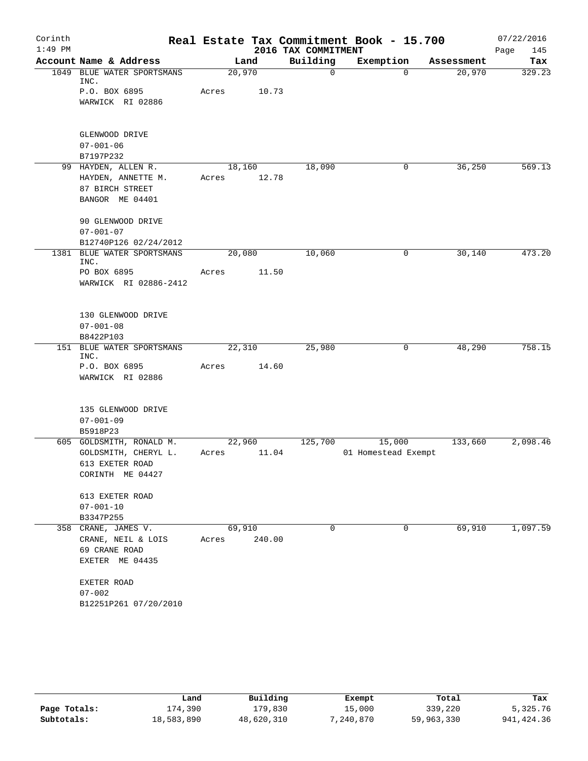Corinth 1:49 PM

# Real Estate Tax Commitment Book - 15.700
## 2016 TAX COMMITMENT

07/22/2016 Page 145

| Account Name & Address | Land | Building | Exemption | Assessment | Tax |
|---|---|---|---|---|---|
| 1049 BLUE WATER SPORTSMANS INC.<br>P.O. BOX 6895<br>WARWICK RI 02886<br><br>GLENWOOD DRIVE<br>07-001-06<br>B7197P232 | 20,970<br>Acres 10.73 | 0 | 0 | 20,970 | 329.23 |
| 99 HAYDEN, ALLEN R.<br>HAYDEN, ANNETTE M.<br>87 BIRCH STREET<br>BANGOR ME 04401<br><br>90 GLENWOOD DRIVE<br>07-001-07<br>B12740P126 02/24/2012 | 18,160<br>Acres 12.78 | 18,090 | 0 | 36,250 | 569.13 |
| 1381 BLUE WATER SPORTSMANS INC.<br>PO BOX 6895<br>WARWICK RI 02886-2412<br><br>130 GLENWOOD DRIVE<br>07-001-08<br>B8422P103 | 20,080<br>Acres 11.50 | 10,060 | 0 | 30,140 | 473.20 |
| 151 BLUE WATER SPORTSMANS INC.<br>P.O. BOX 6895<br>WARWICK RI 02886<br><br>135 GLENWOOD DRIVE<br>07-001-09<br>B5918P23 | 22,310<br>Acres 14.60 | 25,980 | 0 | 48,290 | 758.15 |
| 605 GOLDSMITH, RONALD M.<br>GOLDSMITH, CHERYL L.<br>613 EXETER ROAD<br>CORINTH ME 04427<br><br>613 EXETER ROAD<br>07-001-10<br>B3347P255 | 22,960<br>Acres 11.04 | 125,700 | 15,000<br>01 Homestead Exempt | 133,660 | 2,098.46 |
| 358 CRANE, JAMES V.<br>CRANE, NEIL & LOIS<br>69 CRANE ROAD<br>EXETER ME 04435<br><br>EXETER ROAD<br>07-002<br>B12251P261 07/20/2010 | 69,910<br>Acres 240.00 | 0 | 0 | 69,910 | 1,097.59 |

| | Land | Building | Exempt | Total | Tax |
|---|---|---|---|---|---|
| Page Totals: | 174,390 | 179,830 | 15,000 | 339,220 | 5,325.76 |
| Subtotals: | 18,583,890 | 48,620,310 | 7,240,870 | 59,963,330 | 941,424.36 |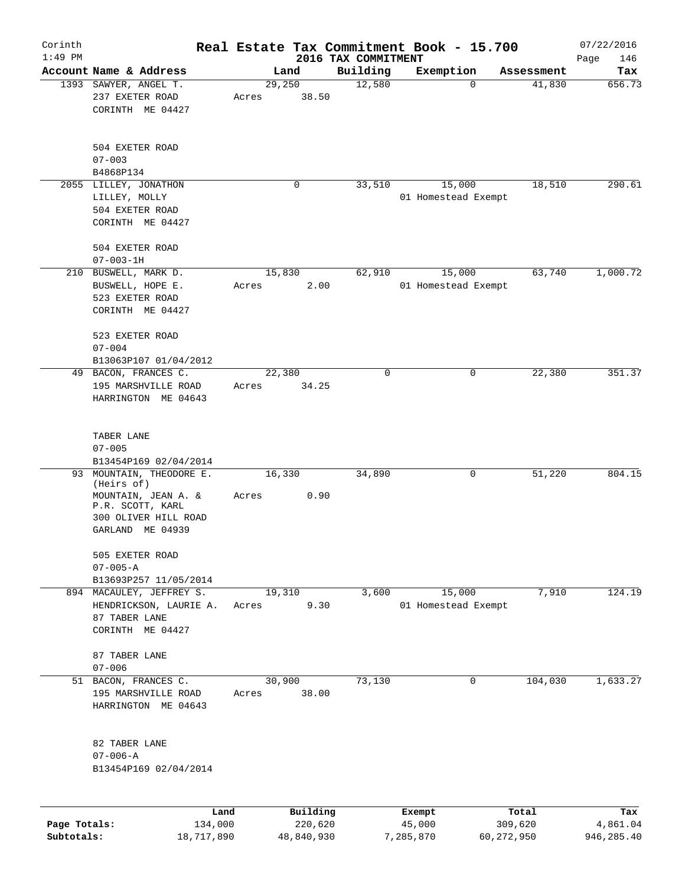# Corinth — Real Estate Tax Commitment Book - 15.700

2016 TAX COMMITMENT

1:49 PM — 07/22/2016

| Account | Name & Address | Land | Building | Exemption | Assessment | Tax |
|---|---|---|---|---|---|---|
| 1393 | SAWYER, ANGEL T.<br>237 EXETER ROAD<br>CORINTH ME 04427<br><br>504 EXETER ROAD<br>07-003<br>B4868P134 | 29,250<br>Acres 38.50 | 12,580 | 0 | 41,830 | 656.73 |
| 2055 | LILLEY, JONATHON<br>LILLEY, MOLLY<br>504 EXETER ROAD<br>CORINTH ME 04427<br><br>504 EXETER ROAD<br>07-003-1H | 0 | 33,510 | 15,000<br>01 Homestead Exempt | 18,510 | 290.61 |
| 210 | BUSWELL, MARK D.<br>BUSWELL, HOPE E.<br>523 EXETER ROAD<br>CORINTH ME 04427<br><br>523 EXETER ROAD<br>07-004<br>B13063P107 01/04/2012 | 15,830<br>Acres 2.00 | 62,910 | 15,000<br>01 Homestead Exempt | 63,740 | 1,000.72 |
| 49 | BACON, FRANCES C.<br>195 MARSHVILLE ROAD<br>HARRINGTON ME 04643<br><br>TABER LANE<br>07-005<br>B13454P169 02/04/2014 | 22,380<br>Acres 34.25 | 0 | 0 | 22,380 | 351.37 |
| 93 | MOUNTAIN, THEODORE E. (Heirs of)<br>MOUNTAIN, JEAN A. &<br>P.R. SCOTT, KARL<br>300 OLIVER HILL ROAD<br>GARLAND ME 04939<br><br>505 EXETER ROAD<br>07-005-A<br>B13693P257 11/05/2014 | 16,330<br>Acres 0.90 | 34,890 | 0 | 51,220 | 804.15 |
| 894 | MACAULEY, JEFFREY S.<br>HENDRICKSON, LAURIE A.<br>87 TABER LANE<br>CORINTH ME 04427<br><br>87 TABER LANE<br>07-006 | 19,310<br>Acres 9.30 | 3,600 | 15,000<br>01 Homestead Exempt | 7,910 | 124.19 |
| 51 | BACON, FRANCES C.<br>195 MARSHVILLE ROAD<br>HARRINGTON ME 04643<br><br>82 TABER LANE<br>07-006-A<br>B13454P169 02/04/2014 | 30,900<br>Acres 38.00 | 73,130 | 0 | 104,030 | 1,633.27 |

| | Land | Building | Exempt | Total | Tax |
|---|---|---|---|---|---|
| Page Totals: | 134,000 | 220,620 | 45,000 | 309,620 | 4,861.04 |
| Subtotals: | 18,717,890 | 48,840,930 | 7,285,870 | 60,272,950 | 946,285.40 |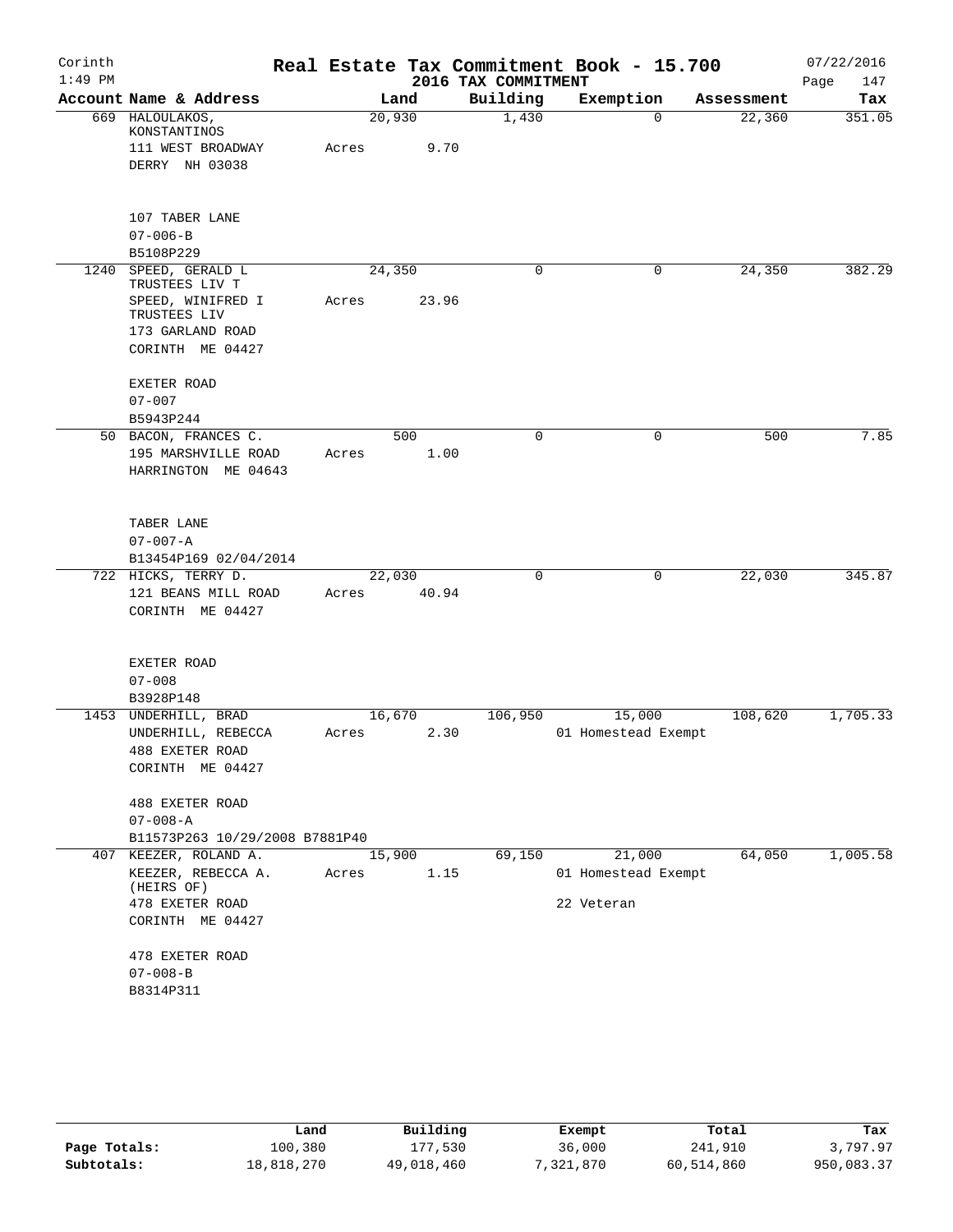# Real Estate Tax Commitment Book - 15.700

Corinth 1:49 PM — 2016 TAX COMMITMENT — 07/22/2016

| Account Name & Address | Land | Building | Exemption | Assessment | Tax |
|---|---|---|---|---|---|
| 669 HALOULAKOS, KONSTANTINOS<br>111 WEST BROADWAY<br>DERRY NH 03038<br><br>107 TABER LANE<br>07-006-B<br>B5108P229 | 20,930<br>Acres 9.70 | 1,430 | 0 | 22,360 | 351.05 |
| 1240 SPEED, GERALD L TRUSTEES LIV T<br>SPEED, WINIFRED I TRUSTEES LIV<br>173 GARLAND ROAD<br>CORINTH ME 04427<br><br>EXETER ROAD<br>07-007<br>B5943P244 | 24,350<br>Acres 23.96 | 0 | 0 | 24,350 | 382.29 |
| 50 BACON, FRANCES C.<br>195 MARSHVILLE ROAD<br>HARRINGTON ME 04643<br><br>TABER LANE<br>07-007-A<br>B13454P169 02/04/2014 | 500<br>Acres 1.00 | 0 | 0 | 500 | 7.85 |
| 722 HICKS, TERRY D.<br>121 BEANS MILL ROAD<br>CORINTH ME 04427<br><br>EXETER ROAD<br>07-008<br>B3928P148 | 22,030<br>Acres 40.94 | 0 | 0 | 22,030 | 345.87 |
| 1453 UNDERHILL, BRAD<br>UNDERHILL, REBECCA<br>488 EXETER ROAD<br>CORINTH ME 04427<br><br>488 EXETER ROAD<br>07-008-A<br>B11573P263 10/29/2008 B7881P40 | 16,670<br>Acres 2.30 | 106,950 | 15,000<br>01 Homestead Exempt | 108,620 | 1,705.33 |
| 407 KEEZER, ROLAND A.<br>KEEZER, REBECCA A. (HEIRS OF)<br>478 EXETER ROAD<br>CORINTH ME 04427<br><br>478 EXETER ROAD<br>07-008-B<br>B8314P311 | 15,900<br>Acres 1.15 | 69,150 | 21,000<br>01 Homestead Exempt<br>22 Veteran | 64,050 | 1,005.58 |

| | Land | Building | Exempt | Total | Tax |
|---|---|---|---|---|---|
| Page Totals: | 100,380 | 177,530 | 36,000 | 241,910 | 3,797.97 |
| Subtotals: | 18,818,270 | 49,018,460 | 7,321,870 | 60,514,860 | 950,083.37 |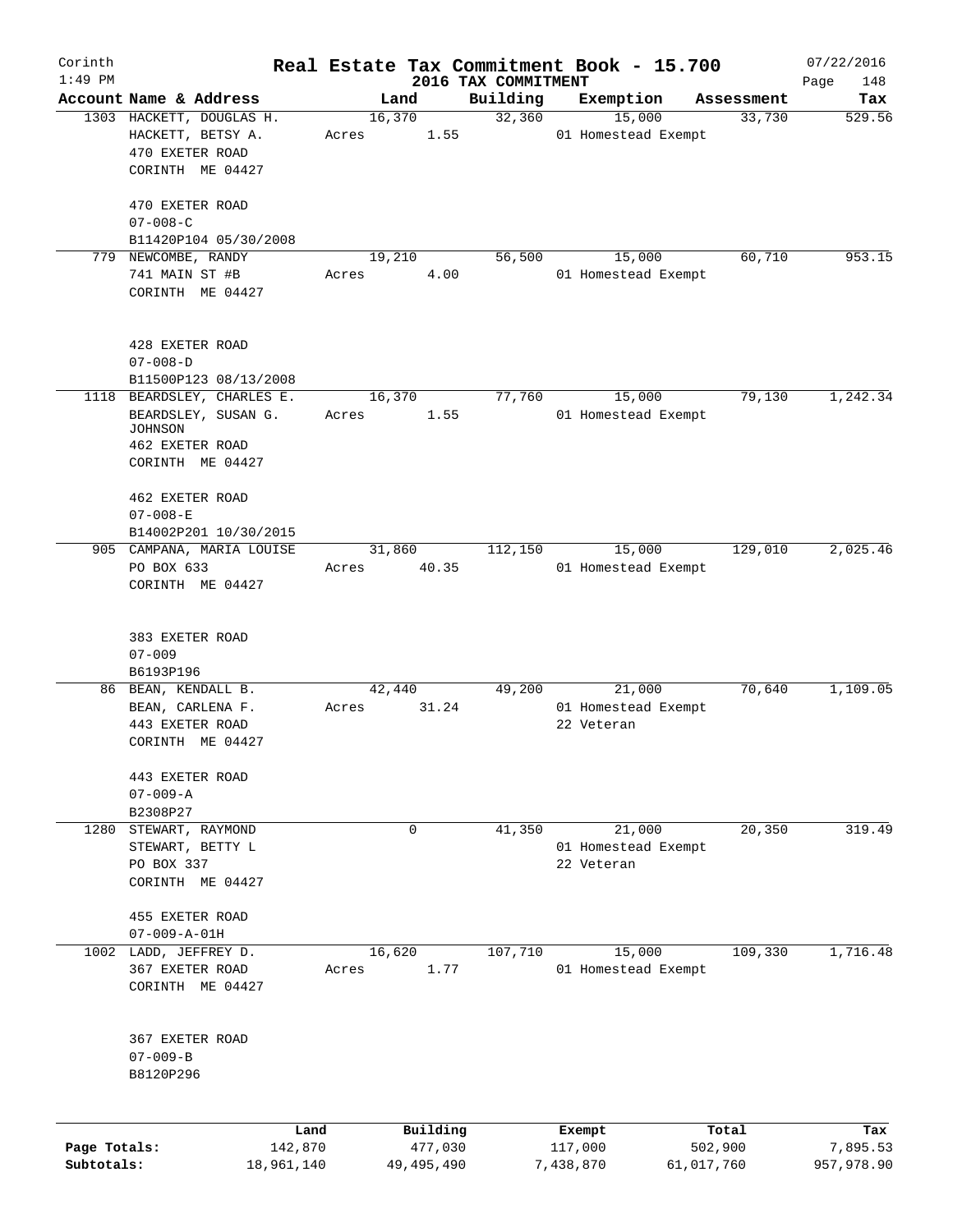# Real Estate Tax Commitment Book - 15.700

Corinth 1:49 PM — 2016 TAX COMMITMENT — 07/22/2016

| Account Name & Address | Land | Building | Exemption | Assessment | Tax |
|---|---|---|---|---|---|
| 1303 HACKETT, DOUGLAS H.<br>HACKETT, BETSY A.<br>470 EXETER ROAD<br>CORINTH ME 04427<br><br>470 EXETER ROAD<br>07-008-C<br>B11420P104 05/30/2008 | 16,370<br>Acres 1.55 | 32,360 | 15,000<br>01 Homestead Exempt | 33,730 | 529.56 |
| 779 NEWCOMBE, RANDY<br>741 MAIN ST #B<br>CORINTH ME 04427<br><br>428 EXETER ROAD<br>07-008-D<br>B11500P123 08/13/2008 | 19,210<br>Acres 4.00 | 56,500 | 15,000<br>01 Homestead Exempt | 60,710 | 953.15 |
| 1118 BEARDSLEY, CHARLES E.<br>BEARDSLEY, SUSAN G. JOHNSON<br>462 EXETER ROAD<br>CORINTH ME 04427<br><br>462 EXETER ROAD<br>07-008-E<br>B14002P201 10/30/2015 | 16,370<br>Acres 1.55 | 77,760 | 15,000<br>01 Homestead Exempt | 79,130 | 1,242.34 |
| 905 CAMPANA, MARIA LOUISE<br>PO BOX 633<br>CORINTH ME 04427<br><br>383 EXETER ROAD<br>07-009<br>B6193P196 | 31,860<br>Acres 40.35 | 112,150 | 15,000<br>01 Homestead Exempt | 129,010 | 2,025.46 |
| 86 BEAN, KENDALL B.<br>BEAN, CARLENA F.<br>443 EXETER ROAD<br>CORINTH ME 04427<br><br>443 EXETER ROAD<br>07-009-A<br>B2308P27 | 42,440<br>Acres 31.24 | 49,200 | 21,000<br>01 Homestead Exempt<br>22 Veteran | 70,640 | 1,109.05 |
| 1280 STEWART, RAYMOND<br>STEWART, BETTY L<br>PO BOX 337<br>CORINTH ME 04427<br><br>455 EXETER ROAD<br>07-009-A-01H | 0 | 41,350 | 21,000<br>01 Homestead Exempt<br>22 Veteran | 20,350 | 319.49 |
| 1002 LADD, JEFFREY D.<br>367 EXETER ROAD<br>CORINTH ME 04427<br><br>367 EXETER ROAD<br>07-009-B<br>B8120P296 | 16,620<br>Acres 1.77 | 107,710 | 15,000<br>01 Homestead Exempt | 109,330 | 1,716.48 |

| | Land | Building | Exempt | Total | Tax |
|---|---|---|---|---|---|
| Page Totals: | 142,870 | 477,030 | 117,000 | 502,900 | 7,895.53 |
| Subtotals: | 18,961,140 | 49,495,490 | 7,438,870 | 61,017,760 | 957,978.90 |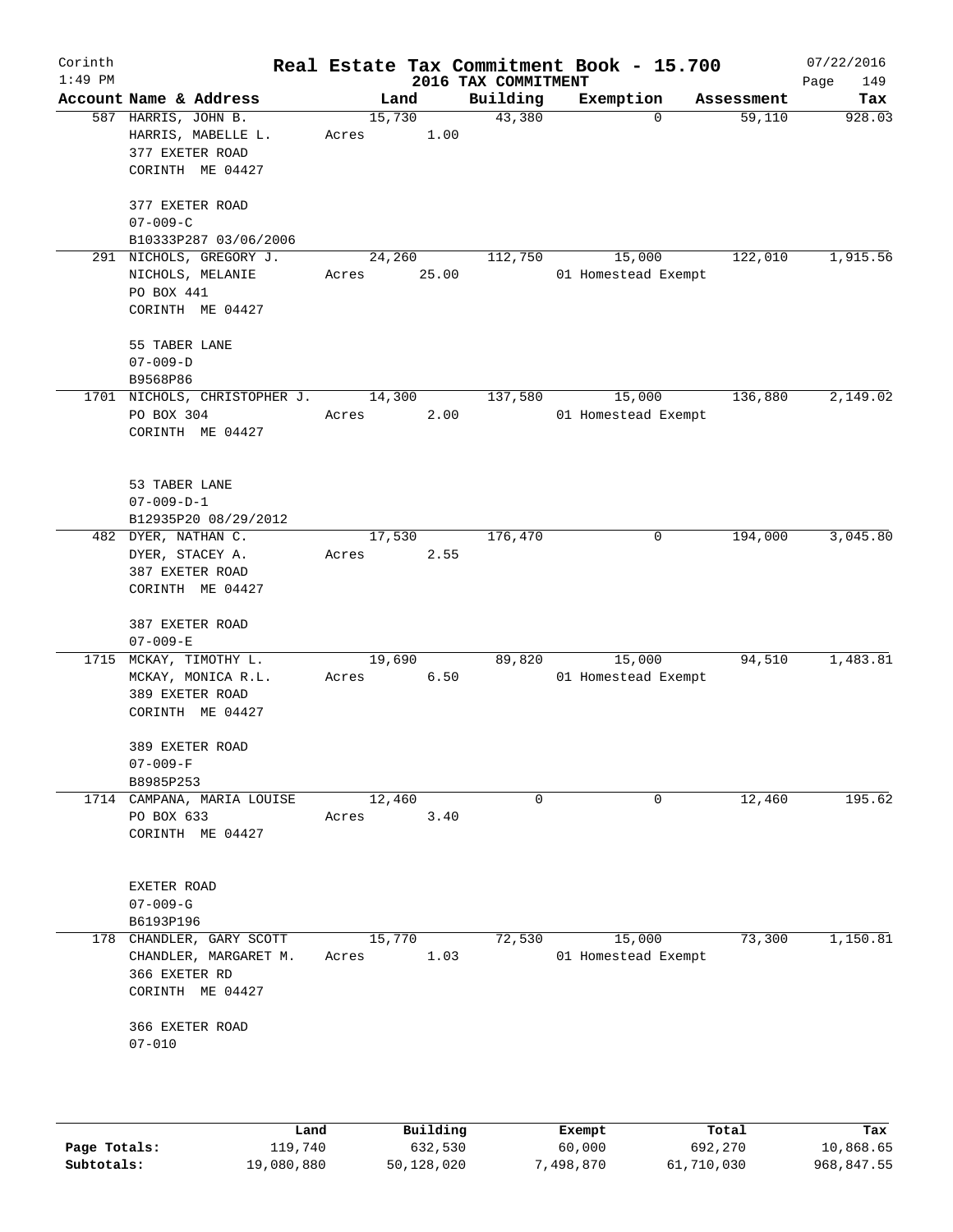Corinth
1:49 PM

# Real Estate Tax Commitment Book - 15.700

## 2016 TAX COMMITMENT

07/22/2016

| Account Name & Address | Land | Building | Exemption | Assessment | Tax |
|---|---|---|---|---|---|
| 587 HARRIS, JOHN B.<br>HARRIS, MABELLE L.<br>377 EXETER ROAD<br>CORINTH ME 04427<br><br>377 EXETER ROAD<br>07-009-C<br>B10333P287 03/06/2006 | 15,730<br>Acres 1.00 | 43,380 | 0 | 59,110 | 928.03 |
| 291 NICHOLS, GREGORY J.<br>NICHOLS, MELANIE<br>PO BOX 441<br>CORINTH ME 04427<br><br>55 TABER LANE<br>07-009-D<br>B9568P86 | 24,260<br>Acres 25.00 | 112,750 | 15,000<br>01 Homestead Exempt | 122,010 | 1,915.56 |
| 1701 NICHOLS, CHRISTOPHER J.<br>PO BOX 304<br>CORINTH ME 04427<br><br>53 TABER LANE<br>07-009-D-1<br>B12935P20 08/29/2012 | 14,300<br>Acres 2.00 | 137,580 | 15,000<br>01 Homestead Exempt | 136,880 | 2,149.02 |
| 482 DYER, NATHAN C.<br>DYER, STACEY A.<br>387 EXETER ROAD<br>CORINTH ME 04427<br><br>387 EXETER ROAD<br>07-009-E | 17,530<br>Acres 2.55 | 176,470 | 0 | 194,000 | 3,045.80 |
| 1715 MCKAY, TIMOTHY L.<br>MCKAY, MONICA R.L.<br>389 EXETER ROAD<br>CORINTH ME 04427<br><br>389 EXETER ROAD<br>07-009-F<br>B8985P253 | 19,690<br>Acres 6.50 | 89,820 | 15,000<br>01 Homestead Exempt | 94,510 | 1,483.81 |
| 1714 CAMPANA, MARIA LOUISE<br>PO BOX 633<br>CORINTH ME 04427<br><br>EXETER ROAD<br>07-009-G<br>B6193P196 | 12,460<br>Acres 3.40 | 0 | 0 | 12,460 | 195.62 |
| 178 CHANDLER, GARY SCOTT<br>CHANDLER, MARGARET M.<br>366 EXETER RD<br>CORINTH ME 04427<br><br>366 EXETER ROAD<br>07-010 | 15,770<br>Acres 1.03 | 72,530 | 15,000<br>01 Homestead Exempt | 73,300 | 1,150.81 |

| | Land | Building | Exempt | Total | Tax |
|---|---|---|---|---|---|
| Page Totals: | 119,740 | 632,530 | 60,000 | 692,270 | 10,868.65 |
| Subtotals: | 19,080,880 | 50,128,020 | 7,498,870 | 61,710,030 | 968,847.55 |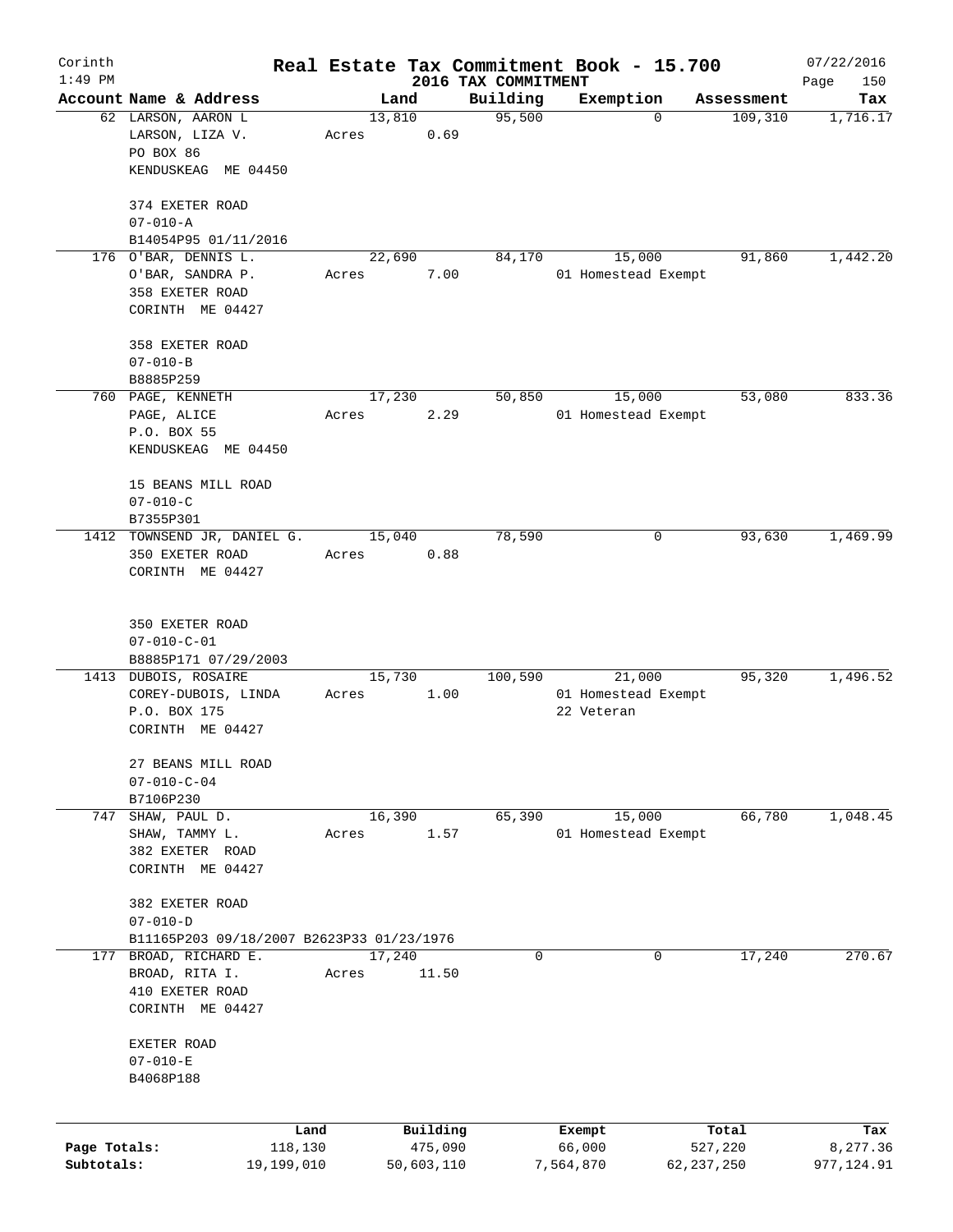# Real Estate Tax Commitment Book - 15.700

Corinth 1:49 PM — 2016 TAX COMMITMENT — 07/22/2016

| Account Name & Address | Land | Building | Exemption | Assessment | Tax |
|---|---|---|---|---|---|
| 62 LARSON, AARON L<br>LARSON, LIZA V.<br>PO BOX 86<br>KENDUSKEAG ME 04450<br><br>374 EXETER ROAD<br>07-010-A<br>B14054P95 01/11/2016 | 13,810<br>Acres 0.69 | 95,500 | 0 | 109,310 | 1,716.17 |
| 176 O'BAR, DENNIS L.<br>O'BAR, SANDRA P.<br>358 EXETER ROAD<br>CORINTH ME 04427<br><br>358 EXETER ROAD<br>07-010-B<br>B8885P259 | 22,690<br>Acres 7.00 | 84,170 | 15,000<br>01 Homestead Exempt | 91,860 | 1,442.20 |
| 760 PAGE, KENNETH<br>PAGE, ALICE<br>P.O. BOX 55<br>KENDUSKEAG ME 04450<br><br>15 BEANS MILL ROAD<br>07-010-C<br>B7355P301 | 17,230<br>Acres 2.29 | 50,850 | 15,000<br>01 Homestead Exempt | 53,080 | 833.36 |
| 1412 TOWNSEND JR, DANIEL G.<br>350 EXETER ROAD<br>CORINTH ME 04427<br><br>350 EXETER ROAD<br>07-010-C-01<br>B8885P171 07/29/2003 | 15,040<br>Acres 0.88 | 78,590 | 0 | 93,630 | 1,469.99 |
| 1413 DUBOIS, ROSAIRE<br>COREY-DUBOIS, LINDA<br>P.O. BOX 175<br>CORINTH ME 04427<br><br>27 BEANS MILL ROAD<br>07-010-C-04<br>B7106P230 | 15,730<br>Acres 1.00 | 100,590 | 21,000<br>01 Homestead Exempt<br>22 Veteran | 95,320 | 1,496.52 |
| 747 SHAW, PAUL D.<br>SHAW, TAMMY L.<br>382 EXETER ROAD<br>CORINTH ME 04427<br><br>382 EXETER ROAD<br>07-010-D<br>B11165P203 09/18/2007 B2623P33 01/23/1976 | 16,390<br>Acres 1.57 | 65,390 | 15,000<br>01 Homestead Exempt | 66,780 | 1,048.45 |
| 177 BROAD, RICHARD E.<br>BROAD, RITA I.<br>410 EXETER ROAD<br>CORINTH ME 04427<br><br>EXETER ROAD<br>07-010-E<br>B4068P188 | 17,240<br>Acres 11.50 | 0 | 0 | 17,240 | 270.67 |

| | Land | Building | Exempt | Total | Tax |
|---|---|---|---|---|---|
| Page Totals: | 118,130 | 475,090 | 66,000 | 527,220 | 8,277.36 |
| Subtotals: | 19,199,010 | 50,603,110 | 7,564,870 | 62,237,250 | 977,124.91 |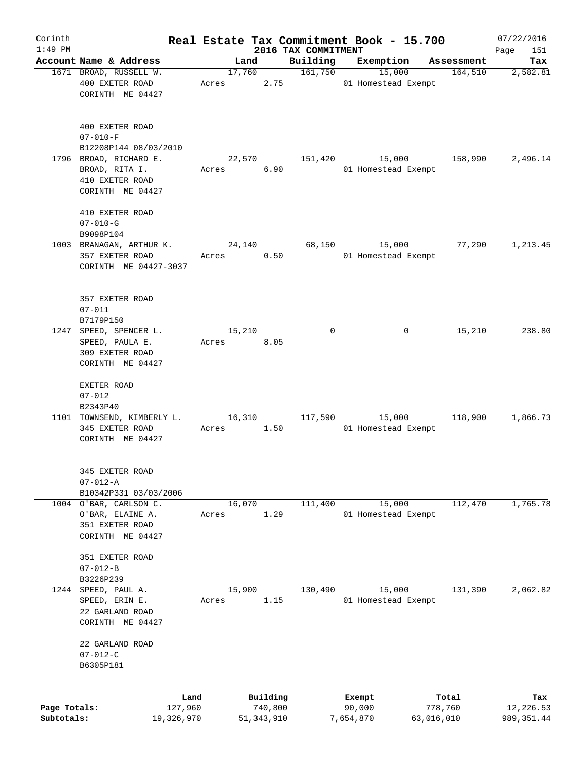# Real Estate Tax Commitment Book - 15.700

Corinth
1:49 PM

## 2016 TAX COMMITMENT

07/22/2016

| Account | Name & Address | Land | Building | Exemption | Assessment | Tax |
|---|---|---|---|---|---|---|
| 1671 | BROAD, RUSSELL W.<br>400 EXETER ROAD<br>CORINTH ME 04427<br><br>400 EXETER ROAD<br>07-010-F<br>B12208P144 08/03/2010 | 17,760<br>Acres 2.75 | 161,750 | 15,000<br>01 Homestead Exempt | 164,510 | 2,582.81 |
| 1796 | BROAD, RICHARD E.<br>BROAD, RITA I.<br>410 EXETER ROAD<br>CORINTH ME 04427<br><br>410 EXETER ROAD<br>07-010-G<br>B9098P104 | 22,570<br>Acres 6.90 | 151,420 | 15,000<br>01 Homestead Exempt | 158,990 | 2,496.14 |
| 1003 | BRANAGAN, ARTHUR K.<br>357 EXETER ROAD<br>CORINTH ME 04427-3037<br><br>357 EXETER ROAD<br>07-011<br>B7179P150 | 24,140<br>Acres 0.50 | 68,150 | 15,000<br>01 Homestead Exempt | 77,290 | 1,213.45 |
| 1247 | SPEED, SPENCER L.<br>SPEED, PAULA E.<br>309 EXETER ROAD<br>CORINTH ME 04427<br><br>EXETER ROAD<br>07-012<br>B2343P40 | 15,210<br>Acres 8.05 | 0 | 0 | 15,210 | 238.80 |
| 1101 | TOWNSEND, KIMBERLY L.<br>345 EXETER ROAD<br>CORINTH ME 04427<br><br>345 EXETER ROAD<br>07-012-A<br>B10342P331 03/03/2006 | 16,310<br>Acres 1.50 | 117,590 | 15,000<br>01 Homestead Exempt | 118,900 | 1,866.73 |
| 1004 | O'BAR, CARLSON C.<br>O'BAR, ELAINE A.<br>351 EXETER ROAD<br>CORINTH ME 04427<br><br>351 EXETER ROAD<br>07-012-B<br>B3226P239 | 16,070<br>Acres 1.29 | 111,400 | 15,000<br>01 Homestead Exempt | 112,470 | 1,765.78 |
| 1244 | SPEED, PAUL A.<br>SPEED, ERIN E.<br>22 GARLAND ROAD<br>CORINTH ME 04427<br><br>22 GARLAND ROAD<br>07-012-C<br>B6305P181 | 15,900<br>Acres 1.15 | 130,490 | 15,000<br>01 Homestead Exempt | 131,390 | 2,062.82 |

| | Land | Building | Exempt | Total | Tax |
|---|---|---|---|---|---|
| Page Totals: | 127,960 | 740,800 | 90,000 | 778,760 | 12,226.53 |
| Subtotals: | 19,326,970 | 51,343,910 | 7,654,870 | 63,016,010 | 989,351.44 |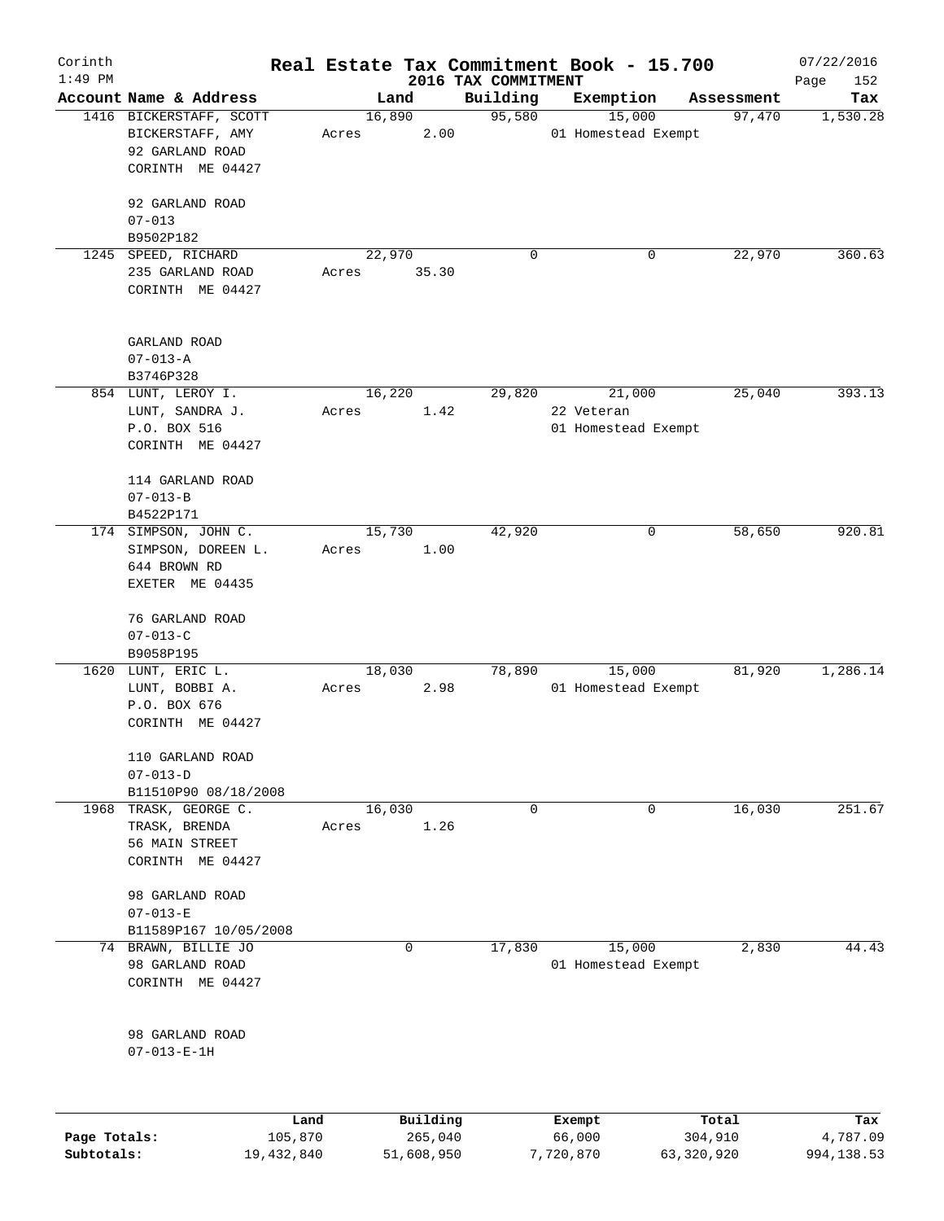Corinth 1:49 PM

# Real Estate Tax Commitment Book - 15.700

## 2016 TAX COMMITMENT

07/22/2016

| Account Name & Address | Land | Building | Exemption | Assessment | Tax |
|---|---|---|---|---|---|
| 1416 BICKERSTAFF, SCOTT<br>BICKERSTAFF, AMY<br>92 GARLAND ROAD<br>CORINTH ME 04427<br><br>92 GARLAND ROAD<br>07-013<br>B9502P182 | 16,890<br>Acres 2.00 | 95,580 | 15,000<br>01 Homestead Exempt | 97,470 | 1,530.28 |
| 1245 SPEED, RICHARD<br>235 GARLAND ROAD<br>CORINTH ME 04427<br><br>GARLAND ROAD<br>07-013-A<br>B3746P328 | 22,970<br>Acres 35.30 | 0 | 0 | 22,970 | 360.63 |
| 854 LUNT, LEROY I.<br>LUNT, SANDRA J.<br>P.O. BOX 516<br>CORINTH ME 04427<br><br>114 GARLAND ROAD<br>07-013-B<br>B4522P171 | 16,220<br>Acres 1.42 | 29,820 | 21,000<br>22 Veteran<br>01 Homestead Exempt | 25,040 | 393.13 |
| 174 SIMPSON, JOHN C.<br>SIMPSON, DOREEN L.<br>644 BROWN RD<br>EXETER ME 04435<br><br>76 GARLAND ROAD<br>07-013-C<br>B9058P195 | 15,730<br>Acres 1.00 | 42,920 | 0 | 58,650 | 920.81 |
| 1620 LUNT, ERIC L.<br>LUNT, BOBBI A.<br>P.O. BOX 676<br>CORINTH ME 04427<br><br>110 GARLAND ROAD<br>07-013-D<br>B11510P90 08/18/2008 | 18,030<br>Acres 2.98 | 78,890 | 15,000<br>01 Homestead Exempt | 81,920 | 1,286.14 |
| 1968 TRASK, GEORGE C.<br>TRASK, BRENDA<br>56 MAIN STREET<br>CORINTH ME 04427<br><br>98 GARLAND ROAD<br>07-013-E<br>B11589P167 10/05/2008 | 16,030<br>Acres 1.26 | 0 | 0 | 16,030 | 251.67 |
| 74 BRAWN, BILLIE JO<br>98 GARLAND ROAD<br>CORINTH ME 04427<br><br>98 GARLAND ROAD<br>07-013-E-1H | 0 | 17,830 | 15,000<br>01 Homestead Exempt | 2,830 | 44.43 |

| | Land | Building | Exempt | Total | Tax |
|---|---|---|---|---|---|
| Page Totals: | 105,870 | 265,040 | 66,000 | 304,910 | 4,787.09 |
| Subtotals: | 19,432,840 | 51,608,950 | 7,720,870 | 63,320,920 | 994,138.53 |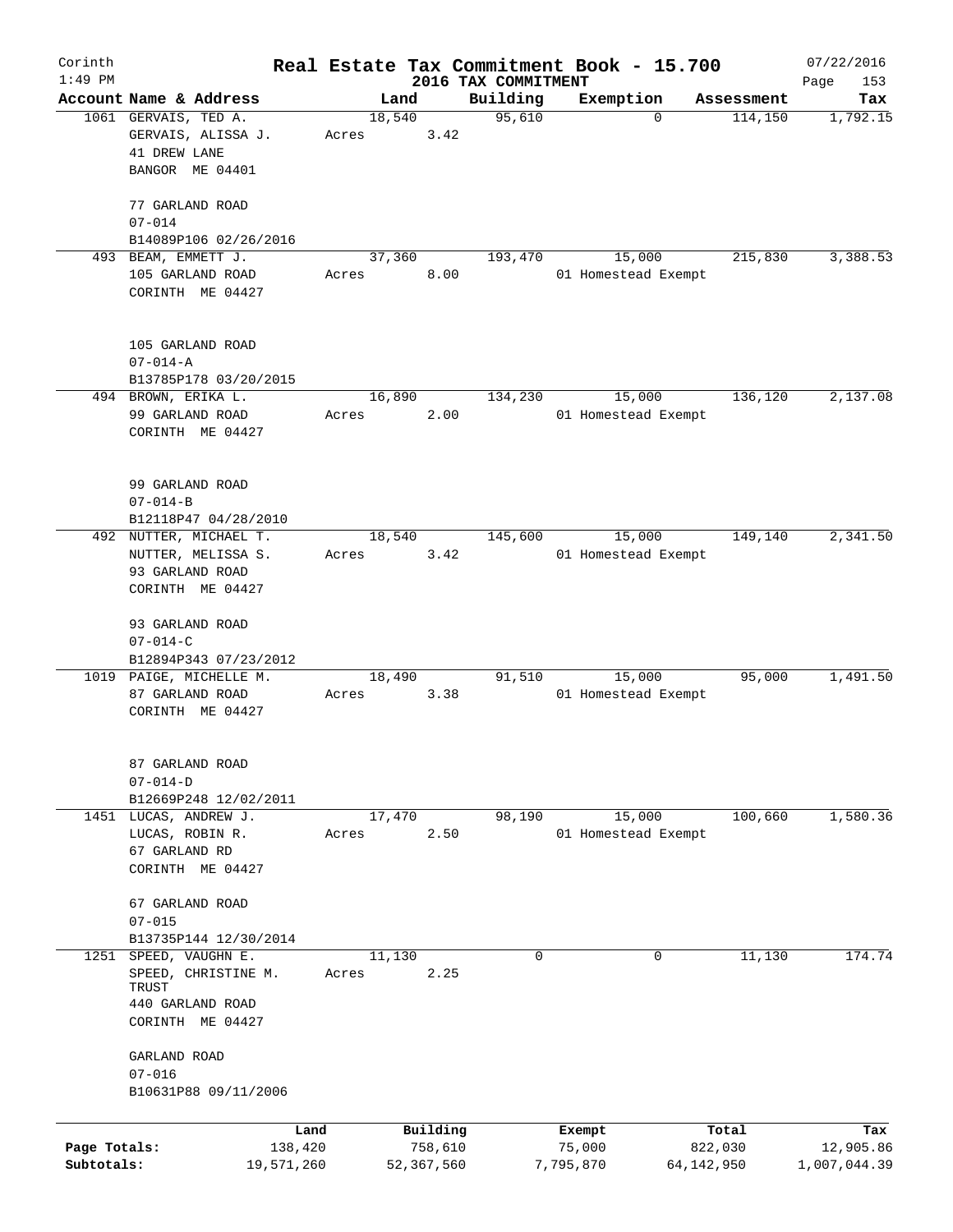Corinth 1:49 PM

# Real Estate Tax Commitment Book - 15.700

2016 TAX COMMITMENT

07/22/2016 Page 153

| Account Name & Address | Land | Building | Exemption | Assessment | Tax |
|---|---|---|---|---|---|
| 1061 GERVAIS, TED A.<br>GERVAIS, ALISSA J.<br>41 DREW LANE<br>BANGOR ME 04401<br><br>77 GARLAND ROAD<br>07-014<br>B14089P106 02/26/2016 | 18,540<br>Acres 3.42 | 95,610 | 0 | 114,150 | 1,792.15 |
| 493 BEAM, EMMETT J.<br>105 GARLAND ROAD<br>CORINTH ME 04427<br><br>105 GARLAND ROAD<br>07-014-A<br>B13785P178 03/20/2015 | 37,360<br>Acres 8.00 | 193,470 | 15,000<br>01 Homestead Exempt | 215,830 | 3,388.53 |
| 494 BROWN, ERIKA L.<br>99 GARLAND ROAD<br>CORINTH ME 04427<br><br>99 GARLAND ROAD<br>07-014-B<br>B12118P47 04/28/2010 | 16,890<br>Acres 2.00 | 134,230 | 15,000<br>01 Homestead Exempt | 136,120 | 2,137.08 |
| 492 NUTTER, MICHAEL T.<br>NUTTER, MELISSA S.<br>93 GARLAND ROAD<br>CORINTH ME 04427<br><br>93 GARLAND ROAD<br>07-014-C<br>B12894P343 07/23/2012 | 18,540<br>Acres 3.42 | 145,600 | 15,000<br>01 Homestead Exempt | 149,140 | 2,341.50 |
| 1019 PAIGE, MICHELLE M.<br>87 GARLAND ROAD<br>CORINTH ME 04427<br><br>87 GARLAND ROAD<br>07-014-D<br>B12669P248 12/02/2011 | 18,490<br>Acres 3.38 | 91,510 | 15,000<br>01 Homestead Exempt | 95,000 | 1,491.50 |
| 1451 LUCAS, ANDREW J.<br>LUCAS, ROBIN R.<br>67 GARLAND RD<br>CORINTH ME 04427<br><br>67 GARLAND ROAD<br>07-015<br>B13735P144 12/30/2014 | 17,470<br>Acres 2.50 | 98,190 | 15,000<br>01 Homestead Exempt | 100,660 | 1,580.36 |
| 1251 SPEED, VAUGHN E.<br>SPEED, CHRISTINE M.<br>TRUST<br>440 GARLAND ROAD<br>CORINTH ME 04427<br><br>GARLAND ROAD<br>07-016<br>B10631P88 09/11/2006 | 11,130<br>Acres 2.25 | 0 | 0 | 11,130 | 174.74 |

| | Land | Building | Exempt | Total | Tax |
|---|---|---|---|---|---|
| Page Totals: | 138,420 | 758,610 | 75,000 | 822,030 | 12,905.86 |
| Subtotals: | 19,571,260 | 52,367,560 | 7,795,870 | 64,142,950 | 1,007,044.39 |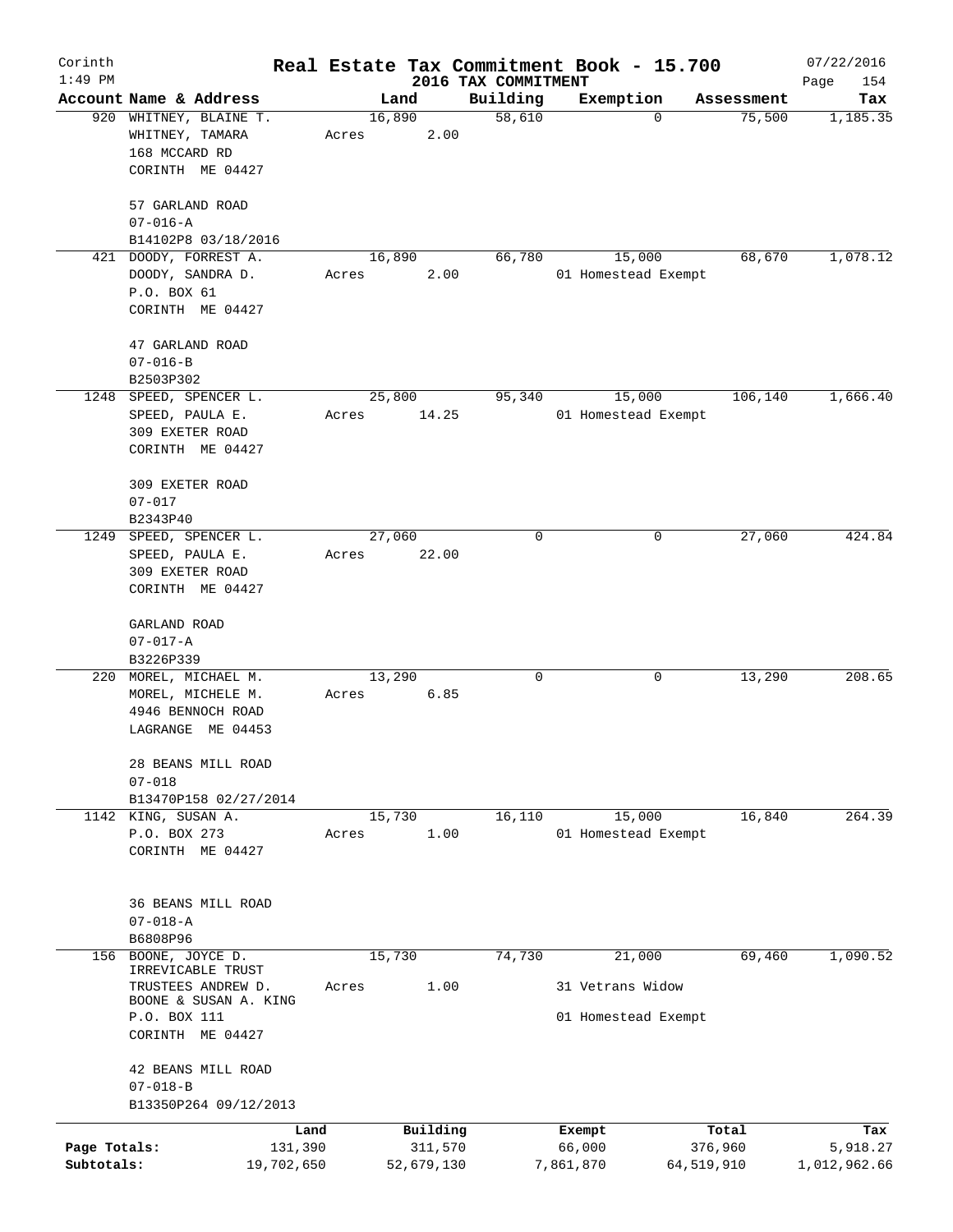# Real Estate Tax Commitment Book - 15.700

Corinth
1:49 PM

2016 TAX COMMITMENT

07/22/2016
Page 154

| Account Name & Address | Land | Building | Exemption | Assessment | Tax |
|---|---|---|---|---|---|
| 920 WHITNEY, BLAINE T.<br>WHITNEY, TAMARA<br>168 MCCARD RD<br>CORINTH ME 04427<br><br>57 GARLAND ROAD<br>07-016-A<br>B14102P8 03/18/2016 | 16,890<br>Acres 2.00 | 58,610 | 0 | 75,500 | 1,185.35 |
| 421 DOODY, FORREST A.<br>DOODY, SANDRA D.<br>P.O. BOX 61<br>CORINTH ME 04427<br><br>47 GARLAND ROAD<br>07-016-B<br>B2503P302 | 16,890<br>Acres 2.00 | 66,780 | 15,000<br>01 Homestead Exempt | 68,670 | 1,078.12 |
| 1248 SPEED, SPENCER L.<br>SPEED, PAULA E.<br>309 EXETER ROAD<br>CORINTH ME 04427<br><br>309 EXETER ROAD<br>07-017<br>B2343P40 | 25,800<br>Acres 14.25 | 95,340 | 15,000<br>01 Homestead Exempt | 106,140 | 1,666.40 |
| 1249 SPEED, SPENCER L.<br>SPEED, PAULA E.<br>309 EXETER ROAD<br>CORINTH ME 04427<br><br>GARLAND ROAD<br>07-017-A<br>B3226P339 | 27,060<br>Acres 22.00 | 0 | 0 | 27,060 | 424.84 |
| 220 MOREL, MICHAEL M.<br>MOREL, MICHELE M.<br>4946 BENNOCH ROAD<br>LAGRANGE ME 04453<br><br>28 BEANS MILL ROAD<br>07-018<br>B13470P158 02/27/2014 | 13,290<br>Acres 6.85 | 0 | 0 | 13,290 | 208.65 |
| 1142 KING, SUSAN A.<br>P.O. BOX 273<br>CORINTH ME 04427<br><br>36 BEANS MILL ROAD<br>07-018-A<br>B6808P96 | 15,730<br>Acres 1.00 | 16,110 | 15,000<br>01 Homestead Exempt | 16,840 | 264.39 |
| 156 BOONE, JOYCE D.<br>IRREVICABLE TRUST<br>TRUSTEES ANDREW D.<br>BOONE & SUSAN A. KING<br>P.O. BOX 111<br>CORINTH ME 04427<br><br>42 BEANS MILL ROAD<br>07-018-B<br>B13350P264 09/12/2013 | 15,730<br>Acres 1.00 | 74,730 | 21,000<br>31 Vetrans Widow<br>01 Homestead Exempt | 69,460 | 1,090.52 |

| | Land | Building | Exempt | Total | Tax |
|---|---|---|---|---|---|
| Page Totals: | 131,390 | 311,570 | 66,000 | 376,960 | 5,918.27 |
| Subtotals: | 19,702,650 | 52,679,130 | 7,861,870 | 64,519,910 | 1,012,962.66 |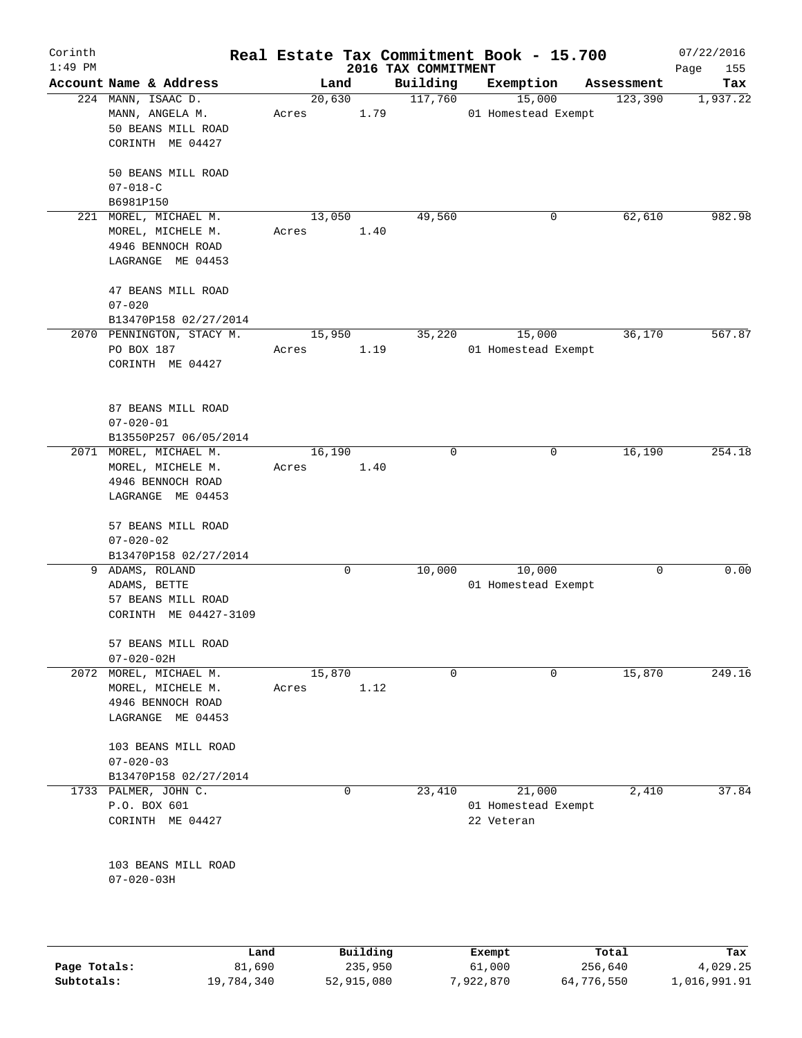# Real Estate Tax Commitment Book - 15.700

Corinth 1:49 PM — 2016 TAX COMMITMENT — 07/22/2016

| Account Name & Address | Land | Building | Exemption | Assessment | Tax |
|---|---|---|---|---|---|
| 224 MANN, ISAAC D.<br>MANN, ANGELA M.<br>50 BEANS MILL ROAD<br>CORINTH ME 04427<br><br>50 BEANS MILL ROAD<br>07-018-C<br>B6981P150 | 20,630<br>Acres 1.79 | 117,760 | 15,000<br>01 Homestead Exempt | 123,390 | 1,937.22 |
| 221 MOREL, MICHAEL M.<br>MOREL, MICHELE M.<br>4946 BENNOCH ROAD<br>LAGRANGE ME 04453<br><br>47 BEANS MILL ROAD<br>07-020<br>B13470P158 02/27/2014 | 13,050<br>Acres 1.40 | 49,560 | 0 | 62,610 | 982.98 |
| 2070 PENNINGTON, STACY M.<br>PO BOX 187<br>CORINTH ME 04427<br><br>87 BEANS MILL ROAD<br>07-020-01<br>B13550P257 06/05/2014 | 15,950<br>Acres 1.19 | 35,220 | 15,000<br>01 Homestead Exempt | 36,170 | 567.87 |
| 2071 MOREL, MICHAEL M.<br>MOREL, MICHELE M.<br>4946 BENNOCH ROAD<br>LAGRANGE ME 04453<br><br>57 BEANS MILL ROAD<br>07-020-02<br>B13470P158 02/27/2014 | 16,190<br>Acres 1.40 | 0 | 0 | 16,190 | 254.18 |
| 9 ADAMS, ROLAND<br>ADAMS, BETTE<br>57 BEANS MILL ROAD<br>CORINTH ME 04427-3109<br><br>57 BEANS MILL ROAD<br>07-020-02H | 0 | 10,000 | 10,000<br>01 Homestead Exempt | 0 | 0.00 |
| 2072 MOREL, MICHAEL M.<br>MOREL, MICHELE M.<br>4946 BENNOCH ROAD<br>LAGRANGE ME 04453<br><br>103 BEANS MILL ROAD<br>07-020-03<br>B13470P158 02/27/2014 | 15,870<br>Acres 1.12 | 0 | 0 | 15,870 | 249.16 |
| 1733 PALMER, JOHN C.<br>P.O. BOX 601<br>CORINTH ME 04427<br><br>103 BEANS MILL ROAD<br>07-020-03H | 0 | 23,410 | 21,000<br>01 Homestead Exempt<br>22 Veteran | 2,410 | 37.84 |

| | Land | Building | Exempt | Total | Tax |
|---|---|---|---|---|---|
| Page Totals: | 81,690 | 235,950 | 61,000 | 256,640 | 4,029.25 |
| Subtotals: | 19,784,340 | 52,915,080 | 7,922,870 | 64,776,550 | 1,016,991.91 |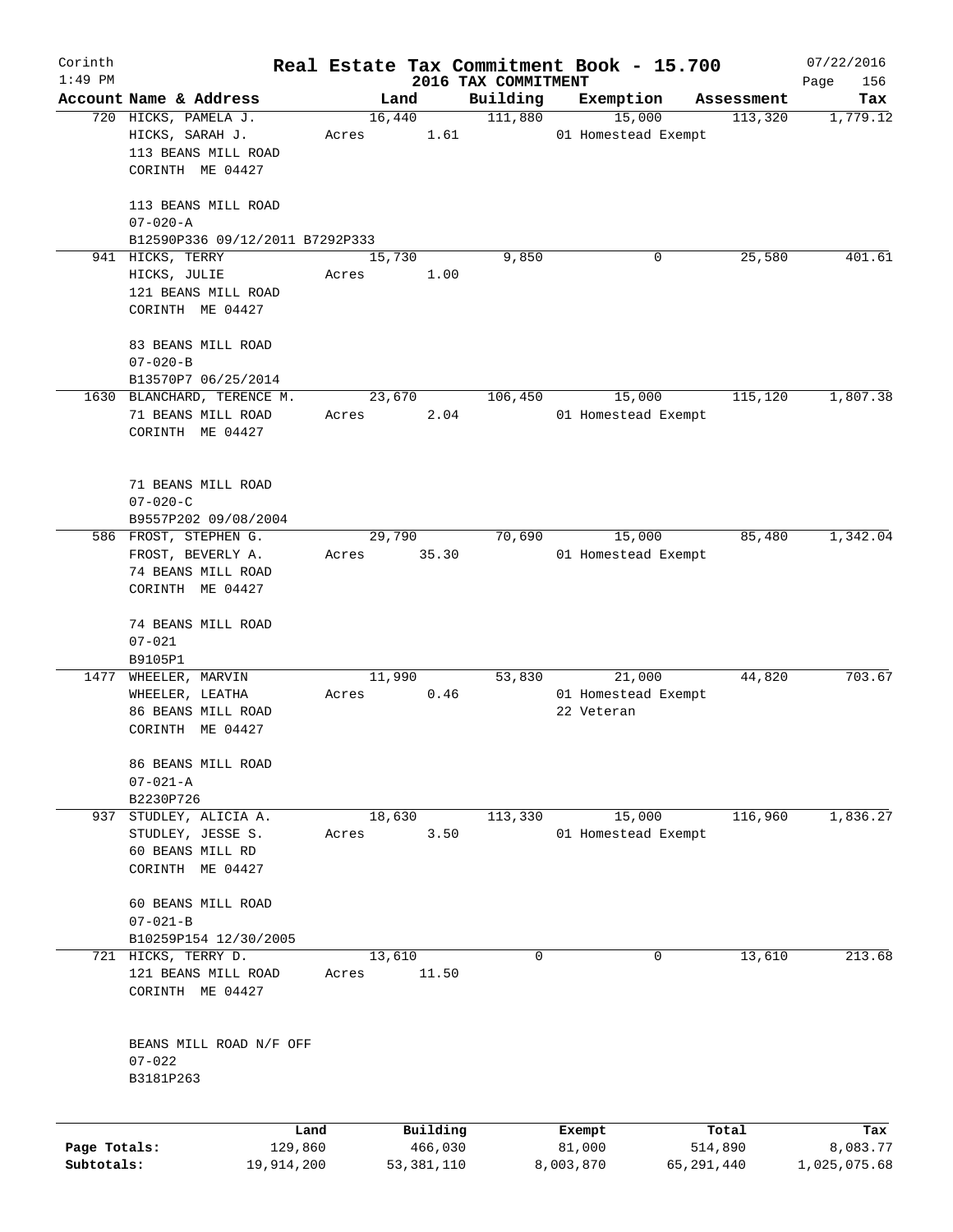Corinth 1:49 PM

# Real Estate Tax Commitment Book - 15.700

## 2016 TAX COMMITMENT

07/22/2016

| Account Name & Address | Land | Building | Exemption | Assessment | Tax |
|---|---|---|---|---|---|
| 720 HICKS, PAMELA J.<br>HICKS, SARAH J.<br>113 BEANS MILL ROAD<br>CORINTH ME 04427<br><br>113 BEANS MILL ROAD<br>07-020-A<br>B12590P336 09/12/2011 B7292P333 | 16,440<br>Acres 1.61 | 111,880 | 15,000<br>01 Homestead Exempt | 113,320 | 1,779.12 |
| 941 HICKS, TERRY<br>HICKS, JULIE<br>121 BEANS MILL ROAD<br>CORINTH ME 04427<br><br>83 BEANS MILL ROAD<br>07-020-B<br>B13570P7 06/25/2014 | 15,730<br>Acres 1.00 | 9,850 | 0 | 25,580 | 401.61 |
| 1630 BLANCHARD, TERENCE M.<br>71 BEANS MILL ROAD<br>CORINTH ME 04427<br><br>71 BEANS MILL ROAD<br>07-020-C<br>B9557P202 09/08/2004 | 23,670<br>Acres 2.04 | 106,450 | 15,000<br>01 Homestead Exempt | 115,120 | 1,807.38 |
| 586 FROST, STEPHEN G.<br>FROST, BEVERLY A.<br>74 BEANS MILL ROAD<br>CORINTH ME 04427<br><br>74 BEANS MILL ROAD<br>07-021<br>B9105P1 | 29,790<br>Acres 35.30 | 70,690 | 15,000<br>01 Homestead Exempt | 85,480 | 1,342.04 |
| 1477 WHEELER, MARVIN<br>WHEELER, LEATHA<br>86 BEANS MILL ROAD<br>CORINTH ME 04427<br><br>86 BEANS MILL ROAD<br>07-021-A<br>B2230P726 | 11,990<br>Acres 0.46 | 53,830 | 21,000<br>01 Homestead Exempt<br>22 Veteran | 44,820 | 703.67 |
| 937 STUDLEY, ALICIA A.<br>STUDLEY, JESSE S.<br>60 BEANS MILL RD<br>CORINTH ME 04427<br><br>60 BEANS MILL ROAD<br>07-021-B<br>B10259P154 12/30/2005 | 18,630<br>Acres 3.50 | 113,330 | 15,000<br>01 Homestead Exempt | 116,960 | 1,836.27 |
| 721 HICKS, TERRY D.<br>121 BEANS MILL ROAD<br>CORINTH ME 04427<br><br>BEANS MILL ROAD N/F OFF<br>07-022<br>B3181P263 | 13,610<br>Acres 11.50 | 0 | 0 | 13,610 | 213.68 |

| | Land | Building | Exempt | Total | Tax |
|---|---|---|---|---|---|
| Page Totals: | 129,860 | 466,030 | 81,000 | 514,890 | 8,083.77 |
| Subtotals: | 19,914,200 | 53,381,110 | 8,003,870 | 65,291,440 | 1,025,075.68 |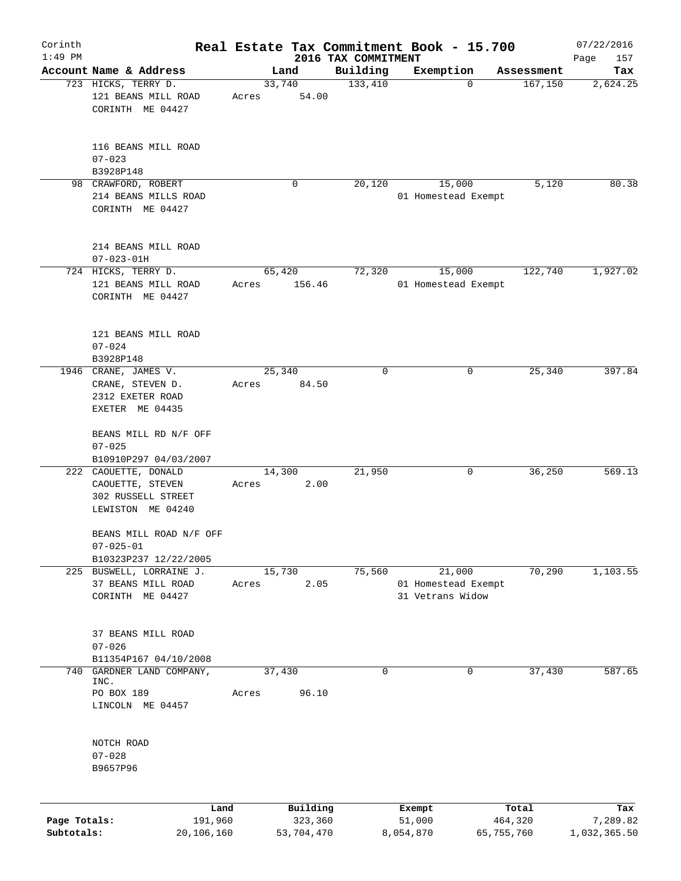# Corinth — Real Estate Tax Commitment Book - 15.700

1:49 PM — 2016 TAX COMMITMENT — 07/22/2016

| Account Name & Address | Land | Building | Exemption | Assessment | Tax |
|---|---|---|---|---|---|
| 723 HICKS, TERRY D.<br>121 BEANS MILL ROAD<br>CORINTH ME 04427<br><br>116 BEANS MILL ROAD<br>07-023<br>B3928P148 | 33,740<br>Acres 54.00 | 133,410 | 0 | 167,150 | 2,624.25 |
| 98 CRAWFORD, ROBERT<br>214 BEANS MILLS ROAD<br>CORINTH ME 04427<br><br>214 BEANS MILL ROAD<br>07-023-01H | 0 | 20,120 | 15,000<br>01 Homestead Exempt | 5,120 | 80.38 |
| 724 HICKS, TERRY D.<br>121 BEANS MILL ROAD<br>CORINTH ME 04427<br><br>121 BEANS MILL ROAD<br>07-024<br>B3928P148 | 65,420<br>Acres 156.46 | 72,320 | 15,000<br>01 Homestead Exempt | 122,740 | 1,927.02 |
| 1946 CRANE, JAMES V.<br>CRANE, STEVEN D.<br>2312 EXETER ROAD<br>EXETER ME 04435<br><br>BEANS MILL RD N/F OFF<br>07-025<br>B10910P297 04/03/2007 | 25,340<br>Acres 84.50 | 0 | 0 | 25,340 | 397.84 |
| 222 CAOUETTE, DONALD<br>CAOUETTE, STEVEN<br>302 RUSSELL STREET<br>LEWISTON ME 04240<br><br>BEANS MILL ROAD N/F OFF<br>07-025-01<br>B10323P237 12/22/2005 | 14,300<br>Acres 2.00 | 21,950 | 0 | 36,250 | 569.13 |
| 225 BUSWELL, LORRAINE J.<br>37 BEANS MILL ROAD<br>CORINTH ME 04427<br><br>37 BEANS MILL ROAD<br>07-026<br>B11354P167 04/10/2008 | 15,730<br>Acres 2.05 | 75,560 | 21,000<br>01 Homestead Exempt<br>31 Vetrans Widow | 70,290 | 1,103.55 |
| 740 GARDNER LAND COMPANY, INC.<br>PO BOX 189<br>LINCOLN ME 04457<br><br>NOTCH ROAD<br>07-028<br>B9657P96 | 37,430<br>Acres 96.10 | 0 | 0 | 37,430 | 587.65 |

| | Land | Building | Exempt | Total | Tax |
|---|---|---|---|---|---|
| Page Totals: | 191,960 | 323,360 | 51,000 | 464,320 | 7,289.82 |
| Subtotals: | 20,106,160 | 53,704,470 | 8,054,870 | 65,755,760 | 1,032,365.50 |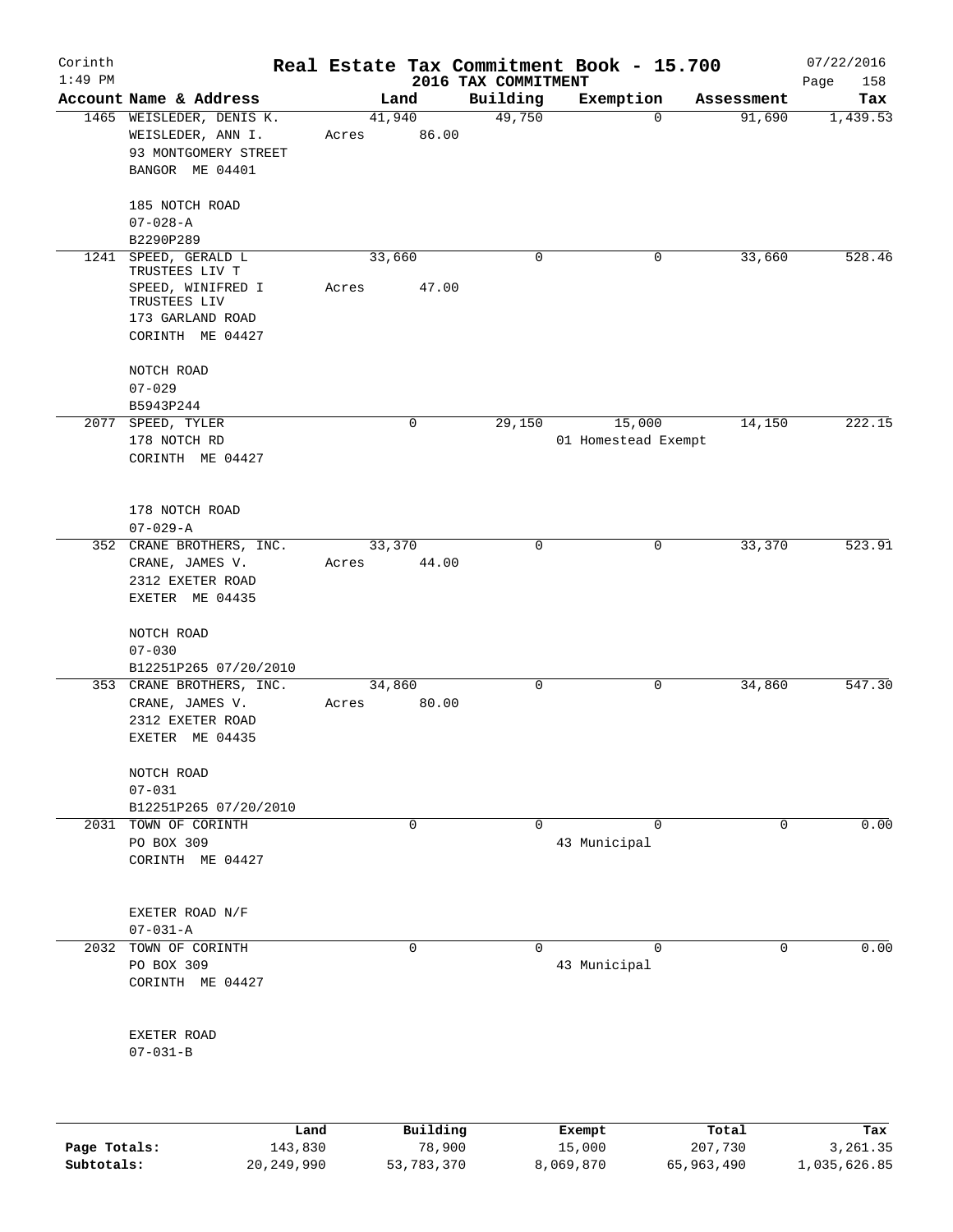Corinth 1:49 PM

# Real Estate Tax Commitment Book - 15.700

2016 TAX COMMITMENT

07/22/2016 Page 158

| Account | Name & Address | Land | Building | Exemption | Assessment | Tax |
|---|---|---|---|---|---|---|
| 1465 | WEISLEDER, DENIS K.<br>WEISLEDER, ANN I.<br>93 MONTGOMERY STREET<br>BANGOR ME 04401<br><br>185 NOTCH ROAD<br>07-028-A<br>B2290P289 | 41,940<br>Acres 86.00 | 49,750 | 0 | 91,690 | 1,439.53 |
| 1241 | SPEED, GERALD L TRUSTEES LIV T<br>SPEED, WINIFRED I TRUSTEES LIV<br>173 GARLAND ROAD<br>CORINTH ME 04427<br><br>NOTCH ROAD<br>07-029<br>B5943P244 | 33,660<br>Acres 47.00 | 0 | 0 | 33,660 | 528.46 |
| 2077 | SPEED, TYLER<br>178 NOTCH RD<br>CORINTH ME 04427<br><br>178 NOTCH ROAD<br>07-029-A | 0 | 29,150 | 15,000<br>01 Homestead Exempt | 14,150 | 222.15 |
| 352 | CRANE BROTHERS, INC.<br>CRANE, JAMES V.<br>2312 EXETER ROAD<br>EXETER ME 04435<br><br>NOTCH ROAD<br>07-030<br>B12251P265 07/20/2010 | 33,370<br>Acres 44.00 | 0 | 0 | 33,370 | 523.91 |
| 353 | CRANE BROTHERS, INC.<br>CRANE, JAMES V.<br>2312 EXETER ROAD<br>EXETER ME 04435<br><br>NOTCH ROAD<br>07-031<br>B12251P265 07/20/2010 | 34,860<br>Acres 80.00 | 0 | 0 | 34,860 | 547.30 |
| 2031 | TOWN OF CORINTH<br>PO BOX 309<br>CORINTH ME 04427<br><br>EXETER ROAD N/F<br>07-031-A | 0 | 0 | 0<br>43 Municipal | 0 | 0.00 |
| 2032 | TOWN OF CORINTH<br>PO BOX 309<br>CORINTH ME 04427<br><br>EXETER ROAD<br>07-031-B | 0 | 0 | 0<br>43 Municipal | 0 | 0.00 |

| | Land | Building | Exempt | Total | Tax |
|---|---|---|---|---|---|
| Page Totals: | 143,830 | 78,900 | 15,000 | 207,730 | 3,261.35 |
| Subtotals: | 20,249,990 | 53,783,370 | 8,069,870 | 65,963,490 | 1,035,626.85 |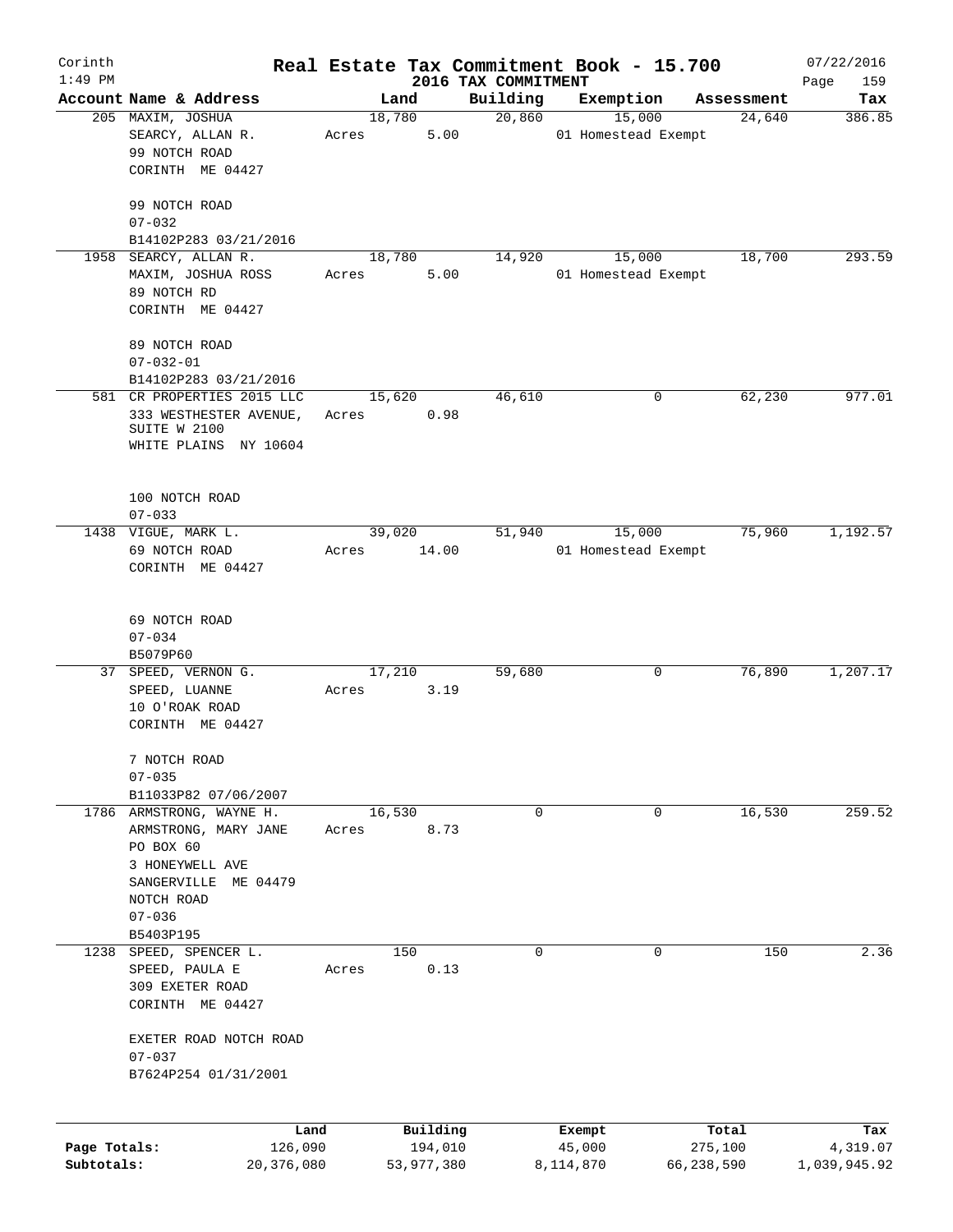# Real Estate Tax Commitment Book - 15.700

Corinth 1:49 PM — 2016 TAX COMMITMENT — 07/22/2016

| Account Name & Address | Land | Building | Exemption | Assessment | Tax |
|---|---|---|---|---|---|
| 205 MAXIM, JOSHUA<br>SEARCY, ALLAN R.<br>99 NOTCH ROAD<br>CORINTH ME 04427<br><br>99 NOTCH ROAD<br>07-032<br>B14102P283 03/21/2016 | 18,780<br>Acres 5.00 | 20,860 | 15,000<br>01 Homestead Exempt | 24,640 | 386.85 |
| 1958 SEARCY, ALLAN R.<br>MAXIM, JOSHUA ROSS<br>89 NOTCH RD<br>CORINTH ME 04427<br><br>89 NOTCH ROAD<br>07-032-01<br>B14102P283 03/21/2016 | 18,780<br>Acres 5.00 | 14,920 | 15,000<br>01 Homestead Exempt | 18,700 | 293.59 |
| 581 CR PROPERTIES 2015 LLC<br>333 WESTHESTER AVENUE, SUITE W 2100<br>WHITE PLAINS NY 10604<br><br>100 NOTCH ROAD<br>07-033 | 15,620<br>Acres 0.98 | 46,610 | 0 | 62,230 | 977.01 |
| 1438 VIGUE, MARK L.<br>69 NOTCH ROAD<br>CORINTH ME 04427<br><br>69 NOTCH ROAD<br>07-034<br>B5079P60 | 39,020<br>Acres 14.00 | 51,940 | 15,000<br>01 Homestead Exempt | 75,960 | 1,192.57 |
| 37 SPEED, VERNON G.<br>SPEED, LUANNE<br>10 O'ROAK ROAD<br>CORINTH ME 04427<br><br>7 NOTCH ROAD<br>07-035<br>B11033P82 07/06/2007 | 17,210<br>Acres 3.19 | 59,680 | 0 | 76,890 | 1,207.17 |
| 1786 ARMSTRONG, WAYNE H.<br>ARMSTRONG, MARY JANE<br>PO BOX 60<br>3 HONEYWELL AVE<br>SANGERVILLE ME 04479<br>NOTCH ROAD<br>07-036<br>B5403P195 | 16,530<br>Acres 8.73 | 0 | 0 | 16,530 | 259.52 |
| 1238 SPEED, SPENCER L.<br>SPEED, PAULA E<br>309 EXETER ROAD<br>CORINTH ME 04427<br><br>EXETER ROAD NOTCH ROAD<br>07-037<br>B7624P254 01/31/2001 | 150<br>Acres 0.13 | 0 | 0 | 150 | 2.36 |

| | Land | Building | Exempt | Total | Tax |
|---|---|---|---|---|---|
| Page Totals: | 126,090 | 194,010 | 45,000 | 275,100 | 4,319.07 |
| Subtotals: | 20,376,080 | 53,977,380 | 8,114,870 | 66,238,590 | 1,039,945.92 |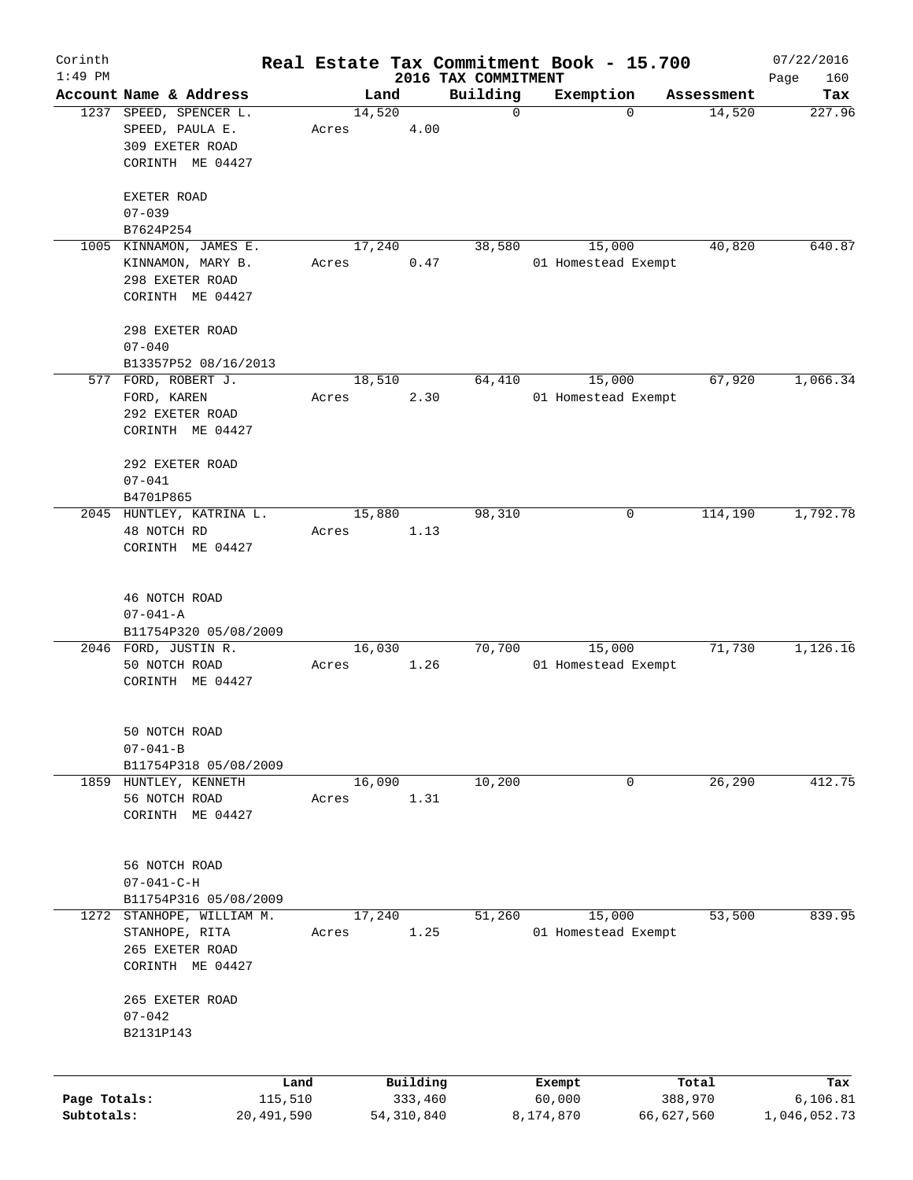Corinth
1:49 PM

# Real Estate Tax Commitment Book - 15.700

2016 TAX COMMITMENT

07/22/2016

| Account Name & Address | Land | Building | Exemption | Assessment | Tax |
|---|---|---|---|---|---|
| 1237 SPEED, SPENCER L.<br>SPEED, PAULA E.<br>309 EXETER ROAD<br>CORINTH ME 04427<br><br>EXETER ROAD<br>07-039<br>B7624P254 | 14,520<br>Acres 4.00 | 0 | 0 | 14,520 | 227.96 |
| 1005 KINNAMON, JAMES E.<br>KINNAMON, MARY B.<br>298 EXETER ROAD<br>CORINTH ME 04427<br><br>298 EXETER ROAD<br>07-040<br>B13357P52 08/16/2013 | 17,240<br>Acres 0.47 | 38,580 | 15,000<br>01 Homestead Exempt | 40,820 | 640.87 |
| 577 FORD, ROBERT J.<br>FORD, KAREN<br>292 EXETER ROAD<br>CORINTH ME 04427<br><br>292 EXETER ROAD<br>07-041<br>B4701P865 | 18,510<br>Acres 2.30 | 64,410 | 15,000<br>01 Homestead Exempt | 67,920 | 1,066.34 |
| 2045 HUNTLEY, KATRINA L.<br>48 NOTCH RD<br>CORINTH ME 04427<br><br>46 NOTCH ROAD<br>07-041-A<br>B11754P320 05/08/2009 | 15,880<br>Acres 1.13 | 98,310 | 0 | 114,190 | 1,792.78 |
| 2046 FORD, JUSTIN R.<br>50 NOTCH ROAD<br>CORINTH ME 04427<br><br>50 NOTCH ROAD<br>07-041-B<br>B11754P318 05/08/2009 | 16,030<br>Acres 1.26 | 70,700 | 15,000<br>01 Homestead Exempt | 71,730 | 1,126.16 |
| 1859 HUNTLEY, KENNETH<br>56 NOTCH ROAD<br>CORINTH ME 04427<br><br>56 NOTCH ROAD<br>07-041-C-H<br>B11754P316 05/08/2009 | 16,090<br>Acres 1.31 | 10,200 | 0 | 26,290 | 412.75 |
| 1272 STANHOPE, WILLIAM M.<br>STANHOPE, RITA<br>265 EXETER ROAD<br>CORINTH ME 04427<br><br>265 EXETER ROAD<br>07-042<br>B2131P143 | 17,240<br>Acres 1.25 | 51,260 | 15,000<br>01 Homestead Exempt | 53,500 | 839.95 |

| | Land | Building | Exempt | Total | Tax |
|---|---|---|---|---|---|
| Page Totals: | 115,510 | 333,460 | 60,000 | 388,970 | 6,106.81 |
| Subtotals: | 20,491,590 | 54,310,840 | 8,174,870 | 66,627,560 | 1,046,052.73 |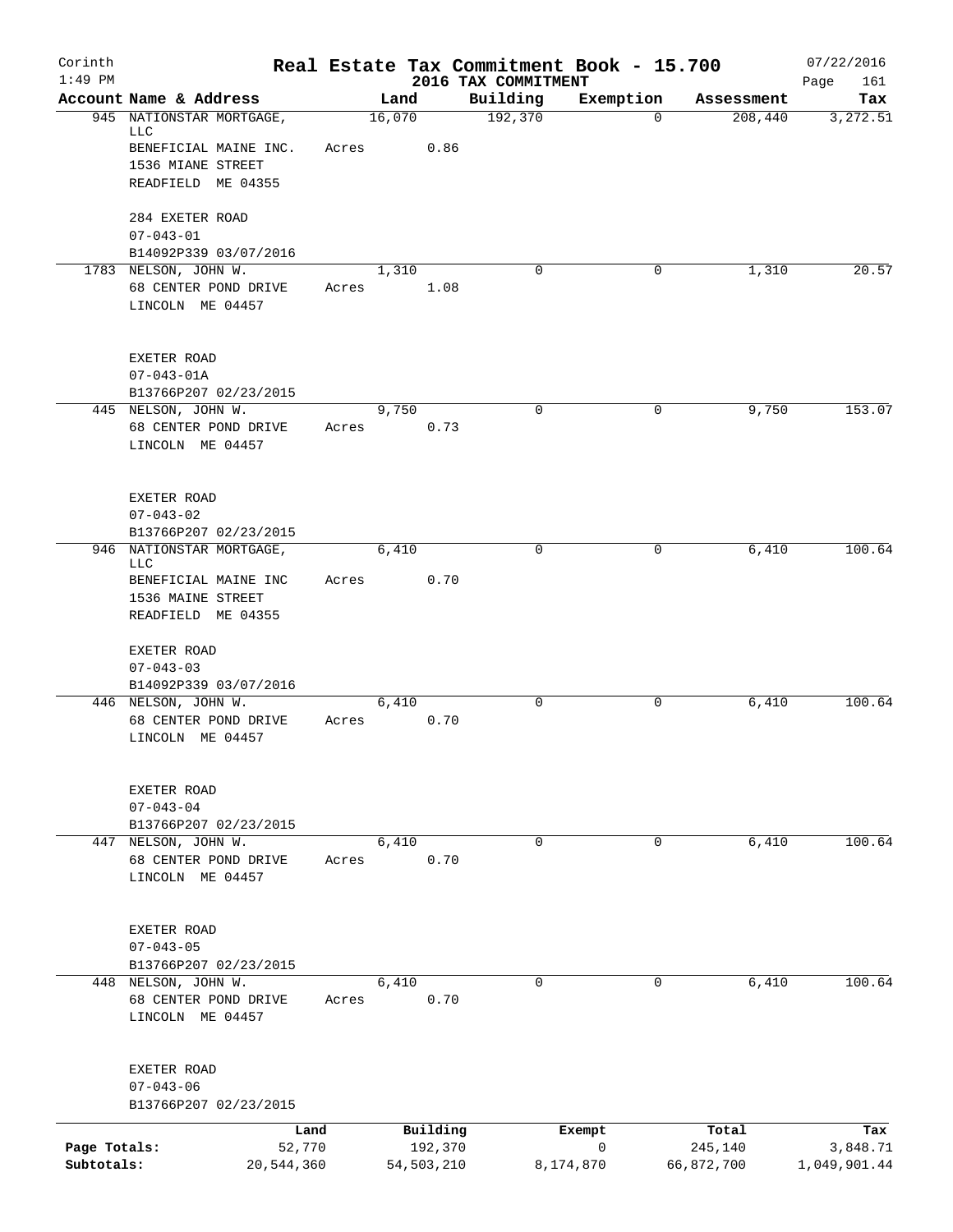Corinth 1:49 PM

# Real Estate Tax Commitment Book - 15.700

## 2016 TAX COMMITMENT

07/22/2016 Page 161

| Account Name & Address | Land | Building | Exemption | Assessment | Tax |
|---|---|---|---|---|---|
| 945 NATIONSTAR MORTGAGE, LLC<br>BENEFICIAL MAINE INC.<br>1536 MIANE STREET<br>READFIELD ME 04355<br><br>284 EXETER ROAD<br>07-043-01<br>B14092P339 03/07/2016 | 16,070<br>Acres 0.86 | 192,370 | 0 | 208,440 | 3,272.51 |
| 1783 NELSON, JOHN W.<br>68 CENTER POND DRIVE<br>LINCOLN ME 04457<br><br>EXETER ROAD<br>07-043-01A<br>B13766P207 02/23/2015 | 1,310<br>Acres 1.08 | 0 | 0 | 1,310 | 20.57 |
| 445 NELSON, JOHN W.<br>68 CENTER POND DRIVE<br>LINCOLN ME 04457<br><br>EXETER ROAD<br>07-043-02<br>B13766P207 02/23/2015 | 9,750<br>Acres 0.73 | 0 | 0 | 9,750 | 153.07 |
| 946 NATIONSTAR MORTGAGE, LLC<br>BENEFICIAL MAINE INC<br>1536 MAINE STREET<br>READFIELD ME 04355<br><br>EXETER ROAD<br>07-043-03<br>B14092P339 03/07/2016 | 6,410<br>Acres 0.70 | 0 | 0 | 6,410 | 100.64 |
| 446 NELSON, JOHN W.<br>68 CENTER POND DRIVE<br>LINCOLN ME 04457<br><br>EXETER ROAD<br>07-043-04<br>B13766P207 02/23/2015 | 6,410<br>Acres 0.70 | 0 | 0 | 6,410 | 100.64 |
| 447 NELSON, JOHN W.<br>68 CENTER POND DRIVE<br>LINCOLN ME 04457<br><br>EXETER ROAD<br>07-043-05<br>B13766P207 02/23/2015 | 6,410<br>Acres 0.70 | 0 | 0 | 6,410 | 100.64 |
| 448 NELSON, JOHN W.<br>68 CENTER POND DRIVE<br>LINCOLN ME 04457<br><br>EXETER ROAD<br>07-043-06<br>B13766P207 02/23/2015 | 6,410<br>Acres 0.70 | 0 | 0 | 6,410 | 100.64 |

| | Land | Building | Exempt | Total | Tax |
|---|---|---|---|---|---|
| Page Totals: | 52,770 | 192,370 | 0 | 245,140 | 3,848.71 |
| Subtotals: | 20,544,360 | 54,503,210 | 8,174,870 | 66,872,700 | 1,049,901.44 |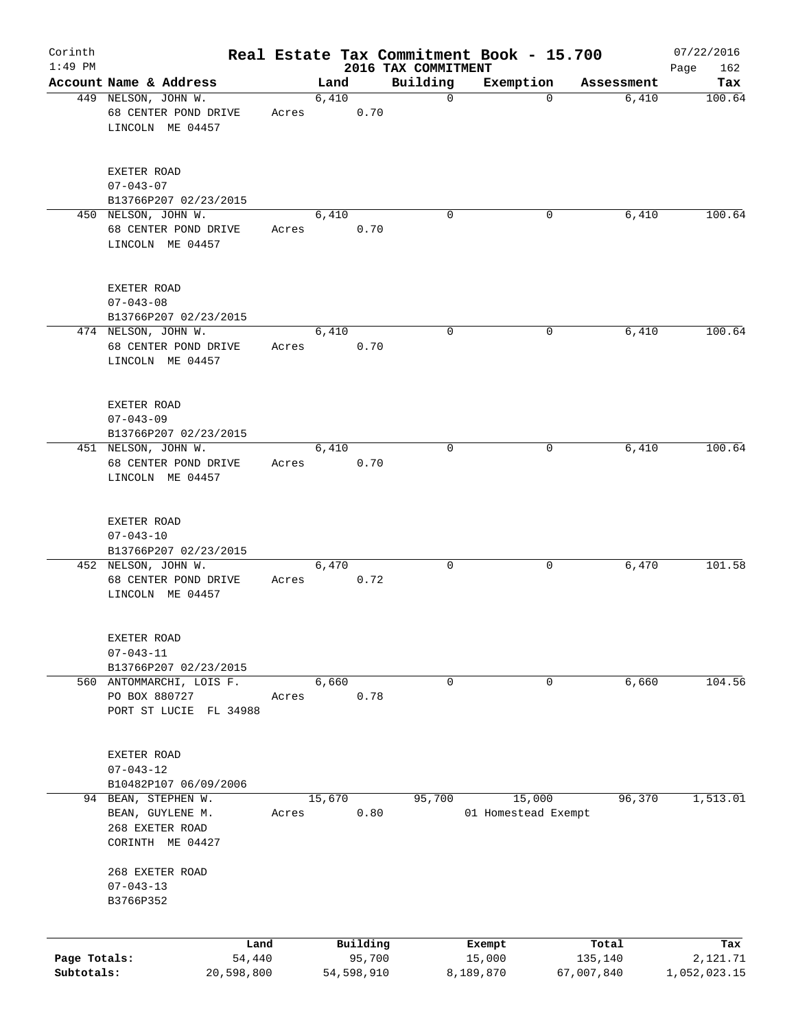Corinth 1:49 PM

# Real Estate Tax Commitment Book - 15.700

2016 TAX COMMITMENT

07/22/2016 Page 162

| Account Name & Address | Land | Building | Exemption | Assessment | Tax |
|---|---|---|---|---|---|
| 449 NELSON, JOHN W.<br>68 CENTER POND DRIVE<br>LINCOLN ME 04457<br><br>EXETER ROAD<br>07-043-07<br>B13766P207 02/23/2015 | 6,410<br>Acres 0.70 | 0 | 0 | 6,410 | 100.64 |
| 450 NELSON, JOHN W.<br>68 CENTER POND DRIVE<br>LINCOLN ME 04457<br><br>EXETER ROAD<br>07-043-08<br>B13766P207 02/23/2015 | 6,410<br>Acres 0.70 | 0 | 0 | 6,410 | 100.64 |
| 474 NELSON, JOHN W.<br>68 CENTER POND DRIVE<br>LINCOLN ME 04457<br><br>EXETER ROAD<br>07-043-09<br>B13766P207 02/23/2015 | 6,410<br>Acres 0.70 | 0 | 0 | 6,410 | 100.64 |
| 451 NELSON, JOHN W.<br>68 CENTER POND DRIVE<br>LINCOLN ME 04457<br><br>EXETER ROAD<br>07-043-10<br>B13766P207 02/23/2015 | 6,410<br>Acres 0.70 | 0 | 0 | 6,410 | 100.64 |
| 452 NELSON, JOHN W.<br>68 CENTER POND DRIVE<br>LINCOLN ME 04457<br><br>EXETER ROAD<br>07-043-11<br>B13766P207 02/23/2015 | 6,470<br>Acres 0.72 | 0 | 0 | 6,470 | 101.58 |
| 560 ANTOMMARCHI, LOIS F.<br>PO BOX 880727<br>PORT ST LUCIE FL 34988<br><br>EXETER ROAD<br>07-043-12<br>B10482P107 06/09/2006 | 6,660<br>Acres 0.78 | 0 | 0 | 6,660 | 104.56 |
| 94 BEAN, STEPHEN W.<br>BEAN, GUYLENE M.<br>268 EXETER ROAD<br>CORINTH ME 04427<br><br>268 EXETER ROAD<br>07-043-13<br>B3766P352 | 15,670<br>Acres 0.80 | 95,700 | 15,000<br>01 Homestead Exempt | 96,370 | 1,513.01 |

| | Land | Building | Exempt | Total | Tax |
|---|---|---|---|---|---|
| Page Totals: | 54,440 | 95,700 | 15,000 | 135,140 | 2,121.71 |
| Subtotals: | 20,598,800 | 54,598,910 | 8,189,870 | 67,007,840 | 1,052,023.15 |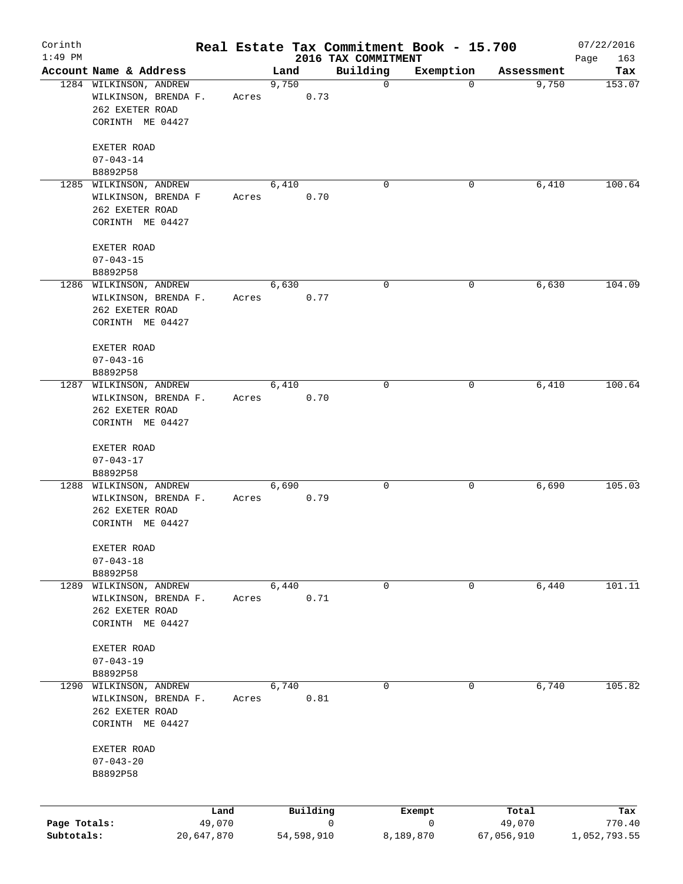# Real Estate Tax Commitment Book - 15.700

Corinth
1:49 PM

2016 TAX COMMITMENT

07/22/2016

| Account Name & Address | Land | Building | Exemption | Assessment | Tax |
|---|---|---|---|---|---|
| 1284 WILKINSON, ANDREW<br>WILKINSON, BRENDA F.<br>262 EXETER ROAD<br>CORINTH ME 04427<br><br>EXETER ROAD<br>07-043-14<br>B8892P58 | 9,750<br>Acres 0.73 | 0 | 0 | 9,750 | 153.07 |
| 1285 WILKINSON, ANDREW<br>WILKINSON, BRENDA F<br>262 EXETER ROAD<br>CORINTH ME 04427<br><br>EXETER ROAD<br>07-043-15<br>B8892P58 | 6,410<br>Acres 0.70 | 0 | 0 | 6,410 | 100.64 |
| 1286 WILKINSON, ANDREW<br>WILKINSON, BRENDA F.<br>262 EXETER ROAD<br>CORINTH ME 04427<br><br>EXETER ROAD<br>07-043-16<br>B8892P58 | 6,630<br>Acres 0.77 | 0 | 0 | 6,630 | 104.09 |
| 1287 WILKINSON, ANDREW<br>WILKINSON, BRENDA F.<br>262 EXETER ROAD<br>CORINTH ME 04427<br><br>EXETER ROAD<br>07-043-17<br>B8892P58 | 6,410<br>Acres 0.70 | 0 | 0 | 6,410 | 100.64 |
| 1288 WILKINSON, ANDREW<br>WILKINSON, BRENDA F.<br>262 EXETER ROAD<br>CORINTH ME 04427<br><br>EXETER ROAD<br>07-043-18<br>B8892P58 | 6,690<br>Acres 0.79 | 0 | 0 | 6,690 | 105.03 |
| 1289 WILKINSON, ANDREW<br>WILKINSON, BRENDA F.<br>262 EXETER ROAD<br>CORINTH ME 04427<br><br>EXETER ROAD<br>07-043-19<br>B8892P58 | 6,440<br>Acres 0.71 | 0 | 0 | 6,440 | 101.11 |
| 1290 WILKINSON, ANDREW<br>WILKINSON, BRENDA F.<br>262 EXETER ROAD<br>CORINTH ME 04427<br><br>EXETER ROAD<br>07-043-20<br>B8892P58 | 6,740<br>Acres 0.81 | 0 | 0 | 6,740 | 105.82 |

| | Land | Building | Exempt | Total | Tax |
|---|---|---|---|---|---|
| Page Totals: | 49,070 | 0 | 0 | 49,070 | 770.40 |
| Subtotals: | 20,647,870 | 54,598,910 | 8,189,870 | 67,056,910 | 1,052,793.55 |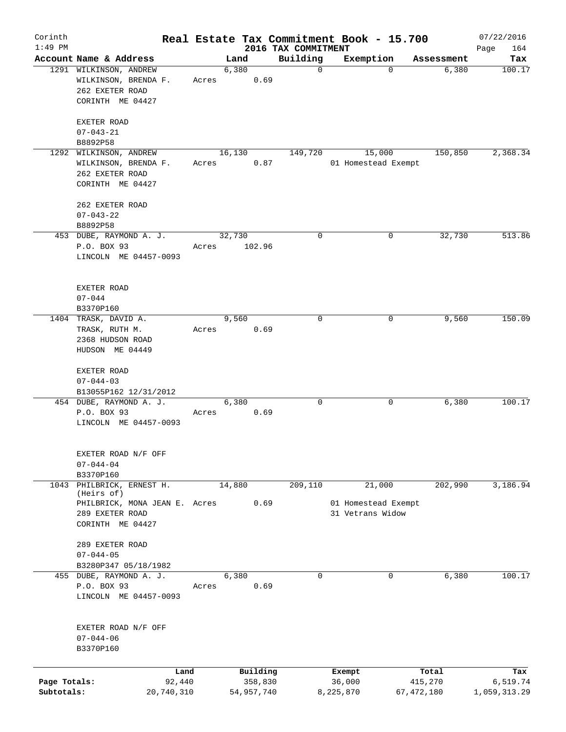Corinth 1:49 PM

# Real Estate Tax Commitment Book - 15.700

## 2016 TAX COMMITMENT

07/22/2016

| Account Name & Address | Land | Building | Exemption | Assessment | Tax |
|---|---|---|---|---|---|
| 1291 WILKINSON, ANDREW<br>WILKINSON, BRENDA F.<br>262 EXETER ROAD<br>CORINTH ME 04427<br><br>EXETER ROAD<br>07-043-21<br>B8892P58 | 6,380<br>Acres 0.69 | 0 | 0 | 6,380 | 100.17 |
| 1292 WILKINSON, ANDREW<br>WILKINSON, BRENDA F.<br>262 EXETER ROAD<br>CORINTH ME 04427<br><br>262 EXETER ROAD<br>07-043-22<br>B8892P58 | 16,130<br>Acres 0.87 | 149,720 | 15,000<br>01 Homestead Exempt | 150,850 | 2,368.34 |
| 453 DUBE, RAYMOND A. J.<br>P.O. BOX 93<br>LINCOLN ME 04457-0093<br><br>EXETER ROAD<br>07-044<br>B3370P160 | 32,730<br>Acres 102.96 | 0 | 0 | 32,730 | 513.86 |
| 1404 TRASK, DAVID A.<br>TRASK, RUTH M.<br>2368 HUDSON ROAD<br>HUDSON ME 04449<br><br>EXETER ROAD<br>07-044-03<br>B13055P162 12/31/2012 | 9,560<br>Acres 0.69 | 0 | 0 | 9,560 | 150.09 |
| 454 DUBE, RAYMOND A. J.<br>P.O. BOX 93<br>LINCOLN ME 04457-0093<br><br>EXETER ROAD N/F OFF<br>07-044-04<br>B3370P160 | 6,380<br>Acres 0.69 | 0 | 0 | 6,380 | 100.17 |
| 1043 PHILBRICK, ERNEST H. (Heirs of)<br>PHILBRICK, MONA JEAN E.<br>289 EXETER ROAD<br>CORINTH ME 04427<br><br>289 EXETER ROAD<br>07-044-05<br>B3280P347 05/18/1982 | 14,880<br>Acres 0.69 | 209,110 | 21,000<br>01 Homestead Exempt<br>31 Vetrans Widow | 202,990 | 3,186.94 |
| 455 DUBE, RAYMOND A. J.<br>P.O. BOX 93<br>LINCOLN ME 04457-0093<br><br>EXETER ROAD N/F OFF<br>07-044-06<br>B3370P160 | 6,380<br>Acres 0.69 | 0 | 0 | 6,380 | 100.17 |

| | Land | Building | Exempt | Total | Tax |
|---|---|---|---|---|---|
| Page Totals: | 92,440 | 358,830 | 36,000 | 415,270 | 6,519.74 |
| Subtotals: | 20,740,310 | 54,957,740 | 8,225,870 | 67,472,180 | 1,059,313.29 |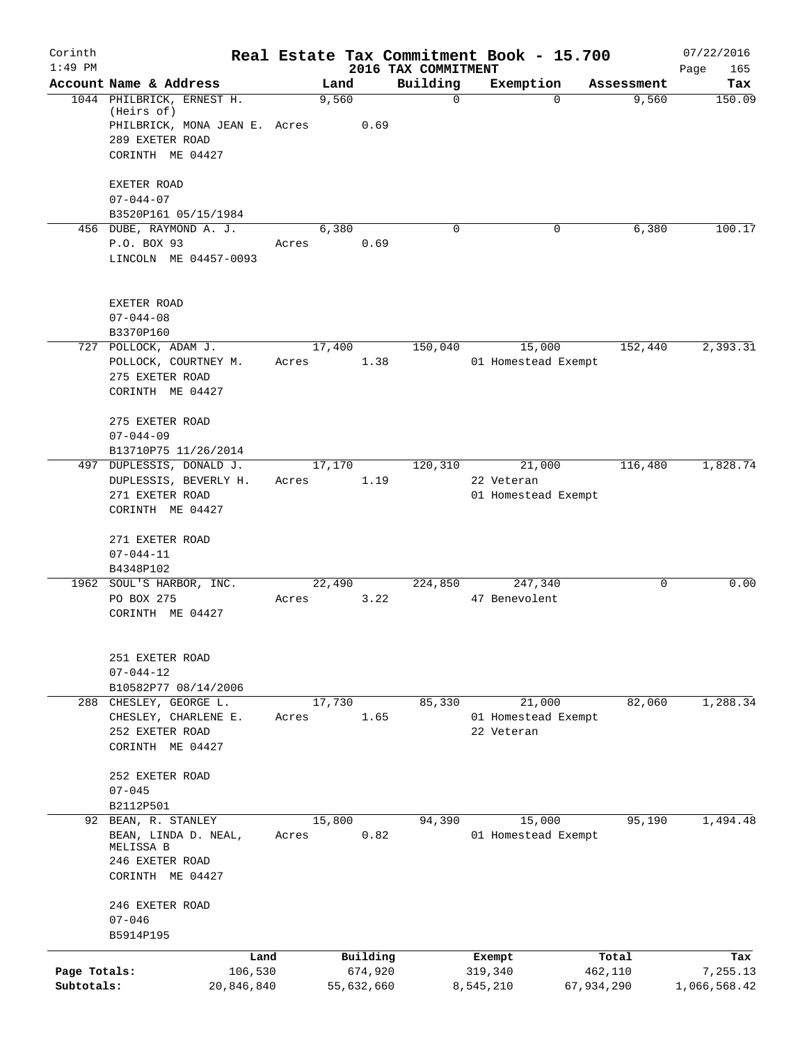Corinth 1:49 PM

# Real Estate Tax Commitment Book - 15.700

## 2016 TAX COMMITMENT

07/22/2016

| Account | Name & Address | Land | Building | Exemption | Assessment | Tax |
|---|---|---|---|---|---|---|
| 1044 | PHILBRICK, ERNEST H. (Heirs of)<br>PHILBRICK, MONA JEAN E.<br>289 EXETER ROAD<br>CORINTH ME 04427<br><br>EXETER ROAD<br>07-044-07<br>B3520P161 05/15/1984 | 9,560<br>Acres 0.69 | 0 | 0 | 9,560 | 150.09 |
| 456 | DUBE, RAYMOND A. J.<br>P.O. BOX 93<br>LINCOLN ME 04457-0093<br><br>EXETER ROAD<br>07-044-08<br>B3370P160 | 6,380<br>Acres 0.69 | 0 | 0 | 6,380 | 100.17 |
| 727 | POLLOCK, ADAM J.<br>POLLOCK, COURTNEY M.<br>275 EXETER ROAD<br>CORINTH ME 04427<br><br>275 EXETER ROAD<br>07-044-09<br>B13710P75 11/26/2014 | 17,400<br>Acres 1.38 | 150,040 | 15,000<br>01 Homestead Exempt | 152,440 | 2,393.31 |
| 497 | DUPLESSIS, DONALD J.<br>DUPLESSIS, BEVERLY H.<br>271 EXETER ROAD<br>CORINTH ME 04427<br><br>271 EXETER ROAD<br>07-044-11<br>B4348P102 | 17,170<br>Acres 1.19 | 120,310 | 21,000<br>22 Veteran<br>01 Homestead Exempt | 116,480 | 1,828.74 |
| 1962 | SOUL'S HARBOR, INC.<br>PO BOX 275<br>CORINTH ME 04427<br><br>251 EXETER ROAD<br>07-044-12<br>B10582P77 08/14/2006 | 22,490<br>Acres 3.22 | 224,850 | 247,340<br>47 Benevolent | 0 | 0.00 |
| 288 | CHESLEY, GEORGE L.<br>CHESLEY, CHARLENE E.<br>252 EXETER ROAD<br>CORINTH ME 04427<br><br>252 EXETER ROAD<br>07-045<br>B2112P501 | 17,730<br>Acres 1.65 | 85,330 | 21,000<br>01 Homestead Exempt<br>22 Veteran | 82,060 | 1,288.34 |
| 92 | BEAN, R. STANLEY<br>BEAN, LINDA D. NEAL, MELISSA B<br>246 EXETER ROAD<br>CORINTH ME 04427<br><br>246 EXETER ROAD<br>07-046<br>B5914P195 | 15,800<br>Acres 0.82 | 94,390 | 15,000<br>01 Homestead Exempt | 95,190 | 1,494.48 |

| | Land | Building | Exempt | Total | Tax |
|---|---|---|---|---|---|
| Page Totals: | 106,530 | 674,920 | 319,340 | 462,110 | 7,255.13 |
| Subtotals: | 20,846,840 | 55,632,660 | 8,545,210 | 67,934,290 | 1,066,568.42 |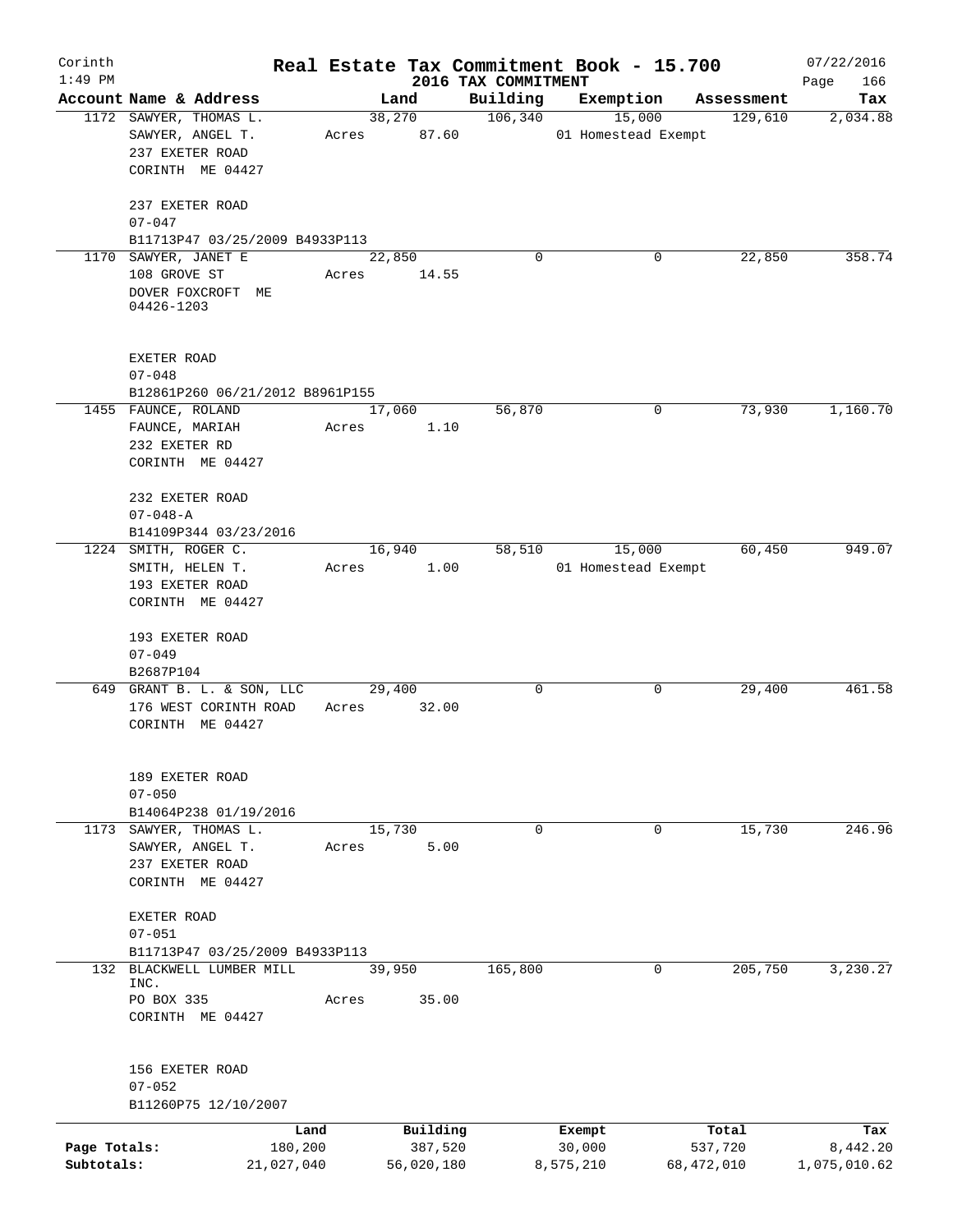Corinth 1:49 PM

# Real Estate Tax Commitment Book - 15.700

## 2016 TAX COMMITMENT

07/22/2016

| Account Name & Address | Land | Building | Exemption | Assessment | Tax |
|---|---|---|---|---|---|
| 1172 SAWYER, THOMAS L.<br>SAWYER, ANGEL T.<br>237 EXETER ROAD<br>CORINTH ME 04427<br><br>237 EXETER ROAD<br>07-047<br>B11713P47 03/25/2009 B4933P113 | 38,270<br>Acres 87.60 | 106,340 | 15,000<br>01 Homestead Exempt | 129,610 | 2,034.88 |
| 1170 SAWYER, JANET E<br>108 GROVE ST<br>DOVER FOXCROFT ME 04426-1203<br><br>EXETER ROAD<br>07-048<br>B12861P260 06/21/2012 B8961P155 | 22,850<br>Acres 14.55 | 0 | 0 | 22,850 | 358.74 |
| 1455 FAUNCE, ROLAND<br>FAUNCE, MARIAH<br>232 EXETER RD<br>CORINTH ME 04427<br><br>232 EXETER ROAD<br>07-048-A<br>B14109P344 03/23/2016 | 17,060<br>Acres 1.10 | 56,870 | 0 | 73,930 | 1,160.70 |
| 1224 SMITH, ROGER C.<br>SMITH, HELEN T.<br>193 EXETER ROAD<br>CORINTH ME 04427<br><br>193 EXETER ROAD<br>07-049<br>B2687P104 | 16,940<br>Acres 1.00 | 58,510 | 15,000<br>01 Homestead Exempt | 60,450 | 949.07 |
| 649 GRANT B. L. & SON, LLC<br>176 WEST CORINTH ROAD<br>CORINTH ME 04427<br><br>189 EXETER ROAD<br>07-050<br>B14064P238 01/19/2016 | 29,400<br>Acres 32.00 | 0 | 0 | 29,400 | 461.58 |
| 1173 SAWYER, THOMAS L.<br>SAWYER, ANGEL T.<br>237 EXETER ROAD<br>CORINTH ME 04427<br><br>EXETER ROAD<br>07-051<br>B11713P47 03/25/2009 B4933P113 | 15,730<br>Acres 5.00 | 0 | 0 | 15,730 | 246.96 |
| 132 BLACKWELL LUMBER MILL INC.<br>PO BOX 335<br>CORINTH ME 04427<br><br>156 EXETER ROAD<br>07-052<br>B11260P75 12/10/2007 | 39,950<br>Acres 35.00 | 165,800 | 0 | 205,750 | 3,230.27 |

| | Land | Building | Exempt | Total | Tax |
|---|---|---|---|---|---|
| Page Totals: | 180,200 | 387,520 | 30,000 | 537,720 | 8,442.20 |
| Subtotals: | 21,027,040 | 56,020,180 | 8,575,210 | 68,472,010 | 1,075,010.62 |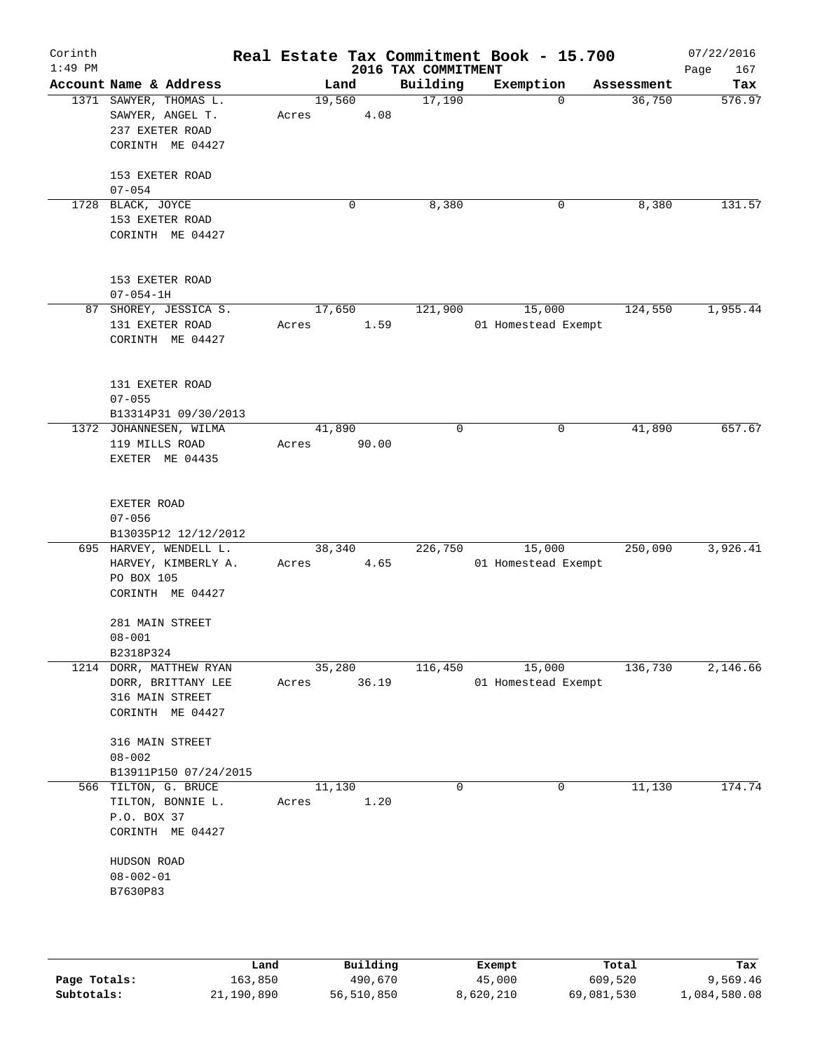# Real Estate Tax Commitment Book - 15.700

Corinth
1:49 PM

2016 TAX COMMITMENT

07/22/2016

| Account Name & Address | Land | Building | Exemption | Assessment | Tax |
|---|---|---|---|---|---|
| 1371 SAWYER, THOMAS L.<br>SAWYER, ANGEL T.<br>237 EXETER ROAD<br>CORINTH ME 04427<br><br>153 EXETER ROAD<br>07-054 | 19,560<br>Acres 4.08 | 17,190 | 0 | 36,750 | 576.97 |
| 1728 BLACK, JOYCE<br>153 EXETER ROAD<br>CORINTH ME 04427<br><br>153 EXETER ROAD<br>07-054-1H | 0 | 8,380 | 0 | 8,380 | 131.57 |
| 87 SHOREY, JESSICA S.<br>131 EXETER ROAD<br>CORINTH ME 04427<br><br>131 EXETER ROAD<br>07-055<br>B13314P31 09/30/2013 | 17,650<br>Acres 1.59 | 121,900 | 15,000<br>01 Homestead Exempt | 124,550 | 1,955.44 |
| 1372 JOHANNESEN, WILMA<br>119 MILLS ROAD<br>EXETER ME 04435<br><br>EXETER ROAD<br>07-056<br>B13035P12 12/12/2012 | 41,890<br>Acres 90.00 | 0 | 0 | 41,890 | 657.67 |
| 695 HARVEY, WENDELL L.<br>HARVEY, KIMBERLY A.<br>PO BOX 105<br>CORINTH ME 04427<br><br>281 MAIN STREET<br>08-001<br>B2318P324 | 38,340<br>Acres 4.65 | 226,750 | 15,000<br>01 Homestead Exempt | 250,090 | 3,926.41 |
| 1214 DORR, MATTHEW RYAN<br>DORR, BRITTANY LEE<br>316 MAIN STREET<br>CORINTH ME 04427<br><br>316 MAIN STREET<br>08-002<br>B13911P150 07/24/2015 | 35,280<br>Acres 36.19 | 116,450 | 15,000<br>01 Homestead Exempt | 136,730 | 2,146.66 |
| 566 TILTON, G. BRUCE<br>TILTON, BONNIE L.<br>P.O. BOX 37<br>CORINTH ME 04427<br><br>HUDSON ROAD<br>08-002-01<br>B7630P83 | 11,130<br>Acres 1.20 | 0 | 0 | 11,130 | 174.74 |

| | Land | Building | Exempt | Total | Tax |
|---|---|---|---|---|---|
| Page Totals: | 163,850 | 490,670 | 45,000 | 609,520 | 9,569.46 |
| Subtotals: | 21,190,890 | 56,510,850 | 8,620,210 | 69,081,530 | 1,084,580.08 |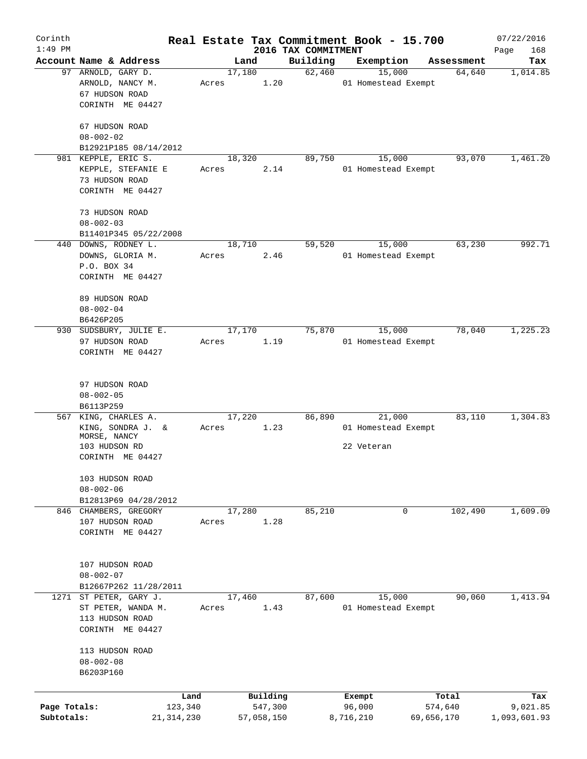Corinth 1:49 PM

# Real Estate Tax Commitment Book - 15.700

2016 TAX COMMITMENT

07/22/2016

| Account Name & Address | Land | Building | Exemption | Assessment | Tax |
|---|---|---|---|---|---|
| 97 ARNOLD, GARY D.<br>ARNOLD, NANCY M.<br>67 HUDSON ROAD<br>CORINTH ME 04427<br><br>67 HUDSON ROAD<br>08-002-02<br>B12921P185 08/14/2012 | 17,180<br>Acres 1.20 | 62,460 | 15,000<br>01 Homestead Exempt | 64,640 | 1,014.85 |
| 981 KEPPLE, ERIC S.<br>KEPPLE, STEFANIE E<br>73 HUDSON ROAD<br>CORINTH ME 04427<br><br>73 HUDSON ROAD<br>08-002-03<br>B11401P345 05/22/2008 | 18,320<br>Acres 2.14 | 89,750 | 15,000<br>01 Homestead Exempt | 93,070 | 1,461.20 |
| 440 DOWNS, RODNEY L.<br>DOWNS, GLORIA M.<br>P.O. BOX 34<br>CORINTH ME 04427<br><br>89 HUDSON ROAD<br>08-002-04<br>B6426P205 | 18,710<br>Acres 2.46 | 59,520 | 15,000<br>01 Homestead Exempt | 63,230 | 992.71 |
| 930 SUDSBURY, JULIE E.<br>97 HUDSON ROAD<br>CORINTH ME 04427<br><br>97 HUDSON ROAD<br>08-002-05<br>B6113P259 | 17,170<br>Acres 1.19 | 75,870 | 15,000<br>01 Homestead Exempt | 78,040 | 1,225.23 |
| 567 KING, CHARLES A.<br>KING, SONDRA J. &<br>MORSE, NANCY<br>103 HUDSON RD<br>CORINTH ME 04427<br><br>103 HUDSON ROAD<br>08-002-06<br>B12813P69 04/28/2012 | 17,220<br>Acres 1.23 | 86,890 | 21,000<br>01 Homestead Exempt<br>22 Veteran | 83,110 | 1,304.83 |
| 846 CHAMBERS, GREGORY<br>107 HUDSON ROAD<br>CORINTH ME 04427<br><br>107 HUDSON ROAD<br>08-002-07<br>B12667P262 11/28/2011 | 17,280<br>Acres 1.28 | 85,210 | 0 | 102,490 | 1,609.09 |
| 1271 ST PETER, GARY J.<br>ST PETER, WANDA M.<br>113 HUDSON ROAD<br>CORINTH ME 04427<br><br>113 HUDSON ROAD<br>08-002-08<br>B6203P160 | 17,460<br>Acres 1.43 | 87,600 | 15,000<br>01 Homestead Exempt | 90,060 | 1,413.94 |

| | Land | Building | Exempt | Total | Tax |
|---|---|---|---|---|---|
| Page Totals: | 123,340 | 547,300 | 96,000 | 574,640 | 9,021.85 |
| Subtotals: | 21,314,230 | 57,058,150 | 8,716,210 | 69,656,170 | 1,093,601.93 |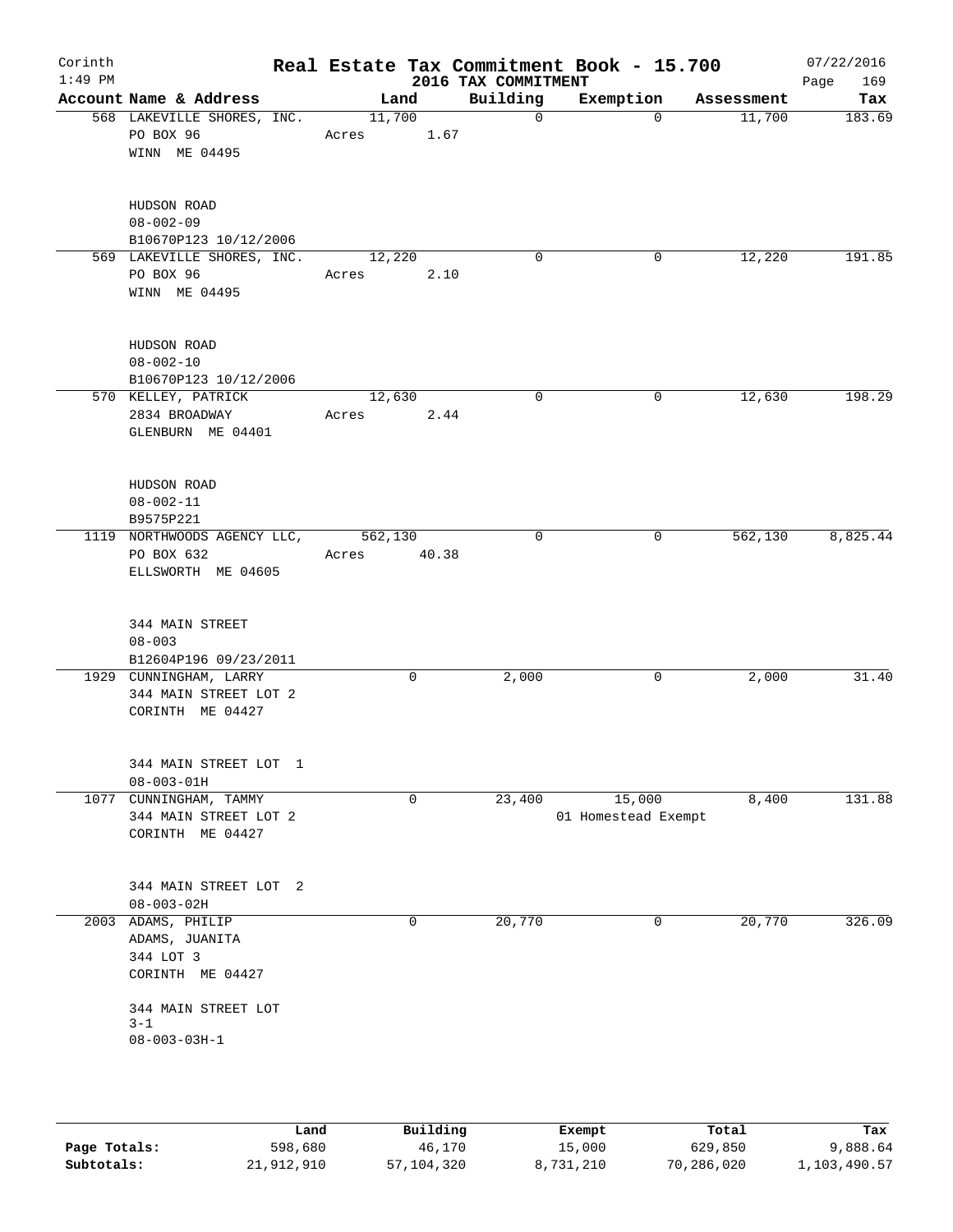# Real Estate Tax Commitment Book - 15.700

Corinth 1:49 PM — 2016 TAX COMMITMENT — 07/22/2016

| Account Name & Address | Land | Building | Exemption | Assessment | Tax |
|---|---|---|---|---|---|
| 568 LAKEVILLE SHORES, INC.<br>PO BOX 96<br>WINN ME 04495<br><br>HUDSON ROAD<br>08-002-09<br>B10670P123 10/12/2006 | 11,700<br>Acres 1.67 | 0 | 0 | 11,700 | 183.69 |
| 569 LAKEVILLE SHORES, INC.<br>PO BOX 96<br>WINN ME 04495<br><br>HUDSON ROAD<br>08-002-10<br>B10670P123 10/12/2006 | 12,220<br>Acres 2.10 | 0 | 0 | 12,220 | 191.85 |
| 570 KELLEY, PATRICK<br>2834 BROADWAY<br>GLENBURN ME 04401<br><br>HUDSON ROAD<br>08-002-11<br>B9575P221 | 12,630<br>Acres 2.44 | 0 | 0 | 12,630 | 198.29 |
| 1119 NORTHWOODS AGENCY LLC,<br>PO BOX 632<br>ELLSWORTH ME 04605<br><br>344 MAIN STREET<br>08-003<br>B12604P196 09/23/2011 | 562,130<br>Acres 40.38 | 0 | 0 | 562,130 | 8,825.44 |
| 1929 CUNNINGHAM, LARRY<br>344 MAIN STREET LOT 2<br>CORINTH ME 04427<br><br>344 MAIN STREET LOT 1<br>08-003-01H | 0 | 2,000 | 0 | 2,000 | 31.40 |
| 1077 CUNNINGHAM, TAMMY<br>344 MAIN STREET LOT 2<br>CORINTH ME 04427<br><br>344 MAIN STREET LOT 2<br>08-003-02H | 0 | 23,400 | 15,000<br>01 Homestead Exempt | 8,400 | 131.88 |
| 2003 ADAMS, PHILIP<br>ADAMS, JUANITA<br>344 LOT 3<br>CORINTH ME 04427<br><br>344 MAIN STREET LOT<br>3-1<br>08-003-03H-1 | 0 | 20,770 | 0 | 20,770 | 326.09 |

| | Land | Building | Exempt | Total | Tax |
|---|---|---|---|---|---|
| Page Totals: | 598,680 | 46,170 | 15,000 | 629,850 | 9,888.64 |
| Subtotals: | 21,912,910 | 57,104,320 | 8,731,210 | 70,286,020 | 1,103,490.57 |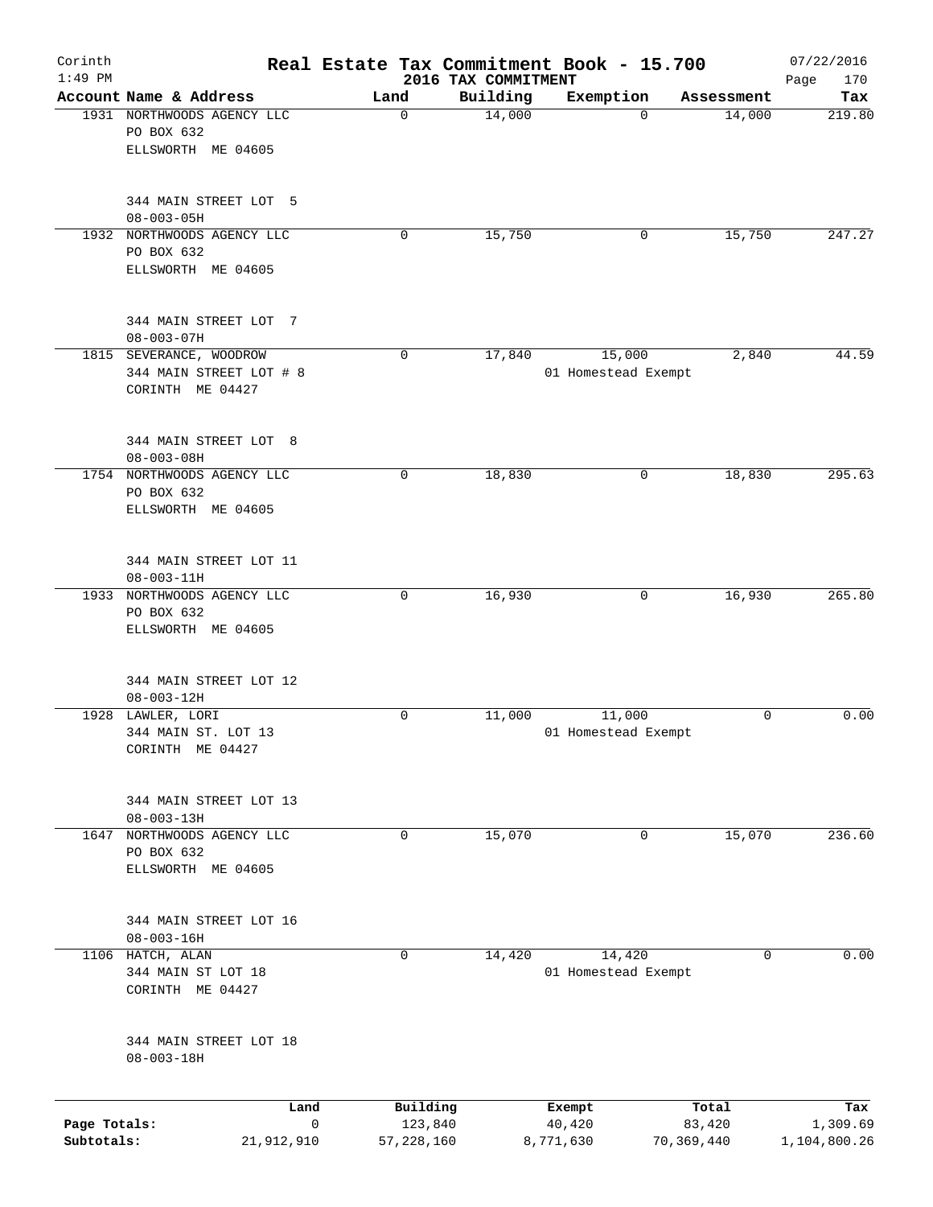Corinth 1:49 PM

# Real Estate Tax Commitment Book - 15.700

## 2016 TAX COMMITMENT

07/22/2016 Page 170

| Account Name & Address | Land | Building | Exemption | Assessment | Tax |
|---|---|---|---|---|---|
| 1931 NORTHWOODS AGENCY LLC<br>PO BOX 632<br>ELLSWORTH ME 04605<br><br>344 MAIN STREET LOT 5<br>08-003-05H | 0 | 14,000 | 0 | 14,000 | 219.80 |
| 1932 NORTHWOODS AGENCY LLC<br>PO BOX 632<br>ELLSWORTH ME 04605<br><br>344 MAIN STREET LOT 7<br>08-003-07H | 0 | 15,750 | 0 | 15,750 | 247.27 |
| 1815 SEVERANCE, WOODROW<br>344 MAIN STREET LOT # 8<br>CORINTH ME 04427<br><br>344 MAIN STREET LOT 8<br>08-003-08H | 0 | 17,840 | 15,000<br>01 Homestead Exempt | 2,840 | 44.59 |
| 1754 NORTHWOODS AGENCY LLC<br>PO BOX 632<br>ELLSWORTH ME 04605<br><br>344 MAIN STREET LOT 11<br>08-003-11H | 0 | 18,830 | 0 | 18,830 | 295.63 |
| 1933 NORTHWOODS AGENCY LLC<br>PO BOX 632<br>ELLSWORTH ME 04605<br><br>344 MAIN STREET LOT 12<br>08-003-12H | 0 | 16,930 | 0 | 16,930 | 265.80 |
| 1928 LAWLER, LORI<br>344 MAIN ST. LOT 13<br>CORINTH ME 04427<br><br>344 MAIN STREET LOT 13<br>08-003-13H | 0 | 11,000 | 11,000<br>01 Homestead Exempt | 0 | 0.00 |
| 1647 NORTHWOODS AGENCY LLC<br>PO BOX 632<br>ELLSWORTH ME 04605<br><br>344 MAIN STREET LOT 16<br>08-003-16H | 0 | 15,070 | 0 | 15,070 | 236.60 |
| 1106 HATCH, ALAN<br>344 MAIN ST LOT 18<br>CORINTH ME 04427<br><br>344 MAIN STREET LOT 18<br>08-003-18H | 0 | 14,420 | 14,420<br>01 Homestead Exempt | 0 | 0.00 |

| | Land | Building | Exempt | Total | Tax |
|---|---|---|---|---|---|
| Page Totals: | 0 | 123,840 | 40,420 | 83,420 | 1,309.69 |
| Subtotals: | 21,912,910 | 57,228,160 | 8,771,630 | 70,369,440 | 1,104,800.26 |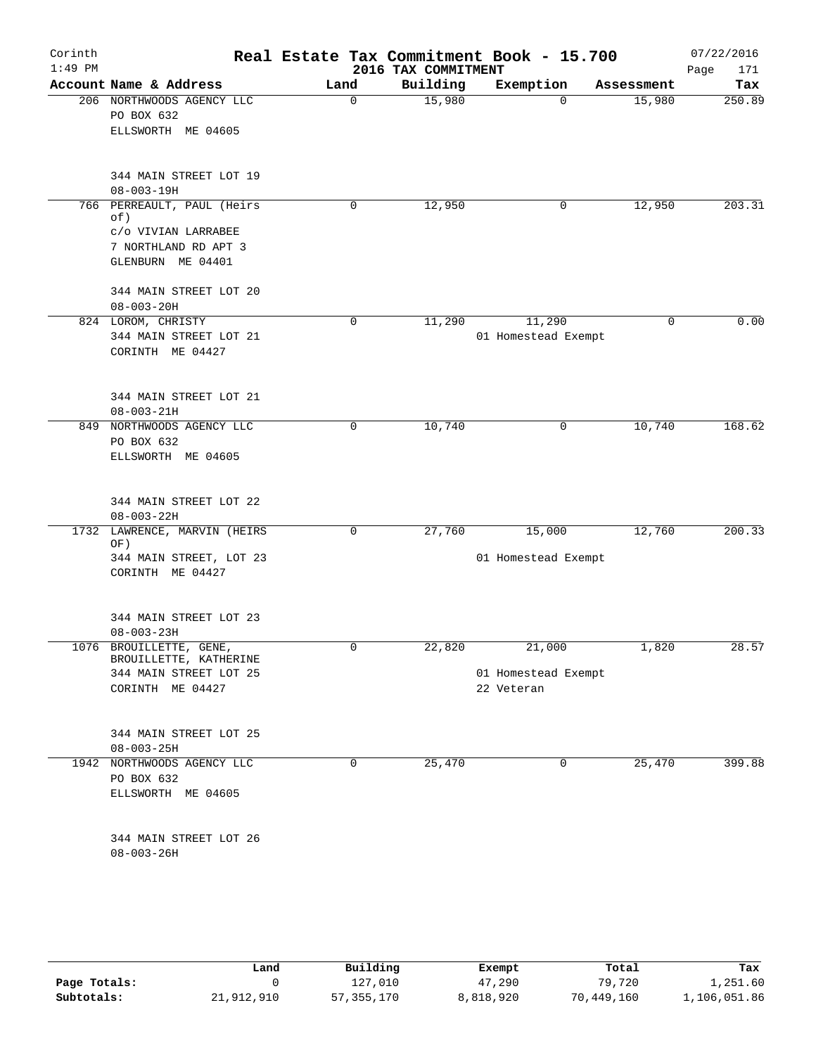# Real Estate Tax Commitment Book - 15.700

Corinth
1:49 PM

2016 TAX COMMITMENT

07/22/2016
Page 171

| Account Name & Address | Land | Building | Exemption | Assessment | Tax |
|---|---|---|---|---|---|
| 206 NORTHWOODS AGENCY LLC<br>PO BOX 632<br>ELLSWORTH ME 04605<br><br>344 MAIN STREET LOT 19<br>08-003-19H | 0 | 15,980 | 0 | 15,980 | 250.89 |
| 766 PERREAULT, PAUL (Heirs of)<br>c/o VIVIAN LARRABEE<br>7 NORTHLAND RD APT 3<br>GLENBURN ME 04401<br><br>344 MAIN STREET LOT 20<br>08-003-20H | 0 | 12,950 | 0 | 12,950 | 203.31 |
| 824 LOROM, CHRISTY<br>344 MAIN STREET LOT 21<br>CORINTH ME 04427<br><br>344 MAIN STREET LOT 21<br>08-003-21H | 0 | 11,290 | 11,290<br>01 Homestead Exempt | 0 | 0.00 |
| 849 NORTHWOODS AGENCY LLC<br>PO BOX 632<br>ELLSWORTH ME 04605<br><br>344 MAIN STREET LOT 22<br>08-003-22H | 0 | 10,740 | 0 | 10,740 | 168.62 |
| 1732 LAWRENCE, MARVIN (HEIRS OF)<br>344 MAIN STREET, LOT 23<br>CORINTH ME 04427<br><br>344 MAIN STREET LOT 23<br>08-003-23H | 0 | 27,760 | 15,000<br>01 Homestead Exempt | 12,760 | 200.33 |
| 1076 BROUILLETTE, GENE,<br>BROUILLETTE, KATHERINE<br>344 MAIN STREET LOT 25<br>CORINTH ME 04427<br><br>344 MAIN STREET LOT 25<br>08-003-25H | 0 | 22,820 | 21,000<br>01 Homestead Exempt<br>22 Veteran | 1,820 | 28.57 |
| 1942 NORTHWOODS AGENCY LLC<br>PO BOX 632<br>ELLSWORTH ME 04605<br><br>344 MAIN STREET LOT 26<br>08-003-26H | 0 | 25,470 | 0 | 25,470 | 399.88 |

| | Land | Building | Exempt | Total | Tax |
|---|---|---|---|---|---|
| Page Totals: | 0 | 127,010 | 47,290 | 79,720 | 1,251.60 |
| Subtotals: | 21,912,910 | 57,355,170 | 8,818,920 | 70,449,160 | 1,106,051.86 |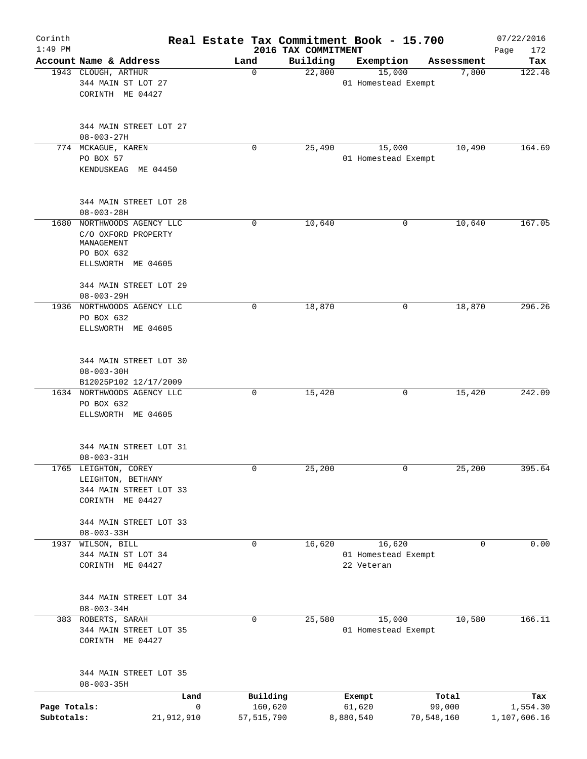# Real Estate Tax Commitment Book - 15.700

Corinth
1:49 PM

2016 TAX COMMITMENT

07/22/2016
Page 172

| Account | Name & Address | Land | Building | Exemption | Assessment | Tax |
|---|---|---|---|---|---|---|
| 1943 | CLOUGH, ARTHUR<br>344 MAIN ST LOT 27<br>CORINTH ME 04427<br><br>344 MAIN STREET LOT 27<br>08-003-27H | 0 | 22,800 | 15,000<br>01 Homestead Exempt | 7,800 | 122.46 |
| 774 | MCKAGUE, KAREN<br>PO BOX 57<br>KENDUSKEAG ME 04450<br><br>344 MAIN STREET LOT 28<br>08-003-28H | 0 | 25,490 | 15,000<br>01 Homestead Exempt | 10,490 | 164.69 |
| 1680 | NORTHWOODS AGENCY LLC<br>C/O OXFORD PROPERTY MANAGEMENT<br>PO BOX 632<br>ELLSWORTH ME 04605<br><br>344 MAIN STREET LOT 29<br>08-003-29H | 0 | 10,640 | 0 | 10,640 | 167.05 |
| 1936 | NORTHWOODS AGENCY LLC<br>PO BOX 632<br>ELLSWORTH ME 04605<br><br>344 MAIN STREET LOT 30<br>08-003-30H<br>B12025P102 12/17/2009 | 0 | 18,870 | 0 | 18,870 | 296.26 |
| 1634 | NORTHWOODS AGENCY LLC<br>PO BOX 632<br>ELLSWORTH ME 04605<br><br>344 MAIN STREET LOT 31<br>08-003-31H | 0 | 15,420 | 0 | 15,420 | 242.09 |
| 1765 | LEIGHTON, COREY<br>LEIGHTON, BETHANY<br>344 MAIN STREET LOT 33<br>CORINTH ME 04427<br><br>344 MAIN STREET LOT 33<br>08-003-33H | 0 | 25,200 | 0 | 25,200 | 395.64 |
| 1937 | WILSON, BILL<br>344 MAIN ST LOT 34<br>CORINTH ME 04427<br><br>344 MAIN STREET LOT 34<br>08-003-34H | 0 | 16,620 | 16,620<br>01 Homestead Exempt<br>22 Veteran | 0 | 0.00 |
| 383 | ROBERTS, SARAH<br>344 MAIN STREET LOT 35<br>CORINTH ME 04427<br><br>344 MAIN STREET LOT 35<br>08-003-35H | 0 | 25,580 | 15,000<br>01 Homestead Exempt | 10,580 | 166.11 |

| | Land | Building | Exempt | Total | Tax |
|---|---|---|---|---|---|
| Page Totals: | 0 | 160,620 | 61,620 | 99,000 | 1,554.30 |
| Subtotals: | 21,912,910 | 57,515,790 | 8,880,540 | 70,548,160 | 1,107,606.16 |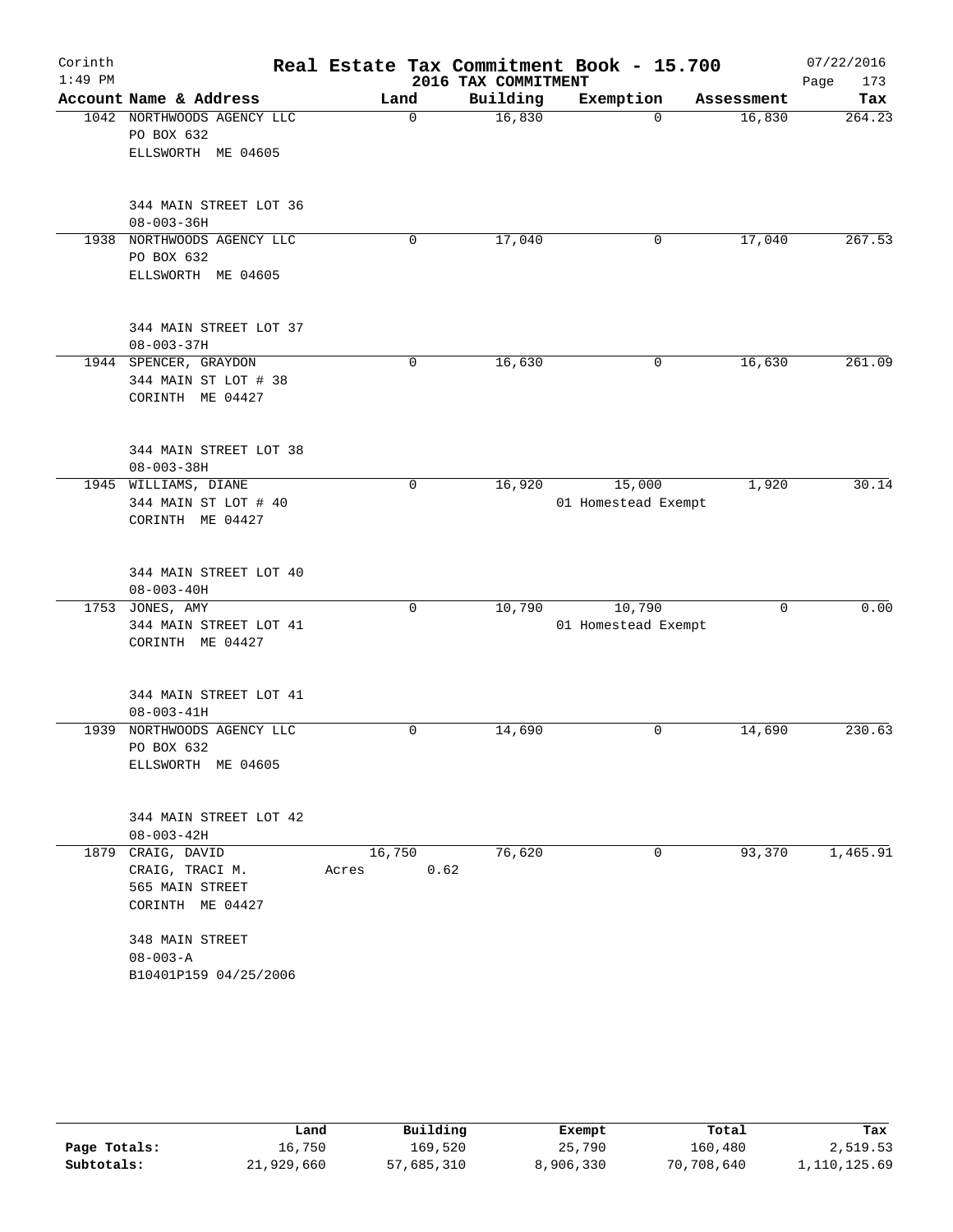# Real Estate Tax Commitment Book - 15.700

Corinth 1:49 PM — 2016 TAX COMMITMENT — 07/22/2016

| Account Name & Address | Land | Building | Exemption | Assessment | Tax |
|---|---|---|---|---|---|
| 1042 NORTHWOODS AGENCY LLC<br>PO BOX 632<br>ELLSWORTH ME 04605<br><br>344 MAIN STREET LOT 36<br>08-003-36H | 0 | 16,830 | 0 | 16,830 | 264.23 |
| 1938 NORTHWOODS AGENCY LLC<br>PO BOX 632<br>ELLSWORTH ME 04605<br><br>344 MAIN STREET LOT 37<br>08-003-37H | 0 | 17,040 | 0 | 17,040 | 267.53 |
| 1944 SPENCER, GRAYDON<br>344 MAIN ST LOT # 38<br>CORINTH ME 04427<br><br>344 MAIN STREET LOT 38<br>08-003-38H | 0 | 16,630 | 0 | 16,630 | 261.09 |
| 1945 WILLIAMS, DIANE<br>344 MAIN ST LOT # 40<br>CORINTH ME 04427<br><br>344 MAIN STREET LOT 40<br>08-003-40H | 0 | 16,920 | 15,000<br>01 Homestead Exempt | 1,920 | 30.14 |
| 1753 JONES, AMY<br>344 MAIN STREET LOT 41<br>CORINTH ME 04427<br><br>344 MAIN STREET LOT 41<br>08-003-41H | 0 | 10,790 | 10,790<br>01 Homestead Exempt | 0 | 0.00 |
| 1939 NORTHWOODS AGENCY LLC<br>PO BOX 632<br>ELLSWORTH ME 04605<br><br>344 MAIN STREET LOT 42<br>08-003-42H | 0 | 14,690 | 0 | 14,690 | 230.63 |
| 1879 CRAIG, DAVID<br>CRAIG, TRACI M.<br>565 MAIN STREET<br>CORINTH ME 04427<br><br>348 MAIN STREET<br>08-003-A<br>B10401P159 04/25/2006 | 16,750<br>Acres 0.62 | 76,620 | 0 | 93,370 | 1,465.91 |

| | Land | Building | Exempt | Total | Tax |
|---|---|---|---|---|---|
| Page Totals: | 16,750 | 169,520 | 25,790 | 160,480 | 2,519.53 |
| Subtotals: | 21,929,660 | 57,685,310 | 8,906,330 | 70,708,640 | 1,110,125.69 |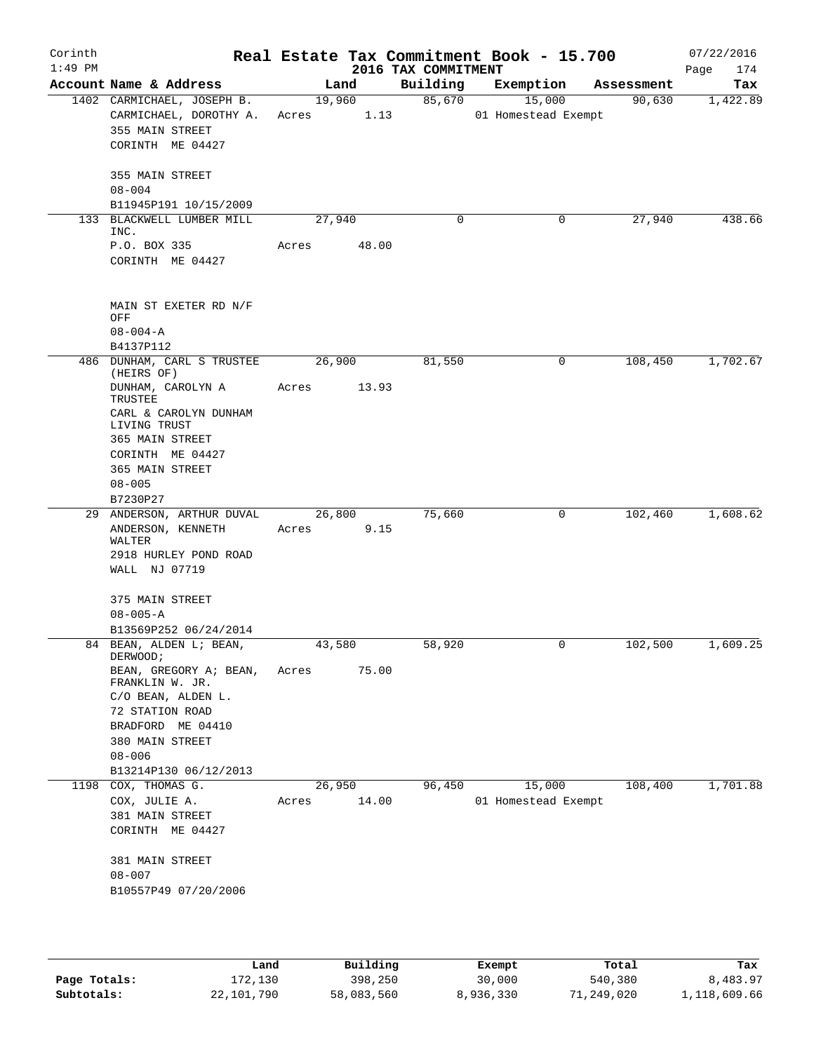# Real Estate Tax Commitment Book - 15.700

Corinth 1:49 PM — 2016 TAX COMMITMENT — 07/22/2016

| Account Name & Address | Land | Building | Exemption | Assessment | Tax |
|---|---|---|---|---|---|
| 1402 CARMICHAEL, JOSEPH B.<br>CARMICHAEL, DOROTHY A.<br>355 MAIN STREET<br>CORINTH ME 04427<br><br>355 MAIN STREET<br>08-004<br>B11945P191 10/15/2009 | 19,960<br>Acres 1.13 | 85,670 | 15,000<br>01 Homestead Exempt | 90,630 | 1,422.89 |
| 133 BLACKWELL LUMBER MILL INC.<br>P.O. BOX 335<br>CORINTH ME 04427<br><br>MAIN ST EXETER RD N/F OFF<br>08-004-A<br>B4137P112 | 27,940<br>Acres 48.00 | 0 | 0 | 27,940 | 438.66 |
| 486 DUNHAM, CARL S TRUSTEE (HEIRS OF)<br>DUNHAM, CAROLYN A TRUSTEE<br>CARL & CAROLYN DUNHAM LIVING TRUST<br>365 MAIN STREET<br>CORINTH ME 04427<br>365 MAIN STREET<br>08-005<br>B7230P27 | 26,900<br>Acres 13.93 | 81,550 | 0 | 108,450 | 1,702.67 |
| 29 ANDERSON, ARTHUR DUVAL<br>ANDERSON, KENNETH WALTER<br>2918 HURLEY POND ROAD<br>WALL NJ 07719<br><br>375 MAIN STREET<br>08-005-A<br>B13569P252 06/24/2014 | 26,800<br>Acres 9.15 | 75,660 | 0 | 102,460 | 1,608.62 |
| 84 BEAN, ALDEN L; BEAN, DERWOOD;<br>BEAN, GREGORY A; BEAN, FRANKLIN W. JR.<br>C/O BEAN, ALDEN L.<br>72 STATION ROAD<br>BRADFORD ME 04410<br>380 MAIN STREET<br>08-006<br>B13214P130 06/12/2013 | 43,580<br>Acres 75.00 | 58,920 | 0 | 102,500 | 1,609.25 |
| 1198 COX, THOMAS G.<br>COX, JULIE A.<br>381 MAIN STREET<br>CORINTH ME 04427<br><br>381 MAIN STREET<br>08-007<br>B10557P49 07/20/2006 | 26,950<br>Acres 14.00 | 96,450 | 15,000<br>01 Homestead Exempt | 108,400 | 1,701.88 |

| | Land | Building | Exempt | Total | Tax |
|---|---|---|---|---|---|
| Page Totals: | 172,130 | 398,250 | 30,000 | 540,380 | 8,483.97 |
| Subtotals: | 22,101,790 | 58,083,560 | 8,936,330 | 71,249,020 | 1,118,609.66 |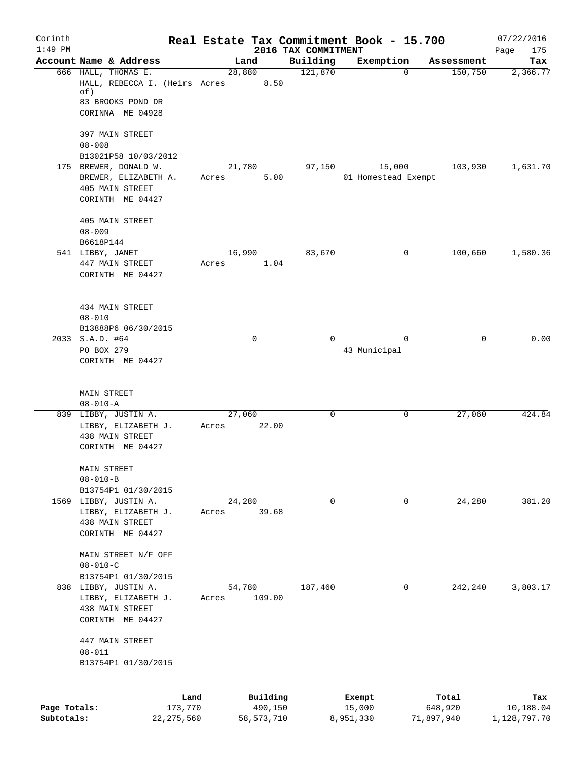# Real Estate Tax Commitment Book - 15.700

Corinth
1:49 PM

2016 TAX COMMITMENT

07/22/2016

| Account Name & Address | Land | Building | Exemption | Assessment | Tax |
|---|---|---|---|---|---|
| 666 HALL, THOMAS E.<br>HALL, REBECCA I. (Heirs of)<br>83 BROOKS POND DR<br>CORINNA ME 04928<br><br>397 MAIN STREET<br>08-008<br>B13021P58 10/03/2012 | 28,880<br>Acres 8.50 | 121,870 | 0 | 150,750 | 2,366.77 |
| 175 BREWER, DONALD W.<br>BREWER, ELIZABETH A.<br>405 MAIN STREET<br>CORINTH ME 04427<br><br>405 MAIN STREET<br>08-009<br>B6618P144 | 21,780<br>Acres 5.00 | 97,150 | 15,000<br>01 Homestead Exempt | 103,930 | 1,631.70 |
| 541 LIBBY, JANET<br>447 MAIN STREET<br>CORINTH ME 04427<br><br>434 MAIN STREET<br>08-010<br>B13888P6 06/30/2015 | 16,990<br>Acres 1.04 | 83,670 | 0 | 100,660 | 1,580.36 |
| 2033 S.A.D. #64<br>PO BOX 279<br>CORINTH ME 04427<br><br>MAIN STREET<br>08-010-A | 0 | 0 | 0<br>43 Municipal | 0 | 0.00 |
| 839 LIBBY, JUSTIN A.<br>LIBBY, ELIZABETH J.<br>438 MAIN STREET<br>CORINTH ME 04427<br><br>MAIN STREET<br>08-010-B<br>B13754P1 01/30/2015 | 27,060<br>Acres 22.00 | 0 | 0 | 27,060 | 424.84 |
| 1569 LIBBY, JUSTIN A.<br>LIBBY, ELIZABETH J.<br>438 MAIN STREET<br>CORINTH ME 04427<br><br>MAIN STREET N/F OFF<br>08-010-C<br>B13754P1 01/30/2015 | 24,280<br>Acres 39.68 | 0 | 0 | 24,280 | 381.20 |
| 838 LIBBY, JUSTIN A.<br>LIBBY, ELIZABETH J.<br>438 MAIN STREET<br>CORINTH ME 04427<br><br>447 MAIN STREET<br>08-011<br>B13754P1 01/30/2015 | 54,780<br>Acres 109.00 | 187,460 | 0 | 242,240 | 3,803.17 |

| | Land | Building | Exempt | Total | Tax |
|---|---|---|---|---|---|
| Page Totals: | 173,770 | 490,150 | 15,000 | 648,920 | 10,188.04 |
| Subtotals: | 22,275,560 | 58,573,710 | 8,951,330 | 71,897,940 | 1,128,797.70 |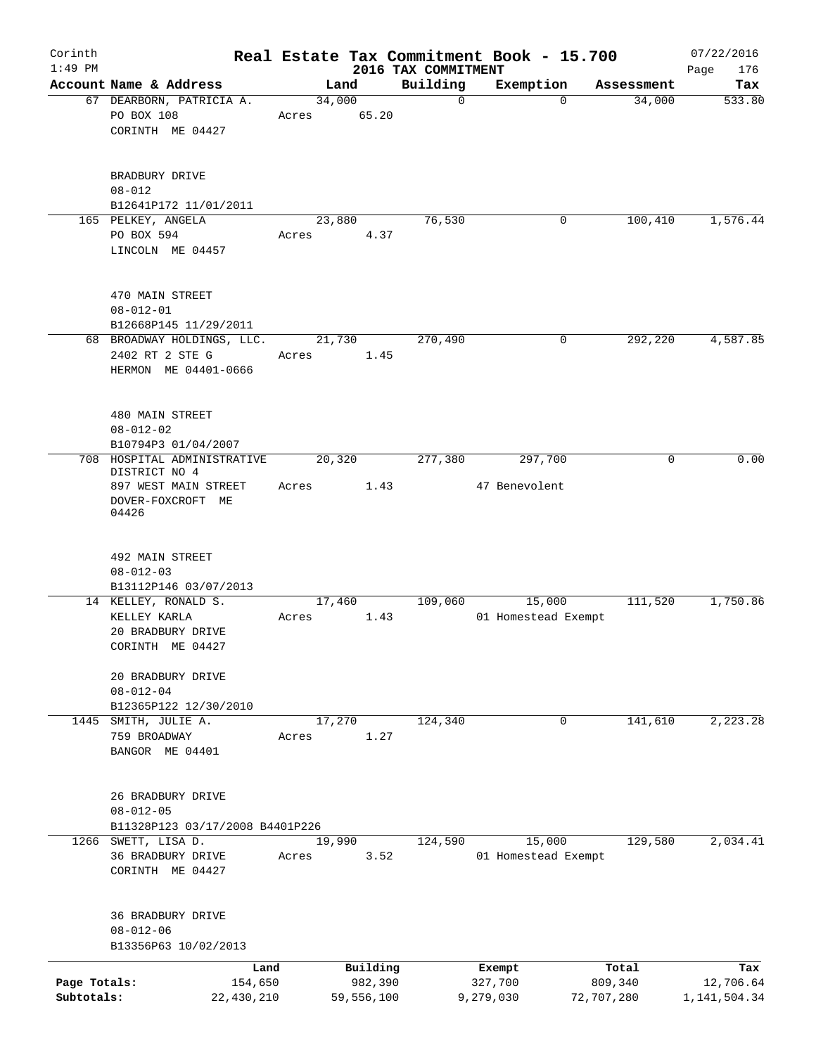Corinth
1:49 PM

# Real Estate Tax Commitment Book - 15.700
## 2016 TAX COMMITMENT

07/22/2016
Page 176

| Account Name & Address | Land | Building | Exemption | Assessment | Tax |
|---|---|---|---|---|---|
| 67 DEARBORN, PATRICIA A.<br>PO BOX 108<br>CORINTH ME 04427<br><br>BRADBURY DRIVE<br>08-012<br>B12641P172 11/01/2011 | 34,000<br>Acres 65.20 | 0 | 0 | 34,000 | 533.80 |
| 165 PELKEY, ANGELA<br>PO BOX 594<br>LINCOLN ME 04457<br><br>470 MAIN STREET<br>08-012-01<br>B12668P145 11/29/2011 | 23,880<br>Acres 4.37 | 76,530 | 0 | 100,410 | 1,576.44 |
| 68 BROADWAY HOLDINGS, LLC.<br>2402 RT 2 STE G<br>HERMON ME 04401-0666<br><br>480 MAIN STREET<br>08-012-02<br>B10794P3 01/04/2007 | 21,730<br>Acres 1.45 | 270,490 | 0 | 292,220 | 4,587.85 |
| 708 HOSPITAL ADMINISTRATIVE DISTRICT NO 4<br>897 WEST MAIN STREET<br>DOVER-FOXCROFT ME 04426<br><br>492 MAIN STREET<br>08-012-03<br>B13112P146 03/07/2013 | 20,320<br>Acres 1.43 | 277,380 | 297,700<br>47 Benevolent | 0 | 0.00 |
| 14 KELLEY, RONALD S.<br>KELLEY KARLA<br>20 BRADBURY DRIVE<br>CORINTH ME 04427<br><br>20 BRADBURY DRIVE<br>08-012-04<br>B12365P122 12/30/2010 | 17,460<br>Acres 1.43 | 109,060 | 15,000<br>01 Homestead Exempt | 111,520 | 1,750.86 |
| 1445 SMITH, JULIE A.<br>759 BROADWAY<br>BANGOR ME 04401<br><br>26 BRADBURY DRIVE<br>08-012-05<br>B11328P123 03/17/2008 B4401P226 | 17,270<br>Acres 1.27 | 124,340 | 0 | 141,610 | 2,223.28 |
| 1266 SWETT, LISA D.<br>36 BRADBURY DRIVE<br>CORINTH ME 04427<br><br>36 BRADBURY DRIVE<br>08-012-06<br>B13356P63 10/02/2013 | 19,990<br>Acres 3.52 | 124,590 | 15,000<br>01 Homestead Exempt | 129,580 | 2,034.41 |

| | Land | Building | Exempt | Total | Tax |
|---|---|---|---|---|---|
| Page Totals: | 154,650 | 982,390 | 327,700 | 809,340 | 12,706.64 |
| Subtotals: | 22,430,210 | 59,556,100 | 9,279,030 | 72,707,280 | 1,141,504.34 |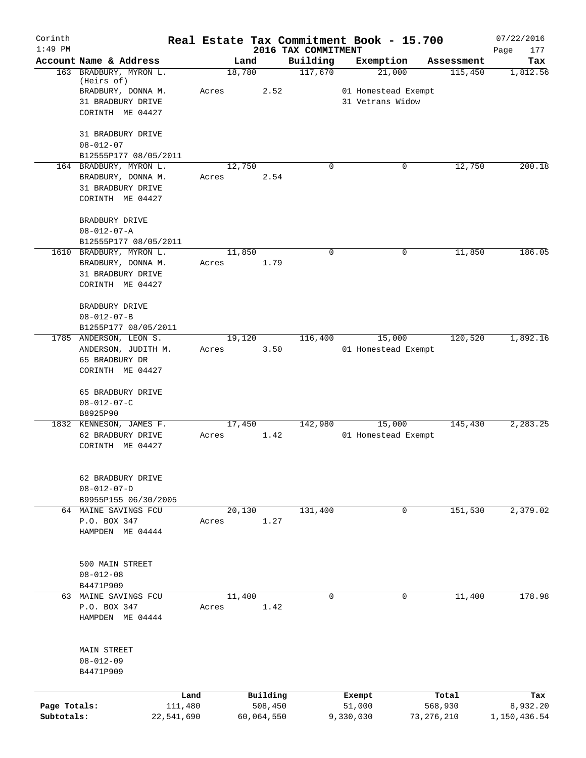Corinth 1:49 PM

# Real Estate Tax Commitment Book - 15.700
## 2016 TAX COMMITMENT

07/22/2016 Page 177

| Account Name & Address | Land | Building | Exemption | Assessment | Tax |
|---|---|---|---|---|---|
| 163 BRADBURY, MYRON L. (Heirs of) BRADBURY, DONNA M. 31 BRADBURY DRIVE CORINTH ME 04427<br>31 BRADBURY DRIVE<br>08-012-07<br>B12555P177 08/05/2011 | 18,780<br>Acres 2.52 | 117,670 | 21,000<br>01 Homestead Exempt<br>31 Vetrans Widow | 115,450 | 1,812.56 |
| 164 BRADBURY, MYRON L. BRADBURY, DONNA M. 31 BRADBURY DRIVE CORINTH ME 04427<br>BRADBURY DRIVE<br>08-012-07-A<br>B12555P177 08/05/2011 | 12,750<br>Acres 2.54 | 0 | 0 | 12,750 | 200.18 |
| 1610 BRADBURY, MYRON L. BRADBURY, DONNA M. 31 BRADBURY DRIVE CORINTH ME 04427<br>BRADBURY DRIVE<br>08-012-07-B<br>B1255P177 08/05/2011 | 11,850<br>Acres 1.79 | 0 | 0 | 11,850 | 186.05 |
| 1785 ANDERSON, LEON S. ANDERSON, JUDITH M. 65 BRADBURY DR CORINTH ME 04427<br>65 BRADBURY DRIVE<br>08-012-07-C<br>B8925P90 | 19,120<br>Acres 3.50 | 116,400 | 15,000<br>01 Homestead Exempt | 120,520 | 1,892.16 |
| 1832 KENNESON, JAMES F. 62 BRADBURY DRIVE CORINTH ME 04427<br>62 BRADBURY DRIVE<br>08-012-07-D<br>B9955P155 06/30/2005 | 17,450<br>Acres 1.42 | 142,980 | 15,000<br>01 Homestead Exempt | 145,430 | 2,283.25 |
| 64 MAINE SAVINGS FCU P.O. BOX 347 HAMPDEN ME 04444<br>500 MAIN STREET<br>08-012-08<br>B4471P909 | 20,130<br>Acres 1.27 | 131,400 | 0 | 151,530 | 2,379.02 |
| 63 MAINE SAVINGS FCU P.O. BOX 347 HAMPDEN ME 04444<br>MAIN STREET<br>08-012-09<br>B4471P909 | 11,400<br>Acres 1.42 | 0 | 0 | 11,400 | 178.98 |

| | Land | Building | Exempt | Total | Tax |
|---|---|---|---|---|---|
| Page Totals: | 111,480 | 508,450 | 51,000 | 568,930 | 8,932.20 |
| Subtotals: | 22,541,690 | 60,064,550 | 9,330,030 | 73,276,210 | 1,150,436.54 |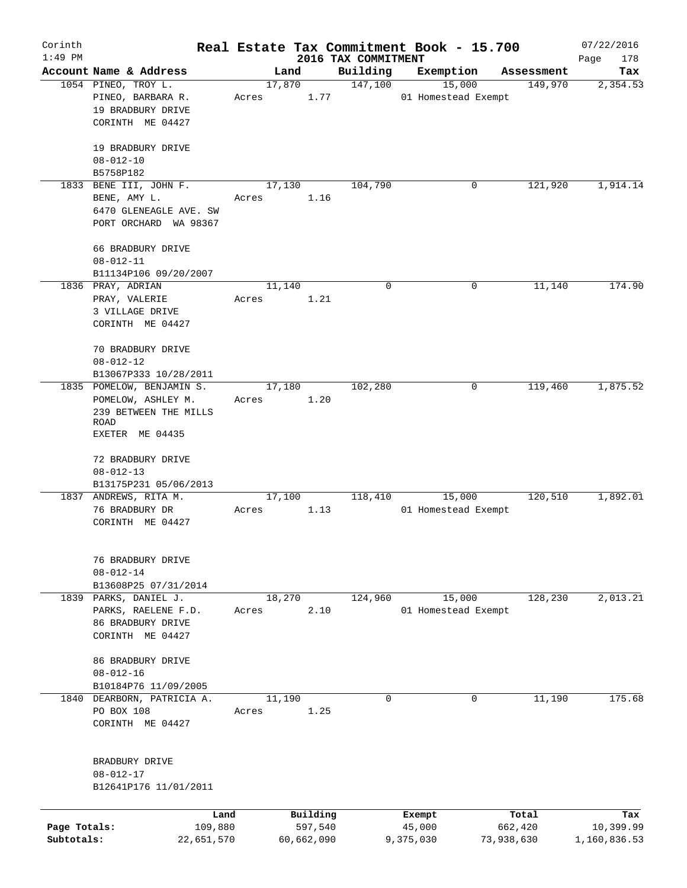Corinth
1:49 PM

# Real Estate Tax Commitment Book - 15.700

## 2016 TAX COMMITMENT

07/22/2016

| Account | Name & Address | Land | Building | Exemption | Assessment | Tax |
|---|---|---|---|---|---|---|
| 1054 | PINEO, TROY L.<br>PINEO, BARBARA R.<br>19 BRADBURY DRIVE<br>CORINTH ME 04427<br><br>19 BRADBURY DRIVE<br>08-012-10<br>B5758P182 | 17,870<br>Acres 1.77 | 147,100 | 15,000<br>01 Homestead Exempt | 149,970 | 2,354.53 |
| 1833 | BENE III, JOHN F.<br>BENE, AMY L.<br>6470 GLENEAGLE AVE. SW<br>PORT ORCHARD WA 98367<br><br>66 BRADBURY DRIVE<br>08-012-11<br>B11134P106 09/20/2007 | 17,130<br>Acres 1.16 | 104,790 | 0 | 121,920 | 1,914.14 |
| 1836 | PRAY, ADRIAN<br>PRAY, VALERIE<br>3 VILLAGE DRIVE<br>CORINTH ME 04427<br><br>70 BRADBURY DRIVE<br>08-012-12<br>B13067P333 10/28/2011 | 11,140<br>Acres 1.21 | 0 | 0 | 11,140 | 174.90 |
| 1835 | POMELOW, BENJAMIN S.<br>POMELOW, ASHLEY M.<br>239 BETWEEN THE MILLS ROAD<br>EXETER ME 04435<br><br>72 BRADBURY DRIVE<br>08-012-13<br>B13175P231 05/06/2013 | 17,180<br>Acres 1.20 | 102,280 | 0 | 119,460 | 1,875.52 |
| 1837 | ANDREWS, RITA M.<br>76 BRADBURY DR<br>CORINTH ME 04427<br><br>76 BRADBURY DRIVE<br>08-012-14<br>B13608P25 07/31/2014 | 17,100<br>Acres 1.13 | 118,410 | 15,000<br>01 Homestead Exempt | 120,510 | 1,892.01 |
| 1839 | PARKS, DANIEL J.<br>PARKS, RAELENE F.D.<br>86 BRADBURY DRIVE<br>CORINTH ME 04427<br><br>86 BRADBURY DRIVE<br>08-012-16<br>B10184P76 11/09/2005 | 18,270<br>Acres 2.10 | 124,960 | 15,000<br>01 Homestead Exempt | 128,230 | 2,013.21 |
| 1840 | DEARBORN, PATRICIA A.<br>PO BOX 108<br>CORINTH ME 04427<br><br>BRADBURY DRIVE<br>08-012-17<br>B12641P176 11/01/2011 | 11,190<br>Acres 1.25 | 0 | 0 | 11,190 | 175.68 |

| | Land | Building | Exempt | Total | Tax |
|---|---|---|---|---|---|
| Page Totals: | 109,880 | 597,540 | 45,000 | 662,420 | 10,399.99 |
| Subtotals: | 22,651,570 | 60,662,090 | 9,375,030 | 73,938,630 | 1,160,836.53 |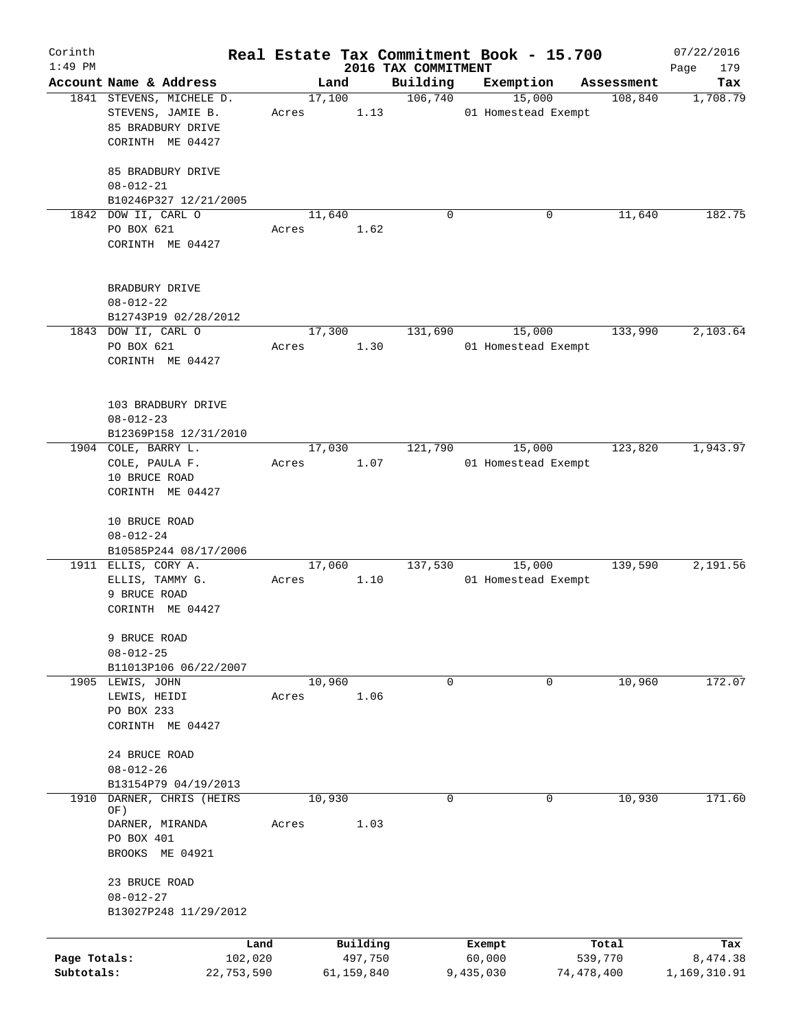Corinth 1:49 PM

# Real Estate Tax Commitment Book - 15.700

## 2016 TAX COMMITMENT

07/22/2016 Page 179

| Account Name & Address | Land | Building | Exemption | Assessment | Tax |
|---|---|---|---|---|---|
| 1841 STEVENS, MICHELE D.<br>STEVENS, JAMIE B.<br>85 BRADBURY DRIVE<br>CORINTH ME 04427<br><br>85 BRADBURY DRIVE<br>08-012-21<br>B10246P327 12/21/2005 | 17,100<br>Acres 1.13 | 106,740 | 15,000<br>01 Homestead Exempt | 108,840 | 1,708.79 |
| 1842 DOW II, CARL O<br>PO BOX 621<br>CORINTH ME 04427<br><br>BRADBURY DRIVE<br>08-012-22<br>B12743P19 02/28/2012 | 11,640<br>Acres 1.62 | 0 | 0 | 11,640 | 182.75 |
| 1843 DOW II, CARL O<br>PO BOX 621<br>CORINTH ME 04427<br><br>103 BRADBURY DRIVE<br>08-012-23<br>B12369P158 12/31/2010 | 17,300<br>Acres 1.30 | 131,690 | 15,000<br>01 Homestead Exempt | 133,990 | 2,103.64 |
| 1904 COLE, BARRY L.<br>COLE, PAULA F.<br>10 BRUCE ROAD<br>CORINTH ME 04427<br><br>10 BRUCE ROAD<br>08-012-24<br>B10585P244 08/17/2006 | 17,030<br>Acres 1.07 | 121,790 | 15,000<br>01 Homestead Exempt | 123,820 | 1,943.97 |
| 1911 ELLIS, CORY A.<br>ELLIS, TAMMY G.<br>9 BRUCE ROAD<br>CORINTH ME 04427<br><br>9 BRUCE ROAD<br>08-012-25<br>B11013P106 06/22/2007 | 17,060<br>Acres 1.10 | 137,530 | 15,000<br>01 Homestead Exempt | 139,590 | 2,191.56 |
| 1905 LEWIS, JOHN<br>LEWIS, HEIDI<br>PO BOX 233<br>CORINTH ME 04427<br><br>24 BRUCE ROAD<br>08-012-26<br>B13154P79 04/19/2013 | 10,960<br>Acres 1.06 | 0 | 0 | 10,960 | 172.07 |
| 1910 DARNER, CHRIS (HEIRS OF)<br>DARNER, MIRANDA<br>PO BOX 401<br>BROOKS ME 04921<br><br>23 BRUCE ROAD<br>08-012-27<br>B13027P248 11/29/2012 | 10,930<br>Acres 1.03 | 0 | 0 | 10,930 | 171.60 |

| | Land | Building | Exempt | Total | Tax |
|---|---|---|---|---|---|
| Page Totals: | 102,020 | 497,750 | 60,000 | 539,770 | 8,474.38 |
| Subtotals: | 22,753,590 | 61,159,840 | 9,435,030 | 74,478,400 | 1,169,310.91 |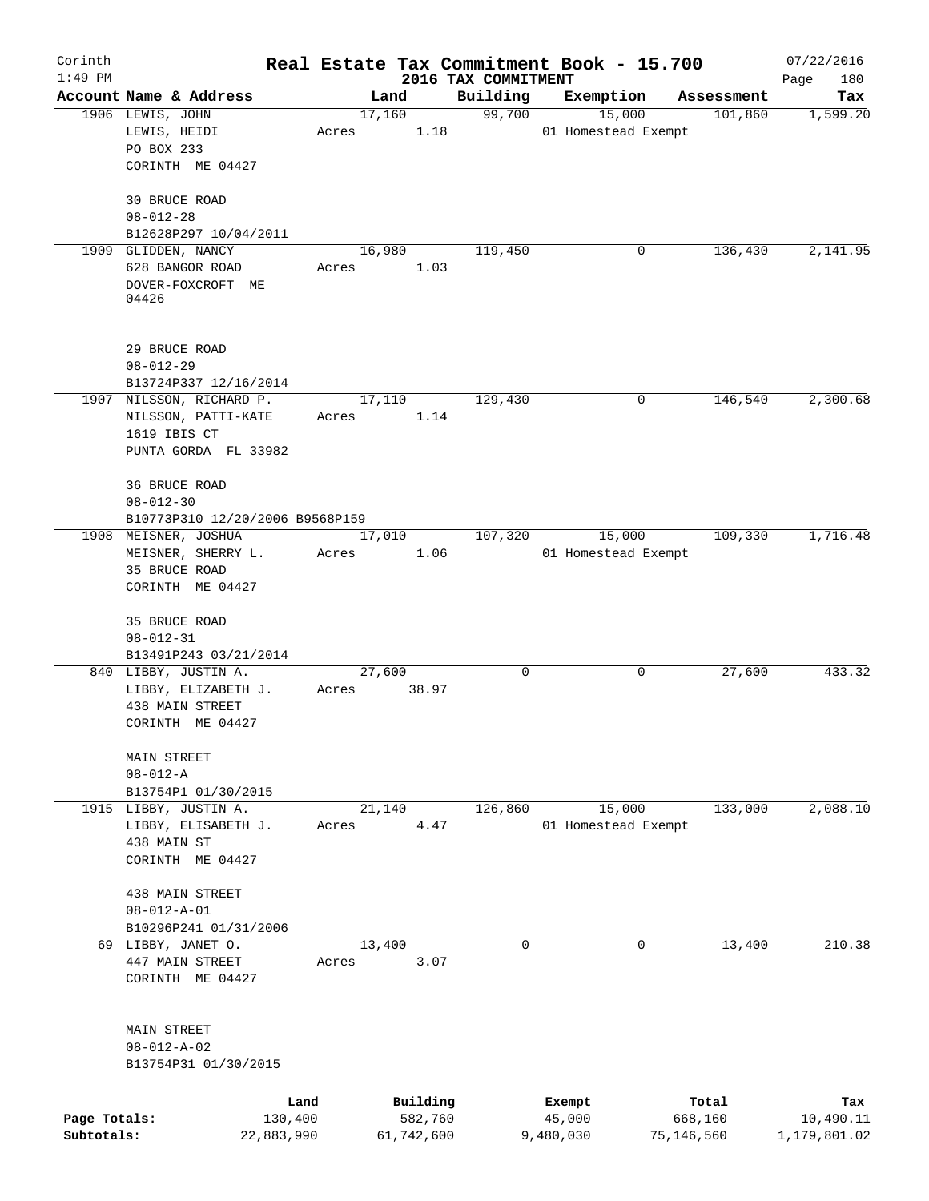Corinth 1:49 PM

# Real Estate Tax Commitment Book - 15.700

2016 TAX COMMITMENT

07/22/2016 Page 180

| Account Name & Address | Land | Building | Exemption | Assessment | Tax |
|---|---|---|---|---|---|
| 1906 LEWIS, JOHN<br>LEWIS, HEIDI<br>PO BOX 233<br>CORINTH ME 04427<br><br>30 BRUCE ROAD<br>08-012-28<br>B12628P297 10/04/2011 | 17,160<br>Acres 1.18 | 99,700 | 15,000<br>01 Homestead Exempt | 101,860 | 1,599.20 |
| 1909 GLIDDEN, NANCY<br>628 BANGOR ROAD<br>DOVER-FOXCROFT ME 04426<br><br>29 BRUCE ROAD<br>08-012-29<br>B13724P337 12/16/2014 | 16,980<br>Acres 1.03 | 119,450 | 0 | 136,430 | 2,141.95 |
| 1907 NILSSON, RICHARD P.<br>NILSSON, PATTI-KATE<br>1619 IBIS CT<br>PUNTA GORDA FL 33982<br><br>36 BRUCE ROAD<br>08-012-30<br>B10773P310 12/20/2006 B9568P159 | 17,110<br>Acres 1.14 | 129,430 | 0 | 146,540 | 2,300.68 |
| 1908 MEISNER, JOSHUA<br>MEISNER, SHERRY L.<br>35 BRUCE ROAD<br>CORINTH ME 04427<br><br>35 BRUCE ROAD<br>08-012-31<br>B13491P243 03/21/2014 | 17,010<br>Acres 1.06 | 107,320 | 15,000<br>01 Homestead Exempt | 109,330 | 1,716.48 |
| 840 LIBBY, JUSTIN A.<br>LIBBY, ELIZABETH J.<br>438 MAIN STREET<br>CORINTH ME 04427<br><br>MAIN STREET<br>08-012-A<br>B13754P1 01/30/2015 | 27,600<br>Acres 38.97 | 0 | 0 | 27,600 | 433.32 |
| 1915 LIBBY, JUSTIN A.<br>LIBBY, ELISABETH J.<br>438 MAIN ST<br>CORINTH ME 04427<br><br>438 MAIN STREET<br>08-012-A-01<br>B10296P241 01/31/2006 | 21,140<br>Acres 4.47 | 126,860 | 15,000<br>01 Homestead Exempt | 133,000 | 2,088.10 |
| 69 LIBBY, JANET O.<br>447 MAIN STREET<br>CORINTH ME 04427<br><br>MAIN STREET<br>08-012-A-02<br>B13754P31 01/30/2015 | 13,400<br>Acres 3.07 | 0 | 0 | 13,400 | 210.38 |

| | Land | Building | Exempt | Total | Tax |
|---|---|---|---|---|---|
| Page Totals: | 130,400 | 582,760 | 45,000 | 668,160 | 10,490.11 |
| Subtotals: | 22,883,990 | 61,742,600 | 9,480,030 | 75,146,560 | 1,179,801.02 |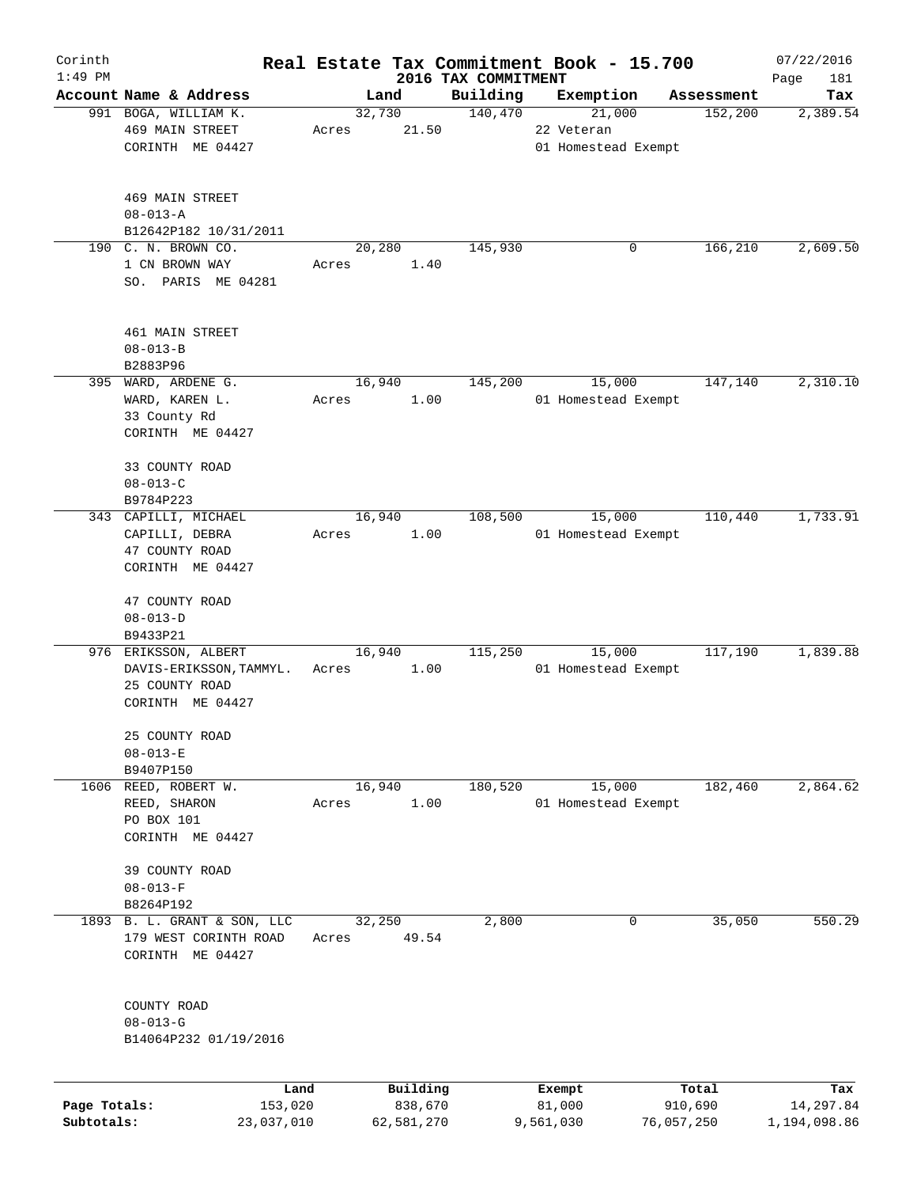# Corinth — Real Estate Tax Commitment Book - 15.700

1:49 PM — 2016 TAX COMMITMENT — 07/22/2016

| Account Name & Address | Land | Building | Exemption | Assessment | Tax |
|---|---|---|---|---|---|
| 991 BOGA, WILLIAM K.<br>469 MAIN STREET<br>CORINTH ME 04427<br><br>469 MAIN STREET<br>08-013-A<br>B12642P182 10/31/2011 | 32,730<br>Acres 21.50 | 140,470 | 21,000<br>22 Veteran<br>01 Homestead Exempt | 152,200 | 2,389.54 |
| 190 C. N. BROWN CO.<br>1 CN BROWN WAY<br>SO. PARIS ME 04281<br><br>461 MAIN STREET<br>08-013-B<br>B2883P96 | 20,280<br>Acres 1.40 | 145,930 | 0 | 166,210 | 2,609.50 |
| 395 WARD, ARDENE G.<br>WARD, KAREN L.<br>33 County Rd<br>CORINTH ME 04427<br><br>33 COUNTY ROAD<br>08-013-C<br>B9784P223 | 16,940<br>Acres 1.00 | 145,200 | 15,000<br>01 Homestead Exempt | 147,140 | 2,310.10 |
| 343 CAPILLI, MICHAEL<br>CAPILLI, DEBRA<br>47 COUNTY ROAD<br>CORINTH ME 04427<br><br>47 COUNTY ROAD<br>08-013-D<br>B9433P21 | 16,940<br>Acres 1.00 | 108,500 | 15,000<br>01 Homestead Exempt | 110,440 | 1,733.91 |
| 976 ERIKSSON, ALBERT<br>DAVIS-ERIKSSON, TAMMYL.<br>25 COUNTY ROAD<br>CORINTH ME 04427<br><br>25 COUNTY ROAD<br>08-013-E<br>B9407P150 | 16,940<br>Acres 1.00 | 115,250 | 15,000<br>01 Homestead Exempt | 117,190 | 1,839.88 |
| 1606 REED, ROBERT W.<br>REED, SHARON<br>PO BOX 101<br>CORINTH ME 04427<br><br>39 COUNTY ROAD<br>08-013-F<br>B8264P192 | 16,940<br>Acres 1.00 | 180,520 | 15,000<br>01 Homestead Exempt | 182,460 | 2,864.62 |
| 1893 B. L. GRANT & SON, LLC<br>179 WEST CORINTH ROAD<br>CORINTH ME 04427<br><br>COUNTY ROAD<br>08-013-G<br>B14064P232 01/19/2016 | 32,250<br>Acres 49.54 | 2,800 | 0 | 35,050 | 550.29 |

| | Land | Building | Exempt | Total | Tax |
|---|---|---|---|---|---|
| Page Totals: | 153,020 | 838,670 | 81,000 | 910,690 | 14,297.84 |
| Subtotals: | 23,037,010 | 62,581,270 | 9,561,030 | 76,057,250 | 1,194,098.86 |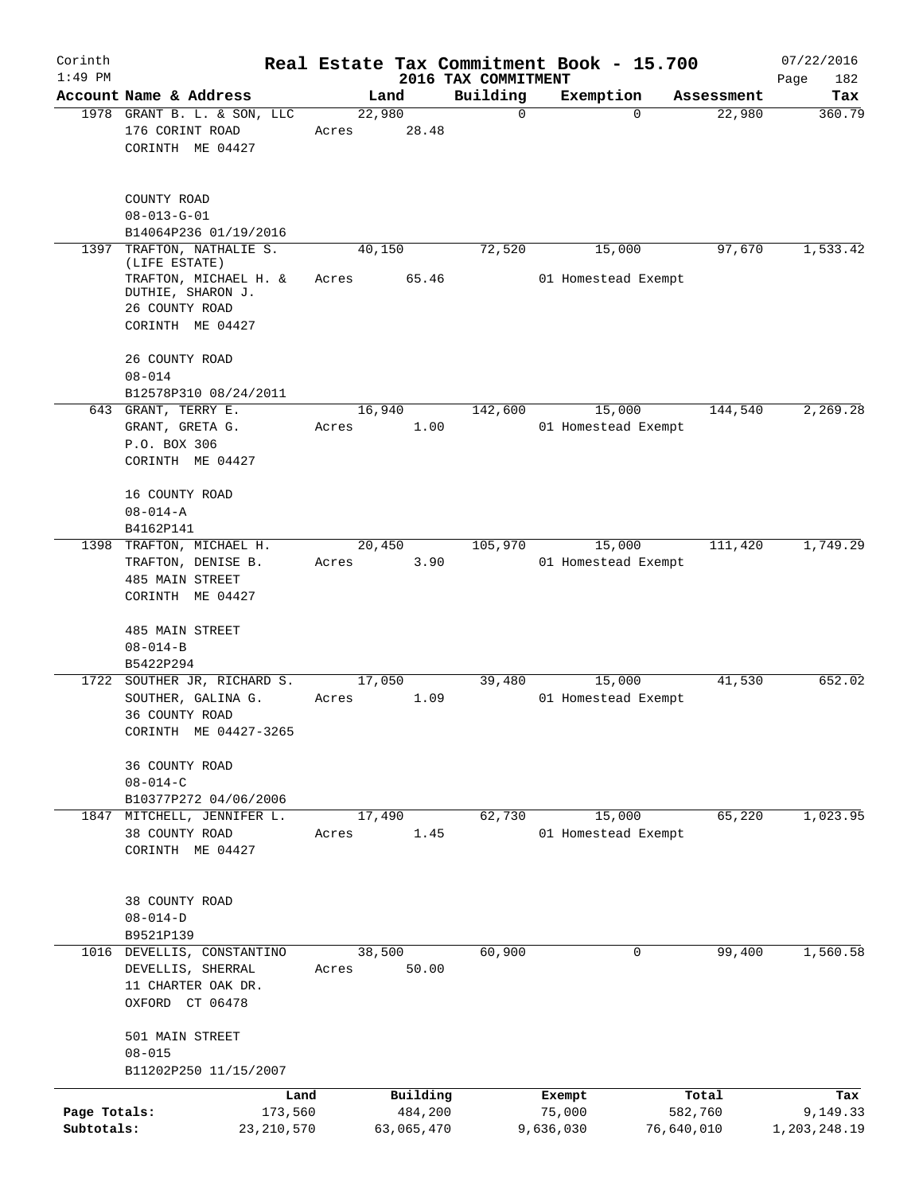Corinth 1:49 PM

# Real Estate Tax Commitment Book - 15.700

2016 TAX COMMITMENT

07/22/2016

| Account | Name & Address | Land | Building | Exemption | Assessment | Tax |
|---|---|---|---|---|---|---|
| 1978 | GRANT B. L. & SON, LLC<br>176 CORINT ROAD<br>CORINTH ME 04427<br><br>COUNTY ROAD<br>08-013-G-01<br>B14064P236 01/19/2016 | 22,980<br>Acres 28.48 | 0 | 0 | 22,980 | 360.79 |
| 1397 | TRAFTON, NATHALIE S. (LIFE ESTATE)<br>TRAFTON, MICHAEL H. & DUTHIE, SHARON J.<br>26 COUNTY ROAD<br>CORINTH ME 04427<br><br>26 COUNTY ROAD<br>08-014<br>B12578P310 08/24/2011 | 40,150<br>Acres 65.46 | 72,520 | 15,000<br>01 Homestead Exempt | 97,670 | 1,533.42 |
| 643 | GRANT, TERRY E.<br>GRANT, GRETA G.<br>P.O. BOX 306<br>CORINTH ME 04427<br><br>16 COUNTY ROAD<br>08-014-A<br>B4162P141 | 16,940<br>Acres 1.00 | 142,600 | 15,000<br>01 Homestead Exempt | 144,540 | 2,269.28 |
| 1398 | TRAFTON, MICHAEL H.<br>TRAFTON, DENISE B.<br>485 MAIN STREET<br>CORINTH ME 04427<br><br>485 MAIN STREET<br>08-014-B<br>B5422P294 | 20,450<br>Acres 3.90 | 105,970 | 15,000<br>01 Homestead Exempt | 111,420 | 1,749.29 |
| 1722 | SOUTHER JR, RICHARD S.<br>SOUTHER, GALINA G.<br>36 COUNTY ROAD<br>CORINTH ME 04427-3265<br><br>36 COUNTY ROAD<br>08-014-C<br>B10377P272 04/06/2006 | 17,050<br>Acres 1.09 | 39,480 | 15,000<br>01 Homestead Exempt | 41,530 | 652.02 |
| 1847 | MITCHELL, JENNIFER L.<br>38 COUNTY ROAD<br>CORINTH ME 04427<br><br>38 COUNTY ROAD<br>08-014-D<br>B9521P139 | 17,490<br>Acres 1.45 | 62,730 | 15,000<br>01 Homestead Exempt | 65,220 | 1,023.95 |
| 1016 | DEVELLIS, CONSTANTINO<br>DEVELLIS, SHERRAL<br>11 CHARTER OAK DR.<br>OXFORD CT 06478<br><br>501 MAIN STREET<br>08-015<br>B11202P250 11/15/2007 | 38,500<br>Acres 50.00 | 60,900 | 0 | 99,400 | 1,560.58 |

| | Land | Building | Exempt | Total | Tax |
|---|---|---|---|---|---|
| Page Totals: | 173,560 | 484,200 | 75,000 | 582,760 | 9,149.33 |
| Subtotals: | 23,210,570 | 63,065,470 | 9,636,030 | 76,640,010 | 1,203,248.19 |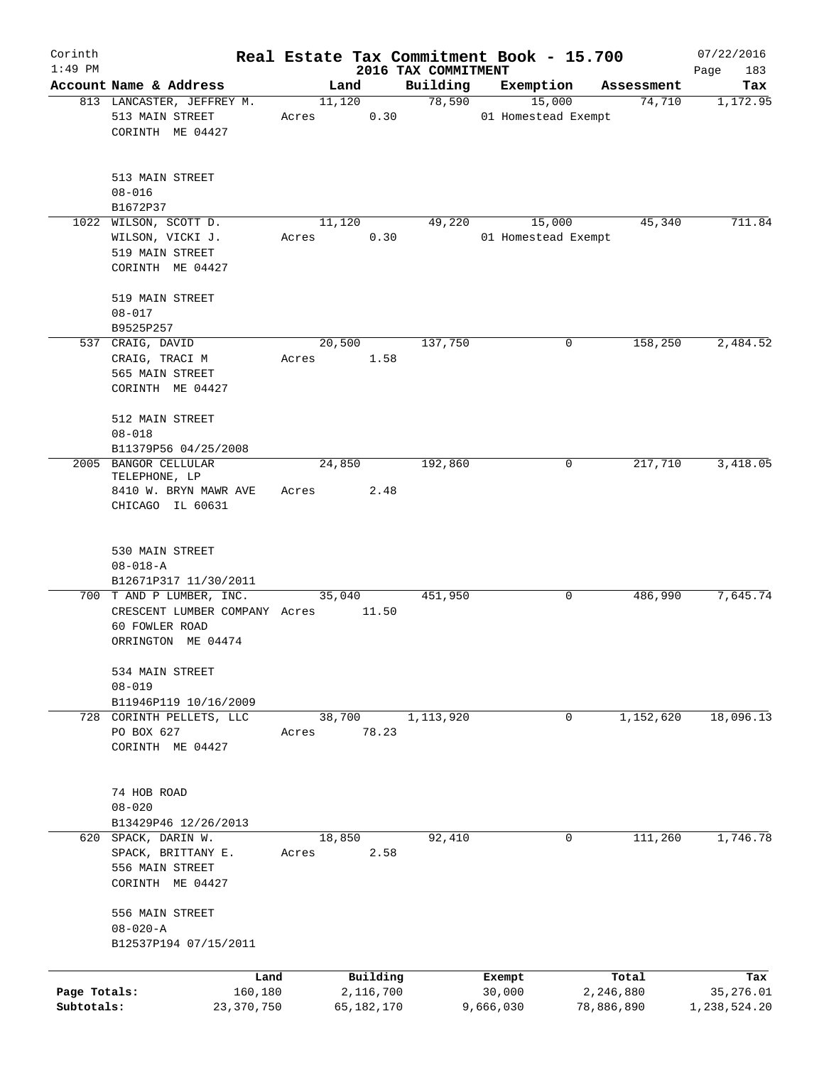Corinth 1:49 PM

# Real Estate Tax Commitment Book - 15.700

## 2016 TAX COMMITMENT

07/22/2016 Page 183

| Account Name & Address | Land | Building | Exemption | Assessment | Tax |
|---|---|---|---|---|---|
| 813 LANCASTER, JEFFREY M. 513 MAIN STREET CORINTH ME 04427<br>513 MAIN STREET<br>08-016<br>B1672P37 | 11,120<br>Acres 0.30 | 78,590 | 15,000<br>01 Homestead Exempt | 74,710 | 1,172.95 |
| 1022 WILSON, SCOTT D. WILSON, VICKI J. 519 MAIN STREET CORINTH ME 04427<br>519 MAIN STREET<br>08-017<br>B9525P257 | 11,120<br>Acres 0.30 | 49,220 | 15,000<br>01 Homestead Exempt | 45,340 | 711.84 |
| 537 CRAIG, DAVID CRAIG, TRACI M 565 MAIN STREET CORINTH ME 04427<br>512 MAIN STREET<br>08-018<br>B11379P56 04/25/2008 | 20,500<br>Acres 1.58 | 137,750 | 0 | 158,250 | 2,484.52 |
| 2005 BANGOR CELLULAR TELEPHONE, LP 8410 W. BRYN MAWR AVE CHICAGO IL 60631<br>530 MAIN STREET<br>08-018-A<br>B12671P317 11/30/2011 | 24,850<br>Acres 2.48 | 192,860 | 0 | 217,710 | 3,418.05 |
| 700 T AND P LUMBER, INC. CRESCENT LUMBER COMPANY 60 FOWLER ROAD ORRINGTON ME 04474<br>534 MAIN STREET<br>08-019<br>B11946P119 10/16/2009 | 35,040<br>Acres 11.50 | 451,950 | 0 | 486,990 | 7,645.74 |
| 728 CORINTH PELLETS, LLC PO BOX 627 CORINTH ME 04427<br>74 HOB ROAD<br>08-020<br>B13429P46 12/26/2013 | 38,700<br>Acres 78.23 | 1,113,920 | 0 | 1,152,620 | 18,096.13 |
| 620 SPACK, DARIN W. SPACK, BRITTANY E. 556 MAIN STREET CORINTH ME 04427<br>556 MAIN STREET<br>08-020-A<br>B12537P194 07/15/2011 | 18,850<br>Acres 2.58 | 92,410 | 0 | 111,260 | 1,746.78 |

| | Land | Building | Exempt | Total | Tax |
|---|---|---|---|---|---|
| Page Totals: | 160,180 | 2,116,700 | 30,000 | 2,246,880 | 35,276.01 |
| Subtotals: | 23,370,750 | 65,182,170 | 9,666,030 | 78,886,890 | 1,238,524.20 |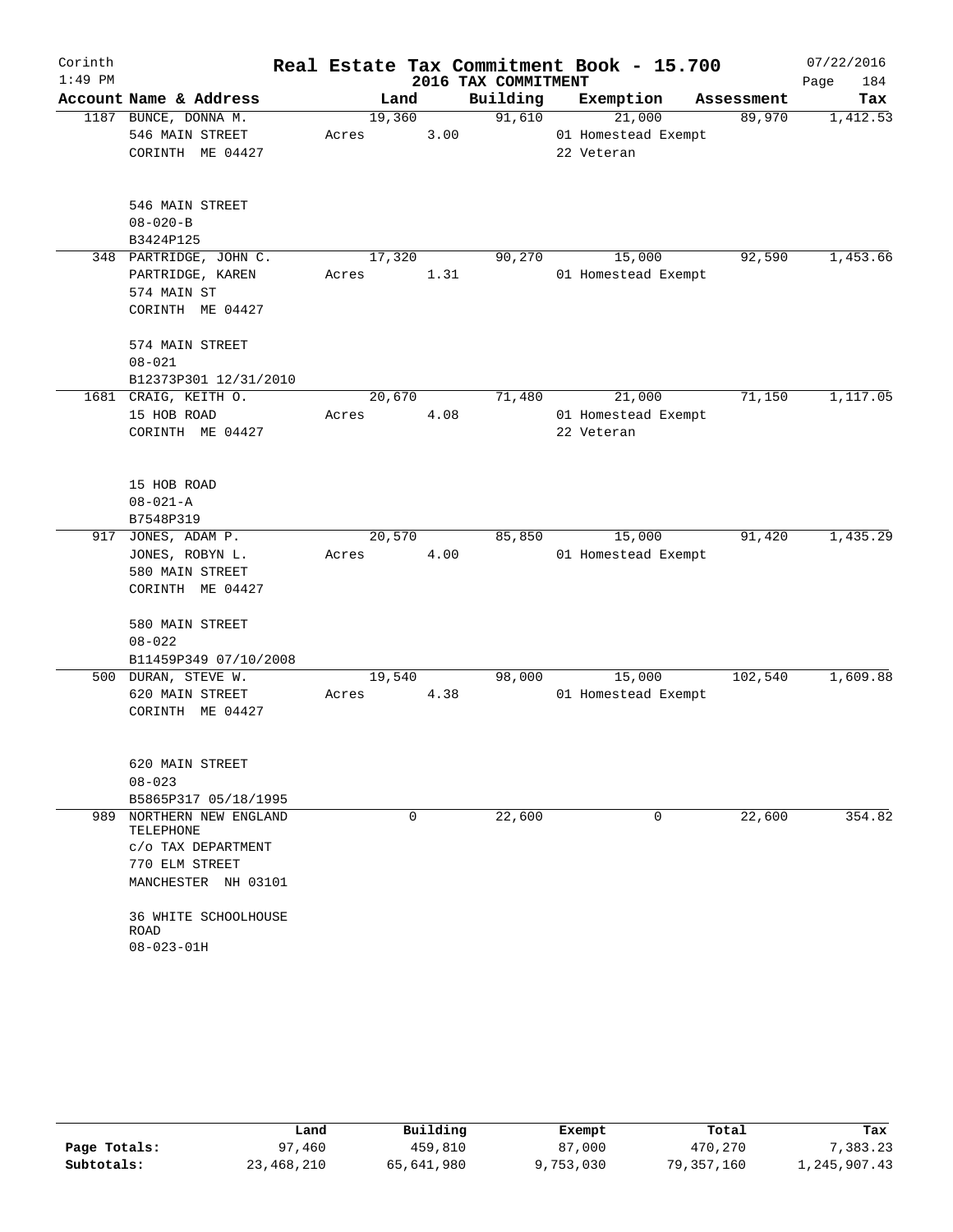Corinth 1:49 PM

# Real Estate Tax Commitment Book - 15.700

## 2016 TAX COMMITMENT

07/22/2016

| Account Name & Address | Land | Building | Exemption | Assessment | Tax |
|---|---|---|---|---|---|
| 1187 BUNCE, DONNA M.<br>546 MAIN STREET<br>CORINTH ME 04427<br><br>546 MAIN STREET<br>08-020-B<br>B3424P125 | 19,360<br>Acres 3.00 | 91,610 | 21,000<br>01 Homestead Exempt<br>22 Veteran | 89,970 | 1,412.53 |
| 348 PARTRIDGE, JOHN C.<br>PARTRIDGE, KAREN<br>574 MAIN ST<br>CORINTH ME 04427<br><br>574 MAIN STREET<br>08-021<br>B12373P301 12/31/2010 | 17,320<br>Acres 1.31 | 90,270 | 15,000<br>01 Homestead Exempt | 92,590 | 1,453.66 |
| 1681 CRAIG, KEITH O.<br>15 HOB ROAD<br>CORINTH ME 04427<br><br>15 HOB ROAD<br>08-021-A<br>B7548P319 | 20,670<br>Acres 4.08 | 71,480 | 21,000<br>01 Homestead Exempt<br>22 Veteran | 71,150 | 1,117.05 |
| 917 JONES, ADAM P.<br>JONES, ROBYN L.<br>580 MAIN STREET<br>CORINTH ME 04427<br><br>580 MAIN STREET<br>08-022<br>B11459P349 07/10/2008 | 20,570<br>Acres 4.00 | 85,850 | 15,000<br>01 Homestead Exempt | 91,420 | 1,435.29 |
| 500 DURAN, STEVE W.<br>620 MAIN STREET<br>CORINTH ME 04427<br><br>620 MAIN STREET<br>08-023<br>B5865P317 05/18/1995 | 19,540<br>Acres 4.38 | 98,000 | 15,000<br>01 Homestead Exempt | 102,540 | 1,609.88 |
| 989 NORTHERN NEW ENGLAND TELEPHONE<br>c/o TAX DEPARTMENT<br>770 ELM STREET<br>MANCHESTER NH 03101<br><br>36 WHITE SCHOOLHOUSE ROAD<br>08-023-01H | 0 | 22,600 | 0 | 22,600 | 354.82 |

| | Land | Building | Exempt | Total | Tax |
|---|---|---|---|---|---|
| Page Totals: | 97,460 | 459,810 | 87,000 | 470,270 | 7,383.23 |
| Subtotals: | 23,468,210 | 65,641,980 | 9,753,030 | 79,357,160 | 1,245,907.43 |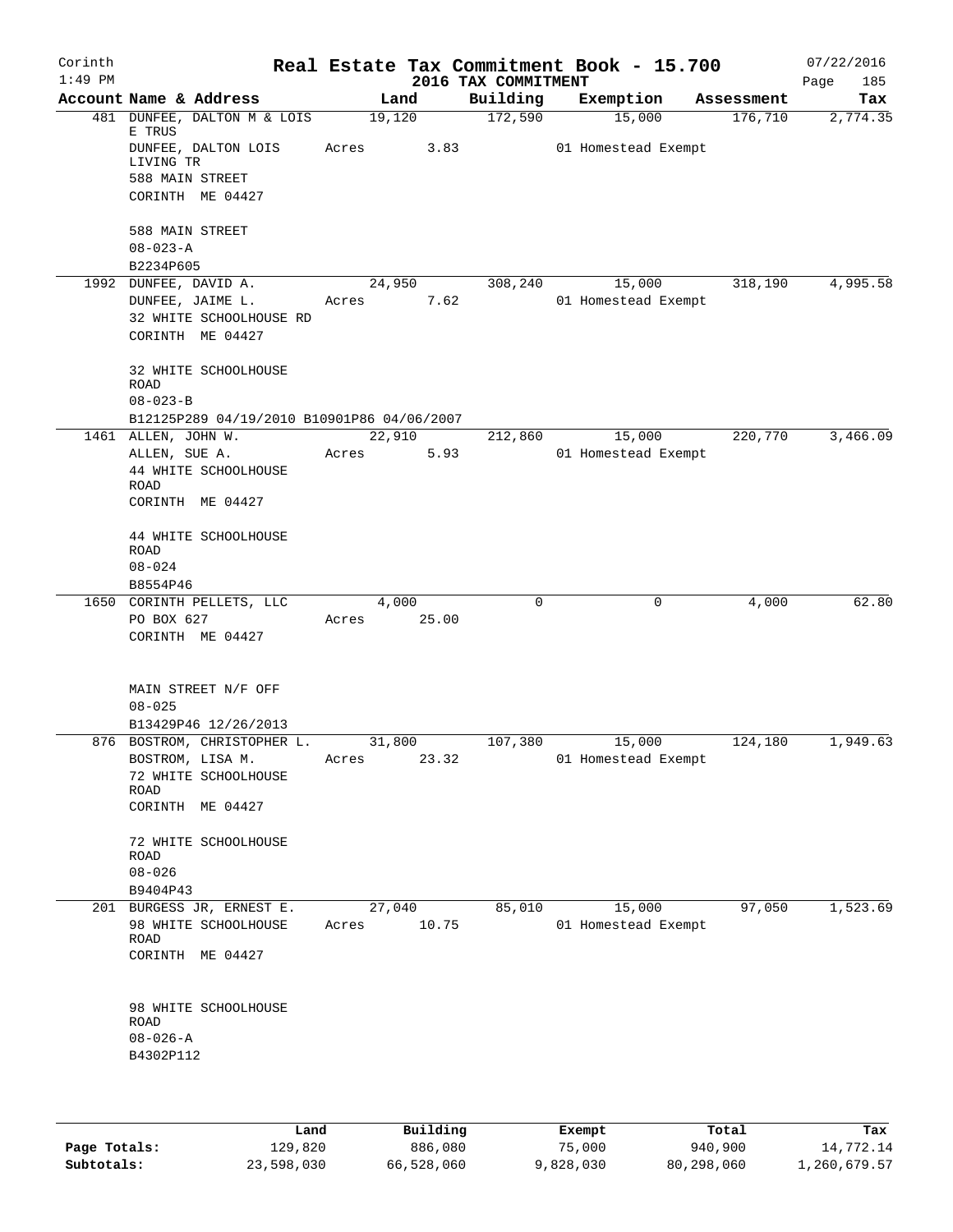# Real Estate Tax Commitment Book - 15.700

Corinth
1:49 PM

2016 TAX COMMITMENT

07/22/2016
Page 185

| Account Name & Address | Land | Building | Exemption | Assessment | Tax |
|---|---|---|---|---|---|
| 481 DUNFEE, DALTON M & LOIS E TRUS<br>DUNFEE, DALTON LOIS LIVING TR<br>588 MAIN STREET<br>CORINTH ME 04427<br><br>588 MAIN STREET<br>08-023-A<br>B2234P605 | 19,120<br>Acres 3.83 | 172,590 | 15,000<br>01 Homestead Exempt | 176,710 | 2,774.35 |
| 1992 DUNFEE, DAVID A.<br>DUNFEE, JAIME L.<br>32 WHITE SCHOOLHOUSE RD<br>CORINTH ME 04427<br><br>32 WHITE SCHOOLHOUSE ROAD<br>08-023-B<br>B12125P289 04/19/2010 B10901P86 04/06/2007 | 24,950<br>Acres 7.62 | 308,240 | 15,000<br>01 Homestead Exempt | 318,190 | 4,995.58 |
| 1461 ALLEN, JOHN W.<br>ALLEN, SUE A.<br>44 WHITE SCHOOLHOUSE ROAD<br>CORINTH ME 04427<br><br>44 WHITE SCHOOLHOUSE ROAD<br>08-024<br>B8554P46 | 22,910<br>Acres 5.93 | 212,860 | 15,000<br>01 Homestead Exempt | 220,770 | 3,466.09 |
| 1650 CORINTH PELLETS, LLC<br>PO BOX 627<br>CORINTH ME 04427<br><br>MAIN STREET N/F OFF<br>08-025<br>B13429P46 12/26/2013 | 4,000<br>Acres 25.00 | 0 | 0 | 4,000 | 62.80 |
| 876 BOSTROM, CHRISTOPHER L.<br>BOSTROM, LISA M.<br>72 WHITE SCHOOLHOUSE ROAD<br>CORINTH ME 04427<br><br>72 WHITE SCHOOLHOUSE ROAD<br>08-026<br>B9404P43 | 31,800<br>Acres 23.32 | 107,380 | 15,000<br>01 Homestead Exempt | 124,180 | 1,949.63 |
| 201 BURGESS JR, ERNEST E.<br>98 WHITE SCHOOLHOUSE ROAD<br>CORINTH ME 04427<br><br>98 WHITE SCHOOLHOUSE ROAD<br>08-026-A<br>B4302P112 | 27,040<br>Acres 10.75 | 85,010 | 15,000<br>01 Homestead Exempt | 97,050 | 1,523.69 |

| | Land | Building | Exempt | Total | Tax |
|---|---|---|---|---|---|
| Page Totals: | 129,820 | 886,080 | 75,000 | 940,900 | 14,772.14 |
| Subtotals: | 23,598,030 | 66,528,060 | 9,828,030 | 80,298,060 | 1,260,679.57 |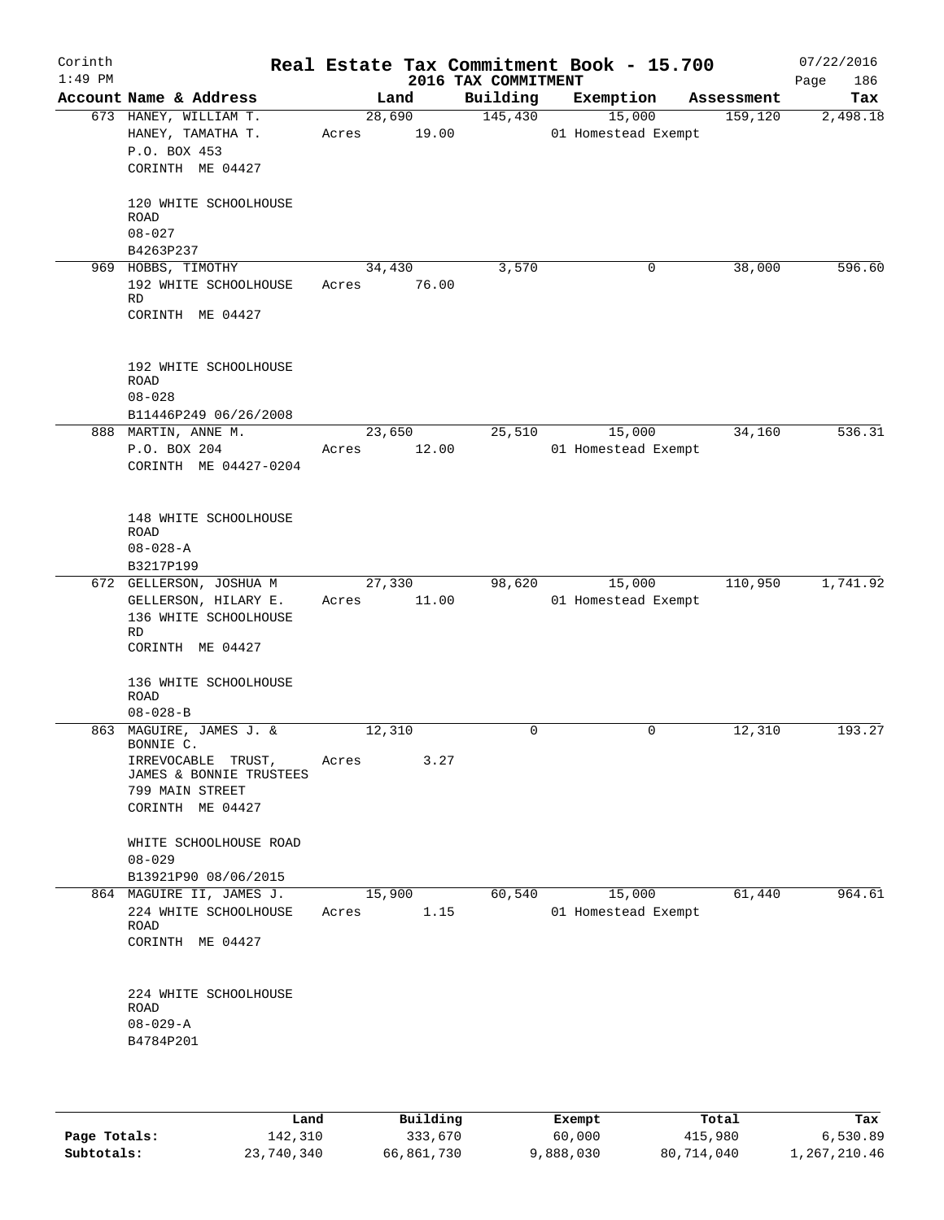Corinth
1:49 PM

# Real Estate Tax Commitment Book - 15.700

## 2016 TAX COMMITMENT

07/22/2016

| Account Name & Address | Land | Building | Exemption | Assessment | Tax |
|---|---|---|---|---|---|
| 673 HANEY, WILLIAM T.<br>HANEY, TAMATHA T.<br>P.O. BOX 453<br>CORINTH ME 04427<br><br>120 WHITE SCHOOLHOUSE ROAD<br>08-027<br>B4263P237 | 28,690<br>Acres 19.00 | 145,430 | 15,000<br>01 Homestead Exempt | 159,120 | 2,498.18 |
| 969 HOBBS, TIMOTHY<br>192 WHITE SCHOOLHOUSE RD<br>CORINTH ME 04427<br><br>192 WHITE SCHOOLHOUSE ROAD<br>08-028<br>B11446P249 06/26/2008 | 34,430<br>Acres 76.00 | 3,570 | 0 | 38,000 | 596.60 |
| 888 MARTIN, ANNE M.<br>P.O. BOX 204<br>CORINTH ME 04427-0204<br><br>148 WHITE SCHOOLHOUSE ROAD<br>08-028-A<br>B3217P199 | 23,650<br>Acres 12.00 | 25,510 | 15,000<br>01 Homestead Exempt | 34,160 | 536.31 |
| 672 GELLERSON, JOSHUA M<br>GELLERSON, HILARY E.<br>136 WHITE SCHOOLHOUSE RD<br>CORINTH ME 04427<br><br>136 WHITE SCHOOLHOUSE ROAD<br>08-028-B | 27,330<br>Acres 11.00 | 98,620 | 15,000<br>01 Homestead Exempt | 110,950 | 1,741.92 |
| 863 MAGUIRE, JAMES J. & BONNIE C.<br>IRREVOCABLE TRUST,<br>JAMES & BONNIE TRUSTEES<br>799 MAIN STREET<br>CORINTH ME 04427<br><br>WHITE SCHOOLHOUSE ROAD<br>08-029<br>B13921P90 08/06/2015 | 12,310<br>Acres 3.27 | 0 | 0 | 12,310 | 193.27 |
| 864 MAGUIRE II, JAMES J.<br>224 WHITE SCHOOLHOUSE ROAD<br>CORINTH ME 04427<br><br>224 WHITE SCHOOLHOUSE ROAD<br>08-029-A<br>B4784P201 | 15,900<br>Acres 1.15 | 60,540 | 15,000<br>01 Homestead Exempt | 61,440 | 964.61 |

| | Land | Building | Exempt | Total | Tax |
|---|---|---|---|---|---|
| Page Totals: | 142,310 | 333,670 | 60,000 | 415,980 | 6,530.89 |
| Subtotals: | 23,740,340 | 66,861,730 | 9,888,030 | 80,714,040 | 1,267,210.46 |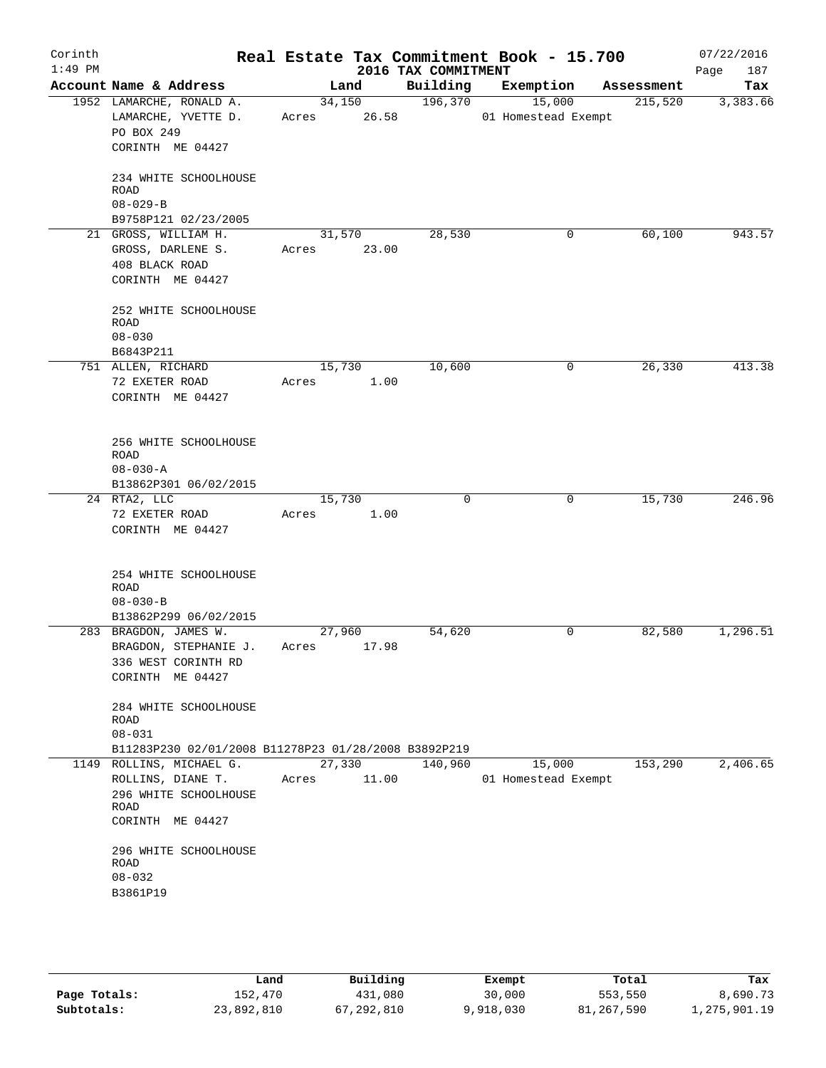# Real Estate Tax Commitment Book - 15.700

Corinth
1:49 PM

2016 TAX COMMITMENT

07/22/2016
Page 187

| Account Name & Address | Land | Building | Exemption | Assessment | Tax |
|---|---|---|---|---|---|
| 1952 LAMARCHE, RONALD A.<br>LAMARCHE, YVETTE D.<br>PO BOX 249<br>CORINTH ME 04427<br><br>234 WHITE SCHOOLHOUSE ROAD<br>08-029-B<br>B9758P121 02/23/2005 | 34,150<br>Acres 26.58 | 196,370 | 15,000<br>01 Homestead Exempt | 215,520 | 3,383.66 |
| 21 GROSS, WILLIAM H.<br>GROSS, DARLENE S.<br>408 BLACK ROAD<br>CORINTH ME 04427<br><br>252 WHITE SCHOOLHOUSE ROAD<br>08-030<br>B6843P211 | 31,570<br>Acres 23.00 | 28,530 | 0 | 60,100 | 943.57 |
| 751 ALLEN, RICHARD<br>72 EXETER ROAD<br>CORINTH ME 04427<br><br>256 WHITE SCHOOLHOUSE ROAD<br>08-030-A<br>B13862P301 06/02/2015 | 15,730<br>Acres 1.00 | 10,600 | 0 | 26,330 | 413.38 |
| 24 RTA2, LLC<br>72 EXETER ROAD<br>CORINTH ME 04427<br><br>254 WHITE SCHOOLHOUSE ROAD<br>08-030-B<br>B13862P299 06/02/2015 | 15,730<br>Acres 1.00 | 0 | 0 | 15,730 | 246.96 |
| 283 BRAGDON, JAMES W.<br>BRAGDON, STEPHANIE J.<br>336 WEST CORINTH RD<br>CORINTH ME 04427<br><br>284 WHITE SCHOOLHOUSE ROAD<br>08-031<br>B11283P230 02/01/2008 B11278P23 01/28/2008 B3892P219 | 27,960<br>Acres 17.98 | 54,620 | 0 | 82,580 | 1,296.51 |
| 1149 ROLLINS, MICHAEL G.<br>ROLLINS, DIANE T.<br>296 WHITE SCHOOLHOUSE ROAD<br>CORINTH ME 04427<br><br>296 WHITE SCHOOLHOUSE ROAD<br>08-032<br>B3861P19 | 27,330<br>Acres 11.00 | 140,960 | 15,000<br>01 Homestead Exempt | 153,290 | 2,406.65 |

| | Land | Building | Exempt | Total | Tax |
|---|---|---|---|---|---|
| Page Totals: | 152,470 | 431,080 | 30,000 | 553,550 | 8,690.73 |
| Subtotals: | 23,892,810 | 67,292,810 | 9,918,030 | 81,267,590 | 1,275,901.19 |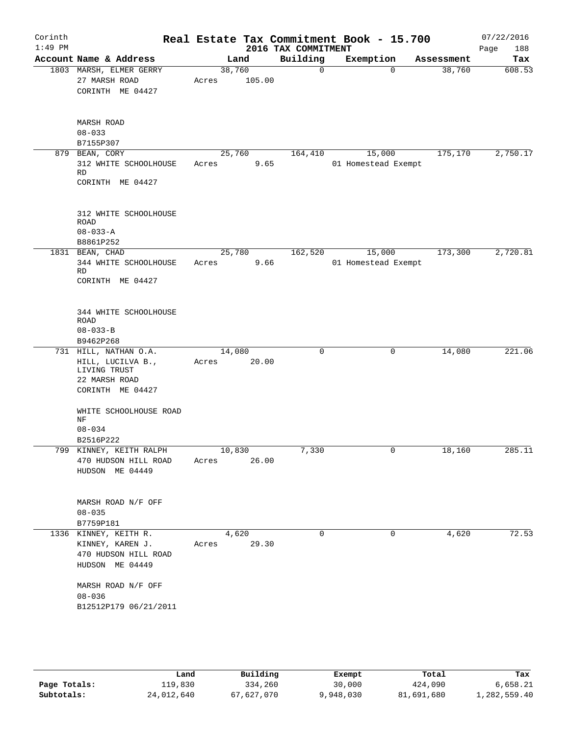# Real Estate Tax Commitment Book - 15.700

Corinth
1:49 PM

2016 TAX COMMITMENT

07/22/2016
Page 188

| Account Name & Address | Land | Building | Exemption | Assessment | Tax |
|---|---|---|---|---|---|
| 1803 MARSH, ELMER GERRY<br>27 MARSH ROAD<br>CORINTH ME 04427<br><br>MARSH ROAD<br>08-033<br>B7155P307 | 38,760<br>Acres 105.00 | 0 | 0 | 38,760 | 608.53 |
| 879 BEAN, CORY<br>312 WHITE SCHOOLHOUSE RD<br>CORINTH ME 04427<br><br>312 WHITE SCHOOLHOUSE ROAD<br>08-033-A<br>B8861P252 | 25,760<br>Acres 9.65 | 164,410 | 15,000<br>01 Homestead Exempt | 175,170 | 2,750.17 |
| 1831 BEAN, CHAD<br>344 WHITE SCHOOLHOUSE RD<br>CORINTH ME 04427<br><br>344 WHITE SCHOOLHOUSE ROAD<br>08-033-B<br>B9462P268 | 25,780<br>Acres 9.66 | 162,520 | 15,000<br>01 Homestead Exempt | 173,300 | 2,720.81 |
| 731 HILL, NATHAN O.A.<br>HILL, LUCILVA B., LIVING TRUST<br>22 MARSH ROAD<br>CORINTH ME 04427<br><br>WHITE SCHOOLHOUSE ROAD NF<br>08-034<br>B2516P222 | 14,080<br>Acres 20.00 | 0 | 0 | 14,080 | 221.06 |
| 799 KINNEY, KEITH RALPH<br>470 HUDSON HILL ROAD<br>HUDSON ME 04449<br><br>MARSH ROAD N/F OFF<br>08-035<br>B7759P181 | 10,830<br>Acres 26.00 | 7,330 | 0 | 18,160 | 285.11 |
| 1336 KINNEY, KEITH R.<br>KINNEY, KAREN J.<br>470 HUDSON HILL ROAD<br>HUDSON ME 04449<br><br>MARSH ROAD N/F OFF<br>08-036<br>B12512P179 06/21/2011 | 4,620<br>Acres 29.30 | 0 | 0 | 4,620 | 72.53 |

| | Land | Building | Exempt | Total | Tax |
|---|---|---|---|---|---|
| Page Totals: | 119,830 | 334,260 | 30,000 | 424,090 | 6,658.21 |
| Subtotals: | 24,012,640 | 67,627,070 | 9,948,030 | 81,691,680 | 1,282,559.40 |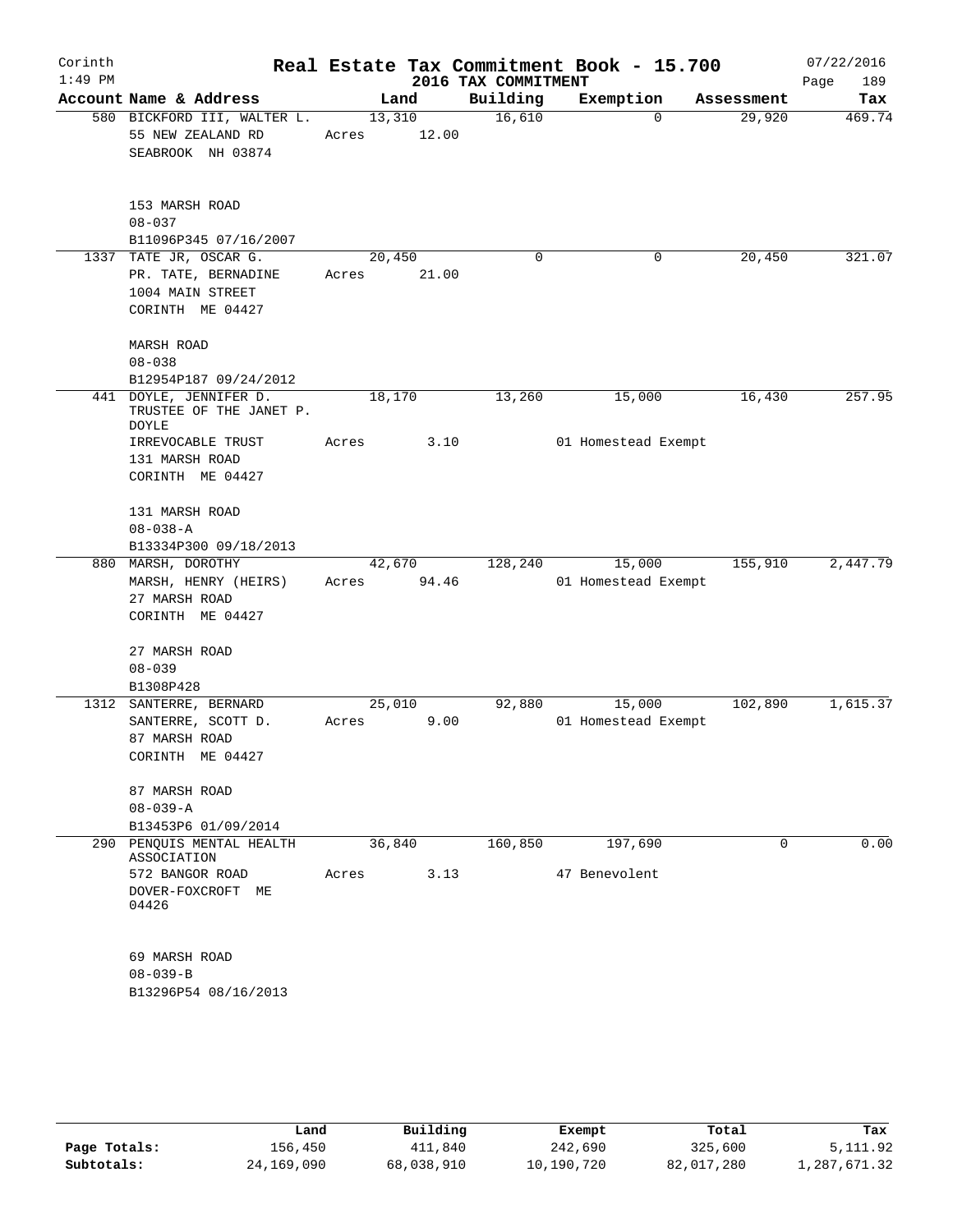Corinth 1:49 PM

# Real Estate Tax Commitment Book - 15.700

2016 TAX COMMITMENT

07/22/2016

| Account Name & Address | Land | Building | Exemption | Assessment | Tax |
|---|---|---|---|---|---|
| 580 BICKFORD III, WALTER L.<br>55 NEW ZEALAND RD<br>SEABROOK NH 03874<br><br>153 MARSH ROAD<br>08-037<br>B11096P345 07/16/2007 | 13,310<br>Acres 12.00 | 16,610 | 0 | 29,920 | 469.74 |
| 1337 TATE JR, OSCAR G.<br>PR. TATE, BERNADINE<br>1004 MAIN STREET<br>CORINTH ME 04427<br><br>MARSH ROAD<br>08-038<br>B12954P187 09/24/2012 | 20,450<br>Acres 21.00 | 0 | 0 | 20,450 | 321.07 |
| 441 DOYLE, JENNIFER D.<br>TRUSTEE OF THE JANET P. DOYLE<br>IRREVOCABLE TRUST<br>131 MARSH ROAD<br>CORINTH ME 04427<br><br>131 MARSH ROAD<br>08-038-A<br>B13334P300 09/18/2013 | 18,170<br>Acres 3.10 | 13,260 | 15,000<br>01 Homestead Exempt | 16,430 | 257.95 |
| 880 MARSH, DOROTHY<br>MARSH, HENRY (HEIRS)<br>27 MARSH ROAD<br>CORINTH ME 04427<br><br>27 MARSH ROAD<br>08-039<br>B1308P428 | 42,670<br>Acres 94.46 | 128,240 | 15,000<br>01 Homestead Exempt | 155,910 | 2,447.79 |
| 1312 SANTERRE, BERNARD<br>SANTERRE, SCOTT D.<br>87 MARSH ROAD<br>CORINTH ME 04427<br><br>87 MARSH ROAD<br>08-039-A<br>B13453P6 01/09/2014 | 25,010<br>Acres 9.00 | 92,880 | 15,000<br>01 Homestead Exempt | 102,890 | 1,615.37 |
| 290 PENQUIS MENTAL HEALTH ASSOCIATION<br>572 BANGOR ROAD<br>DOVER-FOXCROFT ME 04426<br><br>69 MARSH ROAD<br>08-039-B<br>B13296P54 08/16/2013 | 36,840<br>Acres 3.13 | 160,850 | 197,690<br>47 Benevolent | 0 | 0.00 |

| | Land | Building | Exempt | Total | Tax |
|---|---|---|---|---|---|
| Page Totals: | 156,450 | 411,840 | 242,690 | 325,600 | 5,111.92 |
| Subtotals: | 24,169,090 | 68,038,910 | 10,190,720 | 82,017,280 | 1,287,671.32 |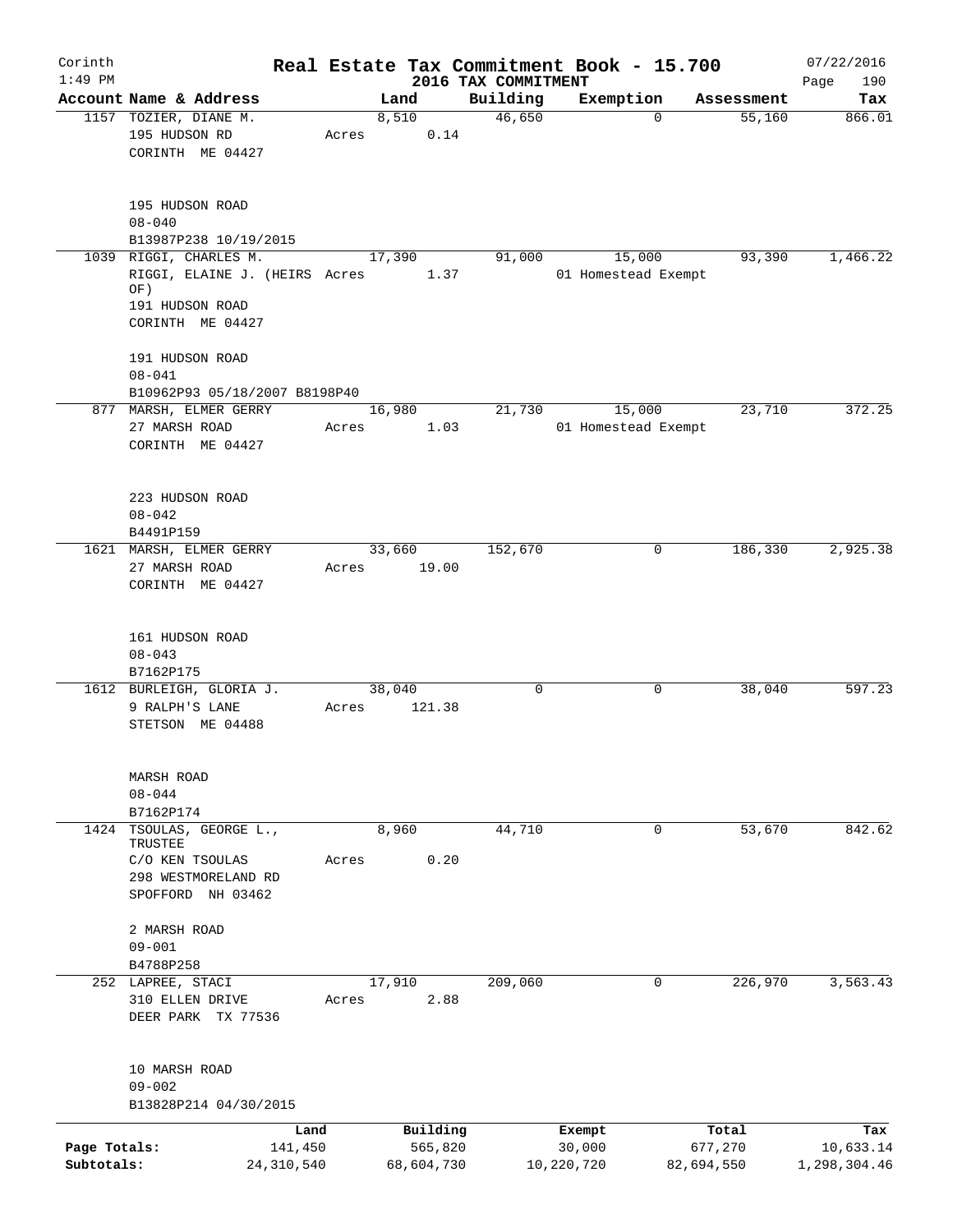Corinth 1:49 PM

# Real Estate Tax Commitment Book - 15.700

## 2016 TAX COMMITMENT

07/22/2016

| Account | Name & Address | Land | Building | Exemption | Assessment | Tax |
|---|---|---|---|---|---|---|
| 1157 | TOZIER, DIANE M.<br>195 HUDSON RD<br>CORINTH ME 04427<br><br>195 HUDSON ROAD<br>08-040<br>B13987P238 10/19/2015 | 8,510<br>Acres 0.14 | 46,650 | 0 | 55,160 | 866.01 |
| 1039 | RIGGI, CHARLES M.<br>RIGGI, ELAINE J. (HEIRS OF)<br>191 HUDSON ROAD<br>CORINTH ME 04427<br><br>191 HUDSON ROAD<br>08-041<br>B10962P93 05/18/2007 B8198P40 | 17,390<br>Acres 1.37 | 91,000 | 15,000<br>01 Homestead Exempt | 93,390 | 1,466.22 |
| 877 | MARSH, ELMER GERRY<br>27 MARSH ROAD<br>CORINTH ME 04427<br><br>223 HUDSON ROAD<br>08-042<br>B4491P159 | 16,980<br>Acres 1.03 | 21,730 | 15,000<br>01 Homestead Exempt | 23,710 | 372.25 |
| 1621 | MARSH, ELMER GERRY<br>27 MARSH ROAD<br>CORINTH ME 04427<br><br>161 HUDSON ROAD<br>08-043<br>B7162P175 | 33,660<br>Acres 19.00 | 152,670 | 0 | 186,330 | 2,925.38 |
| 1612 | BURLEIGH, GLORIA J.<br>9 RALPH'S LANE<br>STETSON ME 04488<br><br>MARSH ROAD<br>08-044<br>B7162P174 | 38,040<br>Acres 121.38 | 0 | 0 | 38,040 | 597.23 |
| 1424 | TSOULAS, GEORGE L., TRUSTEE<br>C/O KEN TSOULAS<br>298 WESTMORELAND RD<br>SPOFFORD NH 03462<br><br>2 MARSH ROAD<br>09-001<br>B4788P258 | 8,960<br>Acres 0.20 | 44,710 | 0 | 53,670 | 842.62 |
| 252 | LAPREE, STACI<br>310 ELLEN DRIVE<br>DEER PARK TX 77536<br><br>10 MARSH ROAD<br>09-002<br>B13828P214 04/30/2015 | 17,910<br>Acres 2.88 | 209,060 | 0 | 226,970 | 3,563.43 |

| | Land | Building | Exempt | Total | Tax |
|---|---|---|---|---|---|
| Page Totals: | 141,450 | 565,820 | 30,000 | 677,270 | 10,633.14 |
| Subtotals: | 24,310,540 | 68,604,730 | 10,220,720 | 82,694,550 | 1,298,304.46 |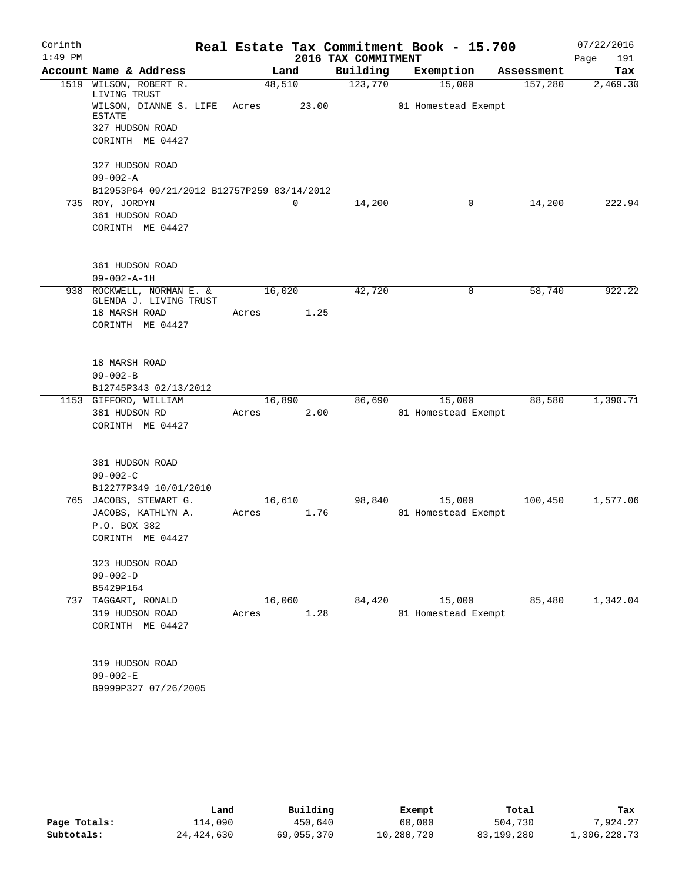Corinth 1:49 PM

# Real Estate Tax Commitment Book - 15.700

2016 TAX COMMITMENT

07/22/2016 Page 191

| Account Name & Address | Land | Building | Exemption | Assessment | Tax |
|---|---|---|---|---|---|
| 1519 WILSON, ROBERT R. LIVING TRUST | 48,510 | 123,770 | 15,000 | 157,280 | 2,469.30 |
| WILSON, DIANNE S. LIFE ESTATE | Acres 23.00 | | 01 Homestead Exempt | | |
| 327 HUDSON ROAD | | | | | |
| CORINTH ME 04427 | | | | | |
| 327 HUDSON ROAD | | | | | |
| 09-002-A | | | | | |
| B12953P64 09/21/2012 B12757P259 03/14/2012 | | | | | |
| 735 ROY, JORDYN | 0 | 14,200 | 0 | 14,200 | 222.94 |
| 361 HUDSON ROAD | | | | | |
| CORINTH ME 04427 | | | | | |
| 361 HUDSON ROAD | | | | | |
| 09-002-A-1H | | | | | |
| 938 ROCKWELL, NORMAN E. & GLENDA J. LIVING TRUST | 16,020 | 42,720 | 0 | 58,740 | 922.22 |
| 18 MARSH ROAD | Acres 1.25 | | | | |
| CORINTH ME 04427 | | | | | |
| 18 MARSH ROAD | | | | | |
| 09-002-B | | | | | |
| B12745P343 02/13/2012 | | | | | |
| 1153 GIFFORD, WILLIAM | 16,890 | 86,690 | 15,000 | 88,580 | 1,390.71 |
| 381 HUDSON RD | Acres 2.00 | | 01 Homestead Exempt | | |
| CORINTH ME 04427 | | | | | |
| 381 HUDSON ROAD | | | | | |
| 09-002-C | | | | | |
| B12277P349 10/01/2010 | | | | | |
| 765 JACOBS, STEWART G. | 16,610 | 98,840 | 15,000 | 100,450 | 1,577.06 |
| JACOBS, KATHLYN A. | Acres 1.76 | | 01 Homestead Exempt | | |
| P.O. BOX 382 | | | | | |
| CORINTH ME 04427 | | | | | |
| 323 HUDSON ROAD | | | | | |
| 09-002-D | | | | | |
| B5429P164 | | | | | |
| 737 TAGGART, RONALD | 16,060 | 84,420 | 15,000 | 85,480 | 1,342.04 |
| 319 HUDSON ROAD | Acres 1.28 | | 01 Homestead Exempt | | |
| CORINTH ME 04427 | | | | | |
| 319 HUDSON ROAD | | | | | |
| 09-002-E | | | | | |
| B9999P327 07/26/2005 | | | | | |

| | Land | Building | Exempt | Total | Tax |
|---|---|---|---|---|---|
| Page Totals: | 114,090 | 450,640 | 60,000 | 504,730 | 7,924.27 |
| Subtotals: | 24,424,630 | 69,055,370 | 10,280,720 | 83,199,280 | 1,306,228.73 |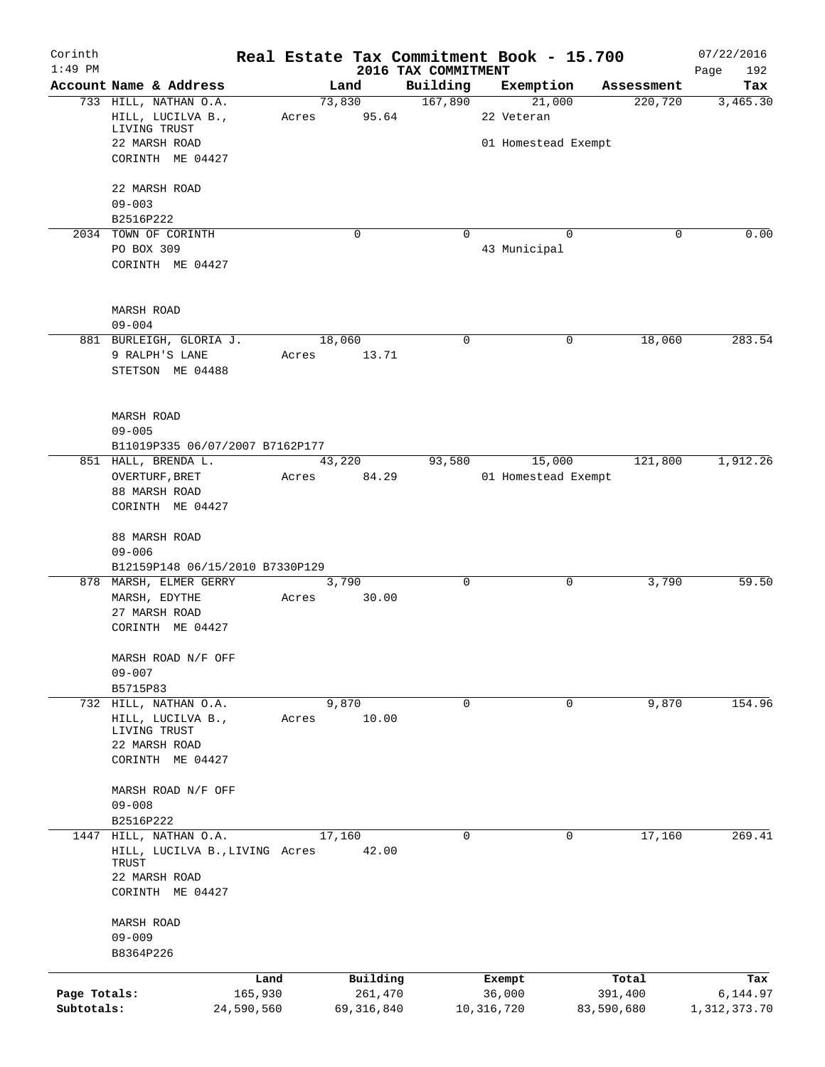Corinth 1:49 PM

# Real Estate Tax Commitment Book - 15.700
## 2016 TAX COMMITMENT

07/22/2016 Page 192

| Account Name & Address | Land | Building | Exemption | Assessment | Tax |
|---|---|---|---|---|---|
| 733 HILL, NATHAN O.A. | 73,830 | 167,890 | 21,000 | 220,720 | 3,465.30 |
| HILL, LUCILVA B., LIVING TRUST | Acres 95.64 | | 22 Veteran | | |
| 22 MARSH ROAD | | | 01 Homestead Exempt | | |
| CORINTH ME 04427 | | | | | |
| 22 MARSH ROAD | | | | | |
| 09-003 | | | | | |
| B2516P222 | | | | | |
| 2034 TOWN OF CORINTH | 0 | 0 | 0 | 0 | 0.00 |
| PO BOX 309 | | | 43 Municipal | | |
| CORINTH ME 04427 | | | | | |
| MARSH ROAD | | | | | |
| 09-004 | | | | | |
| 881 BURLEIGH, GLORIA J. | 18,060 | 0 | 0 | 18,060 | 283.54 |
| 9 RALPH'S LANE | Acres 13.71 | | | | |
| STETSON ME 04488 | | | | | |
| MARSH ROAD | | | | | |
| 09-005 | | | | | |
| B11019P335 06/07/2007 B7162P177 | | | | | |
| 851 HALL, BRENDA L. | 43,220 | 93,580 | 15,000 | 121,800 | 1,912.26 |
| OVERTURF, BRET | Acres 84.29 | | 01 Homestead Exempt | | |
| 88 MARSH ROAD | | | | | |
| CORINTH ME 04427 | | | | | |
| 88 MARSH ROAD | | | | | |
| 09-006 | | | | | |
| B12159P148 06/15/2010 B7330P129 | | | | | |
| 878 MARSH, ELMER GERRY | 3,790 | 0 | 0 | 3,790 | 59.50 |
| MARSH, EDYTHE | Acres 30.00 | | | | |
| 27 MARSH ROAD | | | | | |
| CORINTH ME 04427 | | | | | |
| MARSH ROAD N/F OFF | | | | | |
| 09-007 | | | | | |
| B5715P83 | | | | | |
| 732 HILL, NATHAN O.A. | 9,870 | 0 | 0 | 9,870 | 154.96 |
| HILL, LUCILVA B., LIVING TRUST | Acres 10.00 | | | | |
| 22 MARSH ROAD | | | | | |
| CORINTH ME 04427 | | | | | |
| MARSH ROAD N/F OFF | | | | | |
| 09-008 | | | | | |
| B2516P222 | | | | | |
| 1447 HILL, NATHAN O.A. | 17,160 | 0 | 0 | 17,160 | 269.41 |
| HILL, LUCILVA B.,LIVING TRUST | Acres 42.00 | | | | |
| 22 MARSH ROAD | | | | | |
| CORINTH ME 04427 | | | | | |
| MARSH ROAD | | | | | |
| 09-009 | | | | | |
| B8364P226 | | | | | |

| | Land | Building | Exempt | Total | Tax |
|---|---|---|---|---|---|
| Page Totals: | 165,930 | 261,470 | 36,000 | 391,400 | 6,144.97 |
| Subtotals: | 24,590,560 | 69,316,840 | 10,316,720 | 83,590,680 | 1,312,373.70 |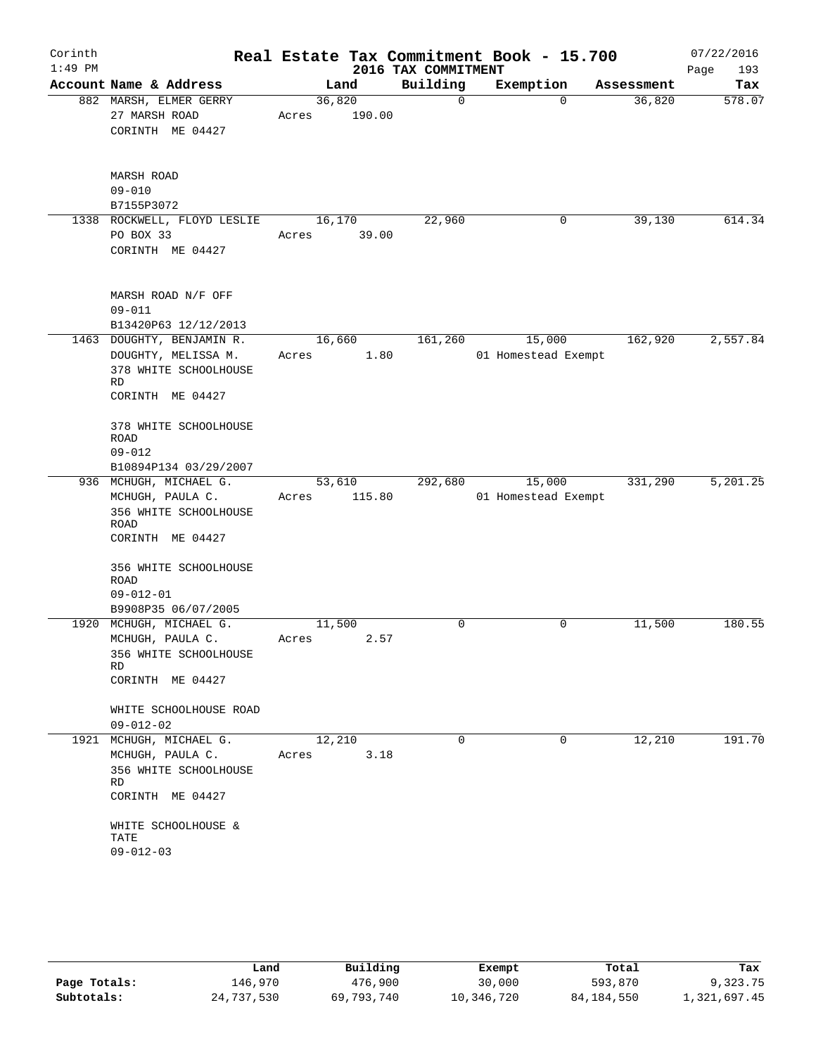# Real Estate Tax Commitment Book - 15.700

Corinth
1:49 PM

2016 TAX COMMITMENT

07/22/2016

| Account Name & Address | Land | Building | Exemption | Assessment | Tax |
|---|---|---|---|---|---|
| 882 MARSH, ELMER GERRY<br>27 MARSH ROAD<br>CORINTH ME 04427<br><br>MARSH ROAD<br>09-010<br>B7155P3072 | 36,820<br>Acres 190.00 | 0 | 0 | 36,820 | 578.07 |
| 1338 ROCKWELL, FLOYD LESLIE<br>PO BOX 33<br>CORINTH ME 04427<br><br>MARSH ROAD N/F OFF<br>09-011<br>B13420P63 12/12/2013 | 16,170<br>Acres 39.00 | 22,960 | 0 | 39,130 | 614.34 |
| 1463 DOUGHTY, BENJAMIN R.<br>DOUGHTY, MELISSA M.<br>378 WHITE SCHOOLHOUSE RD<br>CORINTH ME 04427<br><br>378 WHITE SCHOOLHOUSE ROAD<br>09-012<br>B10894P134 03/29/2007 | 16,660<br>Acres 1.80 | 161,260 | 15,000<br>01 Homestead Exempt | 162,920 | 2,557.84 |
| 936 MCHUGH, MICHAEL G.<br>MCHUGH, PAULA C.<br>356 WHITE SCHOOLHOUSE ROAD<br>CORINTH ME 04427<br><br>356 WHITE SCHOOLHOUSE ROAD<br>09-012-01<br>B9908P35 06/07/2005 | 53,610<br>Acres 115.80 | 292,680 | 15,000<br>01 Homestead Exempt | 331,290 | 5,201.25 |
| 1920 MCHUGH, MICHAEL G.<br>MCHUGH, PAULA C.<br>356 WHITE SCHOOLHOUSE RD<br>CORINTH ME 04427<br><br>WHITE SCHOOLHOUSE ROAD<br>09-012-02 | 11,500<br>Acres 2.57 | 0 | 0 | 11,500 | 180.55 |
| 1921 MCHUGH, MICHAEL G.<br>MCHUGH, PAULA C.<br>356 WHITE SCHOOLHOUSE RD<br>CORINTH ME 04427<br><br>WHITE SCHOOLHOUSE & TATE<br>09-012-03 | 12,210<br>Acres 3.18 | 0 | 0 | 12,210 | 191.70 |

| | Land | Building | Exempt | Total | Tax |
|---|---|---|---|---|---|
| Page Totals: | 146,970 | 476,900 | 30,000 | 593,870 | 9,323.75 |
| Subtotals: | 24,737,530 | 69,793,740 | 10,346,720 | 84,184,550 | 1,321,697.45 |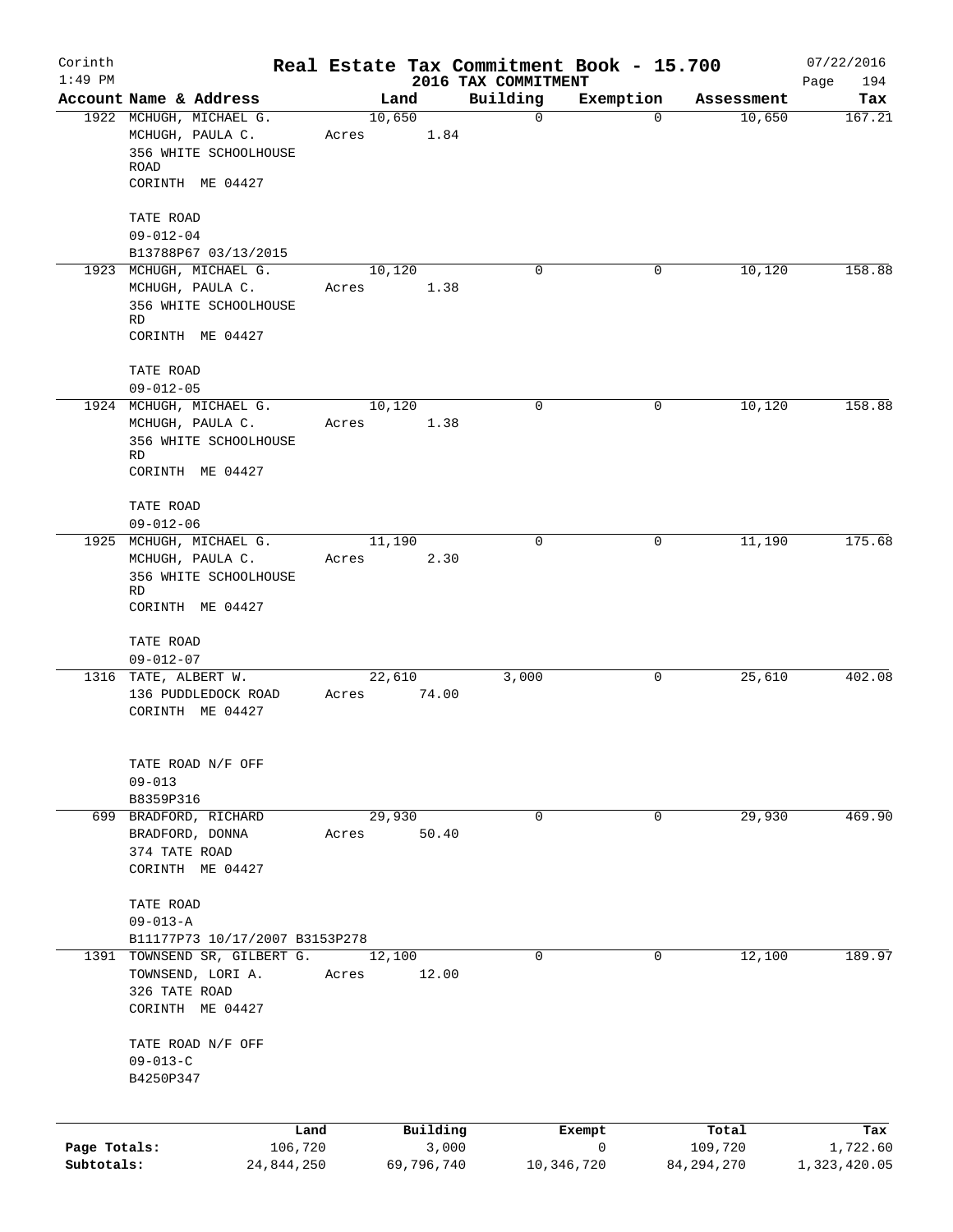Corinth 1:49 PM

# Real Estate Tax Commitment Book - 15.700

2016 TAX COMMITMENT

07/22/2016

| Account | Name & Address | Land | Building | Exemption | Assessment | Tax |
|---|---|---|---|---|---|---|
| 1922 | MCHUGH, MICHAEL G.<br>MCHUGH, PAULA C.<br>356 WHITE SCHOOLHOUSE ROAD<br>CORINTH ME 04427<br><br>TATE ROAD<br>09-012-04<br>B13788P67 03/13/2015 | 10,650<br>Acres 1.84 | 0 | 0 | 10,650 | 167.21 |
| 1923 | MCHUGH, MICHAEL G.<br>MCHUGH, PAULA C.<br>356 WHITE SCHOOLHOUSE RD<br>CORINTH ME 04427<br><br>TATE ROAD<br>09-012-05 | 10,120<br>Acres 1.38 | 0 | 0 | 10,120 | 158.88 |
| 1924 | MCHUGH, MICHAEL G.<br>MCHUGH, PAULA C.<br>356 WHITE SCHOOLHOUSE RD<br>CORINTH ME 04427<br><br>TATE ROAD<br>09-012-06 | 10,120<br>Acres 1.38 | 0 | 0 | 10,120 | 158.88 |
| 1925 | MCHUGH, MICHAEL G.<br>MCHUGH, PAULA C.<br>356 WHITE SCHOOLHOUSE RD<br>CORINTH ME 04427<br><br>TATE ROAD<br>09-012-07 | 11,190<br>Acres 2.30 | 0 | 0 | 11,190 | 175.68 |
| 1316 | TATE, ALBERT W.<br>136 PUDDLEDOCK ROAD<br>CORINTH ME 04427<br><br>TATE ROAD N/F OFF<br>09-013<br>B8359P316 | 22,610<br>Acres 74.00 | 3,000 | 0 | 25,610 | 402.08 |
| 699 | BRADFORD, RICHARD<br>BRADFORD, DONNA<br>374 TATE ROAD<br>CORINTH ME 04427<br><br>TATE ROAD<br>09-013-A<br>B11177P73 10/17/2007 B3153P278 | 29,930<br>Acres 50.40 | 0 | 0 | 29,930 | 469.90 |
| 1391 | TOWNSEND SR, GILBERT G.<br>TOWNSEND, LORI A.<br>326 TATE ROAD<br>CORINTH ME 04427<br><br>TATE ROAD N/F OFF<br>09-013-C<br>B4250P347 | 12,100<br>Acres 12.00 | 0 | 0 | 12,100 | 189.97 |

| | Land | Building | Exempt | Total | Tax |
|---|---|---|---|---|---|
| Page Totals: | 106,720 | 3,000 | 0 | 109,720 | 1,722.60 |
| Subtotals: | 24,844,250 | 69,796,740 | 10,346,720 | 84,294,270 | 1,323,420.05 |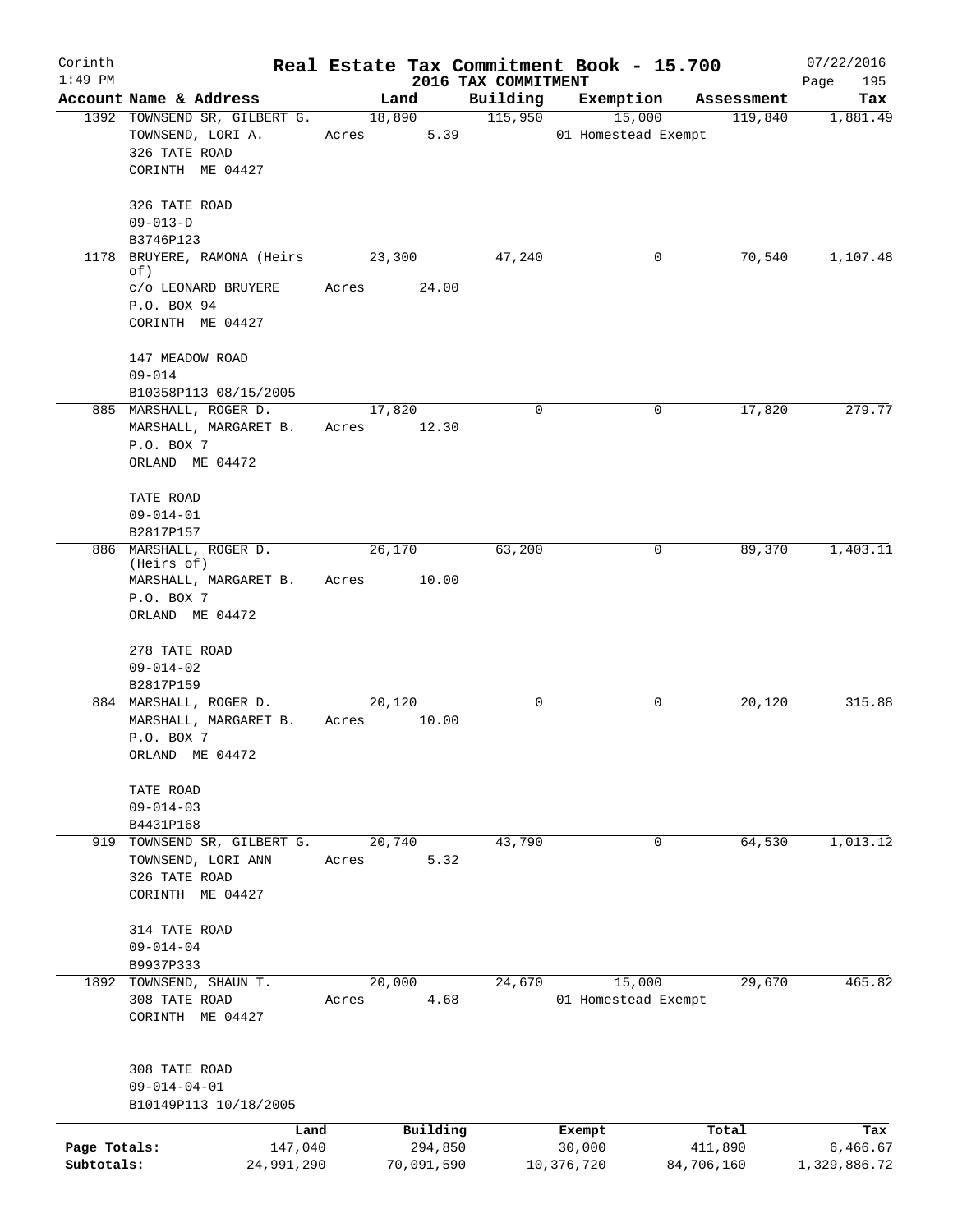# Real Estate Tax Commitment Book - 15.700

Corinth
1:49 PM

2016 TAX COMMITMENT

07/22/2016

| Account | Name & Address | Land | Building | Exemption | Assessment | Tax |
|---|---|---|---|---|---|---|
| 1392 | TOWNSEND SR, GILBERT G.<br>TOWNSEND, LORI A.<br>326 TATE ROAD<br>CORINTH ME 04427<br><br>326 TATE ROAD<br>09-013-D<br>B3746P123 | 18,890<br>Acres 5.39 | 115,950 | 15,000<br>01 Homestead Exempt | 119,840 | 1,881.49 |
| 1178 | BRUYERE, RAMONA (Heirs of)<br>c/o LEONARD BRUYERE<br>P.O. BOX 94<br>CORINTH ME 04427<br><br>147 MEADOW ROAD<br>09-014<br>B10358P113 08/15/2005 | 23,300<br>Acres 24.00 | 47,240 | 0 | 70,540 | 1,107.48 |
| 885 | MARSHALL, ROGER D.<br>MARSHALL, MARGARET B.<br>P.O. BOX 7<br>ORLAND ME 04472<br><br>TATE ROAD<br>09-014-01<br>B2817P157 | 17,820<br>Acres 12.30 | 0 | 0 | 17,820 | 279.77 |
| 886 | MARSHALL, ROGER D. (Heirs of)<br>MARSHALL, MARGARET B.<br>P.O. BOX 7<br>ORLAND ME 04472<br><br>278 TATE ROAD<br>09-014-02<br>B2817P159 | 26,170<br>Acres 10.00 | 63,200 | 0 | 89,370 | 1,403.11 |
| 884 | MARSHALL, ROGER D.<br>MARSHALL, MARGARET B.<br>P.O. BOX 7<br>ORLAND ME 04472<br><br>TATE ROAD<br>09-014-03<br>B4431P168 | 20,120<br>Acres 10.00 | 0 | 0 | 20,120 | 315.88 |
| 919 | TOWNSEND SR, GILBERT G.<br>TOWNSEND, LORI ANN<br>326 TATE ROAD<br>CORINTH ME 04427<br><br>314 TATE ROAD<br>09-014-04<br>B9937P333 | 20,740<br>Acres 5.32 | 43,790 | 0 | 64,530 | 1,013.12 |
| 1892 | TOWNSEND, SHAUN T.<br>308 TATE ROAD<br>CORINTH ME 04427<br><br>308 TATE ROAD<br>09-014-04-01<br>B10149P113 10/18/2005 | 20,000<br>Acres 4.68 | 24,670 | 15,000<br>01 Homestead Exempt | 29,670 | 465.82 |

| | Land | Building | Exempt | Total | Tax |
|---|---|---|---|---|---|
| Page Totals: | 147,040 | 294,850 | 30,000 | 411,890 | 6,466.67 |
| Subtotals: | 24,991,290 | 70,091,590 | 10,376,720 | 84,706,160 | 1,329,886.72 |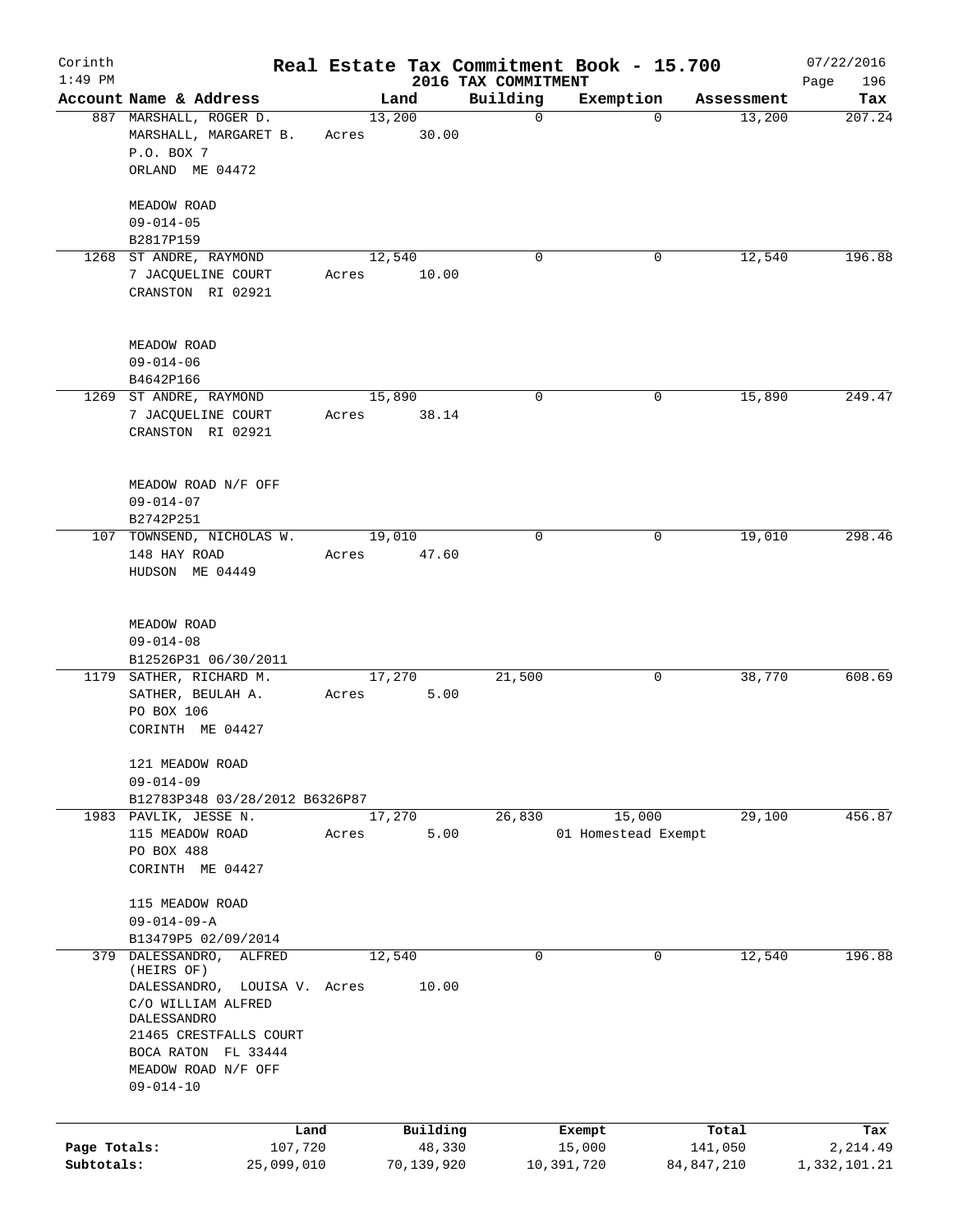Corinth 1:49 PM

# Real Estate Tax Commitment Book - 15.700

## 2016 TAX COMMITMENT

07/22/2016

| Account | Name & Address | Land | Building | Exemption | Assessment | Tax |
|---|---|---|---|---|---|---|
| 887 | MARSHALL, ROGER D.<br>MARSHALL, MARGARET B.<br>P.O. BOX 7<br>ORLAND ME 04472<br><br>MEADOW ROAD<br>09-014-05<br>B2817P159 | 13,200<br>Acres 30.00 | 0 | 0 | 13,200 | 207.24 |
| 1268 | ST ANDRE, RAYMOND<br>7 JACQUELINE COURT<br>CRANSTON RI 02921<br><br>MEADOW ROAD<br>09-014-06<br>B4642P166 | 12,540<br>Acres 10.00 | 0 | 0 | 12,540 | 196.88 |
| 1269 | ST ANDRE, RAYMOND<br>7 JACQUELINE COURT<br>CRANSTON RI 02921<br><br>MEADOW ROAD N/F OFF<br>09-014-07<br>B2742P251 | 15,890<br>Acres 38.14 | 0 | 0 | 15,890 | 249.47 |
| 107 | TOWNSEND, NICHOLAS W.<br>148 HAY ROAD<br>HUDSON ME 04449<br><br>MEADOW ROAD<br>09-014-08<br>B12526P31 06/30/2011 | 19,010<br>Acres 47.60 | 0 | 0 | 19,010 | 298.46 |
| 1179 | SATHER, RICHARD M.<br>SATHER, BEULAH A.<br>PO BOX 106<br>CORINTH ME 04427<br><br>121 MEADOW ROAD<br>09-014-09<br>B12783P348 03/28/2012 B6326P87 | 17,270<br>Acres 5.00 | 21,500 | 0 | 38,770 | 608.69 |
| 1983 | PAVLIK, JESSE N.<br>115 MEADOW ROAD<br>PO BOX 488<br>CORINTH ME 04427<br><br>115 MEADOW ROAD<br>09-014-09-A<br>B13479P5 02/09/2014 | 17,270<br>Acres 5.00 | 26,830 | 15,000<br>01 Homestead Exempt | 29,100 | 456.87 |
| 379 | DALESSANDRO, ALFRED (HEIRS OF)<br>DALESSANDRO, LOUISA V.<br>C/O WILLIAM ALFRED DALESSANDRO<br>21465 CRESTFALLS COURT<br>BOCA RATON FL 33444<br>MEADOW ROAD N/F OFF<br>09-014-10 | 12,540<br>Acres 10.00 | 0 | 0 | 12,540 | 196.88 |

| | Land | Building | Exempt | Total | Tax |
|---|---|---|---|---|---|
| Page Totals: | 107,720 | 48,330 | 15,000 | 141,050 | 2,214.49 |
| Subtotals: | 25,099,010 | 70,139,920 | 10,391,720 | 84,847,210 | 1,332,101.21 |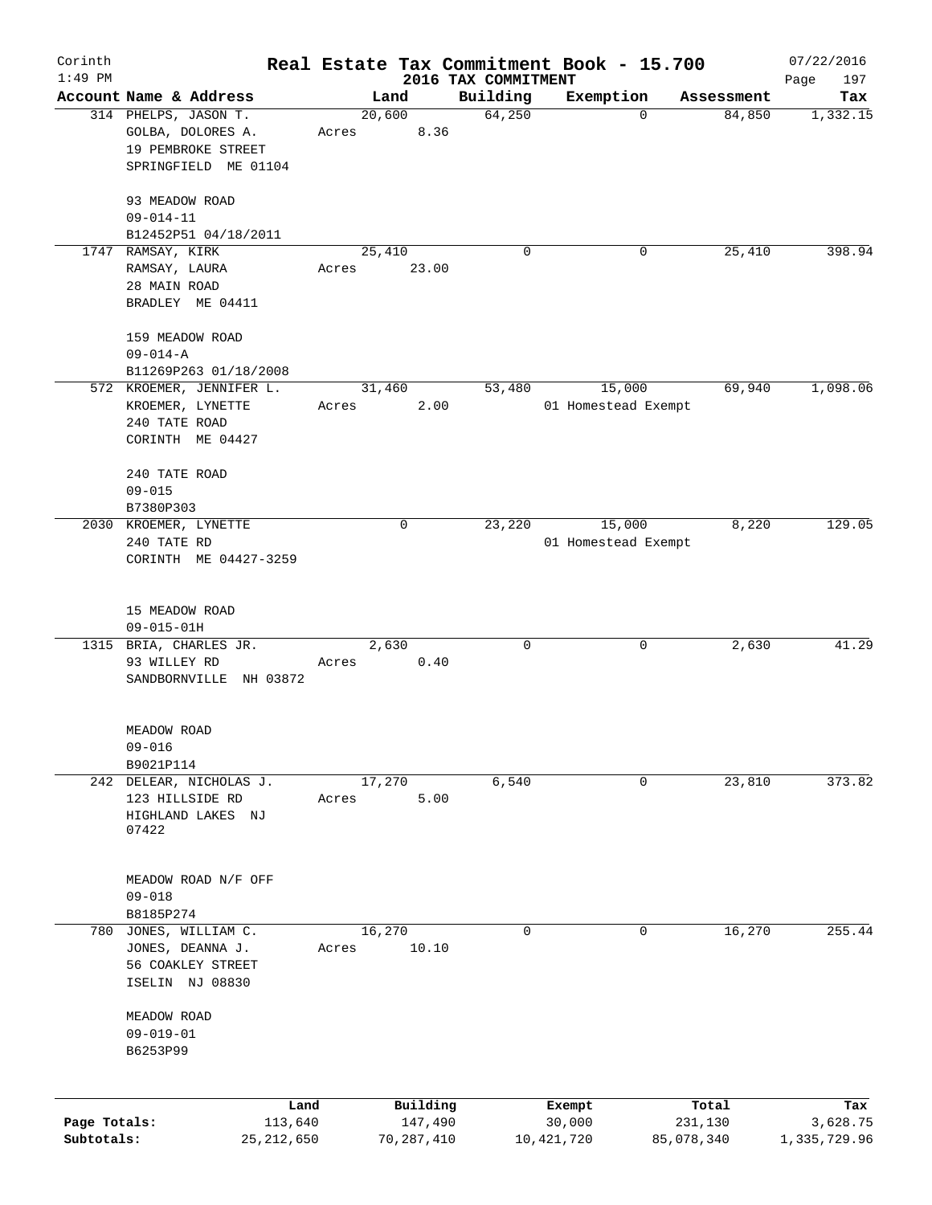Corinth
1:49 PM

# Real Estate Tax Commitment Book - 15.700

## 2016 TAX COMMITMENT

07/22/2016

| Account Name & Address | Land | Building | Exemption | Assessment | Tax |
|---|---|---|---|---|---|
| 314 PHELPS, JASON T.<br>GOLBA, DOLORES A.<br>19 PEMBROKE STREET<br>SPRINGFIELD ME 01104<br><br>93 MEADOW ROAD<br>09-014-11<br>B12452P51 04/18/2011 | 20,600<br>Acres 8.36 | 64,250 | 0 | 84,850 | 1,332.15 |
| 1747 RAMSAY, KIRK<br>RAMSAY, LAURA<br>28 MAIN ROAD<br>BRADLEY ME 04411<br><br>159 MEADOW ROAD<br>09-014-A<br>B11269P263 01/18/2008 | 25,410<br>Acres 23.00 | 0 | 0 | 25,410 | 398.94 |
| 572 KROEMER, JENNIFER L.<br>KROEMER, LYNETTE<br>240 TATE ROAD<br>CORINTH ME 04427<br><br>240 TATE ROAD<br>09-015<br>B7380P303 | 31,460<br>Acres 2.00 | 53,480 | 15,000<br>01 Homestead Exempt | 69,940 | 1,098.06 |
| 2030 KROEMER, LYNETTE<br>240 TATE RD<br>CORINTH ME 04427-3259<br><br>15 MEADOW ROAD<br>09-015-01H | 0 | 23,220 | 15,000<br>01 Homestead Exempt | 8,220 | 129.05 |
| 1315 BRIA, CHARLES JR.<br>93 WILLEY RD<br>SANDBORNVILLE NH 03872<br><br>MEADOW ROAD<br>09-016<br>B9021P114 | 2,630<br>Acres 0.40 | 0 | 0 | 2,630 | 41.29 |
| 242 DELEAR, NICHOLAS J.<br>123 HILLSIDE RD<br>HIGHLAND LAKES NJ<br>07422<br><br>MEADOW ROAD N/F OFF<br>09-018<br>B8185P274 | 17,270<br>Acres 5.00 | 6,540 | 0 | 23,810 | 373.82 |
| 780 JONES, WILLIAM C.<br>JONES, DEANNA J.<br>56 COAKLEY STREET<br>ISELIN NJ 08830<br><br>MEADOW ROAD<br>09-019-01<br>B6253P99 | 16,270<br>Acres 10.10 | 0 | 0 | 16,270 | 255.44 |

| | Land | Building | Exempt | Total | Tax |
|---|---|---|---|---|---|
| Page Totals: | 113,640 | 147,490 | 30,000 | 231,130 | 3,628.75 |
| Subtotals: | 25,212,650 | 70,287,410 | 10,421,720 | 85,078,340 | 1,335,729.96 |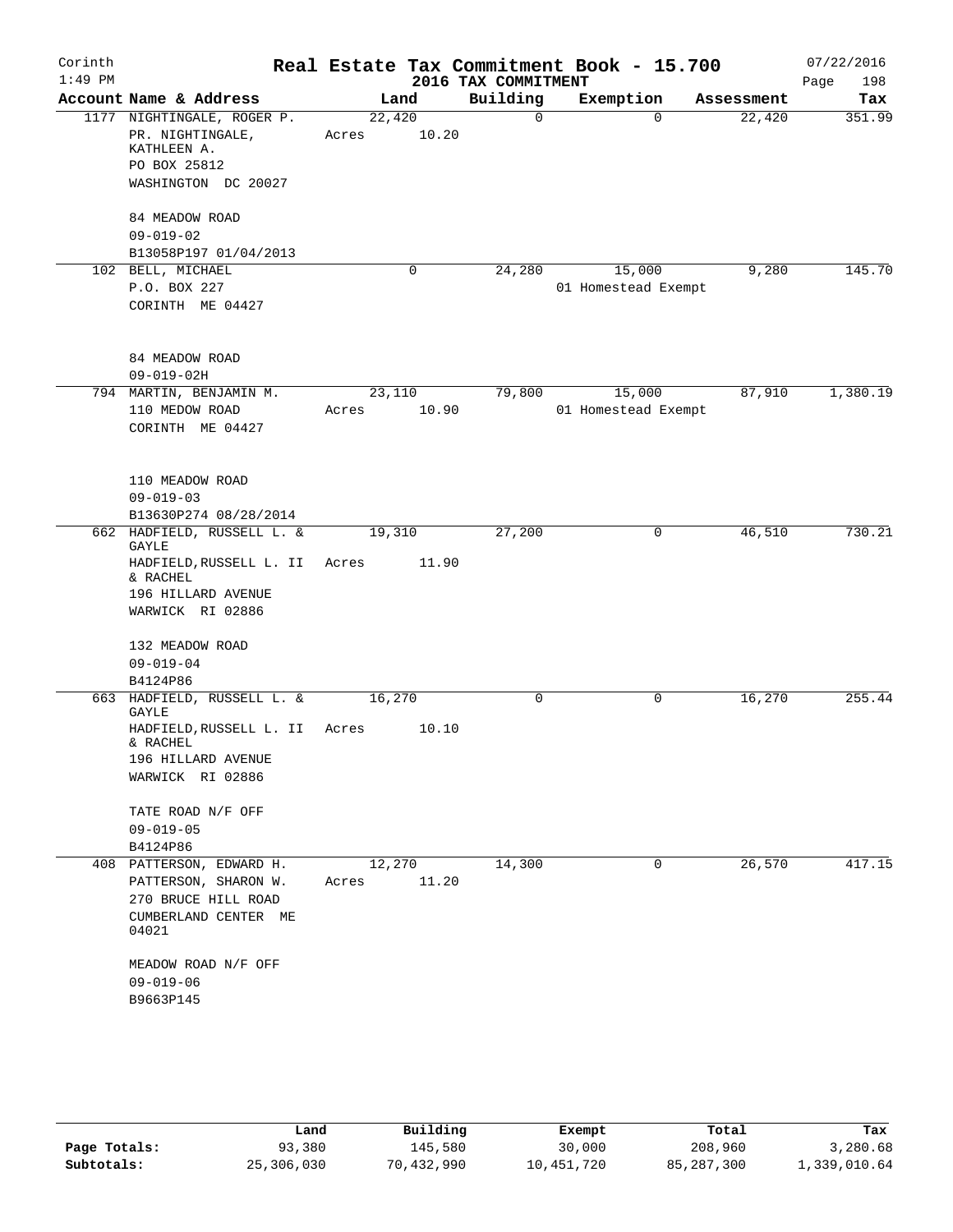Corinth 1:49 PM

# Real Estate Tax Commitment Book - 15.700

2016 TAX COMMITMENT

07/22/2016

| Account Name & Address | Land | Building | Exemption | Assessment | Tax |
|---|---|---|---|---|---|
| 1177 NIGHTINGALE, ROGER P.<br>PR. NIGHTINGALE, KATHLEEN A.<br>PO BOX 25812<br>WASHINGTON DC 20027<br><br>84 MEADOW ROAD<br>09-019-02<br>B13058P197 01/04/2013 | 22,420<br>Acres 10.20 | 0 | 0 | 22,420 | 351.99 |
| 102 BELL, MICHAEL<br>P.O. BOX 227<br>CORINTH ME 04427<br><br>84 MEADOW ROAD<br>09-019-02H | 0 | 24,280 | 15,000<br>01 Homestead Exempt | 9,280 | 145.70 |
| 794 MARTIN, BENJAMIN M.<br>110 MEDOW ROAD<br>CORINTH ME 04427<br><br>110 MEADOW ROAD<br>09-019-03<br>B13630P274 08/28/2014 | 23,110<br>Acres 10.90 | 79,800 | 15,000<br>01 Homestead Exempt | 87,910 | 1,380.19 |
| 662 HADFIELD, RUSSELL L. & GAYLE<br>HADFIELD,RUSSELL L. II & RACHEL<br>196 HILLARD AVENUE<br>WARWICK RI 02886<br><br>132 MEADOW ROAD<br>09-019-04<br>B4124P86 | 19,310<br>Acres 11.90 | 27,200 | 0 | 46,510 | 730.21 |
| 663 HADFIELD, RUSSELL L. & GAYLE<br>HADFIELD,RUSSELL L. II & RACHEL<br>196 HILLARD AVENUE<br>WARWICK RI 02886<br><br>TATE ROAD N/F OFF<br>09-019-05<br>B4124P86 | 16,270<br>Acres 10.10 | 0 | 0 | 16,270 | 255.44 |
| 408 PATTERSON, EDWARD H.<br>PATTERSON, SHARON W.<br>270 BRUCE HILL ROAD<br>CUMBERLAND CENTER ME 04021<br><br>MEADOW ROAD N/F OFF<br>09-019-06<br>B9663P145 | 12,270<br>Acres 11.20 | 14,300 | 0 | 26,570 | 417.15 |

| | Land | Building | Exempt | Total | Tax |
|---|---|---|---|---|---|
| Page Totals: | 93,380 | 145,580 | 30,000 | 208,960 | 3,280.68 |
| Subtotals: | 25,306,030 | 70,432,990 | 10,451,720 | 85,287,300 | 1,339,010.64 |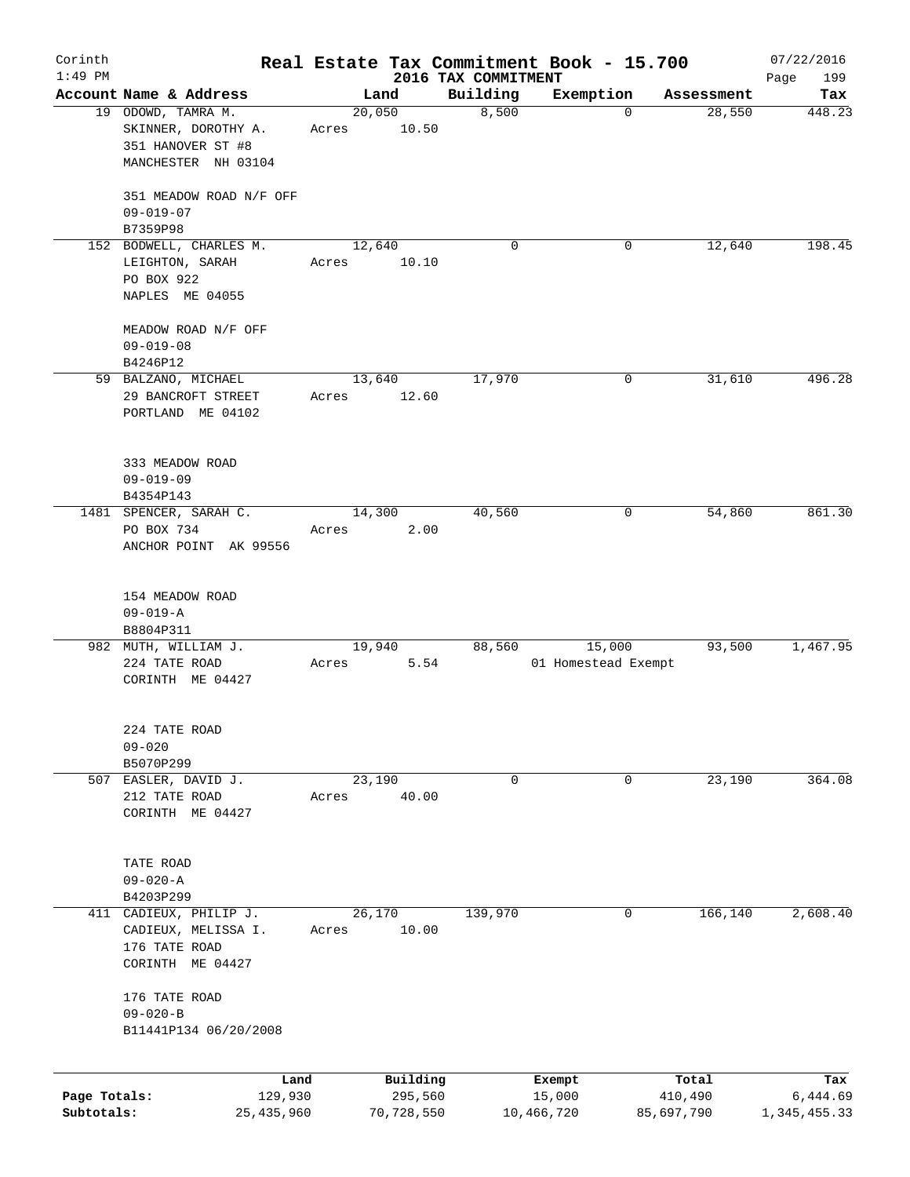# Real Estate Tax Commitment Book - 15.700

Corinth 1:49 PM — 2016 TAX COMMITMENT — 07/22/2016

| Account | Name & Address | Land | Building | Exemption | Assessment | Tax |
|---|---|---|---|---|---|---|
| 19 | ODOWD, TAMRA M.<br>SKINNER, DOROTHY A.<br>351 HANOVER ST #8<br>MANCHESTER NH 03104<br><br>351 MEADOW ROAD N/F OFF<br>09-019-07<br>B7359P98 | 20,050<br>Acres 10.50 | 8,500 | 0 | 28,550 | 448.23 |
| 152 | BODWELL, CHARLES M.<br>LEIGHTON, SARAH<br>PO BOX 922<br>NAPLES ME 04055<br><br>MEADOW ROAD N/F OFF<br>09-019-08<br>B4246P12 | 12,640<br>Acres 10.10 | 0 | 0 | 12,640 | 198.45 |
| 59 | BALZANO, MICHAEL<br>29 BANCROFT STREET<br>PORTLAND ME 04102<br><br>333 MEADOW ROAD<br>09-019-09<br>B4354P143 | 13,640<br>Acres 12.60 | 17,970 | 0 | 31,610 | 496.28 |
| 1481 | SPENCER, SARAH C.<br>PO BOX 734<br>ANCHOR POINT AK 99556<br><br>154 MEADOW ROAD<br>09-019-A<br>B8804P311 | 14,300<br>Acres 2.00 | 40,560 | 0 | 54,860 | 861.30 |
| 982 | MUTH, WILLIAM J.<br>224 TATE ROAD<br>CORINTH ME 04427<br><br>224 TATE ROAD<br>09-020<br>B5070P299 | 19,940<br>Acres 5.54 | 88,560 | 15,000<br>01 Homestead Exempt | 93,500 | 1,467.95 |
| 507 | EASLER, DAVID J.<br>212 TATE ROAD<br>CORINTH ME 04427<br><br>TATE ROAD<br>09-020-A<br>B4203P299 | 23,190<br>Acres 40.00 | 0 | 0 | 23,190 | 364.08 |
| 411 | CADIEUX, PHILIP J.<br>CADIEUX, MELISSA I.<br>176 TATE ROAD<br>CORINTH ME 04427<br><br>176 TATE ROAD<br>09-020-B<br>B11441P134 06/20/2008 | 26,170<br>Acres 10.00 | 139,970 | 0 | 166,140 | 2,608.40 |

| | Land | Building | Exempt | Total | Tax |
|---|---|---|---|---|---|
| Page Totals: | 129,930 | 295,560 | 15,000 | 410,490 | 6,444.69 |
| Subtotals: | 25,435,960 | 70,728,550 | 10,466,720 | 85,697,790 | 1,345,455.33 |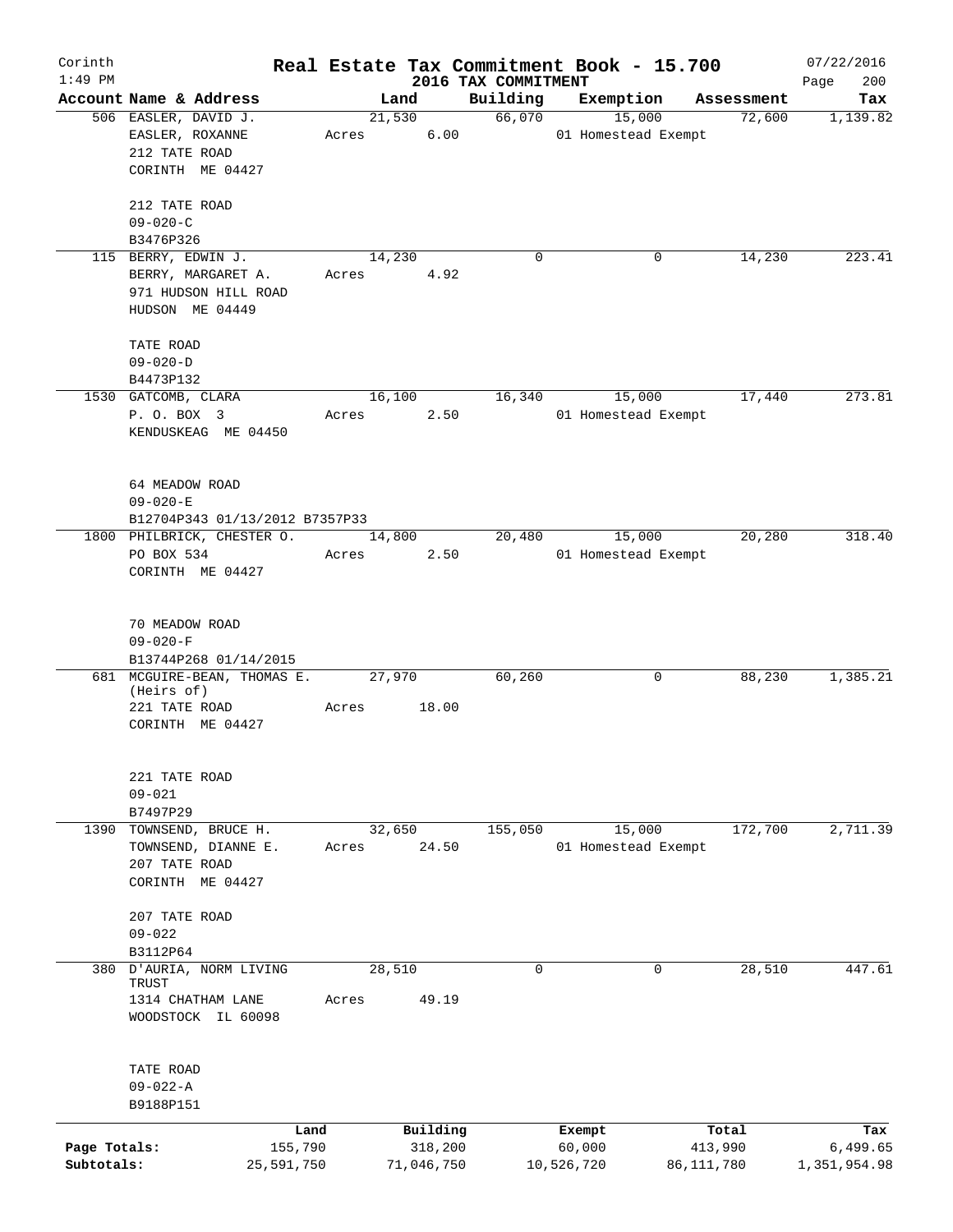Corinth
1:49 PM

# Real Estate Tax Commitment Book - 15.700

## 2016 TAX COMMITMENT

07/22/2016

| Account Name & Address | Land | Building | Exemption | Assessment | Tax |
|---|---|---|---|---|---|
| 506 EASLER, DAVID J.<br>EASLER, ROXANNE<br>212 TATE ROAD<br>CORINTH ME 04427<br><br>212 TATE ROAD<br>09-020-C<br>B3476P326 | 21,530<br>Acres 6.00 | 66,070 | 15,000<br>01 Homestead Exempt | 72,600 | 1,139.82 |
| 115 BERRY, EDWIN J.<br>BERRY, MARGARET A.<br>971 HUDSON HILL ROAD<br>HUDSON ME 04449<br><br>TATE ROAD<br>09-020-D<br>B4473P132 | 14,230<br>Acres 4.92 | 0 | 0 | 14,230 | 223.41 |
| 1530 GATCOMB, CLARA<br>P. O. BOX 3<br>KENDUSKEAG ME 04450<br><br>64 MEADOW ROAD<br>09-020-E<br>B12704P343 01/13/2012 B7357P33 | 16,100<br>Acres 2.50 | 16,340 | 15,000<br>01 Homestead Exempt | 17,440 | 273.81 |
| 1800 PHILBRICK, CHESTER O.<br>PO BOX 534<br>CORINTH ME 04427<br><br>70 MEADOW ROAD<br>09-020-F<br>B13744P268 01/14/2015 | 14,800<br>Acres 2.50 | 20,480 | 15,000<br>01 Homestead Exempt | 20,280 | 318.40 |
| 681 MCGUIRE-BEAN, THOMAS E. (Heirs of)<br>221 TATE ROAD<br>CORINTH ME 04427<br><br>221 TATE ROAD<br>09-021<br>B7497P29 | 27,970<br>Acres 18.00 | 60,260 | 0 | 88,230 | 1,385.21 |
| 1390 TOWNSEND, BRUCE H.<br>TOWNSEND, DIANNE E.<br>207 TATE ROAD<br>CORINTH ME 04427<br><br>207 TATE ROAD<br>09-022<br>B3112P64 | 32,650<br>Acres 24.50 | 155,050 | 15,000<br>01 Homestead Exempt | 172,700 | 2,711.39 |
| 380 D'AURIA, NORM LIVING TRUST<br>1314 CHATHAM LANE<br>WOODSTOCK IL 60098<br><br>TATE ROAD<br>09-022-A<br>B9188P151 | 28,510<br>Acres 49.19 | 0 | 0 | 28,510 | 447.61 |

| | Land | Building | Exempt | Total | Tax |
|---|---|---|---|---|---|
| Page Totals: | 155,790 | 318,200 | 60,000 | 413,990 | 6,499.65 |
| Subtotals: | 25,591,750 | 71,046,750 | 10,526,720 | 86,111,780 | 1,351,954.98 |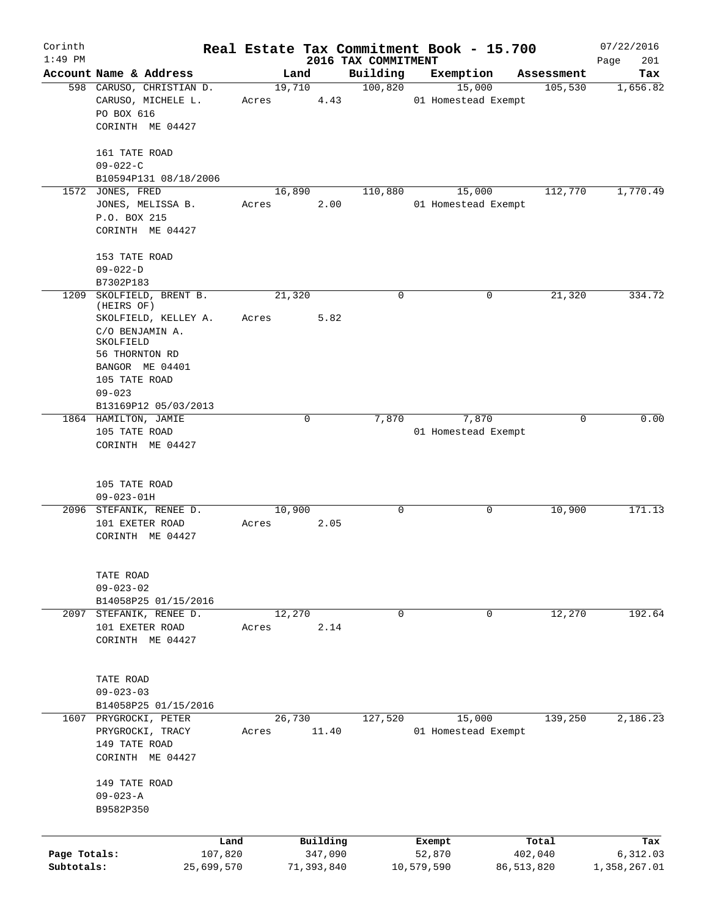# Real Estate Tax Commitment Book - 15.700

Corinth
1:49 PM

2016 TAX COMMITMENT

07/22/2016
Page 201

| Account Name & Address | Land | Building | Exemption | Assessment | Tax |
|---|---|---|---|---|---|
| 598 CARUSO, CHRISTIAN D.<br>CARUSO, MICHELE L.<br>PO BOX 616<br>CORINTH ME 04427<br><br>161 TATE ROAD<br>09-022-C<br>B10594P131 08/18/2006 | 19,710<br>Acres 4.43 | 100,820 | 15,000<br>01 Homestead Exempt | 105,530 | 1,656.82 |
| 1572 JONES, FRED<br>JONES, MELISSA B.<br>P.O. BOX 215<br>CORINTH ME 04427<br><br>153 TATE ROAD<br>09-022-D<br>B7302P183 | 16,890<br>Acres 2.00 | 110,880 | 15,000<br>01 Homestead Exempt | 112,770 | 1,770.49 |
| 1209 SKOLFIELD, BRENT B. (HEIRS OF)<br>SKOLFIELD, KELLEY A.<br>C/O BENJAMIN A. SKOLFIELD<br>56 THORNTON RD<br>BANGOR ME 04401<br>105 TATE ROAD<br>09-023<br>B13169P12 05/03/2013 | 21,320<br>Acres 5.82 | 0 | 0 | 21,320 | 334.72 |
| 1864 HAMILTON, JAMIE<br>105 TATE ROAD<br>CORINTH ME 04427<br><br>105 TATE ROAD<br>09-023-01H | 0 | 7,870 | 7,870<br>01 Homestead Exempt | 0 | 0.00 |
| 2096 STEFANIK, RENEE D.<br>101 EXETER ROAD<br>CORINTH ME 04427<br><br>TATE ROAD<br>09-023-02<br>B14058P25 01/15/2016 | 10,900<br>Acres 2.05 | 0 | 0 | 10,900 | 171.13 |
| 2097 STEFANIK, RENEE D.<br>101 EXETER ROAD<br>CORINTH ME 04427<br><br>TATE ROAD<br>09-023-03<br>B14058P25 01/15/2016 | 12,270<br>Acres 2.14 | 0 | 0 | 12,270 | 192.64 |
| 1607 PRYGROCKI, PETER<br>PRYGROCKI, TRACY<br>149 TATE ROAD<br>CORINTH ME 04427<br><br>149 TATE ROAD<br>09-023-A<br>B9582P350 | 26,730<br>Acres 11.40 | 127,520 | 15,000<br>01 Homestead Exempt | 139,250 | 2,186.23 |

| | Land | Building | Exempt | Total | Tax |
|---|---|---|---|---|---|
| Page Totals: | 107,820 | 347,090 | 52,870 | 402,040 | 6,312.03 |
| Subtotals: | 25,699,570 | 71,393,840 | 10,579,590 | 86,513,820 | 1,358,267.01 |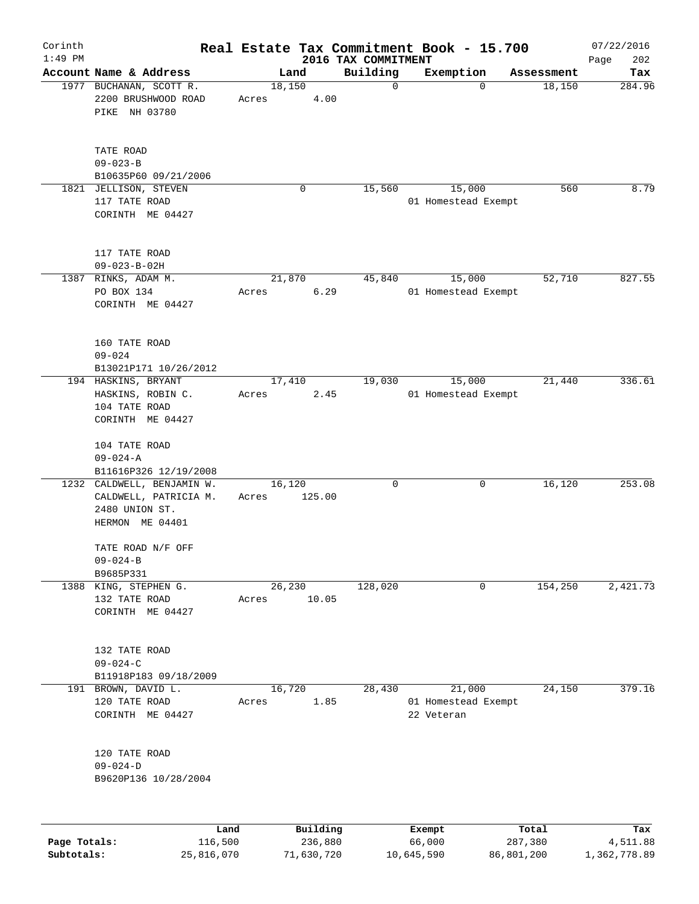Corinth 1:49 PM

# Real Estate Tax Commitment Book - 15.700

2016 TAX COMMITMENT

07/22/2016 Page 202

| Account | Name & Address | Land | Building | Exemption | Assessment | Tax |
|---|---|---|---|---|---|---|
| 1977 | BUCHANAN, SCOTT R.<br>2200 BRUSHWOOD ROAD<br>PIKE NH 03780<br><br>TATE ROAD<br>09-023-B<br>B10635P60 09/21/2006 | 18,150<br>Acres 4.00 | 0 | 0 | 18,150 | 284.96 |
| 1821 | JELLISON, STEVEN<br>117 TATE ROAD<br>CORINTH ME 04427<br><br>117 TATE ROAD<br>09-023-B-02H | 0 | 15,560 | 15,000<br>01 Homestead Exempt | 560 | 8.79 |
| 1387 | RINKS, ADAM M.<br>PO BOX 134<br>CORINTH ME 04427<br><br>160 TATE ROAD<br>09-024<br>B13021P171 10/26/2012 | 21,870<br>Acres 6.29 | 45,840 | 15,000<br>01 Homestead Exempt | 52,710 | 827.55 |
| 194 | HASKINS, BRYANT<br>HASKINS, ROBIN C.<br>104 TATE ROAD<br>CORINTH ME 04427<br><br>104 TATE ROAD<br>09-024-A<br>B11616P326 12/19/2008 | 17,410<br>Acres 2.45 | 19,030 | 15,000<br>01 Homestead Exempt | 21,440 | 336.61 |
| 1232 | CALDWELL, BENJAMIN W.<br>CALDWELL, PATRICIA M.<br>2480 UNION ST.<br>HERMON ME 04401<br><br>TATE ROAD N/F OFF<br>09-024-B<br>B9685P331 | 16,120<br>Acres 125.00 | 0 | 0 | 16,120 | 253.08 |
| 1388 | KING, STEPHEN G.<br>132 TATE ROAD<br>CORINTH ME 04427<br><br>132 TATE ROAD<br>09-024-C<br>B11918P183 09/18/2009 | 26,230<br>Acres 10.05 | 128,020 | 0 | 154,250 | 2,421.73 |
| 191 | BROWN, DAVID L.<br>120 TATE ROAD<br>CORINTH ME 04427<br><br>120 TATE ROAD<br>09-024-D<br>B9620P136 10/28/2004 | 16,720<br>Acres 1.85 | 28,430 | 21,000<br>01 Homestead Exempt<br>22 Veteran | 24,150 | 379.16 |

| | Land | Building | Exempt | Total | Tax |
|---|---|---|---|---|---|
| Page Totals: | 116,500 | 236,880 | 66,000 | 287,380 | 4,511.88 |
| Subtotals: | 25,816,070 | 71,630,720 | 10,645,590 | 86,801,200 | 1,362,778.89 |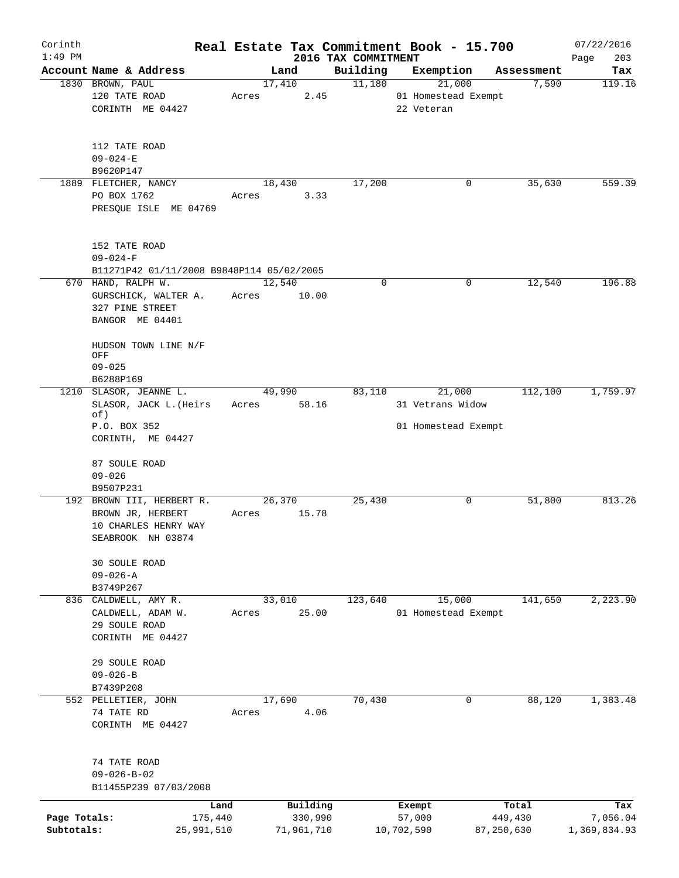Corinth 1:49 PM

# Real Estate Tax Commitment Book - 15.700

## 2016 TAX COMMITMENT

07/22/2016 Page 203

| Account Name & Address | Land | Building | Exemption | Assessment | Tax |
|---|---|---|---|---|---|
| 1830 BROWN, PAUL<br>120 TATE ROAD<br>CORINTH ME 04427<br><br>112 TATE ROAD<br>09-024-E<br>B9620P147 | 17,410<br>Acres 2.45 | 11,180 | 21,000<br>01 Homestead Exempt<br>22 Veteran | 7,590 | 119.16 |
| 1889 FLETCHER, NANCY<br>PO BOX 1762<br>PRESQUE ISLE ME 04769<br><br>152 TATE ROAD<br>09-024-F<br>B11271P42 01/11/2008 B9848P114 05/02/2005 | 18,430<br>Acres 3.33 | 17,200 | 0 | 35,630 | 559.39 |
| 670 HAND, RALPH W.<br>GURSCHICK, WALTER A.<br>327 PINE STREET<br>BANGOR ME 04401<br><br>HUDSON TOWN LINE N/F OFF<br>09-025<br>B6288P169 | 12,540<br>Acres 10.00 | 0 | 0 | 12,540 | 196.88 |
| 1210 SLASOR, JEANNE L.<br>SLASOR, JACK L.(Heirs of)<br>P.O. BOX 352<br>CORINTH, ME 04427<br><br>87 SOULE ROAD<br>09-026<br>B9507P231 | 49,990<br>Acres 58.16 | 83,110 | 21,000<br>31 Vetrans Widow<br>01 Homestead Exempt | 112,100 | 1,759.97 |
| 192 BROWN III, HERBERT R.<br>BROWN JR, HERBERT<br>10 CHARLES HENRY WAY<br>SEABROOK NH 03874<br><br>30 SOULE ROAD<br>09-026-A<br>B3749P267 | 26,370<br>Acres 15.78 | 25,430 | 0 | 51,800 | 813.26 |
| 836 CALDWELL, AMY R.<br>CALDWELL, ADAM W.<br>29 SOULE ROAD<br>CORINTH ME 04427<br><br>29 SOULE ROAD<br>09-026-B<br>B7439P208 | 33,010<br>Acres 25.00 | 123,640 | 15,000<br>01 Homestead Exempt | 141,650 | 2,223.90 |
| 552 PELLETIER, JOHN<br>74 TATE RD<br>CORINTH ME 04427<br><br>74 TATE ROAD<br>09-026-B-02<br>B11455P239 07/03/2008 | 17,690<br>Acres 4.06 | 70,430 | 0 | 88,120 | 1,383.48 |

| | Land | Building | Exempt | Total | Tax |
|---|---|---|---|---|---|
| Page Totals: | 175,440 | 330,990 | 57,000 | 449,430 | 7,056.04 |
| Subtotals: | 25,991,510 | 71,961,710 | 10,702,590 | 87,250,630 | 1,369,834.93 |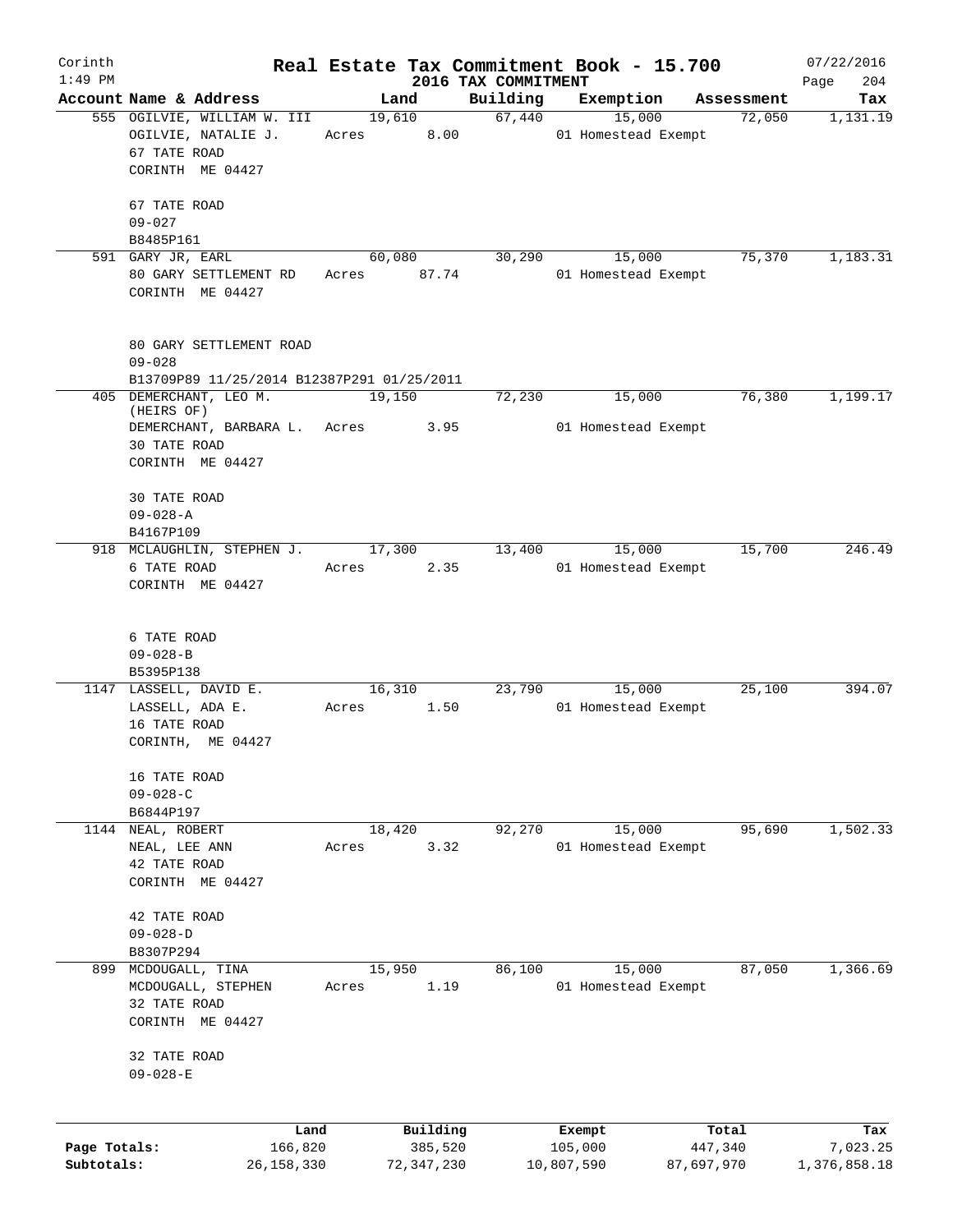Corinth 1:49 PM

# Real Estate Tax Commitment Book - 15.700
## 2016 TAX COMMITMENT

07/22/2016 Page 204

| Account | Name & Address | Land | Building | Exemption | Assessment | Tax |
|---|---|---|---|---|---|---|
| 555 | OGILVIE, WILLIAM W. III<br>OGILVIE, NATALIE J.<br>67 TATE ROAD<br>CORINTH ME 04427<br><br>67 TATE ROAD<br>09-027<br>B8485P161 | 19,610<br>Acres 8.00 | 67,440 | 15,000<br>01 Homestead Exempt | 72,050 | 1,131.19 |
| 591 | GARY JR, EARL<br>80 GARY SETTLEMENT RD<br>CORINTH ME 04427<br><br>80 GARY SETTLEMENT ROAD<br>09-028<br>B13709P89 11/25/2014 B12387P291 01/25/2011 | 60,080<br>Acres 87.74 | 30,290 | 15,000<br>01 Homestead Exempt | 75,370 | 1,183.31 |
| 405 | DEMERCHANT, LEO M. (HEIRS OF)<br>DEMERCHANT, BARBARA L.<br>30 TATE ROAD<br>CORINTH ME 04427<br><br>30 TATE ROAD<br>09-028-A<br>B4167P109 | 19,150<br>Acres 3.95 | 72,230 | 15,000<br>01 Homestead Exempt | 76,380 | 1,199.17 |
| 918 | MCLAUGHLIN, STEPHEN J.<br>6 TATE ROAD<br>CORINTH ME 04427<br><br>6 TATE ROAD<br>09-028-B<br>B5395P138 | 17,300<br>Acres 2.35 | 13,400 | 15,000<br>01 Homestead Exempt | 15,700 | 246.49 |
| 1147 | LASSELL, DAVID E.<br>LASSELL, ADA E.<br>16 TATE ROAD<br>CORINTH, ME 04427<br><br>16 TATE ROAD<br>09-028-C<br>B6844P197 | 16,310<br>Acres 1.50 | 23,790 | 15,000<br>01 Homestead Exempt | 25,100 | 394.07 |
| 1144 | NEAL, ROBERT<br>NEAL, LEE ANN<br>42 TATE ROAD<br>CORINTH ME 04427<br><br>42 TATE ROAD<br>09-028-D<br>B8307P294 | 18,420<br>Acres 3.32 | 92,270 | 15,000<br>01 Homestead Exempt | 95,690 | 1,502.33 |
| 899 | MCDOUGALL, TINA<br>MCDOUGALL, STEPHEN<br>32 TATE ROAD<br>CORINTH ME 04427<br><br>32 TATE ROAD<br>09-028-E | 15,950<br>Acres 1.19 | 86,100 | 15,000<br>01 Homestead Exempt | 87,050 | 1,366.69 |

| | Land | Building | Exempt | Total | Tax |
|---|---|---|---|---|---|
| Page Totals: | 166,820 | 385,520 | 105,000 | 447,340 | 7,023.25 |
| Subtotals: | 26,158,330 | 72,347,230 | 10,807,590 | 87,697,970 | 1,376,858.18 |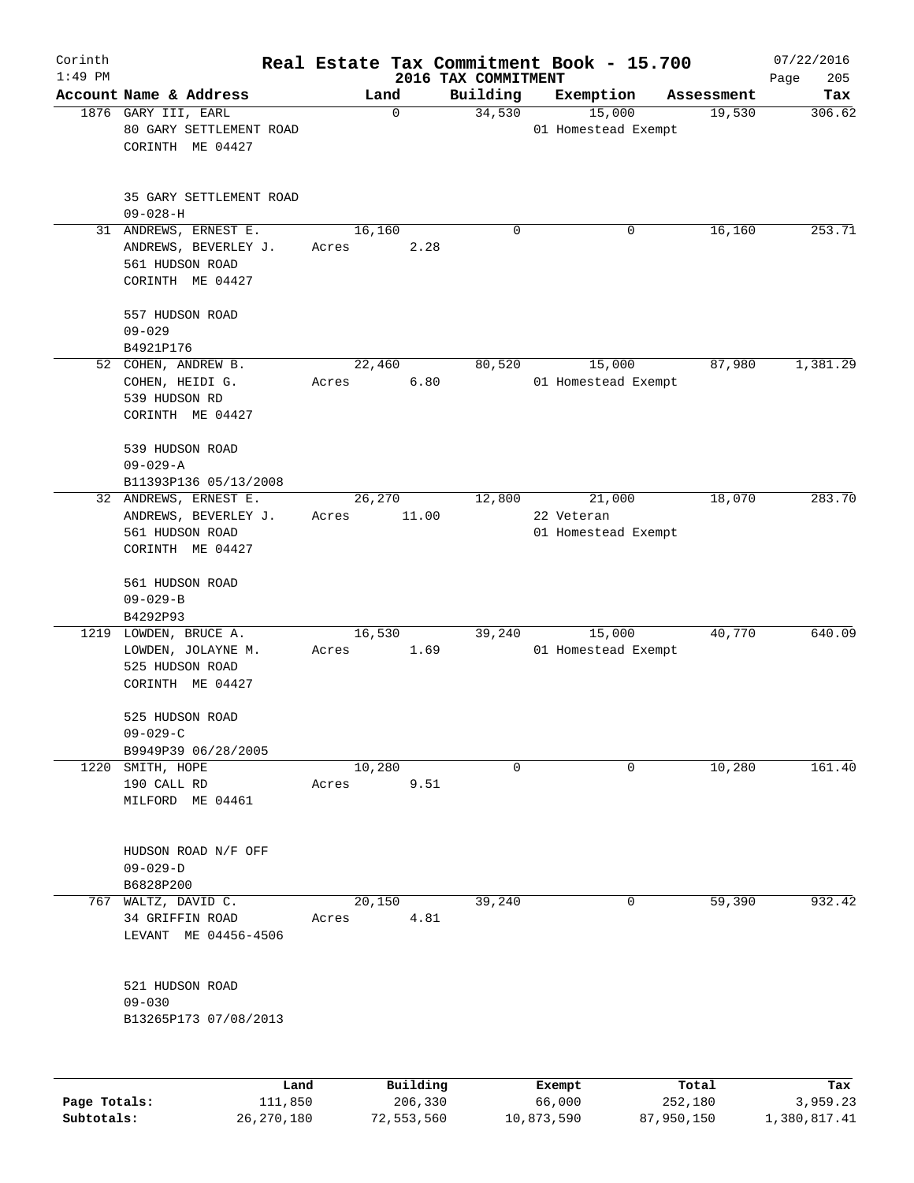# Real Estate Tax Commitment Book - 15.700

Corinth
1:49 PM

## 2016 TAX COMMITMENT

07/22/2016

| Account | Name & Address | Land | Building | Exemption | Assessment | Tax |
|---|---|---|---|---|---|---|
| 1876 | GARY III, EARL<br>80 GARY SETTLEMENT ROAD<br>CORINTH ME 04427<br><br>35 GARY SETTLEMENT ROAD<br>09-028-H | 0 | 34,530 | 15,000<br>01 Homestead Exempt | 19,530 | 306.62 |
| 31 | ANDREWS, ERNEST E.<br>ANDREWS, BEVERLEY J.<br>561 HUDSON ROAD<br>CORINTH ME 04427<br><br>557 HUDSON ROAD<br>09-029<br>B4921P176 | 16,160<br>Acres 2.28 | 0 | 0 | 16,160 | 253.71 |
| 52 | COHEN, ANDREW B.<br>COHEN, HEIDI G.<br>539 HUDSON RD<br>CORINTH ME 04427<br><br>539 HUDSON ROAD<br>09-029-A<br>B11393P136 05/13/2008 | 22,460<br>Acres 6.80 | 80,520 | 15,000<br>01 Homestead Exempt | 87,980 | 1,381.29 |
| 32 | ANDREWS, ERNEST E.<br>ANDREWS, BEVERLEY J.<br>561 HUDSON ROAD<br>CORINTH ME 04427<br><br>561 HUDSON ROAD<br>09-029-B<br>B4292P93 | 26,270<br>Acres 11.00 | 12,800 | 21,000<br>22 Veteran<br>01 Homestead Exempt | 18,070 | 283.70 |
| 1219 | LOWDEN, BRUCE A.<br>LOWDEN, JOLAYNE M.<br>525 HUDSON ROAD<br>CORINTH ME 04427<br><br>525 HUDSON ROAD<br>09-029-C<br>B9949P39 06/28/2005 | 16,530<br>Acres 1.69 | 39,240 | 15,000<br>01 Homestead Exempt | 40,770 | 640.09 |
| 1220 | SMITH, HOPE<br>190 CALL RD<br>MILFORD ME 04461<br><br>HUDSON ROAD N/F OFF<br>09-029-D<br>B6828P200 | 10,280<br>Acres 9.51 | 0 | 0 | 10,280 | 161.40 |
| 767 | WALTZ, DAVID C.<br>34 GRIFFIN ROAD<br>LEVANT ME 04456-4506<br><br>521 HUDSON ROAD<br>09-030<br>B13265P173 07/08/2013 | 20,150<br>Acres 4.81 | 39,240 | 0 | 59,390 | 932.42 |

| | Land | Building | Exempt | Total | Tax |
|---|---|---|---|---|---|
| Page Totals: | 111,850 | 206,330 | 66,000 | 252,180 | 3,959.23 |
| Subtotals: | 26,270,180 | 72,553,560 | 10,873,590 | 87,950,150 | 1,380,817.41 |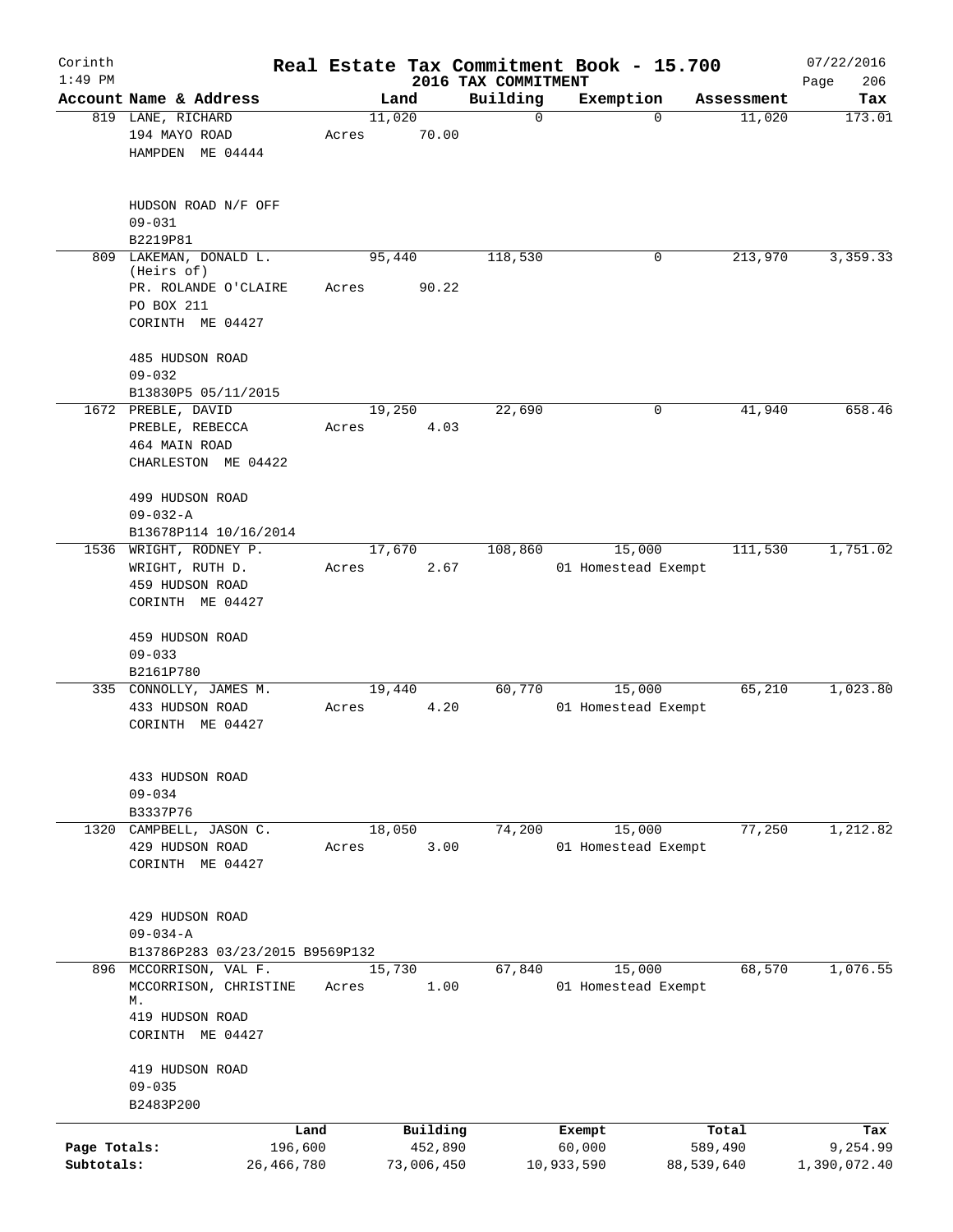Corinth 1:49 PM

# Real Estate Tax Commitment Book - 15.700

2016 TAX COMMITMENT

07/22/2016 Page 206

| Account Name & Address | Land | Building | Exemption | Assessment | Tax |
|---|---|---|---|---|---|
| 819 LANE, RICHARD<br>194 MAYO ROAD<br>HAMPDEN ME 04444<br><br>HUDSON ROAD N/F OFF<br>09-031<br>B2219P81 | 11,020<br>Acres 70.00 | 0 | 0 | 11,020 | 173.01 |
| 809 LAKEMAN, DONALD L. (Heirs of)<br>PR. ROLANDE O'CLAIRE<br>PO BOX 211<br>CORINTH ME 04427<br><br>485 HUDSON ROAD<br>09-032<br>B13830P5 05/11/2015 | 95,440<br>Acres 90.22 | 118,530 | 0 | 213,970 | 3,359.33 |
| 1672 PREBLE, DAVID<br>PREBLE, REBECCA<br>464 MAIN ROAD<br>CHARLESTON ME 04422<br><br>499 HUDSON ROAD<br>09-032-A<br>B13678P114 10/16/2014 | 19,250<br>Acres 4.03 | 22,690 | 0 | 41,940 | 658.46 |
| 1536 WRIGHT, RODNEY P.<br>WRIGHT, RUTH D.<br>459 HUDSON ROAD<br>CORINTH ME 04427<br><br>459 HUDSON ROAD<br>09-033<br>B2161P780 | 17,670<br>Acres 2.67 | 108,860 | 15,000<br>01 Homestead Exempt | 111,530 | 1,751.02 |
| 335 CONNOLLY, JAMES M.<br>433 HUDSON ROAD<br>CORINTH ME 04427<br><br>433 HUDSON ROAD<br>09-034<br>B3337P76 | 19,440<br>Acres 4.20 | 60,770 | 15,000<br>01 Homestead Exempt | 65,210 | 1,023.80 |
| 1320 CAMPBELL, JASON C.<br>429 HUDSON ROAD<br>CORINTH ME 04427<br><br>429 HUDSON ROAD<br>09-034-A<br>B13786P283 03/23/2015 B9569P132 | 18,050<br>Acres 3.00 | 74,200 | 15,000<br>01 Homestead Exempt | 77,250 | 1,212.82 |
| 896 MCCORRISON, VAL F.<br>MCCORRISON, CHRISTINE M.<br>419 HUDSON ROAD<br>CORINTH ME 04427<br><br>419 HUDSON ROAD<br>09-035<br>B2483P200 | 15,730<br>Acres 1.00 | 67,840 | 15,000<br>01 Homestead Exempt | 68,570 | 1,076.55 |

| | Land | Building | Exempt | Total | Tax |
|---|---|---|---|---|---|
| Page Totals: | 196,600 | 452,890 | 60,000 | 589,490 | 9,254.99 |
| Subtotals: | 26,466,780 | 73,006,450 | 10,933,590 | 88,539,640 | 1,390,072.40 |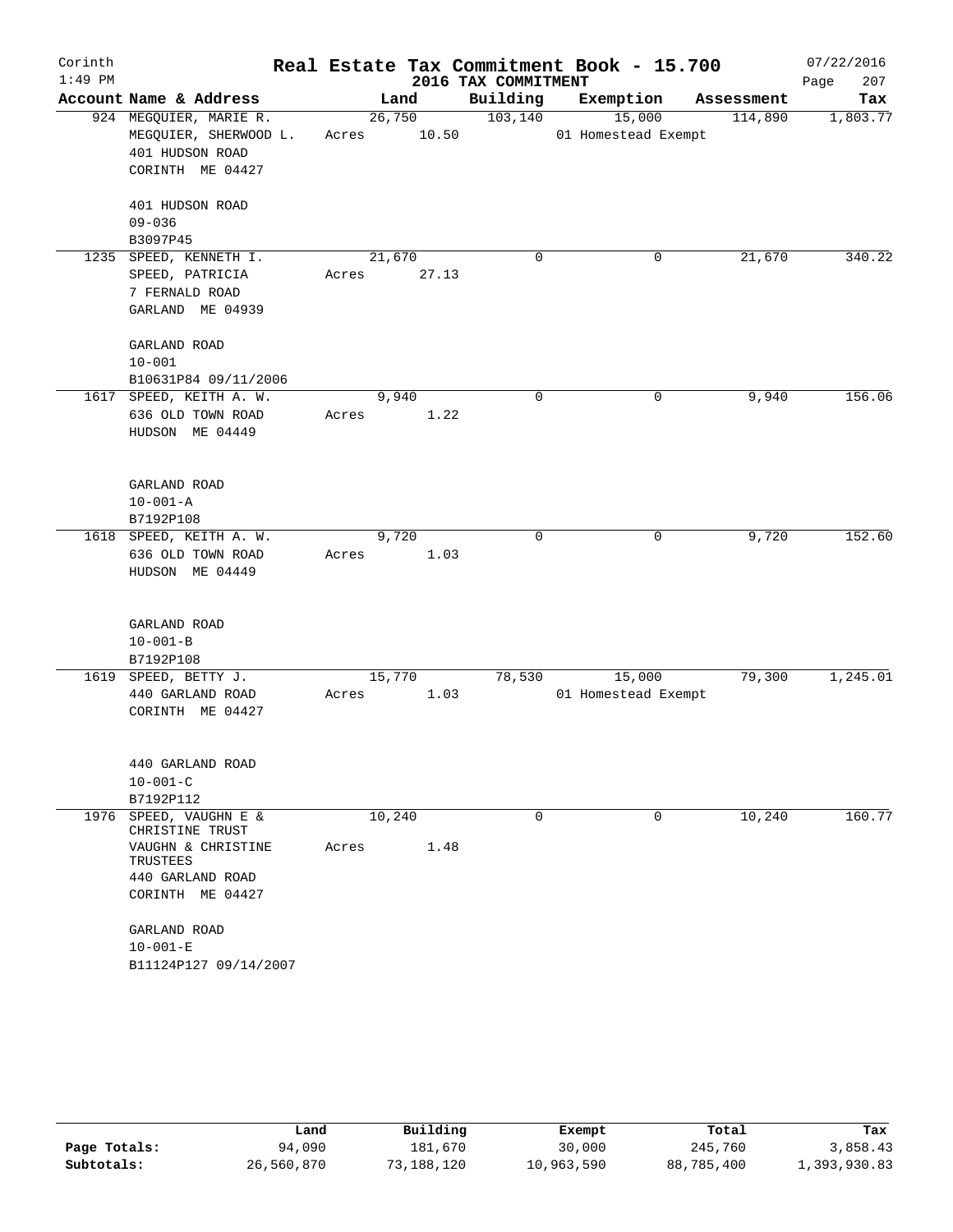# Real Estate Tax Commitment Book - 15.700

Corinth
1:49 PM

## 2016 TAX COMMITMENT

07/22/2016

| Account Name & Address | Land | Building | Exemption | Assessment | Tax |
|---|---|---|---|---|---|
| 924 MEGQUIER, MARIE R.<br>MEGQUIER, SHERWOOD L.<br>401 HUDSON ROAD<br>CORINTH ME 04427<br><br>401 HUDSON ROAD<br>09-036<br>B3097P45 | 26,750<br>Acres 10.50 | 103,140 | 15,000<br>01 Homestead Exempt | 114,890 | 1,803.77 |
| 1235 SPEED, KENNETH I.<br>SPEED, PATRICIA<br>7 FERNALD ROAD<br>GARLAND ME 04939<br><br>GARLAND ROAD<br>10-001<br>B10631P84 09/11/2006 | 21,670<br>Acres 27.13 | 0 | 0 | 21,670 | 340.22 |
| 1617 SPEED, KEITH A. W.<br>636 OLD TOWN ROAD<br>HUDSON ME 04449<br><br>GARLAND ROAD<br>10-001-A<br>B7192P108 | 9,940<br>Acres 1.22 | 0 | 0 | 9,940 | 156.06 |
| 1618 SPEED, KEITH A. W.<br>636 OLD TOWN ROAD<br>HUDSON ME 04449<br><br>GARLAND ROAD<br>10-001-B<br>B7192P108 | 9,720<br>Acres 1.03 | 0 | 0 | 9,720 | 152.60 |
| 1619 SPEED, BETTY J.<br>440 GARLAND ROAD<br>CORINTH ME 04427<br><br>440 GARLAND ROAD<br>10-001-C<br>B7192P112 | 15,770<br>Acres 1.03 | 78,530 | 15,000<br>01 Homestead Exempt | 79,300 | 1,245.01 |
| 1976 SPEED, VAUGHN E & CHRISTINE TRUST<br>VAUGHN & CHRISTINE TRUSTEES<br>440 GARLAND ROAD<br>CORINTH ME 04427<br><br>GARLAND ROAD<br>10-001-E<br>B11124P127 09/14/2007 | 10,240<br>Acres 1.48 | 0 | 0 | 10,240 | 160.77 |

| | Land | Building | Exempt | Total | Tax |
|---|---|---|---|---|---|
| Page Totals: | 94,090 | 181,670 | 30,000 | 245,760 | 3,858.43 |
| Subtotals: | 26,560,870 | 73,188,120 | 10,963,590 | 88,785,400 | 1,393,930.83 |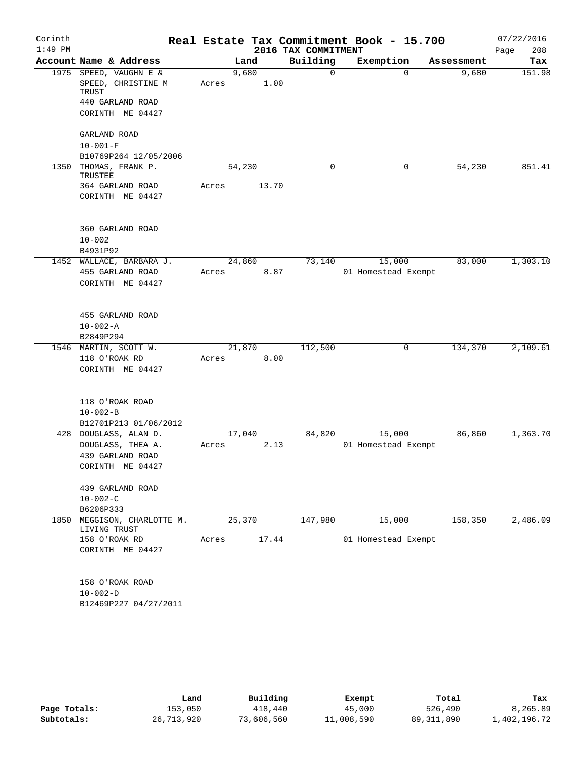Corinth
1:49 PM

# Real Estate Tax Commitment Book - 15.700
## 2016 TAX COMMITMENT

07/22/2016
Page 208

| Account Name & Address | Land | Building | Exemption | Assessment | Tax |
|---|---|---|---|---|---|
| 1975 SPEED, VAUGHN E & SPEED, CHRISTINE M TRUST 440 GARLAND ROAD CORINTH ME 04427<br>GARLAND ROAD<br>10-001-F<br>B10769P264 12/05/2006 | 9,680<br>Acres 1.00 | 0 | 0 | 9,680 | 151.98 |
| 1350 THOMAS, FRANK P. TRUSTEE 364 GARLAND ROAD CORINTH ME 04427<br>360 GARLAND ROAD<br>10-002<br>B4931P92 | 54,230<br>Acres 13.70 | 0 | 0 | 54,230 | 851.41 |
| 1452 WALLACE, BARBARA J. 455 GARLAND ROAD CORINTH ME 04427<br>455 GARLAND ROAD<br>10-002-A<br>B2849P294 | 24,860<br>Acres 8.87 | 73,140 | 15,000<br>01 Homestead Exempt | 83,000 | 1,303.10 |
| 1546 MARTIN, SCOTT W. 118 O'ROAK RD CORINTH ME 04427<br>118 O'ROAK ROAD<br>10-002-B<br>B12701P213 01/06/2012 | 21,870<br>Acres 8.00 | 112,500 | 0 | 134,370 | 2,109.61 |
| 428 DOUGLASS, ALAN D. DOUGLASS, THEA A. 439 GARLAND ROAD CORINTH ME 04427<br>439 GARLAND ROAD<br>10-002-C<br>B6206P333 | 17,040<br>Acres 2.13 | 84,820 | 15,000<br>01 Homestead Exempt | 86,860 | 1,363.70 |
| 1850 MEGGISON, CHARLOTTE M. LIVING TRUST 158 O'ROAK RD CORINTH ME 04427<br>158 O'ROAK ROAD<br>10-002-D<br>B12469P227 04/27/2011 | 25,370<br>Acres 17.44 | 147,980 | 15,000<br>01 Homestead Exempt | 158,350 | 2,486.09 |

| | Land | Building | Exempt | Total | Tax |
|---|---|---|---|---|---|
| Page Totals: | 153,050 | 418,440 | 45,000 | 526,490 | 8,265.89 |
| Subtotals: | 26,713,920 | 73,606,560 | 11,008,590 | 89,311,890 | 1,402,196.72 |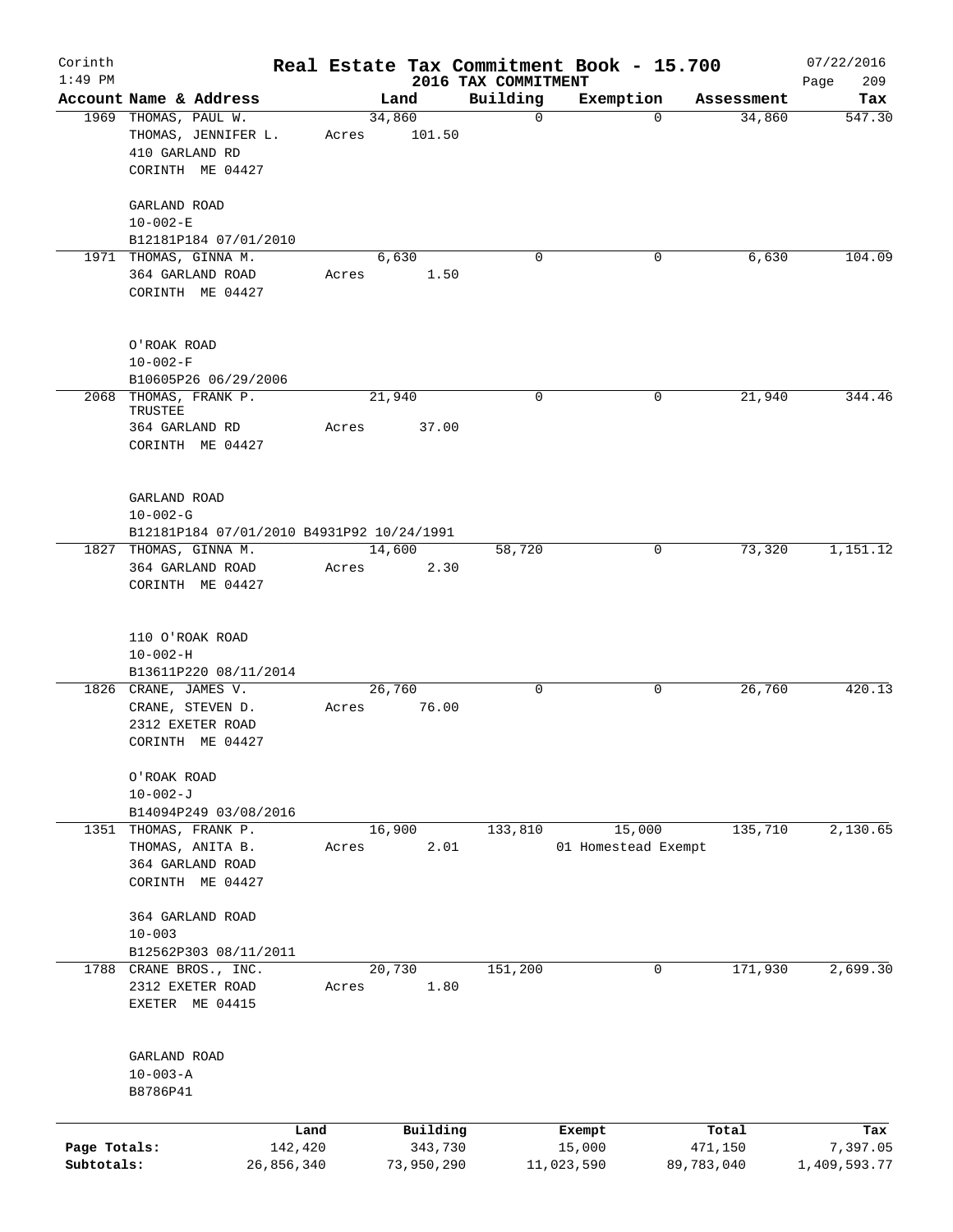# Real Estate Tax Commitment Book - 15.700

Corinth
1:49 PM

2016 TAX COMMITMENT

07/22/2016

| Account Name & Address | Land | Building | Exemption | Assessment | Tax |
|---|---|---|---|---|---|
| 1969 THOMAS, PAUL W.<br>THOMAS, JENNIFER L.<br>410 GARLAND RD<br>CORINTH ME 04427<br><br>GARLAND ROAD<br>10-002-E<br>B12181P184 07/01/2010 | 34,860<br>Acres 101.50 | 0 | 0 | 34,860 | 547.30 |
| 1971 THOMAS, GINNA M.<br>364 GARLAND ROAD<br>CORINTH ME 04427<br><br>O'ROAK ROAD<br>10-002-F<br>B10605P26 06/29/2006 | 6,630<br>Acres 1.50 | 0 | 0 | 6,630 | 104.09 |
| 2068 THOMAS, FRANK P.<br>TRUSTEE<br>364 GARLAND RD<br>CORINTH ME 04427<br><br>GARLAND ROAD<br>10-002-G<br>B12181P184 07/01/2010 B4931P92 10/24/1991 | 21,940<br>Acres 37.00 | 0 | 0 | 21,940 | 344.46 |
| 1827 THOMAS, GINNA M.<br>364 GARLAND ROAD<br>CORINTH ME 04427<br><br>110 O'ROAK ROAD<br>10-002-H<br>B13611P220 08/11/2014 | 14,600<br>Acres 2.30 | 58,720 | 0 | 73,320 | 1,151.12 |
| 1826 CRANE, JAMES V.<br>CRANE, STEVEN D.<br>2312 EXETER ROAD<br>CORINTH ME 04427<br><br>O'ROAK ROAD<br>10-002-J<br>B14094P249 03/08/2016 | 26,760<br>Acres 76.00 | 0 | 0 | 26,760 | 420.13 |
| 1351 THOMAS, FRANK P.<br>THOMAS, ANITA B.<br>364 GARLAND ROAD<br>CORINTH ME 04427<br><br>364 GARLAND ROAD<br>10-003<br>B12562P303 08/11/2011 | 16,900<br>Acres 2.01 | 133,810 | 15,000<br>01 Homestead Exempt | 135,710 | 2,130.65 |
| 1788 CRANE BROS., INC.<br>2312 EXETER ROAD<br>EXETER ME 04415<br><br>GARLAND ROAD<br>10-003-A<br>B8786P41 | 20,730<br>Acres 1.80 | 151,200 | 0 | 171,930 | 2,699.30 |

| | Land | Building | Exempt | Total | Tax |
|---|---|---|---|---|---|
| Page Totals: | 142,420 | 343,730 | 15,000 | 471,150 | 7,397.05 |
| Subtotals: | 26,856,340 | 73,950,290 | 11,023,590 | 89,783,040 | 1,409,593.77 |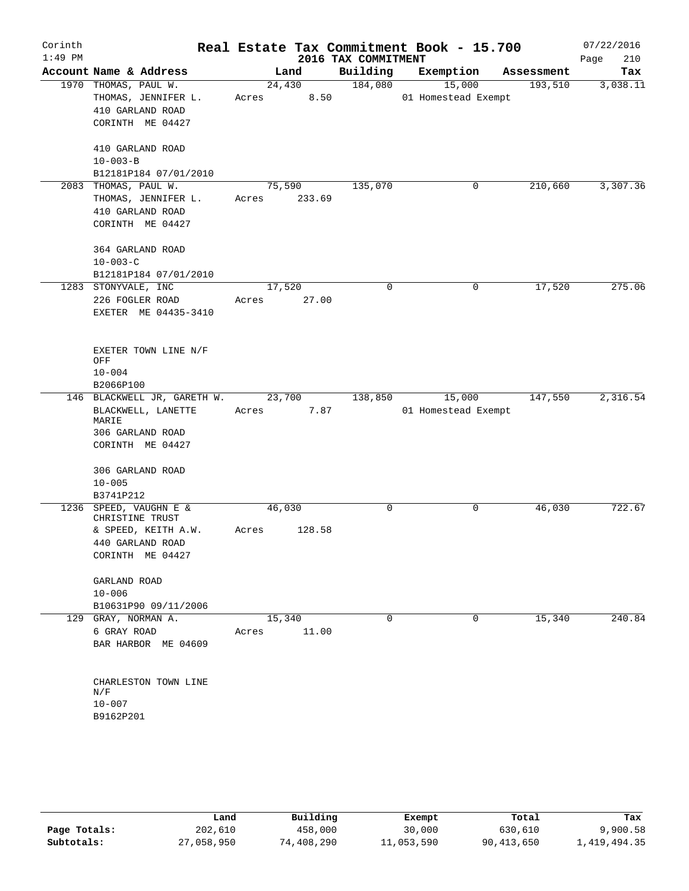# Real Estate Tax Commitment Book - 15.700

Corinth 1:49 PM — 2016 TAX COMMITMENT — 07/22/2016

| Account | Name & Address | Land | Building | Exemption | Assessment | Tax |
|---|---|---|---|---|---|---|
| 1970 | THOMAS, PAUL W.<br>THOMAS, JENNIFER L.<br>410 GARLAND ROAD<br>CORINTH ME 04427<br><br>410 GARLAND ROAD<br>10-003-B<br>B12181P184 07/01/2010 | 24,430<br>Acres 8.50 | 184,080 | 15,000<br>01 Homestead Exempt | 193,510 | 3,038.11 |
| 2083 | THOMAS, PAUL W.<br>THOMAS, JENNIFER L.<br>410 GARLAND ROAD<br>CORINTH ME 04427<br><br>364 GARLAND ROAD<br>10-003-C<br>B12181P184 07/01/2010 | 75,590<br>Acres 233.69 | 135,070 | 0 | 210,660 | 3,307.36 |
| 1283 | STONYVALE, INC<br>226 FOGLER ROAD<br>EXETER ME 04435-3410<br><br>EXETER TOWN LINE N/F OFF<br>10-004<br>B2066P100 | 17,520<br>Acres 27.00 | 0 | 0 | 17,520 | 275.06 |
| 146 | BLACKWELL JR, GARETH W.<br>BLACKWELL, LANETTE MARIE<br>306 GARLAND ROAD<br>CORINTH ME 04427<br><br>306 GARLAND ROAD<br>10-005<br>B3741P212 | 23,700<br>Acres 7.87 | 138,850 | 15,000<br>01 Homestead Exempt | 147,550 | 2,316.54 |
| 1236 | SPEED, VAUGHN E & CHRISTINE TRUST<br>& SPEED, KEITH A.W.<br>440 GARLAND ROAD<br>CORINTH ME 04427<br><br>GARLAND ROAD<br>10-006<br>B10631P90 09/11/2006 | 46,030<br>Acres 128.58 | 0 | 0 | 46,030 | 722.67 |
| 129 | GRAY, NORMAN A.<br>6 GRAY ROAD<br>BAR HARBOR ME 04609<br><br>CHARLESTON TOWN LINE N/F<br>10-007<br>B9162P201 | 15,340<br>Acres 11.00 | 0 | 0 | 15,340 | 240.84 |

| | Land | Building | Exempt | Total | Tax |
|---|---|---|---|---|---|
| Page Totals: | 202,610 | 458,000 | 30,000 | 630,610 | 9,900.58 |
| Subtotals: | 27,058,950 | 74,408,290 | 11,053,590 | 90,413,650 | 1,419,494.35 |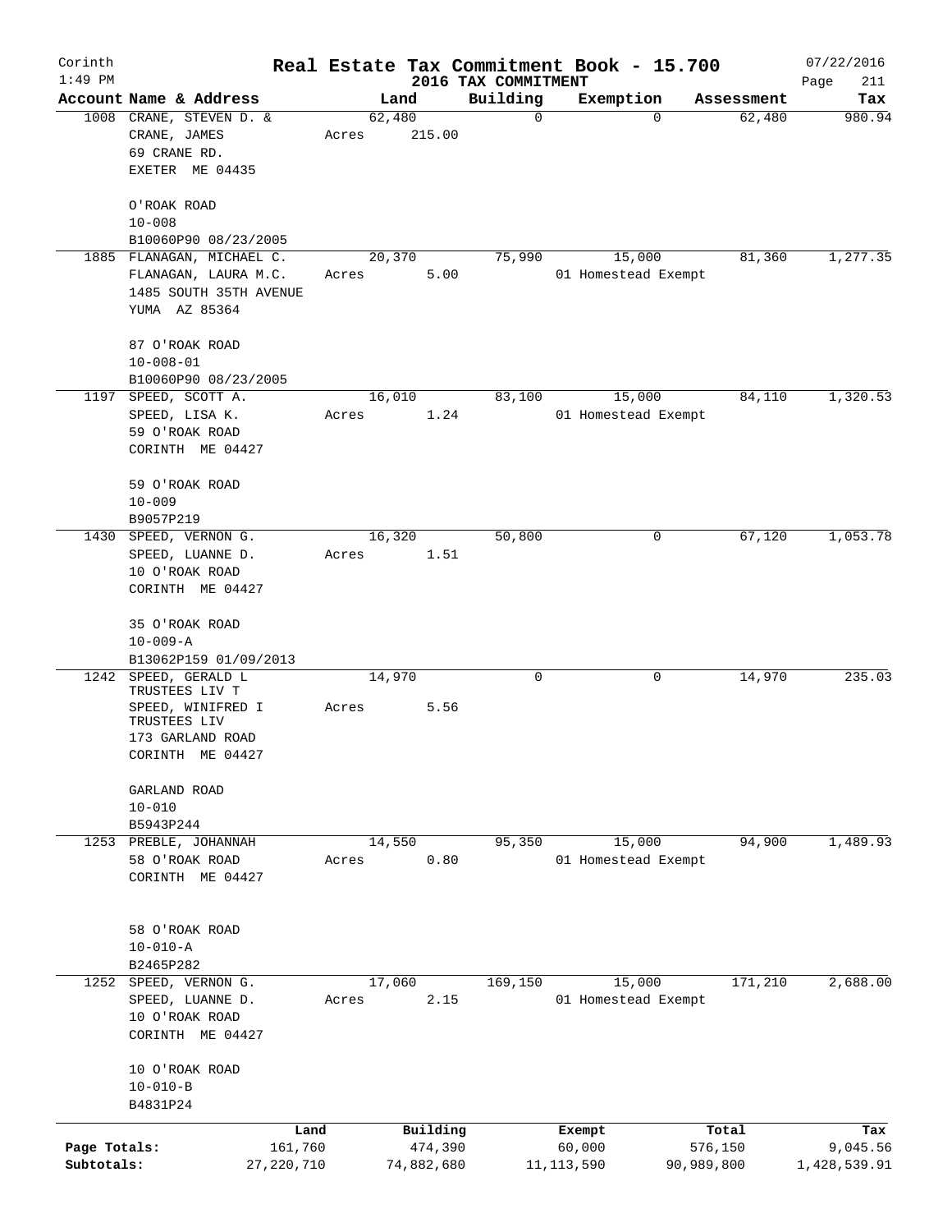# Real Estate Tax Commitment Book - 15.700

## 2016 TAX COMMITMENT

Corinth 1:49 PM — 07/22/2016

| Account | Name & Address | Land | Building | Exemption | Assessment | Tax |
|---|---|---|---|---|---|---|
| 1008 | CRANE, STEVEN D. & CRANE, JAMES 69 CRANE RD. EXETER ME 04435 — O'ROAK ROAD 10-008 B10060P90 08/23/2005 | 62,480 Acres 215.00 | 0 | 0 | 62,480 | 980.94 |
| 1885 | FLANAGAN, MICHAEL C. FLANAGAN, LAURA M.C. 1485 SOUTH 35TH AVENUE YUMA AZ 85364 — 87 O'ROAK ROAD 10-008-01 B10060P90 08/23/2005 | 20,370 Acres 5.00 | 75,990 | 15,000 01 Homestead Exempt | 81,360 | 1,277.35 |
| 1197 | SPEED, SCOTT A. SPEED, LISA K. 59 O'ROAK ROAD CORINTH ME 04427 — 59 O'ROAK ROAD 10-009 B9057P219 | 16,010 Acres 1.24 | 83,100 | 15,000 01 Homestead Exempt | 84,110 | 1,320.53 |
| 1430 | SPEED, VERNON G. SPEED, LUANNE D. 10 O'ROAK ROAD CORINTH ME 04427 — 35 O'ROAK ROAD 10-009-A B13062P159 01/09/2013 | 16,320 Acres 1.51 | 50,800 | 0 | 67,120 | 1,053.78 |
| 1242 | SPEED, GERALD L TRUSTEES LIV T SPEED, WINIFRED I TRUSTEES LIV 173 GARLAND ROAD CORINTH ME 04427 — GARLAND ROAD 10-010 B5943P244 | 14,970 Acres 5.56 | 0 | 0 | 14,970 | 235.03 |
| 1253 | PREBLE, JOHANNAH 58 O'ROAK ROAD CORINTH ME 04427 — 58 O'ROAK ROAD 10-010-A B2465P282 | 14,550 Acres 0.80 | 95,350 | 15,000 01 Homestead Exempt | 94,900 | 1,489.93 |
| 1252 | SPEED, VERNON G. SPEED, LUANNE D. 10 O'ROAK ROAD CORINTH ME 04427 — 10 O'ROAK ROAD 10-010-B B4831P24 | 17,060 Acres 2.15 | 169,150 | 15,000 01 Homestead Exempt | 171,210 | 2,688.00 |

| | Land | Building | Exempt | Total | Tax |
|---|---|---|---|---|---|
| Page Totals: | 161,760 | 474,390 | 60,000 | 576,150 | 9,045.56 |
| Subtotals: | 27,220,710 | 74,882,680 | 11,113,590 | 90,989,800 | 1,428,539.91 |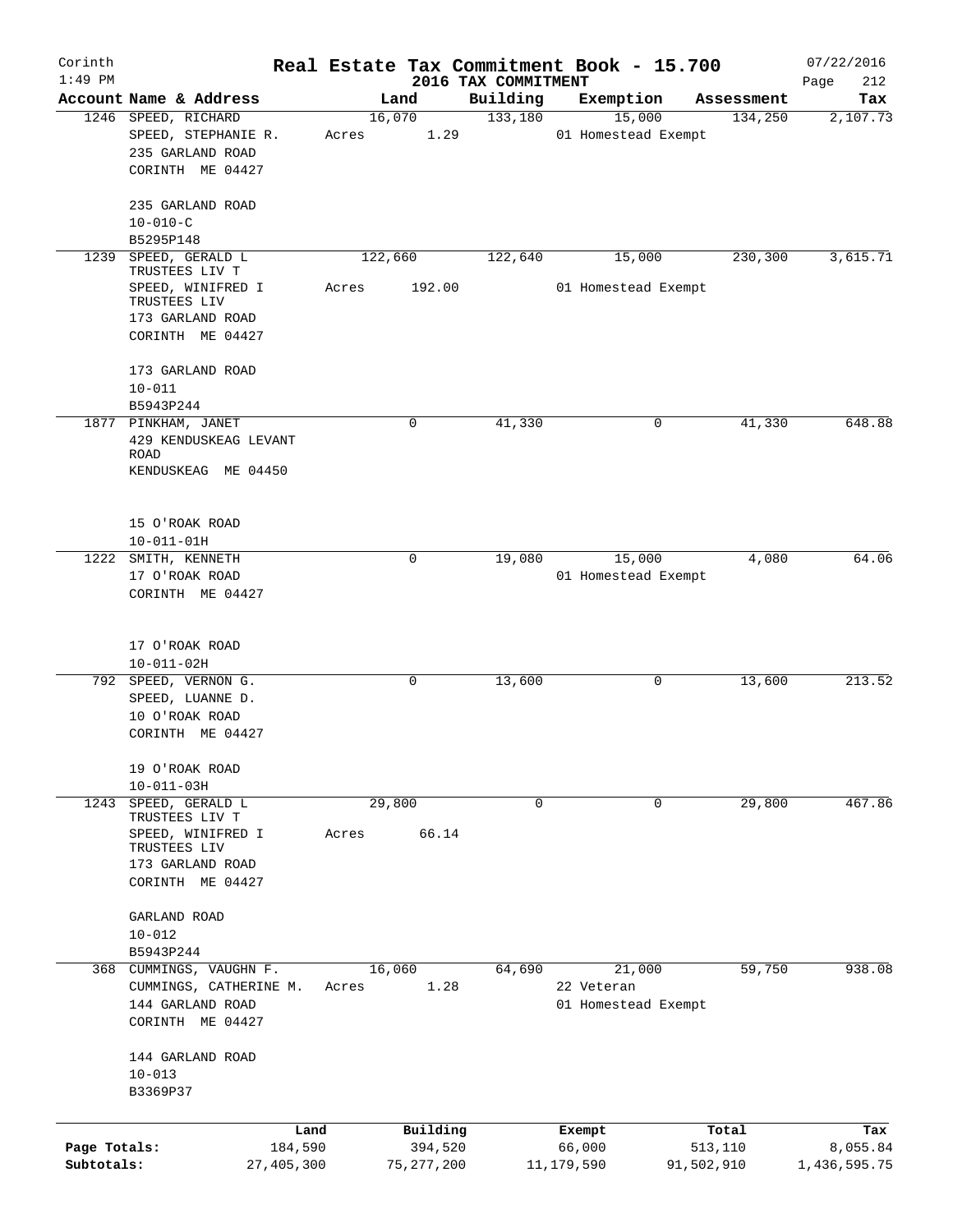# Real Estate Tax Commitment Book - 15.700

Corinth 1:49 PM — 2016 TAX COMMITMENT — 07/22/2016 Page 212

| Account Name & Address | Land | Building | Exemption | Assessment | Tax |
|---|---|---|---|---|---|
| 1246 SPEED, RICHARD<br>SPEED, STEPHANIE R.<br>235 GARLAND ROAD<br>CORINTH ME 04427<br><br>235 GARLAND ROAD<br>10-010-C<br>B5295P148 | 16,070<br>Acres 1.29 | 133,180 | 15,000<br>01 Homestead Exempt | 134,250 | 2,107.73 |
| 1239 SPEED, GERALD L TRUSTEES LIV T<br>SPEED, WINIFRED I TRUSTEES LIV<br>173 GARLAND ROAD<br>CORINTH ME 04427<br><br>173 GARLAND ROAD<br>10-011<br>B5943P244 | 122,660<br>Acres 192.00 | 122,640 | 15,000<br>01 Homestead Exempt | 230,300 | 3,615.71 |
| 1877 PINKHAM, JANET<br>429 KENDUSKEAG LEVANT ROAD<br>KENDUSKEAG ME 04450<br><br>15 O'ROAK ROAD<br>10-011-01H | 0 | 41,330 | 0 | 41,330 | 648.88 |
| 1222 SMITH, KENNETH<br>17 O'ROAK ROAD<br>CORINTH ME 04427<br><br>17 O'ROAK ROAD<br>10-011-02H | 0 | 19,080 | 15,000<br>01 Homestead Exempt | 4,080 | 64.06 |
| 792 SPEED, VERNON G.<br>SPEED, LUANNE D.<br>10 O'ROAK ROAD<br>CORINTH ME 04427<br><br>19 O'ROAK ROAD<br>10-011-03H | 0 | 13,600 | 0 | 13,600 | 213.52 |
| 1243 SPEED, GERALD L TRUSTEES LIV T<br>SPEED, WINIFRED I TRUSTEES LIV<br>173 GARLAND ROAD<br>CORINTH ME 04427<br><br>GARLAND ROAD<br>10-012<br>B5943P244 | 29,800<br>Acres 66.14 | 0 | 0 | 29,800 | 467.86 |
| 368 CUMMINGS, VAUGHN F.<br>CUMMINGS, CATHERINE M.<br>144 GARLAND ROAD<br>CORINTH ME 04427<br><br>144 GARLAND ROAD<br>10-013<br>B3369P37 | 16,060<br>Acres 1.28 | 64,690 | 21,000<br>22 Veteran<br>01 Homestead Exempt | 59,750 | 938.08 |

| | Land | Building | Exempt | Total | Tax |
|---|---|---|---|---|---|
| Page Totals: | 184,590 | 394,520 | 66,000 | 513,110 | 8,055.84 |
| Subtotals: | 27,405,300 | 75,277,200 | 11,179,590 | 91,502,910 | 1,436,595.75 |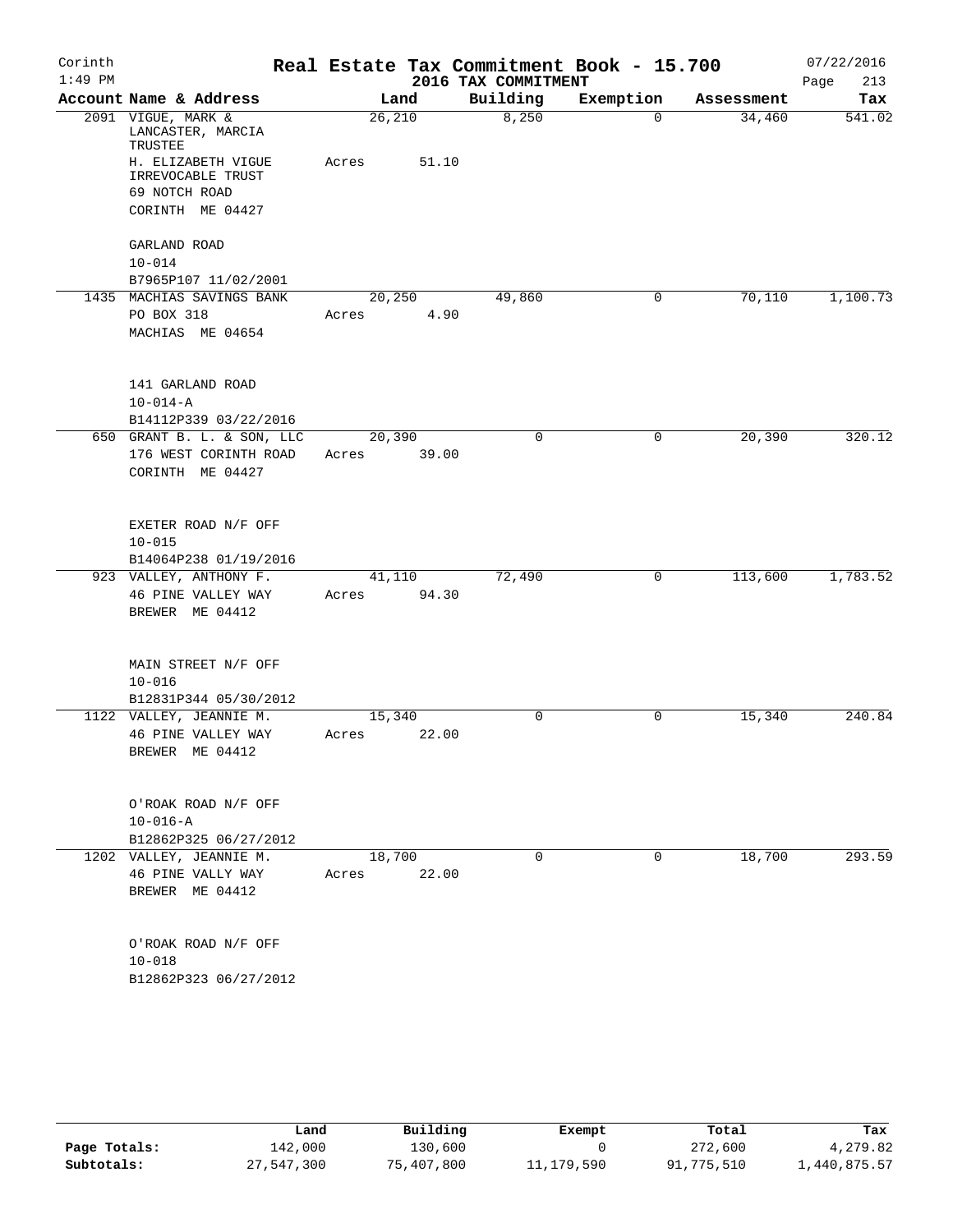Corinth 1:49 PM

# Real Estate Tax Commitment Book - 15.700

2016 TAX COMMITMENT

07/22/2016 Page 213

| Account Name & Address | Land | Building | Exemption | Assessment | Tax |
|---|---|---|---|---|---|
| 2091 VIGUE, MARK & LANCASTER, MARCIA TRUSTEE H. ELIZABETH VIGUE IRREVOCABLE TRUST 69 NOTCH ROAD CORINTH ME 04427 | 26,210 Acres 51.10 | 8,250 | 0 | 34,460 | 541.02 |
| GARLAND ROAD 10-014 B7965P107 11/02/2001 | | | | | |
| 1435 MACHIAS SAVINGS BANK PO BOX 318 MACHIAS ME 04654 | 20,250 Acres 4.90 | 49,860 | 0 | 70,110 | 1,100.73 |
| 141 GARLAND ROAD 10-014-A B14112P339 03/22/2016 | | | | | |
| 650 GRANT B. L. & SON, LLC 176 WEST CORINTH ROAD CORINTH ME 04427 | 20,390 Acres 39.00 | 0 | 0 | 20,390 | 320.12 |
| EXETER ROAD N/F OFF 10-015 B14064P238 01/19/2016 | | | | | |
| 923 VALLEY, ANTHONY F. 46 PINE VALLEY WAY BREWER ME 04412 | 41,110 Acres 94.30 | 72,490 | 0 | 113,600 | 1,783.52 |
| MAIN STREET N/F OFF 10-016 B12831P344 05/30/2012 | | | | | |
| 1122 VALLEY, JEANNIE M. 46 PINE VALLEY WAY BREWER ME 04412 | 15,340 Acres 22.00 | 0 | 0 | 15,340 | 240.84 |
| O'ROAK ROAD N/F OFF 10-016-A B12862P325 06/27/2012 | | | | | |
| 1202 VALLEY, JEANNIE M. 46 PINE VALLY WAY BREWER ME 04412 | 18,700 Acres 22.00 | 0 | 0 | 18,700 | 293.59 |
| O'ROAK ROAD N/F OFF 10-018 B12862P323 06/27/2012 | | | | | |

| | Land | Building | Exempt | Total | Tax |
|---|---|---|---|---|---|
| Page Totals: | 142,000 | 130,600 | 0 | 272,600 | 4,279.82 |
| Subtotals: | 27,547,300 | 75,407,800 | 11,179,590 | 91,775,510 | 1,440,875.57 |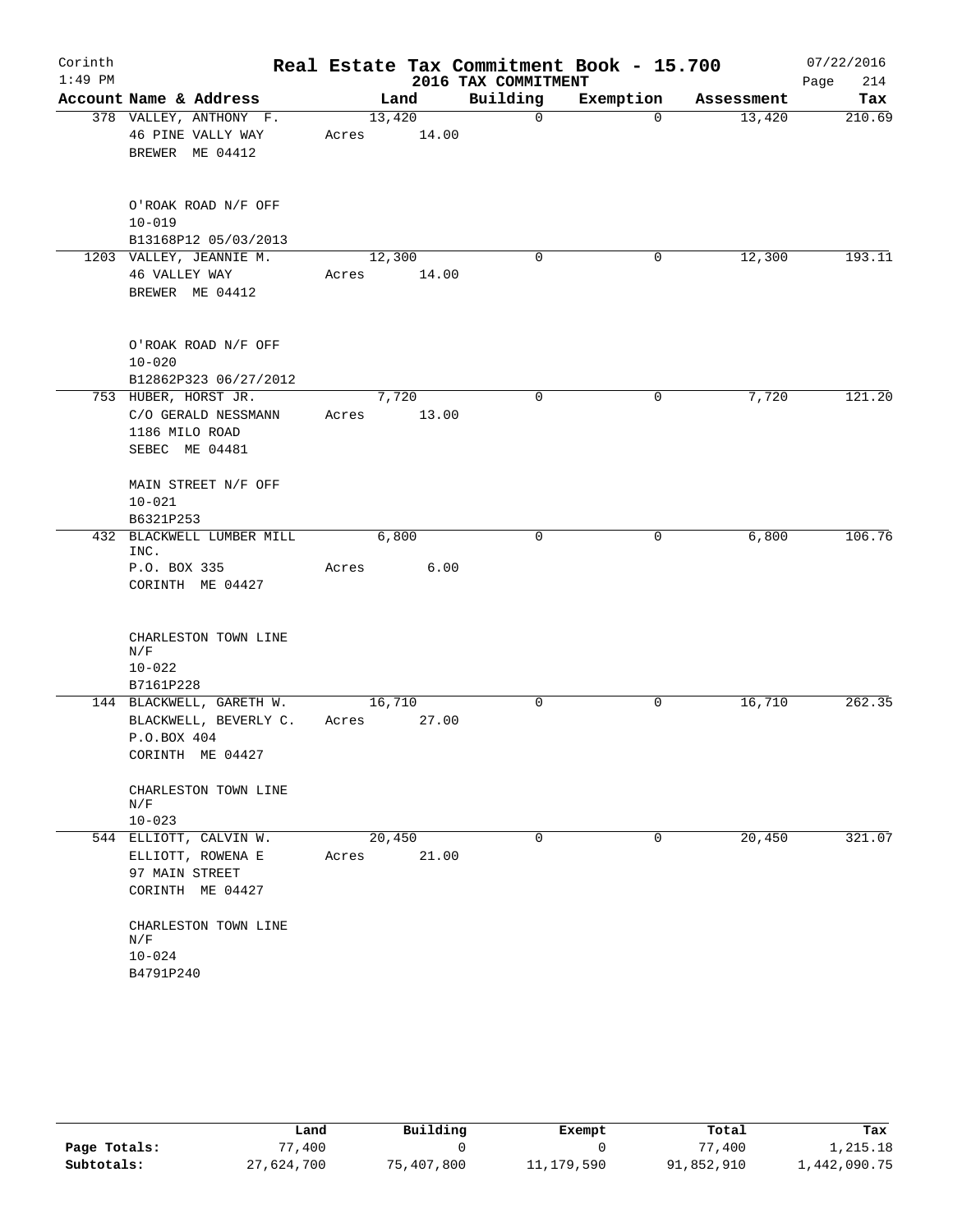# Real Estate Tax Commitment Book - 15.700

Corinth 1:49 PM — 2016 TAX COMMITMENT — 07/22/2016

| Account Name & Address | Land | Building | Exemption | Assessment | Tax |
|---|---|---|---|---|---|
| 378 VALLEY, ANTHONY F.<br>46 PINE VALLY WAY<br>BREWER ME 04412<br><br>O'ROAK ROAD N/F OFF<br>10-019<br>B13168P12 05/03/2013 | 13,420<br>Acres 14.00 | 0 | 0 | 13,420 | 210.69 |
| 1203 VALLEY, JEANNIE M.<br>46 VALLEY WAY<br>BREWER ME 04412<br><br>O'ROAK ROAD N/F OFF<br>10-020<br>B12862P323 06/27/2012 | 12,300<br>Acres 14.00 | 0 | 0 | 12,300 | 193.11 |
| 753 HUBER, HORST JR.<br>C/O GERALD NESSMANN<br>1186 MILO ROAD<br>SEBEC ME 04481<br><br>MAIN STREET N/F OFF<br>10-021<br>B6321P253 | 7,720<br>Acres 13.00 | 0 | 0 | 7,720 | 121.20 |
| 432 BLACKWELL LUMBER MILL INC.<br>P.O. BOX 335<br>CORINTH ME 04427<br><br>CHARLESTON TOWN LINE N/F<br>10-022<br>B7161P228 | 6,800<br>Acres 6.00 | 0 | 0 | 6,800 | 106.76 |
| 144 BLACKWELL, GARETH W.<br>BLACKWELL, BEVERLY C.<br>P.O.BOX 404<br>CORINTH ME 04427<br><br>CHARLESTON TOWN LINE N/F<br>10-023 | 16,710<br>Acres 27.00 | 0 | 0 | 16,710 | 262.35 |
| 544 ELLIOTT, CALVIN W.<br>ELLIOTT, ROWENA E<br>97 MAIN STREET<br>CORINTH ME 04427<br><br>CHARLESTON TOWN LINE N/F<br>10-024<br>B4791P240 | 20,450<br>Acres 21.00 | 0 | 0 | 20,450 | 321.07 |

| | Land | Building | Exempt | Total | Tax |
|---|---|---|---|---|---|
| Page Totals: | 77,400 | 0 | 0 | 77,400 | 1,215.18 |
| Subtotals: | 27,624,700 | 75,407,800 | 11,179,590 | 91,852,910 | 1,442,090.75 |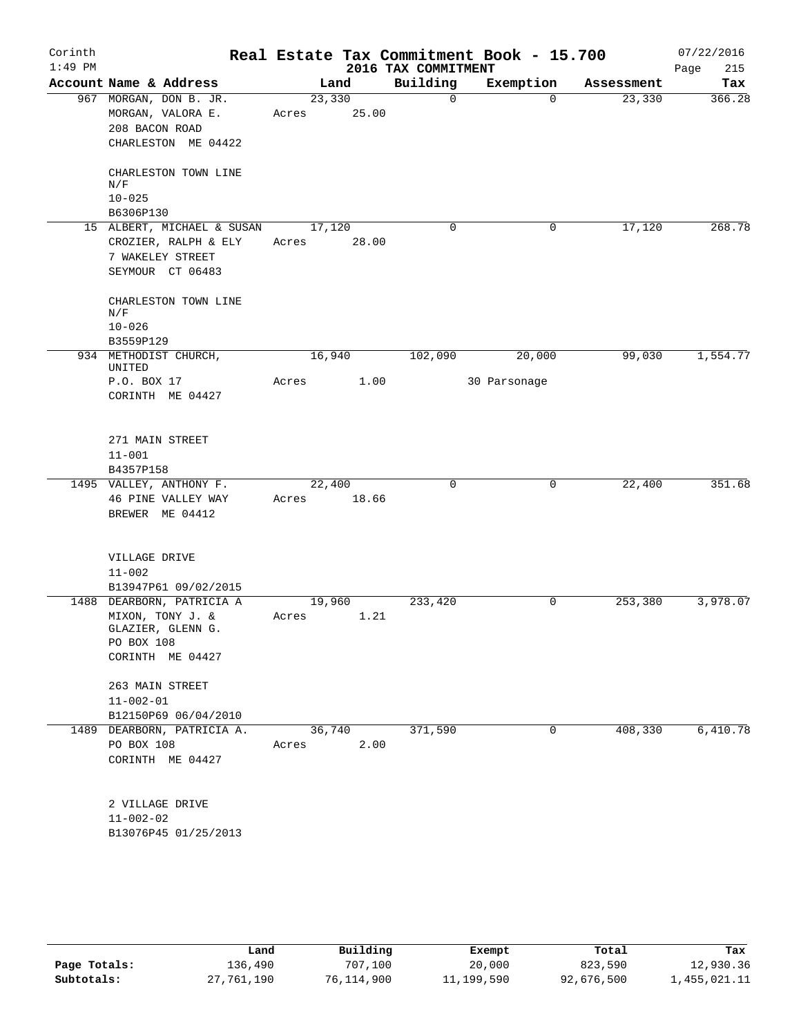# Real Estate Tax Commitment Book - 15.700

Corinth 1:49 PM — 2016 TAX COMMITMENT — 07/22/2016

| Account Name & Address | Land | Building | Exemption | Assessment | Tax |
|---|---|---|---|---|---|
| 967 MORGAN, DON B. JR.<br>MORGAN, VALORA E.<br>208 BACON ROAD<br>CHARLESTON ME 04422<br><br>CHARLESTON TOWN LINE N/F<br>10-025<br>B6306P130 | 23,330<br>Acres 25.00 | 0 | 0 | 23,330 | 366.28 |
| 15 ALBERT, MICHAEL & SUSAN<br>CROZIER, RALPH & ELY<br>7 WAKELEY STREET<br>SEYMOUR CT 06483<br><br>CHARLESTON TOWN LINE N/F<br>10-026<br>B3559P129 | 17,120<br>Acres 28.00 | 0 | 0 | 17,120 | 268.78 |
| 934 METHODIST CHURCH, UNITED<br>P.O. BOX 17<br>CORINTH ME 04427<br><br>271 MAIN STREET<br>11-001<br>B4357P158 | 16,940<br>Acres 1.00 | 102,090 | 20,000<br>30 Parsonage | 99,030 | 1,554.77 |
| 1495 VALLEY, ANTHONY F.<br>46 PINE VALLEY WAY<br>BREWER ME 04412<br><br>VILLAGE DRIVE<br>11-002<br>B13947P61 09/02/2015 | 22,400<br>Acres 18.66 | 0 | 0 | 22,400 | 351.68 |
| 1488 DEARBORN, PATRICIA A<br>MIXON, TONY J. &<br>GLAZIER, GLENN G.<br>PO BOX 108<br>CORINTH ME 04427<br><br>263 MAIN STREET<br>11-002-01<br>B12150P69 06/04/2010 | 19,960<br>Acres 1.21 | 233,420 | 0 | 253,380 | 3,978.07 |
| 1489 DEARBORN, PATRICIA A.<br>PO BOX 108<br>CORINTH ME 04427<br><br>2 VILLAGE DRIVE<br>11-002-02<br>B13076P45 01/25/2013 | 36,740<br>Acres 2.00 | 371,590 | 0 | 408,330 | 6,410.78 |

| | Land | Building | Exempt | Total | Tax |
|---|---|---|---|---|---|
| Page Totals: | 136,490 | 707,100 | 20,000 | 823,590 | 12,930.36 |
| Subtotals: | 27,761,190 | 76,114,900 | 11,199,590 | 92,676,500 | 1,455,021.11 |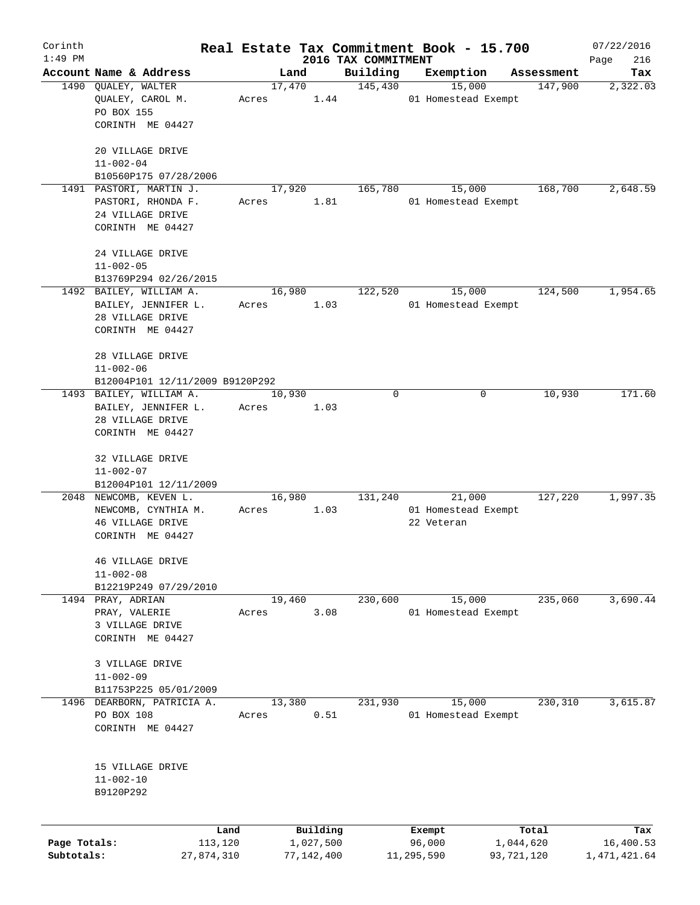Corinth 1:49 PM

# Real Estate Tax Commitment Book - 15.700

2016 TAX COMMITMENT

07/22/2016 Page 216

| Account Name & Address | Land | Building | Exemption | Assessment | Tax |
|---|---|---|---|---|---|
| 1490 QUALEY, WALTER<br>QUALEY, CAROL M.<br>PO BOX 155<br>CORINTH ME 04427<br><br>20 VILLAGE DRIVE<br>11-002-04<br>B10560P175 07/28/2006 | 17,470<br>Acres 1.44 | 145,430 | 15,000<br>01 Homestead Exempt | 147,900 | 2,322.03 |
| 1491 PASTORI, MARTIN J.<br>PASTORI, RHONDA F.<br>24 VILLAGE DRIVE<br>CORINTH ME 04427<br><br>24 VILLAGE DRIVE<br>11-002-05<br>B13769P294 02/26/2015 | 17,920<br>Acres 1.81 | 165,780 | 15,000<br>01 Homestead Exempt | 168,700 | 2,648.59 |
| 1492 BAILEY, WILLIAM A.<br>BAILEY, JENNIFER L.<br>28 VILLAGE DRIVE<br>CORINTH ME 04427<br><br>28 VILLAGE DRIVE<br>11-002-06<br>B12004P101 12/11/2009 B9120P292 | 16,980<br>Acres 1.03 | 122,520 | 15,000<br>01 Homestead Exempt | 124,500 | 1,954.65 |
| 1493 BAILEY, WILLIAM A.<br>BAILEY, JENNIFER L.<br>28 VILLAGE DRIVE<br>CORINTH ME 04427<br><br>32 VILLAGE DRIVE<br>11-002-07<br>B12004P101 12/11/2009 | 10,930<br>Acres 1.03 | 0 | 0 | 10,930 | 171.60 |
| 2048 NEWCOMB, KEVEN L.<br>NEWCOMB, CYNTHIA M.<br>46 VILLAGE DRIVE<br>CORINTH ME 04427<br><br>46 VILLAGE DRIVE<br>11-002-08<br>B12219P249 07/29/2010 | 16,980<br>Acres 1.03 | 131,240 | 21,000<br>01 Homestead Exempt<br>22 Veteran | 127,220 | 1,997.35 |
| 1494 PRAY, ADRIAN<br>PRAY, VALERIE<br>3 VILLAGE DRIVE<br>CORINTH ME 04427<br><br>3 VILLAGE DRIVE<br>11-002-09<br>B11753P225 05/01/2009 | 19,460<br>Acres 3.08 | 230,600 | 15,000<br>01 Homestead Exempt | 235,060 | 3,690.44 |
| 1496 DEARBORN, PATRICIA A.<br>PO BOX 108<br>CORINTH ME 04427<br><br>15 VILLAGE DRIVE<br>11-002-10<br>B9120P292 | 13,380<br>Acres 0.51 | 231,930 | 15,000<br>01 Homestead Exempt | 230,310 | 3,615.87 |

| | Land | Building | Exempt | Total | Tax |
|---|---|---|---|---|---|
| Page Totals: | 113,120 | 1,027,500 | 96,000 | 1,044,620 | 16,400.53 |
| Subtotals: | 27,874,310 | 77,142,400 | 11,295,590 | 93,721,120 | 1,471,421.64 |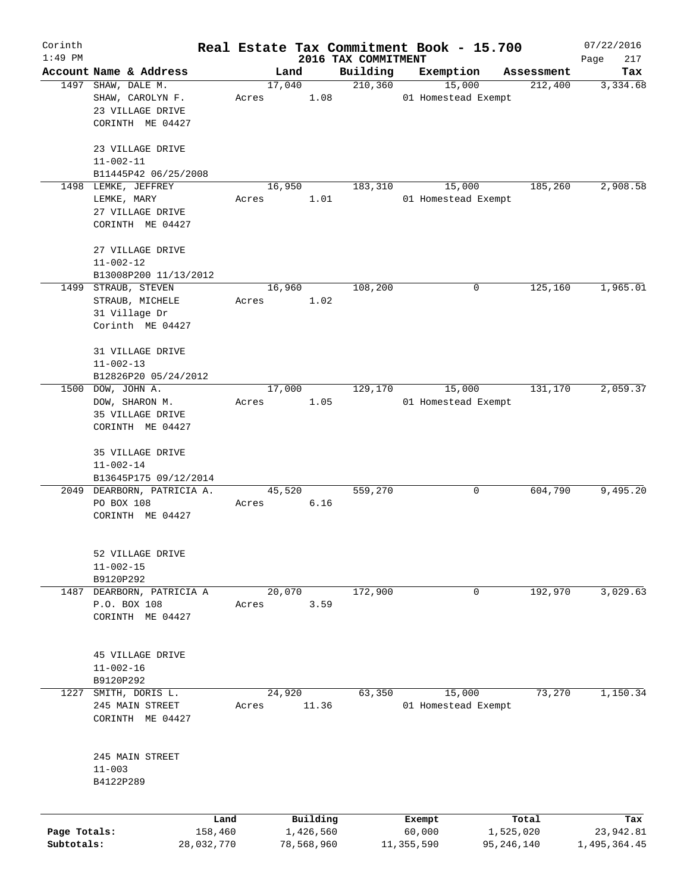# Real Estate Tax Commitment Book - 15.700

Corinth
1:49 PM

2016 TAX COMMITMENT

07/22/2016

| Account Name & Address | Land | Building | Exemption | Assessment | Tax |
|---|---|---|---|---|---|
| 1497 SHAW, DALE M.<br>SHAW, CAROLYN F.<br>23 VILLAGE DRIVE<br>CORINTH ME 04427<br><br>23 VILLAGE DRIVE<br>11-002-11<br>B11445P42 06/25/2008 | 17,040<br>Acres 1.08 | 210,360 | 15,000<br>01 Homestead Exempt | 212,400 | 3,334.68 |
| 1498 LEMKE, JEFFREY<br>LEMKE, MARY<br>27 VILLAGE DRIVE<br>CORINTH ME 04427<br><br>27 VILLAGE DRIVE<br>11-002-12<br>B13008P200 11/13/2012 | 16,950<br>Acres 1.01 | 183,310 | 15,000<br>01 Homestead Exempt | 185,260 | 2,908.58 |
| 1499 STRAUB, STEVEN<br>STRAUB, MICHELE<br>31 Village Dr<br>Corinth ME 04427<br><br>31 VILLAGE DRIVE<br>11-002-13<br>B12826P20 05/24/2012 | 16,960<br>Acres 1.02 | 108,200 | 0 | 125,160 | 1,965.01 |
| 1500 DOW, JOHN A.<br>DOW, SHARON M.<br>35 VILLAGE DRIVE<br>CORINTH ME 04427<br><br>35 VILLAGE DRIVE<br>11-002-14<br>B13645P175 09/12/2014 | 17,000<br>Acres 1.05 | 129,170 | 15,000<br>01 Homestead Exempt | 131,170 | 2,059.37 |
| 2049 DEARBORN, PATRICIA A.<br>PO BOX 108<br>CORINTH ME 04427<br><br>52 VILLAGE DRIVE<br>11-002-15<br>B9120P292 | 45,520<br>Acres 6.16 | 559,270 | 0 | 604,790 | 9,495.20 |
| 1487 DEARBORN, PATRICIA A<br>P.O. BOX 108<br>CORINTH ME 04427<br><br>45 VILLAGE DRIVE<br>11-002-16<br>B9120P292 | 20,070<br>Acres 3.59 | 172,900 | 0 | 192,970 | 3,029.63 |
| 1227 SMITH, DORIS L.<br>245 MAIN STREET<br>CORINTH ME 04427<br><br>245 MAIN STREET<br>11-003<br>B4122P289 | 24,920<br>Acres 11.36 | 63,350 | 15,000<br>01 Homestead Exempt | 73,270 | 1,150.34 |

| | Land | Building | Exempt | Total | Tax |
|---|---|---|---|---|---|
| Page Totals: | 158,460 | 1,426,560 | 60,000 | 1,525,020 | 23,942.81 |
| Subtotals: | 28,032,770 | 78,568,960 | 11,355,590 | 95,246,140 | 1,495,364.45 |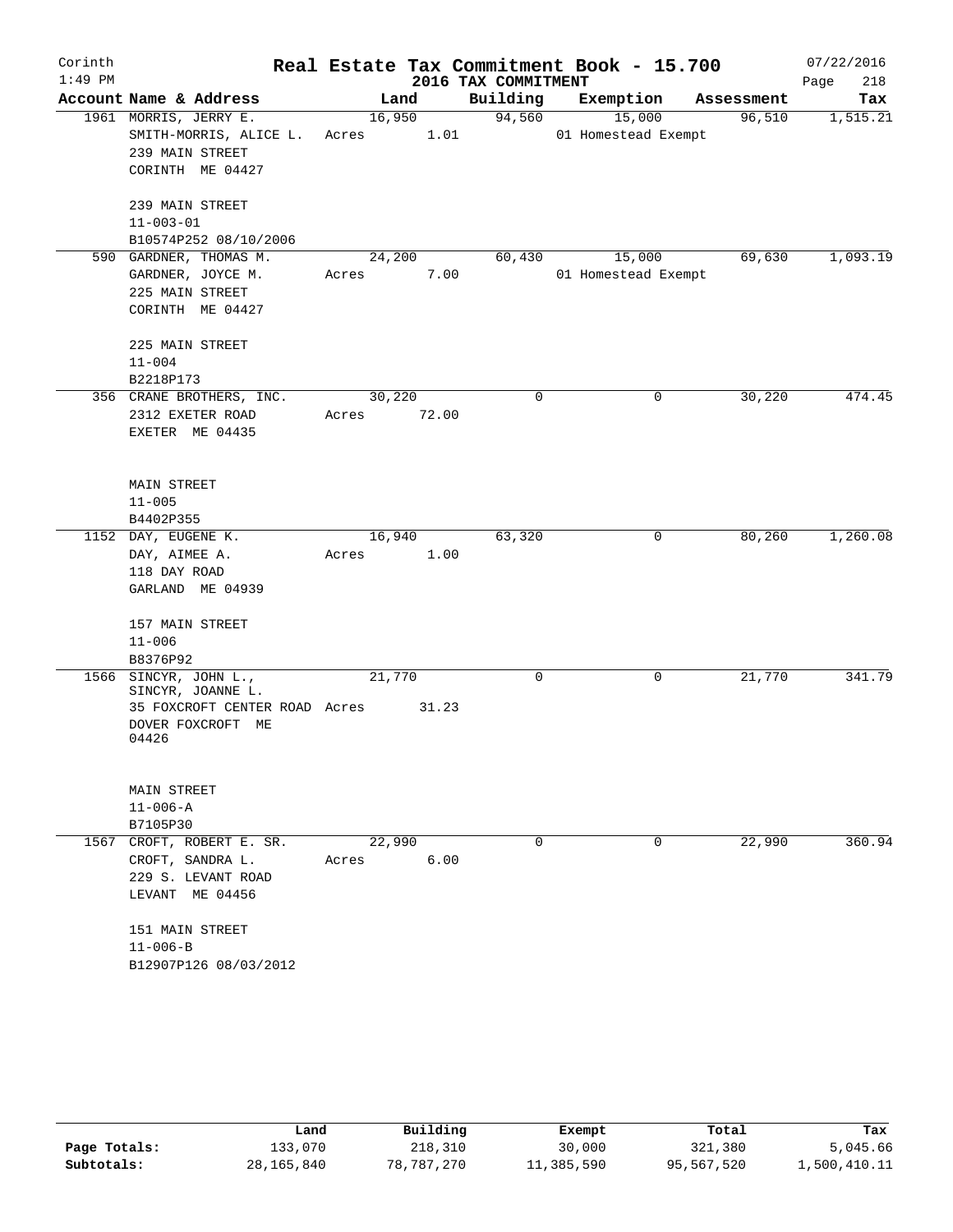Corinth 1:49 PM

# Real Estate Tax Commitment Book - 15.700

## 2016 TAX COMMITMENT

07/22/2016 Page 218

| Account Name & Address | Land | Building | Exemption | Assessment | Tax |
|---|---|---|---|---|---|
| 1961 MORRIS, JERRY E.<br>SMITH-MORRIS, ALICE L.<br>239 MAIN STREET<br>CORINTH ME 04427<br><br>239 MAIN STREET<br>11-003-01<br>B10574P252 08/10/2006 | 16,950<br>Acres 1.01 | 94,560 | 15,000<br>01 Homestead Exempt | 96,510 | 1,515.21 |
| 590 GARDNER, THOMAS M.<br>GARDNER, JOYCE M.<br>225 MAIN STREET<br>CORINTH ME 04427<br><br>225 MAIN STREET<br>11-004<br>B2218P173 | 24,200<br>Acres 7.00 | 60,430 | 15,000<br>01 Homestead Exempt | 69,630 | 1,093.19 |
| 356 CRANE BROTHERS, INC.<br>2312 EXETER ROAD<br>EXETER ME 04435<br><br>MAIN STREET<br>11-005<br>B4402P355 | 30,220<br>Acres 72.00 | 0 | 0 | 30,220 | 474.45 |
| 1152 DAY, EUGENE K.<br>DAY, AIMEE A.<br>118 DAY ROAD<br>GARLAND ME 04939<br><br>157 MAIN STREET<br>11-006<br>B8376P92 | 16,940<br>Acres 1.00 | 63,320 | 0 | 80,260 | 1,260.08 |
| 1566 SINCYR, JOHN L.,<br>SINCYR, JOANNE L.<br>35 FOXCROFT CENTER ROAD<br>DOVER FOXCROFT ME 04426<br><br>MAIN STREET<br>11-006-A<br>B7105P30 | 21,770<br>Acres 31.23 | 0 | 0 | 21,770 | 341.79 |
| 1567 CROFT, ROBERT E. SR.<br>CROFT, SANDRA L.<br>229 S. LEVANT ROAD<br>LEVANT ME 04456<br><br>151 MAIN STREET<br>11-006-B<br>B12907P126 08/03/2012 | 22,990<br>Acres 6.00 | 0 | 0 | 22,990 | 360.94 |

| | Land | Building | Exempt | Total | Tax |
|---|---|---|---|---|---|
| Page Totals: | 133,070 | 218,310 | 30,000 | 321,380 | 5,045.66 |
| Subtotals: | 28,165,840 | 78,787,270 | 11,385,590 | 95,567,520 | 1,500,410.11 |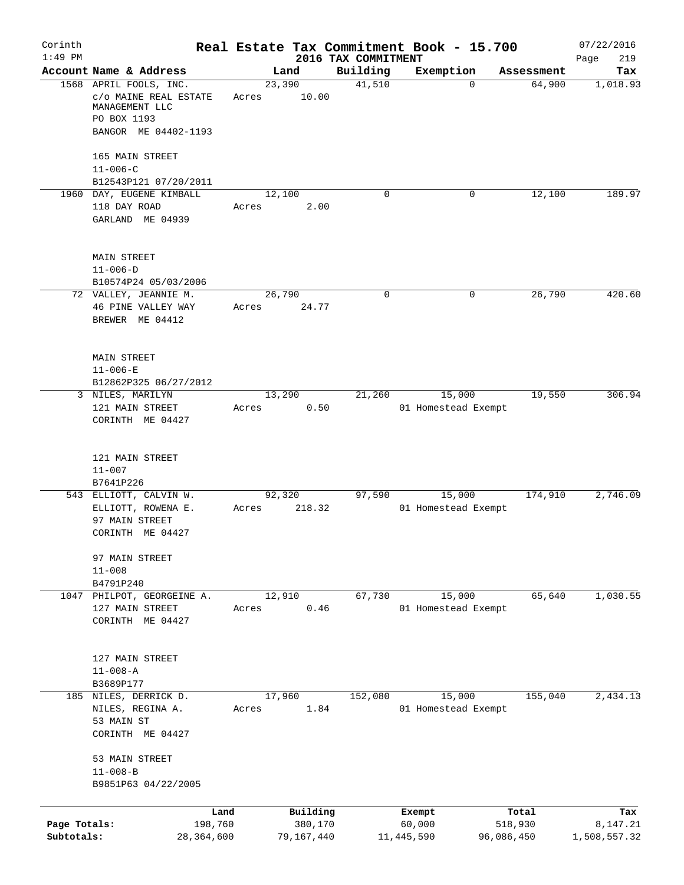# Real Estate Tax Commitment Book - 15.700

Corinth 1:49 PM — 2016 TAX COMMITMENT — 07/22/2016

| Account Name & Address | Land | Building | Exemption | Assessment | Tax |
|---|---|---|---|---|---|
| 1568 APRIL FOOLS, INC.<br>c/o MAINE REAL ESTATE MANAGEMENT LLC<br>PO BOX 1193<br>BANGOR ME 04402-1193<br><br>165 MAIN STREET<br>11-006-C<br>B12543P121 07/20/2011 | 23,390<br>Acres 10.00 | 41,510 | 0 | 64,900 | 1,018.93 |
| 1960 DAY, EUGENE KIMBALL<br>118 DAY ROAD<br>GARLAND ME 04939<br><br>MAIN STREET<br>11-006-D<br>B10574P24 05/03/2006 | 12,100<br>Acres 2.00 | 0 | 0 | 12,100 | 189.97 |
| 72 VALLEY, JEANNIE M.<br>46 PINE VALLEY WAY<br>BREWER ME 04412<br><br>MAIN STREET<br>11-006-E<br>B12862P325 06/27/2012 | 26,790<br>Acres 24.77 | 0 | 0 | 26,790 | 420.60 |
| 3 NILES, MARILYN<br>121 MAIN STREET<br>CORINTH ME 04427<br><br>121 MAIN STREET<br>11-007<br>B7641P226 | 13,290<br>Acres 0.50 | 21,260 | 15,000<br>01 Homestead Exempt | 19,550 | 306.94 |
| 543 ELLIOTT, CALVIN W.<br>ELLIOTT, ROWENA E.<br>97 MAIN STREET<br>CORINTH ME 04427<br><br>97 MAIN STREET<br>11-008<br>B4791P240 | 92,320<br>Acres 218.32 | 97,590 | 15,000<br>01 Homestead Exempt | 174,910 | 2,746.09 |
| 1047 PHILPOT, GEORGEINE A.<br>127 MAIN STREET<br>CORINTH ME 04427<br><br>127 MAIN STREET<br>11-008-A<br>B3689P177 | 12,910<br>Acres 0.46 | 67,730 | 15,000<br>01 Homestead Exempt | 65,640 | 1,030.55 |
| 185 NILES, DERRICK D.<br>NILES, REGINA A.<br>53 MAIN ST<br>CORINTH ME 04427<br><br>53 MAIN STREET<br>11-008-B<br>B9851P63 04/22/2005 | 17,960<br>Acres 1.84 | 152,080 | 15,000<br>01 Homestead Exempt | 155,040 | 2,434.13 |

| | Land | Building | Exempt | Total | Tax |
|---|---|---|---|---|---|
| Page Totals: | 198,760 | 380,170 | 60,000 | 518,930 | 8,147.21 |
| Subtotals: | 28,364,600 | 79,167,440 | 11,445,590 | 96,086,450 | 1,508,557.32 |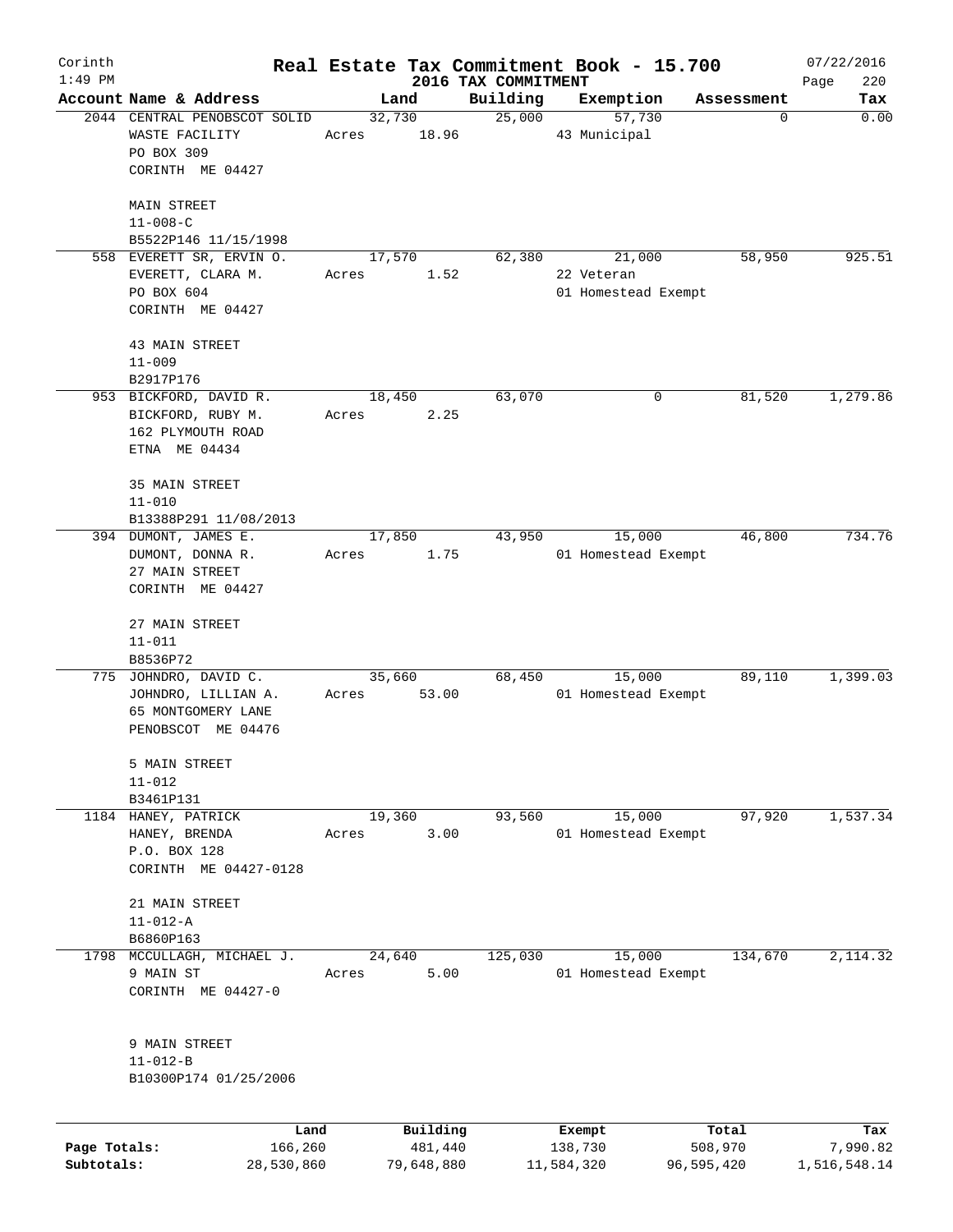Corinth
1:49 PM

# Real Estate Tax Commitment Book - 15.700

## 2016 TAX COMMITMENT

07/22/2016

| Account Name & Address | Land | Building | Exemption | Assessment | Tax |
|---|---|---|---|---|---|
| 2044 CENTRAL PENOBSCOT SOLID<br>WASTE FACILITY<br>PO BOX 309<br>CORINTH ME 04427<br><br>MAIN STREET<br>11-008-C<br>B5522P146 11/15/1998 | 32,730<br>Acres 18.96 | 25,000 | 57,730<br>43 Municipal | 0 | 0.00 |
| 558 EVERETT SR, ERVIN O.<br>EVERETT, CLARA M.<br>PO BOX 604<br>CORINTH ME 04427<br><br>43 MAIN STREET<br>11-009<br>B2917P176 | 17,570<br>Acres 1.52 | 62,380 | 21,000<br>22 Veteran<br>01 Homestead Exempt | 58,950 | 925.51 |
| 953 BICKFORD, DAVID R.<br>BICKFORD, RUBY M.<br>162 PLYMOUTH ROAD<br>ETNA ME 04434<br><br>35 MAIN STREET<br>11-010<br>B13388P291 11/08/2013 | 18,450<br>Acres 2.25 | 63,070 | 0 | 81,520 | 1,279.86 |
| 394 DUMONT, JAMES E.<br>DUMONT, DONNA R.<br>27 MAIN STREET<br>CORINTH ME 04427<br><br>27 MAIN STREET<br>11-011<br>B8536P72 | 17,850<br>Acres 1.75 | 43,950 | 15,000<br>01 Homestead Exempt | 46,800 | 734.76 |
| 775 JOHNDRO, DAVID C.<br>JOHNDRO, LILLIAN A.<br>65 MONTGOMERY LANE<br>PENOBSCOT ME 04476<br><br>5 MAIN STREET<br>11-012<br>B3461P131 | 35,660<br>Acres 53.00 | 68,450 | 15,000<br>01 Homestead Exempt | 89,110 | 1,399.03 |
| 1184 HANEY, PATRICK<br>HANEY, BRENDA<br>P.O. BOX 128<br>CORINTH ME 04427-0128<br><br>21 MAIN STREET<br>11-012-A<br>B6860P163 | 19,360<br>Acres 3.00 | 93,560 | 15,000<br>01 Homestead Exempt | 97,920 | 1,537.34 |
| 1798 MCCULLAGH, MICHAEL J.<br>9 MAIN ST<br>CORINTH ME 04427-0<br><br>9 MAIN STREET<br>11-012-B<br>B10300P174 01/25/2006 | 24,640<br>Acres 5.00 | 125,030 | 15,000<br>01 Homestead Exempt | 134,670 | 2,114.32 |

| | Land | Building | Exempt | Total | Tax |
|---|---|---|---|---|---|
| Page Totals: | 166,260 | 481,440 | 138,730 | 508,970 | 7,990.82 |
| Subtotals: | 28,530,860 | 79,648,880 | 11,584,320 | 96,595,420 | 1,516,548.14 |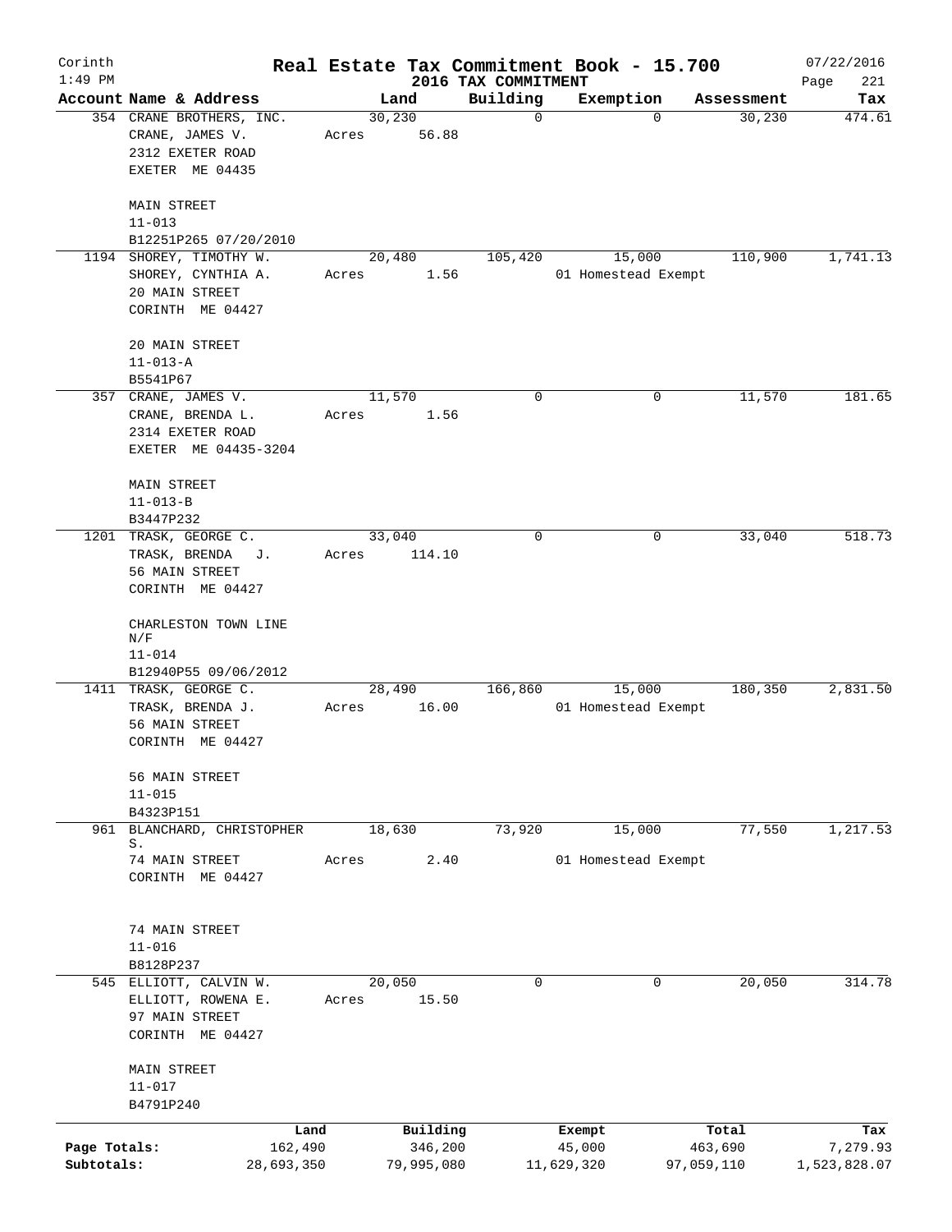Corinth 1:49 PM

# Real Estate Tax Commitment Book - 15.700

2016 TAX COMMITMENT

07/22/2016

| Account | Name & Address | Land | Building | Exemption | Assessment | Tax |
|---|---|---|---|---|---|---|
| 354 | CRANE BROTHERS, INC.<br>CRANE, JAMES V.<br>2312 EXETER ROAD<br>EXETER ME 04435<br><br>MAIN STREET<br>11-013<br>B12251P265 07/20/2010 | 30,230<br>Acres 56.88 | 0 | 0 | 30,230 | 474.61 |
| 1194 | SHOREY, TIMOTHY W.<br>SHOREY, CYNTHIA A.<br>20 MAIN STREET<br>CORINTH ME 04427<br><br>20 MAIN STREET<br>11-013-A<br>B5541P67 | 20,480<br>Acres 1.56 | 105,420 | 15,000<br>01 Homestead Exempt | 110,900 | 1,741.13 |
| 357 | CRANE, JAMES V.<br>CRANE, BRENDA L.<br>2314 EXETER ROAD<br>EXETER ME 04435-3204<br><br>MAIN STREET<br>11-013-B<br>B3447P232 | 11,570<br>Acres 1.56 | 0 | 0 | 11,570 | 181.65 |
| 1201 | TRASK, GEORGE C.<br>TRASK, BRENDA J.<br>56 MAIN STREET<br>CORINTH ME 04427<br><br>CHARLESTON TOWN LINE N/F<br>11-014<br>B12940P55 09/06/2012 | 33,040<br>Acres 114.10 | 0 | 0 | 33,040 | 518.73 |
| 1411 | TRASK, GEORGE C.<br>TRASK, BRENDA J.<br>56 MAIN STREET<br>CORINTH ME 04427<br><br>56 MAIN STREET<br>11-015<br>B4323P151 | 28,490<br>Acres 16.00 | 166,860 | 15,000<br>01 Homestead Exempt | 180,350 | 2,831.50 |
| 961 | BLANCHARD, CHRISTOPHER S.<br>74 MAIN STREET<br>CORINTH ME 04427<br><br>74 MAIN STREET<br>11-016<br>B8128P237 | 18,630<br>Acres 2.40 | 73,920 | 15,000<br>01 Homestead Exempt | 77,550 | 1,217.53 |
| 545 | ELLIOTT, CALVIN W.<br>ELLIOTT, ROWENA E.<br>97 MAIN STREET<br>CORINTH ME 04427<br><br>MAIN STREET<br>11-017<br>B4791P240 | 20,050<br>Acres 15.50 | 0 | 0 | 20,050 | 314.78 |

| | Land | Building | Exempt | Total | Tax |
|---|---|---|---|---|---|
| Page Totals: | 162,490 | 346,200 | 45,000 | 463,690 | 7,279.93 |
| Subtotals: | 28,693,350 | 79,995,080 | 11,629,320 | 97,059,110 | 1,523,828.07 |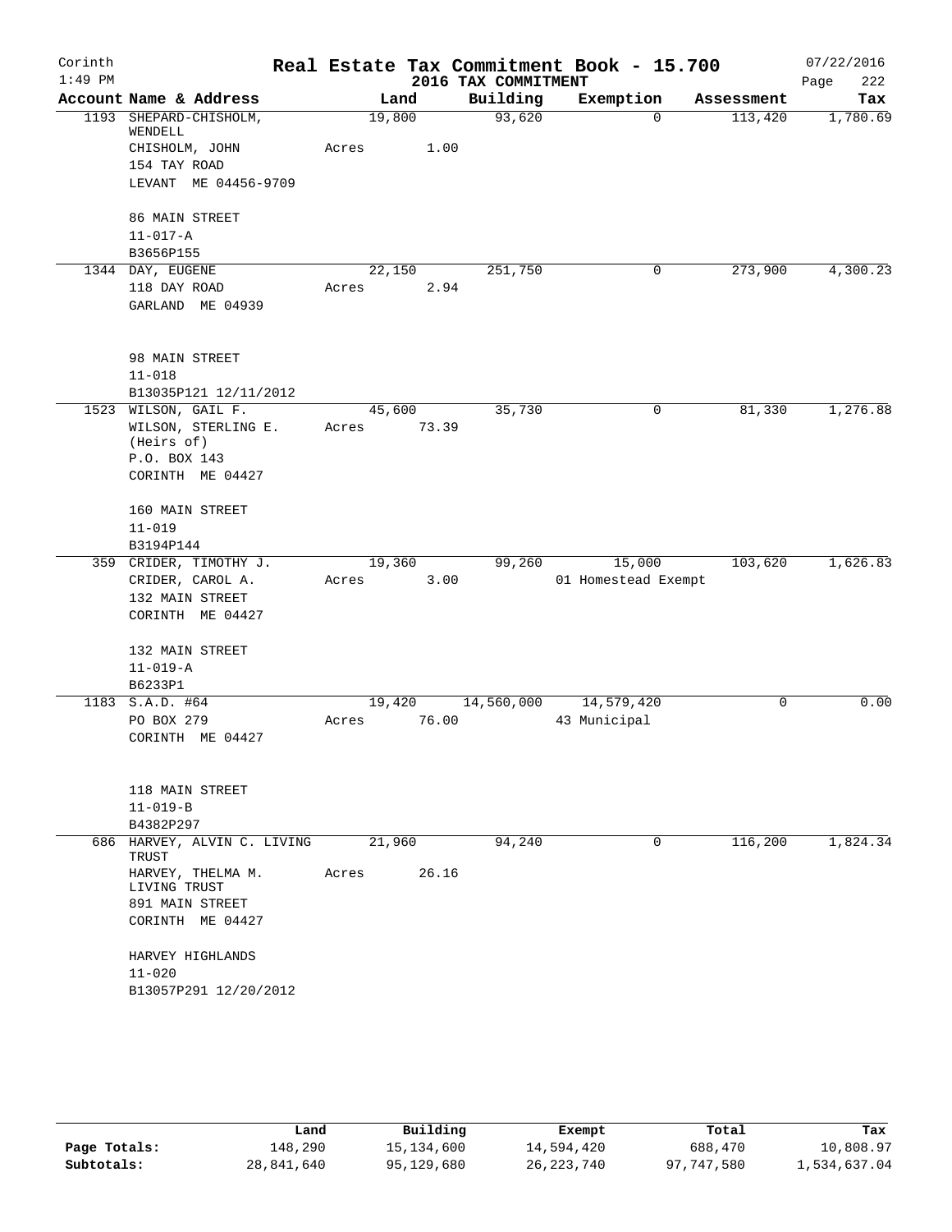Corinth 1:49 PM

# Real Estate Tax Commitment Book - 15.700

2016 TAX COMMITMENT

07/22/2016

| Account Name & Address | Land | Building | Exemption | Assessment | Tax |
|---|---|---|---|---|---|
| 1193 SHEPARD-CHISHOLM, WENDELL<br>CHISHOLM, JOHN<br>154 TAY ROAD<br>LEVANT ME 04456-9709<br><br>86 MAIN STREET<br>11-017-A<br>B3656P155 | 19,800<br>Acres 1.00 | 93,620 | 0 | 113,420 | 1,780.69 |
| 1344 DAY, EUGENE<br>118 DAY ROAD<br>GARLAND ME 04939<br><br>98 MAIN STREET<br>11-018<br>B13035P121 12/11/2012 | 22,150<br>Acres 2.94 | 251,750 | 0 | 273,900 | 4,300.23 |
| 1523 WILSON, GAIL F.<br>WILSON, STERLING E. (Heirs of)<br>P.O. BOX 143<br>CORINTH ME 04427<br><br>160 MAIN STREET<br>11-019<br>B3194P144 | 45,600<br>Acres 73.39 | 35,730 | 0 | 81,330 | 1,276.88 |
| 359 CRIDER, TIMOTHY J.<br>CRIDER, CAROL A.<br>132 MAIN STREET<br>CORINTH ME 04427<br><br>132 MAIN STREET<br>11-019-A<br>B6233P1 | 19,360<br>Acres 3.00 | 99,260 | 15,000<br>01 Homestead Exempt | 103,620 | 1,626.83 |
| 1183 S.A.D. #64<br>PO BOX 279<br>CORINTH ME 04427<br><br>118 MAIN STREET<br>11-019-B<br>B4382P297 | 19,420<br>Acres 76.00 | 14,560,000 | 14,579,420<br>43 Municipal | 0 | 0.00 |
| 686 HARVEY, ALVIN C. LIVING TRUST<br>HARVEY, THELMA M. LIVING TRUST<br>891 MAIN STREET<br>CORINTH ME 04427<br><br>HARVEY HIGHLANDS<br>11-020<br>B13057P291 12/20/2012 | 21,960<br>Acres 26.16 | 94,240 | 0 | 116,200 | 1,824.34 |

| | Land | Building | Exempt | Total | Tax |
|---|---|---|---|---|---|
| Page Totals: | 148,290 | 15,134,600 | 14,594,420 | 688,470 | 10,808.97 |
| Subtotals: | 28,841,640 | 95,129,680 | 26,223,740 | 97,747,580 | 1,534,637.04 |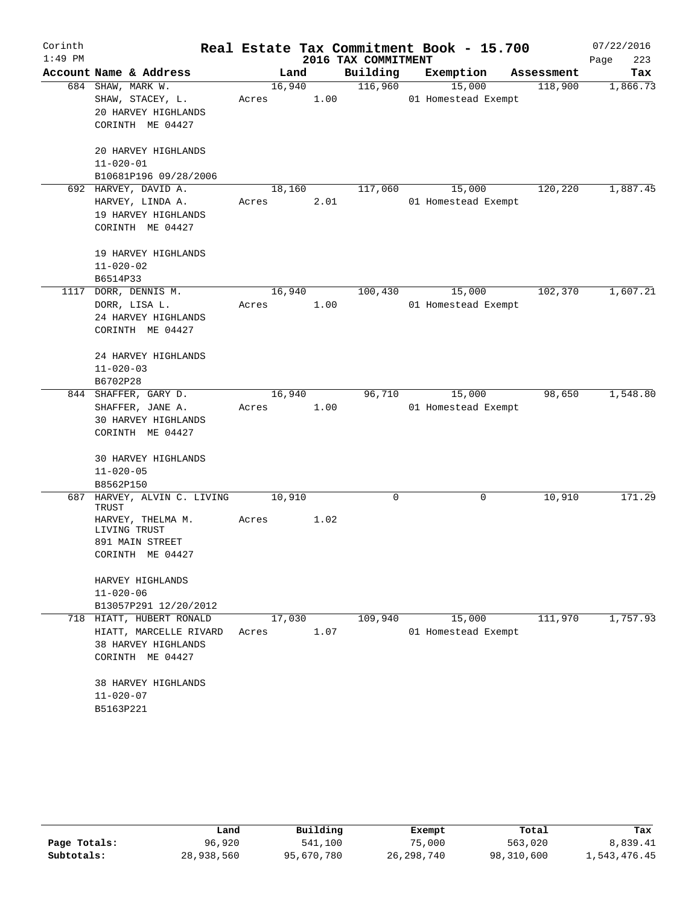Corinth
1:49 PM

# Real Estate Tax Commitment Book - 15.700

## 2016 TAX COMMITMENT

07/22/2016

| Account | Name & Address | Land | Building | Exemption | Assessment | Tax |
|---|---|---|---|---|---|---|
| 684 | SHAW, MARK W.<br>SHAW, STACEY, L.<br>20 HARVEY HIGHLANDS<br>CORINTH ME 04427<br><br>20 HARVEY HIGHLANDS<br>11-020-01<br>B10681P196 09/28/2006 | 16,940<br>Acres 1.00 | 116,960 | 15,000<br>01 Homestead Exempt | 118,900 | 1,866.73 |
| 692 | HARVEY, DAVID A.<br>HARVEY, LINDA A.<br>19 HARVEY HIGHLANDS<br>CORINTH ME 04427<br><br>19 HARVEY HIGHLANDS<br>11-020-02<br>B6514P33 | 18,160<br>Acres 2.01 | 117,060 | 15,000<br>01 Homestead Exempt | 120,220 | 1,887.45 |
| 1117 | DORR, DENNIS M.<br>DORR, LISA L.<br>24 HARVEY HIGHLANDS<br>CORINTH ME 04427<br><br>24 HARVEY HIGHLANDS<br>11-020-03<br>B6702P28 | 16,940<br>Acres 1.00 | 100,430 | 15,000<br>01 Homestead Exempt | 102,370 | 1,607.21 |
| 844 | SHAFFER, GARY D.<br>SHAFFER, JANE A.<br>30 HARVEY HIGHLANDS<br>CORINTH ME 04427<br><br>30 HARVEY HIGHLANDS<br>11-020-05<br>B8562P150 | 16,940<br>Acres 1.00 | 96,710 | 15,000<br>01 Homestead Exempt | 98,650 | 1,548.80 |
| 687 | HARVEY, ALVIN C. LIVING TRUST<br>HARVEY, THELMA M. LIVING TRUST<br>891 MAIN STREET<br>CORINTH ME 04427<br><br>HARVEY HIGHLANDS<br>11-020-06<br>B13057P291 12/20/2012 | 10,910<br>Acres 1.02 | 0 | 0 | 10,910 | 171.29 |
| 718 | HIATT, HUBERT RONALD<br>HIATT, MARCELLE RIVARD<br>38 HARVEY HIGHLANDS<br>CORINTH ME 04427<br><br>38 HARVEY HIGHLANDS<br>11-020-07<br>B5163P221 | 17,030<br>Acres 1.07 | 109,940 | 15,000<br>01 Homestead Exempt | 111,970 | 1,757.93 |

| | Land | Building | Exempt | Total | Tax |
|---|---|---|---|---|---|
| Page Totals: | 96,920 | 541,100 | 75,000 | 563,020 | 8,839.41 |
| Subtotals: | 28,938,560 | 95,670,780 | 26,298,740 | 98,310,600 | 1,543,476.45 |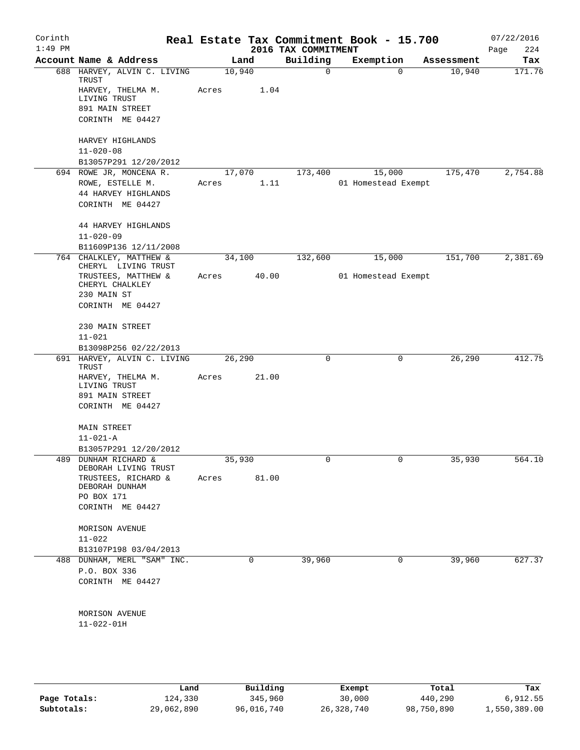Corinth 1:49 PM — Real Estate Tax Commitment Book - 15.700 — 2016 TAX COMMITMENT — 07/22/2016

| Account Name & Address | Land | Building | Exemption | Assessment | Tax |
|---|---|---|---|---|---|
| 688 HARVEY, ALVIN C. LIVING TRUST<br>HARVEY, THELMA M. LIVING TRUST<br>891 MAIN STREET<br>CORINTH ME 04427<br><br>HARVEY HIGHLANDS<br>11-020-08<br>B13057P291 12/20/2012 | 10,940<br>Acres 1.04 | 0 | 0 | 10,940 | 171.76 |
| 694 ROWE JR, MONCENA R.<br>ROWE, ESTELLE M.<br>44 HARVEY HIGHLANDS<br>CORINTH ME 04427<br><br>44 HARVEY HIGHLANDS<br>11-020-09<br>B11609P136 12/11/2008 | 17,070<br>Acres 1.11 | 173,400 | 15,000<br>01 Homestead Exempt | 175,470 | 2,754.88 |
| 764 CHALKLEY, MATTHEW & CHERYL LIVING TRUST<br>TRUSTEES, MATTHEW & CHERYL CHALKLEY<br>230 MAIN ST<br>CORINTH ME 04427<br><br>230 MAIN STREET<br>11-021<br>B13098P256 02/22/2013 | 34,100<br>Acres 40.00 | 132,600 | 15,000<br>01 Homestead Exempt | 151,700 | 2,381.69 |
| 691 HARVEY, ALVIN C. LIVING TRUST<br>HARVEY, THELMA M. LIVING TRUST<br>891 MAIN STREET<br>CORINTH ME 04427<br><br>MAIN STREET<br>11-021-A<br>B13057P291 12/20/2012 | 26,290<br>Acres 21.00 | 0 | 0 | 26,290 | 412.75 |
| 489 DUNHAM RICHARD & DEBORAH LIVING TRUST<br>TRUSTEES, RICHARD & DEBORAH DUNHAM<br>PO BOX 171<br>CORINTH ME 04427<br><br>MORISON AVENUE<br>11-022<br>B13107P198 03/04/2013 | 35,930<br>Acres 81.00 | 0 | 0 | 35,930 | 564.10 |
| 488 DUNHAM, MERL "SAM" INC.<br>P.O. BOX 336<br>CORINTH ME 04427<br><br>MORISON AVENUE<br>11-022-01H | 0 | 39,960 | 0 | 39,960 | 627.37 |

| | Land | Building | Exempt | Total | Tax |
|---|---|---|---|---|---|
| Page Totals: | 124,330 | 345,960 | 30,000 | 440,290 | 6,912.55 |
| Subtotals: | 29,062,890 | 96,016,740 | 26,328,740 | 98,750,890 | 1,550,389.00 |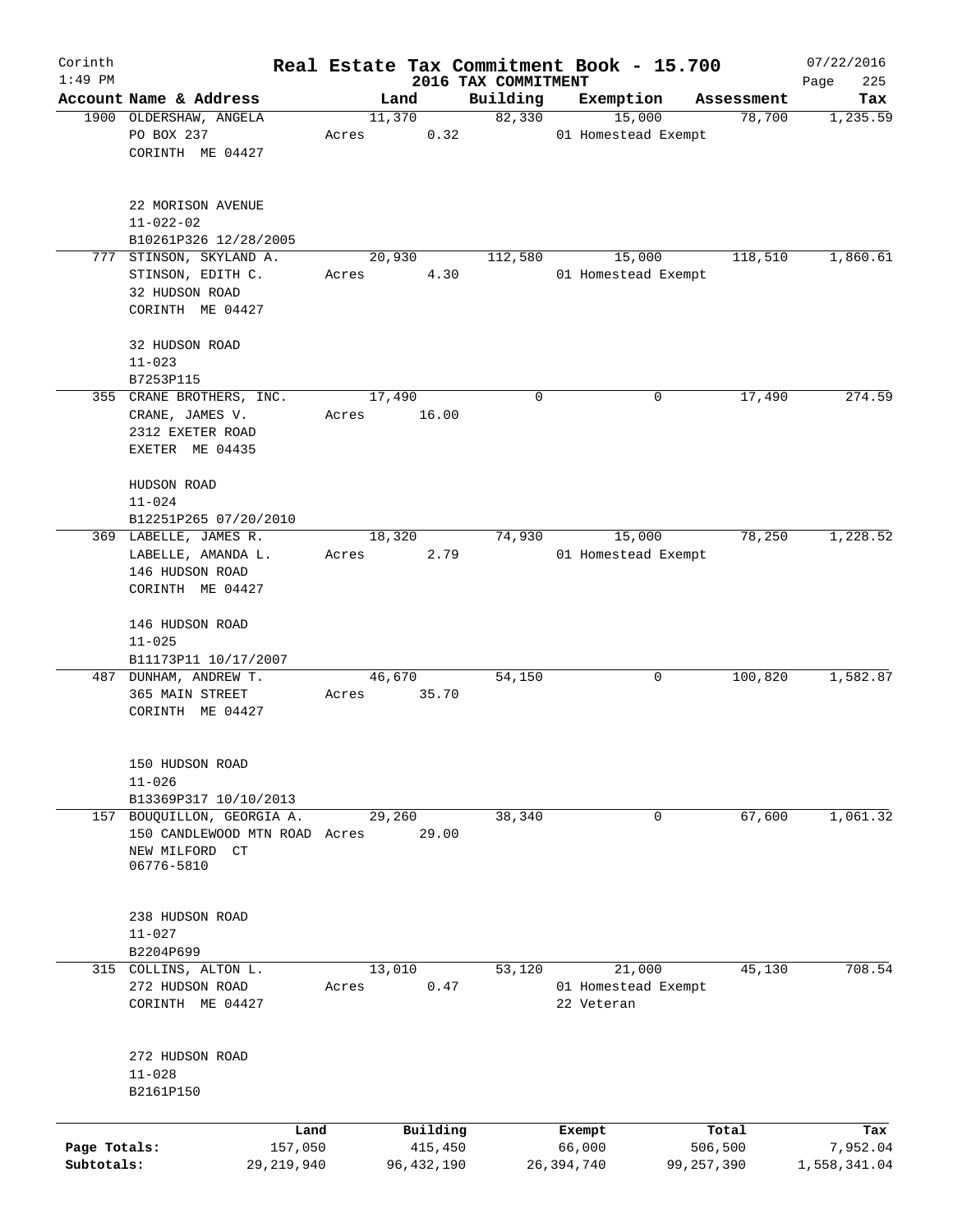Corinth
1:49 PM

# Real Estate Tax Commitment Book - 15.700
## 2016 TAX COMMITMENT

07/22/2016

| Account Name & Address | Land | Building | Exemption | Assessment | Tax |
|---|---|---|---|---|---|
| 1900 OLDERSHAW, ANGELA<br>PO BOX 237<br>CORINTH ME 04427<br><br>22 MORISON AVENUE<br>11-022-02<br>B10261P326 12/28/2005 | 11,370<br>Acres 0.32 | 82,330 | 15,000<br>01 Homestead Exempt | 78,700 | 1,235.59 |
| 777 STINSON, SKYLAND A.<br>STINSON, EDITH C.<br>32 HUDSON ROAD<br>CORINTH ME 04427<br><br>32 HUDSON ROAD<br>11-023<br>B7253P115 | 20,930<br>Acres 4.30 | 112,580 | 15,000<br>01 Homestead Exempt | 118,510 | 1,860.61 |
| 355 CRANE BROTHERS, INC.<br>CRANE, JAMES V.<br>2312 EXETER ROAD<br>EXETER ME 04435<br><br>HUDSON ROAD<br>11-024<br>B12251P265 07/20/2010 | 17,490<br>Acres 16.00 | 0 | 0 | 17,490 | 274.59 |
| 369 LABELLE, JAMES R.<br>LABELLE, AMANDA L.<br>146 HUDSON ROAD<br>CORINTH ME 04427<br><br>146 HUDSON ROAD<br>11-025<br>B11173P11 10/17/2007 | 18,320<br>Acres 2.79 | 74,930 | 15,000<br>01 Homestead Exempt | 78,250 | 1,228.52 |
| 487 DUNHAM, ANDREW T.<br>365 MAIN STREET<br>CORINTH ME 04427<br><br>150 HUDSON ROAD<br>11-026<br>B13369P317 10/10/2013 | 46,670<br>Acres 35.70 | 54,150 | 0 | 100,820 | 1,582.87 |
| 157 BOUQUILLON, GEORGIA A.<br>150 CANDLEWOOD MTN ROAD<br>NEW MILFORD CT<br>06776-5810<br><br>238 HUDSON ROAD<br>11-027<br>B2204P699 | 29,260<br>Acres 29.00 | 38,340 | 0 | 67,600 | 1,061.32 |
| 315 COLLINS, ALTON L.<br>272 HUDSON ROAD<br>CORINTH ME 04427<br><br>272 HUDSON ROAD<br>11-028<br>B2161P150 | 13,010<br>Acres 0.47 | 53,120 | 21,000<br>01 Homestead Exempt<br>22 Veteran | 45,130 | 708.54 |

| | Land | Building | Exempt | Total | Tax |
|---|---|---|---|---|---|
| Page Totals: | 157,050 | 415,450 | 66,000 | 506,500 | 7,952.04 |
| Subtotals: | 29,219,940 | 96,432,190 | 26,394,740 | 99,257,390 | 1,558,341.04 |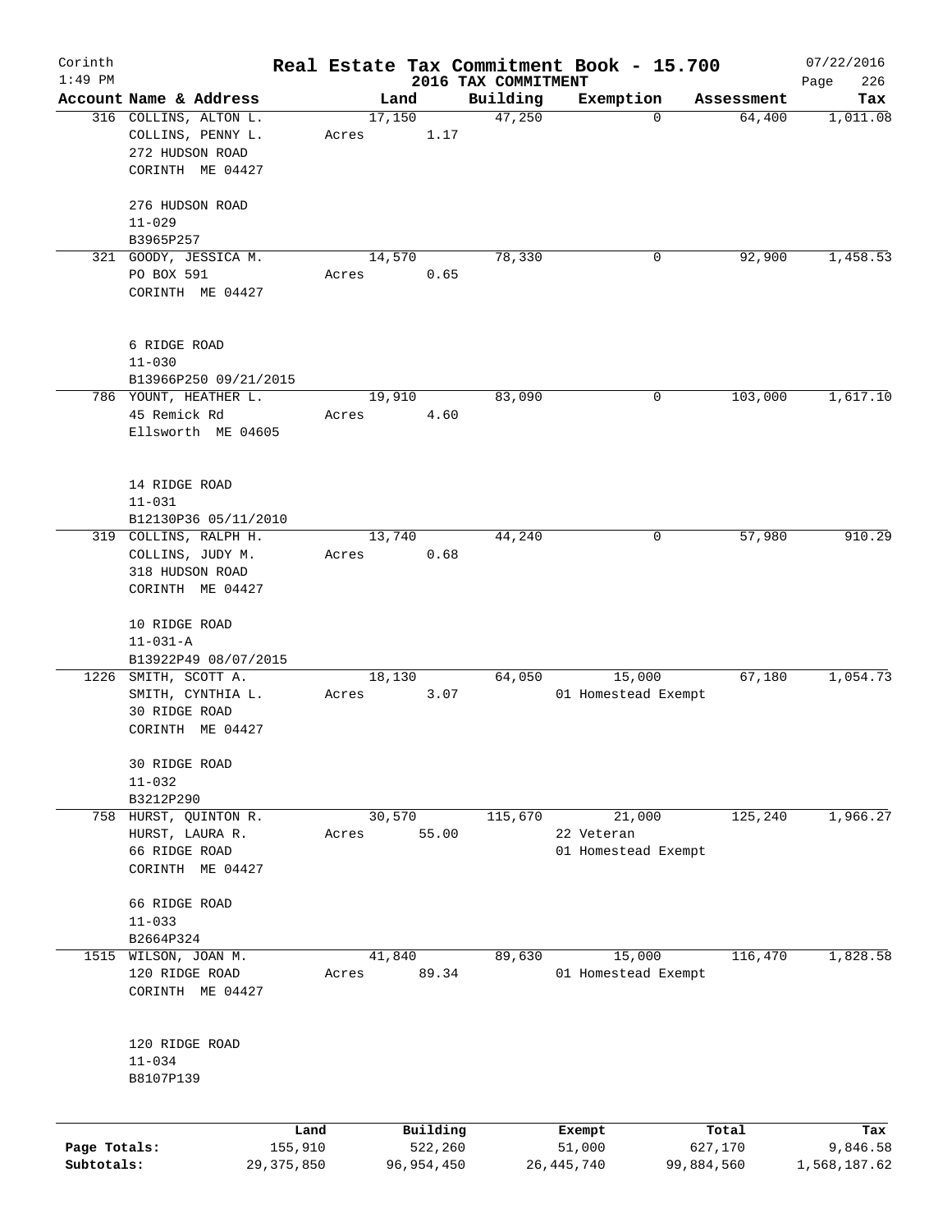Corinth
1:49 PM

# Real Estate Tax Commitment Book - 15.700

## 2016 TAX COMMITMENT

07/22/2016

| Account Name & Address | Land | Building | Exemption | Assessment | Tax |
|---|---|---|---|---|---|
| 316 COLLINS, ALTON L.<br>COLLINS, PENNY L.<br>272 HUDSON ROAD<br>CORINTH ME 04427<br><br>276 HUDSON ROAD<br>11-029<br>B3965P257 | 17,150<br>Acres 1.17 | 47,250 | 0 | 64,400 | 1,011.08 |
| 321 GOODY, JESSICA M.<br>PO BOX 591<br>CORINTH ME 04427<br><br>6 RIDGE ROAD<br>11-030<br>B13966P250 09/21/2015 | 14,570<br>Acres 0.65 | 78,330 | 0 | 92,900 | 1,458.53 |
| 786 YOUNT, HEATHER L.<br>45 Remick Rd<br>Ellsworth ME 04605<br><br>14 RIDGE ROAD<br>11-031<br>B12130P36 05/11/2010 | 19,910<br>Acres 4.60 | 83,090 | 0 | 103,000 | 1,617.10 |
| 319 COLLINS, RALPH H.<br>COLLINS, JUDY M.<br>318 HUDSON ROAD<br>CORINTH ME 04427<br><br>10 RIDGE ROAD<br>11-031-A<br>B13922P49 08/07/2015 | 13,740<br>Acres 0.68 | 44,240 | 0 | 57,980 | 910.29 |
| 1226 SMITH, SCOTT A.<br>SMITH, CYNTHIA L.<br>30 RIDGE ROAD<br>CORINTH ME 04427<br><br>30 RIDGE ROAD<br>11-032<br>B3212P290 | 18,130<br>Acres 3.07 | 64,050 | 15,000<br>01 Homestead Exempt | 67,180 | 1,054.73 |
| 758 HURST, QUINTON R.<br>HURST, LAURA R.<br>66 RIDGE ROAD<br>CORINTH ME 04427<br><br>66 RIDGE ROAD<br>11-033<br>B2664P324 | 30,570<br>Acres 55.00 | 115,670 | 21,000<br>22 Veteran<br>01 Homestead Exempt | 125,240 | 1,966.27 |
| 1515 WILSON, JOAN M.<br>120 RIDGE ROAD<br>CORINTH ME 04427<br><br>120 RIDGE ROAD<br>11-034<br>B8107P139 | 41,840<br>Acres 89.34 | 89,630 | 15,000<br>01 Homestead Exempt | 116,470 | 1,828.58 |

| | Land | Building | Exempt | Total | Tax |
|---|---|---|---|---|---|
| Page Totals: | 155,910 | 522,260 | 51,000 | 627,170 | 9,846.58 |
| Subtotals: | 29,375,850 | 96,954,450 | 26,445,740 | 99,884,560 | 1,568,187.62 |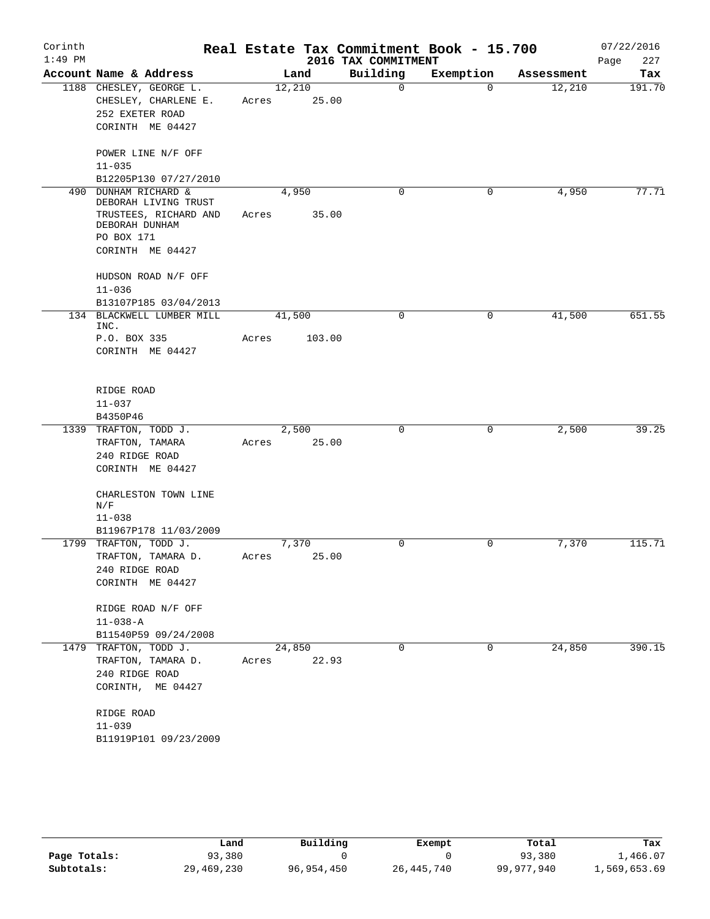Corinth 1:49 PM

# Real Estate Tax Commitment Book - 15.700

## 2016 TAX COMMITMENT

07/22/2016

| Account | Name & Address | Land | Building | Exemption | Assessment | Tax |
|---|---|---|---|---|---|---|
| 1188 | CHESLEY, GEORGE L.<br>CHESLEY, CHARLENE E.<br>252 EXETER ROAD<br>CORINTH ME 04427<br><br>POWER LINE N/F OFF<br>11-035<br>B12205P130 07/27/2010 | 12,210<br>Acres 25.00 | 0 | 0 | 12,210 | 191.70 |
| 490 | DUNHAM RICHARD &<br>DEBORAH LIVING TRUST<br>TRUSTEES, RICHARD AND<br>DEBORAH DUNHAM<br>PO BOX 171<br>CORINTH ME 04427<br><br>HUDSON ROAD N/F OFF<br>11-036<br>B13107P185 03/04/2013 | 4,950<br>Acres 35.00 | 0 | 0 | 4,950 | 77.71 |
| 134 | BLACKWELL LUMBER MILL<br>INC.<br>P.O. BOX 335<br>CORINTH ME 04427<br><br>RIDGE ROAD<br>11-037<br>B4350P46 | 41,500<br>Acres 103.00 | 0 | 0 | 41,500 | 651.55 |
| 1339 | TRAFTON, TODD J.<br>TRAFTON, TAMARA<br>240 RIDGE ROAD<br>CORINTH ME 04427<br><br>CHARLESTON TOWN LINE<br>N/F<br>11-038<br>B11967P178 11/03/2009 | 2,500<br>Acres 25.00 | 0 | 0 | 2,500 | 39.25 |
| 1799 | TRAFTON, TODD J.<br>TRAFTON, TAMARA D.<br>240 RIDGE ROAD<br>CORINTH ME 04427<br><br>RIDGE ROAD N/F OFF<br>11-038-A<br>B11540P59 09/24/2008 | 7,370<br>Acres 25.00 | 0 | 0 | 7,370 | 115.71 |
| 1479 | TRAFTON, TODD J.<br>TRAFTON, TAMARA D.<br>240 RIDGE ROAD<br>CORINTH, ME 04427<br><br>RIDGE ROAD<br>11-039<br>B11919P101 09/23/2009 | 24,850<br>Acres 22.93 | 0 | 0 | 24,850 | 390.15 |

| | Land | Building | Exempt | Total | Tax |
|---|---|---|---|---|---|
| Page Totals: | 93,380 | 0 | 0 | 93,380 | 1,466.07 |
| Subtotals: | 29,469,230 | 96,954,450 | 26,445,740 | 99,977,940 | 1,569,653.69 |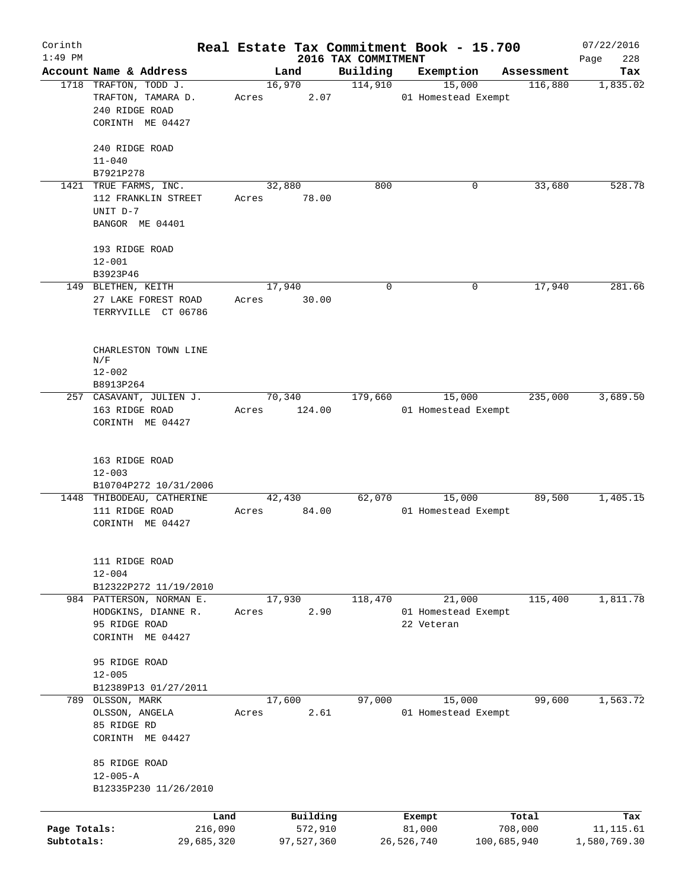# Real Estate Tax Commitment Book - 15.700

Corinth 1:49 PM — 2016 TAX COMMITMENT — 07/22/2016

| Account Name & Address | Land | Building | Exemption | Assessment | Tax |
|---|---|---|---|---|---|
| 1718 TRAFTON, TODD J.<br>TRAFTON, TAMARA D.<br>240 RIDGE ROAD<br>CORINTH ME 04427<br><br>240 RIDGE ROAD<br>11-040<br>B7921P278 | 16,970<br>Acres 2.07 | 114,910 | 15,000<br>01 Homestead Exempt | 116,880 | 1,835.02 |
| 1421 TRUE FARMS, INC.<br>112 FRANKLIN STREET<br>UNIT D-7<br>BANGOR ME 04401<br><br>193 RIDGE ROAD<br>12-001<br>B3923P46 | 32,880<br>Acres 78.00 | 800 | 0 | 33,680 | 528.78 |
| 149 BLETHEN, KEITH<br>27 LAKE FOREST ROAD<br>TERRYVILLE CT 06786<br><br>CHARLESTON TOWN LINE N/F<br>12-002<br>B8913P264 | 17,940<br>Acres 30.00 | 0 | 0 | 17,940 | 281.66 |
| 257 CASAVANT, JULIEN J.<br>163 RIDGE ROAD<br>CORINTH ME 04427<br><br>163 RIDGE ROAD<br>12-003<br>B10704P272 10/31/2006 | 70,340<br>Acres 124.00 | 179,660 | 15,000<br>01 Homestead Exempt | 235,000 | 3,689.50 |
| 1448 THIBODEAU, CATHERINE<br>111 RIDGE ROAD<br>CORINTH ME 04427<br><br>111 RIDGE ROAD<br>12-004<br>B12322P272 11/19/2010 | 42,430<br>Acres 84.00 | 62,070 | 15,000<br>01 Homestead Exempt | 89,500 | 1,405.15 |
| 984 PATTERSON, NORMAN E.<br>HODGKINS, DIANNE R.<br>95 RIDGE ROAD<br>CORINTH ME 04427<br><br>95 RIDGE ROAD<br>12-005<br>B12389P13 01/27/2011 | 17,930<br>Acres 2.90 | 118,470 | 21,000<br>01 Homestead Exempt<br>22 Veteran | 115,400 | 1,811.78 |
| 789 OLSSON, MARK<br>OLSSON, ANGELA<br>85 RIDGE RD<br>CORINTH ME 04427<br><br>85 RIDGE ROAD<br>12-005-A<br>B12335P230 11/26/2010 | 17,600<br>Acres 2.61 | 97,000 | 15,000<br>01 Homestead Exempt | 99,600 | 1,563.72 |

| | Land | Building | Exempt | Total | Tax |
|---|---|---|---|---|---|
| Page Totals: | 216,090 | 572,910 | 81,000 | 708,000 | 11,115.61 |
| Subtotals: | 29,685,320 | 97,527,360 | 26,526,740 | 100,685,940 | 1,580,769.30 |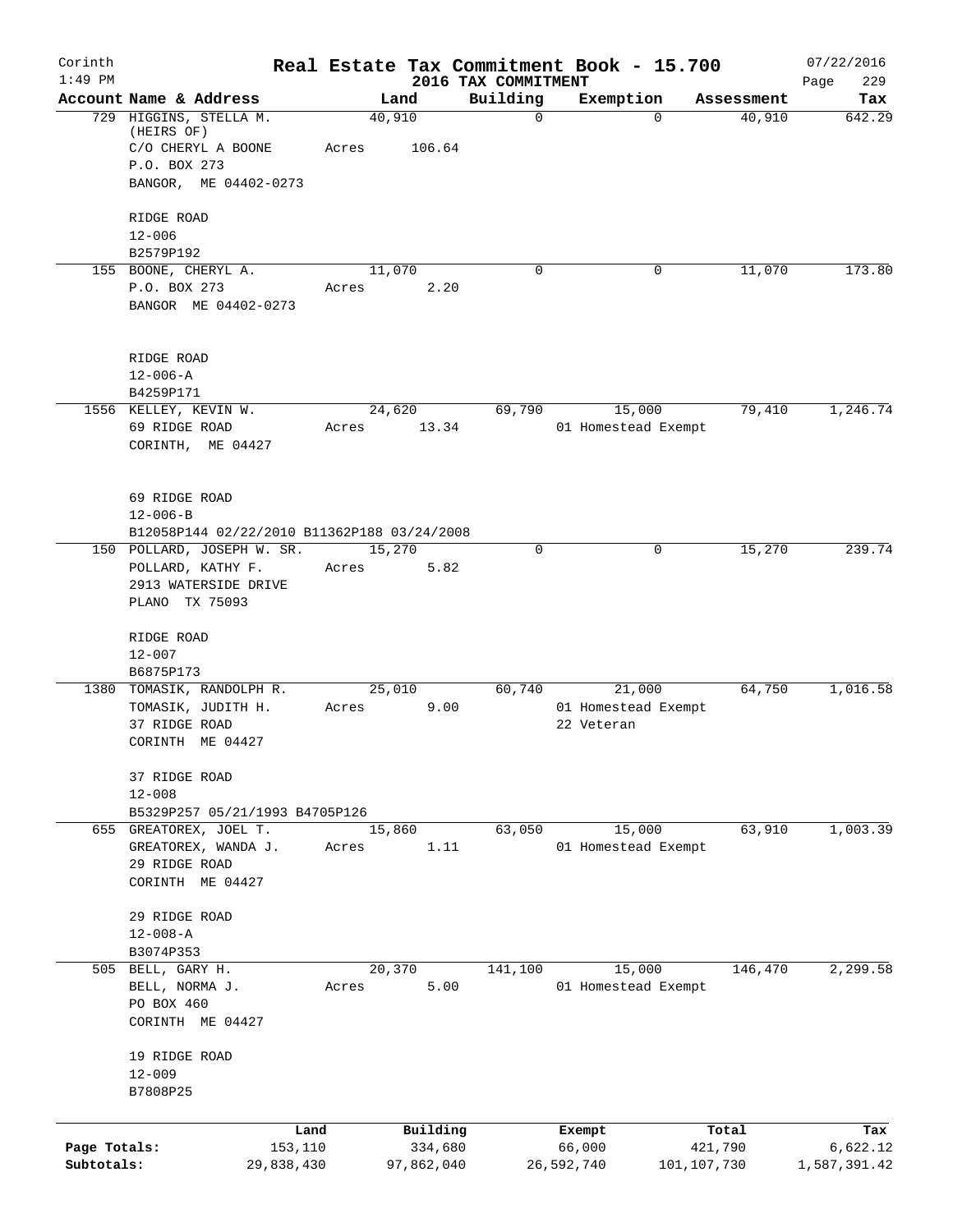# Real Estate Tax Commitment Book - 15.700

Corinth 1:49 PM — 2016 TAX COMMITMENT — 07/22/2016

| Account Name & Address | Land | Building | Exemption | Assessment | Tax |
|---|---|---|---|---|---|
| 729 HIGGINS, STELLA M. (HEIRS OF) C/O CHERYL A BOONE P.O. BOX 273 BANGOR, ME 04402-0273 RIDGE ROAD 12-006 B2579P192 | 40,910 Acres 106.64 | 0 | 0 | 40,910 | 642.29 |
| 155 BOONE, CHERYL A. P.O. BOX 273 BANGOR ME 04402-0273 RIDGE ROAD 12-006-A B4259P171 | 11,070 Acres 2.20 | 0 | 0 | 11,070 | 173.80 |
| 1556 KELLEY, KEVIN W. 69 RIDGE ROAD CORINTH, ME 04427 69 RIDGE ROAD 12-006-B B12058P144 02/22/2010 B11362P188 03/24/2008 | 24,620 Acres 13.34 | 69,790 | 15,000 01 Homestead Exempt | 79,410 | 1,246.74 |
| 150 POLLARD, JOSEPH W. SR. POLLARD, KATHY F. 2913 WATERSIDE DRIVE PLANO TX 75093 RIDGE ROAD 12-007 B6875P173 | 15,270 Acres 5.82 | 0 | 0 | 15,270 | 239.74 |
| 1380 TOMASIK, RANDOLPH R. TOMASIK, JUDITH H. 37 RIDGE ROAD CORINTH ME 04427 37 RIDGE ROAD 12-008 B5329P257 05/21/1993 B4705P126 | 25,010 Acres 9.00 | 60,740 | 21,000 01 Homestead Exempt 22 Veteran | 64,750 | 1,016.58 |
| 655 GREATOREX, JOEL T. GREATOREX, WANDA J. 29 RIDGE ROAD CORINTH ME 04427 29 RIDGE ROAD 12-008-A B3074P353 | 15,860 Acres 1.11 | 63,050 | 15,000 01 Homestead Exempt | 63,910 | 1,003.39 |
| 505 BELL, GARY H. BELL, NORMA J. PO BOX 460 CORINTH ME 04427 19 RIDGE ROAD 12-009 B7808P25 | 20,370 Acres 5.00 | 141,100 | 15,000 01 Homestead Exempt | 146,470 | 2,299.58 |

| | Land | Building | Exempt | Total | Tax |
|---|---|---|---|---|---|
| Page Totals: | 153,110 | 334,680 | 66,000 | 421,790 | 6,622.12 |
| Subtotals: | 29,838,430 | 97,862,040 | 26,592,740 | 101,107,730 | 1,587,391.42 |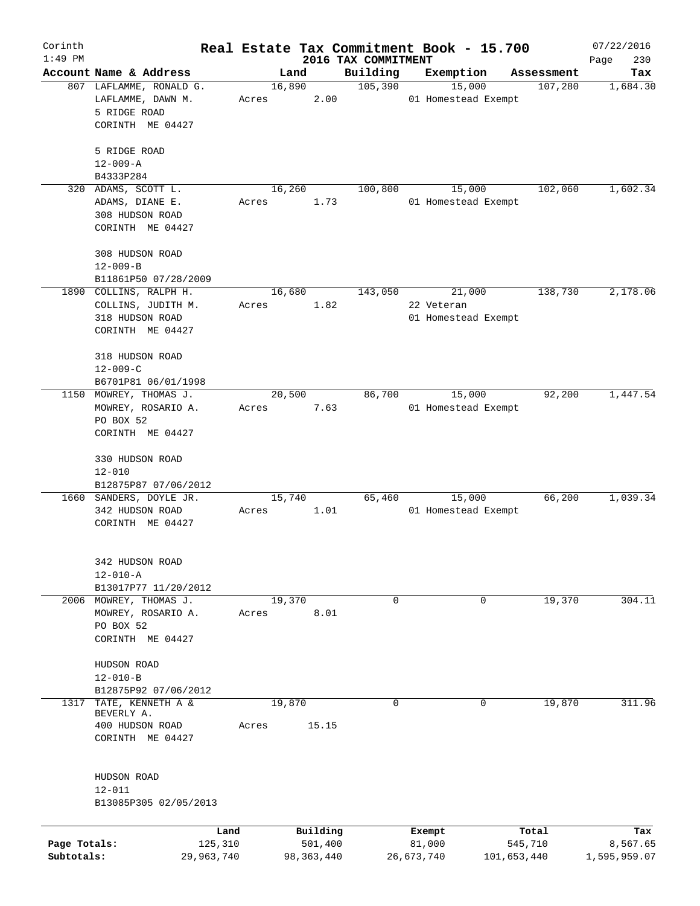# Real Estate Tax Commitment Book - 15.700

Corinth 1:49 PM — 2016 TAX COMMITMENT — 07/22/2016

| Account Name & Address | Land | Building | Exemption | Assessment | Tax |
|---|---|---|---|---|---|
| 807 LAFLAMME, RONALD G.<br>LAFLAMME, DAWN M.<br>5 RIDGE ROAD<br>CORINTH ME 04427<br><br>5 RIDGE ROAD<br>12-009-A<br>B4333P284 | 16,890<br>Acres 2.00 | 105,390 | 15,000<br>01 Homestead Exempt | 107,280 | 1,684.30 |
| 320 ADAMS, SCOTT L.<br>ADAMS, DIANE E.<br>308 HUDSON ROAD<br>CORINTH ME 04427<br><br>308 HUDSON ROAD<br>12-009-B<br>B11861P50 07/28/2009 | 16,260<br>Acres 1.73 | 100,800 | 15,000<br>01 Homestead Exempt | 102,060 | 1,602.34 |
| 1890 COLLINS, RALPH H.<br>COLLINS, JUDITH M.<br>318 HUDSON ROAD<br>CORINTH ME 04427<br><br>318 HUDSON ROAD<br>12-009-C<br>B6701P81 06/01/1998 | 16,680<br>Acres 1.82 | 143,050 | 21,000<br>22 Veteran<br>01 Homestead Exempt | 138,730 | 2,178.06 |
| 1150 MOWREY, THOMAS J.<br>MOWREY, ROSARIO A.<br>PO BOX 52<br>CORINTH ME 04427<br><br>330 HUDSON ROAD<br>12-010<br>B12875P87 07/06/2012 | 20,500<br>Acres 7.63 | 86,700 | 15,000<br>01 Homestead Exempt | 92,200 | 1,447.54 |
| 1660 SANDERS, DOYLE JR.<br>342 HUDSON ROAD<br>CORINTH ME 04427<br><br>342 HUDSON ROAD<br>12-010-A<br>B13017P77 11/20/2012 | 15,740<br>Acres 1.01 | 65,460 | 15,000<br>01 Homestead Exempt | 66,200 | 1,039.34 |
| 2006 MOWREY, THOMAS J.<br>MOWREY, ROSARIO A.<br>PO BOX 52<br>CORINTH ME 04427<br><br>HUDSON ROAD<br>12-010-B<br>B12875P92 07/06/2012 | 19,370<br>Acres 8.01 | 0 | 0 | 19,370 | 304.11 |
| 1317 TATE, KENNETH A &<br>BEVERLY A.<br>400 HUDSON ROAD<br>CORINTH ME 04427<br><br>HUDSON ROAD<br>12-011<br>B13085P305 02/05/2013 | 19,870<br>Acres 15.15 | 0 | 0 | 19,870 | 311.96 |

| | Land | Building | Exempt | Total | Tax |
|---|---|---|---|---|---|
| Page Totals: | 125,310 | 501,400 | 81,000 | 545,710 | 8,567.65 |
| Subtotals: | 29,963,740 | 98,363,440 | 26,673,740 | 101,653,440 | 1,595,959.07 |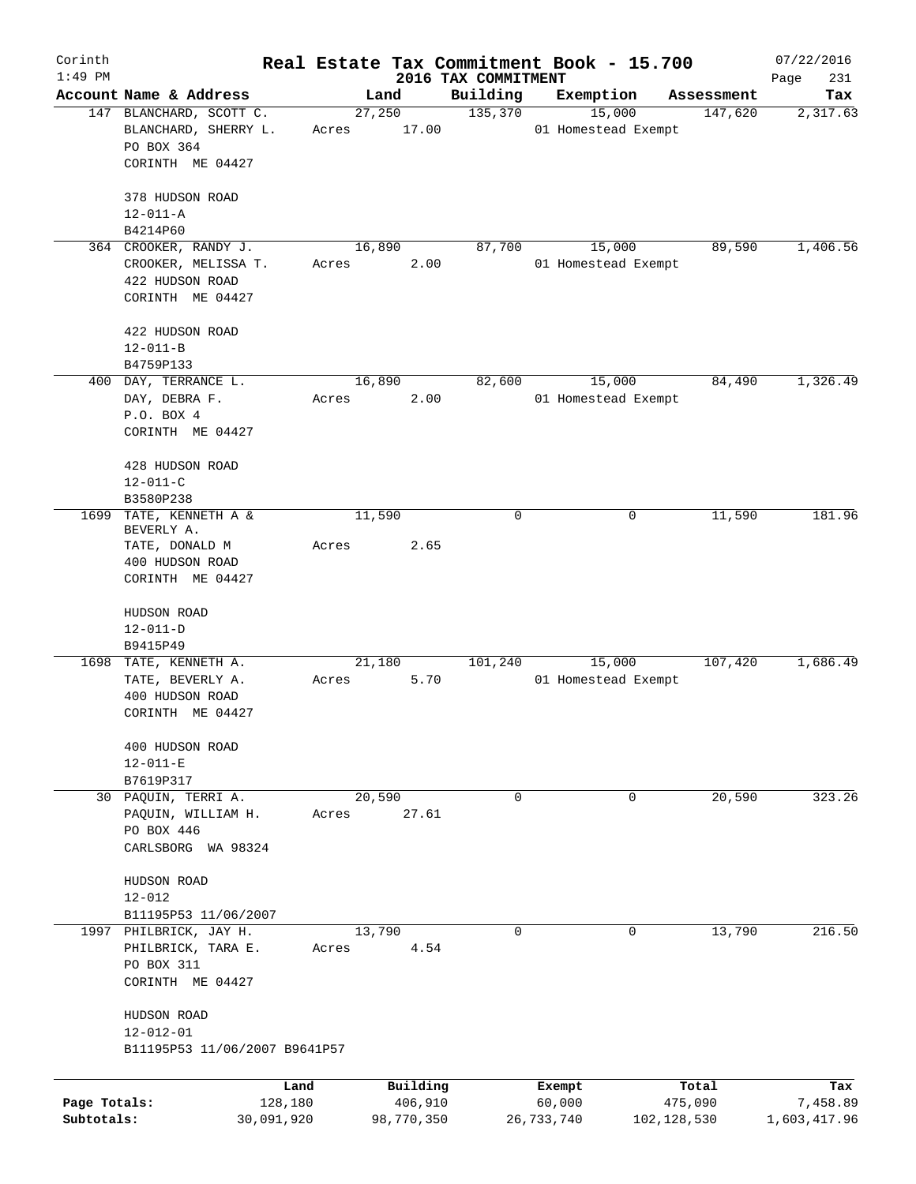Corinth 1:49 PM

# Real Estate Tax Commitment Book - 15.700

2016 TAX COMMITMENT

07/22/2016

| Account Name & Address | Land | Building | Exemption | Assessment | Tax |
|---|---|---|---|---|---|
| 147 BLANCHARD, SCOTT C.<br>BLANCHARD, SHERRY L.<br>PO BOX 364<br>CORINTH ME 04427<br><br>378 HUDSON ROAD<br>12-011-A<br>B4214P60 | 27,250<br>Acres 17.00 | 135,370 | 15,000<br>01 Homestead Exempt | 147,620 | 2,317.63 |
| 364 CROOKER, RANDY J.<br>CROOKER, MELISSA T.<br>422 HUDSON ROAD<br>CORINTH ME 04427<br><br>422 HUDSON ROAD<br>12-011-B<br>B4759P133 | 16,890<br>Acres 2.00 | 87,700 | 15,000<br>01 Homestead Exempt | 89,590 | 1,406.56 |
| 400 DAY, TERRANCE L.<br>DAY, DEBRA F.<br>P.O. BOX 4<br>CORINTH ME 04427<br><br>428 HUDSON ROAD<br>12-011-C<br>B3580P238 | 16,890<br>Acres 2.00 | 82,600 | 15,000<br>01 Homestead Exempt | 84,490 | 1,326.49 |
| 1699 TATE, KENNETH A & BEVERLY A.<br>TATE, DONALD M<br>400 HUDSON ROAD<br>CORINTH ME 04427<br><br>HUDSON ROAD<br>12-011-D<br>B9415P49 | 11,590<br>Acres 2.65 | 0 | 0 | 11,590 | 181.96 |
| 1698 TATE, KENNETH A.<br>TATE, BEVERLY A.<br>400 HUDSON ROAD<br>CORINTH ME 04427<br><br>400 HUDSON ROAD<br>12-011-E<br>B7619P317 | 21,180<br>Acres 5.70 | 101,240 | 15,000<br>01 Homestead Exempt | 107,420 | 1,686.49 |
| 30 PAQUIN, TERRI A.<br>PAQUIN, WILLIAM H.<br>PO BOX 446<br>CARLSBORG WA 98324<br><br>HUDSON ROAD<br>12-012<br>B11195P53 11/06/2007 | 20,590<br>Acres 27.61 | 0 | 0 | 20,590 | 323.26 |
| 1997 PHILBRICK, JAY H.<br>PHILBRICK, TARA E.<br>PO BOX 311<br>CORINTH ME 04427<br><br>HUDSON ROAD<br>12-012-01<br>B11195P53 11/06/2007 B9641P57 | 13,790<br>Acres 4.54 | 0 | 0 | 13,790 | 216.50 |

| | Land | Building | Exempt | Total | Tax |
|---|---|---|---|---|---|
| Page Totals: | 128,180 | 406,910 | 60,000 | 475,090 | 7,458.89 |
| Subtotals: | 30,091,920 | 98,770,350 | 26,733,740 | 102,128,530 | 1,603,417.96 |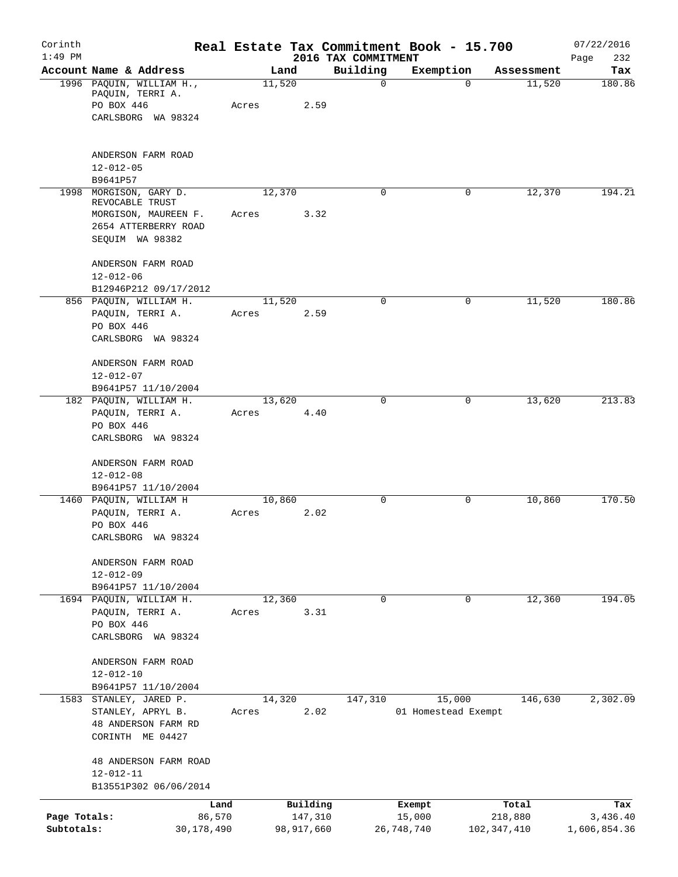# Real Estate Tax Commitment Book - 15.700

## 2016 TAX COMMITMENT

Corinth 1:49 PM — 07/22/2016

| Account Name & Address | Land | Building | Exemption | Assessment | Tax |
|---|---|---|---|---|---|
| 1996 PAQUIN, WILLIAM H., PAQUIN, TERRI A. PO BOX 446 CARLSBORG WA 98324 ANDERSON FARM ROAD 12-012-05 B9641P57 | 11,520 Acres 2.59 | 0 | 0 | 11,520 | 180.86 |
| 1998 MORGISON, GARY D. REVOCABLE TRUST MORGISON, MAUREEN F. 2654 ATTERBERRY ROAD SEQUIM WA 98382 ANDERSON FARM ROAD 12-012-06 B12946P212 09/17/2012 | 12,370 Acres 3.32 | 0 | 0 | 12,370 | 194.21 |
| 856 PAQUIN, WILLIAM H. PAQUIN, TERRI A. PO BOX 446 CARLSBORG WA 98324 ANDERSON FARM ROAD 12-012-07 B9641P57 11/10/2004 | 11,520 Acres 2.59 | 0 | 0 | 11,520 | 180.86 |
| 182 PAQUIN, WILLIAM H. PAQUIN, TERRI A. PO BOX 446 CARLSBORG WA 98324 ANDERSON FARM ROAD 12-012-08 B9641P57 11/10/2004 | 13,620 Acres 4.40 | 0 | 0 | 13,620 | 213.83 |
| 1460 PAQUIN, WILLIAM H PAQUIN, TERRI A. PO BOX 446 CARLSBORG WA 98324 ANDERSON FARM ROAD 12-012-09 B9641P57 11/10/2004 | 10,860 Acres 2.02 | 0 | 0 | 10,860 | 170.50 |
| 1694 PAQUIN, WILLIAM H. PAQUIN, TERRI A. PO BOX 446 CARLSBORG WA 98324 ANDERSON FARM ROAD 12-012-10 B9641P57 11/10/2004 | 12,360 Acres 3.31 | 0 | 0 | 12,360 | 194.05 |
| 1583 STANLEY, JARED P. STANLEY, APRYL B. 48 ANDERSON FARM RD CORINTH ME 04427 48 ANDERSON FARM ROAD 12-012-11 B13551P302 06/06/2014 | 14,320 Acres 2.02 | 147,310 | 15,000 01 Homestead Exempt | 146,630 | 2,302.09 |

| | Land | Building | Exempt | Total | Tax |
|---|---|---|---|---|---|
| Page Totals: | 86,570 | 147,310 | 15,000 | 218,880 | 3,436.40 |
| Subtotals: | 30,178,490 | 98,917,660 | 26,748,740 | 102,347,410 | 1,606,854.36 |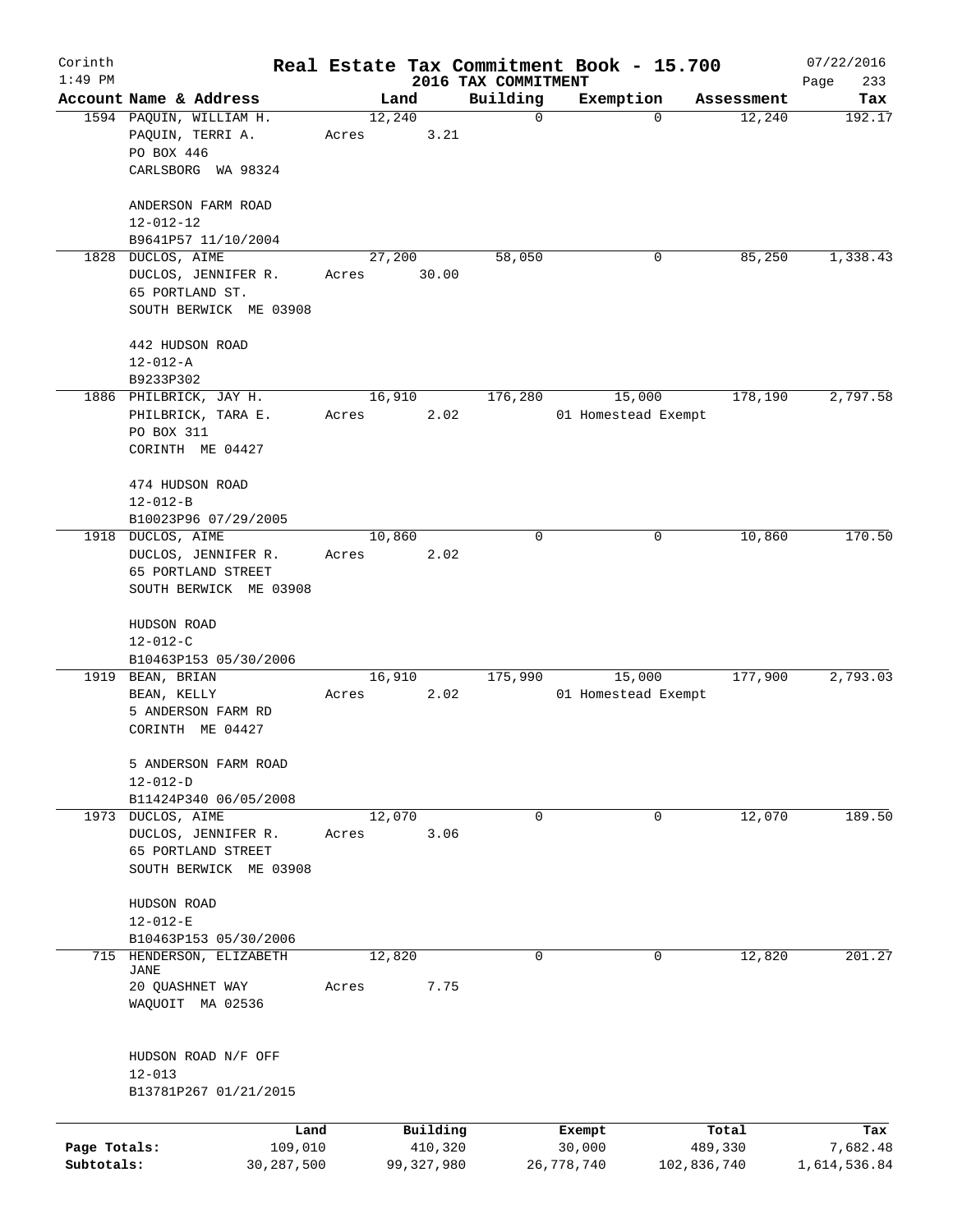Corinth 1:49 PM

# Real Estate Tax Commitment Book - 15.700

## 2016 TAX COMMITMENT

07/22/2016

| Account Name & Address | Land | Building | Exemption | Assessment | Tax |
|---|---|---|---|---|---|
| 1594 PAQUIN, WILLIAM H.<br>PAQUIN, TERRI A.<br>PO BOX 446<br>CARLSBORG WA 98324<br><br>ANDERSON FARM ROAD<br>12-012-12<br>B9641P57 11/10/2004 | 12,240<br>Acres 3.21 | 0 | 0 | 12,240 | 192.17 |
| 1828 DUCLOS, AIME<br>DUCLOS, JENNIFER R.<br>65 PORTLAND ST.<br>SOUTH BERWICK ME 03908<br><br>442 HUDSON ROAD<br>12-012-A<br>B9233P302 | 27,200<br>Acres 30.00 | 58,050 | 0 | 85,250 | 1,338.43 |
| 1886 PHILBRICK, JAY H.<br>PHILBRICK, TARA E.<br>PO BOX 311<br>CORINTH ME 04427<br><br>474 HUDSON ROAD<br>12-012-B<br>B10023P96 07/29/2005 | 16,910<br>Acres 2.02 | 176,280 | 15,000<br>01 Homestead Exempt | 178,190 | 2,797.58 |
| 1918 DUCLOS, AIME<br>DUCLOS, JENNIFER R.<br>65 PORTLAND STREET<br>SOUTH BERWICK ME 03908<br><br>HUDSON ROAD<br>12-012-C<br>B10463P153 05/30/2006 | 10,860<br>Acres 2.02 | 0 | 0 | 10,860 | 170.50 |
| 1919 BEAN, BRIAN<br>BEAN, KELLY<br>5 ANDERSON FARM RD<br>CORINTH ME 04427<br><br>5 ANDERSON FARM ROAD<br>12-012-D<br>B11424P340 06/05/2008 | 16,910<br>Acres 2.02 | 175,990 | 15,000<br>01 Homestead Exempt | 177,900 | 2,793.03 |
| 1973 DUCLOS, AIME<br>DUCLOS, JENNIFER R.<br>65 PORTLAND STREET<br>SOUTH BERWICK ME 03908<br><br>HUDSON ROAD<br>12-012-E<br>B10463P153 05/30/2006 | 12,070<br>Acres 3.06 | 0 | 0 | 12,070 | 189.50 |
| 715 HENDERSON, ELIZABETH JANE<br>20 QUASHNET WAY<br>WAQUOIT MA 02536<br><br>HUDSON ROAD N/F OFF<br>12-013<br>B13781P267 01/21/2015 | 12,820<br>Acres 7.75 | 0 | 0 | 12,820 | 201.27 |

| | Land | Building | Exempt | Total | Tax |
|---|---|---|---|---|---|
| Page Totals: | 109,010 | 410,320 | 30,000 | 489,330 | 7,682.48 |
| Subtotals: | 30,287,500 | 99,327,980 | 26,778,740 | 102,836,740 | 1,614,536.84 |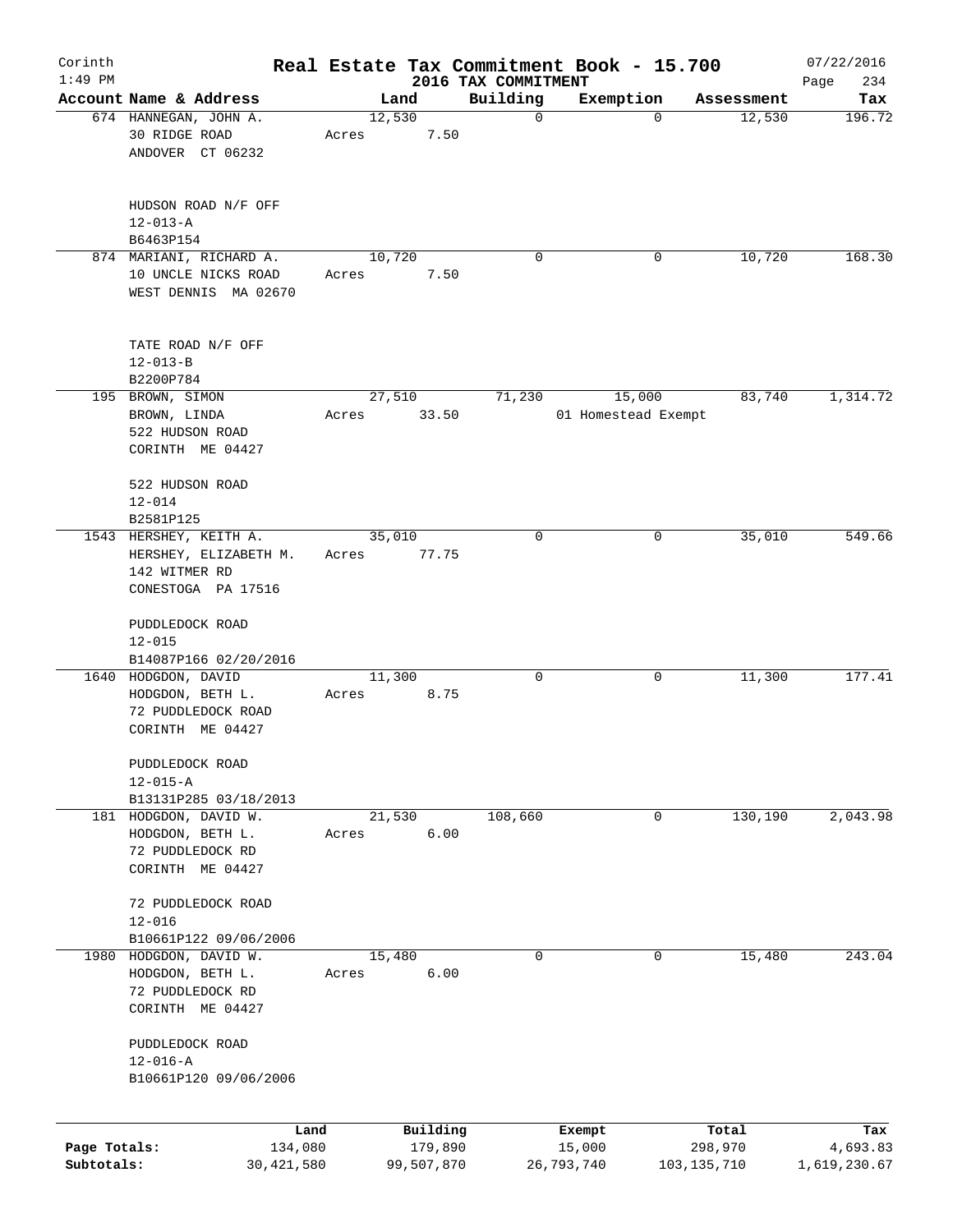Corinth
1:49 PM

# Real Estate Tax Commitment Book - 15.700
## 2016 TAX COMMITMENT

07/22/2016
Page 234

| Account Name & Address | Land | Building | Exemption | Assessment | Tax |
|---|---|---|---|---|---|
| 674 HANNEGAN, JOHN A.<br>30 RIDGE ROAD<br>ANDOVER CT 06232<br><br>HUDSON ROAD N/F OFF<br>12-013-A<br>B6463P154 | 12,530<br>Acres 7.50 | 0 | 0 | 12,530 | 196.72 |
| 874 MARIANI, RICHARD A.<br>10 UNCLE NICKS ROAD<br>WEST DENNIS MA 02670<br><br>TATE ROAD N/F OFF<br>12-013-B<br>B2200P784 | 10,720<br>Acres 7.50 | 0 | 0 | 10,720 | 168.30 |
| 195 BROWN, SIMON<br>BROWN, LINDA<br>522 HUDSON ROAD<br>CORINTH ME 04427<br><br>522 HUDSON ROAD<br>12-014<br>B2581P125 | 27,510<br>Acres 33.50 | 71,230 | 15,000<br>01 Homestead Exempt | 83,740 | 1,314.72 |
| 1543 HERSHEY, KEITH A.<br>HERSHEY, ELIZABETH M.<br>142 WITMER RD<br>CONESTOGA PA 17516<br><br>PUDDLEDOCK ROAD<br>12-015<br>B14087P166 02/20/2016 | 35,010<br>Acres 77.75 | 0 | 0 | 35,010 | 549.66 |
| 1640 HODGDON, DAVID<br>HODGDON, BETH L.<br>72 PUDDLEDOCK ROAD<br>CORINTH ME 04427<br><br>PUDDLEDOCK ROAD<br>12-015-A<br>B13131P285 03/18/2013 | 11,300<br>Acres 8.75 | 0 | 0 | 11,300 | 177.41 |
| 181 HODGDON, DAVID W.<br>HODGDON, BETH L.<br>72 PUDDLEDOCK RD<br>CORINTH ME 04427<br><br>72 PUDDLEDOCK ROAD<br>12-016<br>B10661P122 09/06/2006 | 21,530<br>Acres 6.00 | 108,660 | 0 | 130,190 | 2,043.98 |
| 1980 HODGDON, DAVID W.<br>HODGDON, BETH L.<br>72 PUDDLEDOCK RD<br>CORINTH ME 04427<br><br>PUDDLEDOCK ROAD<br>12-016-A<br>B10661P120 09/06/2006 | 15,480<br>Acres 6.00 | 0 | 0 | 15,480 | 243.04 |

| | Land | Building | Exempt | Total | Tax |
|---|---|---|---|---|---|
| Page Totals: | 134,080 | 179,890 | 15,000 | 298,970 | 4,693.83 |
| Subtotals: | 30,421,580 | 99,507,870 | 26,793,740 | 103,135,710 | 1,619,230.67 |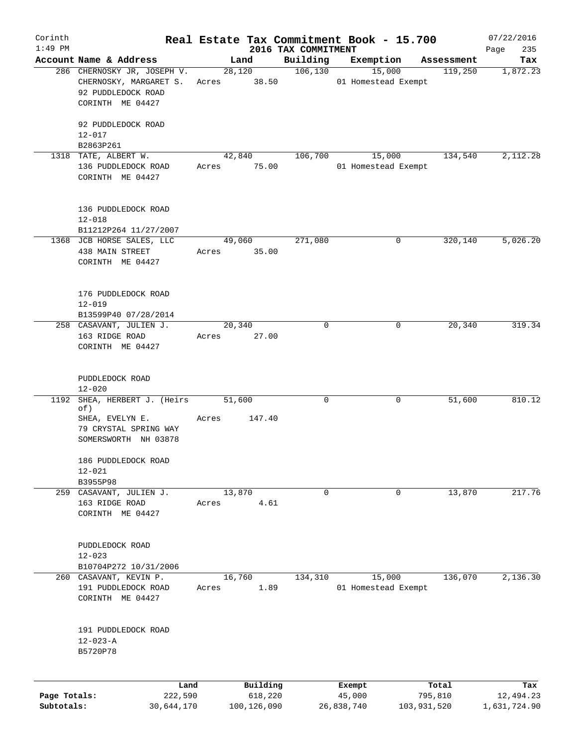# Real Estate Tax Commitment Book - 15.700

Corinth
1:49 PM

2016 TAX COMMITMENT

07/22/2016

| Account Name & Address | Land | Building | Exemption | Assessment | Tax |
|---|---|---|---|---|---|
| 286 CHERNOSKY JR, JOSEPH V. | 28,120 | 106,130 | 15,000 | 119,250 | 1,872.23 |
| CHERNOSKY, MARGARET S. | Acres 38.50 | | 01 Homestead Exempt | | |
| 92 PUDDLEDOCK ROAD | | | | | |
| CORINTH ME 04427 | | | | | |
| 92 PUDDLEDOCK ROAD | | | | | |
| 12-017 | | | | | |
| B2863P261 | | | | | |
| 1318 TATE, ALBERT W. | 42,840 | 106,700 | 15,000 | 134,540 | 2,112.28 |
| 136 PUDDLEDOCK ROAD | Acres 75.00 | | 01 Homestead Exempt | | |
| CORINTH ME 04427 | | | | | |
| 136 PUDDLEDOCK ROAD | | | | | |
| 12-018 | | | | | |
| B11212P264 11/27/2007 | | | | | |
| 1368 JCB HORSE SALES, LLC | 49,060 | 271,080 | 0 | 320,140 | 5,026.20 |
| 438 MAIN STREET | Acres 35.00 | | | | |
| CORINTH ME 04427 | | | | | |
| 176 PUDDLEDOCK ROAD | | | | | |
| 12-019 | | | | | |
| B13599P40 07/28/2014 | | | | | |
| 258 CASAVANT, JULIEN J. | 20,340 | 0 | 0 | 20,340 | 319.34 |
| 163 RIDGE ROAD | Acres 27.00 | | | | |
| CORINTH ME 04427 | | | | | |
| PUDDLEDOCK ROAD | | | | | |
| 12-020 | | | | | |
| 1192 SHEA, HERBERT J. (Heirs of) | 51,600 | 0 | 0 | 51,600 | 810.12 |
| SHEA, EVELYN E. | Acres 147.40 | | | | |
| 79 CRYSTAL SPRING WAY | | | | | |
| SOMERSWORTH NH 03878 | | | | | |
| 186 PUDDLEDOCK ROAD | | | | | |
| 12-021 | | | | | |
| B3955P98 | | | | | |
| 259 CASAVANT, JULIEN J. | 13,870 | 0 | 0 | 13,870 | 217.76 |
| 163 RIDGE ROAD | Acres 4.61 | | | | |
| CORINTH ME 04427 | | | | | |
| PUDDLEDOCK ROAD | | | | | |
| 12-023 | | | | | |
| B10704P272 10/31/2006 | | | | | |
| 260 CASAVANT, KEVIN P. | 16,760 | 134,310 | 15,000 | 136,070 | 2,136.30 |
| 191 PUDDLEDOCK ROAD | Acres 1.89 | | 01 Homestead Exempt | | |
| CORINTH ME 04427 | | | | | |
| 191 PUDDLEDOCK ROAD | | | | | |
| 12-023-A | | | | | |
| B5720P78 | | | | | |

| | Land | Building | Exempt | Total | Tax |
|---|---|---|---|---|---|
| Page Totals: | 222,590 | 618,220 | 45,000 | 795,810 | 12,494.23 |
| Subtotals: | 30,644,170 | 100,126,090 | 26,838,740 | 103,931,520 | 1,631,724.90 |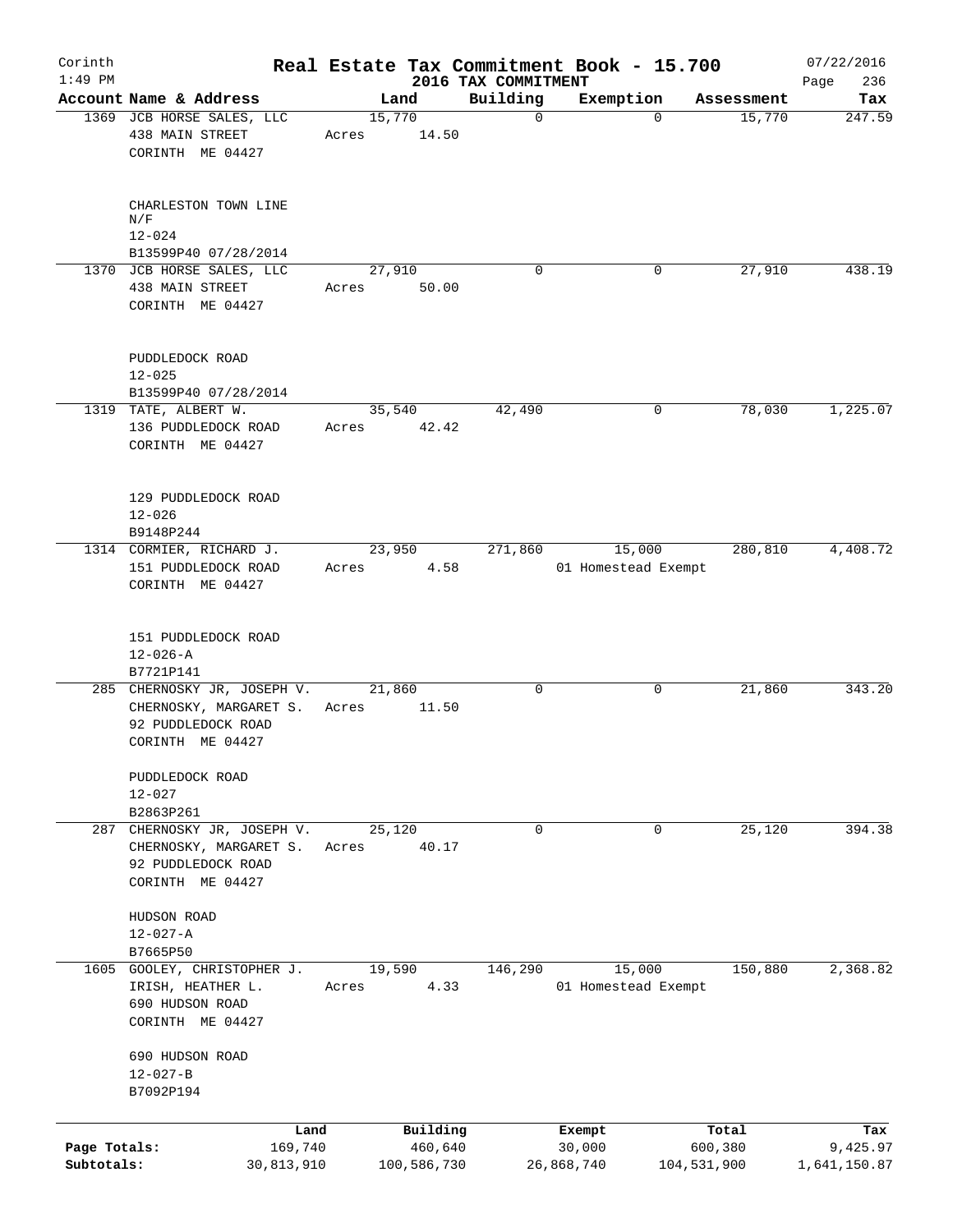Corinth 1:49 PM

# Real Estate Tax Commitment Book - 15.700

## 2016 TAX COMMITMENT

07/22/2016 Page 236

| Account | Name & Address | Land | Building | Exemption | Assessment | Tax |
|---|---|---|---|---|---|---|
| 1369 | JCB HORSE SALES, LLC<br>438 MAIN STREET<br>CORINTH ME 04427<br><br>CHARLESTON TOWN LINE<br>N/F<br>12-024<br>B13599P40 07/28/2014 | 15,770<br>Acres 14.50 | 0 | 0 | 15,770 | 247.59 |
| 1370 | JCB HORSE SALES, LLC<br>438 MAIN STREET<br>CORINTH ME 04427<br><br>PUDDLEDOCK ROAD<br>12-025<br>B13599P40 07/28/2014 | 27,910<br>Acres 50.00 | 0 | 0 | 27,910 | 438.19 |
| 1319 | TATE, ALBERT W.<br>136 PUDDLEDOCK ROAD<br>CORINTH ME 04427<br><br>129 PUDDLEDOCK ROAD<br>12-026<br>B9148P244 | 35,540<br>Acres 42.42 | 42,490 | 0 | 78,030 | 1,225.07 |
| 1314 | CORMIER, RICHARD J.<br>151 PUDDLEDOCK ROAD<br>CORINTH ME 04427<br><br>151 PUDDLEDOCK ROAD<br>12-026-A<br>B7721P141 | 23,950<br>Acres 4.58 | 271,860 | 15,000<br>01 Homestead Exempt | 280,810 | 4,408.72 |
| 285 | CHERNOSKY JR, JOSEPH V.<br>CHERNOSKY, MARGARET S.<br>92 PUDDLEDOCK ROAD<br>CORINTH ME 04427<br><br>PUDDLEDOCK ROAD<br>12-027<br>B2863P261 | 21,860<br>Acres 11.50 | 0 | 0 | 21,860 | 343.20 |
| 287 | CHERNOSKY JR, JOSEPH V.<br>CHERNOSKY, MARGARET S.<br>92 PUDDLEDOCK ROAD<br>CORINTH ME 04427<br><br>HUDSON ROAD<br>12-027-A<br>B7665P50 | 25,120<br>Acres 40.17 | 0 | 0 | 25,120 | 394.38 |
| 1605 | GOOLEY, CHRISTOPHER J.<br>IRISH, HEATHER L.<br>690 HUDSON ROAD<br>CORINTH ME 04427<br><br>690 HUDSON ROAD<br>12-027-B<br>B7092P194 | 19,590<br>Acres 4.33 | 146,290 | 15,000<br>01 Homestead Exempt | 150,880 | 2,368.82 |

| | Land | Building | Exempt | Total | Tax |
|---|---|---|---|---|---|
| Page Totals: | 169,740 | 460,640 | 30,000 | 600,380 | 9,425.97 |
| Subtotals: | 30,813,910 | 100,586,730 | 26,868,740 | 104,531,900 | 1,641,150.87 |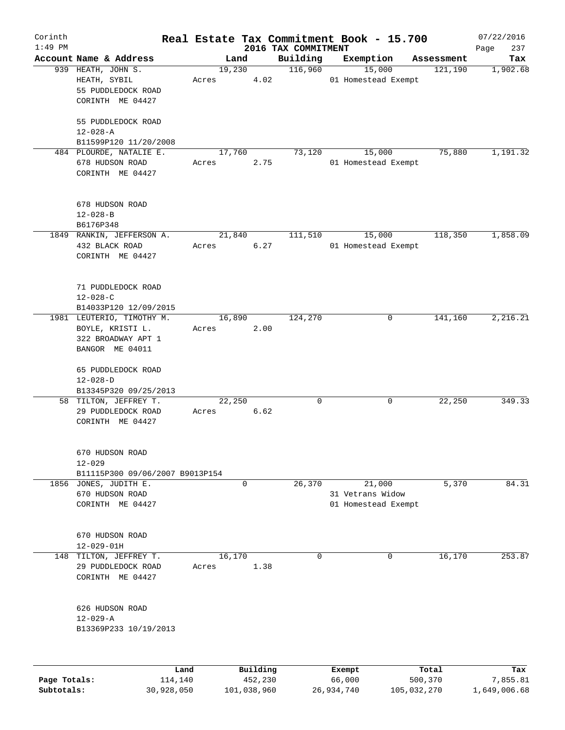Corinth 1:49 PM

# Real Estate Tax Commitment Book - 15.700

## 2016 TAX COMMITMENT

07/22/2016

| Account Name & Address | Land | Building | Exemption | Assessment | Tax |
|---|---|---|---|---|---|
| 939 HEATH, JOHN S.<br>HEATH, SYBIL<br>55 PUDDLEDOCK ROAD<br>CORINTH ME 04427<br><br>55 PUDDLEDOCK ROAD<br>12-028-A<br>B11599P120 11/20/2008 | 19,230<br>Acres 4.02 | 116,960 | 15,000<br>01 Homestead Exempt | 121,190 | 1,902.68 |
| 484 PLOURDE, NATALIE E.<br>678 HUDSON ROAD<br>CORINTH ME 04427<br><br>678 HUDSON ROAD<br>12-028-B<br>B6176P348 | 17,760<br>Acres 2.75 | 73,120 | 15,000<br>01 Homestead Exempt | 75,880 | 1,191.32 |
| 1849 RANKIN, JEFFERSON A.<br>432 BLACK ROAD<br>CORINTH ME 04427<br><br>71 PUDDLEDOCK ROAD<br>12-028-C<br>B14033P120 12/09/2015 | 21,840<br>Acres 6.27 | 111,510 | 15,000<br>01 Homestead Exempt | 118,350 | 1,858.09 |
| 1981 LEUTERIO, TIMOTHY M.<br>BOYLE, KRISTI L.<br>322 BROADWAY APT 1<br>BANGOR ME 04011<br><br>65 PUDDLEDOCK ROAD<br>12-028-D<br>B13345P320 09/25/2013 | 16,890<br>Acres 2.00 | 124,270 | 0 | 141,160 | 2,216.21 |
| 58 TILTON, JEFFREY T.<br>29 PUDDLEDOCK ROAD<br>CORINTH ME 04427<br><br>670 HUDSON ROAD<br>12-029<br>B11115P300 09/06/2007 B9013P154 | 22,250<br>Acres 6.62 | 0 | 0 | 22,250 | 349.33 |
| 1856 JONES, JUDITH E.<br>670 HUDSON ROAD<br>CORINTH ME 04427<br><br>670 HUDSON ROAD<br>12-029-01H | 0 | 26,370 | 21,000<br>31 Vetrans Widow<br>01 Homestead Exempt | 5,370 | 84.31 |
| 148 TILTON, JEFFREY T.<br>29 PUDDLEDOCK ROAD<br>CORINTH ME 04427<br><br>626 HUDSON ROAD<br>12-029-A<br>B13369P233 10/19/2013 | 16,170<br>Acres 1.38 | 0 | 0 | 16,170 | 253.87 |

| | Land | Building | Exempt | Total | Tax |
|---|---|---|---|---|---|
| Page Totals: | 114,140 | 452,230 | 66,000 | 500,370 | 7,855.81 |
| Subtotals: | 30,928,050 | 101,038,960 | 26,934,740 | 105,032,270 | 1,649,006.68 |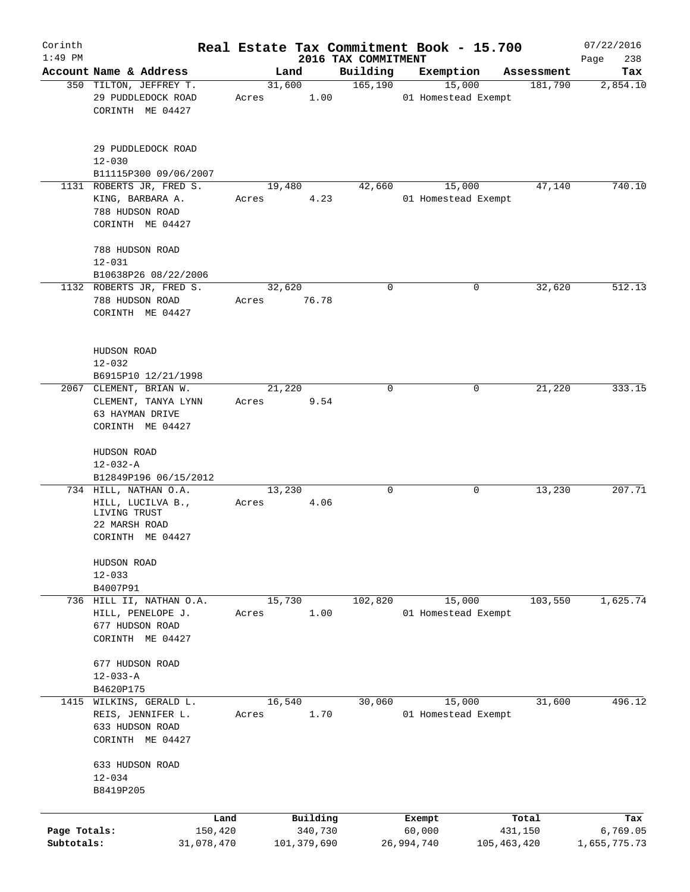Corinth
1:49 PM

# Real Estate Tax Commitment Book - 15.700

## 2016 TAX COMMITMENT

07/22/2016

| Account Name & Address | Land | Building | Exemption | Assessment | Tax |
|---|---|---|---|---|---|
| 350 TILTON, JEFFREY T.<br>29 PUDDLEDOCK ROAD<br>CORINTH ME 04427<br><br>29 PUDDLEDOCK ROAD<br>12-030<br>B11115P300 09/06/2007 | 31,600<br>Acres 1.00 | 165,190 | 15,000<br>01 Homestead Exempt | 181,790 | 2,854.10 |
| 1131 ROBERTS JR, FRED S.<br>KING, BARBARA A.<br>788 HUDSON ROAD<br>CORINTH ME 04427<br><br>788 HUDSON ROAD<br>12-031<br>B10638P26 08/22/2006 | 19,480<br>Acres 4.23 | 42,660 | 15,000<br>01 Homestead Exempt | 47,140 | 740.10 |
| 1132 ROBERTS JR, FRED S.<br>788 HUDSON ROAD<br>CORINTH ME 04427<br><br>HUDSON ROAD<br>12-032<br>B6915P10 12/21/1998 | 32,620<br>Acres 76.78 | 0 | 0 | 32,620 | 512.13 |
| 2067 CLEMENT, BRIAN W.<br>CLEMENT, TANYA LYNN<br>63 HAYMAN DRIVE<br>CORINTH ME 04427<br><br>HUDSON ROAD<br>12-032-A<br>B12849P196 06/15/2012 | 21,220<br>Acres 9.54 | 0 | 0 | 21,220 | 333.15 |
| 734 HILL, NATHAN O.A.<br>HILL, LUCILVA B.,<br>LIVING TRUST<br>22 MARSH ROAD<br>CORINTH ME 04427<br><br>HUDSON ROAD<br>12-033<br>B4007P91 | 13,230<br>Acres 4.06 | 0 | 0 | 13,230 | 207.71 |
| 736 HILL II, NATHAN O.A.<br>HILL, PENELOPE J.<br>677 HUDSON ROAD<br>CORINTH ME 04427<br><br>677 HUDSON ROAD<br>12-033-A<br>B4620P175 | 15,730<br>Acres 1.00 | 102,820 | 15,000<br>01 Homestead Exempt | 103,550 | 1,625.74 |
| 1415 WILKINS, GERALD L.<br>REIS, JENNIFER L.<br>633 HUDSON ROAD<br>CORINTH ME 04427<br><br>633 HUDSON ROAD<br>12-034<br>B8419P205 | 16,540<br>Acres 1.70 | 30,060 | 15,000<br>01 Homestead Exempt | 31,600 | 496.12 |

| | Land | Building | Exempt | Total | Tax |
|---|---|---|---|---|---|
| Page Totals: | 150,420 | 340,730 | 60,000 | 431,150 | 6,769.05 |
| Subtotals: | 31,078,470 | 101,379,690 | 26,994,740 | 105,463,420 | 1,655,775.73 |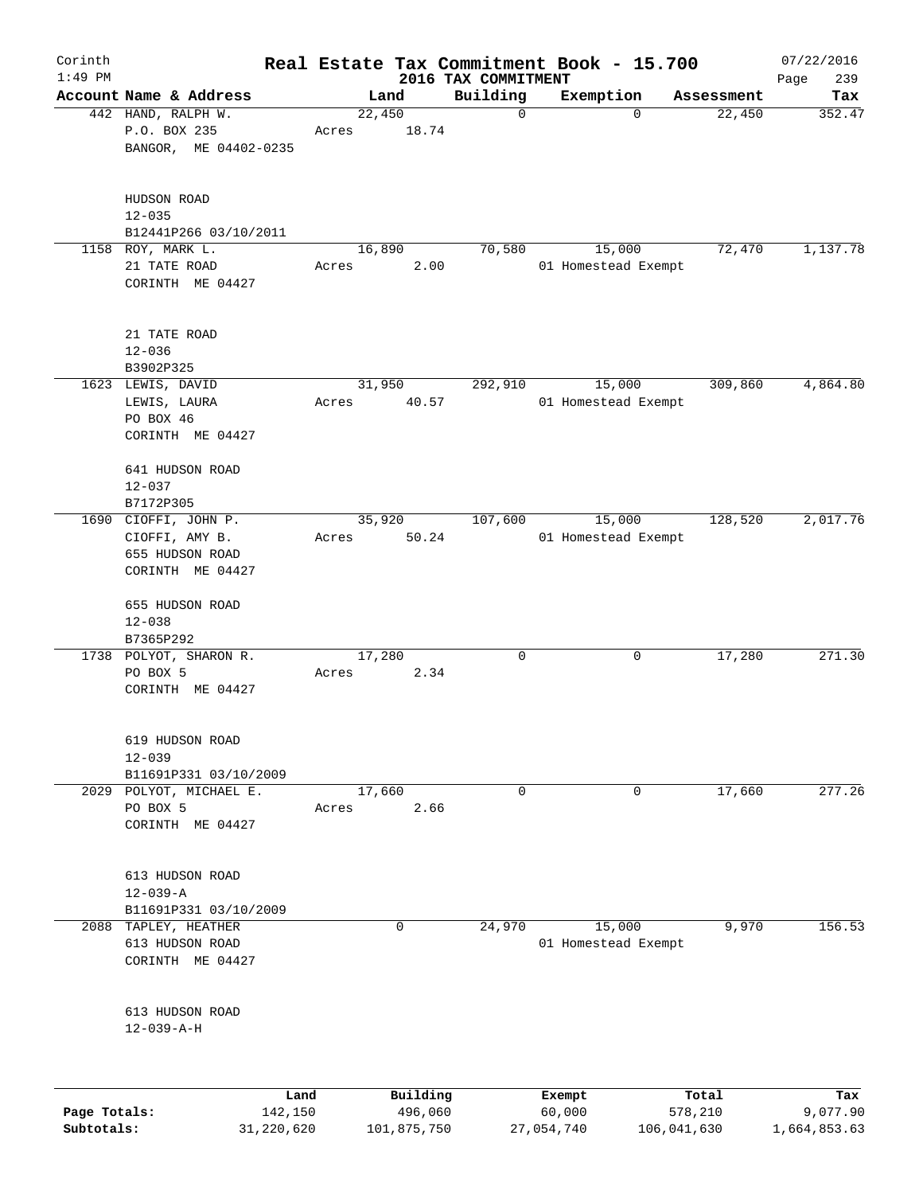# Real Estate Tax Commitment Book - 15.700

Corinth
1:49 PM

2016 TAX COMMITMENT

07/22/2016

| Account | Name & Address | Land | Building | Exemption | Assessment | Tax |
|---|---|---|---|---|---|---|
| 442 | HAND, RALPH W.<br>P.O. BOX 235<br>BANGOR, ME 04402-0235<br><br>HUDSON ROAD<br>12-035<br>B12441P266 03/10/2011 | 22,450<br>Acres 18.74 | 0 | 0 | 22,450 | 352.47 |
| 1158 | ROY, MARK L.<br>21 TATE ROAD<br>CORINTH ME 04427<br><br>21 TATE ROAD<br>12-036<br>B3902P325 | 16,890<br>Acres 2.00 | 70,580 | 15,000<br>01 Homestead Exempt | 72,470 | 1,137.78 |
| 1623 | LEWIS, DAVID<br>LEWIS, LAURA<br>PO BOX 46<br>CORINTH ME 04427<br><br>641 HUDSON ROAD<br>12-037<br>B7172P305 | 31,950<br>Acres 40.57 | 292,910 | 15,000<br>01 Homestead Exempt | 309,860 | 4,864.80 |
| 1690 | CIOFFI, JOHN P.<br>CIOFFI, AMY B.<br>655 HUDSON ROAD<br>CORINTH ME 04427<br><br>655 HUDSON ROAD<br>12-038<br>B7365P292 | 35,920<br>Acres 50.24 | 107,600 | 15,000<br>01 Homestead Exempt | 128,520 | 2,017.76 |
| 1738 | POLYOT, SHARON R.<br>PO BOX 5<br>CORINTH ME 04427<br><br>619 HUDSON ROAD<br>12-039<br>B11691P331 03/10/2009 | 17,280<br>Acres 2.34 | 0 | 0 | 17,280 | 271.30 |
| 2029 | POLYOT, MICHAEL E.<br>PO BOX 5<br>CORINTH ME 04427<br><br>613 HUDSON ROAD<br>12-039-A<br>B11691P331 03/10/2009 | 17,660<br>Acres 2.66 | 0 | 0 | 17,660 | 277.26 |
| 2088 | TAPLEY, HEATHER<br>613 HUDSON ROAD<br>CORINTH ME 04427<br><br>613 HUDSON ROAD<br>12-039-A-H | 0 | 24,970 | 15,000<br>01 Homestead Exempt | 9,970 | 156.53 |

| | Land | Building | Exempt | Total | Tax |
|---|---|---|---|---|---|
| Page Totals: | 142,150 | 496,060 | 60,000 | 578,210 | 9,077.90 |
| Subtotals: | 31,220,620 | 101,875,750 | 27,054,740 | 106,041,630 | 1,664,853.63 |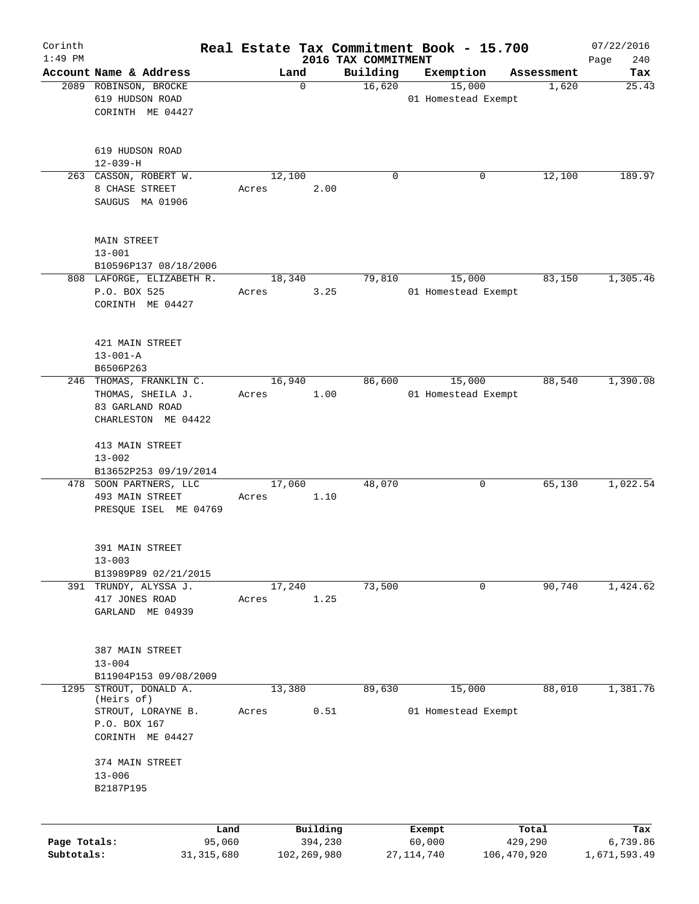# Real Estate Tax Commitment Book - 15.700

Corinth
1:49 PM

2016 TAX COMMITMENT

07/22/2016
Page 240

| Account Name & Address | Land | Building | Exemption | Assessment | Tax |
|---|---|---|---|---|---|
| 2089 ROBINSON, BROCKE<br>619 HUDSON ROAD<br>CORINTH ME 04427<br><br>619 HUDSON ROAD<br>12-039-H | 0 | 16,620 | 15,000<br>01 Homestead Exempt | 1,620 | 25.43 |
| 263 CASSON, ROBERT W.<br>8 CHASE STREET<br>SAUGUS MA 01906<br><br>MAIN STREET<br>13-001<br>B10596P137 08/18/2006 | 12,100<br>Acres 2.00 | 0 | 0 | 12,100 | 189.97 |
| 808 LAFORGE, ELIZABETH R.<br>P.O. BOX 525<br>CORINTH ME 04427<br><br>421 MAIN STREET<br>13-001-A<br>B6506P263 | 18,340<br>Acres 3.25 | 79,810 | 15,000<br>01 Homestead Exempt | 83,150 | 1,305.46 |
| 246 THOMAS, FRANKLIN C.<br>THOMAS, SHEILA J.<br>83 GARLAND ROAD<br>CHARLESTON ME 04422<br><br>413 MAIN STREET<br>13-002<br>B13652P253 09/19/2014 | 16,940<br>Acres 1.00 | 86,600 | 15,000<br>01 Homestead Exempt | 88,540 | 1,390.08 |
| 478 SOON PARTNERS, LLC<br>493 MAIN STREET<br>PRESQUE ISEL ME 04769<br><br>391 MAIN STREET<br>13-003<br>B13989P89 02/21/2015 | 17,060<br>Acres 1.10 | 48,070 | 0 | 65,130 | 1,022.54 |
| 391 TRUNDY, ALYSSA J.<br>417 JONES ROAD<br>GARLAND ME 04939<br><br>387 MAIN STREET<br>13-004<br>B11904P153 09/08/2009 | 17,240<br>Acres 1.25 | 73,500 | 0 | 90,740 | 1,424.62 |
| 1295 STROUT, DONALD A.<br>(Heirs of)<br>STROUT, LORAYNE B.<br>P.O. BOX 167<br>CORINTH ME 04427<br><br>374 MAIN STREET<br>13-006<br>B2187P195 | 13,380<br>Acres 0.51 | 89,630 | 15,000<br>01 Homestead Exempt | 88,010 | 1,381.76 |

| | Land | Building | Exempt | Total | Tax |
|---|---|---|---|---|---|
| Page Totals: | 95,060 | 394,230 | 60,000 | 429,290 | 6,739.86 |
| Subtotals: | 31,315,680 | 102,269,980 | 27,114,740 | 106,470,920 | 1,671,593.49 |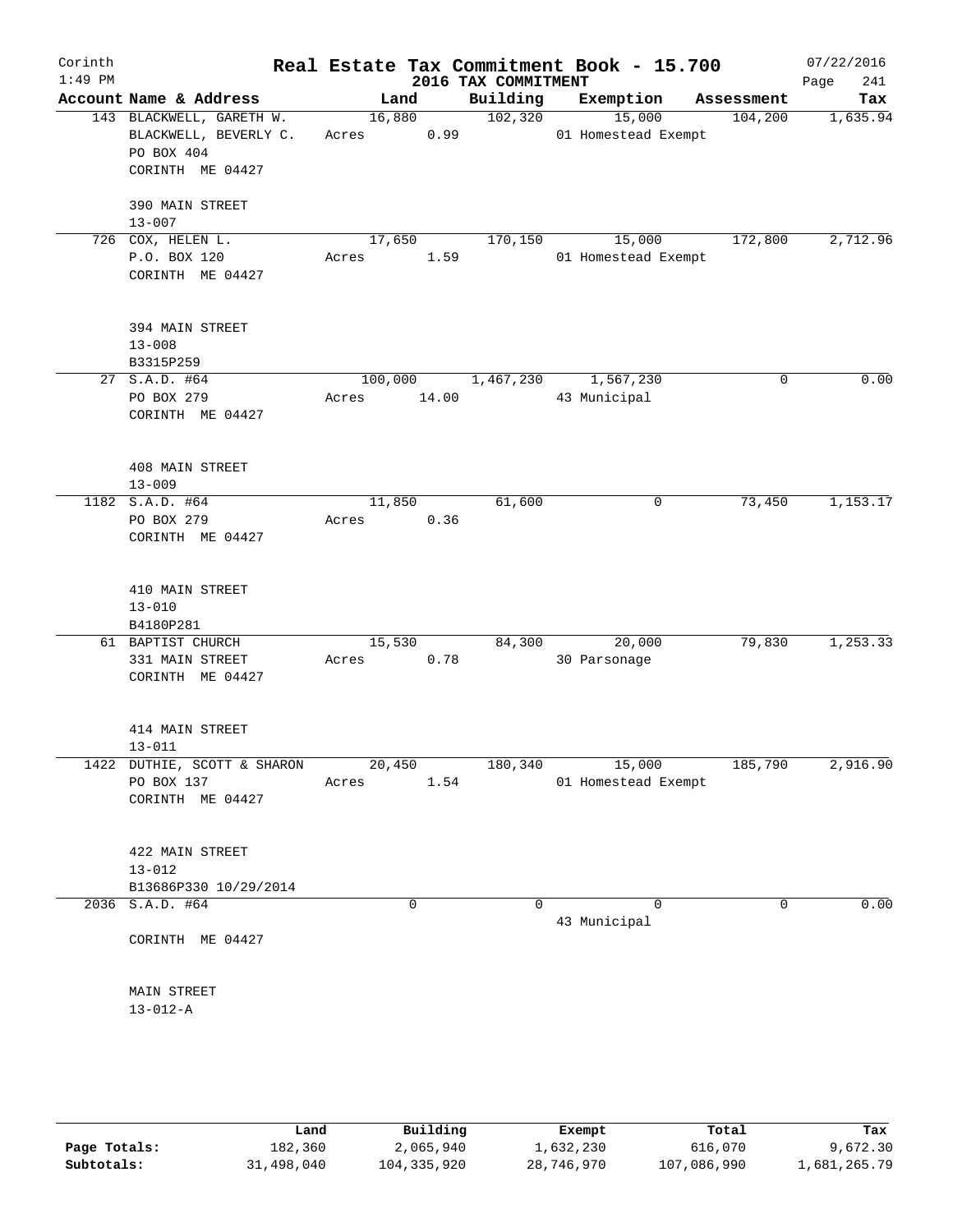# Real Estate Tax Commitment Book - 15.700

Corinth
1:49 PM

2016 TAX COMMITMENT

07/22/2016

| Account Name & Address | Land | Building | Exemption | Assessment | Tax |
|---|---|---|---|---|---|
| 143 BLACKWELL, GARETH W.<br>BLACKWELL, BEVERLY C.<br>PO BOX 404<br>CORINTH ME 04427<br><br>390 MAIN STREET<br>13-007 | 16,880<br>Acres 0.99 | 102,320 | 15,000<br>01 Homestead Exempt | 104,200 | 1,635.94 |
| 726 COX, HELEN L.<br>P.O. BOX 120<br>CORINTH ME 04427<br><br>394 MAIN STREET<br>13-008<br>B3315P259 | 17,650<br>Acres 1.59 | 170,150 | 15,000<br>01 Homestead Exempt | 172,800 | 2,712.96 |
| 27 S.A.D. #64<br>PO BOX 279<br>CORINTH ME 04427<br><br>408 MAIN STREET<br>13-009 | 100,000<br>Acres 14.00 | 1,467,230 | 1,567,230<br>43 Municipal | 0 | 0.00 |
| 1182 S.A.D. #64<br>PO BOX 279<br>CORINTH ME 04427<br><br>410 MAIN STREET<br>13-010<br>B4180P281 | 11,850<br>Acres 0.36 | 61,600 | 0 | 73,450 | 1,153.17 |
| 61 BAPTIST CHURCH<br>331 MAIN STREET<br>CORINTH ME 04427<br><br>414 MAIN STREET<br>13-011 | 15,530<br>Acres 0.78 | 84,300 | 20,000<br>30 Parsonage | 79,830 | 1,253.33 |
| 1422 DUTHIE, SCOTT & SHARON<br>PO BOX 137<br>CORINTH ME 04427<br><br>422 MAIN STREET<br>13-012<br>B13686P330 10/29/2014 | 20,450<br>Acres 1.54 | 180,340 | 15,000<br>01 Homestead Exempt | 185,790 | 2,916.90 |
| 2036 S.A.D. #64<br><br>CORINTH ME 04427<br><br>MAIN STREET<br>13-012-A | 0 | 0 | 0<br>43 Municipal | 0 | 0.00 |

| | Land | Building | Exempt | Total | Tax |
|---|---|---|---|---|---|
| Page Totals: | 182,360 | 2,065,940 | 1,632,230 | 616,070 | 9,672.30 |
| Subtotals: | 31,498,040 | 104,335,920 | 28,746,970 | 107,086,990 | 1,681,265.79 |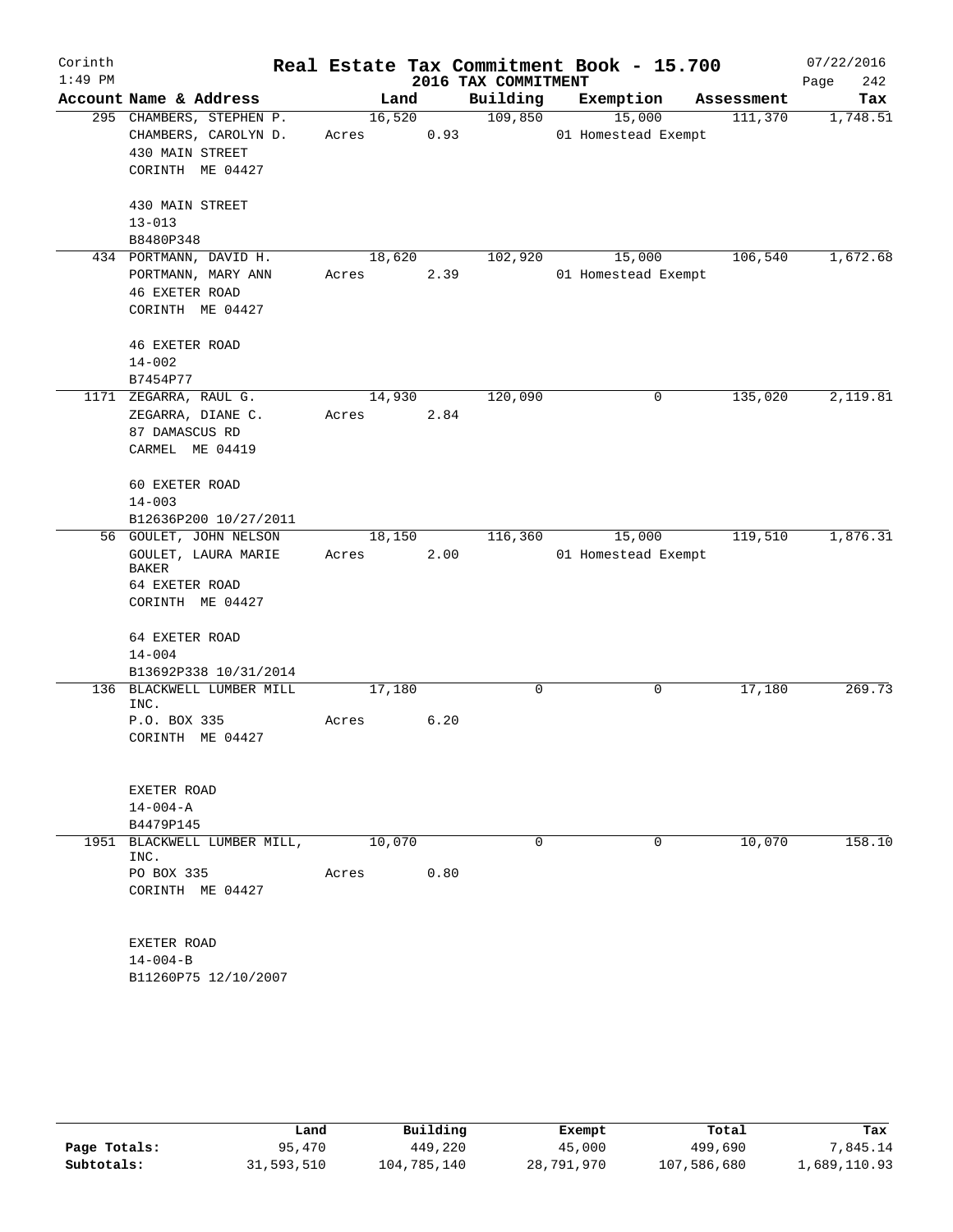Corinth 1:49 PM

# Real Estate Tax Commitment Book - 15.700

## 2016 TAX COMMITMENT

07/22/2016 Page 242

| Account Name & Address | Land | Building | Exemption | Assessment | Tax |
|---|---|---|---|---|---|
| 295 CHAMBERS, STEPHEN P.<br>CHAMBERS, CAROLYN D.<br>430 MAIN STREET<br>CORINTH ME 04427<br><br>430 MAIN STREET<br>13-013<br>B8480P348 | 16,520<br>Acres 0.93 | 109,850 | 15,000<br>01 Homestead Exempt | 111,370 | 1,748.51 |
| 434 PORTMANN, DAVID H.<br>PORTMANN, MARY ANN<br>46 EXETER ROAD<br>CORINTH ME 04427<br><br>46 EXETER ROAD<br>14-002<br>B7454P77 | 18,620<br>Acres 2.39 | 102,920 | 15,000<br>01 Homestead Exempt | 106,540 | 1,672.68 |
| 1171 ZEGARRA, RAUL G.<br>ZEGARRA, DIANE C.<br>87 DAMASCUS RD<br>CARMEL ME 04419<br><br>60 EXETER ROAD<br>14-003<br>B12636P200 10/27/2011 | 14,930<br>Acres 2.84 | 120,090 | 0 | 135,020 | 2,119.81 |
| 56 GOULET, JOHN NELSON<br>GOULET, LAURA MARIE BAKER<br>64 EXETER ROAD<br>CORINTH ME 04427<br><br>64 EXETER ROAD<br>14-004<br>B13692P338 10/31/2014 | 18,150<br>Acres 2.00 | 116,360 | 15,000<br>01 Homestead Exempt | 119,510 | 1,876.31 |
| 136 BLACKWELL LUMBER MILL INC.<br>P.O. BOX 335<br>CORINTH ME 04427<br><br>EXETER ROAD<br>14-004-A<br>B4479P145 | 17,180<br>Acres 6.20 | 0 | 0 | 17,180 | 269.73 |
| 1951 BLACKWELL LUMBER MILL, INC.<br>PO BOX 335<br>CORINTH ME 04427<br><br>EXETER ROAD<br>14-004-B<br>B11260P75 12/10/2007 | 10,070<br>Acres 0.80 | 0 | 0 | 10,070 | 158.10 |

| | Land | Building | Exempt | Total | Tax |
|---|---|---|---|---|---|
| Page Totals: | 95,470 | 449,220 | 45,000 | 499,690 | 7,845.14 |
| Subtotals: | 31,593,510 | 104,785,140 | 28,791,970 | 107,586,680 | 1,689,110.93 |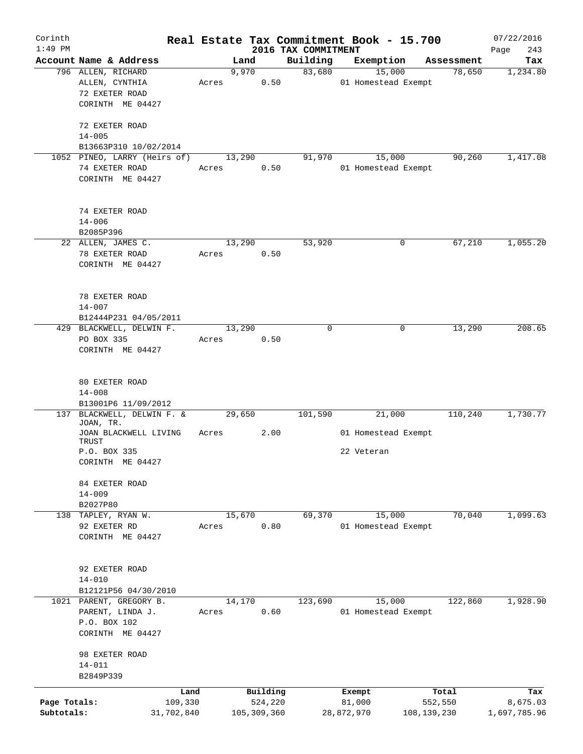Corinth 1:49 PM

# Real Estate Tax Commitment Book - 15.700

## 2016 TAX COMMITMENT

07/22/2016

| Account | Name & Address | Land | Building | Exemption | Assessment | Tax |
|---|---|---|---|---|---|---|
| 796 | ALLEN, RICHARD<br>ALLEN, CYNTHIA<br>72 EXETER ROAD<br>CORINTH ME 04427<br><br>72 EXETER ROAD<br>14-005<br>B13663P310 10/02/2014 | 9,970<br>Acres 0.50 | 83,680 | 15,000<br>01 Homestead Exempt | 78,650 | 1,234.80 |
| 1052 | PINEO, LARRY (Heirs of)<br>74 EXETER ROAD<br>CORINTH ME 04427<br><br>74 EXETER ROAD<br>14-006<br>B2085P396 | 13,290<br>Acres 0.50 | 91,970 | 15,000<br>01 Homestead Exempt | 90,260 | 1,417.08 |
| 22 | ALLEN, JAMES C.<br>78 EXETER ROAD<br>CORINTH ME 04427<br><br>78 EXETER ROAD<br>14-007<br>B12444P231 04/05/2011 | 13,290<br>Acres 0.50 | 53,920 | 0 | 67,210 | 1,055.20 |
| 429 | BLACKWELL, DELWIN F.<br>PO BOX 335<br>CORINTH ME 04427<br><br>80 EXETER ROAD<br>14-008<br>B13001P6 11/09/2012 | 13,290<br>Acres 0.50 | 0 | 0 | 13,290 | 208.65 |
| 137 | BLACKWELL, DELWIN F. & JOAN, TR.<br>JOAN BLACKWELL LIVING TRUST<br>P.O. BOX 335<br>CORINTH ME 04427<br><br>84 EXETER ROAD<br>14-009<br>B2027P80 | 29,650<br>Acres 2.00 | 101,590 | 21,000<br>01 Homestead Exempt<br>22 Veteran | 110,240 | 1,730.77 |
| 138 | TAPLEY, RYAN W.<br>92 EXETER RD<br>CORINTH ME 04427<br><br>92 EXETER ROAD<br>14-010<br>B12121P56 04/30/2010 | 15,670<br>Acres 0.80 | 69,370 | 15,000<br>01 Homestead Exempt | 70,040 | 1,099.63 |
| 1021 | PARENT, GREGORY B.<br>PARENT, LINDA J.<br>P.O. BOX 102<br>CORINTH ME 04427<br><br>98 EXETER ROAD<br>14-011<br>B2849P339 | 14,170<br>Acres 0.60 | 123,690 | 15,000<br>01 Homestead Exempt | 122,860 | 1,928.90 |

| | Land | Building | Exempt | Total | Tax |
|---|---|---|---|---|---|
| Page Totals: | 109,330 | 524,220 | 81,000 | 552,550 | 8,675.03 |
| Subtotals: | 31,702,840 | 105,309,360 | 28,872,970 | 108,139,230 | 1,697,785.96 |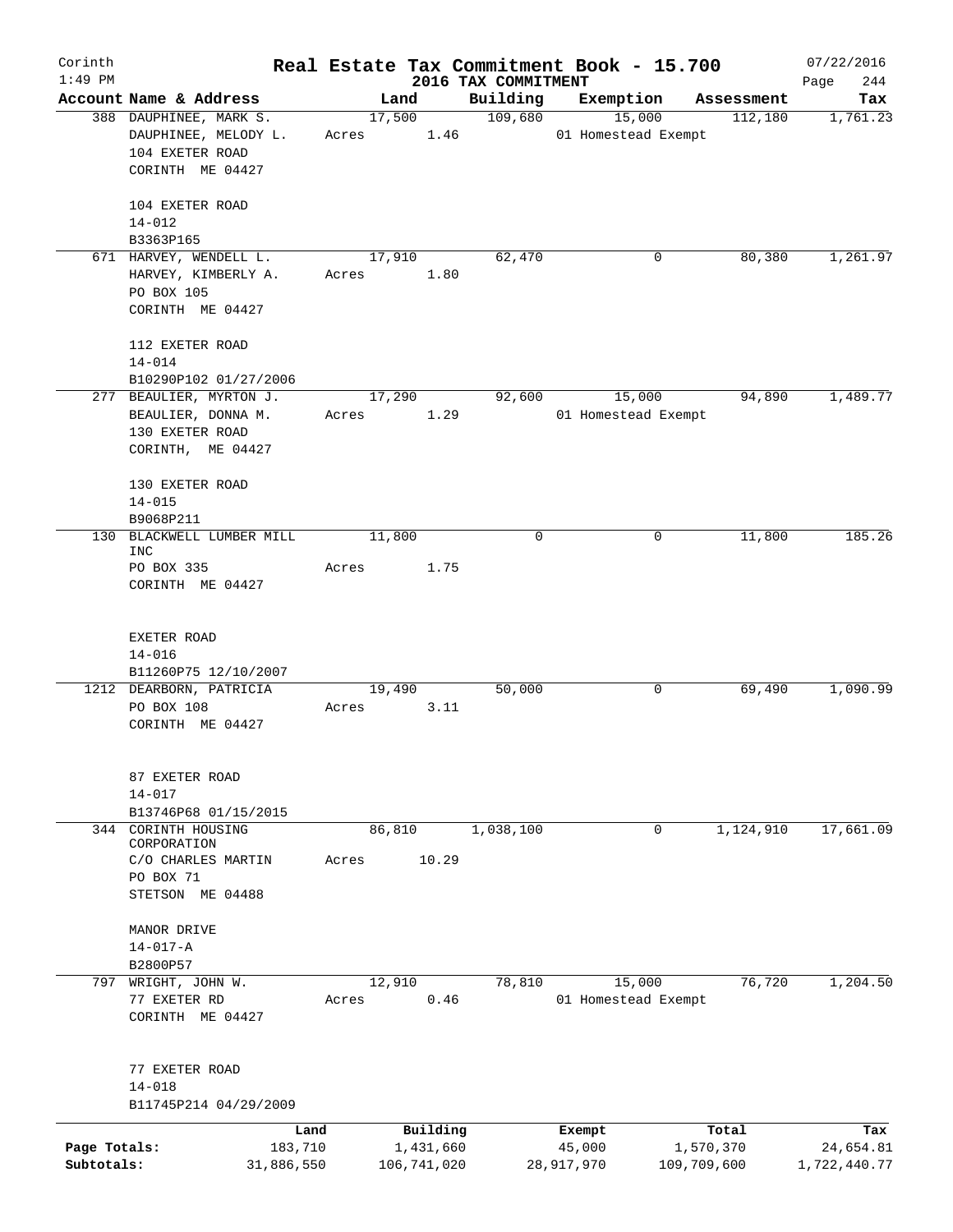# Real Estate Tax Commitment Book - 15.700

Corinth
1:49 PM

2016 TAX COMMITMENT

07/22/2016

| Account Name & Address | Land | Building | Exemption | Assessment | Tax |
|---|---|---|---|---|---|
| 388 DAUPHINEE, MARK S.<br>DAUPHINEE, MELODY L.<br>104 EXETER ROAD<br>CORINTH ME 04427<br><br>104 EXETER ROAD<br>14-012<br>B3363P165 | 17,500<br>Acres 1.46 | 109,680 | 15,000<br>01 Homestead Exempt | 112,180 | 1,761.23 |
| 671 HARVEY, WENDELL L.<br>HARVEY, KIMBERLY A.<br>PO BOX 105<br>CORINTH ME 04427<br><br>112 EXETER ROAD<br>14-014<br>B10290P102 01/27/2006 | 17,910<br>Acres 1.80 | 62,470 | 0 | 80,380 | 1,261.97 |
| 277 BEAULIER, MYRTON J.<br>BEAULIER, DONNA M.<br>130 EXETER ROAD<br>CORINTH, ME 04427<br><br>130 EXETER ROAD<br>14-015<br>B9068P211 | 17,290<br>Acres 1.29 | 92,600 | 15,000<br>01 Homestead Exempt | 94,890 | 1,489.77 |
| 130 BLACKWELL LUMBER MILL INC<br>PO BOX 335<br>CORINTH ME 04427<br><br>EXETER ROAD<br>14-016<br>B11260P75 12/10/2007 | 11,800<br>Acres 1.75 | 0 | 0 | 11,800 | 185.26 |
| 1212 DEARBORN, PATRICIA<br>PO BOX 108<br>CORINTH ME 04427<br><br>87 EXETER ROAD<br>14-017<br>B13746P68 01/15/2015 | 19,490<br>Acres 3.11 | 50,000 | 0 | 69,490 | 1,090.99 |
| 344 CORINTH HOUSING CORPORATION<br>C/O CHARLES MARTIN<br>PO BOX 71<br>STETSON ME 04488<br><br>MANOR DRIVE<br>14-017-A<br>B2800P57 | 86,810<br>Acres 10.29 | 1,038,100 | 0 | 1,124,910 | 17,661.09 |
| 797 WRIGHT, JOHN W.<br>77 EXETER RD<br>CORINTH ME 04427<br><br>77 EXETER ROAD<br>14-018<br>B11745P214 04/29/2009 | 12,910<br>Acres 0.46 | 78,810 | 15,000<br>01 Homestead Exempt | 76,720 | 1,204.50 |

| | Land | Building | Exempt | Total | Tax |
|---|---|---|---|---|---|
| Page Totals: | 183,710 | 1,431,660 | 45,000 | 1,570,370 | 24,654.81 |
| Subtotals: | 31,886,550 | 106,741,020 | 28,917,970 | 109,709,600 | 1,722,440.77 |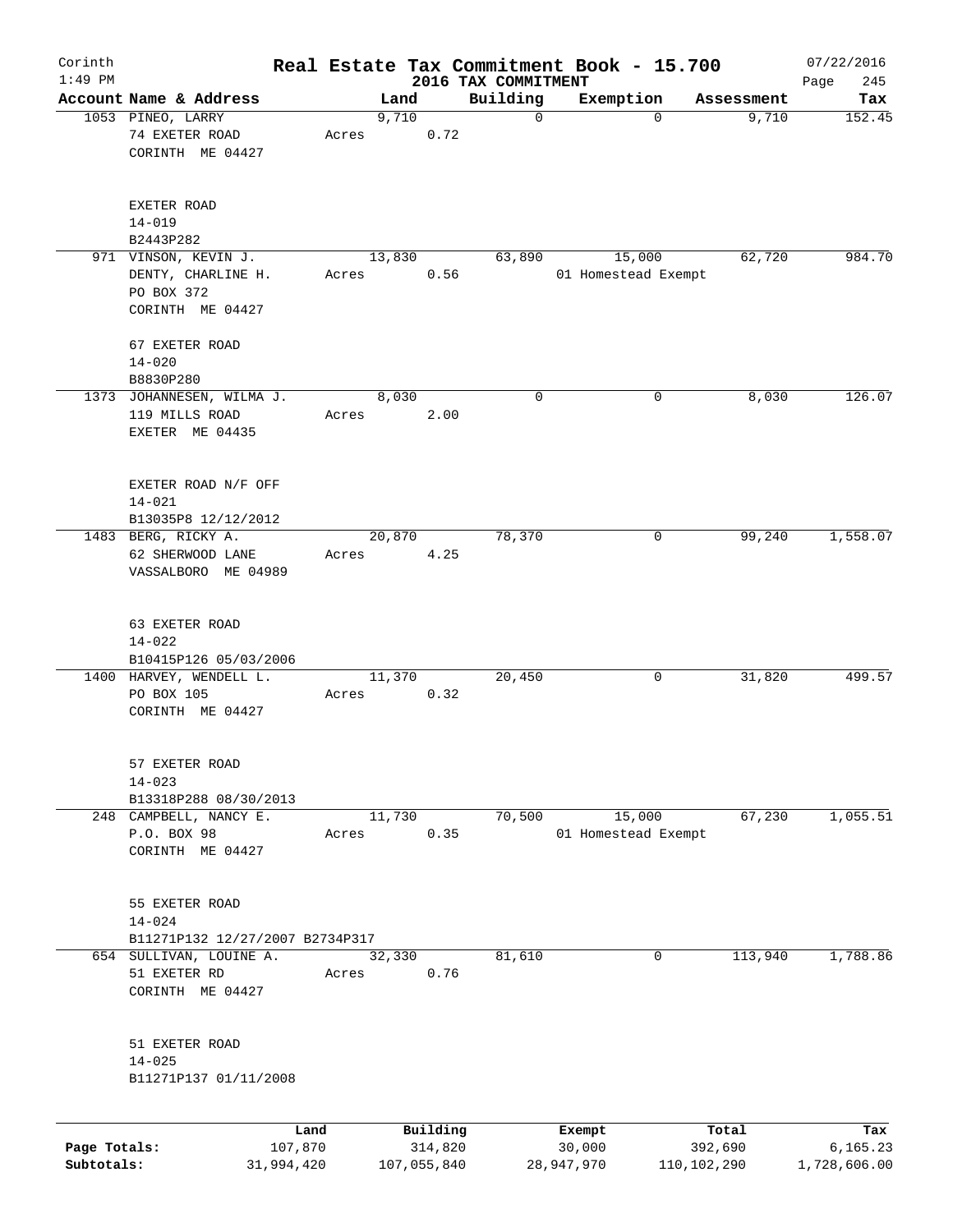Corinth 1:49 PM

# Real Estate Tax Commitment Book - 15.700

2016 TAX COMMITMENT

07/22/2016

| Account Name & Address | Land | Building | Exemption | Assessment | Tax |
|---|---|---|---|---|---|
| 1053 PINEO, LARRY<br>74 EXETER ROAD<br>CORINTH ME 04427<br><br>EXETER ROAD<br>14-019<br>B2443P282 | 9,710<br>Acres 0.72 | 0 | 0 | 9,710 | 152.45 |
| 971 VINSON, KEVIN J.<br>DENTY, CHARLINE H.<br>PO BOX 372<br>CORINTH ME 04427<br><br>67 EXETER ROAD<br>14-020<br>B8830P280 | 13,830<br>Acres 0.56 | 63,890 | 15,000<br>01 Homestead Exempt | 62,720 | 984.70 |
| 1373 JOHANNESEN, WILMA J.<br>119 MILLS ROAD<br>EXETER ME 04435<br><br>EXETER ROAD N/F OFF<br>14-021<br>B13035P8 12/12/2012 | 8,030<br>Acres 2.00 | 0 | 0 | 8,030 | 126.07 |
| 1483 BERG, RICKY A.<br>62 SHERWOOD LANE<br>VASSALBORO ME 04989<br><br>63 EXETER ROAD<br>14-022<br>B10415P126 05/03/2006 | 20,870<br>Acres 4.25 | 78,370 | 0 | 99,240 | 1,558.07 |
| 1400 HARVEY, WENDELL L.<br>PO BOX 105<br>CORINTH ME 04427<br><br>57 EXETER ROAD<br>14-023<br>B13318P288 08/30/2013 | 11,370<br>Acres 0.32 | 20,450 | 0 | 31,820 | 499.57 |
| 248 CAMPBELL, NANCY E.<br>P.O. BOX 98<br>CORINTH ME 04427<br><br>55 EXETER ROAD<br>14-024<br>B11271P132 12/27/2007 B2734P317 | 11,730<br>Acres 0.35 | 70,500 | 15,000<br>01 Homestead Exempt | 67,230 | 1,055.51 |
| 654 SULLIVAN, LOUINE A.<br>51 EXETER RD<br>CORINTH ME 04427<br><br>51 EXETER ROAD<br>14-025<br>B11271P137 01/11/2008 | 32,330<br>Acres 0.76 | 81,610 | 0 | 113,940 | 1,788.86 |

| | Land | Building | Exempt | Total | Tax |
|---|---|---|---|---|---|
| Page Totals: | 107,870 | 314,820 | 30,000 | 392,690 | 6,165.23 |
| Subtotals: | 31,994,420 | 107,055,840 | 28,947,970 | 110,102,290 | 1,728,606.00 |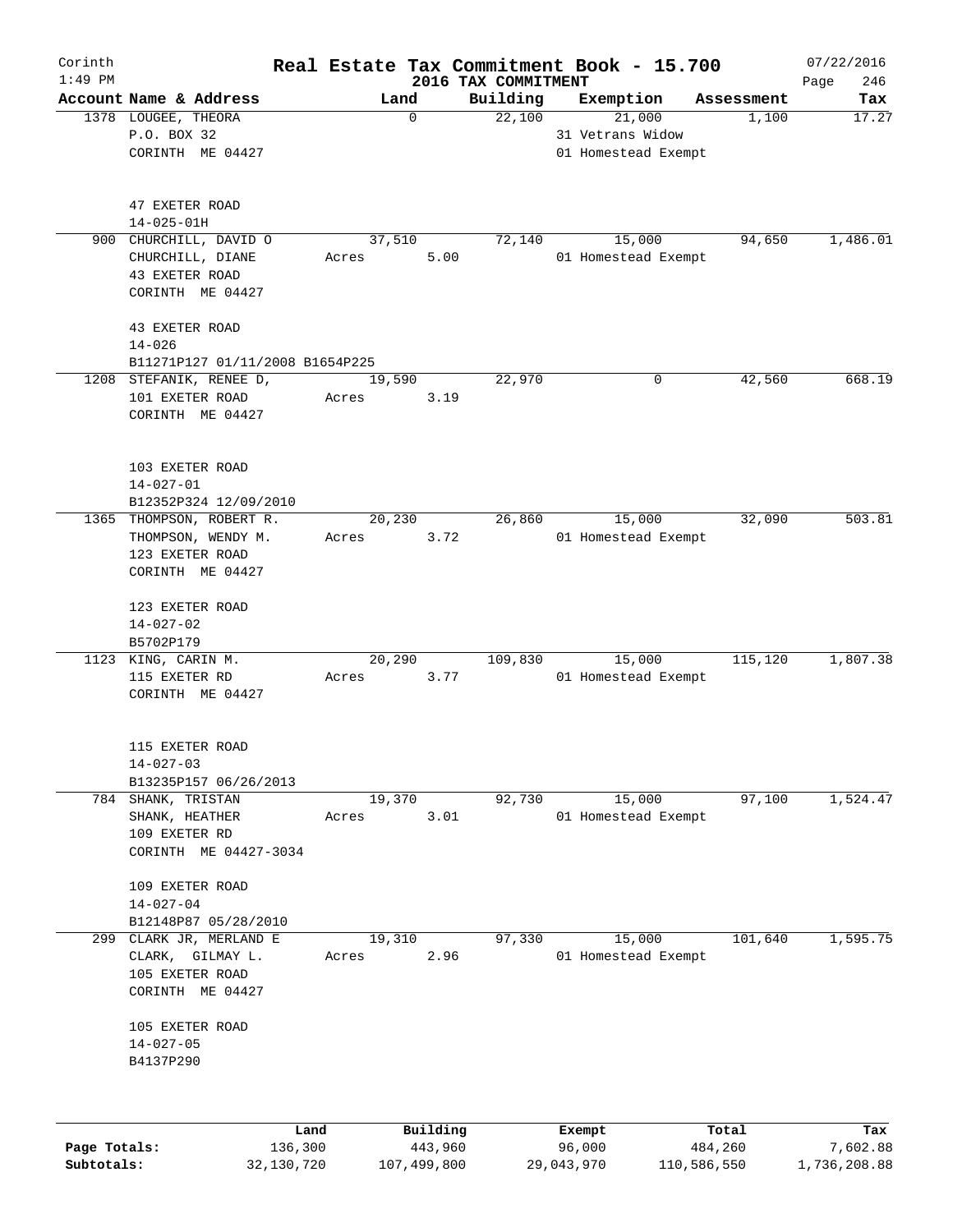Corinth
1:49 PM

# Real Estate Tax Commitment Book - 15.700

2016 TAX COMMITMENT

07/22/2016
Page 246

| Account Name & Address | Land | Building | Exemption | Assessment | Tax |
|---|---|---|---|---|---|
| 1378 LOUGEE, THEORA<br>P.O. BOX 32<br>CORINTH ME 04427<br><br>47 EXETER ROAD<br>14-025-01H | 0 | 22,100 | 21,000<br>31 Vetrans Widow<br>01 Homestead Exempt | 1,100 | 17.27 |
| 900 CHURCHILL, DAVID O<br>CHURCHILL, DIANE<br>43 EXETER ROAD<br>CORINTH ME 04427<br><br>43 EXETER ROAD<br>14-026<br>B11271P127 01/11/2008 B1654P225 | 37,510<br>Acres 5.00 | 72,140 | 15,000<br>01 Homestead Exempt | 94,650 | 1,486.01 |
| 1208 STEFANIK, RENEE D,<br>101 EXETER ROAD<br>CORINTH ME 04427<br><br>103 EXETER ROAD<br>14-027-01<br>B12352P324 12/09/2010 | 19,590<br>Acres 3.19 | 22,970 | 0 | 42,560 | 668.19 |
| 1365 THOMPSON, ROBERT R.<br>THOMPSON, WENDY M.<br>123 EXETER ROAD<br>CORINTH ME 04427<br><br>123 EXETER ROAD<br>14-027-02<br>B5702P179 | 20,230<br>Acres 3.72 | 26,860 | 15,000<br>01 Homestead Exempt | 32,090 | 503.81 |
| 1123 KING, CARIN M.<br>115 EXETER RD<br>CORINTH ME 04427<br><br>115 EXETER ROAD<br>14-027-03<br>B13235P157 06/26/2013 | 20,290<br>Acres 3.77 | 109,830 | 15,000<br>01 Homestead Exempt | 115,120 | 1,807.38 |
| 784 SHANK, TRISTAN<br>SHANK, HEATHER<br>109 EXETER RD<br>CORINTH ME 04427-3034<br><br>109 EXETER ROAD<br>14-027-04<br>B12148P87 05/28/2010 | 19,370<br>Acres 3.01 | 92,730 | 15,000<br>01 Homestead Exempt | 97,100 | 1,524.47 |
| 299 CLARK JR, MERLAND E<br>CLARK, GILMAY L.<br>105 EXETER ROAD<br>CORINTH ME 04427<br><br>105 EXETER ROAD<br>14-027-05<br>B4137P290 | 19,310<br>Acres 2.96 | 97,330 | 15,000<br>01 Homestead Exempt | 101,640 | 1,595.75 |

| | Land | Building | Exempt | Total | Tax |
|---|---|---|---|---|---|
| Page Totals: | 136,300 | 443,960 | 96,000 | 484,260 | 7,602.88 |
| Subtotals: | 32,130,720 | 107,499,800 | 29,043,970 | 110,586,550 | 1,736,208.88 |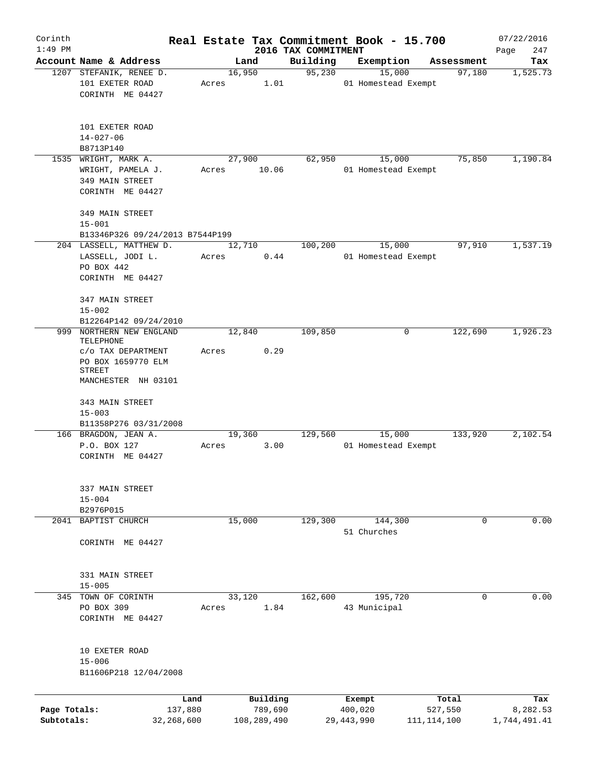Corinth 1:49 PM

# Real Estate Tax Commitment Book - 15.700

## 2016 TAX COMMITMENT

07/22/2016 Page 247

| Account Name & Address | Land | Building | Exemption | Assessment | Tax |
|---|---|---|---|---|---|
| 1207 STEFANIK, RENEE D.<br>101 EXETER ROAD<br>CORINTH ME 04427<br><br>101 EXETER ROAD<br>14-027-06<br>B8713P140 | 16,950<br>Acres 1.01 | 95,230 | 15,000<br>01 Homestead Exempt | 97,180 | 1,525.73 |
| 1535 WRIGHT, MARK A.<br>WRIGHT, PAMELA J.<br>349 MAIN STREET<br>CORINTH ME 04427<br><br>349 MAIN STREET<br>15-001<br>B13346P326 09/24/2013 B7544P199 | 27,900<br>Acres 10.06 | 62,950 | 15,000<br>01 Homestead Exempt | 75,850 | 1,190.84 |
| 204 LASSELL, MATTHEW D.<br>LASSELL, JODI L.<br>PO BOX 442<br>CORINTH ME 04427<br><br>347 MAIN STREET<br>15-002<br>B12264P142 09/24/2010 | 12,710<br>Acres 0.44 | 100,200 | 15,000<br>01 Homestead Exempt | 97,910 | 1,537.19 |
| 999 NORTHERN NEW ENGLAND TELEPHONE<br>c/o TAX DEPARTMENT<br>PO BOX 1659770 ELM STREET<br>MANCHESTER NH 03101<br><br>343 MAIN STREET<br>15-003<br>B11358P276 03/31/2008 | 12,840<br>Acres 0.29 | 109,850 | 0 | 122,690 | 1,926.23 |
| 166 BRAGDON, JEAN A.<br>P.O. BOX 127<br>CORINTH ME 04427<br><br>337 MAIN STREET<br>15-004<br>B2976P015 | 19,360<br>Acres 3.00 | 129,560 | 15,000<br>01 Homestead Exempt | 133,920 | 2,102.54 |
| 2041 BAPTIST CHURCH<br><br>CORINTH ME 04427<br><br>331 MAIN STREET<br>15-005 | 15,000 | 129,300 | 144,300<br>51 Churches | 0 | 0.00 |
| 345 TOWN OF CORINTH<br>PO BOX 309<br>CORINTH ME 04427<br><br>10 EXETER ROAD<br>15-006<br>B11606P218 12/04/2008 | 33,120<br>Acres 1.84 | 162,600 | 195,720<br>43 Municipal | 0 | 0.00 |

| | Land | Building | Exempt | Total | Tax |
|---|---|---|---|---|---|
| Page Totals: | 137,880 | 789,690 | 400,020 | 527,550 | 8,282.53 |
| Subtotals: | 32,268,600 | 108,289,490 | 29,443,990 | 111,114,100 | 1,744,491.41 |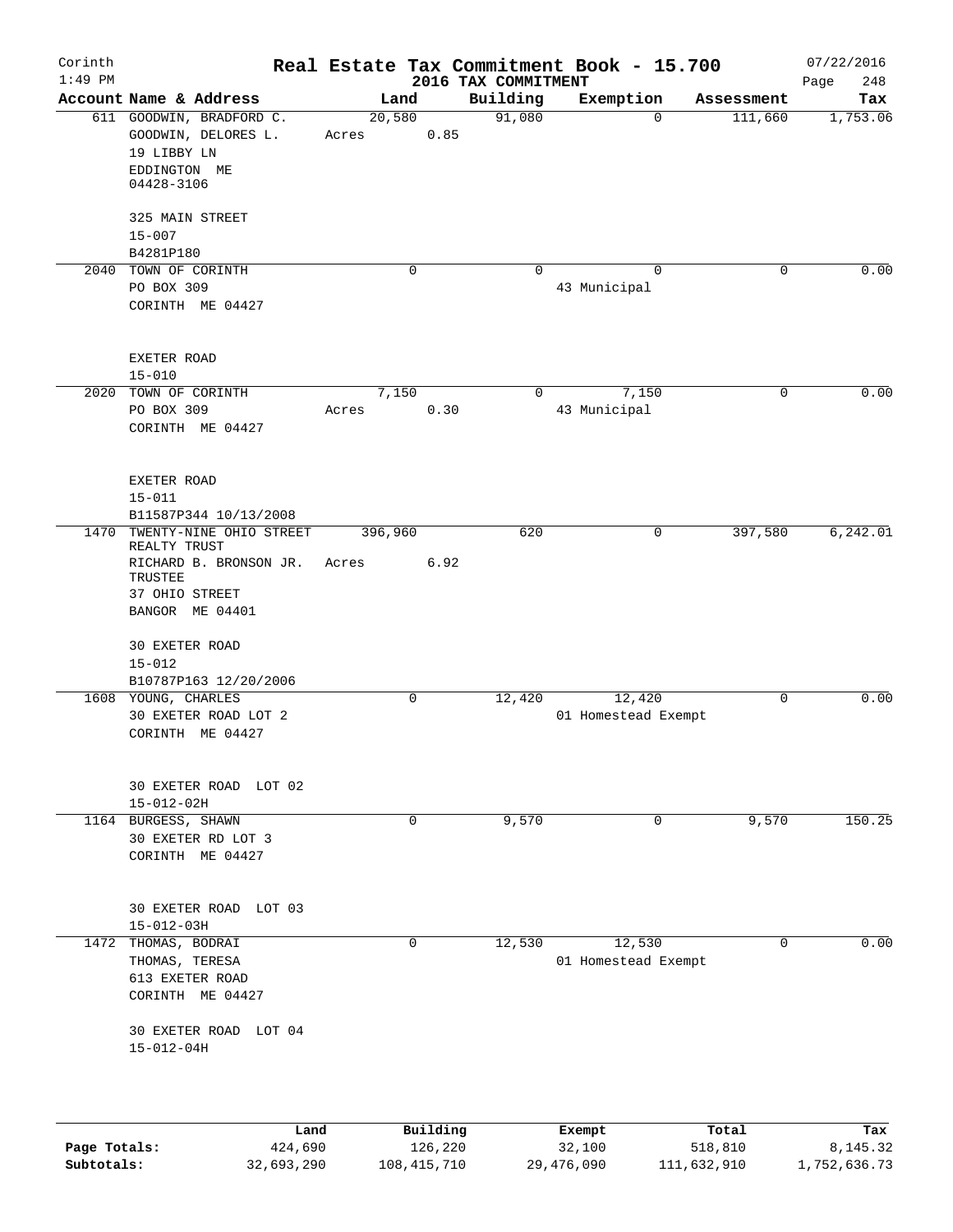# Real Estate Tax Commitment Book - 15.700

Corinth
1:49 PM

## 2016 TAX COMMITMENT

07/22/2016
Page 248

| Account | Name & Address | Land | Building | Exemption | Assessment | Tax |
|---|---|---|---|---|---|---|
| 611 | GOODWIN, BRADFORD C.<br>GOODWIN, DELORES L.<br>19 LIBBY LN<br>EDDINGTON ME<br>04428-3106<br><br>325 MAIN STREET<br>15-007<br>B4281P180 | 20,580<br>Acres 0.85 | 91,080 | 0 | 111,660 | 1,753.06 |
| 2040 | TOWN OF CORINTH<br>PO BOX 309<br>CORINTH ME 04427<br><br>EXETER ROAD<br>15-010 | 0 | 0 | 0<br>43 Municipal | 0 | 0.00 |
| 2020 | TOWN OF CORINTH<br>PO BOX 309<br>CORINTH ME 04427<br><br>EXETER ROAD<br>15-011<br>B11587P344 10/13/2008 | 7,150<br>Acres 0.30 | 0 | 7,150<br>43 Municipal | 0 | 0.00 |
| 1470 | TWENTY-NINE OHIO STREET REALTY TRUST<br>RICHARD B. BRONSON JR. TRUSTEE<br>37 OHIO STREET<br>BANGOR ME 04401<br><br>30 EXETER ROAD<br>15-012<br>B10787P163 12/20/2006 | 396,960<br>Acres 6.92 | 620 | 0 | 397,580 | 6,242.01 |
| 1608 | YOUNG, CHARLES<br>30 EXETER ROAD LOT 2<br>CORINTH ME 04427<br><br>30 EXETER ROAD LOT 02<br>15-012-02H | 0 | 12,420 | 12,420<br>01 Homestead Exempt | 0 | 0.00 |
| 1164 | BURGESS, SHAWN<br>30 EXETER RD LOT 3<br>CORINTH ME 04427<br><br>30 EXETER ROAD LOT 03<br>15-012-03H | 0 | 9,570 | 0 | 9,570 | 150.25 |
| 1472 | THOMAS, BODRAI<br>THOMAS, TERESA<br>613 EXETER ROAD<br>CORINTH ME 04427<br><br>30 EXETER ROAD LOT 04<br>15-012-04H | 0 | 12,530 | 12,530<br>01 Homestead Exempt | 0 | 0.00 |

| | Land | Building | Exempt | Total | Tax |
|---|---|---|---|---|---|
| Page Totals: | 424,690 | 126,220 | 32,100 | 518,810 | 8,145.32 |
| Subtotals: | 32,693,290 | 108,415,710 | 29,476,090 | 111,632,910 | 1,752,636.73 |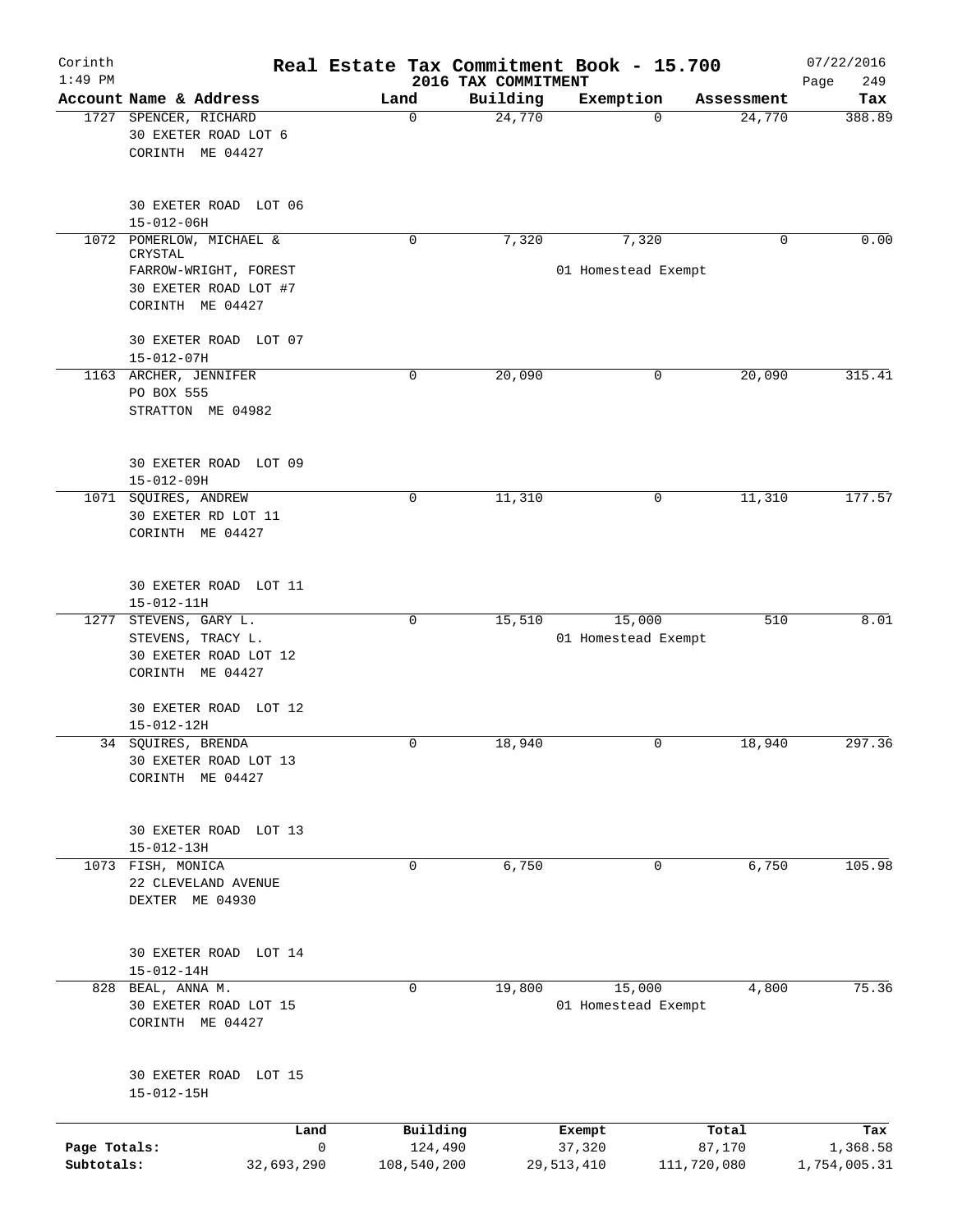Corinth 1:49 PM

# Real Estate Tax Commitment Book - 15.700

## 2016 TAX COMMITMENT

07/22/2016 Page 249

| Account Name & Address | Land | Building | Exemption | Assessment | Tax |
|---|---|---|---|---|---|
| 1727 SPENCER, RICHARD<br>30 EXETER ROAD LOT 6<br>CORINTH ME 04427<br><br>30 EXETER ROAD LOT 06<br>15-012-06H | 0 | 24,770 | 0 | 24,770 | 388.89 |
| 1072 POMERLOW, MICHAEL & CRYSTAL<br>FARROW-WRIGHT, FOREST<br>30 EXETER ROAD LOT #7<br>CORINTH ME 04427<br><br>30 EXETER ROAD LOT 07<br>15-012-07H | 0 | 7,320 | 7,320<br>01 Homestead Exempt | 0 | 0.00 |
| 1163 ARCHER, JENNIFER<br>PO BOX 555<br>STRATTON ME 04982<br><br>30 EXETER ROAD LOT 09<br>15-012-09H | 0 | 20,090 | 0 | 20,090 | 315.41 |
| 1071 SQUIRES, ANDREW<br>30 EXETER RD LOT 11<br>CORINTH ME 04427<br><br>30 EXETER ROAD LOT 11<br>15-012-11H | 0 | 11,310 | 0 | 11,310 | 177.57 |
| 1277 STEVENS, GARY L.<br>STEVENS, TRACY L.<br>30 EXETER ROAD LOT 12<br>CORINTH ME 04427<br><br>30 EXETER ROAD LOT 12<br>15-012-12H | 0 | 15,510 | 15,000<br>01 Homestead Exempt | 510 | 8.01 |
| 34 SQUIRES, BRENDA<br>30 EXETER ROAD LOT 13<br>CORINTH ME 04427<br><br>30 EXETER ROAD LOT 13<br>15-012-13H | 0 | 18,940 | 0 | 18,940 | 297.36 |
| 1073 FISH, MONICA<br>22 CLEVELAND AVENUE<br>DEXTER ME 04930<br><br>30 EXETER ROAD LOT 14<br>15-012-14H | 0 | 6,750 | 0 | 6,750 | 105.98 |
| 828 BEAL, ANNA M.<br>30 EXETER ROAD LOT 15<br>CORINTH ME 04427<br><br>30 EXETER ROAD LOT 15<br>15-012-15H | 0 | 19,800 | 15,000<br>01 Homestead Exempt | 4,800 | 75.36 |

| | Land | Building | Exempt | Total | Tax |
|---|---|---|---|---|---|
| Page Totals: | 0 | 124,490 | 37,320 | 87,170 | 1,368.58 |
| Subtotals: | 32,693,290 | 108,540,200 | 29,513,410 | 111,720,080 | 1,754,005.31 |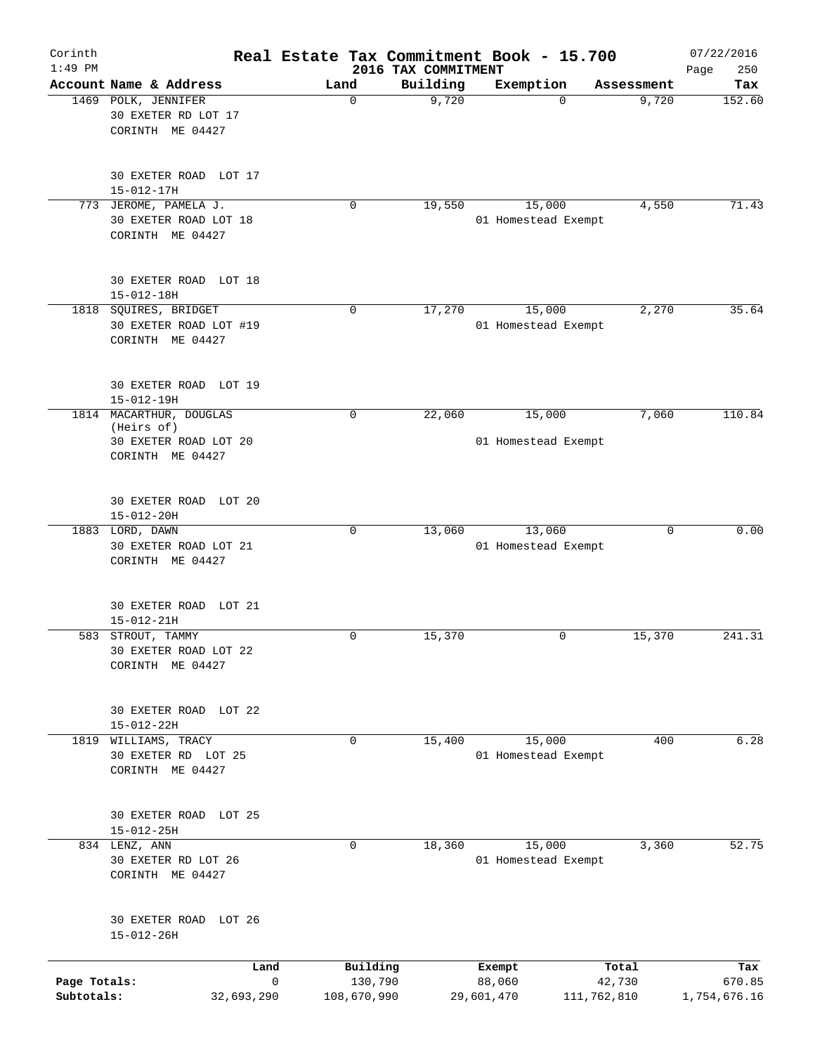Corinth 1:49 PM

# Real Estate Tax Commitment Book - 15.700

2016 TAX COMMITMENT

07/22/2016

| Account Name & Address | Land | Building | Exemption | Assessment | Tax |
|---|---|---|---|---|---|
| 1469 POLK, JENNIFER<br>30 EXETER RD LOT 17<br>CORINTH ME 04427<br><br>30 EXETER ROAD LOT 17<br>15-012-17H | 0 | 9,720 | 0 | 9,720 | 152.60 |
| 773 JEROME, PAMELA J.<br>30 EXETER ROAD LOT 18<br>CORINTH ME 04427<br><br>30 EXETER ROAD LOT 18<br>15-012-18H | 0 | 19,550 | 15,000<br>01 Homestead Exempt | 4,550 | 71.43 |
| 1818 SQUIRES, BRIDGET<br>30 EXETER ROAD LOT #19<br>CORINTH ME 04427<br><br>30 EXETER ROAD LOT 19<br>15-012-19H | 0 | 17,270 | 15,000<br>01 Homestead Exempt | 2,270 | 35.64 |
| 1814 MACARTHUR, DOUGLAS<br>(Heirs of)<br>30 EXETER ROAD LOT 20<br>CORINTH ME 04427<br><br>30 EXETER ROAD LOT 20<br>15-012-20H | 0 | 22,060 | 15,000<br>01 Homestead Exempt | 7,060 | 110.84 |
| 1883 LORD, DAWN<br>30 EXETER ROAD LOT 21<br>CORINTH ME 04427<br><br>30 EXETER ROAD LOT 21<br>15-012-21H | 0 | 13,060 | 13,060<br>01 Homestead Exempt | 0 | 0.00 |
| 583 STROUT, TAMMY<br>30 EXETER ROAD LOT 22<br>CORINTH ME 04427<br><br>30 EXETER ROAD LOT 22<br>15-012-22H | 0 | 15,370 | 0 | 15,370 | 241.31 |
| 1819 WILLIAMS, TRACY<br>30 EXETER RD LOT 25<br>CORINTH ME 04427<br><br>30 EXETER ROAD LOT 25<br>15-012-25H | 0 | 15,400 | 15,000<br>01 Homestead Exempt | 400 | 6.28 |
| 834 LENZ, ANN<br>30 EXETER RD LOT 26<br>CORINTH ME 04427<br><br>30 EXETER ROAD LOT 26<br>15-012-26H | 0 | 18,360 | 15,000<br>01 Homestead Exempt | 3,360 | 52.75 |

| | Land | Building | Exempt | Total | Tax |
|---|---|---|---|---|---|
| Page Totals: | 0 | 130,790 | 88,060 | 42,730 | 670.85 |
| Subtotals: | 32,693,290 | 108,670,990 | 29,601,470 | 111,762,810 | 1,754,676.16 |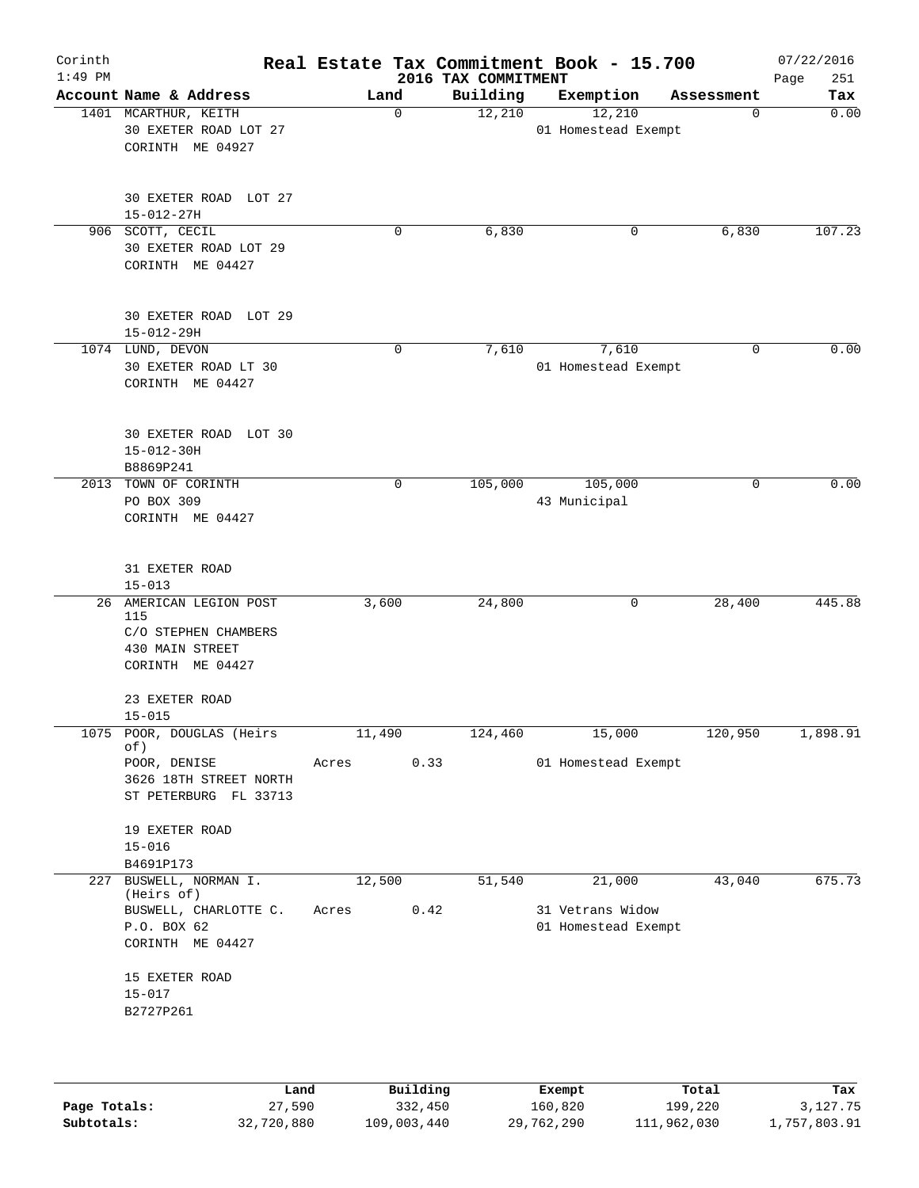Corinth 1:49 PM

# Real Estate Tax Commitment Book - 15.700

2016 TAX COMMITMENT

07/22/2016

| Account Name & Address | Land | Building | Exemption | Assessment | Tax |
|---|---|---|---|---|---|
| 1401 MCARTHUR, KEITH<br>30 EXETER ROAD LOT 27<br>CORINTH ME 04927<br><br>30 EXETER ROAD LOT 27<br>15-012-27H | 0 | 12,210 | 12,210<br>01 Homestead Exempt | 0 | 0.00 |
| 906 SCOTT, CECIL<br>30 EXETER ROAD LOT 29<br>CORINTH ME 04427<br><br>30 EXETER ROAD LOT 29<br>15-012-29H | 0 | 6,830 | 0 | 6,830 | 107.23 |
| 1074 LUND, DEVON<br>30 EXETER ROAD LT 30<br>CORINTH ME 04427<br><br>30 EXETER ROAD LOT 30<br>15-012-30H<br>B8869P241 | 0 | 7,610 | 7,610<br>01 Homestead Exempt | 0 | 0.00 |
| 2013 TOWN OF CORINTH<br>PO BOX 309<br>CORINTH ME 04427<br><br>31 EXETER ROAD<br>15-013 | 0 | 105,000 | 105,000<br>43 Municipal | 0 | 0.00 |
| 26 AMERICAN LEGION POST 115<br>C/O STEPHEN CHAMBERS<br>430 MAIN STREET<br>CORINTH ME 04427<br><br>23 EXETER ROAD<br>15-015 | 3,600 | 24,800 | 0 | 28,400 | 445.88 |
| 1075 POOR, DOUGLAS (Heirs of)<br>POOR, DENISE<br>3626 18TH STREET NORTH<br>ST PETERBURG FL 33713<br><br>19 EXETER ROAD<br>15-016<br>B4691P173 | 11,490<br>Acres 0.33 | 124,460 | 15,000<br>01 Homestead Exempt | 120,950 | 1,898.91 |
| 227 BUSWELL, NORMAN I. (Heirs of)<br>BUSWELL, CHARLOTTE C.<br>P.O. BOX 62<br>CORINTH ME 04427<br><br>15 EXETER ROAD<br>15-017<br>B2727P261 | 12,500<br>Acres 0.42 | 51,540 | 21,000<br>31 Vetrans Widow<br>01 Homestead Exempt | 43,040 | 675.73 |

| | Land | Building | Exempt | Total | Tax |
|---|---|---|---|---|---|
| Page Totals: | 27,590 | 332,450 | 160,820 | 199,220 | 3,127.75 |
| Subtotals: | 32,720,880 | 109,003,440 | 29,762,290 | 111,962,030 | 1,757,803.91 |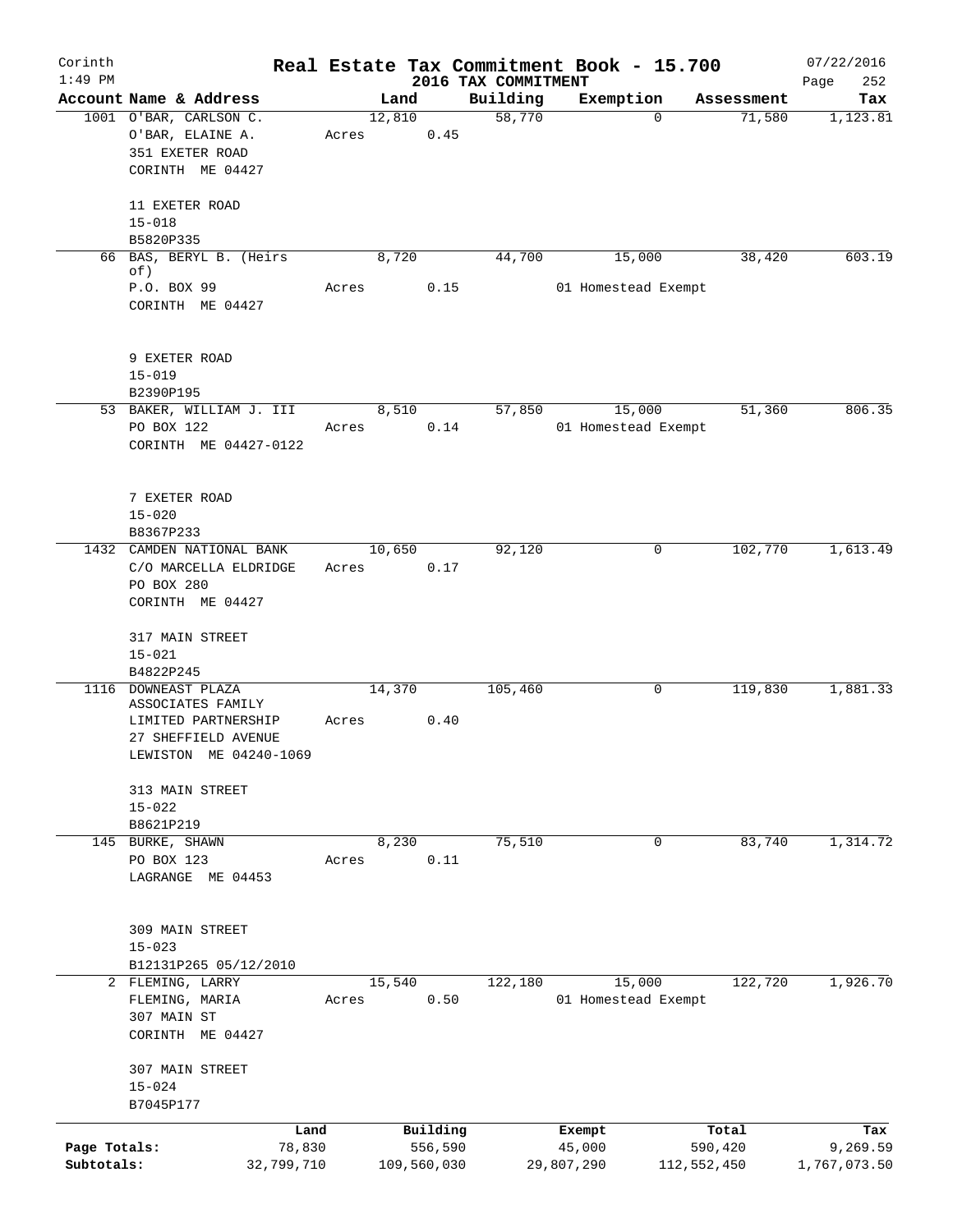# Real Estate Tax Commitment Book - 15.700

Corinth 1:49 PM — 2016 TAX COMMITMENT — 07/22/2016

| Account Name & Address | Land | Building | Exemption | Assessment | Tax |
|---|---|---|---|---|---|
| 1001 O'BAR, CARLSON C.<br>O'BAR, ELAINE A.<br>351 EXETER ROAD<br>CORINTH ME 04427<br><br>11 EXETER ROAD<br>15-018<br>B5820P335 | 12,810<br>Acres 0.45 | 58,770 | 0 | 71,580 | 1,123.81 |
| 66 BAS, BERYL B. (Heirs of)<br>P.O. BOX 99<br>CORINTH ME 04427<br><br>9 EXETER ROAD<br>15-019<br>B2390P195 | 8,720<br>Acres 0.15 | 44,700 | 15,000<br>01 Homestead Exempt | 38,420 | 603.19 |
| 53 BAKER, WILLIAM J. III<br>PO BOX 122<br>CORINTH ME 04427-0122<br><br>7 EXETER ROAD<br>15-020<br>B8367P233 | 8,510<br>Acres 0.14 | 57,850 | 15,000<br>01 Homestead Exempt | 51,360 | 806.35 |
| 1432 CAMDEN NATIONAL BANK<br>C/O MARCELLA ELDRIDGE<br>PO BOX 280<br>CORINTH ME 04427<br><br>317 MAIN STREET<br>15-021<br>B4822P245 | 10,650<br>Acres 0.17 | 92,120 | 0 | 102,770 | 1,613.49 |
| 1116 DOWNEAST PLAZA ASSOCIATES FAMILY LIMITED PARTNERSHIP<br>27 SHEFFIELD AVENUE<br>LEWISTON ME 04240-1069<br><br>313 MAIN STREET<br>15-022<br>B8621P219 | 14,370<br>Acres 0.40 | 105,460 | 0 | 119,830 | 1,881.33 |
| 145 BURKE, SHAWN<br>PO BOX 123<br>LAGRANGE ME 04453<br><br>309 MAIN STREET<br>15-023<br>B12131P265 05/12/2010 | 8,230<br>Acres 0.11 | 75,510 | 0 | 83,740 | 1,314.72 |
| 2 FLEMING, LARRY<br>FLEMING, MARIA<br>307 MAIN ST<br>CORINTH ME 04427<br><br>307 MAIN STREET<br>15-024<br>B7045P177 | 15,540<br>Acres 0.50 | 122,180 | 15,000<br>01 Homestead Exempt | 122,720 | 1,926.70 |

| | Land | Building | Exempt | Total | Tax |
|---|---|---|---|---|---|
| Page Totals: | 78,830 | 556,590 | 45,000 | 590,420 | 9,269.59 |
| Subtotals: | 32,799,710 | 109,560,030 | 29,807,290 | 112,552,450 | 1,767,073.50 |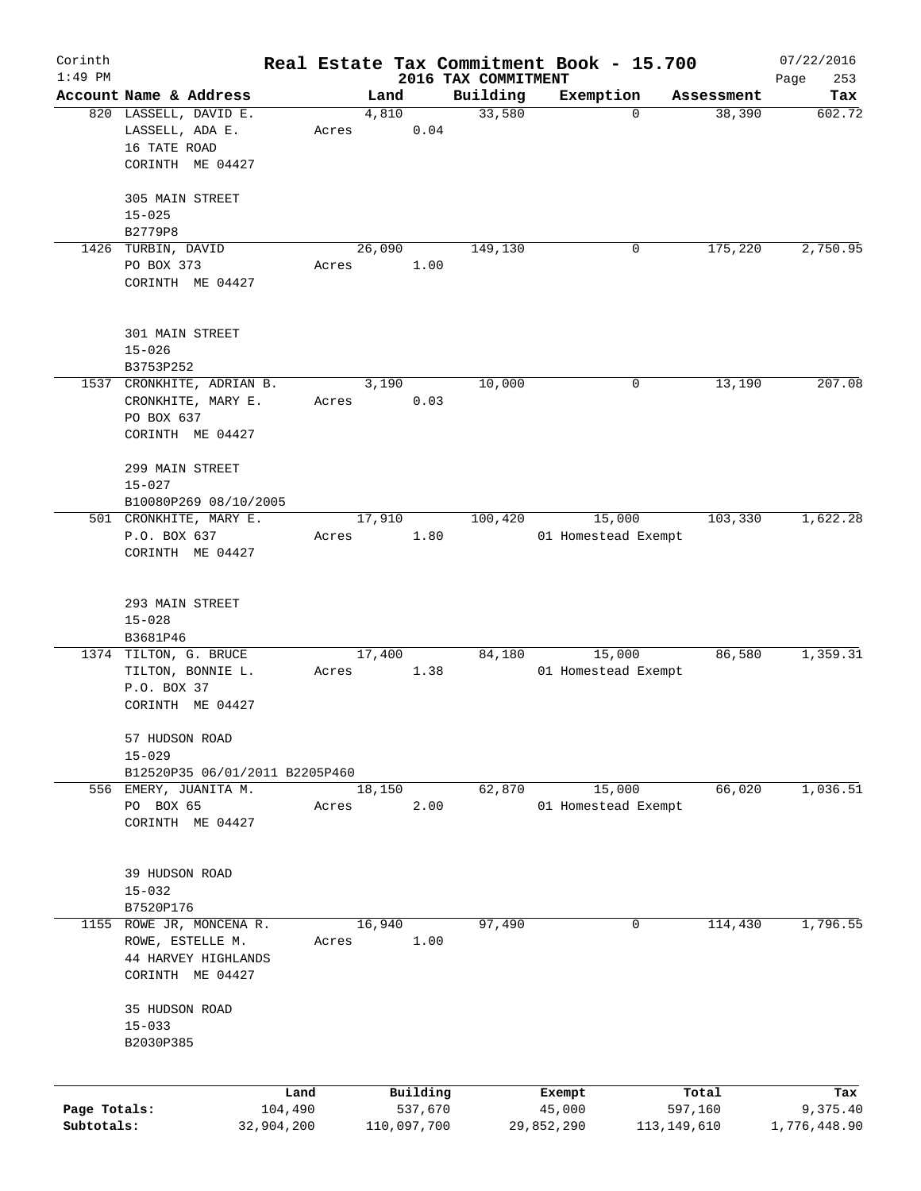# Real Estate Tax Commitment Book - 15.700

Corinth
1:49 PM

2016 TAX COMMITMENT

07/22/2016
Page 253

| Account Name & Address | Land | Building | Exemption | Assessment | Tax |
|---|---|---|---|---|---|
| 820 LASSELL, DAVID E.<br>LASSELL, ADA E.<br>16 TATE ROAD<br>CORINTH ME 04427<br><br>305 MAIN STREET<br>15-025<br>B2779P8 | 4,810<br>Acres 0.04 | 33,580 | 0 | 38,390 | 602.72 |
| 1426 TURBIN, DAVID<br>PO BOX 373<br>CORINTH ME 04427<br><br>301 MAIN STREET<br>15-026<br>B3753P252 | 26,090<br>Acres 1.00 | 149,130 | 0 | 175,220 | 2,750.95 |
| 1537 CRONKHITE, ADRIAN B.<br>CRONKHITE, MARY E.<br>PO BOX 637<br>CORINTH ME 04427<br><br>299 MAIN STREET<br>15-027<br>B10080P269 08/10/2005 | 3,190<br>Acres 0.03 | 10,000 | 0 | 13,190 | 207.08 |
| 501 CRONKHITE, MARY E.<br>P.O. BOX 637<br>CORINTH ME 04427<br><br>293 MAIN STREET<br>15-028<br>B3681P46 | 17,910<br>Acres 1.80 | 100,420 | 15,000<br>01 Homestead Exempt | 103,330 | 1,622.28 |
| 1374 TILTON, G. BRUCE<br>TILTON, BONNIE L.<br>P.O. BOX 37<br>CORINTH ME 04427<br><br>57 HUDSON ROAD<br>15-029<br>B12520P35 06/01/2011 B2205P460 | 17,400<br>Acres 1.38 | 84,180 | 15,000<br>01 Homestead Exempt | 86,580 | 1,359.31 |
| 556 EMERY, JUANITA M.<br>PO BOX 65<br>CORINTH ME 04427<br><br>39 HUDSON ROAD<br>15-032<br>B7520P176 | 18,150<br>Acres 2.00 | 62,870 | 15,000<br>01 Homestead Exempt | 66,020 | 1,036.51 |
| 1155 ROWE JR, MONCENA R.<br>ROWE, ESTELLE M.<br>44 HARVEY HIGHLANDS<br>CORINTH ME 04427<br><br>35 HUDSON ROAD<br>15-033<br>B2030P385 | 16,940<br>Acres 1.00 | 97,490 | 0 | 114,430 | 1,796.55 |

| | Land | Building | Exempt | Total | Tax |
|---|---|---|---|---|---|
| Page Totals: | 104,490 | 537,670 | 45,000 | 597,160 | 9,375.40 |
| Subtotals: | 32,904,200 | 110,097,700 | 29,852,290 | 113,149,610 | 1,776,448.90 |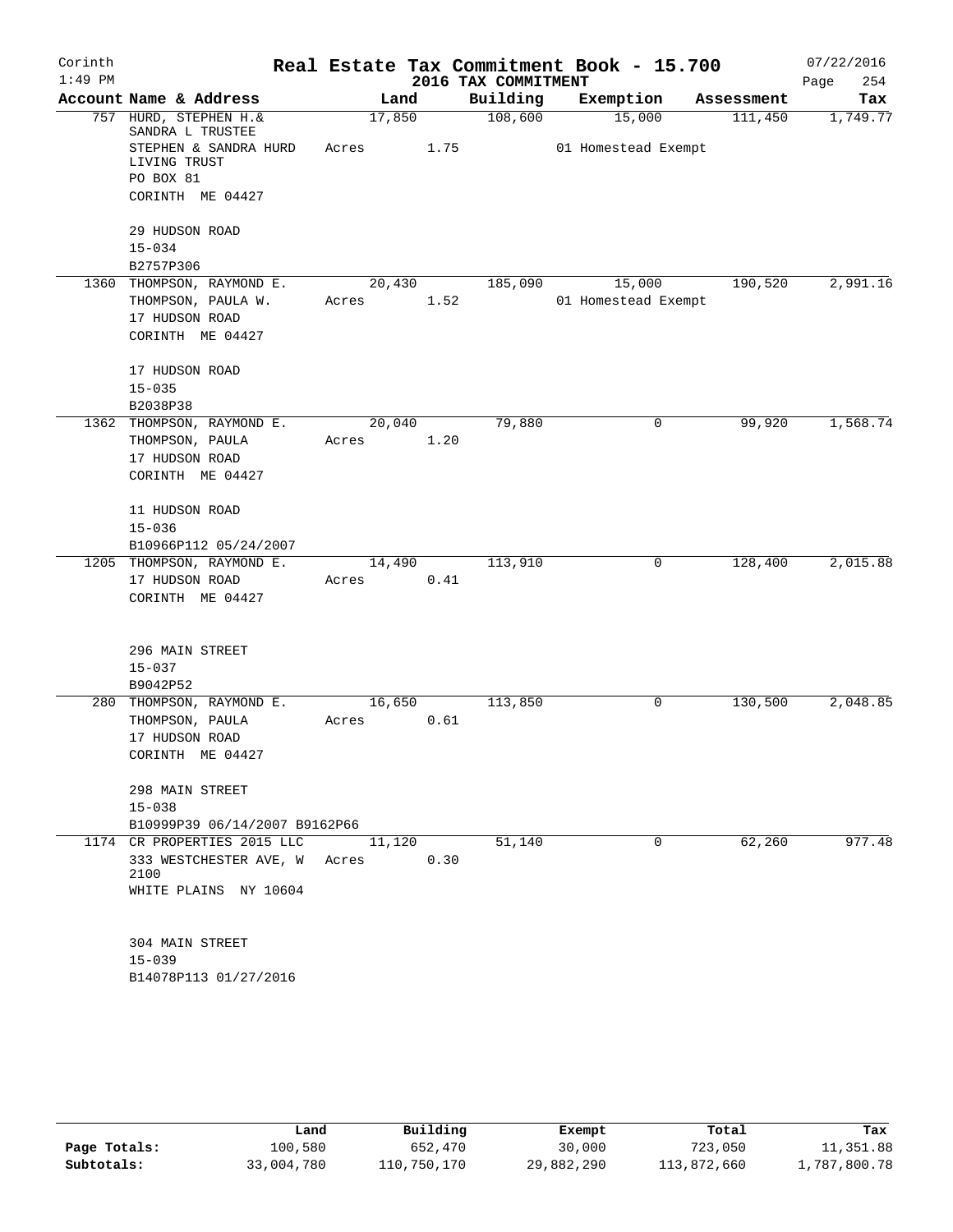Corinth 1:49 PM

# Real Estate Tax Commitment Book - 15.700

## 2016 TAX COMMITMENT

07/22/2016 Page 254

| Account Name & Address | Land | Building | Exemption | Assessment | Tax |
|---|---|---|---|---|---|
| 757 HURD, STEPHEN H.& SANDRA L TRUSTEE<br>STEPHEN & SANDRA HURD LIVING TRUST<br>PO BOX 81<br>CORINTH ME 04427<br><br>29 HUDSON ROAD<br>15-034<br>B2757P306 | 17,850<br>Acres 1.75 | 108,600 | 15,000<br>01 Homestead Exempt | 111,450 | 1,749.77 |
| 1360 THOMPSON, RAYMOND E.<br>THOMPSON, PAULA W.<br>17 HUDSON ROAD<br>CORINTH ME 04427<br><br>17 HUDSON ROAD<br>15-035<br>B2038P38 | 20,430<br>Acres 1.52 | 185,090 | 15,000<br>01 Homestead Exempt | 190,520 | 2,991.16 |
| 1362 THOMPSON, RAYMOND E.<br>THOMPSON, PAULA<br>17 HUDSON ROAD<br>CORINTH ME 04427<br><br>11 HUDSON ROAD<br>15-036<br>B10966P112 05/24/2007 | 20,040<br>Acres 1.20 | 79,880 | 0 | 99,920 | 1,568.74 |
| 1205 THOMPSON, RAYMOND E.<br>17 HUDSON ROAD<br>CORINTH ME 04427<br><br>296 MAIN STREET<br>15-037<br>B9042P52 | 14,490<br>Acres 0.41 | 113,910 | 0 | 128,400 | 2,015.88 |
| 280 THOMPSON, RAYMOND E.<br>THOMPSON, PAULA<br>17 HUDSON ROAD<br>CORINTH ME 04427<br><br>298 MAIN STREET<br>15-038<br>B10999P39 06/14/2007 B9162P66 | 16,650<br>Acres 0.61 | 113,850 | 0 | 130,500 | 2,048.85 |
| 1174 CR PROPERTIES 2015 LLC<br>333 WESTCHESTER AVE, W 2100<br>WHITE PLAINS NY 10604<br><br>304 MAIN STREET<br>15-039<br>B14078P113 01/27/2016 | 11,120<br>Acres 0.30 | 51,140 | 0 | 62,260 | 977.48 |

| | Land | Building | Exempt | Total | Tax |
|---|---|---|---|---|---|
| Page Totals: | 100,580 | 652,470 | 30,000 | 723,050 | 11,351.88 |
| Subtotals: | 33,004,780 | 110,750,170 | 29,882,290 | 113,872,660 | 1,787,800.78 |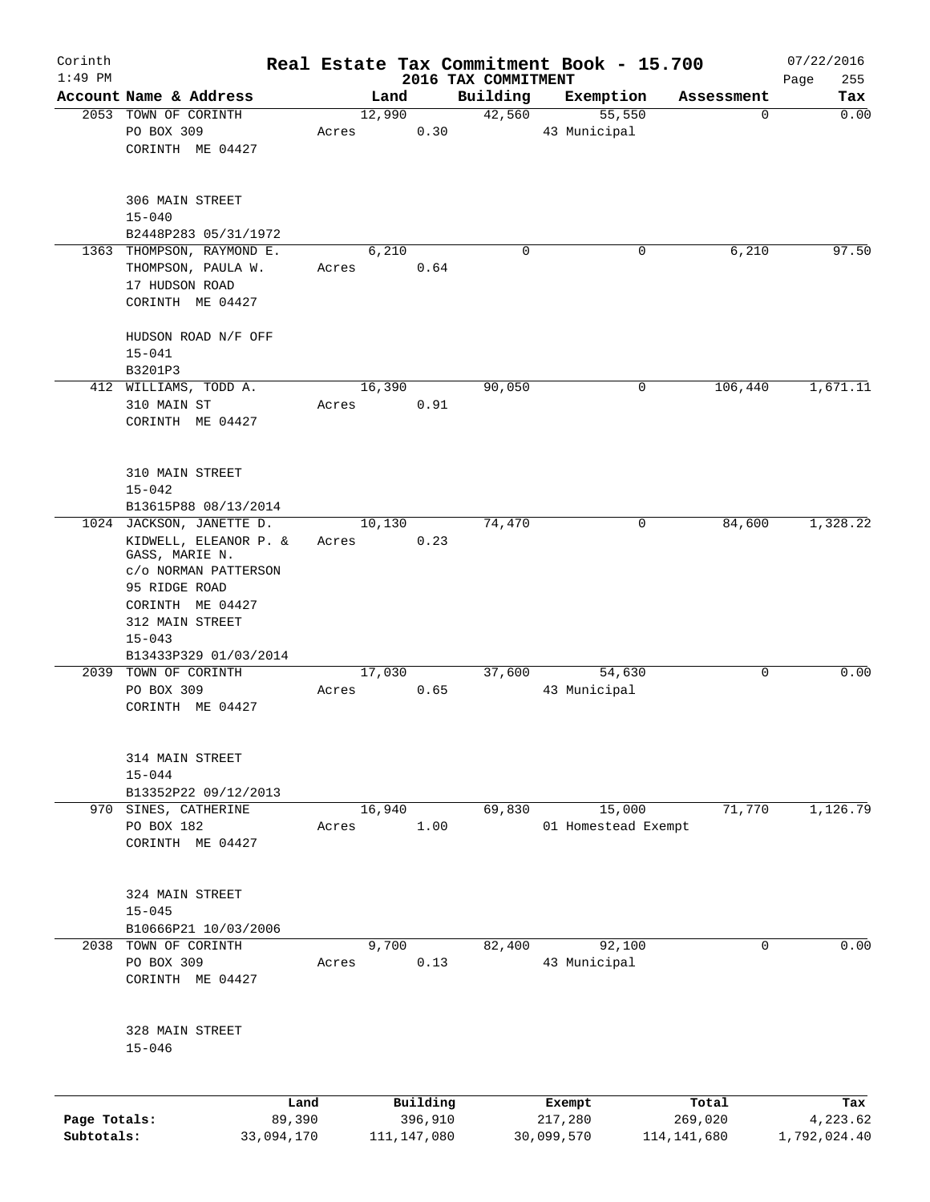# Real Estate Tax Commitment Book - 15.700

Corinth
1:49 PM

2016 TAX COMMITMENT

07/22/2016

| Account | Name & Address | Land | Building | Exemption | Assessment | Tax |
|---|---|---|---|---|---|---|
| 2053 | TOWN OF CORINTH<br>PO BOX 309<br>CORINTH ME 04427<br><br>306 MAIN STREET<br>15-040<br>B2448P283 05/31/1972 | 12,990<br>Acres 0.30 | 42,560 | 55,550<br>43 Municipal | 0 | 0.00 |
| 1363 | THOMPSON, RAYMOND E.<br>THOMPSON, PAULA W.<br>17 HUDSON ROAD<br>CORINTH ME 04427<br><br>HUDSON ROAD N/F OFF<br>15-041<br>B3201P3 | 6,210<br>Acres 0.64 | 0 | 0 | 6,210 | 97.50 |
| 412 | WILLIAMS, TODD A.<br>310 MAIN ST<br>CORINTH ME 04427<br><br>310 MAIN STREET<br>15-042<br>B13615P88 08/13/2014 | 16,390<br>Acres 0.91 | 90,050 | 0 | 106,440 | 1,671.11 |
| 1024 | JACKSON, JANETTE D.<br>KIDWELL, ELEANOR P. &<br>GASS, MARIE N.<br>c/o NORMAN PATTERSON<br>95 RIDGE ROAD<br>CORINTH ME 04427<br>312 MAIN STREET<br>15-043<br>B13433P329 01/03/2014 | 10,130<br>Acres 0.23 | 74,470 | 0 | 84,600 | 1,328.22 |
| 2039 | TOWN OF CORINTH<br>PO BOX 309<br>CORINTH ME 04427<br><br>314 MAIN STREET<br>15-044<br>B13352P22 09/12/2013 | 17,030<br>Acres 0.65 | 37,600 | 54,630<br>43 Municipal | 0 | 0.00 |
| 970 | SINES, CATHERINE<br>PO BOX 182<br>CORINTH ME 04427<br><br>324 MAIN STREET<br>15-045<br>B10666P21 10/03/2006 | 16,940<br>Acres 1.00 | 69,830 | 15,000<br>01 Homestead Exempt | 71,770 | 1,126.79 |
| 2038 | TOWN OF CORINTH<br>PO BOX 309<br>CORINTH ME 04427<br><br>328 MAIN STREET<br>15-046 | 9,700<br>Acres 0.13 | 82,400 | 92,100<br>43 Municipal | 0 | 0.00 |

| | Land | Building | Exempt | Total | Tax |
|---|---|---|---|---|---|
| Page Totals: | 89,390 | 396,910 | 217,280 | 269,020 | 4,223.62 |
| Subtotals: | 33,094,170 | 111,147,080 | 30,099,570 | 114,141,680 | 1,792,024.40 |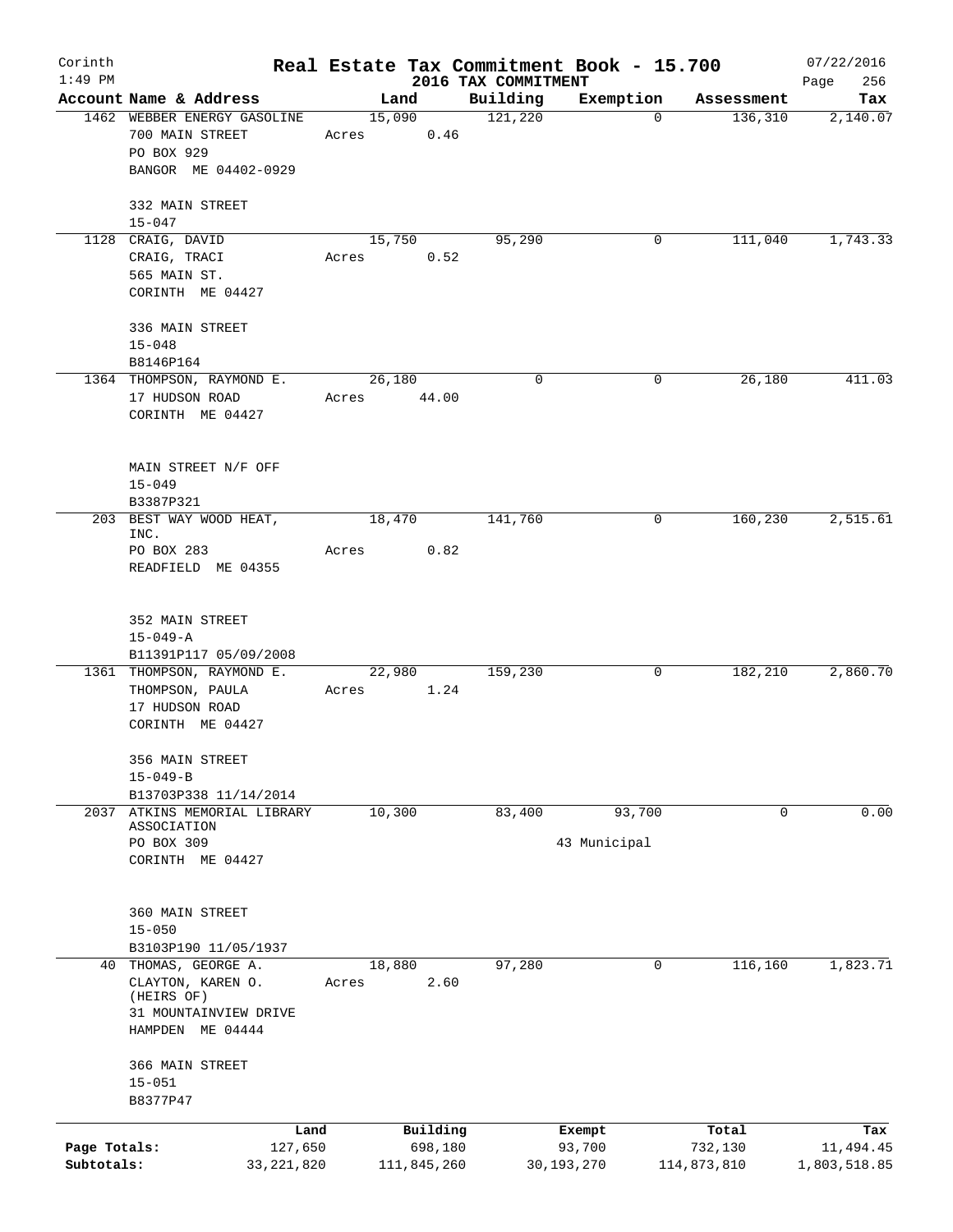Corinth 1:49 PM

# Real Estate Tax Commitment Book - 15.700

2016 TAX COMMITMENT

07/22/2016 Page 256

| Account Name & Address | Land | Building | Exemption | Assessment | Tax |
|---|---|---|---|---|---|
| 1462 WEBBER ENERGY GASOLINE<br>700 MAIN STREET<br>PO BOX 929<br>BANGOR ME 04402-0929<br><br>332 MAIN STREET<br>15-047 | 15,090<br>Acres 0.46 | 121,220 | 0 | 136,310 | 2,140.07 |
| 1128 CRAIG, DAVID<br>CRAIG, TRACI<br>565 MAIN ST.<br>CORINTH ME 04427<br><br>336 MAIN STREET<br>15-048<br>B8146P164 | 15,750<br>Acres 0.52 | 95,290 | 0 | 111,040 | 1,743.33 |
| 1364 THOMPSON, RAYMOND E.<br>17 HUDSON ROAD<br>CORINTH ME 04427<br><br>MAIN STREET N/F OFF<br>15-049<br>B3387P321 | 26,180<br>Acres 44.00 | 0 | 0 | 26,180 | 411.03 |
| 203 BEST WAY WOOD HEAT, INC.<br>PO BOX 283<br>READFIELD ME 04355<br><br>352 MAIN STREET<br>15-049-A<br>B11391P117 05/09/2008 | 18,470<br>Acres 0.82 | 141,760 | 0 | 160,230 | 2,515.61 |
| 1361 THOMPSON, RAYMOND E.<br>THOMPSON, PAULA<br>17 HUDSON ROAD<br>CORINTH ME 04427<br><br>356 MAIN STREET<br>15-049-B<br>B13703P338 11/14/2014 | 22,980<br>Acres 1.24 | 159,230 | 0 | 182,210 | 2,860.70 |
| 2037 ATKINS MEMORIAL LIBRARY ASSOCIATION<br>PO BOX 309<br>CORINTH ME 04427<br><br>360 MAIN STREET<br>15-050<br>B3103P190 11/05/1937 | 10,300 | 83,400 | 93,700<br>43 Municipal | 0 | 0.00 |
| 40 THOMAS, GEORGE A.<br>CLAYTON, KAREN O. (HEIRS OF)<br>31 MOUNTAINVIEW DRIVE<br>HAMPDEN ME 04444<br><br>366 MAIN STREET<br>15-051<br>B8377P47 | 18,880<br>Acres 2.60 | 97,280 | 0 | 116,160 | 1,823.71 |

| | Land | Building | Exempt | Total | Tax |
|---|---|---|---|---|---|
| Page Totals: | 127,650 | 698,180 | 93,700 | 732,130 | 11,494.45 |
| Subtotals: | 33,221,820 | 111,845,260 | 30,193,270 | 114,873,810 | 1,803,518.85 |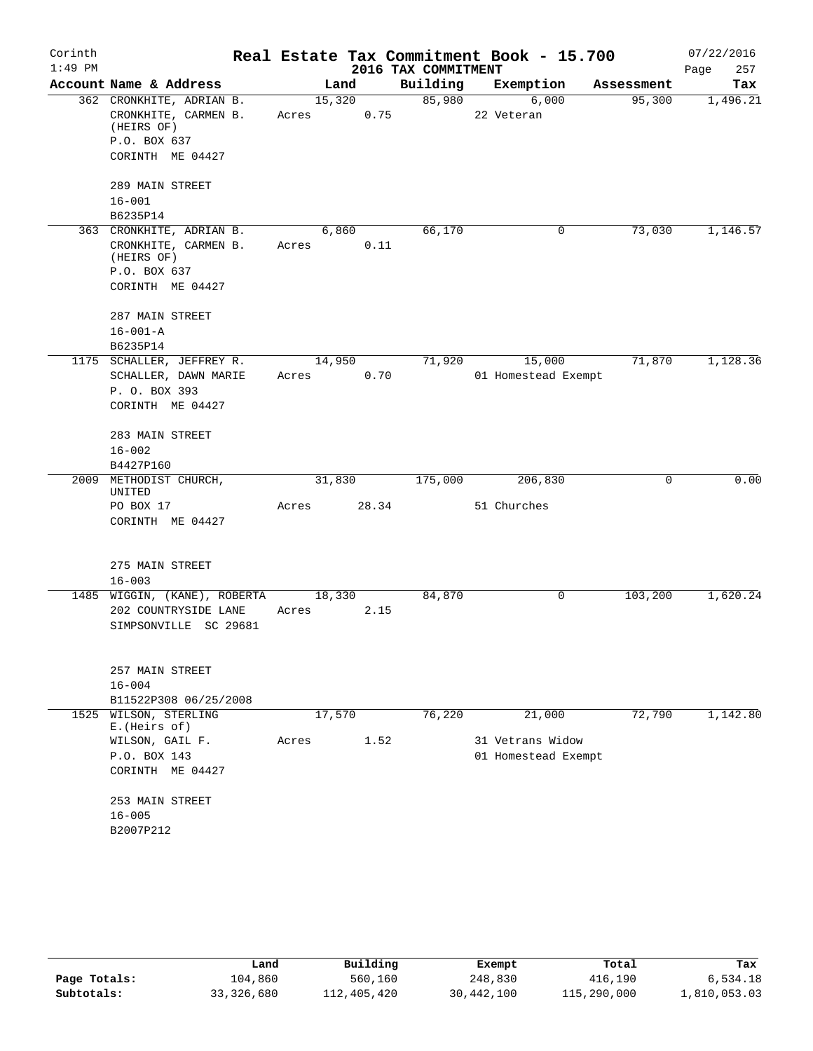# Corinth — Real Estate Tax Commitment Book - 15.700

1:49 PM — 2016 TAX COMMITMENT — 07/22/2016

| Account Name & Address | Land | Building | Exemption | Assessment | Tax |
|---|---|---|---|---|---|
| 362 CRONKHITE, ADRIAN B.<br>CRONKHITE, CARMEN B. (HEIRS OF)<br>P.O. BOX 637<br>CORINTH ME 04427<br><br>289 MAIN STREET<br>16-001<br>B6235P14 | 15,320<br>Acres 0.75 | 85,980 | 6,000<br>22 Veteran | 95,300 | 1,496.21 |
| 363 CRONKHITE, ADRIAN B.<br>CRONKHITE, CARMEN B. (HEIRS OF)<br>P.O. BOX 637<br>CORINTH ME 04427<br><br>287 MAIN STREET<br>16-001-A<br>B6235P14 | 6,860<br>Acres 0.11 | 66,170 | 0 | 73,030 | 1,146.57 |
| 1175 SCHALLER, JEFFREY R.<br>SCHALLER, DAWN MARIE<br>P. O. BOX 393<br>CORINTH ME 04427<br><br>283 MAIN STREET<br>16-002<br>B4427P160 | 14,950<br>Acres 0.70 | 71,920 | 15,000<br>01 Homestead Exempt | 71,870 | 1,128.36 |
| 2009 METHODIST CHURCH, UNITED<br>PO BOX 17<br>CORINTH ME 04427<br><br>275 MAIN STREET<br>16-003 | 31,830<br>Acres 28.34 | 175,000 | 206,830<br>51 Churches | 0 | 0.00 |
| 1485 WIGGIN, (KANE), ROBERTA<br>202 COUNTRYSIDE LANE<br>SIMPSONVILLE SC 29681<br><br>257 MAIN STREET<br>16-004<br>B11522P308 06/25/2008 | 18,330<br>Acres 2.15 | 84,870 | 0 | 103,200 | 1,620.24 |
| 1525 WILSON, STERLING E.(Heirs of)<br>WILSON, GAIL F.<br>P.O. BOX 143<br>CORINTH ME 04427<br><br>253 MAIN STREET<br>16-005<br>B2007P212 | 17,570<br>Acres 1.52 | 76,220 | 21,000<br>31 Vetrans Widow<br>01 Homestead Exempt | 72,790 | 1,142.80 |

| | Land | Building | Exempt | Total | Tax |
|---|---|---|---|---|---|
| Page Totals: | 104,860 | 560,160 | 248,830 | 416,190 | 6,534.18 |
| Subtotals: | 33,326,680 | 112,405,420 | 30,442,100 | 115,290,000 | 1,810,053.03 |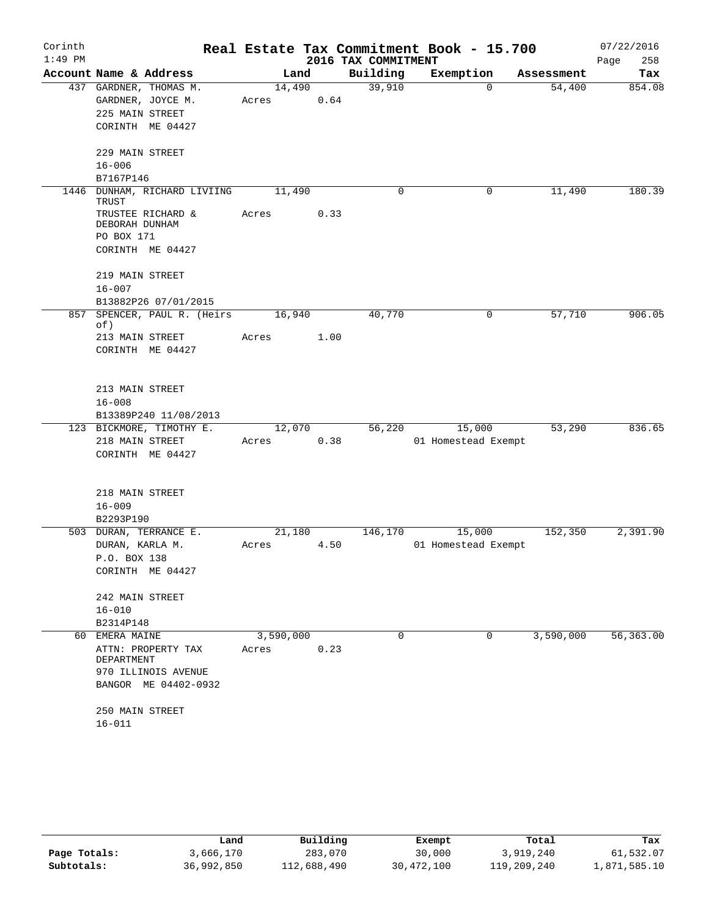Corinth 1:49 PM

# Real Estate Tax Commitment Book - 15.700

## 2016 TAX COMMITMENT

07/22/2016 Page 258

| Account | Name & Address | Land | Building | Exemption | Assessment | Tax |
|---|---|---|---|---|---|---|
| 437 | GARDNER, THOMAS M.<br>GARDNER, JOYCE M.<br>225 MAIN STREET<br>CORINTH ME 04427<br><br>229 MAIN STREET<br>16-006<br>B7167P146 | 14,490<br>Acres 0.64 | 39,910 | 0 | 54,400 | 854.08 |
| 1446 | DUNHAM, RICHARD LIVIING TRUST<br>TRUSTEE RICHARD & DEBORAH DUNHAM<br>PO BOX 171<br>CORINTH ME 04427<br><br>219 MAIN STREET<br>16-007<br>B13882P26 07/01/2015 | 11,490<br>Acres 0.33 | 0 | 0 | 11,490 | 180.39 |
| 857 | SPENCER, PAUL R. (Heirs of)<br>213 MAIN STREET<br>CORINTH ME 04427<br><br>213 MAIN STREET<br>16-008<br>B13389P240 11/08/2013 | 16,940<br>Acres 1.00 | 40,770 | 0 | 57,710 | 906.05 |
| 123 | BICKMORE, TIMOTHY E.<br>218 MAIN STREET<br>CORINTH ME 04427<br><br>218 MAIN STREET<br>16-009<br>B2293P190 | 12,070<br>Acres 0.38 | 56,220 | 15,000<br>01 Homestead Exempt | 53,290 | 836.65 |
| 503 | DURAN, TERRANCE E.<br>DURAN, KARLA M.<br>P.O. BOX 138<br>CORINTH ME 04427<br><br>242 MAIN STREET<br>16-010<br>B2314P148 | 21,180<br>Acres 4.50 | 146,170 | 15,000<br>01 Homestead Exempt | 152,350 | 2,391.90 |
| 60 | EMERA MAINE<br>ATTN: PROPERTY TAX DEPARTMENT<br>970 ILLINOIS AVENUE<br>BANGOR ME 04402-0932<br><br>250 MAIN STREET<br>16-011 | 3,590,000<br>Acres 0.23 | 0 | 0 | 3,590,000 | 56,363.00 |

| | Land | Building | Exempt | Total | Tax |
|---|---|---|---|---|---|
| Page Totals: | 3,666,170 | 283,070 | 30,000 | 3,919,240 | 61,532.07 |
| Subtotals: | 36,992,850 | 112,688,490 | 30,472,100 | 119,209,240 | 1,871,585.10 |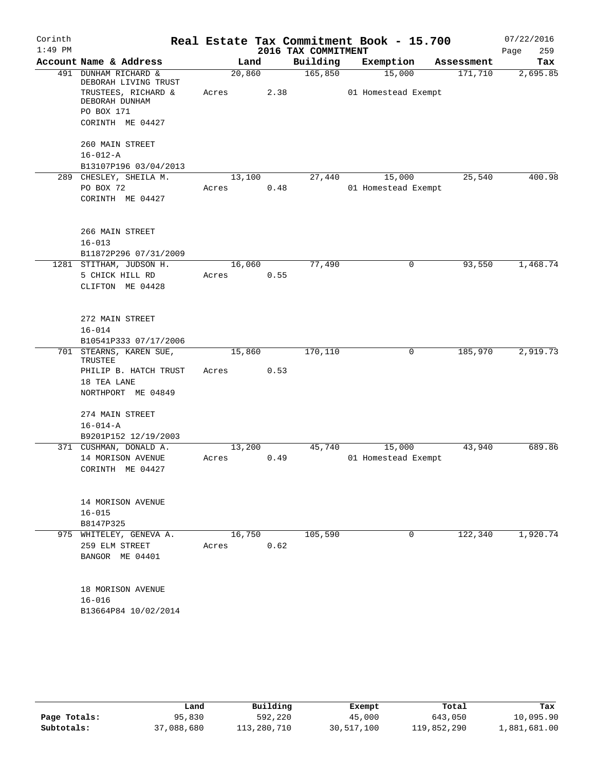# Real Estate Tax Commitment Book - 15.700

Corinth 1:49 PM — 2016 TAX COMMITMENT — 07/22/2016

| Account Name & Address | Land | Building | Exemption | Assessment | Tax |
|---|---|---|---|---|---|
| 491 DUNHAM RICHARD & DEBORAH LIVING TRUST<br>TRUSTEES, RICHARD & DEBORAH DUNHAM<br>PO BOX 171<br>CORINTH ME 04427<br><br>260 MAIN STREET<br>16-012-A<br>B13107P196 03/04/2013 | 20,860<br>Acres 2.38 | 165,850 | 15,000<br>01 Homestead Exempt | 171,710 | 2,695.85 |
| 289 CHESLEY, SHEILA M.<br>PO BOX 72<br>CORINTH ME 04427<br><br>266 MAIN STREET<br>16-013<br>B11872P296 07/31/2009 | 13,100<br>Acres 0.48 | 27,440 | 15,000<br>01 Homestead Exempt | 25,540 | 400.98 |
| 1281 STITHAM, JUDSON H.<br>5 CHICK HILL RD<br>CLIFTON ME 04428<br><br>272 MAIN STREET<br>16-014<br>B10541P333 07/17/2006 | 16,060<br>Acres 0.55 | 77,490 | 0 | 93,550 | 1,468.74 |
| 701 STEARNS, KAREN SUE, TRUSTEE<br>PHILIP B. HATCH TRUST<br>18 TEA LANE<br>NORTHPORT ME 04849<br><br>274 MAIN STREET<br>16-014-A<br>B9201P152 12/19/2003 | 15,860<br>Acres 0.53 | 170,110 | 0 | 185,970 | 2,919.73 |
| 371 CUSHMAN, DONALD A.<br>14 MORISON AVENUE<br>CORINTH ME 04427<br><br>14 MORISON AVENUE<br>16-015<br>B8147P325 | 13,200<br>Acres 0.49 | 45,740 | 15,000<br>01 Homestead Exempt | 43,940 | 689.86 |
| 975 WHITELEY, GENEVA A.<br>259 ELM STREET<br>BANGOR ME 04401<br><br>18 MORISON AVENUE<br>16-016<br>B13664P84 10/02/2014 | 16,750<br>Acres 0.62 | 105,590 | 0 | 122,340 | 1,920.74 |

| | Land | Building | Exempt | Total | Tax |
|---|---|---|---|---|---|
| Page Totals: | 95,830 | 592,220 | 45,000 | 643,050 | 10,095.90 |
| Subtotals: | 37,088,680 | 113,280,710 | 30,517,100 | 119,852,290 | 1,881,681.00 |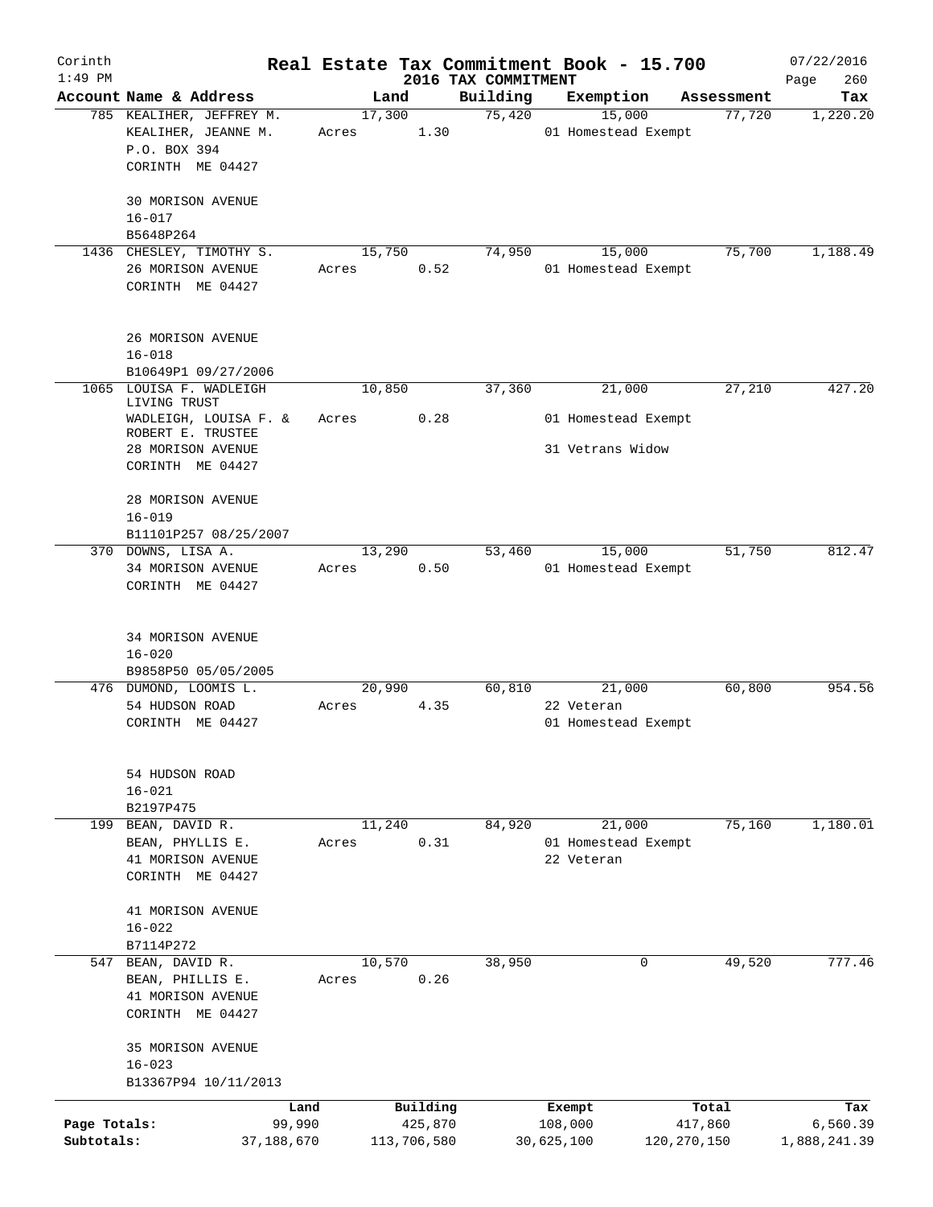# Real Estate Tax Commitment Book - 15.700

Corinth
1:49 PM

2016 TAX COMMITMENT

07/22/2016

| Account Name & Address | Land | Building | Exemption | Assessment | Tax |
|---|---|---|---|---|---|
| 785 KEALIHER, JEFFREY M. | 17,300 | 75,420 | 15,000 | 77,720 | 1,220.20 |
| KEALIHER, JEANNE M. | Acres 1.30 | | 01 Homestead Exempt | | |
| P.O. BOX 394 | | | | | |
| CORINTH ME 04427 | | | | | |
| 30 MORISON AVENUE | | | | | |
| 16-017 | | | | | |
| B5648P264 | | | | | |
| 1436 CHESLEY, TIMOTHY S. | 15,750 | 74,950 | 15,000 | 75,700 | 1,188.49 |
| 26 MORISON AVENUE | Acres 0.52 | | 01 Homestead Exempt | | |
| CORINTH ME 04427 | | | | | |
| 26 MORISON AVENUE | | | | | |
| 16-018 | | | | | |
| B10649P1 09/27/2006 | | | | | |
| 1065 LOUISA F. WADLEIGH LIVING TRUST | 10,850 | 37,360 | 21,000 | 27,210 | 427.20 |
| WADLEIGH, LOUISA F. & ROBERT E. TRUSTEE | Acres 0.28 | | 01 Homestead Exempt | | |
| 28 MORISON AVENUE | | | 31 Vetrans Widow | | |
| CORINTH ME 04427 | | | | | |
| 28 MORISON AVENUE | | | | | |
| 16-019 | | | | | |
| B11101P257 08/25/2007 | | | | | |
| 370 DOWNS, LISA A. | 13,290 | 53,460 | 15,000 | 51,750 | 812.47 |
| 34 MORISON AVENUE | Acres 0.50 | | 01 Homestead Exempt | | |
| CORINTH ME 04427 | | | | | |
| 34 MORISON AVENUE | | | | | |
| 16-020 | | | | | |
| B9858P50 05/05/2005 | | | | | |
| 476 DUMOND, LOOMIS L. | 20,990 | 60,810 | 21,000 | 60,800 | 954.56 |
| 54 HUDSON ROAD | Acres 4.35 | | 22 Veteran | | |
| CORINTH ME 04427 | | | 01 Homestead Exempt | | |
| 54 HUDSON ROAD | | | | | |
| 16-021 | | | | | |
| B2197P475 | | | | | |
| 199 BEAN, DAVID R. | 11,240 | 84,920 | 21,000 | 75,160 | 1,180.01 |
| BEAN, PHYLLIS E. | Acres 0.31 | | 01 Homestead Exempt | | |
| 41 MORISON AVENUE | | | 22 Veteran | | |
| CORINTH ME 04427 | | | | | |
| 41 MORISON AVENUE | | | | | |
| 16-022 | | | | | |
| B7114P272 | | | | | |
| 547 BEAN, DAVID R. | 10,570 | 38,950 | 0 | 49,520 | 777.46 |
| BEAN, PHILLIS E. | Acres 0.26 | | | | |
| 41 MORISON AVENUE | | | | | |
| CORINTH ME 04427 | | | | | |
| 35 MORISON AVENUE | | | | | |
| 16-023 | | | | | |
| B13367P94 10/11/2013 | | | | | |

| | Land | Building | Exempt | Total | Tax |
|---|---|---|---|---|---|
| Page Totals: | 99,990 | 425,870 | 108,000 | 417,860 | 6,560.39 |
| Subtotals: | 37,188,670 | 113,706,580 | 30,625,100 | 120,270,150 | 1,888,241.39 |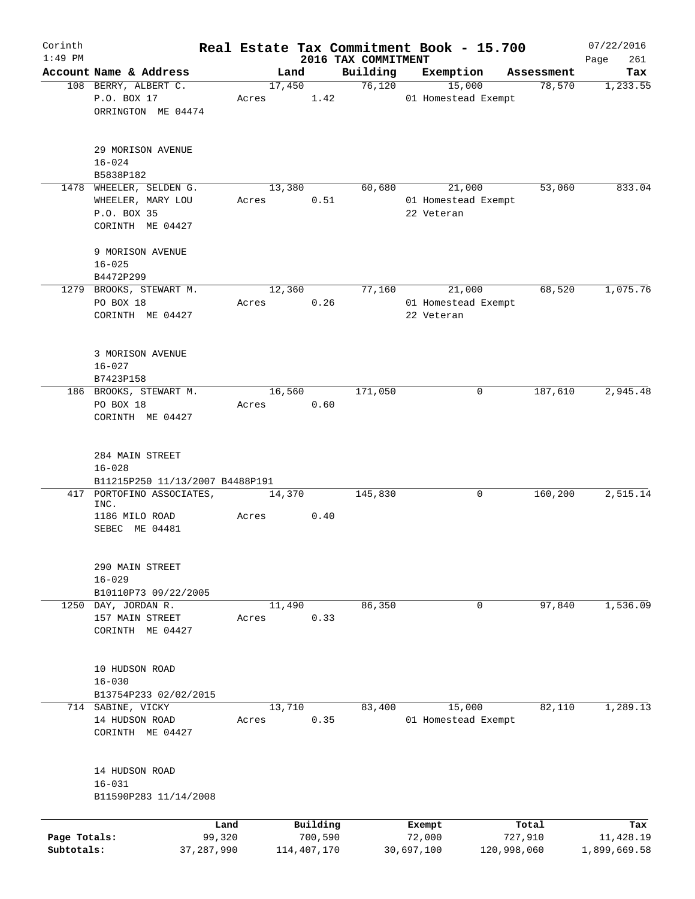Corinth
1:49 PM

# Real Estate Tax Commitment Book - 15.700

## 2016 TAX COMMITMENT

07/22/2016
Page 261

| Account | Name & Address | Land | Building | Exemption | Assessment | Tax |
|---|---|---|---|---|---|---|
| 108 | BERRY, ALBERT C.<br>P.O. BOX 17<br>ORRINGTON ME 04474<br><br>29 MORISON AVENUE<br>16-024<br>B5838P182 | 17,450<br>Acres 1.42 | 76,120 | 15,000<br>01 Homestead Exempt | 78,570 | 1,233.55 |
| 1478 | WHEELER, SELDEN G.<br>WHEELER, MARY LOU<br>P.O. BOX 35<br>CORINTH ME 04427<br><br>9 MORISON AVENUE<br>16-025<br>B4472P299 | 13,380<br>Acres 0.51 | 60,680 | 21,000<br>01 Homestead Exempt<br>22 Veteran | 53,060 | 833.04 |
| 1279 | BROOKS, STEWART M.<br>PO BOX 18<br>CORINTH ME 04427<br><br>3 MORISON AVENUE<br>16-027<br>B7423P158 | 12,360<br>Acres 0.26 | 77,160 | 21,000<br>01 Homestead Exempt<br>22 Veteran | 68,520 | 1,075.76 |
| 186 | BROOKS, STEWART M.<br>PO BOX 18<br>CORINTH ME 04427<br><br>284 MAIN STREET<br>16-028<br>B11215P250 11/13/2007 B4488P191 | 16,560<br>Acres 0.60 | 171,050 | 0 | 187,610 | 2,945.48 |
| 417 | PORTOFINO ASSOCIATES, INC.<br>1186 MILO ROAD<br>SEBEC ME 04481<br><br>290 MAIN STREET<br>16-029<br>B10110P73 09/22/2005 | 14,370<br>Acres 0.40 | 145,830 | 0 | 160,200 | 2,515.14 |
| 1250 | DAY, JORDAN R.<br>157 MAIN STREET<br>CORINTH ME 04427<br><br>10 HUDSON ROAD<br>16-030<br>B13754P233 02/02/2015 | 11,490<br>Acres 0.33 | 86,350 | 0 | 97,840 | 1,536.09 |
| 714 | SABINE, VICKY<br>14 HUDSON ROAD<br>CORINTH ME 04427<br><br>14 HUDSON ROAD<br>16-031<br>B11590P283 11/14/2008 | 13,710<br>Acres 0.35 | 83,400 | 15,000<br>01 Homestead Exempt | 82,110 | 1,289.13 |

| | Land | Building | Exempt | Total | Tax |
|---|---|---|---|---|---|
| Page Totals: | 99,320 | 700,590 | 72,000 | 727,910 | 11,428.19 |
| Subtotals: | 37,287,990 | 114,407,170 | 30,697,100 | 120,998,060 | 1,899,669.58 |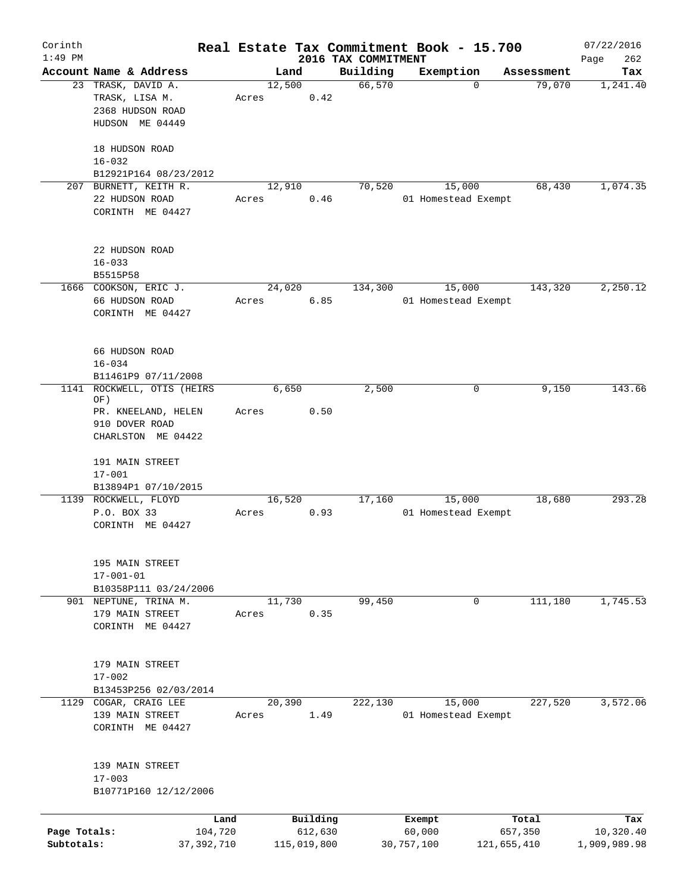# Real Estate Tax Commitment Book - 15.700

Corinth 1:49 PM — 2016 TAX COMMITMENT — 07/22/2016

| Account | Name & Address | Land | Building | Exemption | Assessment | Tax |
|---|---|---|---|---|---|---|
| 23 | TRASK, DAVID A.<br>TRASK, LISA M.<br>2368 HUDSON ROAD<br>HUDSON ME 04449<br><br>18 HUDSON ROAD<br>16-032<br>B12921P164 08/23/2012 | 12,500<br>Acres 0.42 | 66,570 | 0 | 79,070 | 1,241.40 |
| 207 | BURNETT, KEITH R.<br>22 HUDSON ROAD<br>CORINTH ME 04427<br><br>22 HUDSON ROAD<br>16-033<br>B5515P58 | 12,910<br>Acres 0.46 | 70,520 | 15,000<br>01 Homestead Exempt | 68,430 | 1,074.35 |
| 1666 | COOKSON, ERIC J.<br>66 HUDSON ROAD<br>CORINTH ME 04427<br><br>66 HUDSON ROAD<br>16-034<br>B11461P9 07/11/2008 | 24,020<br>Acres 6.85 | 134,300 | 15,000<br>01 Homestead Exempt | 143,320 | 2,250.12 |
| 1141 | ROCKWELL, OTIS (HEIRS OF)<br>PR. KNEELAND, HELEN<br>910 DOVER ROAD<br>CHARLSTON ME 04422<br><br>191 MAIN STREET<br>17-001<br>B13894P1 07/10/2015 | 6,650<br>Acres 0.50 | 2,500 | 0 | 9,150 | 143.66 |
| 1139 | ROCKWELL, FLOYD<br>P.O. BOX 33<br>CORINTH ME 04427<br><br>195 MAIN STREET<br>17-001-01<br>B10358P111 03/24/2006 | 16,520<br>Acres 0.93 | 17,160 | 15,000<br>01 Homestead Exempt | 18,680 | 293.28 |
| 901 | NEPTUNE, TRINA M.<br>179 MAIN STREET<br>CORINTH ME 04427<br><br>179 MAIN STREET<br>17-002<br>B13453P256 02/03/2014 | 11,730<br>Acres 0.35 | 99,450 | 0 | 111,180 | 1,745.53 |
| 1129 | COGAR, CRAIG LEE<br>139 MAIN STREET<br>CORINTH ME 04427<br><br>139 MAIN STREET<br>17-003<br>B10771P160 12/12/2006 | 20,390<br>Acres 1.49 | 222,130 | 15,000<br>01 Homestead Exempt | 227,520 | 3,572.06 |

| | Land | Building | Exempt | Total | Tax |
|---|---|---|---|---|---|
| Page Totals: | 104,720 | 612,630 | 60,000 | 657,350 | 10,320.40 |
| Subtotals: | 37,392,710 | 115,019,800 | 30,757,100 | 121,655,410 | 1,909,989.98 |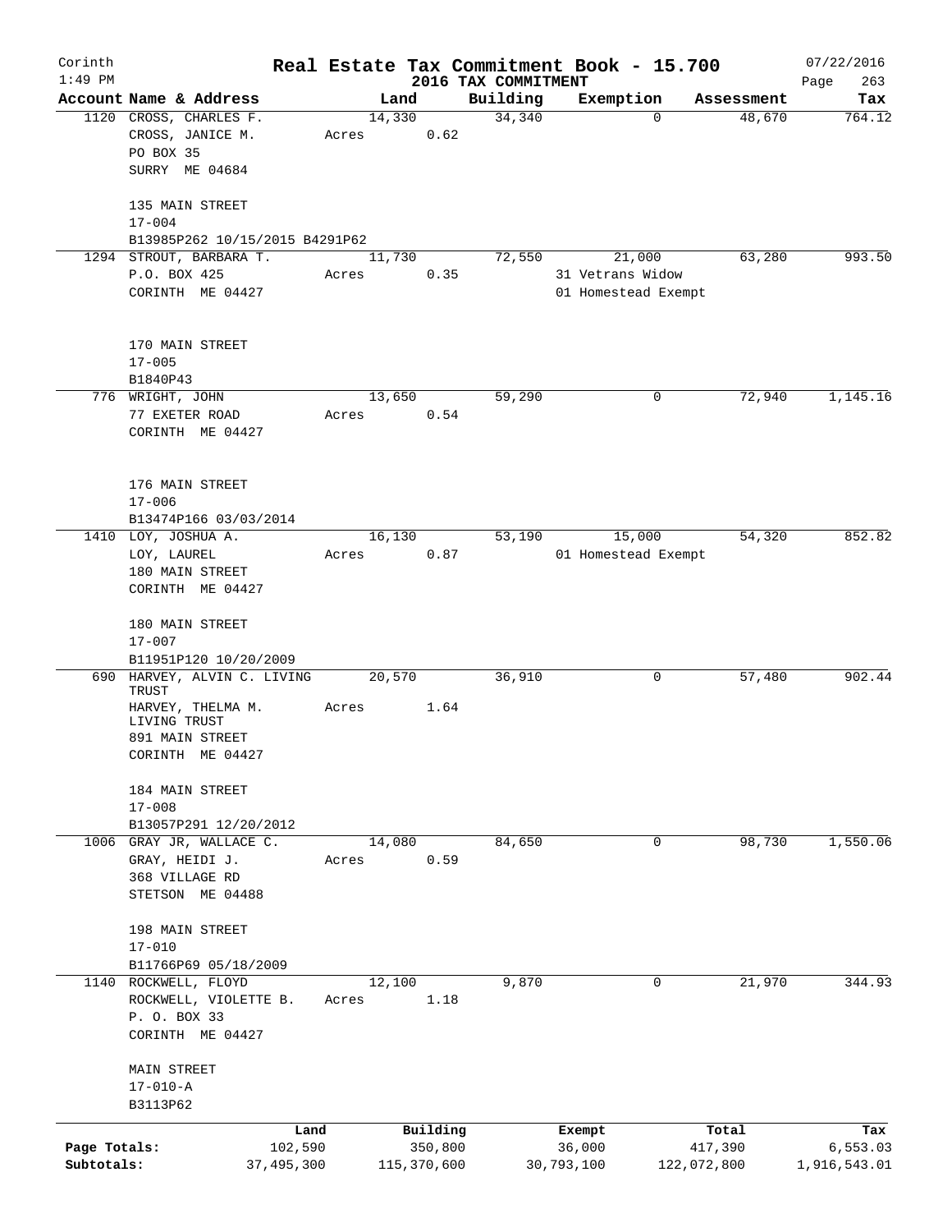Corinth 1:49 PM

# Real Estate Tax Commitment Book - 15.700

## 2016 TAX COMMITMENT

07/22/2016

| Account | Name & Address | Land | Building | Exemption | Assessment | Tax |
|---|---|---|---|---|---|---|
| 1120 | CROSS, CHARLES F.<br>CROSS, JANICE M.<br>PO BOX 35<br>SURRY ME 04684<br><br>135 MAIN STREET<br>17-004<br>B13985P262 10/15/2015 B4291P62 | 14,330<br>Acres 0.62 | 34,340 | 0 | 48,670 | 764.12 |
| 1294 | STROUT, BARBARA T.<br>P.O. BOX 425<br>CORINTH ME 04427<br><br>170 MAIN STREET<br>17-005<br>B1840P43 | 11,730<br>Acres 0.35 | 72,550 | 21,000<br>31 Vetrans Widow<br>01 Homestead Exempt | 63,280 | 993.50 |
| 776 | WRIGHT, JOHN<br>77 EXETER ROAD<br>CORINTH ME 04427<br><br>176 MAIN STREET<br>17-006<br>B13474P166 03/03/2014 | 13,650<br>Acres 0.54 | 59,290 | 0 | 72,940 | 1,145.16 |
| 1410 | LOY, JOSHUA A.<br>LOY, LAUREL<br>180 MAIN STREET<br>CORINTH ME 04427<br><br>180 MAIN STREET<br>17-007<br>B11951P120 10/20/2009 | 16,130<br>Acres 0.87 | 53,190 | 15,000<br>01 Homestead Exempt | 54,320 | 852.82 |
| 690 | HARVEY, ALVIN C. LIVING TRUST<br>HARVEY, THELMA M. LIVING TRUST<br>891 MAIN STREET<br>CORINTH ME 04427<br><br>184 MAIN STREET<br>17-008<br>B13057P291 12/20/2012 | 20,570<br>Acres 1.64 | 36,910 | 0 | 57,480 | 902.44 |
| 1006 | GRAY JR, WALLACE C.<br>GRAY, HEIDI J.<br>368 VILLAGE RD<br>STETSON ME 04488<br><br>198 MAIN STREET<br>17-010<br>B11766P69 05/18/2009 | 14,080<br>Acres 0.59 | 84,650 | 0 | 98,730 | 1,550.06 |
| 1140 | ROCKWELL, FLOYD<br>ROCKWELL, VIOLETTE B.<br>P. O. BOX 33<br>CORINTH ME 04427<br><br>MAIN STREET<br>17-010-A<br>B3113P62 | 12,100<br>Acres 1.18 | 9,870 | 0 | 21,970 | 344.93 |

| | Land | Building | Exempt | Total | Tax |
|---|---|---|---|---|---|
| Page Totals: | 102,590 | 350,800 | 36,000 | 417,390 | 6,553.03 |
| Subtotals: | 37,495,300 | 115,370,600 | 30,793,100 | 122,072,800 | 1,916,543.01 |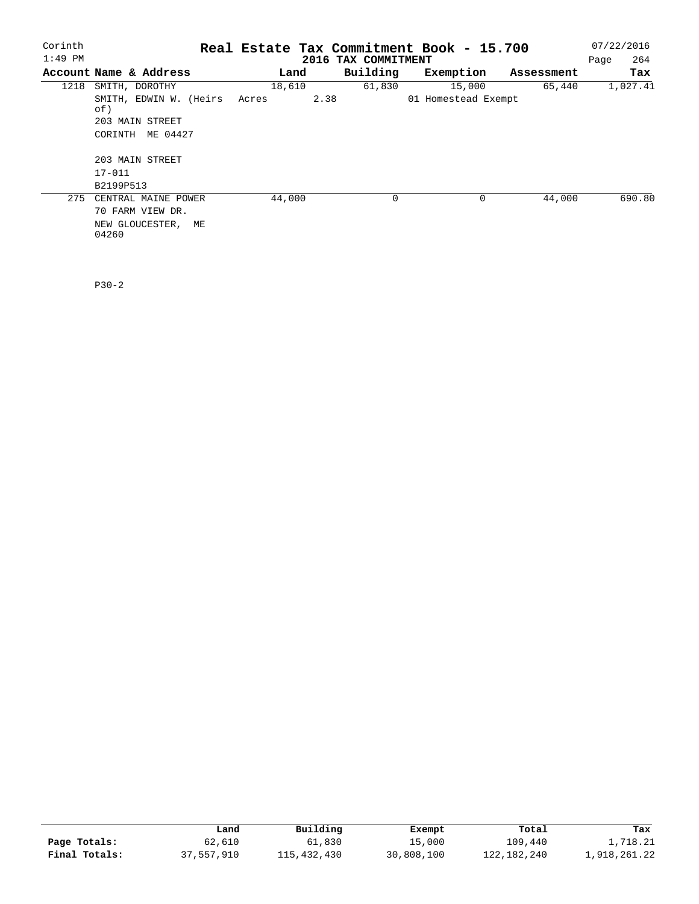Corinth
1:49 PM

# Real Estate Tax Commitment Book - 15.700

## 2016 TAX COMMITMENT

07/22/2016

| Account Name & Address | Land | Building | Exemption | Assessment | Tax |
|---|---|---|---|---|---|
| 1218 SMITH, DOROTHY | 18,610 | 61,830 | 15,000 | 65,440 | 1,027.41 |
| SMITH, EDWIN W. (Heirs of) | Acres 2.38 | | 01 Homestead Exempt | | |
| 203 MAIN STREET | | | | | |
| CORINTH ME 04427 | | | | | |
| 203 MAIN STREET | | | | | |
| 17-011 | | | | | |
| B2199P513 | | | | | |
| 275 CENTRAL MAINE POWER | 44,000 | 0 | 0 | 44,000 | 690.80 |
| 70 FARM VIEW DR. | | | | | |
| NEW GLOUCESTER, ME 04260 | | | | | |
| P30-2 | | | | | |

| | Land | Building | Exempt | Total | Tax |
|---|---|---|---|---|---|
| Page Totals: | 62,610 | 61,830 | 15,000 | 109,440 | 1,718.21 |
| Final Totals: | 37,557,910 | 115,432,430 | 30,808,100 | 122,182,240 | 1,918,261.22 |